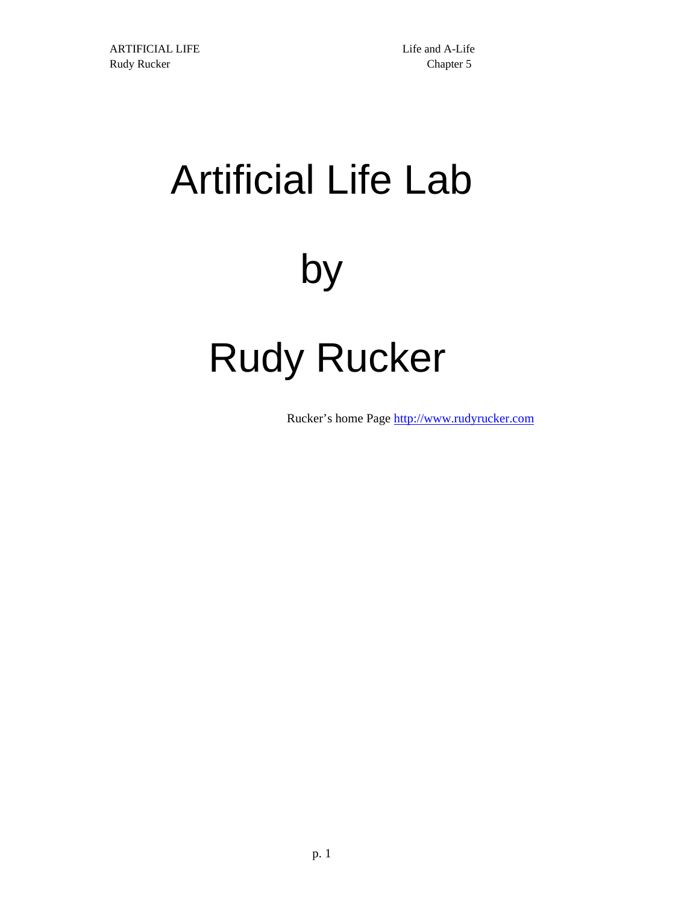# Artificial Life Lab

# by

# Rudy Rucker

Rucker's home Page http://www.rudyrucker.com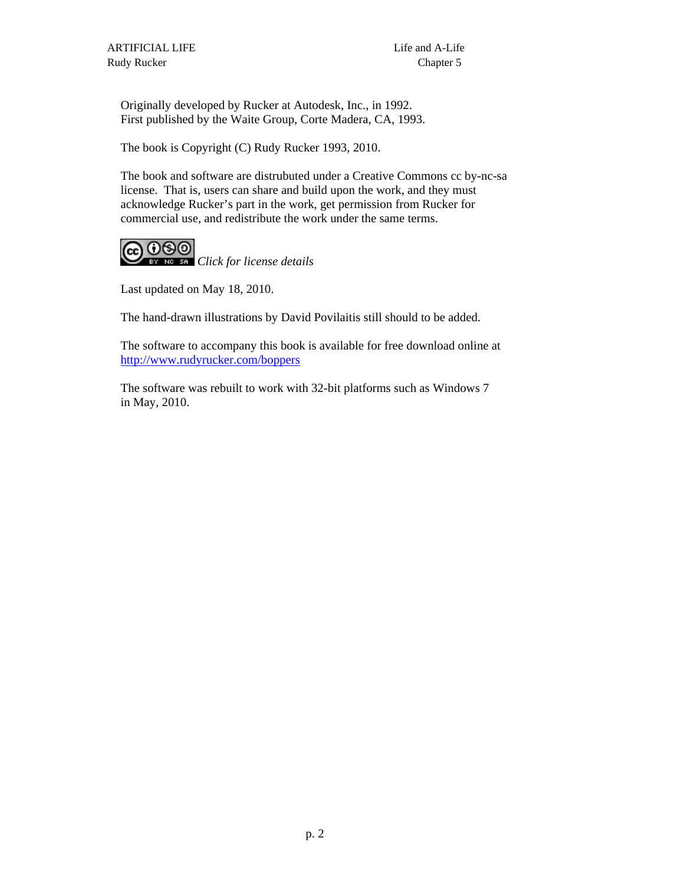Originally developed by Rucker at Autodesk, Inc., in 1992.
First published by the Waite Group, Corte Madera, CA, 1993.

The book is Copyright (C) Rudy Rucker 1993, 2010.

The book and software are distrubuted under a Creative Commons cc by-nc-sa license. That is, users can share and build upon the work, and they must acknowledge Rucker's part in the work, get permission from Rucker for commercial use, and redistribute the work under the same terms.

*Click for license details*

Last updated on May 18, 2010.

The hand-drawn illustrations by David Povilaitis still should to be added.

The software to accompany this book is available for free download online at http://www.rudyrucker.com/boppers

The software was rebuilt to work with 32-bit platforms such as Windows 7 in May, 2010.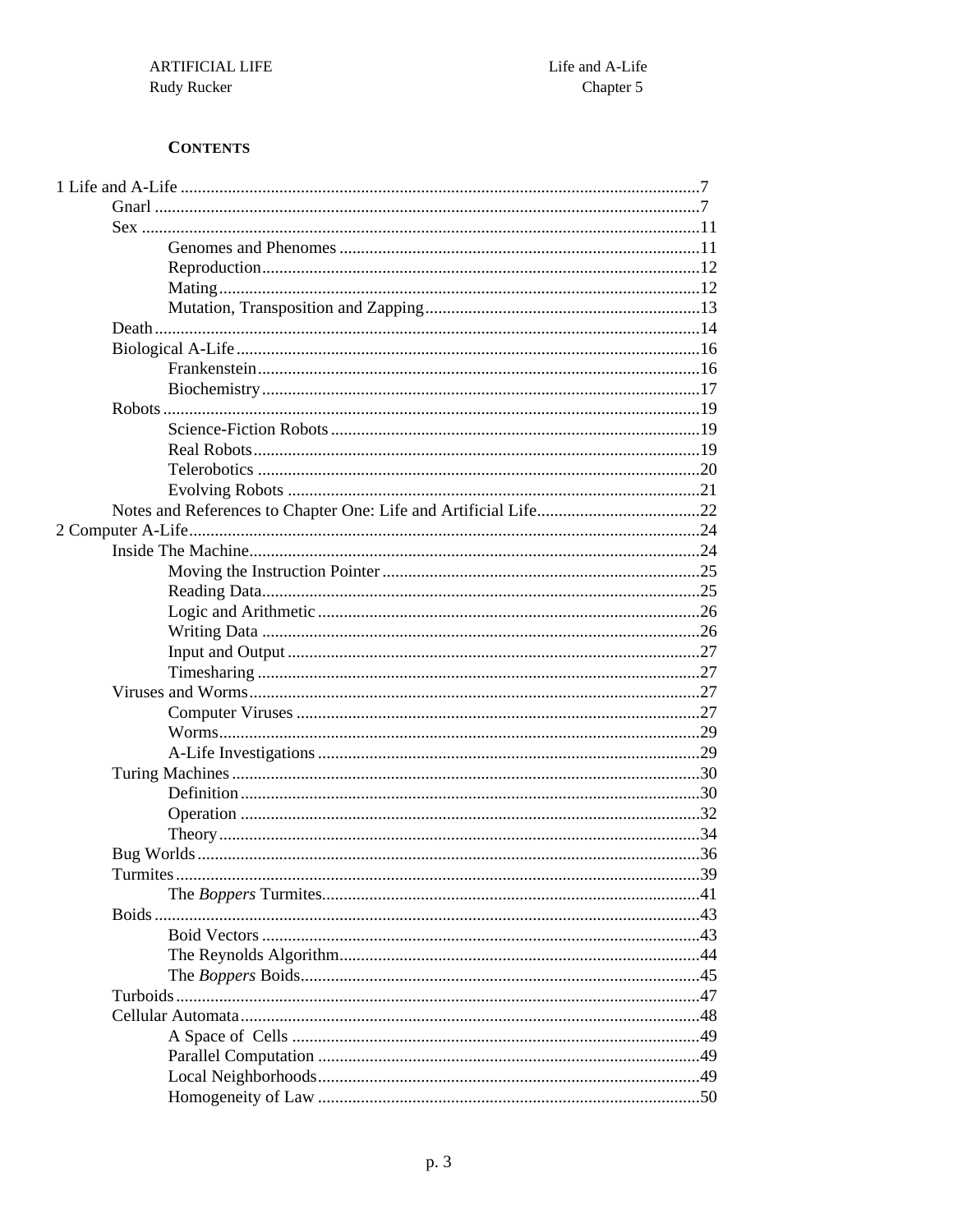## CONTENTS

1 Life and A-Life ........................................................................................................7
- Gnarl .............................................................................................................7
- Sex ................................................................................................................11
  - Genomes and Phenomes ...................................................................................11
  - Reproduction.....................................................................................................12
  - Mating...............................................................................................................12
  - Mutation, Transposition and Zapping................................................................13
- Death..............................................................................................................14
- Biological A-Life...........................................................................................16
  - Frankenstein......................................................................................................16
  - Biochemistry.....................................................................................................17
- Robots............................................................................................................19
  - Science-Fiction Robots.....................................................................................19
  - Real Robots.......................................................................................................19
  - Telerobotics......................................................................................................20
  - Evolving Robots...............................................................................................21
- Notes and References to Chapter One: Life and Artificial Life......................................22

2 Computer A-Life......................................................................................................24
- Inside The Machine........................................................................................24
  - Moving the Instruction Pointer..........................................................................25
  - Reading Data.....................................................................................................25
  - Logic and Arithmetic........................................................................................26
  - Writing Data.....................................................................................................26
  - Input and Output...............................................................................................27
  - Timesharing......................................................................................................27
- Viruses and Worms........................................................................................27
  - Computer Viruses.............................................................................................27
  - Worms...............................................................................................................29
  - A-Life Investigations........................................................................................29
- Turing Machines............................................................................................30
  - Definition..........................................................................................................30
  - Operation..........................................................................................................32
  - Theory...............................................................................................................34
- Bug Worlds....................................................................................................36
- Turmites.........................................................................................................39
  - The *Boppers* Turmites.......................................................................................41
- Boids..............................................................................................................43
  - Boid Vectors.....................................................................................................43
  - The Reynolds Algorithm...................................................................................44
  - The *Boppers* Boids............................................................................................45
- Turboids.........................................................................................................47
- Cellular Automata..........................................................................................48
  - A Space of Cells..............................................................................................49
  - Parallel Computation........................................................................................49
  - Local Neighborhoods........................................................................................49
  - Homogeneity of Law........................................................................................50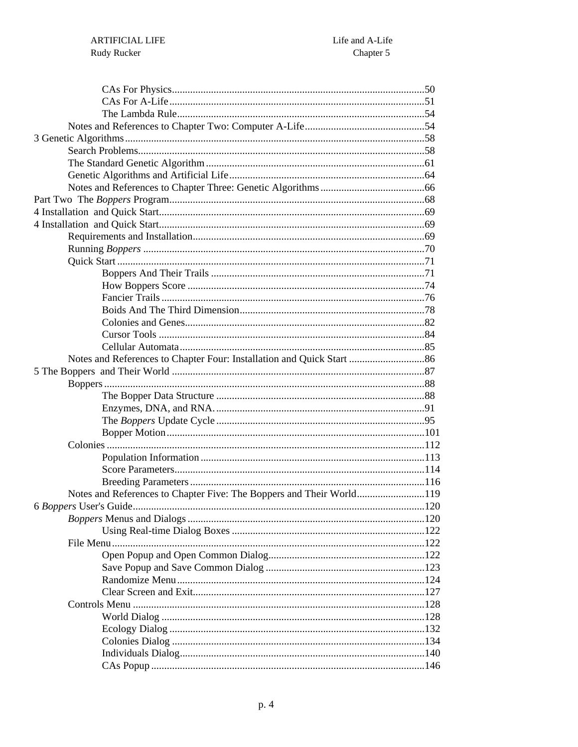- CAs For Physics ........ 50
- CAs For A-Life ........ 51
- The Lambda Rule ........ 54

Notes and References to Chapter Two: Computer A-Life ........ 54

3 Genetic Algorithms ........ 58

- Search Problems ........ 58
- The Standard Genetic Algorithm ........ 61
- Genetic Algorithms and Artificial Life ........ 64
- Notes and References to Chapter Three: Genetic Algorithms ........ 66

Part Two The *Boppers* Program ........ 68

4 Installation and Quick Start ........ 69

4 Installation and Quick Start ........ 69

- Requirements and Installation ........ 69
- Running *Boppers* ........ 70
- Quick Start ........ 71
  - Boppers And Their Trails ........ 71
  - How Boppers Score ........ 74
  - Fancier Trails ........ 76
  - Boids And The Third Dimension ........ 78
  - Colonies and Genes ........ 82
  - Cursor Tools ........ 84
  - Cellular Automata ........ 85
- Notes and References to Chapter Four: Installation and Quick Start ........ 86

5 The Boppers and Their World ........ 87

- Boppers ........ 88
  - The Bopper Data Structure ........ 88
  - Enzymes, DNA, and RNA. ........ 91
  - The *Boppers* Update Cycle ........ 95
  - Bopper Motion ........ 101
- Colonies ........ 112
  - Population Information ........ 113
  - Score Parameters ........ 114
  - Breeding Parameters ........ 116
- Notes and References to Chapter Five: The Boppers and Their World ........ 119

6 *Boppers* User's Guide ........ 120

- *Boppers* Menus and Dialogs ........ 120
  - Using Real-time Dialog Boxes ........ 122
- File Menu ........ 122
  - Open Popup and Open Common Dialog ........ 122
  - Save Popup and Save Common Dialog ........ 123
  - Randomize Menu ........ 124
  - Clear Screen and Exit ........ 127
- Controls Menu ........ 128
  - World Dialog ........ 128
  - Ecology Dialog ........ 132
  - Colonies Dialog ........ 134
  - Individuals Dialog ........ 140
  - CAs Popup ........ 146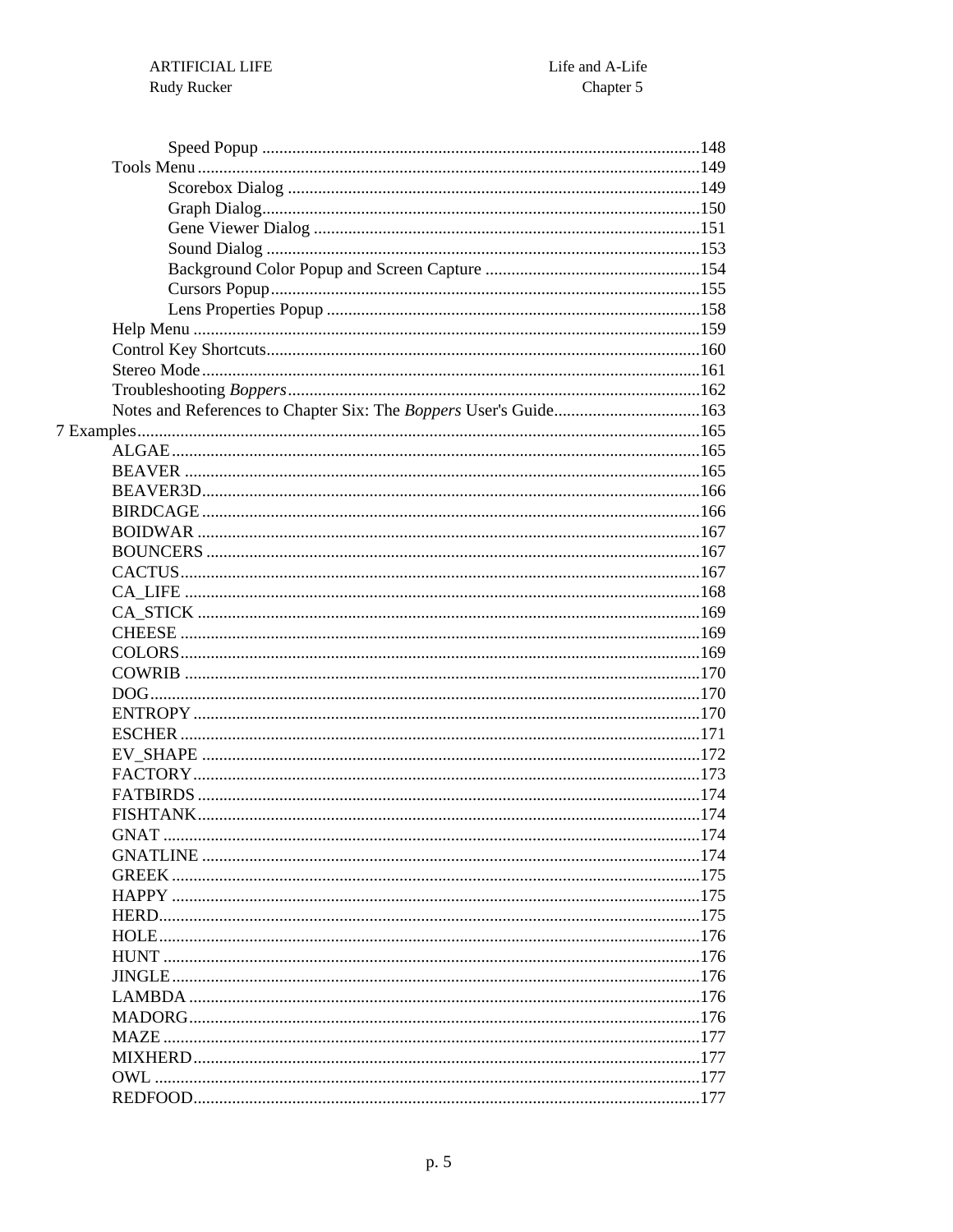Speed Popup .....................................................................................................148
Tools Menu .....................................................................................................149
Scorebox Dialog ................................................................................................149
Graph Dialog.....................................................................................................150
Gene Viewer Dialog ..........................................................................................151
Sound Dialog .....................................................................................................153
Background Color Popup and Screen Capture ...................................................154
Cursors Popup....................................................................................................155
Lens Properties Popup .......................................................................................158
Help Menu .......................................................................................................159
Control Key Shortcuts......................................................................................160
Stereo Mode ....................................................................................................161
Troubleshooting *Boppers*................................................................................162
Notes and References to Chapter Six: The *Boppers* User's Guide..................................163
7 Examples...................................................................................................................165
ALGAE ............................................................................................................165
BEAVER ..........................................................................................................165
BEAVER3D......................................................................................................166
BIRDCAGE .....................................................................................................166
BOIDWAR .......................................................................................................167
BOUNCERS .....................................................................................................167
CACTUS...........................................................................................................167
CA_LIFE ..........................................................................................................168
CA_STICK .......................................................................................................169
CHEESE ..........................................................................................................169
COLORS...........................................................................................................169
COWRIB ..........................................................................................................170
DOG..................................................................................................................170
ENTROPY ........................................................................................................170
ESCHER ...........................................................................................................171
EV_SHAPE ......................................................................................................172
FACTORY........................................................................................................173
FATBIRDS .......................................................................................................174
FISHTANK.......................................................................................................174
GNAT ...............................................................................................................174
GNATLINE ......................................................................................................174
GREEK .............................................................................................................175
HAPPY .............................................................................................................175
HERD................................................................................................................175
HOLE................................................................................................................176
HUNT ...............................................................................................................176
JINGLE.............................................................................................................176
LAMBDA .........................................................................................................176
MADORG.........................................................................................................176
MAZE ...............................................................................................................177
MIXHERD........................................................................................................177
OWL .................................................................................................................177
REDFOOD........................................................................................................177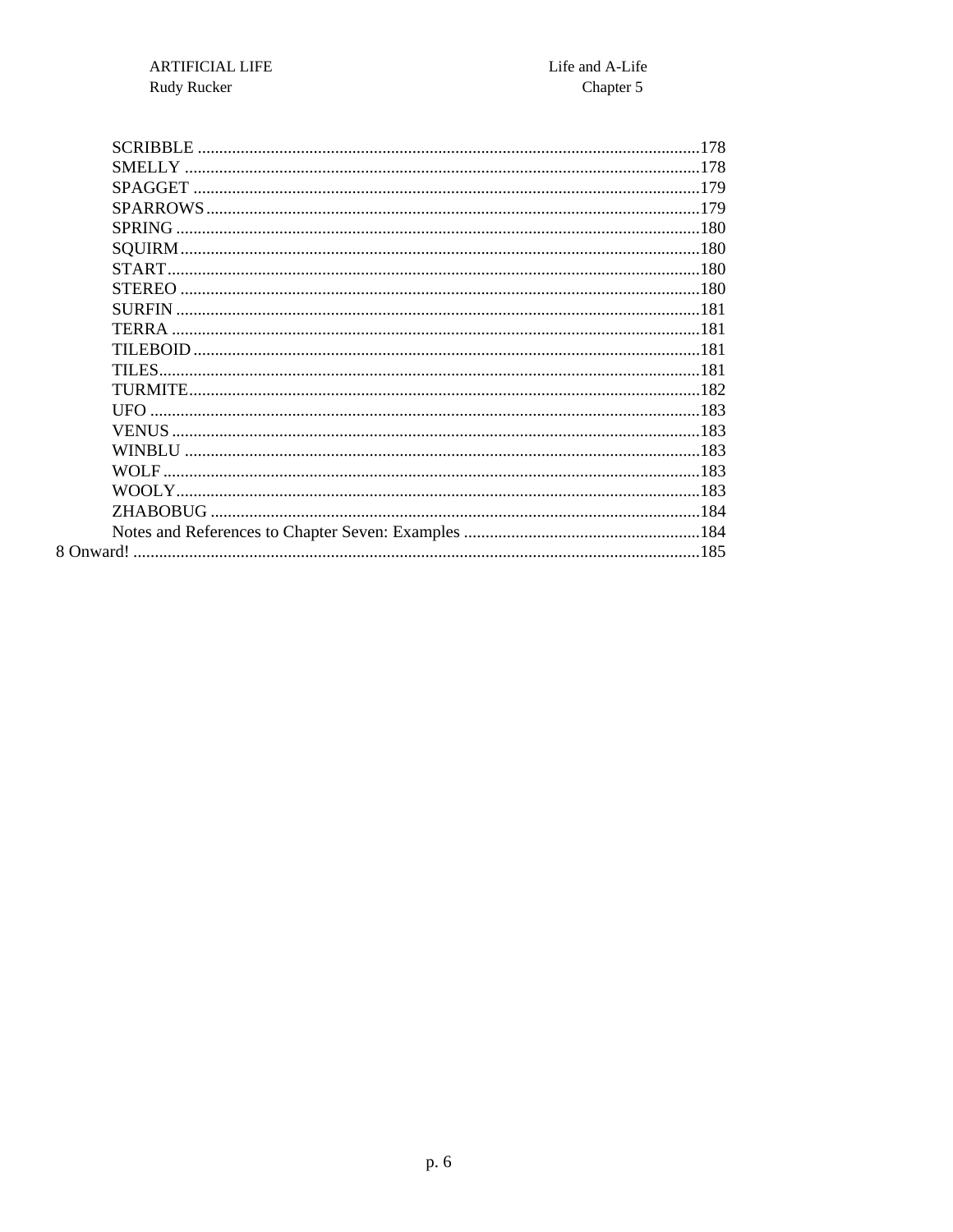SCRIBBLE ....................................................................................................................178
SMELLY .......................................................................................................................178
SPAGGET .....................................................................................................................179
SPARROWS..................................................................................................................179
SPRING ........................................................................................................................180
SQUIRM........................................................................................................................180
START...........................................................................................................................180
STEREO .......................................................................................................................180
SURFIN ........................................................................................................................181
TERRA .........................................................................................................................181
TILEBOID.....................................................................................................................181
TILES............................................................................................................................181
TURMITE......................................................................................................................182
UFO ..............................................................................................................................183
VENUS ..........................................................................................................................183
WINBLU .......................................................................................................................183
WOLF ...........................................................................................................................183
WOOLY.........................................................................................................................183
ZHABOBUG .................................................................................................................184
Notes and References to Chapter Seven: Examples .......................................................184

8 Onward! ....................................................................................................................185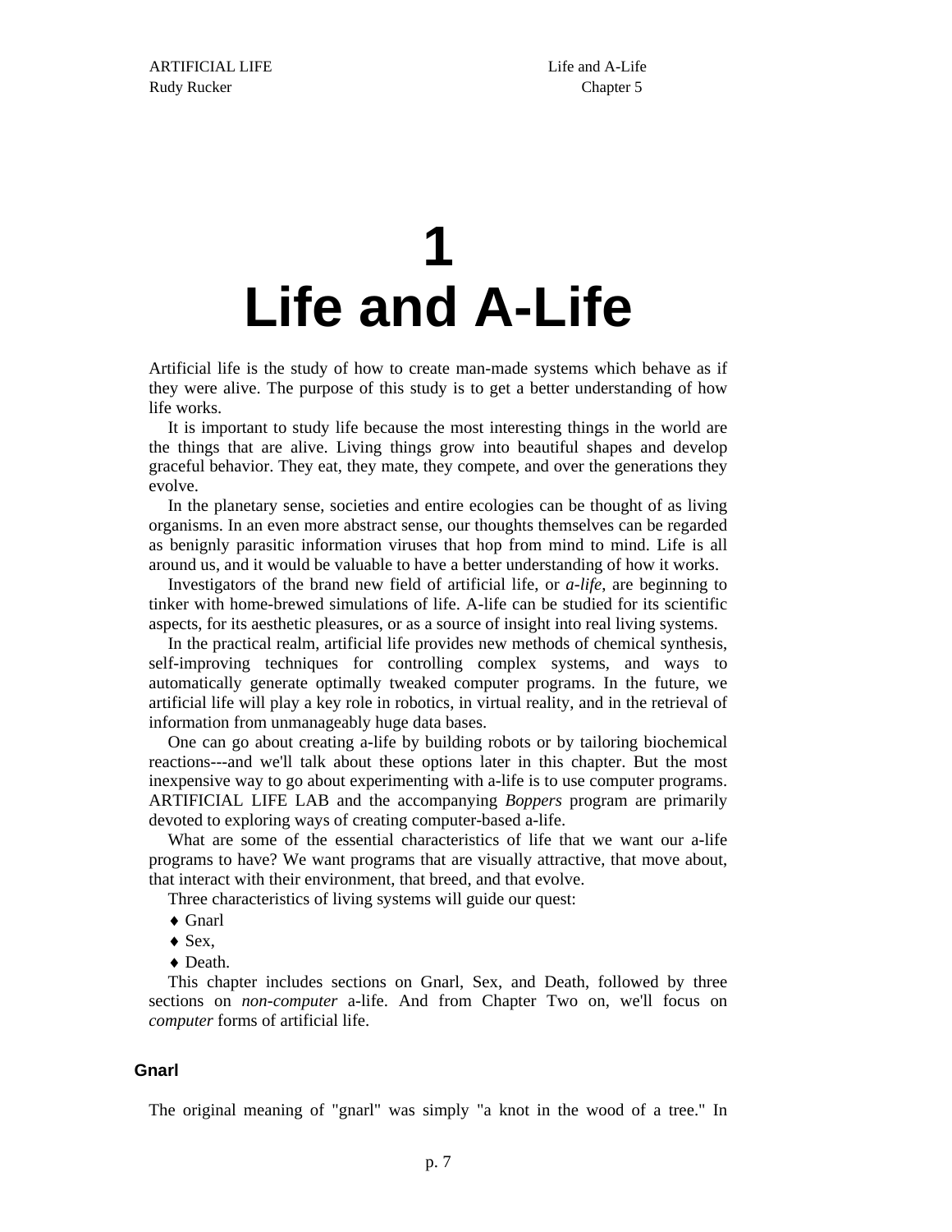# 1
# Life and A-Life

Artificial life is the study of how to create man-made systems which behave as if they were alive. The purpose of this study is to get a better understanding of how life works.

It is important to study life because the most interesting things in the world are the things that are alive. Living things grow into beautiful shapes and develop graceful behavior. They eat, they mate, they compete, and over the generations they evolve.

In the planetary sense, societies and entire ecologies can be thought of as living organisms. In an even more abstract sense, our thoughts themselves can be regarded as benignly parasitic information viruses that hop from mind to mind. Life is all around us, and it would be valuable to have a better understanding of how it works.

Investigators of the brand new field of artificial life, or *a-life*, are beginning to tinker with home-brewed simulations of life. A-life can be studied for its scientific aspects, for its aesthetic pleasures, or as a source of insight into real living systems.

In the practical realm, artificial life provides new methods of chemical synthesis, self-improving techniques for controlling complex systems, and ways to automatically generate optimally tweaked computer programs. In the future, we artificial life will play a key role in robotics, in virtual reality, and in the retrieval of information from unmanageably huge data bases.

One can go about creating a-life by building robots or by tailoring biochemical reactions---and we'll talk about these options later in this chapter. But the most inexpensive way to go about experimenting with a-life is to use computer programs. ARTIFICIAL LIFE LAB and the accompanying *Boppers* program are primarily devoted to exploring ways of creating computer-based a-life.

What are some of the essential characteristics of life that we want our a-life programs to have? We want programs that are visually attractive, that move about, that interact with their environment, that breed, and that evolve.

Three characteristics of living systems will guide our quest:

- ♦ Gnarl
- ♦ Sex,
- ♦ Death.

This chapter includes sections on Gnarl, Sex, and Death, followed by three sections on *non-computer* a-life. And from Chapter Two on, we'll focus on *computer* forms of artificial life.

### Gnarl

The original meaning of "gnarl" was simply "a knot in the wood of a tree." In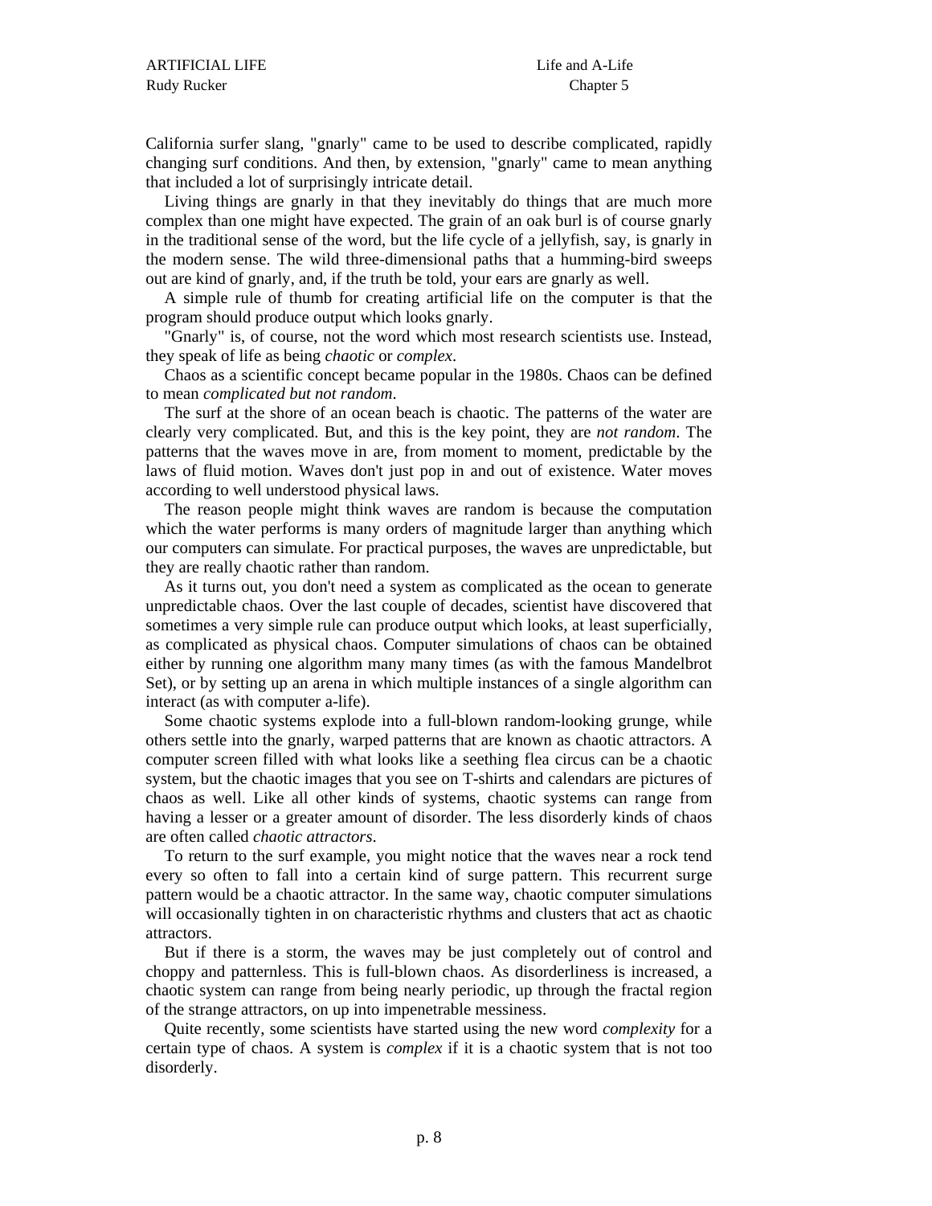California surfer slang, "gnarly" came to be used to describe complicated, rapidly changing surf conditions. And then, by extension, "gnarly" came to mean anything that included a lot of surprisingly intricate detail.

Living things are gnarly in that they inevitably do things that are much more complex than one might have expected. The grain of an oak burl is of course gnarly in the traditional sense of the word, but the life cycle of a jellyfish, say, is gnarly in the modern sense. The wild three-dimensional paths that a humming-bird sweeps out are kind of gnarly, and, if the truth be told, your ears are gnarly as well.

A simple rule of thumb for creating artificial life on the computer is that the program should produce output which looks gnarly.

"Gnarly" is, of course, not the word which most research scientists use. Instead, they speak of life as being *chaotic* or *complex*.

Chaos as a scientific concept became popular in the 1980s. Chaos can be defined to mean *complicated but not random*.

The surf at the shore of an ocean beach is chaotic. The patterns of the water are clearly very complicated. But, and this is the key point, they are *not random*. The patterns that the waves move in are, from moment to moment, predictable by the laws of fluid motion. Waves don't just pop in and out of existence. Water moves according to well understood physical laws.

The reason people might think waves are random is because the computation which the water performs is many orders of magnitude larger than anything which our computers can simulate. For practical purposes, the waves are unpredictable, but they are really chaotic rather than random.

As it turns out, you don't need a system as complicated as the ocean to generate unpredictable chaos. Over the last couple of decades, scientist have discovered that sometimes a very simple rule can produce output which looks, at least superficially, as complicated as physical chaos. Computer simulations of chaos can be obtained either by running one algorithm many many times (as with the famous Mandelbrot Set), or by setting up an arena in which multiple instances of a single algorithm can interact (as with computer a-life).

Some chaotic systems explode into a full-blown random-looking grunge, while others settle into the gnarly, warped patterns that are known as chaotic attractors. A computer screen filled with what looks like a seething flea circus can be a chaotic system, but the chaotic images that you see on T-shirts and calendars are pictures of chaos as well. Like all other kinds of systems, chaotic systems can range from having a lesser or a greater amount of disorder. The less disorderly kinds of chaos are often called *chaotic attractors*.

To return to the surf example, you might notice that the waves near a rock tend every so often to fall into a certain kind of surge pattern. This recurrent surge pattern would be a chaotic attractor. In the same way, chaotic computer simulations will occasionally tighten in on characteristic rhythms and clusters that act as chaotic attractors.

But if there is a storm, the waves may be just completely out of control and choppy and patternless. This is full-blown chaos. As disorderliness is increased, a chaotic system can range from being nearly periodic, up through the fractal region of the strange attractors, on up into impenetrable messiness.

Quite recently, some scientists have started using the new word *complexity* for a certain type of chaos. A system is *complex* if it is a chaotic system that is not too disorderly.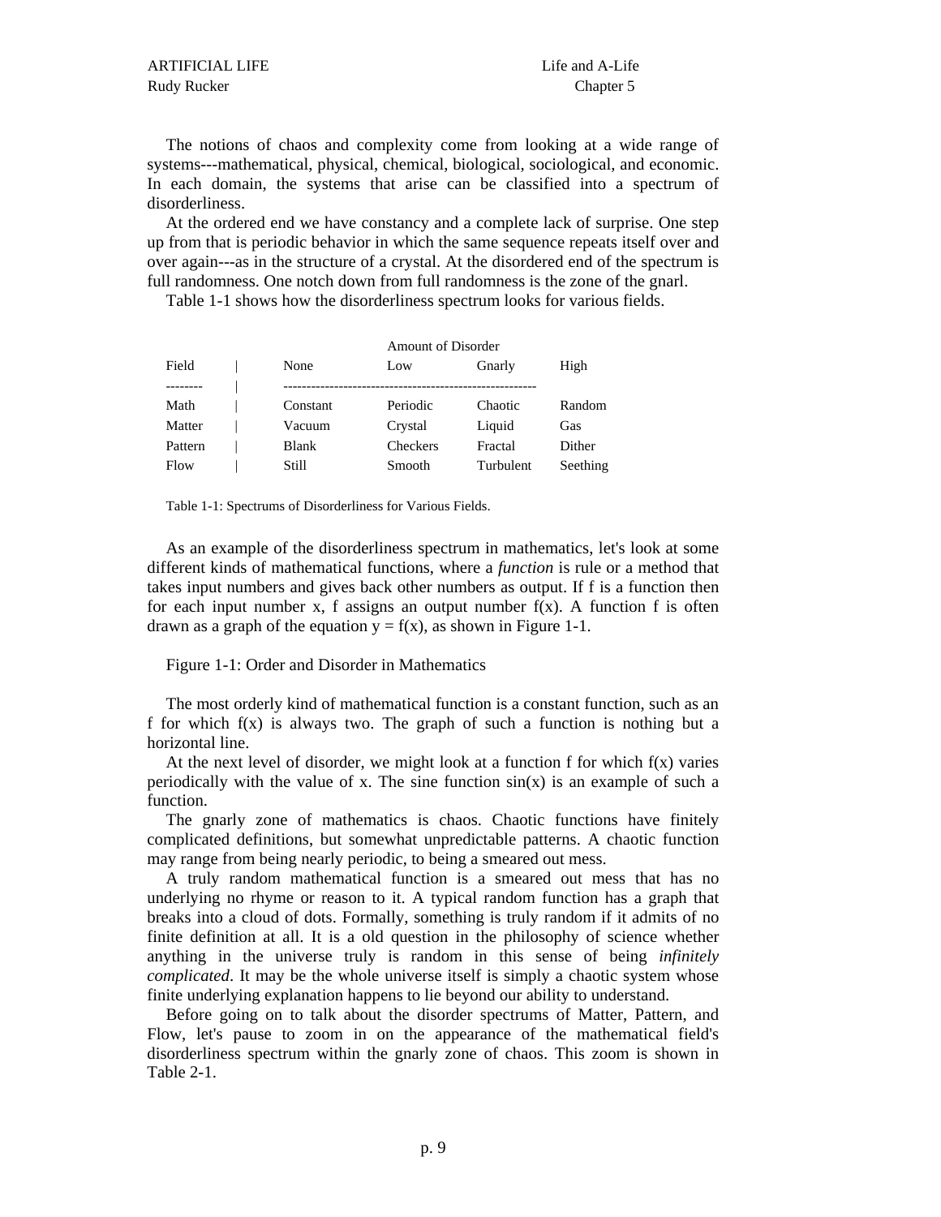The notions of chaos and complexity come from looking at a wide range of systems---mathematical, physical, chemical, biological, sociological, and economic. In each domain, the systems that arise can be classified into a spectrum of disorderliness.

At the ordered end we have constancy and a complete lack of surprise. One step up from that is periodic behavior in which the same sequence repeats itself over and over again---as in the structure of a crystal. At the disordered end of the spectrum is full randomness. One notch down from full randomness is the zone of the gnarl.

Table 1-1 shows how the disorderliness spectrum looks for various fields.

| Field | Amount of Disorder: None | Low | Gnarly | High |
|---|---|---|---|---|
| Math | Constant | Periodic | Chaotic | Random |
| Matter | Vacuum | Crystal | Liquid | Gas |
| Pattern | Blank | Checkers | Fractal | Dither |
| Flow | Still | Smooth | Turbulent | Seething |

Table 1-1: Spectrums of Disorderliness for Various Fields.

As an example of the disorderliness spectrum in mathematics, let's look at some different kinds of mathematical functions, where a *function* is rule or a method that takes input numbers and gives back other numbers as output. If f is a function then for each input number x, f assigns an output number f(x). A function f is often drawn as a graph of the equation y = f(x), as shown in Figure 1-1.

Figure 1-1: Order and Disorder in Mathematics

The most orderly kind of mathematical function is a constant function, such as an f for which f(x) is always two. The graph of such a function is nothing but a horizontal line.

At the next level of disorder, we might look at a function f for which f(x) varies periodically with the value of x. The sine function sin(x) is an example of such a function.

The gnarly zone of mathematics is chaos. Chaotic functions have finitely complicated definitions, but somewhat unpredictable patterns. A chaotic function may range from being nearly periodic, to being a smeared out mess.

A truly random mathematical function is a smeared out mess that has no underlying no rhyme or reason to it. A typical random function has a graph that breaks into a cloud of dots. Formally, something is truly random if it admits of no finite definition at all. It is a old question in the philosophy of science whether anything in the universe truly is random in this sense of being *infinitely complicated*. It may be the whole universe itself is simply a chaotic system whose finite underlying explanation happens to lie beyond our ability to understand.

Before going on to talk about the disorder spectrums of Matter, Pattern, and Flow, let's pause to zoom in on the appearance of the mathematical field's disorderliness spectrum within the gnarly zone of chaos. This zoom is shown in Table 2-1.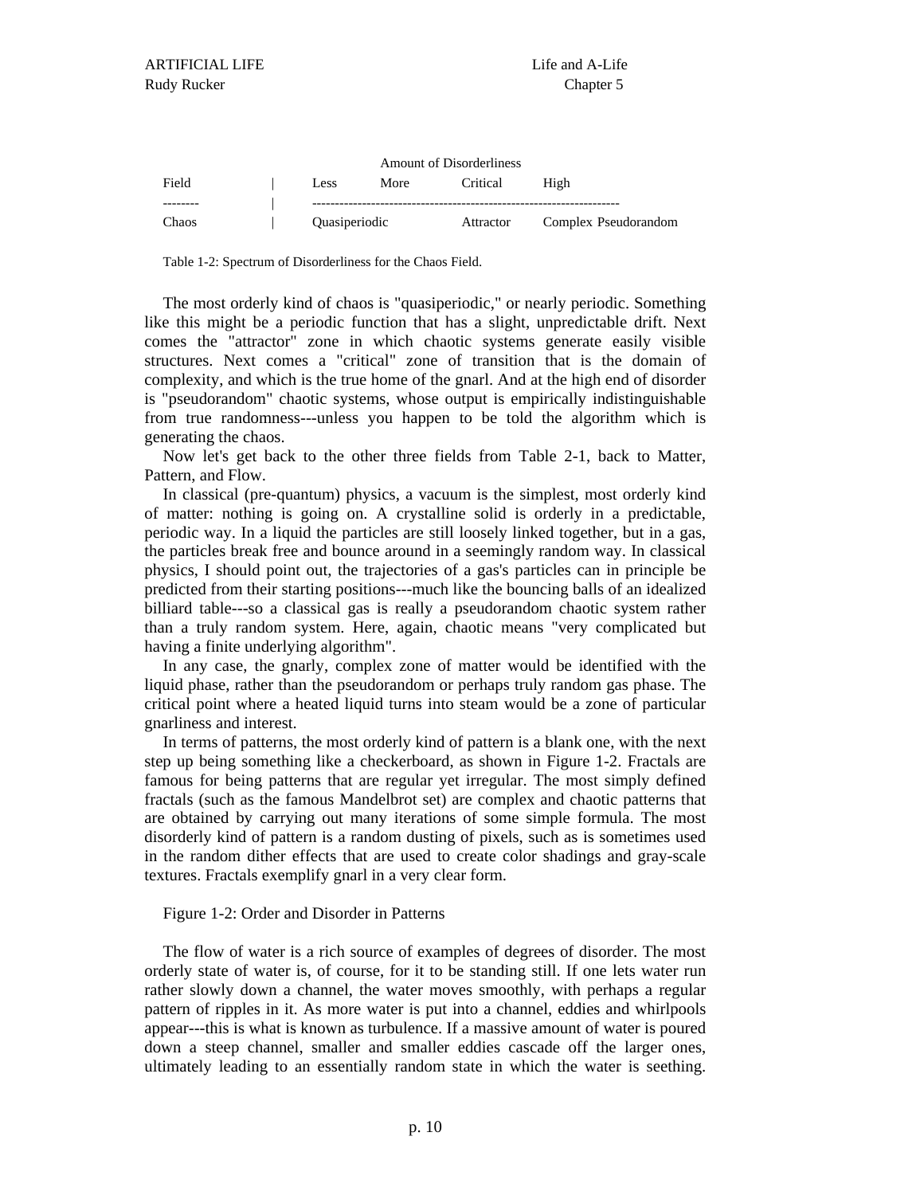| Field | Amount of Disorderliness | | | |
|---|---|---|---|---|
| | Less | More | Critical | High |
| Chaos | Quasiperiodic | | Attractor | Complex Pseudorandom |

Table 1-2: Spectrum of Disorderliness for the Chaos Field.

The most orderly kind of chaos is "quasiperiodic," or nearly periodic. Something like this might be a periodic function that has a slight, unpredictable drift. Next comes the "attractor" zone in which chaotic systems generate easily visible structures. Next comes a "critical" zone of transition that is the domain of complexity, and which is the true home of the gnarl. And at the high end of disorder is "pseudorandom" chaotic systems, whose output is empirically indistinguishable from true randomness---unless you happen to be told the algorithm which is generating the chaos.

Now let's get back to the other three fields from Table 2-1, back to Matter, Pattern, and Flow.

In classical (pre-quantum) physics, a vacuum is the simplest, most orderly kind of matter: nothing is going on. A crystalline solid is orderly in a predictable, periodic way. In a liquid the particles are still loosely linked together, but in a gas, the particles break free and bounce around in a seemingly random way. In classical physics, I should point out, the trajectories of a gas's particles can in principle be predicted from their starting positions---much like the bouncing balls of an idealized billiard table---so a classical gas is really a pseudorandom chaotic system rather than a truly random system. Here, again, chaotic means "very complicated but having a finite underlying algorithm".

In any case, the gnarly, complex zone of matter would be identified with the liquid phase, rather than the pseudorandom or perhaps truly random gas phase. The critical point where a heated liquid turns into steam would be a zone of particular gnarliness and interest.

In terms of patterns, the most orderly kind of pattern is a blank one, with the next step up being something like a checkerboard, as shown in Figure 1-2. Fractals are famous for being patterns that are regular yet irregular. The most simply defined fractals (such as the famous Mandelbrot set) are complex and chaotic patterns that are obtained by carrying out many iterations of some simple formula. The most disorderly kind of pattern is a random dusting of pixels, such as is sometimes used in the random dither effects that are used to create color shadings and gray-scale textures. Fractals exemplify gnarl in a very clear form.

Figure 1-2: Order and Disorder in Patterns

The flow of water is a rich source of examples of degrees of disorder. The most orderly state of water is, of course, for it to be standing still. If one lets water run rather slowly down a channel, the water moves smoothly, with perhaps a regular pattern of ripples in it. As more water is put into a channel, eddies and whirlpools appear---this is what is known as turbulence. If a massive amount of water is poured down a steep channel, smaller and smaller eddies cascade off the larger ones, ultimately leading to an essentially random state in which the water is seething.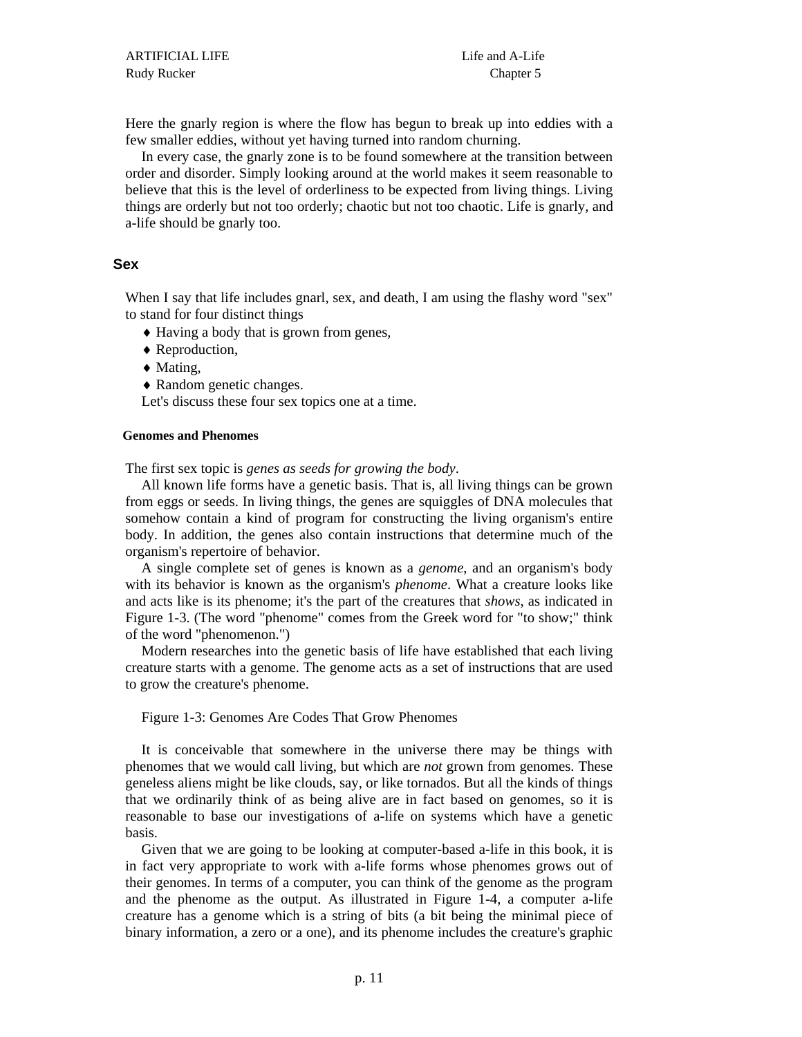Here the gnarly region is where the flow has begun to break up into eddies with a few smaller eddies, without yet having turned into random churning.

In every case, the gnarly zone is to be found somewhere at the transition between order and disorder. Simply looking around at the world makes it seem reasonable to believe that this is the level of orderliness to be expected from living things. Living things are orderly but not too orderly; chaotic but not too chaotic. Life is gnarly, and a-life should be gnarly too.

## Sex

When I say that life includes gnarl, sex, and death, I am using the flashy word "sex" to stand for four distinct things

- Having a body that is grown from genes,
- Reproduction,
- Mating,
- Random genetic changes.

Let's discuss these four sex topics one at a time.

### Genomes and Phenomes

The first sex topic is *genes as seeds for growing the body*.

All known life forms have a genetic basis. That is, all living things can be grown from eggs or seeds. In living things, the genes are squiggles of DNA molecules that somehow contain a kind of program for constructing the living organism's entire body. In addition, the genes also contain instructions that determine much of the organism's repertoire of behavior.

A single complete set of genes is known as a *genome*, and an organism's body with its behavior is known as the organism's *phenome*. What a creature looks like and acts like is its phenome; it's the part of the creatures that *shows*, as indicated in Figure 1-3. (The word "phenome" comes from the Greek word for "to show;" think of the word "phenomenon.")

Modern researches into the genetic basis of life have established that each living creature starts with a genome. The genome acts as a set of instructions that are used to grow the creature's phenome.

Figure 1-3: Genomes Are Codes That Grow Phenomes

It is conceivable that somewhere in the universe there may be things with phenomes that we would call living, but which are *not* grown from genomes. These geneless aliens might be like clouds, say, or like tornados. But all the kinds of things that we ordinarily think of as being alive are in fact based on genomes, so it is reasonable to base our investigations of a-life on systems which have a genetic basis.

Given that we are going to be looking at computer-based a-life in this book, it is in fact very appropriate to work with a-life forms whose phenomes grows out of their genomes. In terms of a computer, you can think of the genome as the program and the phenome as the output. As illustrated in Figure 1-4, a computer a-life creature has a genome which is a string of bits (a bit being the minimal piece of binary information, a zero or a one), and its phenome includes the creature's graphic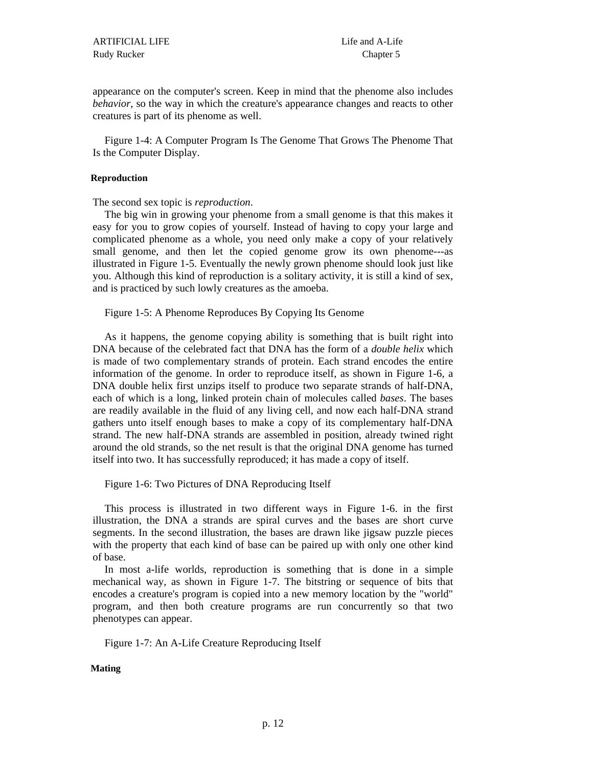appearance on the computer's screen. Keep in mind that the phenome also includes *behavior*, so the way in which the creature's appearance changes and reacts to other creatures is part of its phenome as well.

Figure 1-4: A Computer Program Is The Genome That Grows The Phenome That Is the Computer Display.

#### Reproduction

The second sex topic is *reproduction*.

The big win in growing your phenome from a small genome is that this makes it easy for you to grow copies of yourself. Instead of having to copy your large and complicated phenome as a whole, you need only make a copy of your relatively small genome, and then let the copied genome grow its own phenome---as illustrated in Figure 1-5. Eventually the newly grown phenome should look just like you. Although this kind of reproduction is a solitary activity, it is still a kind of sex, and is practiced by such lowly creatures as the amoeba.

Figure 1-5: A Phenome Reproduces By Copying Its Genome

As it happens, the genome copying ability is something that is built right into DNA because of the celebrated fact that DNA has the form of a *double helix* which is made of two complementary strands of protein. Each strand encodes the entire information of the genome. In order to reproduce itself, as shown in Figure 1-6, a DNA double helix first unzips itself to produce two separate strands of half-DNA, each of which is a long, linked protein chain of molecules called *bases*. The bases are readily available in the fluid of any living cell, and now each half-DNA strand gathers unto itself enough bases to make a copy of its complementary half-DNA strand. The new half-DNA strands are assembled in position, already twined right around the old strands, so the net result is that the original DNA genome has turned itself into two. It has successfully reproduced; it has made a copy of itself.

Figure 1-6: Two Pictures of DNA Reproducing Itself

This process is illustrated in two different ways in Figure 1-6. in the first illustration, the DNA a strands are spiral curves and the bases are short curve segments. In the second illustration, the bases are drawn like jigsaw puzzle pieces with the property that each kind of base can be paired up with only one other kind of base.

In most a-life worlds, reproduction is something that is done in a simple mechanical way, as shown in Figure 1-7. The bitstring or sequence of bits that encodes a creature's program is copied into a new memory location by the "world" program, and then both creature programs are run concurrently so that two phenotypes can appear.

Figure 1-7: An A-Life Creature Reproducing Itself

#### Mating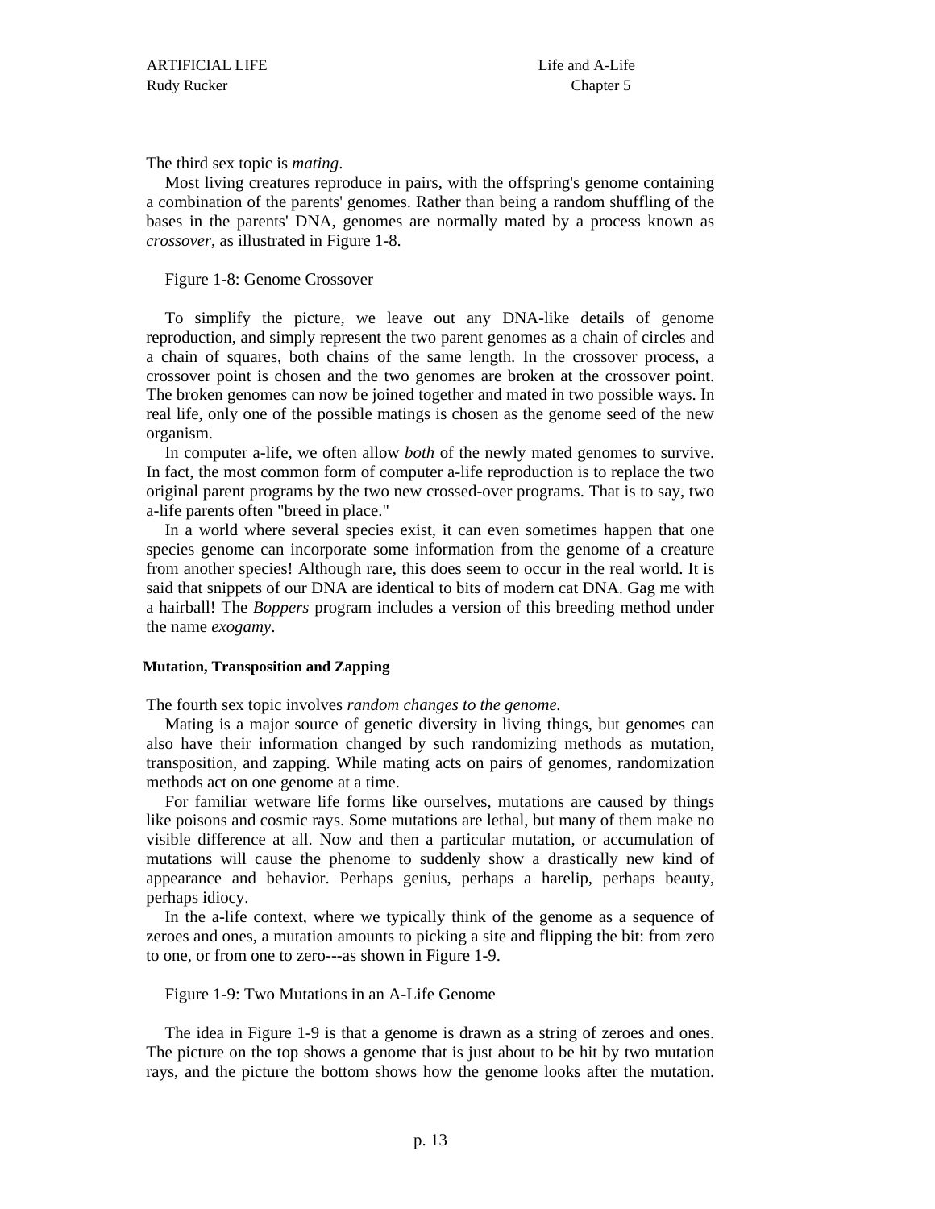The third sex topic is *mating*.

Most living creatures reproduce in pairs, with the offspring's genome containing a combination of the parents' genomes. Rather than being a random shuffling of the bases in the parents' DNA, genomes are normally mated by a process known as *crossover*, as illustrated in Figure 1-8.

Figure 1-8: Genome Crossover

To simplify the picture, we leave out any DNA-like details of genome reproduction, and simply represent the two parent genomes as a chain of circles and a chain of squares, both chains of the same length. In the crossover process, a crossover point is chosen and the two genomes are broken at the crossover point. The broken genomes can now be joined together and mated in two possible ways. In real life, only one of the possible matings is chosen as the genome seed of the new organism.

In computer a-life, we often allow *both* of the newly mated genomes to survive. In fact, the most common form of computer a-life reproduction is to replace the two original parent programs by the two new crossed-over programs. That is to say, two a-life parents often "breed in place."

In a world where several species exist, it can even sometimes happen that one species genome can incorporate some information from the genome of a creature from another species! Although rare, this does seem to occur in the real world. It is said that snippets of our DNA are identical to bits of modern cat DNA. Gag me with a hairball! The *Boppers* program includes a version of this breeding method under the name *exogamy*.

#### Mutation, Transposition and Zapping

The fourth sex topic involves *random changes to the genome.*

Mating is a major source of genetic diversity in living things, but genomes can also have their information changed by such randomizing methods as mutation, transposition, and zapping. While mating acts on pairs of genomes, randomization methods act on one genome at a time.

For familiar wetware life forms like ourselves, mutations are caused by things like poisons and cosmic rays. Some mutations are lethal, but many of them make no visible difference at all. Now and then a particular mutation, or accumulation of mutations will cause the phenome to suddenly show a drastically new kind of appearance and behavior. Perhaps genius, perhaps a harelip, perhaps beauty, perhaps idiocy.

In the a-life context, where we typically think of the genome as a sequence of zeroes and ones, a mutation amounts to picking a site and flipping the bit: from zero to one, or from one to zero---as shown in Figure 1-9.

Figure 1-9: Two Mutations in an A-Life Genome

The idea in Figure 1-9 is that a genome is drawn as a string of zeroes and ones. The picture on the top shows a genome that is just about to be hit by two mutation rays, and the picture the bottom shows how the genome looks after the mutation.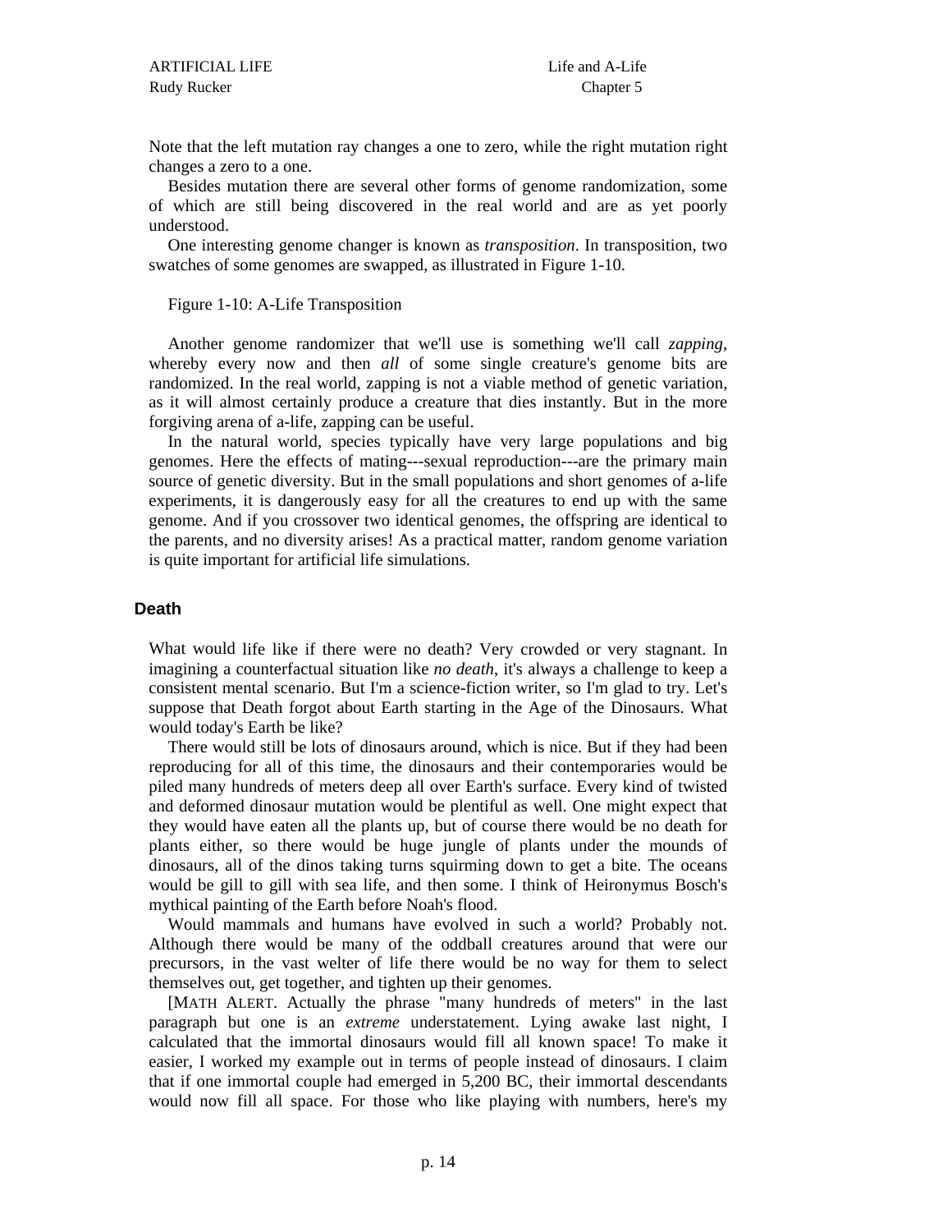Note that the left mutation ray changes a one to zero, while the right mutation right changes a zero to a one.

Besides mutation there are several other forms of genome randomization, some of which are still being discovered in the real world and are as yet poorly understood.

One interesting genome changer is known as *transposition*. In transposition, two swatches of some genomes are swapped, as illustrated in Figure 1-10.

Figure 1-10: A-Life Transposition

Another genome randomizer that we'll use is something we'll call *zapping*, whereby every now and then *all* of some single creature's genome bits are randomized. In the real world, zapping is not a viable method of genetic variation, as it will almost certainly produce a creature that dies instantly. But in the more forgiving arena of a-life, zapping can be useful.

In the natural world, species typically have very large populations and big genomes. Here the effects of mating---sexual reproduction---are the primary main source of genetic diversity. But in the small populations and short genomes of a-life experiments, it is dangerously easy for all the creatures to end up with the same genome. And if you crossover two identical genomes, the offspring are identical to the parents, and no diversity arises! As a practical matter, random genome variation is quite important for artificial life simulations.

## Death

What would life like if there were no death? Very crowded or very stagnant. In imagining a counterfactual situation like *no death*, it's always a challenge to keep a consistent mental scenario. But I'm a science-fiction writer, so I'm glad to try. Let's suppose that Death forgot about Earth starting in the Age of the Dinosaurs. What would today's Earth be like?

There would still be lots of dinosaurs around, which is nice. But if they had been reproducing for all of this time, the dinosaurs and their contemporaries would be piled many hundreds of meters deep all over Earth's surface. Every kind of twisted and deformed dinosaur mutation would be plentiful as well. One might expect that they would have eaten all the plants up, but of course there would be no death for plants either, so there would be huge jungle of plants under the mounds of dinosaurs, all of the dinos taking turns squirming down to get a bite. The oceans would be gill to gill with sea life, and then some. I think of Heironymus Bosch's mythical painting of the Earth before Noah's flood.

Would mammals and humans have evolved in such a world? Probably not. Although there would be many of the oddball creatures around that were our precursors, in the vast welter of life there would be no way for them to select themselves out, get together, and tighten up their genomes.

[MATH ALERT. Actually the phrase "many hundreds of meters" in the last paragraph but one is an *extreme* understatement. Lying awake last night, I calculated that the immortal dinosaurs would fill all known space! To make it easier, I worked my example out in terms of people instead of dinosaurs. I claim that if one immortal couple had emerged in 5,200 BC, their immortal descendants would now fill all space. For those who like playing with numbers, here's my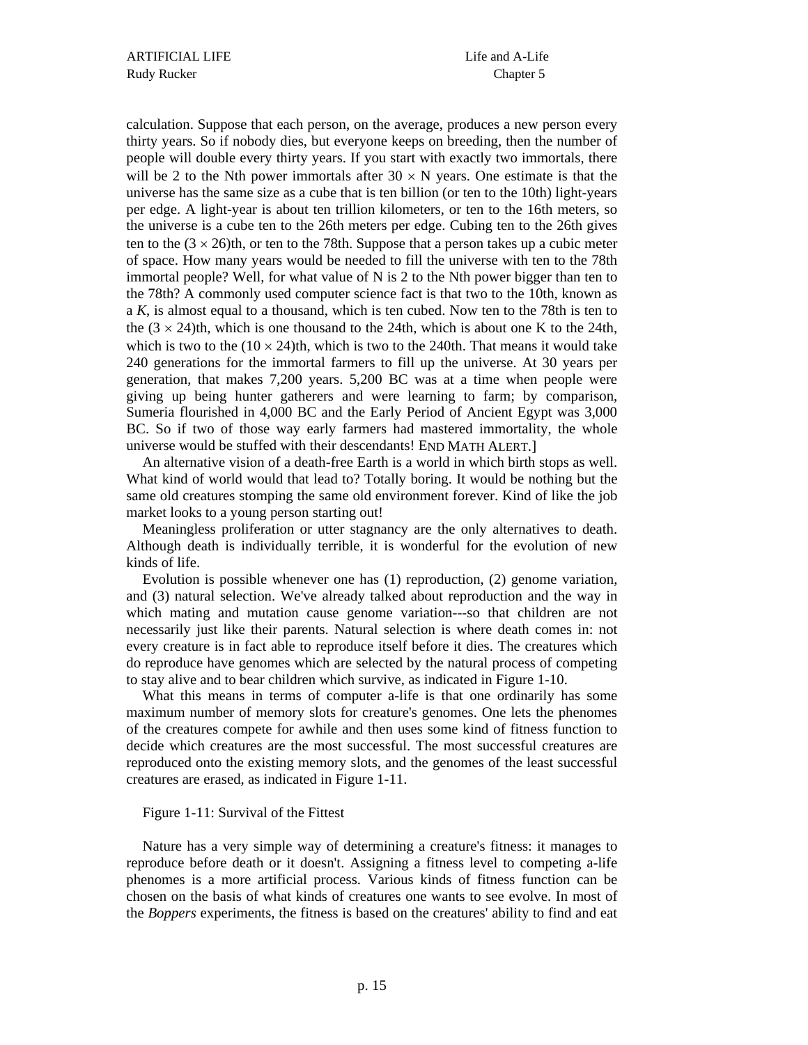calculation. Suppose that each person, on the average, produces a new person every thirty years. So if nobody dies, but everyone keeps on breeding, then the number of people will double every thirty years. If you start with exactly two immortals, there will be 2 to the Nth power immortals after $30 \times N$ years. One estimate is that the universe has the same size as a cube that is ten billion (or ten to the 10th) light-years per edge. A light-year is about ten trillion kilometers, or ten to the 16th meters, so the universe is a cube ten to the 26th meters per edge. Cubing ten to the 26th gives ten to the $(3 \times 26)$th, or ten to the 78th. Suppose that a person takes up a cubic meter of space. How many years would be needed to fill the universe with ten to the 78th immortal people? Well, for what value of N is 2 to the Nth power bigger than ten to the 78th? A commonly used computer science fact is that two to the 10th, known as a *K*, is almost equal to a thousand, which is ten cubed. Now ten to the 78th is ten to the $(3 \times 24)$th, which is one thousand to the 24th, which is about one K to the 24th, which is two to the $(10 \times 24)$th, which is two to the 240th. That means it would take 240 generations for the immortal farmers to fill up the universe. At 30 years per generation, that makes 7,200 years. 5,200 BC was at a time when people were giving up being hunter gatherers and were learning to farm; by comparison, Sumeria flourished in 4,000 BC and the Early Period of Ancient Egypt was 3,000 BC. So if two of those way early farmers had mastered immortality, the whole universe would be stuffed with their descendants! END MATH ALERT.]

An alternative vision of a death-free Earth is a world in which birth stops as well. What kind of world would that lead to? Totally boring. It would be nothing but the same old creatures stomping the same old environment forever. Kind of like the job market looks to a young person starting out!

Meaningless proliferation or utter stagnancy are the only alternatives to death. Although death is individually terrible, it is wonderful for the evolution of new kinds of life.

Evolution is possible whenever one has (1) reproduction, (2) genome variation, and (3) natural selection. We've already talked about reproduction and the way in which mating and mutation cause genome variation---so that children are not necessarily just like their parents. Natural selection is where death comes in: not every creature is in fact able to reproduce itself before it dies. The creatures which do reproduce have genomes which are selected by the natural process of competing to stay alive and to bear children which survive, as indicated in Figure 1-10.

What this means in terms of computer a-life is that one ordinarily has some maximum number of memory slots for creature's genomes. One lets the phenomes of the creatures compete for awhile and then uses some kind of fitness function to decide which creatures are the most successful. The most successful creatures are reproduced onto the existing memory slots, and the genomes of the least successful creatures are erased, as indicated in Figure 1-11.

Figure 1-11: Survival of the Fittest

Nature has a very simple way of determining a creature's fitness: it manages to reproduce before death or it doesn't. Assigning a fitness level to competing a-life phenomes is a more artificial process. Various kinds of fitness function can be chosen on the basis of what kinds of creatures one wants to see evolve. In most of the *Boppers* experiments, the fitness is based on the creatures' ability to find and eat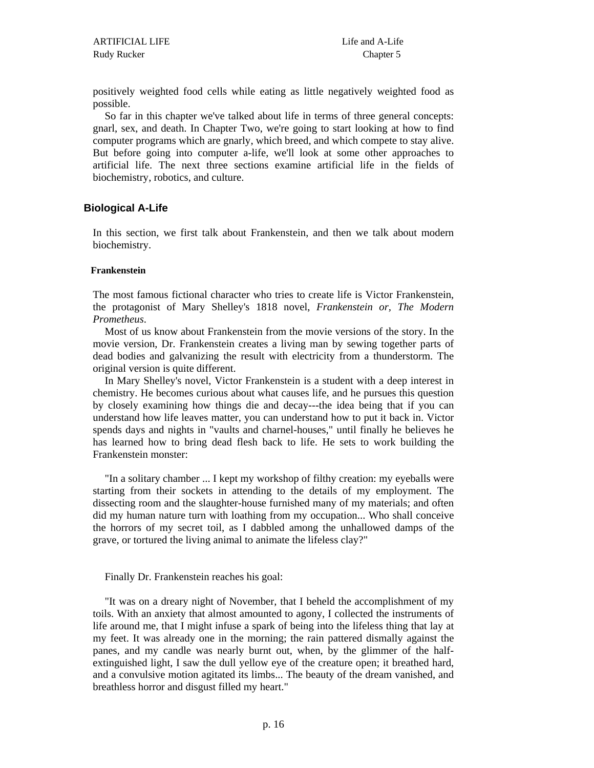positively weighted food cells while eating as little negatively weighted food as possible.

So far in this chapter we've talked about life in terms of three general concepts: gnarl, sex, and death. In Chapter Two, we're going to start looking at how to find computer programs which are gnarly, which breed, and which compete to stay alive. But before going into computer a-life, we'll look at some other approaches to artificial life. The next three sections examine artificial life in the fields of biochemistry, robotics, and culture.

## Biological A-Life

In this section, we first talk about Frankenstein, and then we talk about modern biochemistry.

### Frankenstein

The most famous fictional character who tries to create life is Victor Frankenstein, the protagonist of Mary Shelley's 1818 novel, *Frankenstein or, The Modern Prometheus*.

Most of us know about Frankenstein from the movie versions of the story. In the movie version, Dr. Frankenstein creates a living man by sewing together parts of dead bodies and galvanizing the result with electricity from a thunderstorm. The original version is quite different.

In Mary Shelley's novel, Victor Frankenstein is a student with a deep interest in chemistry. He becomes curious about what causes life, and he pursues this question by closely examining how things die and decay---the idea being that if you can understand how life leaves matter, you can understand how to put it back in. Victor spends days and nights in "vaults and charnel-houses," until finally he believes he has learned how to bring dead flesh back to life. He sets to work building the Frankenstein monster:

"In a solitary chamber ... I kept my workshop of filthy creation: my eyeballs were starting from their sockets in attending to the details of my employment. The dissecting room and the slaughter-house furnished many of my materials; and often did my human nature turn with loathing from my occupation... Who shall conceive the horrors of my secret toil, as I dabbled among the unhallowed damps of the grave, or tortured the living animal to animate the lifeless clay?"

Finally Dr. Frankenstein reaches his goal:

"It was on a dreary night of November, that I beheld the accomplishment of my toils. With an anxiety that almost amounted to agony, I collected the instruments of life around me, that I might infuse a spark of being into the lifeless thing that lay at my feet. It was already one in the morning; the rain pattered dismally against the panes, and my candle was nearly burnt out, when, by the glimmer of the half-extinguished light, I saw the dull yellow eye of the creature open; it breathed hard, and a convulsive motion agitated its limbs... The beauty of the dream vanished, and breathless horror and disgust filled my heart."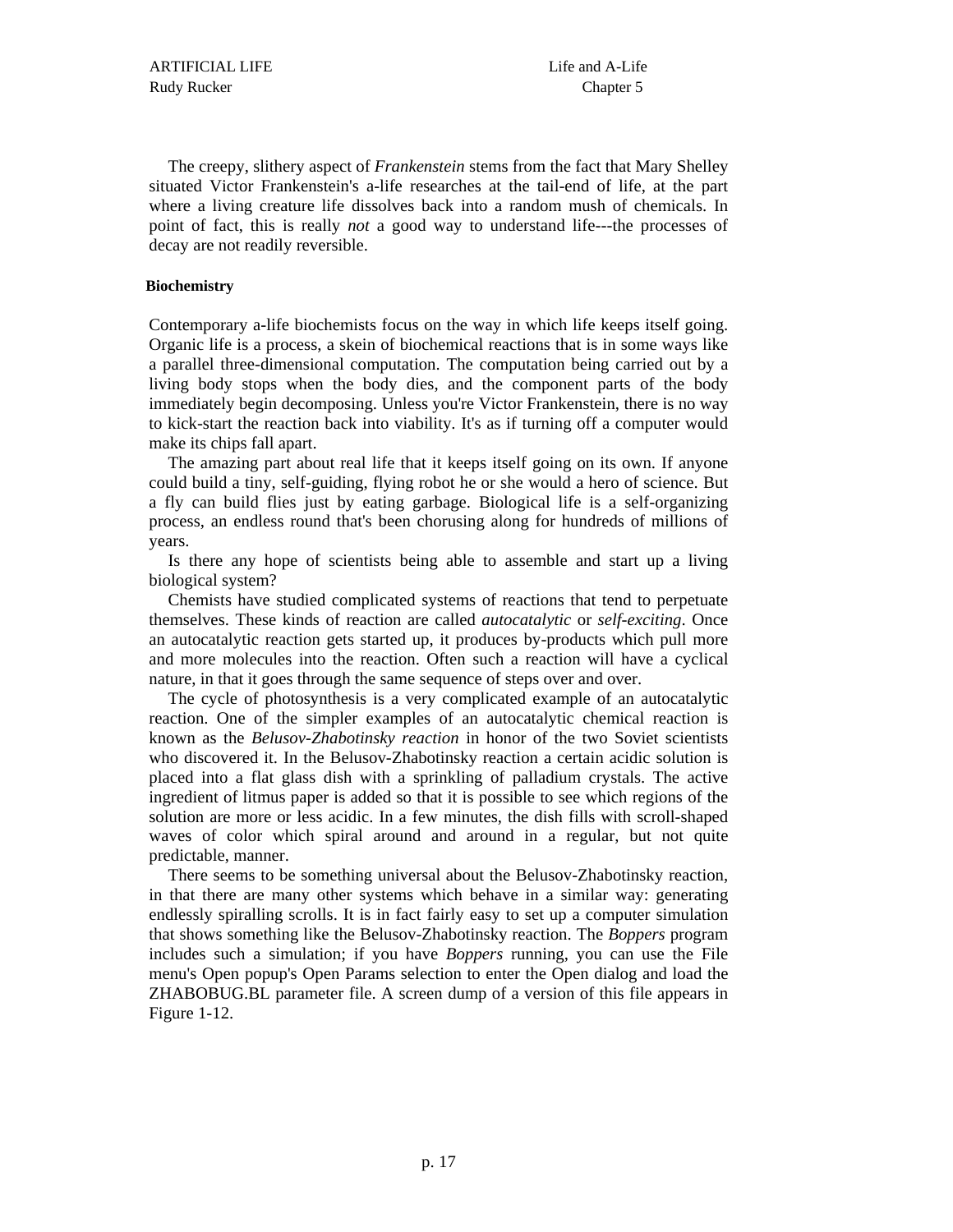The creepy, slithery aspect of *Frankenstein* stems from the fact that Mary Shelley situated Victor Frankenstein's a-life researches at the tail-end of life, at the part where a living creature life dissolves back into a random mush of chemicals. In point of fact, this is really *not* a good way to understand life---the processes of decay are not readily reversible.

### Biochemistry

Contemporary a-life biochemists focus on the way in which life keeps itself going. Organic life is a process, a skein of biochemical reactions that is in some ways like a parallel three-dimensional computation. The computation being carried out by a living body stops when the body dies, and the component parts of the body immediately begin decomposing. Unless you're Victor Frankenstein, there is no way to kick-start the reaction back into viability. It's as if turning off a computer would make its chips fall apart.

The amazing part about real life that it keeps itself going on its own. If anyone could build a tiny, self-guiding, flying robot he or she would a hero of science. But a fly can build flies just by eating garbage. Biological life is a self-organizing process, an endless round that's been chorusing along for hundreds of millions of years.

Is there any hope of scientists being able to assemble and start up a living biological system?

Chemists have studied complicated systems of reactions that tend to perpetuate themselves. These kinds of reaction are called *autocatalytic* or *self-exciting*. Once an autocatalytic reaction gets started up, it produces by-products which pull more and more molecules into the reaction. Often such a reaction will have a cyclical nature, in that it goes through the same sequence of steps over and over.

The cycle of photosynthesis is a very complicated example of an autocatalytic reaction. One of the simpler examples of an autocatalytic chemical reaction is known as the *Belusov-Zhabotinsky reaction* in honor of the two Soviet scientists who discovered it. In the Belusov-Zhabotinsky reaction a certain acidic solution is placed into a flat glass dish with a sprinkling of palladium crystals. The active ingredient of litmus paper is added so that it is possible to see which regions of the solution are more or less acidic. In a few minutes, the dish fills with scroll-shaped waves of color which spiral around and around in a regular, but not quite predictable, manner.

There seems to be something universal about the Belusov-Zhabotinsky reaction, in that there are many other systems which behave in a similar way: generating endlessly spiralling scrolls. It is in fact fairly easy to set up a computer simulation that shows something like the Belusov-Zhabotinsky reaction. The *Boppers* program includes such a simulation; if you have *Boppers* running, you can use the File menu's Open popup's Open Params selection to enter the Open dialog and load the ZHABOBUG.BL parameter file. A screen dump of a version of this file appears in Figure 1-12.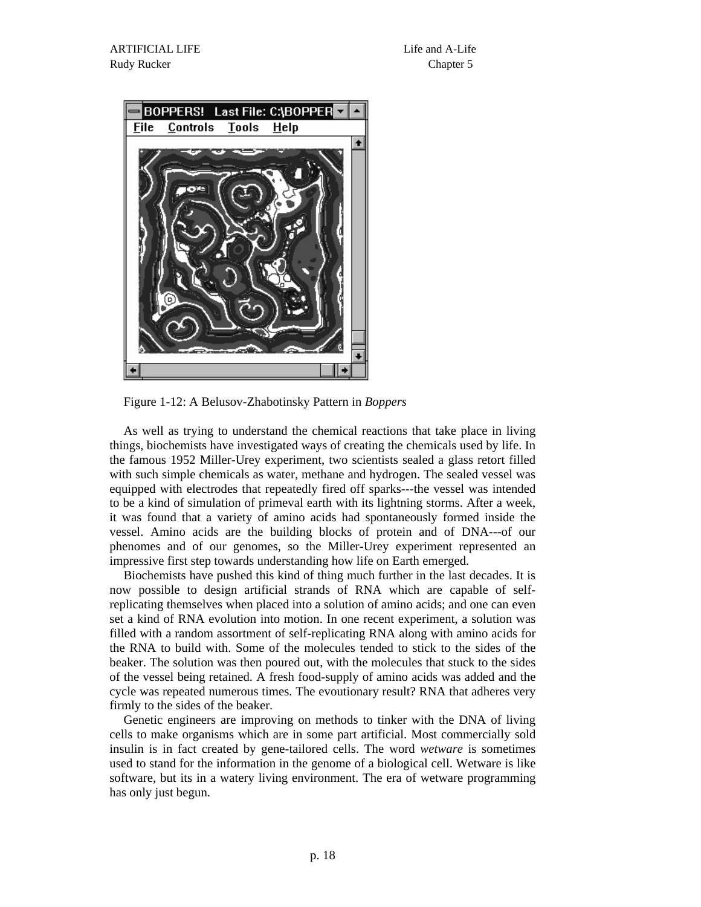Figure 1-12: A Belusov-Zhabotinsky Pattern in *Boppers*

As well as trying to understand the chemical reactions that take place in living things, biochemists have investigated ways of creating the chemicals used by life. In the famous 1952 Miller-Urey experiment, two scientists sealed a glass retort filled with such simple chemicals as water, methane and hydrogen. The sealed vessel was equipped with electrodes that repeatedly fired off sparks---the vessel was intended to be a kind of simulation of primeval earth with its lightning storms. After a week, it was found that a variety of amino acids had spontaneously formed inside the vessel. Amino acids are the building blocks of protein and of DNA---of our phenomes and of our genomes, so the Miller-Urey experiment represented an impressive first step towards understanding how life on Earth emerged.

Biochemists have pushed this kind of thing much further in the last decades. It is now possible to design artificial strands of RNA which are capable of self-replicating themselves when placed into a solution of amino acids; and one can even set a kind of RNA evolution into motion. In one recent experiment, a solution was filled with a random assortment of self-replicating RNA along with amino acids for the RNA to build with. Some of the molecules tended to stick to the sides of the beaker. The solution was then poured out, with the molecules that stuck to the sides of the vessel being retained. A fresh food-supply of amino acids was added and the cycle was repeated numerous times. The evoutionary result? RNA that adheres very firmly to the sides of the beaker.

Genetic engineers are improving on methods to tinker with the DNA of living cells to make organisms which are in some part artificial. Most commercially sold insulin is in fact created by gene-tailored cells. The word *wetware* is sometimes used to stand for the information in the genome of a biological cell. Wetware is like software, but its in a watery living environment. The era of wetware programming has only just begun.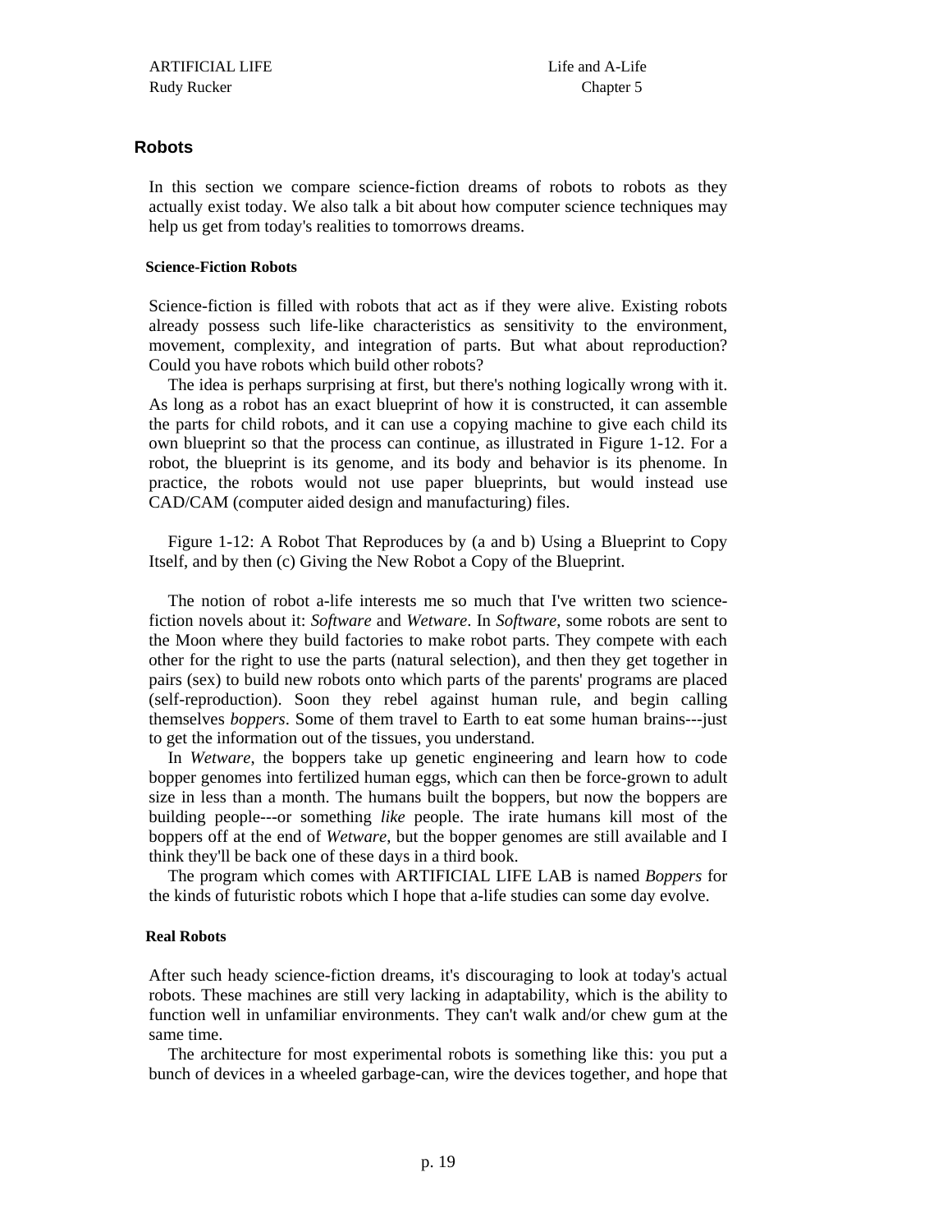## Robots

In this section we compare science-fiction dreams of robots to robots as they actually exist today. We also talk a bit about how computer science techniques may help us get from today's realities to tomorrows dreams.

### Science-Fiction Robots

Science-fiction is filled with robots that act as if they were alive. Existing robots already possess such life-like characteristics as sensitivity to the environment, movement, complexity, and integration of parts. But what about reproduction? Could you have robots which build other robots?

The idea is perhaps surprising at first, but there's nothing logically wrong with it. As long as a robot has an exact blueprint of how it is constructed, it can assemble the parts for child robots, and it can use a copying machine to give each child its own blueprint so that the process can continue, as illustrated in Figure 1-12. For a robot, the blueprint is its genome, and its body and behavior is its phenome. In practice, the robots would not use paper blueprints, but would instead use CAD/CAM (computer aided design and manufacturing) files.

Figure 1-12: A Robot That Reproduces by (a and b) Using a Blueprint to Copy Itself, and by then (c) Giving the New Robot a Copy of the Blueprint.

The notion of robot a-life interests me so much that I've written two science-fiction novels about it: *Software* and *Wetware*. In *Software*, some robots are sent to the Moon where they build factories to make robot parts. They compete with each other for the right to use the parts (natural selection), and then they get together in pairs (sex) to build new robots onto which parts of the parents' programs are placed (self-reproduction). Soon they rebel against human rule, and begin calling themselves *boppers*. Some of them travel to Earth to eat some human brains---just to get the information out of the tissues, you understand.

In *Wetware*, the boppers take up genetic engineering and learn how to code bopper genomes into fertilized human eggs, which can then be force-grown to adult size in less than a month. The humans built the boppers, but now the boppers are building people---or something *like* people. The irate humans kill most of the boppers off at the end of *Wetware*, but the bopper genomes are still available and I think they'll be back one of these days in a third book.

The program which comes with ARTIFICIAL LIFE LAB is named *Boppers* for the kinds of futuristic robots which I hope that a-life studies can some day evolve.

### Real Robots

After such heady science-fiction dreams, it's discouraging to look at today's actual robots. These machines are still very lacking in adaptability, which is the ability to function well in unfamiliar environments. They can't walk and/or chew gum at the same time.

The architecture for most experimental robots is something like this: you put a bunch of devices in a wheeled garbage-can, wire the devices together, and hope that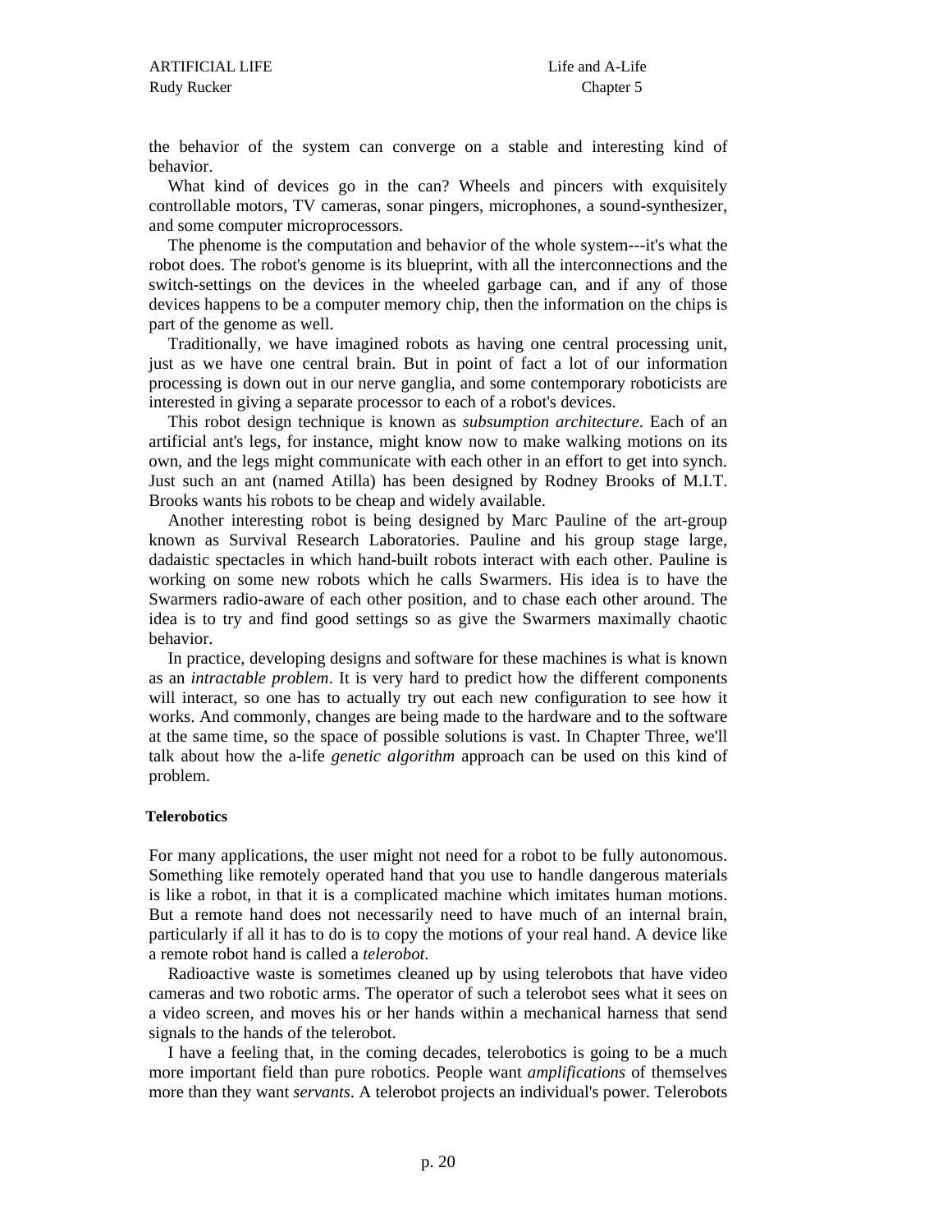the behavior of the system can converge on a stable and interesting kind of behavior.

What kind of devices go in the can? Wheels and pincers with exquisitely controllable motors, TV cameras, sonar pingers, microphones, a sound-synthesizer, and some computer microprocessors.

The phenome is the computation and behavior of the whole system---it's what the robot does. The robot's genome is its blueprint, with all the interconnections and the switch-settings on the devices in the wheeled garbage can, and if any of those devices happens to be a computer memory chip, then the information on the chips is part of the genome as well.

Traditionally, we have imagined robots as having one central processing unit, just as we have one central brain. But in point of fact a lot of our information processing is down out in our nerve ganglia, and some contemporary roboticists are interested in giving a separate processor to each of a robot's devices.

This robot design technique is known as *subsumption architecture*. Each of an artificial ant's legs, for instance, might know now to make walking motions on its own, and the legs might communicate with each other in an effort to get into synch. Just such an ant (named Atilla) has been designed by Rodney Brooks of M.I.T. Brooks wants his robots to be cheap and widely available.

Another interesting robot is being designed by Marc Pauline of the art-group known as Survival Research Laboratories. Pauline and his group stage large, dadaistic spectacles in which hand-built robots interact with each other. Pauline is working on some new robots which he calls Swarmers. His idea is to have the Swarmers radio-aware of each other position, and to chase each other around. The idea is to try and find good settings so as give the Swarmers maximally chaotic behavior.

In practice, developing designs and software for these machines is what is known as an *intractable problem*. It is very hard to predict how the different components will interact, so one has to actually try out each new configuration to see how it works. And commonly, changes are being made to the hardware and to the software at the same time, so the space of possible solutions is vast. In Chapter Three, we'll talk about how the a-life *genetic algorithm* approach can be used on this kind of problem.

#### Telerobotics

For many applications, the user might not need for a robot to be fully autonomous. Something like remotely operated hand that you use to handle dangerous materials is like a robot, in that it is a complicated machine which imitates human motions. But a remote hand does not necessarily need to have much of an internal brain, particularly if all it has to do is to copy the motions of your real hand. A device like a remote robot hand is called a *telerobot*.

Radioactive waste is sometimes cleaned up by using telerobots that have video cameras and two robotic arms. The operator of such a telerobot sees what it sees on a video screen, and moves his or her hands within a mechanical harness that send signals to the hands of the telerobot.

I have a feeling that, in the coming decades, telerobotics is going to be a much more important field than pure robotics. People want *amplifications* of themselves more than they want *servants*. A telerobot projects an individual's power. Telerobots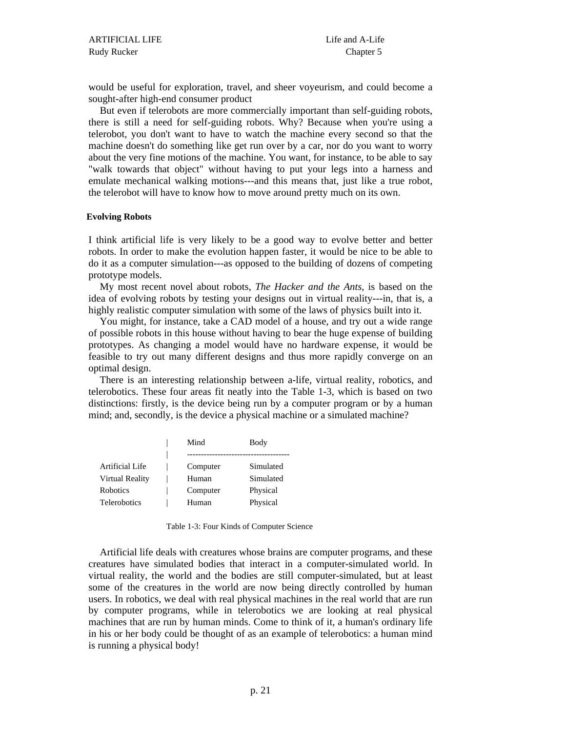would be useful for exploration, travel, and sheer voyeurism, and could become a sought-after high-end consumer product

But even if telerobots are more commercially important than self-guiding robots, there is still a need for self-guiding robots. Why? Because when you're using a telerobot, you don't want to have to watch the machine every second so that the machine doesn't do something like get run over by a car, nor do you want to worry about the very fine motions of the machine. You want, for instance, to be able to say "walk towards that object" without having to put your legs into a harness and emulate mechanical walking motions---and this means that, just like a true robot, the telerobot will have to know how to move around pretty much on its own.

### Evolving Robots

I think artificial life is very likely to be a good way to evolve better and better robots. In order to make the evolution happen faster, it would be nice to be able to do it as a computer simulation---as opposed to the building of dozens of competing prototype models.

My most recent novel about robots, *The Hacker and the Ants,* is based on the idea of evolving robots by testing your designs out in virtual reality---in, that is, a highly realistic computer simulation with some of the laws of physics built into it.

You might, for instance, take a CAD model of a house, and try out a wide range of possible robots in this house without having to bear the huge expense of building prototypes. As changing a model would have no hardware expense, it would be feasible to try out many different designs and thus more rapidly converge on an optimal design.

There is an interesting relationship between a-life, virtual reality, robotics, and telerobotics. These four areas fit neatly into the Table 1-3, which is based on two distinctions: firstly, is the device being run by a computer program or by a human mind; and, secondly, is the device a physical machine or a simulated machine?

| | Mind | Body |
|---|---|---|
| Artificial Life | Computer | Simulated |
| Virtual Reality | Human | Simulated |
| Robotics | Computer | Physical |
| Telerobotics | Human | Physical |

Table 1-3: Four Kinds of Computer Science

Artificial life deals with creatures whose brains are computer programs, and these creatures have simulated bodies that interact in a computer-simulated world. In virtual reality, the world and the bodies are still computer-simulated, but at least some of the creatures in the world are now being directly controlled by human users. In robotics, we deal with real physical machines in the real world that are run by computer programs, while in telerobotics we are looking at real physical machines that are run by human minds. Come to think of it, a human's ordinary life in his or her body could be thought of as an example of telerobotics: a human mind is running a physical body!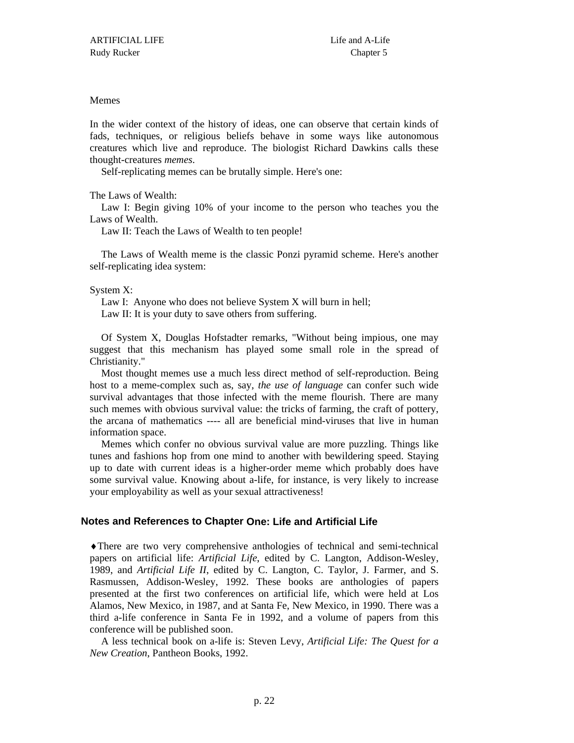### Memes

In the wider context of the history of ideas, one can observe that certain kinds of fads, techniques, or religious beliefs behave in some ways like autonomous creatures which live and reproduce. The biologist Richard Dawkins calls these thought-creatures *memes*.

Self-replicating memes can be brutally simple. Here's one:

The Laws of Wealth:

Law I: Begin giving 10% of your income to the person who teaches you the Laws of Wealth.

Law II: Teach the Laws of Wealth to ten people!

The Laws of Wealth meme is the classic Ponzi pyramid scheme. Here's another self-replicating idea system:

System X:

Law I: Anyone who does not believe System X will burn in hell;

Law II: It is your duty to save others from suffering.

Of System X, Douglas Hofstadter remarks, "Without being impious, one may suggest that this mechanism has played some small role in the spread of Christianity."

Most thought memes use a much less direct method of self-reproduction. Being host to a meme-complex such as, say, *the use of language* can confer such wide survival advantages that those infected with the meme flourish. There are many such memes with obvious survival value: the tricks of farming, the craft of pottery, the arcana of mathematics ---- all are beneficial mind-viruses that live in human information space.

Memes which confer no obvious survival value are more puzzling. Things like tunes and fashions hop from one mind to another with bewildering speed. Staying up to date with current ideas is a higher-order meme which probably does have some survival value. Knowing about a-life, for instance, is very likely to increase your employability as well as your sexual attractiveness!

## Notes and References to Chapter One: Life and Artificial Life

♦There are two very comprehensive anthologies of technical and semi-technical papers on artificial life: *Artificial Life*, edited by C. Langton, Addison-Wesley, 1989, and *Artificial Life II*, edited by C. Langton, C. Taylor, J. Farmer, and S. Rasmussen, Addison-Wesley, 1992. These books are anthologies of papers presented at the first two conferences on artificial life, which were held at Los Alamos, New Mexico, in 1987, and at Santa Fe, New Mexico, in 1990. There was a third a-life conference in Santa Fe in 1992, and a volume of papers from this conference will be published soon.

A less technical book on a-life is: Steven Levy, *Artificial Life: The Quest for a New Creation*, Pantheon Books, 1992.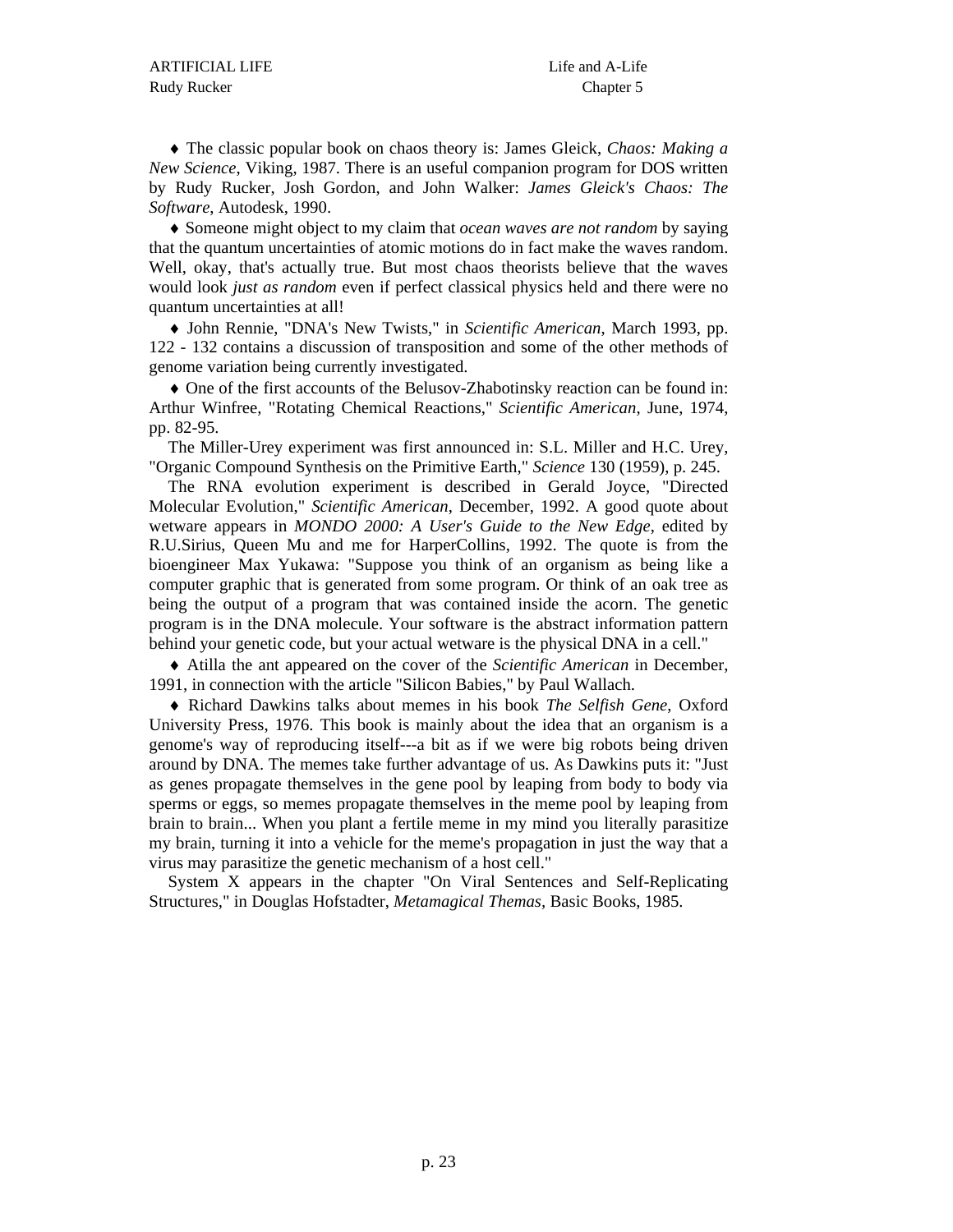♦ The classic popular book on chaos theory is: James Gleick, *Chaos: Making a New Science*, Viking, 1987. There is an useful companion program for DOS written by Rudy Rucker, Josh Gordon, and John Walker: *James Gleick's Chaos: The Software*, Autodesk, 1990.

♦ Someone might object to my claim that *ocean waves are not random* by saying that the quantum uncertainties of atomic motions do in fact make the waves random. Well, okay, that's actually true. But most chaos theorists believe that the waves would look *just as random* even if perfect classical physics held and there were no quantum uncertainties at all!

♦ John Rennie, "DNA's New Twists," in *Scientific American*, March 1993, pp. 122 - 132 contains a discussion of transposition and some of the other methods of genome variation being currently investigated.

♦ One of the first accounts of the Belusov-Zhabotinsky reaction can be found in: Arthur Winfree, "Rotating Chemical Reactions," *Scientific American*, June, 1974, pp. 82-95.

The Miller-Urey experiment was first announced in: S.L. Miller and H.C. Urey, "Organic Compound Synthesis on the Primitive Earth," *Science* 130 (1959), p. 245.

The RNA evolution experiment is described in Gerald Joyce, "Directed Molecular Evolution," *Scientific American*, December, 1992. A good quote about wetware appears in *MONDO 2000: A User's Guide to the New Edge*, edited by R.U.Sirius, Queen Mu and me for HarperCollins, 1992. The quote is from the bioengineer Max Yukawa: "Suppose you think of an organism as being like a computer graphic that is generated from some program. Or think of an oak tree as being the output of a program that was contained inside the acorn. The genetic program is in the DNA molecule. Your software is the abstract information pattern behind your genetic code, but your actual wetware is the physical DNA in a cell."

♦ Atilla the ant appeared on the cover of the *Scientific American* in December, 1991, in connection with the article "Silicon Babies," by Paul Wallach.

♦ Richard Dawkins talks about memes in his book *The Selfish Gene*, Oxford University Press, 1976. This book is mainly about the idea that an organism is a genome's way of reproducing itself---a bit as if we were big robots being driven around by DNA. The memes take further advantage of us. As Dawkins puts it: "Just as genes propagate themselves in the gene pool by leaping from body to body via sperms or eggs, so memes propagate themselves in the meme pool by leaping from brain to brain... When you plant a fertile meme in my mind you literally parasitize my brain, turning it into a vehicle for the meme's propagation in just the way that a virus may parasitize the genetic mechanism of a host cell."

System X appears in the chapter "On Viral Sentences and Self-Replicating Structures," in Douglas Hofstadter, *Metamagical Themas*, Basic Books, 1985.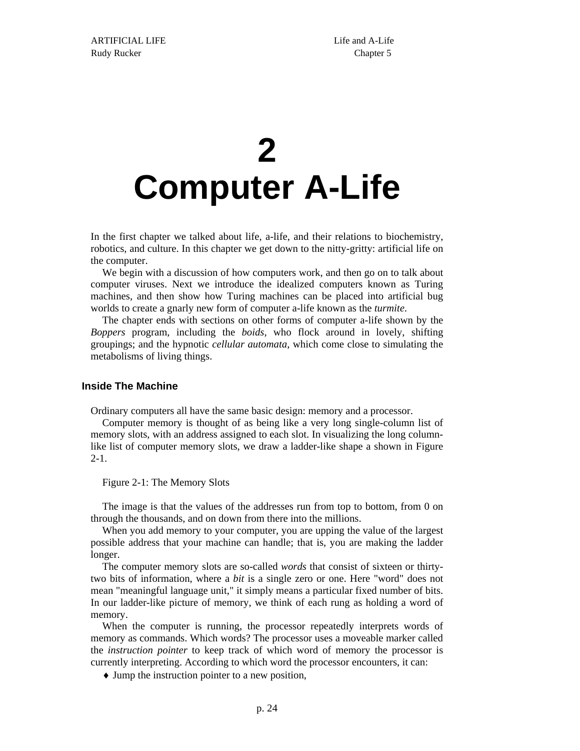# 2
# Computer A-Life

In the first chapter we talked about life, a-life, and their relations to biochemistry, robotics, and culture. In this chapter we get down to the nitty-gritty: artificial life on the computer.

We begin with a discussion of how computers work, and then go on to talk about computer viruses. Next we introduce the idealized computers known as Turing machines, and then show how Turing machines can be placed into artificial bug worlds to create a gnarly new form of computer a-life known as the *turmite*.

The chapter ends with sections on other forms of computer a-life shown by the *Boppers* program, including the *boids*, who flock around in lovely, shifting groupings; and the hypnotic *cellular automata*, which come close to simulating the metabolisms of living things.

## Inside The Machine

Ordinary computers all have the same basic design: memory and a processor.

Computer memory is thought of as being like a very long single-column list of memory slots, with an address assigned to each slot. In visualizing the long column-like list of computer memory slots, we draw a ladder-like shape a shown in Figure 2-1.

Figure 2-1: The Memory Slots

The image is that the values of the addresses run from top to bottom, from 0 on through the thousands, and on down from there into the millions.

When you add memory to your computer, you are upping the value of the largest possible address that your machine can handle; that is, you are making the ladder longer.

The computer memory slots are so-called *words* that consist of sixteen or thirty-two bits of information, where a *bit* is a single zero or one. Here "word" does not mean "meaningful language unit," it simply means a particular fixed number of bits. In our ladder-like picture of memory, we think of each rung as holding a word of memory.

When the computer is running, the processor repeatedly interprets words of memory as commands. Which words? The processor uses a moveable marker called the *instruction pointer* to keep track of which word of memory the processor is currently interpreting. According to which word the processor encounters, it can:

- Jump the instruction pointer to a new position,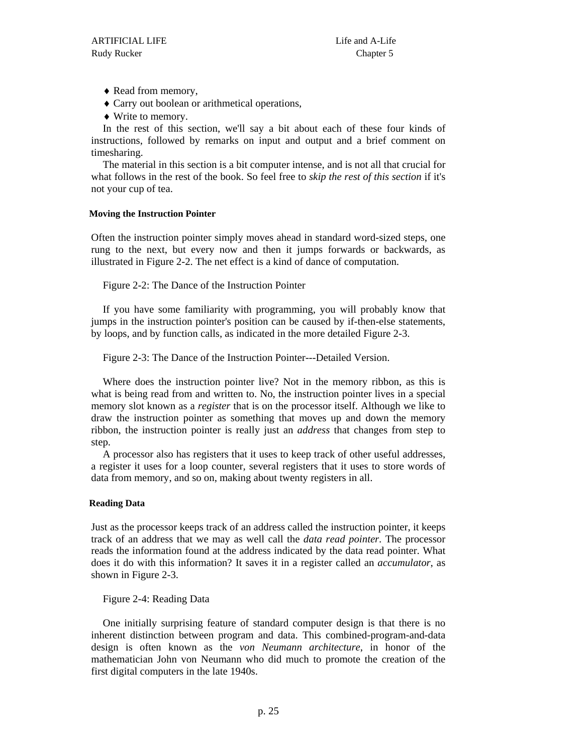- ♦ Read from memory,
- ♦ Carry out boolean or arithmetical operations,
- ♦ Write to memory.

In the rest of this section, we'll say a bit about each of these four kinds of instructions, followed by remarks on input and output and a brief comment on timesharing.

The material in this section is a bit computer intense, and is not all that crucial for what follows in the rest of the book. So feel free to *skip the rest of this section* if it's not your cup of tea.

#### Moving the Instruction Pointer

Often the instruction pointer simply moves ahead in standard word-sized steps, one rung to the next, but every now and then it jumps forwards or backwards, as illustrated in Figure 2-2. The net effect is a kind of dance of computation.

Figure 2-2: The Dance of the Instruction Pointer

If you have some familiarity with programming, you will probably know that jumps in the instruction pointer's position can be caused by if-then-else statements, by loops, and by function calls, as indicated in the more detailed Figure 2-3.

Figure 2-3: The Dance of the Instruction Pointer---Detailed Version.

Where does the instruction pointer live? Not in the memory ribbon, as this is what is being read from and written to. No, the instruction pointer lives in a special memory slot known as a *register* that is on the processor itself. Although we like to draw the instruction pointer as something that moves up and down the memory ribbon, the instruction pointer is really just an *address* that changes from step to step.

A processor also has registers that it uses to keep track of other useful addresses, a register it uses for a loop counter, several registers that it uses to store words of data from memory, and so on, making about twenty registers in all.

#### Reading Data

Just as the processor keeps track of an address called the instruction pointer, it keeps track of an address that we may as well call the *data read pointer*. The processor reads the information found at the address indicated by the data read pointer. What does it do with this information? It saves it in a register called an *accumulator*, as shown in Figure 2-3.

Figure 2-4: Reading Data

One initially surprising feature of standard computer design is that there is no inherent distinction between program and data. This combined-program-and-data design is often known as the *von Neumann architecture*, in honor of the mathematician John von Neumann who did much to promote the creation of the first digital computers in the late 1940s.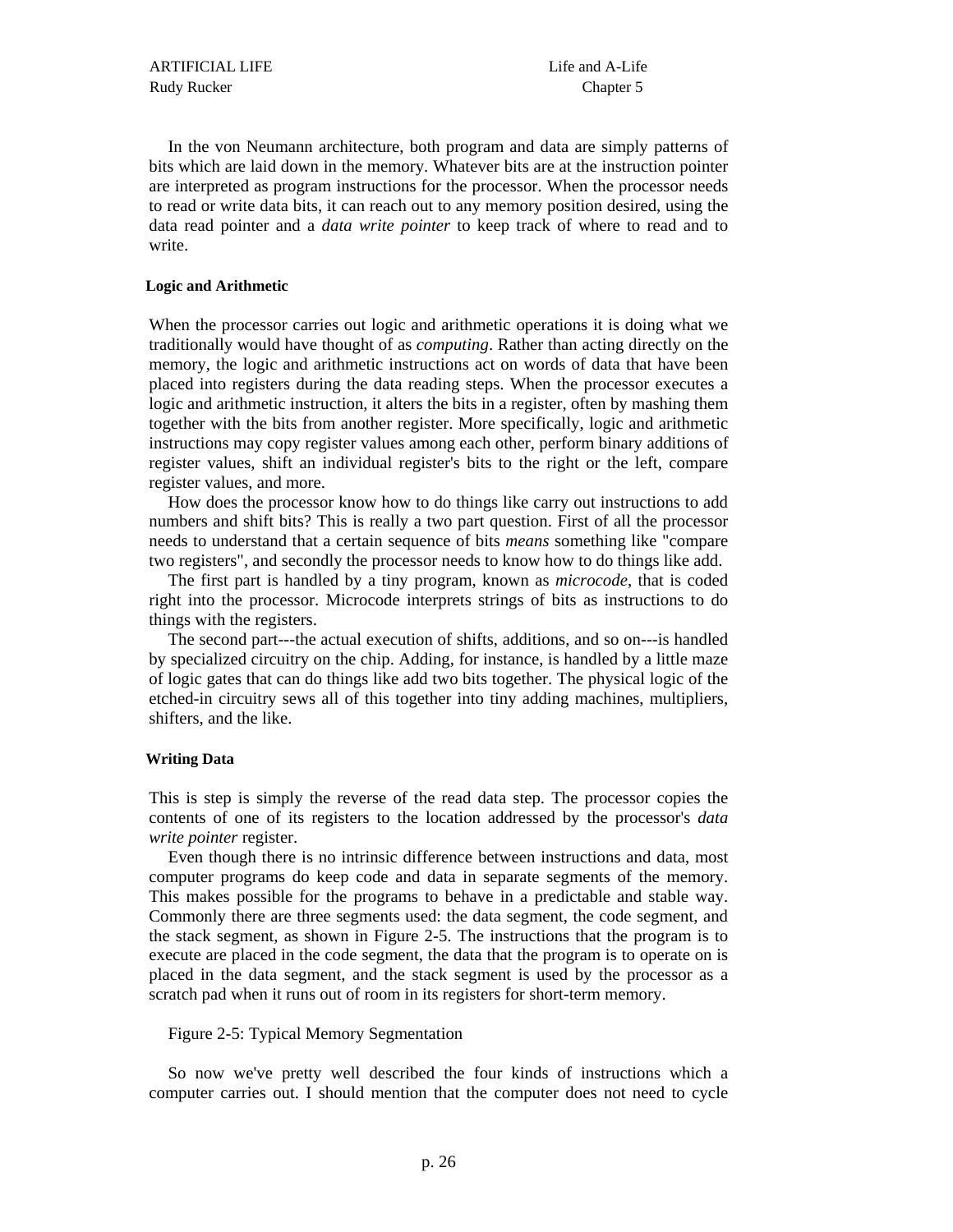In the von Neumann architecture, both program and data are simply patterns of bits which are laid down in the memory. Whatever bits are at the instruction pointer are interpreted as program instructions for the processor. When the processor needs to read or write data bits, it can reach out to any memory position desired, using the data read pointer and a *data write pointer* to keep track of where to read and to write.

### Logic and Arithmetic

When the processor carries out logic and arithmetic operations it is doing what we traditionally would have thought of as *computing*. Rather than acting directly on the memory, the logic and arithmetic instructions act on words of data that have been placed into registers during the data reading steps. When the processor executes a logic and arithmetic instruction, it alters the bits in a register, often by mashing them together with the bits from another register. More specifically, logic and arithmetic instructions may copy register values among each other, perform binary additions of register values, shift an individual register's bits to the right or the left, compare register values, and more.

How does the processor know how to do things like carry out instructions to add numbers and shift bits? This is really a two part question. First of all the processor needs to understand that a certain sequence of bits *means* something like "compare two registers", and secondly the processor needs to know how to do things like add.

The first part is handled by a tiny program, known as *microcode*, that is coded right into the processor. Microcode interprets strings of bits as instructions to do things with the registers.

The second part---the actual execution of shifts, additions, and so on---is handled by specialized circuitry on the chip. Adding, for instance, is handled by a little maze of logic gates that can do things like add two bits together. The physical logic of the etched-in circuitry sews all of this together into tiny adding machines, multipliers, shifters, and the like.

### Writing Data

This is step is simply the reverse of the read data step. The processor copies the contents of one of its registers to the location addressed by the processor's *data write pointer* register.

Even though there is no intrinsic difference between instructions and data, most computer programs do keep code and data in separate segments of the memory. This makes possible for the programs to behave in a predictable and stable way. Commonly there are three segments used: the data segment, the code segment, and the stack segment, as shown in Figure 2-5. The instructions that the program is to execute are placed in the code segment, the data that the program is to operate on is placed in the data segment, and the stack segment is used by the processor as a scratch pad when it runs out of room in its registers for short-term memory.

Figure 2-5: Typical Memory Segmentation

So now we've pretty well described the four kinds of instructions which a computer carries out. I should mention that the computer does not need to cycle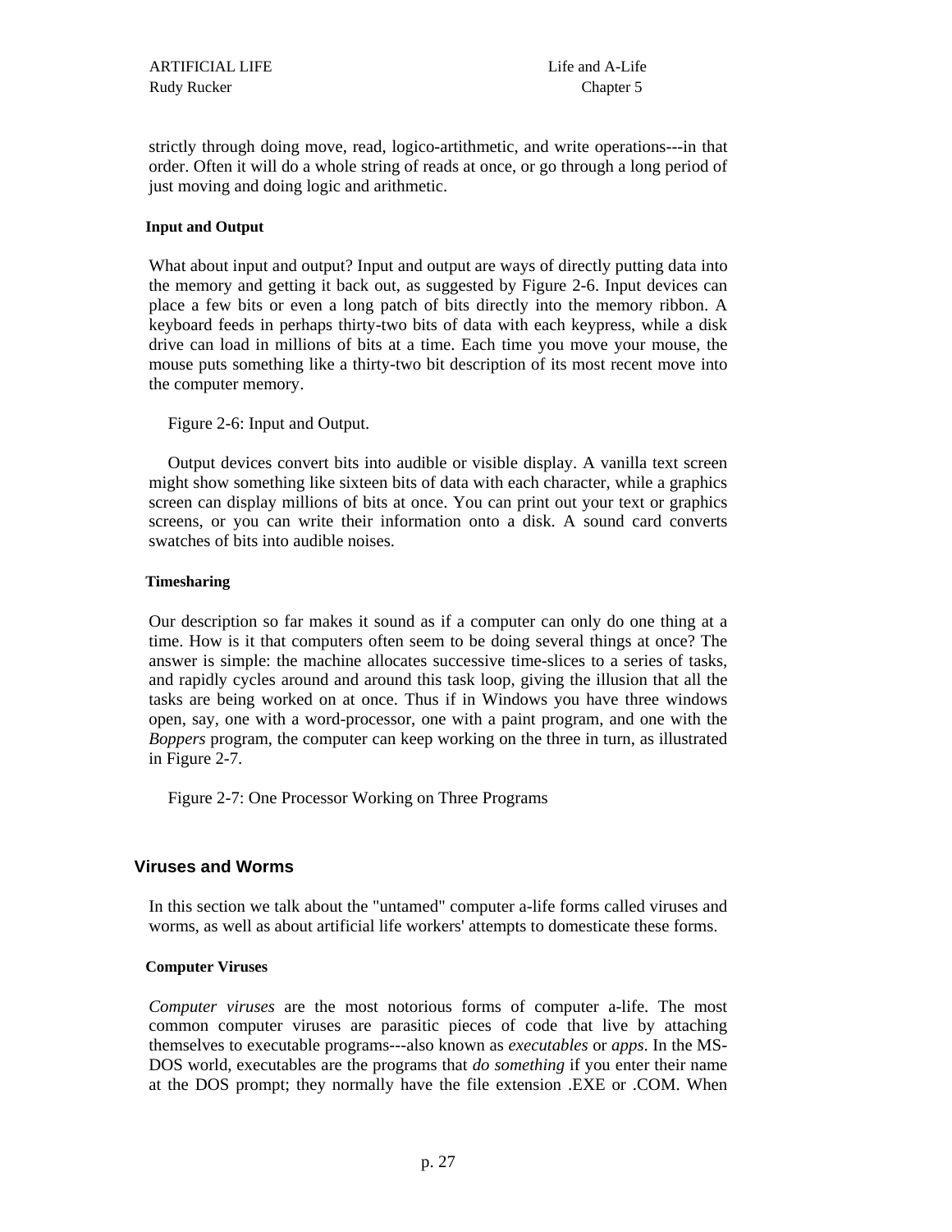strictly through doing move, read, logico-artithmetic, and write operations---in that order. Often it will do a whole string of reads at once, or go through a long period of just moving and doing logic and arithmetic.

#### Input and Output

What about input and output? Input and output are ways of directly putting data into the memory and getting it back out, as suggested by Figure 2-6. Input devices can place a few bits or even a long patch of bits directly into the memory ribbon. A keyboard feeds in perhaps thirty-two bits of data with each keypress, while a disk drive can load in millions of bits at a time. Each time you move your mouse, the mouse puts something like a thirty-two bit description of its most recent move into the computer memory.

Figure 2-6: Input and Output.

Output devices convert bits into audible or visible display. A vanilla text screen might show something like sixteen bits of data with each character, while a graphics screen can display millions of bits at once. You can print out your text or graphics screens, or you can write their information onto a disk. A sound card converts swatches of bits into audible noises.

#### Timesharing

Our description so far makes it sound as if a computer can only do one thing at a time. How is it that computers often seem to be doing several things at once? The answer is simple: the machine allocates successive time-slices to a series of tasks, and rapidly cycles around and around this task loop, giving the illusion that all the tasks are being worked on at once. Thus if in Windows you have three windows open, say, one with a word-processor, one with a paint program, and one with the *Boppers* program, the computer can keep working on the three in turn, as illustrated in Figure 2-7.

Figure 2-7: One Processor Working on Three Programs

## Viruses and Worms

In this section we talk about the "untamed" computer a-life forms called viruses and worms, as well as about artificial life workers' attempts to domesticate these forms.

#### Computer Viruses

*Computer viruses* are the most notorious forms of computer a-life. The most common computer viruses are parasitic pieces of code that live by attaching themselves to executable programs---also known as *executables* or *apps*. In the MS-DOS world, executables are the programs that *do something* if you enter their name at the DOS prompt; they normally have the file extension .EXE or .COM. When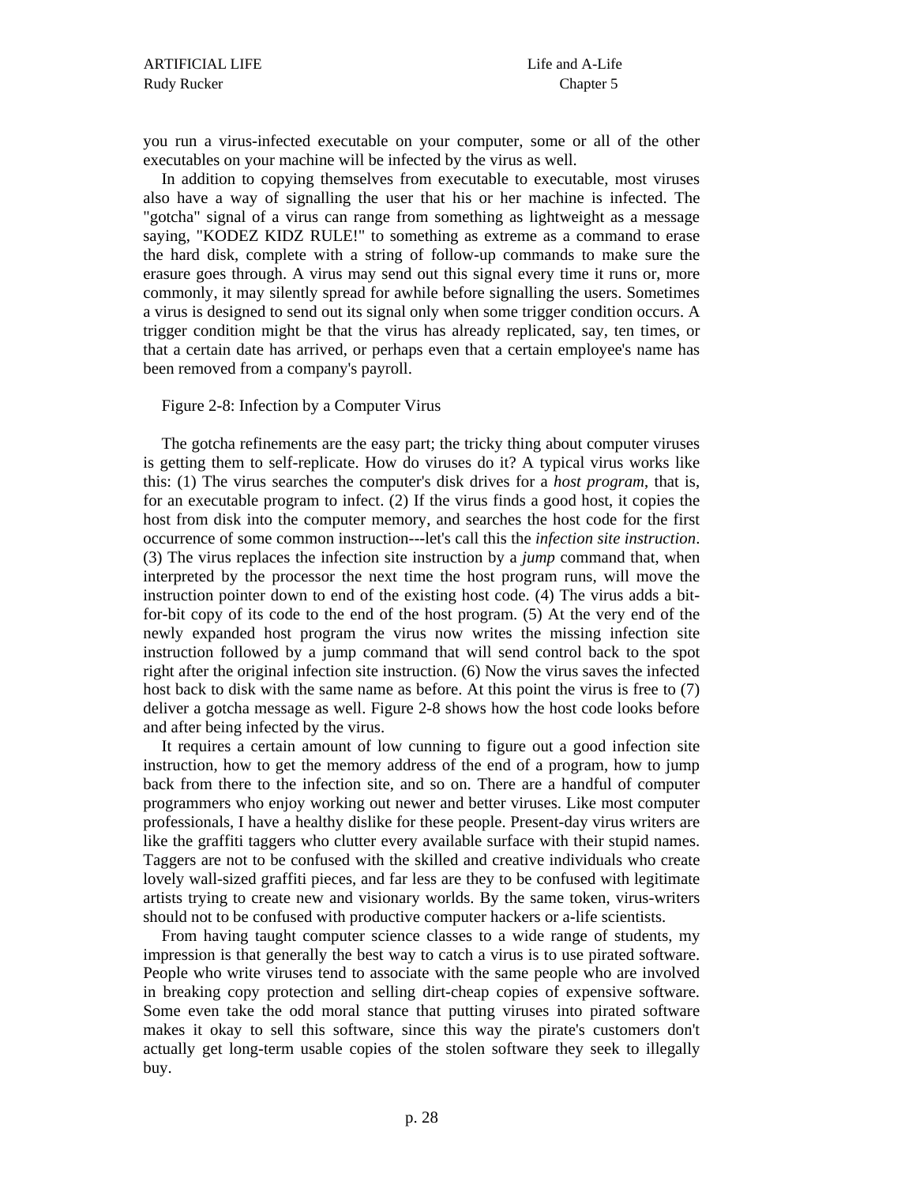you run a virus-infected executable on your computer, some or all of the other executables on your machine will be infected by the virus as well.

In addition to copying themselves from executable to executable, most viruses also have a way of signalling the user that his or her machine is infected. The "gotcha" signal of a virus can range from something as lightweight as a message saying, "KODEZ KIDZ RULE!" to something as extreme as a command to erase the hard disk, complete with a string of follow-up commands to make sure the erasure goes through. A virus may send out this signal every time it runs or, more commonly, it may silently spread for awhile before signalling the users. Sometimes a virus is designed to send out its signal only when some trigger condition occurs. A trigger condition might be that the virus has already replicated, say, ten times, or that a certain date has arrived, or perhaps even that a certain employee's name has been removed from a company's payroll.

Figure 2-8: Infection by a Computer Virus

The gotcha refinements are the easy part; the tricky thing about computer viruses is getting them to self-replicate. How do viruses do it? A typical virus works like this: (1) The virus searches the computer's disk drives for a *host program*, that is, for an executable program to infect. (2) If the virus finds a good host, it copies the host from disk into the computer memory, and searches the host code for the first occurrence of some common instruction---let's call this the *infection site instruction*. (3) The virus replaces the infection site instruction by a *jump* command that, when interpreted by the processor the next time the host program runs, will move the instruction pointer down to end of the existing host code. (4) The virus adds a bit-for-bit copy of its code to the end of the host program. (5) At the very end of the newly expanded host program the virus now writes the missing infection site instruction followed by a jump command that will send control back to the spot right after the original infection site instruction. (6) Now the virus saves the infected host back to disk with the same name as before. At this point the virus is free to (7) deliver a gotcha message as well. Figure 2-8 shows how the host code looks before and after being infected by the virus.

It requires a certain amount of low cunning to figure out a good infection site instruction, how to get the memory address of the end of a program, how to jump back from there to the infection site, and so on. There are a handful of computer programmers who enjoy working out newer and better viruses. Like most computer professionals, I have a healthy dislike for these people. Present-day virus writers are like the graffiti taggers who clutter every available surface with their stupid names. Taggers are not to be confused with the skilled and creative individuals who create lovely wall-sized graffiti pieces, and far less are they to be confused with legitimate artists trying to create new and visionary worlds. By the same token, virus-writers should not to be confused with productive computer hackers or a-life scientists.

From having taught computer science classes to a wide range of students, my impression is that generally the best way to catch a virus is to use pirated software. People who write viruses tend to associate with the same people who are involved in breaking copy protection and selling dirt-cheap copies of expensive software. Some even take the odd moral stance that putting viruses into pirated software makes it okay to sell this software, since this way the pirate's customers don't actually get long-term usable copies of the stolen software they seek to illegally buy.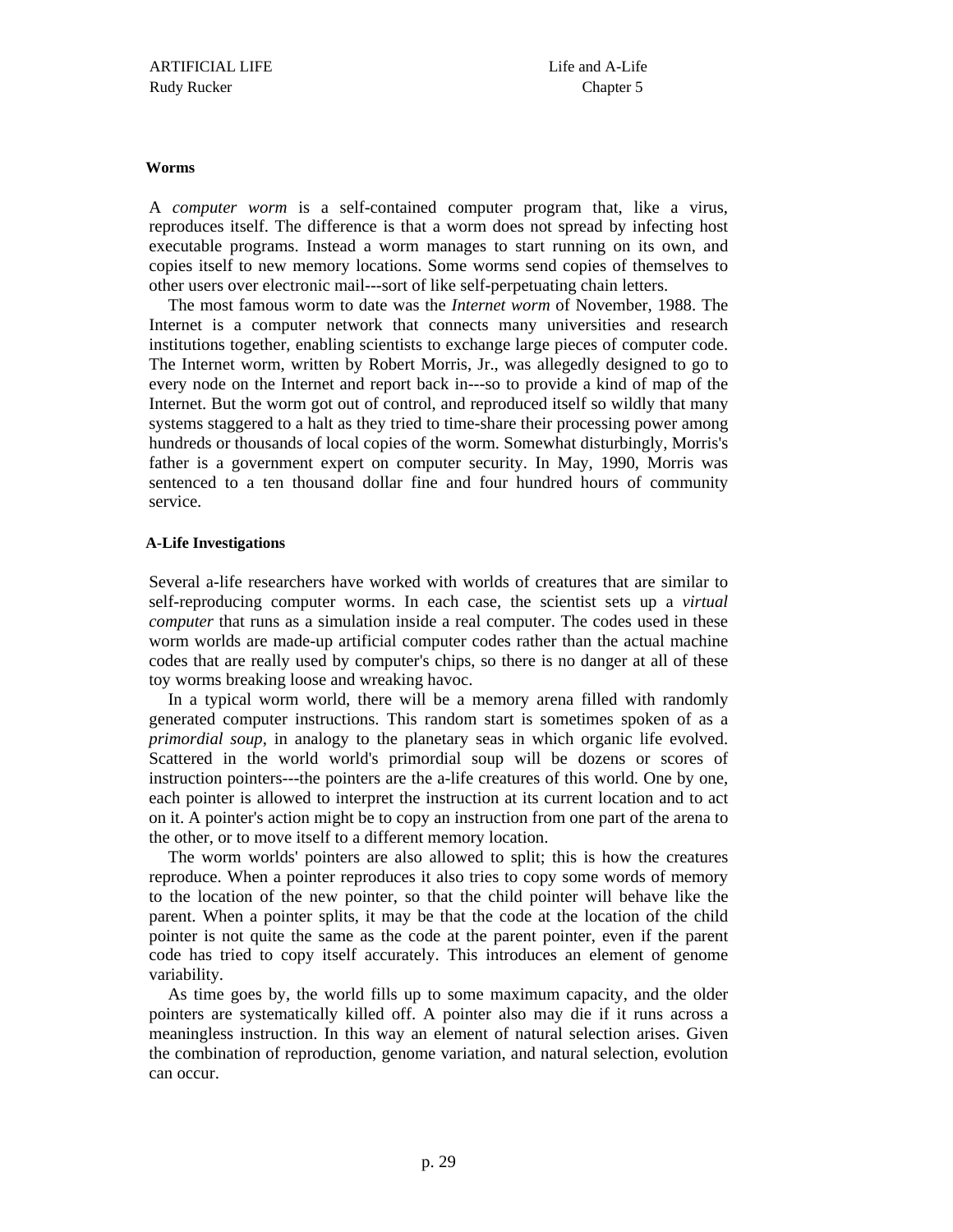### Worms

A *computer worm* is a self-contained computer program that, like a virus, reproduces itself. The difference is that a worm does not spread by infecting host executable programs. Instead a worm manages to start running on its own, and copies itself to new memory locations. Some worms send copies of themselves to other users over electronic mail---sort of like self-perpetuating chain letters.

The most famous worm to date was the *Internet worm* of November, 1988. The Internet is a computer network that connects many universities and research institutions together, enabling scientists to exchange large pieces of computer code. The Internet worm, written by Robert Morris, Jr., was allegedly designed to go to every node on the Internet and report back in---so to provide a kind of map of the Internet. But the worm got out of control, and reproduced itself so wildly that many systems staggered to a halt as they tried to time-share their processing power among hundreds or thousands of local copies of the worm. Somewhat disturbingly, Morris's father is a government expert on computer security. In May, 1990, Morris was sentenced to a ten thousand dollar fine and four hundred hours of community service.

### A-Life Investigations

Several a-life researchers have worked with worlds of creatures that are similar to self-reproducing computer worms. In each case, the scientist sets up a *virtual computer* that runs as a simulation inside a real computer. The codes used in these worm worlds are made-up artificial computer codes rather than the actual machine codes that are really used by computer's chips, so there is no danger at all of these toy worms breaking loose and wreaking havoc.

In a typical worm world, there will be a memory arena filled with randomly generated computer instructions. This random start is sometimes spoken of as a *primordial soup*, in analogy to the planetary seas in which organic life evolved. Scattered in the world world's primordial soup will be dozens or scores of instruction pointers---the pointers are the a-life creatures of this world. One by one, each pointer is allowed to interpret the instruction at its current location and to act on it. A pointer's action might be to copy an instruction from one part of the arena to the other, or to move itself to a different memory location.

The worm worlds' pointers are also allowed to split; this is how the creatures reproduce. When a pointer reproduces it also tries to copy some words of memory to the location of the new pointer, so that the child pointer will behave like the parent. When a pointer splits, it may be that the code at the location of the child pointer is not quite the same as the code at the parent pointer, even if the parent code has tried to copy itself accurately. This introduces an element of genome variability.

As time goes by, the world fills up to some maximum capacity, and the older pointers are systematically killed off. A pointer also may die if it runs across a meaningless instruction. In this way an element of natural selection arises. Given the combination of reproduction, genome variation, and natural selection, evolution can occur.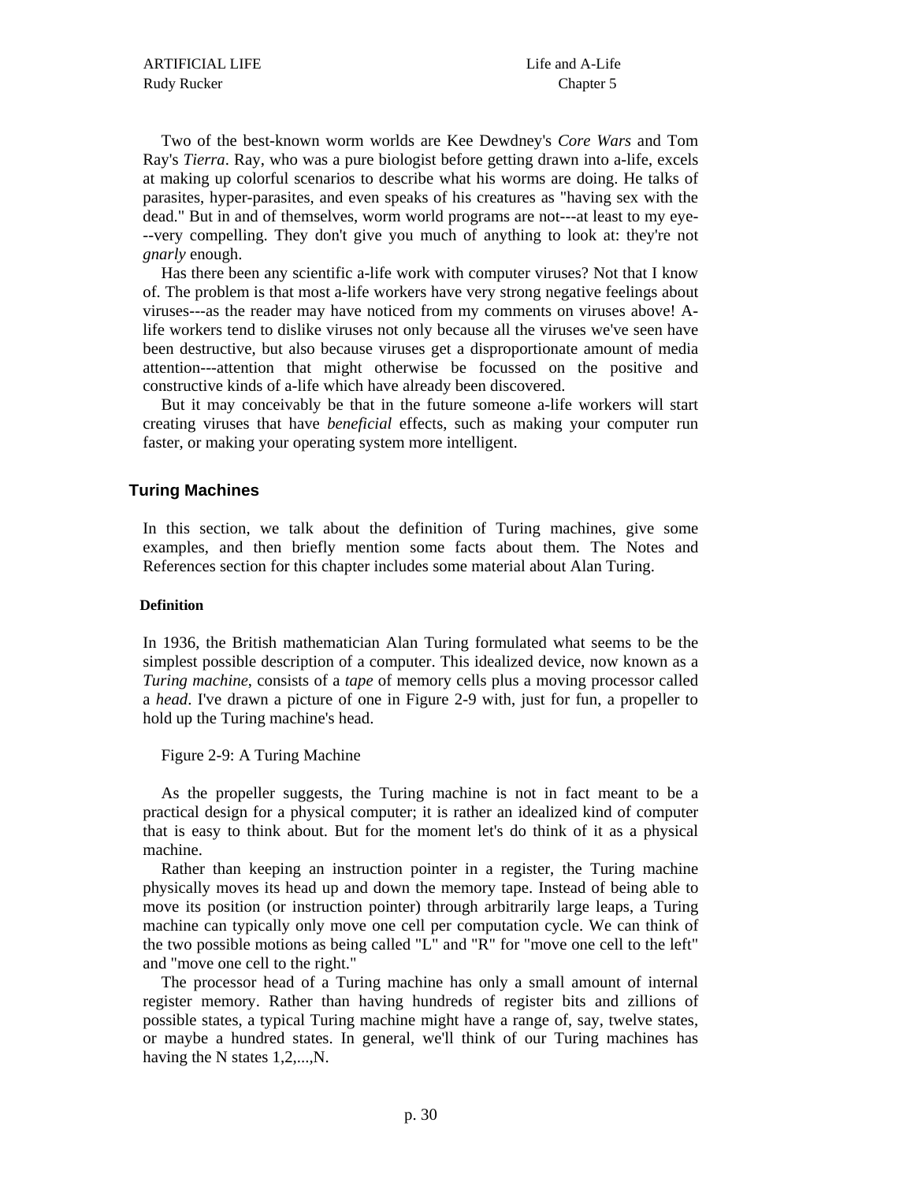Two of the best-known worm worlds are Kee Dewdney's *Core Wars* and Tom Ray's *Tierra*. Ray, who was a pure biologist before getting drawn into a-life, excels at making up colorful scenarios to describe what his worms are doing. He talks of parasites, hyper-parasites, and even speaks of his creatures as "having sex with the dead." But in and of themselves, worm world programs are not---at least to my eye---very compelling. They don't give you much of anything to look at: they're not *gnarly* enough.

Has there been any scientific a-life work with computer viruses? Not that I know of. The problem is that most a-life workers have very strong negative feelings about viruses---as the reader may have noticed from my comments on viruses above! A-life workers tend to dislike viruses not only because all the viruses we've seen have been destructive, but also because viruses get a disproportionate amount of media attention---attention that might otherwise be focussed on the positive and constructive kinds of a-life which have already been discovered.

But it may conceivably be that in the future someone a-life workers will start creating viruses that have *beneficial* effects, such as making your computer run faster, or making your operating system more intelligent.

## Turing Machines

In this section, we talk about the definition of Turing machines, give some examples, and then briefly mention some facts about them. The Notes and References section for this chapter includes some material about Alan Turing.

### Definition

In 1936, the British mathematician Alan Turing formulated what seems to be the simplest possible description of a computer. This idealized device, now known as a *Turing machine*, consists of a *tape* of memory cells plus a moving processor called a *head*. I've drawn a picture of one in Figure 2-9 with, just for fun, a propeller to hold up the Turing machine's head.

Figure 2-9: A Turing Machine

As the propeller suggests, the Turing machine is not in fact meant to be a practical design for a physical computer; it is rather an idealized kind of computer that is easy to think about. But for the moment let's do think of it as a physical machine.

Rather than keeping an instruction pointer in a register, the Turing machine physically moves its head up and down the memory tape. Instead of being able to move its position (or instruction pointer) through arbitrarily large leaps, a Turing machine can typically only move one cell per computation cycle. We can think of the two possible motions as being called "L" and "R" for "move one cell to the left" and "move one cell to the right."

The processor head of a Turing machine has only a small amount of internal register memory. Rather than having hundreds of register bits and zillions of possible states, a typical Turing machine might have a range of, say, twelve states, or maybe a hundred states. In general, we'll think of our Turing machines has having the N states 1,2,...,N.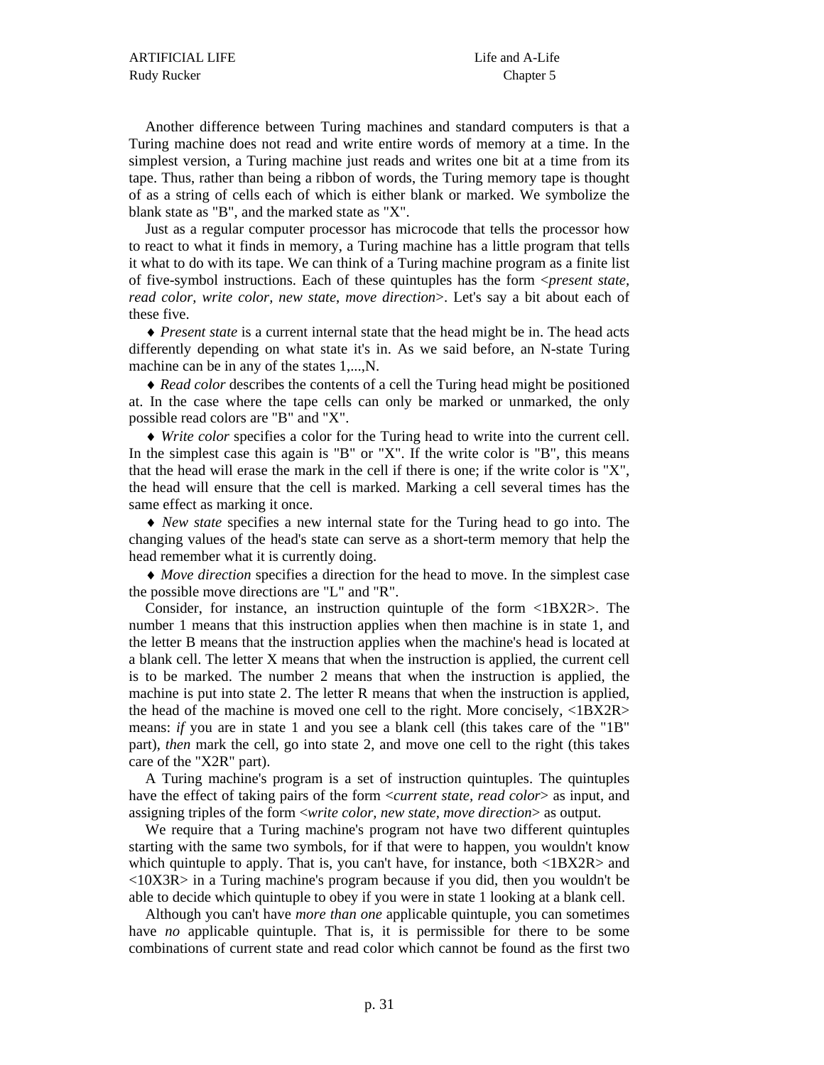Another difference between Turing machines and standard computers is that a Turing machine does not read and write entire words of memory at a time. In the simplest version, a Turing machine just reads and writes one bit at a time from its tape. Thus, rather than being a ribbon of words, the Turing memory tape is thought of as a string of cells each of which is either blank or marked. We symbolize the blank state as "B", and the marked state as "X".

Just as a regular computer processor has microcode that tells the processor how to react to what it finds in memory, a Turing machine has a little program that tells it what to do with its tape. We can think of a Turing machine program as a finite list of five-symbol instructions. Each of these quintuples has the form <*present state, read color, write color, new state, move direction*>. Let's say a bit about each of these five.

♦ *Present state* is a current internal state that the head might be in. The head acts differently depending on what state it's in. As we said before, an N-state Turing machine can be in any of the states 1,...,N.

♦ *Read color* describes the contents of a cell the Turing head might be positioned at. In the case where the tape cells can only be marked or unmarked, the only possible read colors are "B" and "X".

♦ *Write color* specifies a color for the Turing head to write into the current cell. In the simplest case this again is "B" or "X". If the write color is "B", this means that the head will erase the mark in the cell if there is one; if the write color is "X", the head will ensure that the cell is marked. Marking a cell several times has the same effect as marking it once.

♦ *New state* specifies a new internal state for the Turing head to go into. The changing values of the head's state can serve as a short-term memory that help the head remember what it is currently doing.

♦ *Move direction* specifies a direction for the head to move. In the simplest case the possible move directions are "L" and "R".

Consider, for instance, an instruction quintuple of the form <1BX2R>. The number 1 means that this instruction applies when then machine is in state 1, and the letter B means that the instruction applies when the machine's head is located at a blank cell. The letter X means that when the instruction is applied, the current cell is to be marked. The number 2 means that when the instruction is applied, the machine is put into state 2. The letter R means that when the instruction is applied, the head of the machine is moved one cell to the right. More concisely, <1BX2R> means: *if* you are in state 1 and you see a blank cell (this takes care of the "1B" part), *then* mark the cell, go into state 2, and move one cell to the right (this takes care of the "X2R" part).

A Turing machine's program is a set of instruction quintuples. The quintuples have the effect of taking pairs of the form <*current state, read color*> as input, and assigning triples of the form <*write color, new state, move direction*> as output.

We require that a Turing machine's program not have two different quintuples starting with the same two symbols, for if that were to happen, you wouldn't know which quintuple to apply. That is, you can't have, for instance, both <1BX2R> and <10X3R> in a Turing machine's program because if you did, then you wouldn't be able to decide which quintuple to obey if you were in state 1 looking at a blank cell.

Although you can't have *more than one* applicable quintuple, you can sometimes have *no* applicable quintuple. That is, it is permissible for there to be some combinations of current state and read color which cannot be found as the first two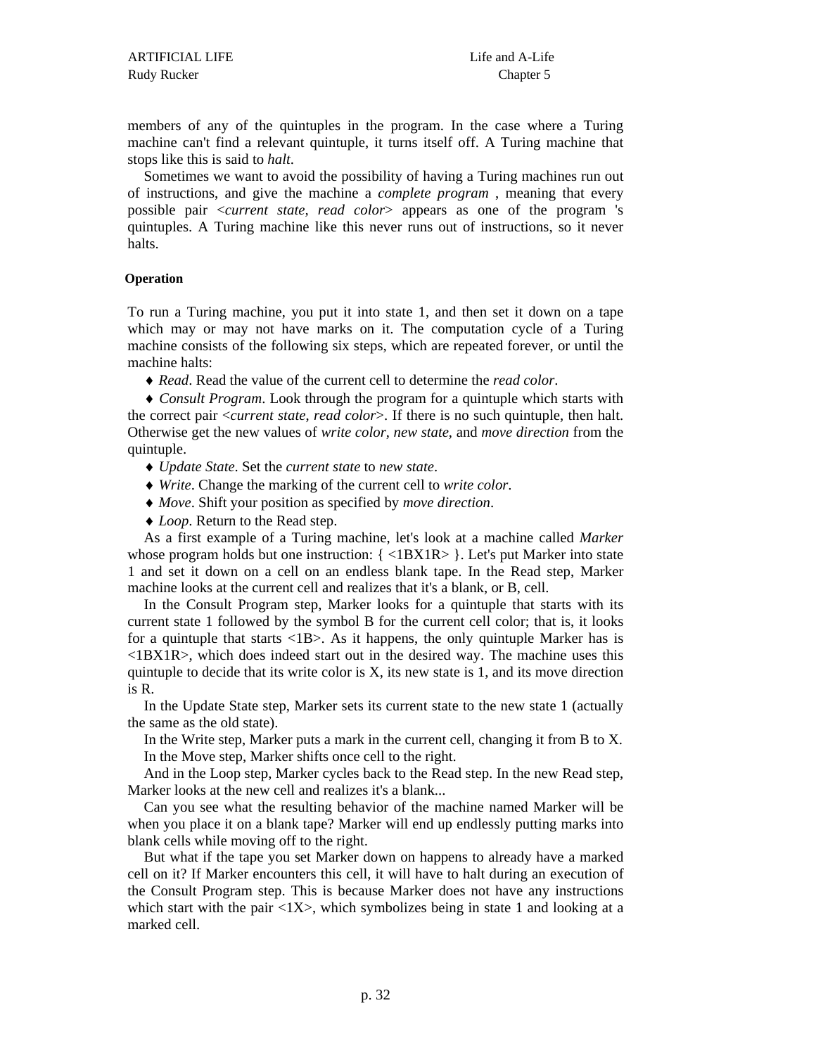members of any of the quintuples in the program. In the case where a Turing machine can't find a relevant quintuple, it turns itself off. A Turing machine that stops like this is said to *halt*.

Sometimes we want to avoid the possibility of having a Turing machines run out of instructions, and give the machine a *complete program* , meaning that every possible pair <*current state*, *read color*> appears as one of the program 's quintuples. A Turing machine like this never runs out of instructions, so it never halts.

**Operation**

To run a Turing machine, you put it into state 1, and then set it down on a tape which may or may not have marks on it. The computation cycle of a Turing machine consists of the following six steps, which are repeated forever, or until the machine halts:

- *Read*. Read the value of the current cell to determine the *read color*.
- *Consult Program*. Look through the program for a quintuple which starts with the correct pair <*current state*, *read color*>. If there is no such quintuple, then halt. Otherwise get the new values of *write color*, *new state*, and *move direction* from the quintuple.
- *Update State*. Set the *current state* to *new state*.
- *Write*. Change the marking of the current cell to *write color*.
- *Move*. Shift your position as specified by *move direction*.
- *Loop*. Return to the Read step.

As a first example of a Turing machine, let's look at a machine called *Marker* whose program holds but one instruction: { <1BX1R> }. Let's put Marker into state 1 and set it down on a cell on an endless blank tape. In the Read step, Marker machine looks at the current cell and realizes that it's a blank, or B, cell.

In the Consult Program step, Marker looks for a quintuple that starts with its current state 1 followed by the symbol B for the current cell color; that is, it looks for a quintuple that starts <1B>. As it happens, the only quintuple Marker has is <1BX1R>, which does indeed start out in the desired way. The machine uses this quintuple to decide that its write color is X, its new state is 1, and its move direction is R.

In the Update State step, Marker sets its current state to the new state 1 (actually the same as the old state).

In the Write step, Marker puts a mark in the current cell, changing it from B to X.

In the Move step, Marker shifts once cell to the right.

And in the Loop step, Marker cycles back to the Read step. In the new Read step, Marker looks at the new cell and realizes it's a blank...

Can you see what the resulting behavior of the machine named Marker will be when you place it on a blank tape? Marker will end up endlessly putting marks into blank cells while moving off to the right.

But what if the tape you set Marker down on happens to already have a marked cell on it? If Marker encounters this cell, it will have to halt during an execution of the Consult Program step. This is because Marker does not have any instructions which start with the pair <1X>, which symbolizes being in state 1 and looking at a marked cell.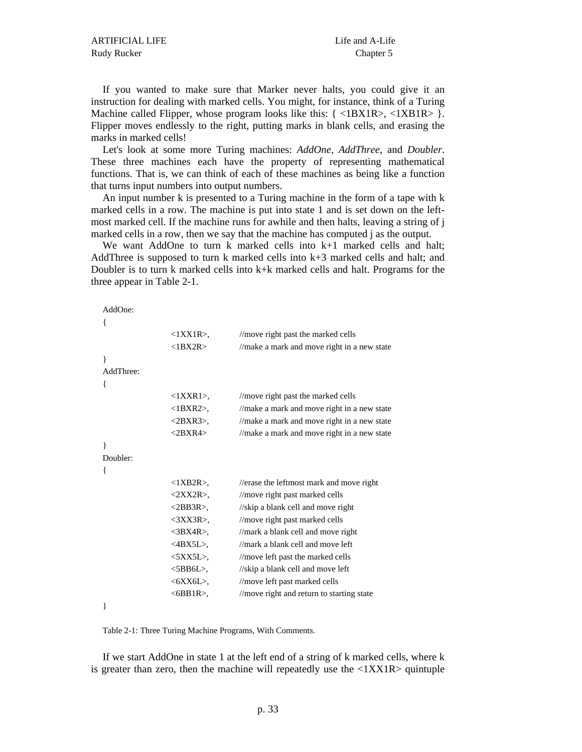If you wanted to make sure that Marker never halts, you could give it an instruction for dealing with marked cells. You might, for instance, think of a Turing Machine called Flipper, whose program looks like this: { <1BX1R>, <1XB1R> }. Flipper moves endlessly to the right, putting marks in blank cells, and erasing the marks in marked cells!

Let's look at some more Turing machines: *AddOne*, *AddThree*, and *Doubler*. These three machines each have the property of representing mathematical functions. That is, we can think of each of these machines as being like a function that turns input numbers into output numbers.

An input number k is presented to a Turing machine in the form of a tape with k marked cells in a row. The machine is put into state 1 and is set down on the left-most marked cell. If the machine runs for awhile and then halts, leaving a string of j marked cells in a row, then we say that the machine has computed j as the output.

We want AddOne to turn k marked cells into k+1 marked cells and halt; AddThree is supposed to turn k marked cells into k+3 marked cells and halt; and Doubler is to turn k marked cells into k+k marked cells and halt. Programs for the three appear in Table 2-1.

```
AddOne:
{
        <1XX1R>,    //move right past the marked cells
        <1BX2R>     //make a mark and move right in a new state
}
AddThree:
{
        <1XXR1>,    //move right past the marked cells
        <1BXR2>,    //make a mark and move right in a new state
        <2BXR3>,    //make a mark and move right in a new state
        <2BXR4>     //make a mark and move right in a new state
}
Doubler:
{
        <1XB2R>,    //erase the leftmost mark and move right
        <2XX2R>,    //move right past marked cells
        <2BB3R>,    //skip a blank cell and move right
        <3XX3R>,    //move right past marked cells
        <3BX4R>,    //mark a blank cell and move right
        <4BX5L>,    //mark a blank cell and move left
        <5XX5L>,    //move left past the marked cells
        <5BB6L>,    //skip a blank cell and move left
        <6XX6L>,    //move left past marked cells
        <6BB1R>,    //move right and return to starting state
}
```

Table 2-1: Three Turing Machine Programs, With Comments.

If we start AddOne in state 1 at the left end of a string of k marked cells, where k is greater than zero, then the machine will repeatedly use the <1XX1R> quintuple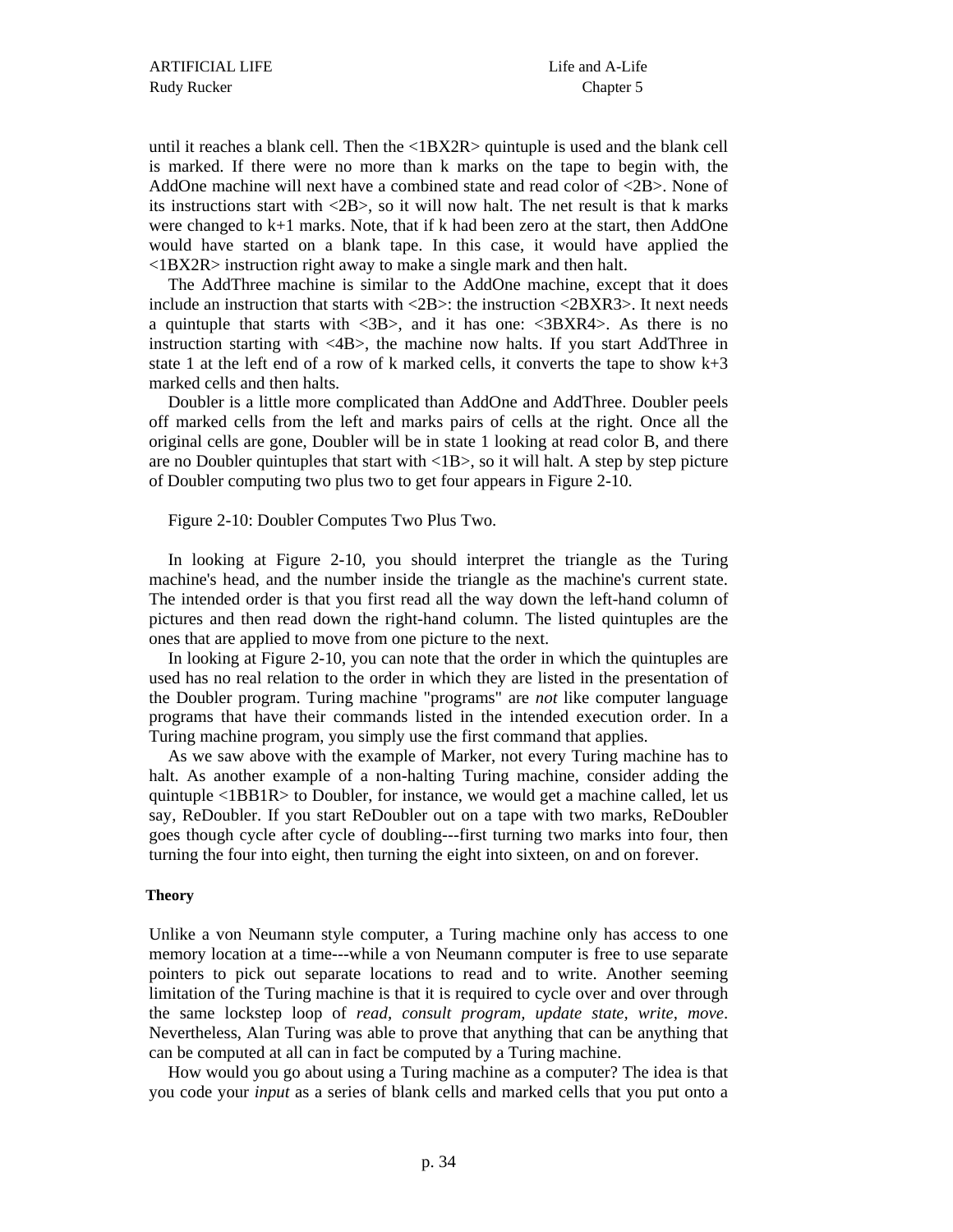until it reaches a blank cell. Then the <1BX2R> quintuple is used and the blank cell is marked. If there were no more than k marks on the tape to begin with, the AddOne machine will next have a combined state and read color of <2B>. None of its instructions start with <2B>, so it will now halt. The net result is that k marks were changed to k+1 marks. Note, that if k had been zero at the start, then AddOne would have started on a blank tape. In this case, it would have applied the <1BX2R> instruction right away to make a single mark and then halt.

The AddThree machine is similar to the AddOne machine, except that it does include an instruction that starts with <2B>: the instruction <2BXR3>. It next needs a quintuple that starts with <3B>, and it has one: <3BXR4>. As there is no instruction starting with <4B>, the machine now halts. If you start AddThree in state 1 at the left end of a row of k marked cells, it converts the tape to show k+3 marked cells and then halts.

Doubler is a little more complicated than AddOne and AddThree. Doubler peels off marked cells from the left and marks pairs of cells at the right. Once all the original cells are gone, Doubler will be in state 1 looking at read color B, and there are no Doubler quintuples that start with <1B>, so it will halt. A step by step picture of Doubler computing two plus two to get four appears in Figure 2-10.

Figure 2-10: Doubler Computes Two Plus Two.

In looking at Figure 2-10, you should interpret the triangle as the Turing machine's head, and the number inside the triangle as the machine's current state. The intended order is that you first read all the way down the left-hand column of pictures and then read down the right-hand column. The listed quintuples are the ones that are applied to move from one picture to the next.

In looking at Figure 2-10, you can note that the order in which the quintuples are used has no real relation to the order in which they are listed in the presentation of the Doubler program. Turing machine "programs" are *not* like computer language programs that have their commands listed in the intended execution order. In a Turing machine program, you simply use the first command that applies.

As we saw above with the example of Marker, not every Turing machine has to halt. As another example of a non-halting Turing machine, consider adding the quintuple <1BB1R> to Doubler, for instance, we would get a machine called, let us say, ReDoubler. If you start ReDoubler out on a tape with two marks, ReDoubler goes though cycle after cycle of doubling---first turning two marks into four, then turning the four into eight, then turning the eight into sixteen, on and on forever.

**Theory**

Unlike a von Neumann style computer, a Turing machine only has access to one memory location at a time---while a von Neumann computer is free to use separate pointers to pick out separate locations to read and to write. Another seeming limitation of the Turing machine is that it is required to cycle over and over through the same lockstep loop of *read, consult program, update state, write, move*. Nevertheless, Alan Turing was able to prove that anything that can be anything that can be computed at all can in fact be computed by a Turing machine.

How would you go about using a Turing machine as a computer? The idea is that you code your *input* as a series of blank cells and marked cells that you put onto a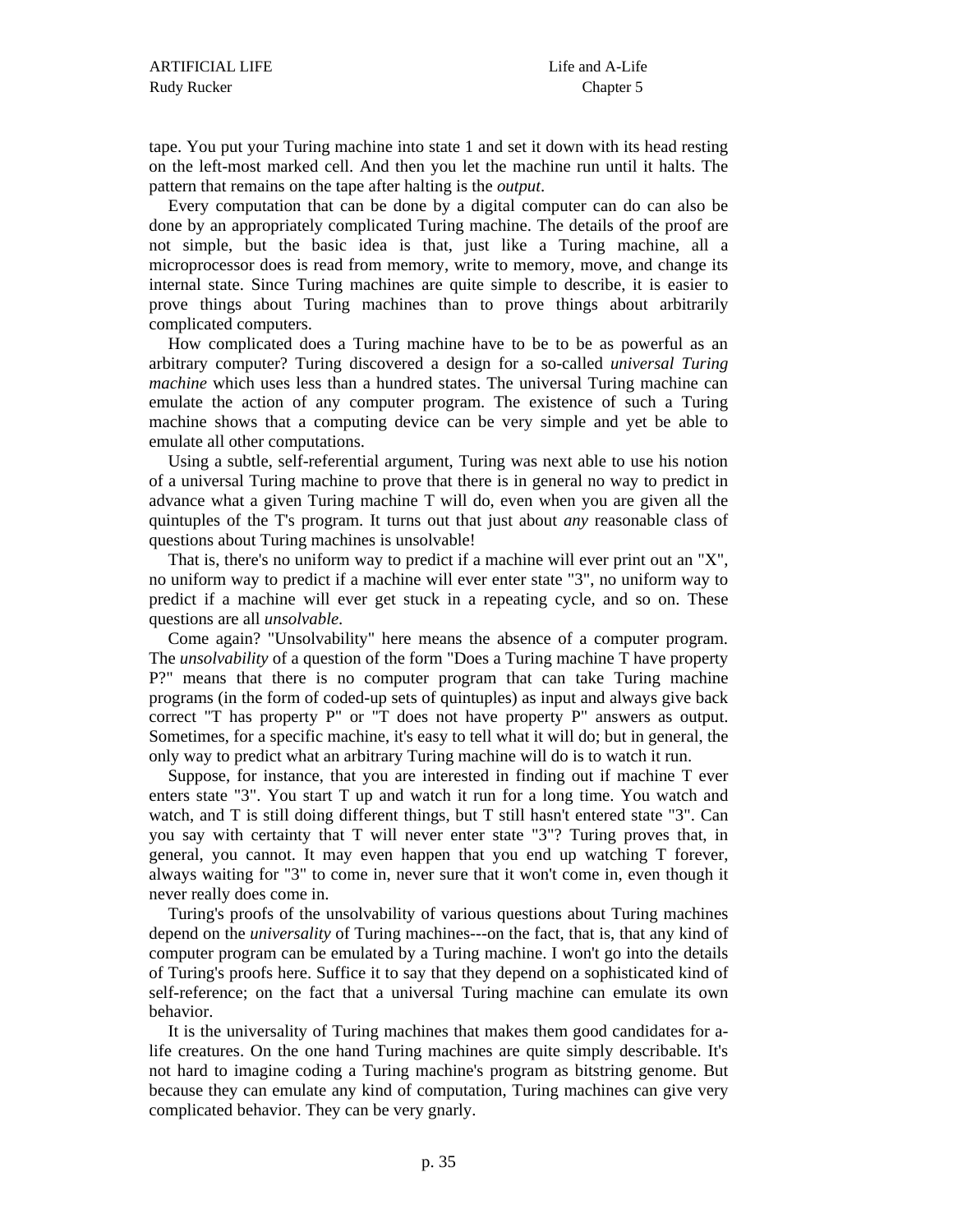tape. You put your Turing machine into state 1 and set it down with its head resting on the left-most marked cell. And then you let the machine run until it halts. The pattern that remains on the tape after halting is the *output*.

Every computation that can be done by a digital computer can do can also be done by an appropriately complicated Turing machine. The details of the proof are not simple, but the basic idea is that, just like a Turing machine, all a microprocessor does is read from memory, write to memory, move, and change its internal state. Since Turing machines are quite simple to describe, it is easier to prove things about Turing machines than to prove things about arbitrarily complicated computers.

How complicated does a Turing machine have to be to be as powerful as an arbitrary computer? Turing discovered a design for a so-called *universal Turing machine* which uses less than a hundred states. The universal Turing machine can emulate the action of any computer program. The existence of such a Turing machine shows that a computing device can be very simple and yet be able to emulate all other computations.

Using a subtle, self-referential argument, Turing was next able to use his notion of a universal Turing machine to prove that there is in general no way to predict in advance what a given Turing machine T will do, even when you are given all the quintuples of the T's program. It turns out that just about *any* reasonable class of questions about Turing machines is unsolvable!

That is, there's no uniform way to predict if a machine will ever print out an "X", no uniform way to predict if a machine will ever enter state "3", no uniform way to predict if a machine will ever get stuck in a repeating cycle, and so on. These questions are all *unsolvable*.

Come again? "Unsolvability" here means the absence of a computer program. The *unsolvability* of a question of the form "Does a Turing machine T have property P?" means that there is no computer program that can take Turing machine programs (in the form of coded-up sets of quintuples) as input and always give back correct "T has property P" or "T does not have property P" answers as output. Sometimes, for a specific machine, it's easy to tell what it will do; but in general, the only way to predict what an arbitrary Turing machine will do is to watch it run.

Suppose, for instance, that you are interested in finding out if machine T ever enters state "3". You start T up and watch it run for a long time. You watch and watch, and T is still doing different things, but T still hasn't entered state "3". Can you say with certainty that T will never enter state "3"? Turing proves that, in general, you cannot. It may even happen that you end up watching T forever, always waiting for "3" to come in, never sure that it won't come in, even though it never really does come in.

Turing's proofs of the unsolvability of various questions about Turing machines depend on the *universality* of Turing machines---on the fact, that is, that any kind of computer program can be emulated by a Turing machine. I won't go into the details of Turing's proofs here. Suffice it to say that they depend on a sophisticated kind of self-reference; on the fact that a universal Turing machine can emulate its own behavior.

It is the universality of Turing machines that makes them good candidates for a-life creatures. On the one hand Turing machines are quite simply describable. It's not hard to imagine coding a Turing machine's program as bitstring genome. But because they can emulate any kind of computation, Turing machines can give very complicated behavior. They can be very gnarly.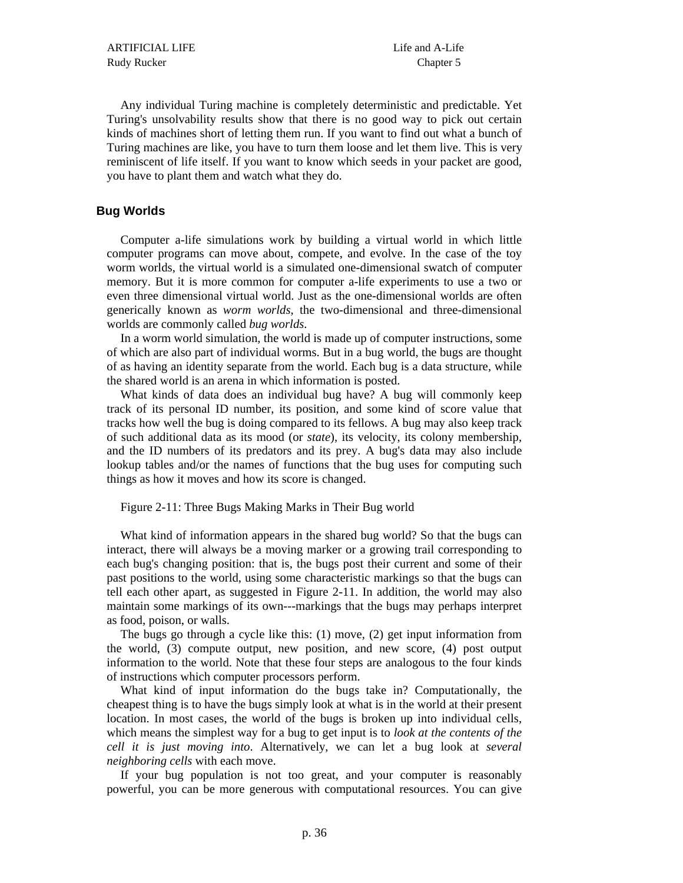Any individual Turing machine is completely deterministic and predictable. Yet Turing's unsolvability results show that there is no good way to pick out certain kinds of machines short of letting them run. If you want to find out what a bunch of Turing machines are like, you have to turn them loose and let them live. This is very reminiscent of life itself. If you want to know which seeds in your packet are good, you have to plant them and watch what they do.

## Bug Worlds

Computer a-life simulations work by building a virtual world in which little computer programs can move about, compete, and evolve. In the case of the toy worm worlds, the virtual world is a simulated one-dimensional swatch of computer memory. But it is more common for computer a-life experiments to use a two or even three dimensional virtual world. Just as the one-dimensional worlds are often generically known as *worm worlds*, the two-dimensional and three-dimensional worlds are commonly called *bug worlds*.

In a worm world simulation, the world is made up of computer instructions, some of which are also part of individual worms. But in a bug world, the bugs are thought of as having an identity separate from the world. Each bug is a data structure, while the shared world is an arena in which information is posted.

What kinds of data does an individual bug have? A bug will commonly keep track of its personal ID number, its position, and some kind of score value that tracks how well the bug is doing compared to its fellows. A bug may also keep track of such additional data as its mood (or *state*), its velocity, its colony membership, and the ID numbers of its predators and its prey. A bug's data may also include lookup tables and/or the names of functions that the bug uses for computing such things as how it moves and how its score is changed.

Figure 2-11: Three Bugs Making Marks in Their Bug world

What kind of information appears in the shared bug world? So that the bugs can interact, there will always be a moving marker or a growing trail corresponding to each bug's changing position: that is, the bugs post their current and some of their past positions to the world, using some characteristic markings so that the bugs can tell each other apart, as suggested in Figure 2-11. In addition, the world may also maintain some markings of its own---markings that the bugs may perhaps interpret as food, poison, or walls.

The bugs go through a cycle like this: (1) move, (2) get input information from the world, (3) compute output, new position, and new score, (4) post output information to the world. Note that these four steps are analogous to the four kinds of instructions which computer processors perform.

What kind of input information do the bugs take in? Computationally, the cheapest thing is to have the bugs simply look at what is in the world at their present location. In most cases, the world of the bugs is broken up into individual cells, which means the simplest way for a bug to get input is to *look at the contents of the cell it is just moving into*. Alternatively, we can let a bug look at *several neighboring cells* with each move.

If your bug population is not too great, and your computer is reasonably powerful, you can be more generous with computational resources. You can give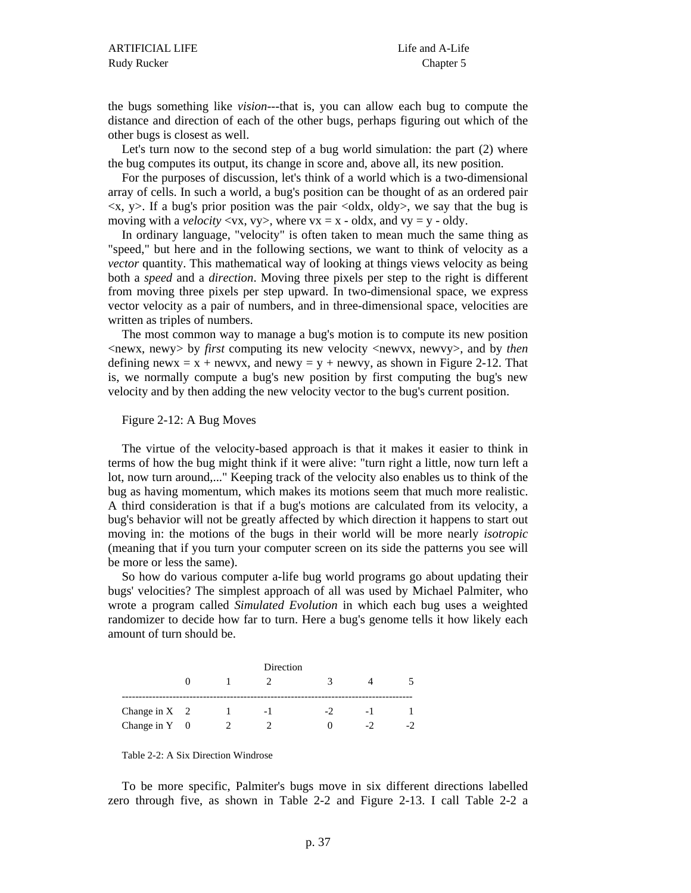the bugs something like *vision*---that is, you can allow each bug to compute the distance and direction of each of the other bugs, perhaps figuring out which of the other bugs is closest as well.

Let's turn now to the second step of a bug world simulation: the part (2) where the bug computes its output, its change in score and, above all, its new position.

For the purposes of discussion, let's think of a world which is a two-dimensional array of cells. In such a world, a bug's position can be thought of as an ordered pair <x, y>. If a bug's prior position was the pair <oldx, oldy>, we say that the bug is moving with a *velocity* <vx, vy>, where vx = x - oldx, and vy = y - oldy.

In ordinary language, "velocity" is often taken to mean much the same thing as "speed," but here and in the following sections, we want to think of velocity as a *vector* quantity. This mathematical way of looking at things views velocity as being both a *speed* and a *direction*. Moving three pixels per step to the right is different from moving three pixels per step upward. In two-dimensional space, we express vector velocity as a pair of numbers, and in three-dimensional space, velocities are written as triples of numbers.

The most common way to manage a bug's motion is to compute its new position <newx, newy> by *first* computing its new velocity <newvx, newvy>, and by *then* defining newx = x + newvx, and newy = y + newvy, as shown in Figure 2-12. That is, we normally compute a bug's new position by first computing the bug's new velocity and by then adding the new velocity vector to the bug's current position.

Figure 2-12: A Bug Moves

The virtue of the velocity-based approach is that it makes it easier to think in terms of how the bug might think if it were alive: "turn right a little, now turn left a lot, now turn around,..." Keeping track of the velocity also enables us to think of the bug as having momentum, which makes its motions seem that much more realistic. A third consideration is that if a bug's motions are calculated from its velocity, a bug's behavior will not be greatly affected by which direction it happens to start out moving in: the motions of the bugs in their world will be more nearly *isotropic* (meaning that if you turn your computer screen on its side the patterns you see will be more or less the same).

So how do various computer a-life bug world programs go about updating their bugs' velocities? The simplest approach of all was used by Michael Palmiter, who wrote a program called *Simulated Evolution* in which each bug uses a weighted randomizer to decide how far to turn. Here a bug's genome tells it how likely each amount of turn should be.

| Direction | 0 | 1 | 2 | 3 | 4 | 5 |
|---|---|---|---|---|---|---|
| Change in X | 2 | 1 | -1 | -2 | -1 | 1 |
| Change in Y | 0 | 2 | 2 | 0 | -2 | -2 |

Table 2-2: A Six Direction Windrose

To be more specific, Palmiter's bugs move in six different directions labelled zero through five, as shown in Table 2-2 and Figure 2-13. I call Table 2-2 a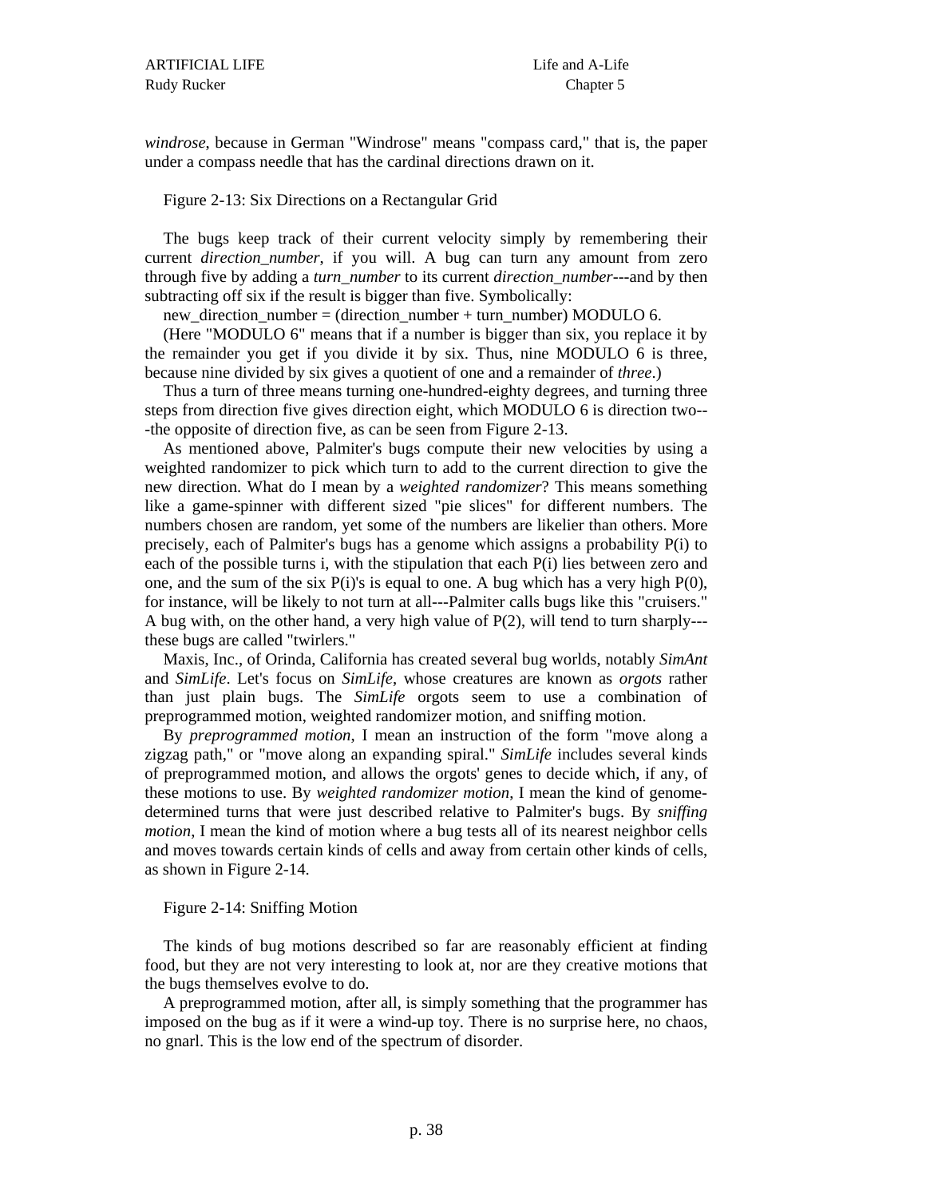*windrose*, because in German "Windrose" means "compass card," that is, the paper under a compass needle that has the cardinal directions drawn on it.

Figure 2-13: Six Directions on a Rectangular Grid

The bugs keep track of their current velocity simply by remembering their current *direction_number*, if you will. A bug can turn any amount from zero through five by adding a *turn_number* to its current *direction_number*---and by then subtracting off six if the result is bigger than five. Symbolically:

new_direction_number = (direction_number + turn_number) MODULO 6.

(Here "MODULO 6" means that if a number is bigger than six, you replace it by the remainder you get if you divide it by six. Thus, nine MODULO 6 is three, because nine divided by six gives a quotient of one and a remainder of *three*.)

Thus a turn of three means turning one-hundred-eighty degrees, and turning three steps from direction five gives direction eight, which MODULO 6 is direction two---the opposite of direction five, as can be seen from Figure 2-13.

As mentioned above, Palmiter's bugs compute their new velocities by using a weighted randomizer to pick which turn to add to the current direction to give the new direction. What do I mean by a *weighted randomizer*? This means something like a game-spinner with different sized "pie slices" for different numbers. The numbers chosen are random, yet some of the numbers are likelier than others. More precisely, each of Palmiter's bugs has a genome which assigns a probability P(i) to each of the possible turns i, with the stipulation that each P(i) lies between zero and one, and the sum of the six P(i)'s is equal to one. A bug which has a very high P(0), for instance, will be likely to not turn at all---Palmiter calls bugs like this "cruisers." A bug with, on the other hand, a very high value of P(2), will tend to turn sharply---these bugs are called "twirlers."

Maxis, Inc., of Orinda, California has created several bug worlds, notably *SimAnt* and *SimLife*. Let's focus on *SimLife*, whose creatures are known as *orgots* rather than just plain bugs. The *SimLife* orgots seem to use a combination of preprogrammed motion, weighted randomizer motion, and sniffing motion.

By *preprogrammed motion*, I mean an instruction of the form "move along a zigzag path," or "move along an expanding spiral." *SimLife* includes several kinds of preprogrammed motion, and allows the orgots' genes to decide which, if any, of these motions to use. By *weighted randomizer motion*, I mean the kind of genome-determined turns that were just described relative to Palmiter's bugs. By *sniffing motion*, I mean the kind of motion where a bug tests all of its nearest neighbor cells and moves towards certain kinds of cells and away from certain other kinds of cells, as shown in Figure 2-14.

Figure 2-14: Sniffing Motion

The kinds of bug motions described so far are reasonably efficient at finding food, but they are not very interesting to look at, nor are they creative motions that the bugs themselves evolve to do.

A preprogrammed motion, after all, is simply something that the programmer has imposed on the bug as if it were a wind-up toy. There is no surprise here, no chaos, no gnarl. This is the low end of the spectrum of disorder.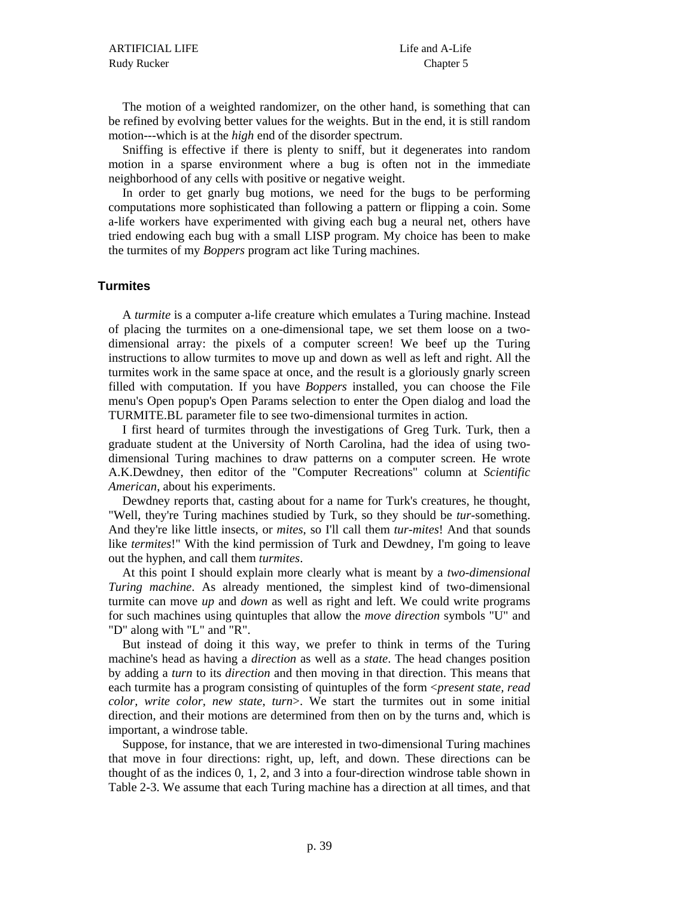The motion of a weighted randomizer, on the other hand, is something that can be refined by evolving better values for the weights. But in the end, it is still random motion---which is at the *high* end of the disorder spectrum.

Sniffing is effective if there is plenty to sniff, but it degenerates into random motion in a sparse environment where a bug is often not in the immediate neighborhood of any cells with positive or negative weight.

In order to get gnarly bug motions, we need for the bugs to be performing computations more sophisticated than following a pattern or flipping a coin. Some a-life workers have experimented with giving each bug a neural net, others have tried endowing each bug with a small LISP program. My choice has been to make the turmites of my *Boppers* program act like Turing machines.

## Turmites

A *turmite* is a computer a-life creature which emulates a Turing machine. Instead of placing the turmites on a one-dimensional tape, we set them loose on a two-dimensional array: the pixels of a computer screen! We beef up the Turing instructions to allow turmites to move up and down as well as left and right. All the turmites work in the same space at once, and the result is a gloriously gnarly screen filled with computation. If you have *Boppers* installed, you can choose the File menu's Open popup's Open Params selection to enter the Open dialog and load the TURMITE.BL parameter file to see two-dimensional turmites in action.

I first heard of turmites through the investigations of Greg Turk. Turk, then a graduate student at the University of North Carolina, had the idea of using two-dimensional Turing machines to draw patterns on a computer screen. He wrote A.K.Dewdney, then editor of the "Computer Recreations" column at *Scientific American*, about his experiments.

Dewdney reports that, casting about for a name for Turk's creatures, he thought, "Well, they're Turing machines studied by Turk, so they should be *tur*-something. And they're like little insects, or *mites*, so I'll call them *tur-mites*! And that sounds like *termites*!" With the kind permission of Turk and Dewdney, I'm going to leave out the hyphen, and call them *turmites*.

At this point I should explain more clearly what is meant by a *two-dimensional Turing machine*. As already mentioned, the simplest kind of two-dimensional turmite can move *up* and *down* as well as right and left. We could write programs for such machines using quintuples that allow the *move direction* symbols "U" and "D" along with "L" and "R".

But instead of doing it this way, we prefer to think in terms of the Turing machine's head as having a *direction* as well as a *state*. The head changes position by adding a *turn* to its *direction* and then moving in that direction. This means that each turmite has a program consisting of quintuples of the form <*present state, read color, write color, new state, turn*>. We start the turmites out in some initial direction, and their motions are determined from then on by the turns and, which is important, a windrose table.

Suppose, for instance, that we are interested in two-dimensional Turing machines that move in four directions: right, up, left, and down. These directions can be thought of as the indices 0, 1, 2, and 3 into a four-direction windrose table shown in Table 2-3. We assume that each Turing machine has a direction at all times, and that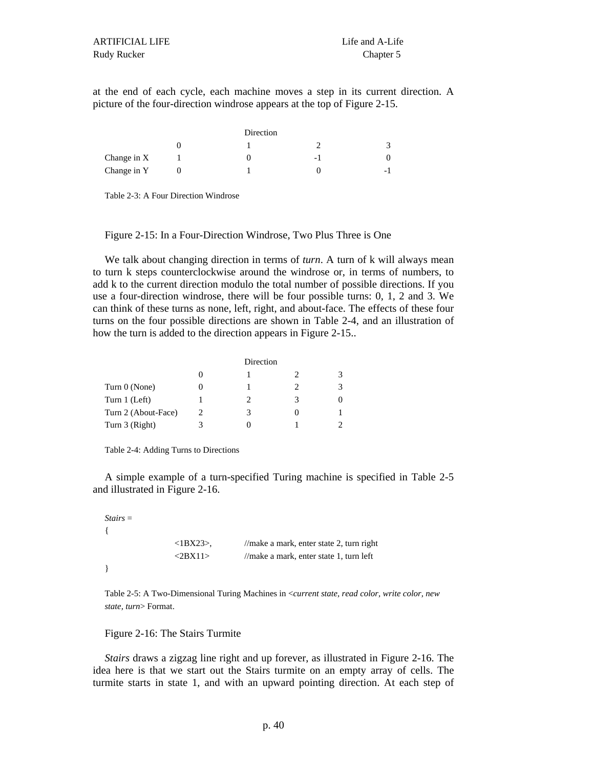at the end of each cycle, each machine moves a step in its current direction. A picture of the four-direction windrose appears at the top of Figure 2-15.

| | Direction | | | |
|---|---|---|---|---|
| | 0 | 1 | 2 | 3 |
| Change in X | 1 | 0 | -1 | 0 |
| Change in Y | 0 | 1 | 0 | -1 |

Table 2-3: A Four Direction Windrose

Figure 2-15: In a Four-Direction Windrose, Two Plus Three is One

We talk about changing direction in terms of *turn*. A turn of k will always mean to turn k steps counterclockwise around the windrose or, in terms of numbers, to add k to the current direction modulo the total number of possible directions. If you use a four-direction windrose, there will be four possible turns: 0, 1, 2 and 3. We can think of these turns as none, left, right, and about-face. The effects of these four turns on the four possible directions are shown in Table 2-4, and an illustration of how the turn is added to the direction appears in Figure 2-15..

| | Direction | | | |
|---|---|---|---|---|
| | 0 | 1 | 2 | 3 |
| Turn 0 (None) | 0 | 1 | 2 | 3 |
| Turn 1 (Left) | 1 | 2 | 3 | 0 |
| Turn 2 (About-Face) | 2 | 3 | 0 | 1 |
| Turn 3 (Right) | 3 | 0 | 1 | 2 |

Table 2-4: Adding Turns to Directions

A simple example of a turn-specified Turing machine is specified in Table 2-5 and illustrated in Figure 2-16.

```
Stairs =
{
        <1BX23>,        //make a mark, enter state 2, turn right
        <2BX11>         //make a mark, enter state 1, turn left
}
```

Table 2-5: A Two-Dimensional Turing Machines in <*current state, read color, write color, new state, turn*> Format.

Figure 2-16: The Stairs Turmite

*Stairs* draws a zigzag line right and up forever, as illustrated in Figure 2-16. The idea here is that we start out the Stairs turmite on an empty array of cells. The turmite starts in state 1, and with an upward pointing direction. At each step of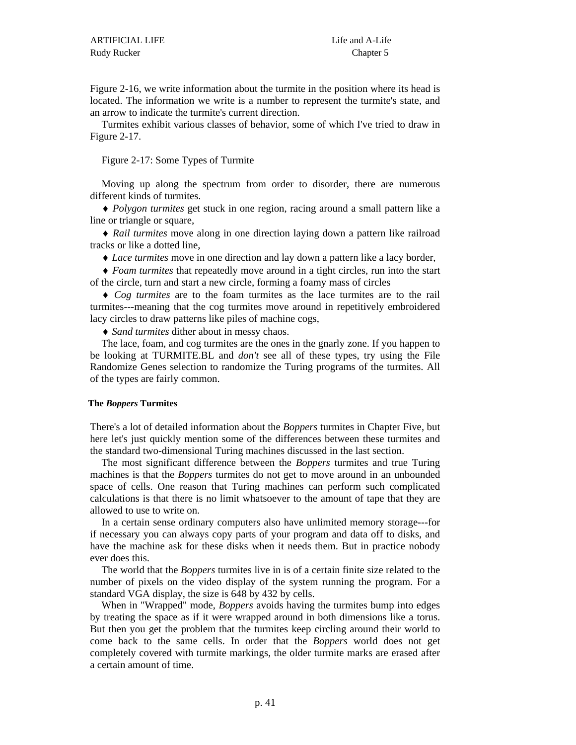Figure 2-16, we write information about the turmite in the position where its head is located. The information we write is a number to represent the turmite's state, and an arrow to indicate the turmite's current direction.

Turmites exhibit various classes of behavior, some of which I've tried to draw in Figure 2-17.

Figure 2-17: Some Types of Turmite

Moving up along the spectrum from order to disorder, there are numerous different kinds of turmites.

♦ *Polygon turmites* get stuck in one region, racing around a small pattern like a line or triangle or square,

♦ *Rail turmites* move along in one direction laying down a pattern like railroad tracks or like a dotted line,

♦ *Lace turmites* move in one direction and lay down a pattern like a lacy border,

♦ *Foam turmites* that repeatedly move around in a tight circles, run into the start of the circle, turn and start a new circle, forming a foamy mass of circles

♦ *Cog turmites* are to the foam turmites as the lace turmites are to the rail turmites---meaning that the cog turmites move around in repetitively embroidered lacy circles to draw patterns like piles of machine cogs,

♦ *Sand turmites* dither about in messy chaos.

The lace, foam, and cog turmites are the ones in the gnarly zone. If you happen to be looking at TURMITE.BL and *don't* see all of these types, try using the File Randomize Genes selection to randomize the Turing programs of the turmites. All of the types are fairly common.

### The *Boppers* Turmites

There's a lot of detailed information about the *Boppers* turmites in Chapter Five, but here let's just quickly mention some of the differences between these turmites and the standard two-dimensional Turing machines discussed in the last section.

The most significant difference between the *Boppers* turmites and true Turing machines is that the *Boppers* turmites do not get to move around in an unbounded space of cells. One reason that Turing machines can perform such complicated calculations is that there is no limit whatsoever to the amount of tape that they are allowed to use to write on.

In a certain sense ordinary computers also have unlimited memory storage---for if necessary you can always copy parts of your program and data off to disks, and have the machine ask for these disks when it needs them. But in practice nobody ever does this.

The world that the *Boppers* turmites live in is of a certain finite size related to the number of pixels on the video display of the system running the program. For a standard VGA display, the size is 648 by 432 by cells.

When in "Wrapped" mode, *Boppers* avoids having the turmites bump into edges by treating the space as if it were wrapped around in both dimensions like a torus. But then you get the problem that the turmites keep circling around their world to come back to the same cells. In order that the *Boppers* world does not get completely covered with turmite markings, the older turmite marks are erased after a certain amount of time.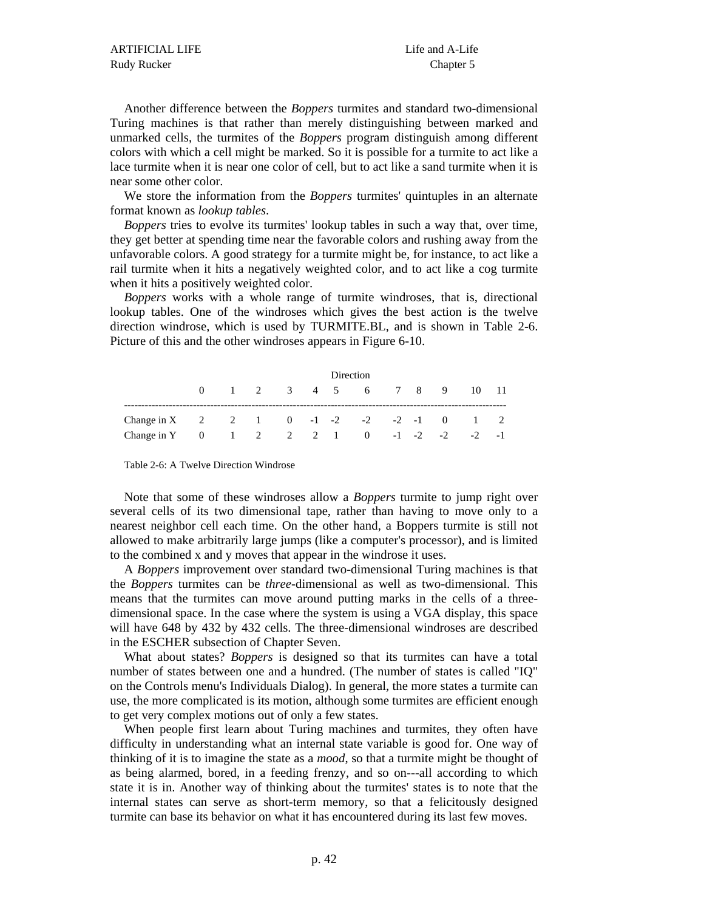Another difference between the *Boppers* turmites and standard two-dimensional Turing machines is that rather than merely distinguishing between marked and unmarked cells, the turmites of the *Boppers* program distinguish among different colors with which a cell might be marked. So it is possible for a turmite to act like a lace turmite when it is near one color of cell, but to act like a sand turmite when it is near some other color.

We store the information from the *Boppers* turmites' quintuples in an alternate format known as *lookup tables*.

*Boppers* tries to evolve its turmites' lookup tables in such a way that, over time, they get better at spending time near the favorable colors and rushing away from the unfavorable colors. A good strategy for a turmite might be, for instance, to act like a rail turmite when it hits a negatively weighted color, and to act like a cog turmite when it hits a positively weighted color.

*Boppers* works with a whole range of turmite windroses, that is, directional lookup tables. One of the windroses which gives the best action is the twelve direction windrose, which is used by TURMITE.BL, and is shown in Table 2-6. Picture of this and the other windroses appears in Figure 6-10.

| Direction | 0 | 1 | 2 | 3 | 4 | 5 | 6 | 7 | 8 | 9 | 10 | 11 |
|---|---|---|---|---|---|---|---|---|---|---|---|---|
| Change in X | 2 | 2 | 1 | 0 | -1 | -2 | -2 | -2 | -1 | 0 | 1 | 2 |
| Change in Y | 0 | 1 | 2 | 2 | 2 | 1 | 0 | -1 | -2 | -2 | -2 | -1 |

Table 2-6: A Twelve Direction Windrose

Note that some of these windroses allow a *Boppers* turmite to jump right over several cells of its two dimensional tape, rather than having to move only to a nearest neighbor cell each time. On the other hand, a Boppers turmite is still not allowed to make arbitrarily large jumps (like a computer's processor), and is limited to the combined x and y moves that appear in the windrose it uses.

A *Boppers* improvement over standard two-dimensional Turing machines is that the *Boppers* turmites can be *three*-dimensional as well as two-dimensional. This means that the turmites can move around putting marks in the cells of a three-dimensional space. In the case where the system is using a VGA display, this space will have 648 by 432 by 432 cells. The three-dimensional windroses are described in the ESCHER subsection of Chapter Seven.

What about states? *Boppers* is designed so that its turmites can have a total number of states between one and a hundred. (The number of states is called "IQ" on the Controls menu's Individuals Dialog). In general, the more states a turmite can use, the more complicated is its motion, although some turmites are efficient enough to get very complex motions out of only a few states.

When people first learn about Turing machines and turmites, they often have difficulty in understanding what an internal state variable is good for. One way of thinking of it is to imagine the state as a *mood*, so that a turmite might be thought of as being alarmed, bored, in a feeding frenzy, and so on---all according to which state it is in. Another way of thinking about the turmites' states is to note that the internal states can serve as short-term memory, so that a felicitously designed turmite can base its behavior on what it has encountered during its last few moves.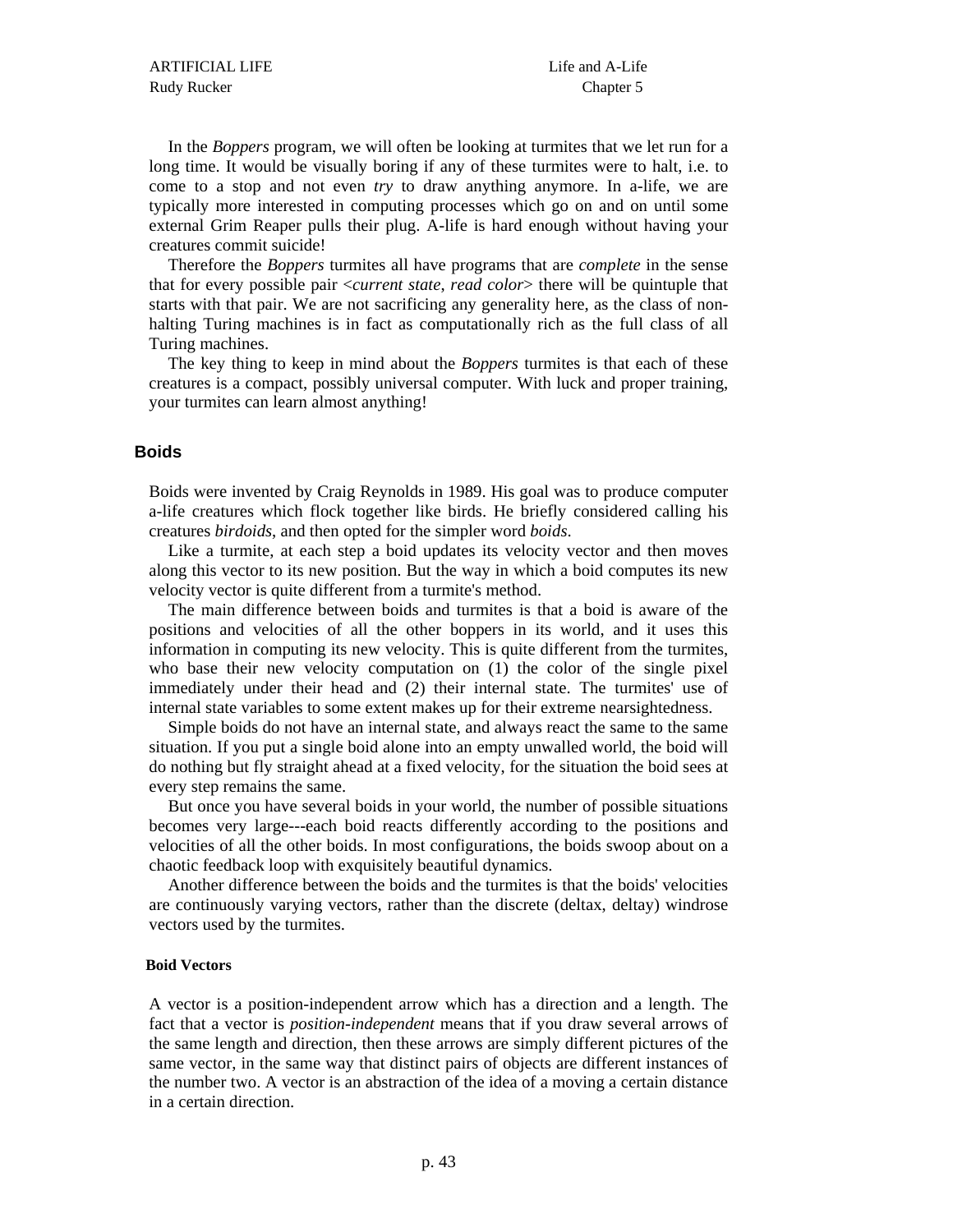In the *Boppers* program, we will often be looking at turmites that we let run for a long time. It would be visually boring if any of these turmites were to halt, i.e. to come to a stop and not even *try* to draw anything anymore. In a-life, we are typically more interested in computing processes which go on and on until some external Grim Reaper pulls their plug. A-life is hard enough without having your creatures commit suicide!

Therefore the *Boppers* turmites all have programs that are *complete* in the sense that for every possible pair <*current state*, *read color*> there will be quintuple that starts with that pair. We are not sacrificing any generality here, as the class of non-halting Turing machines is in fact as computationally rich as the full class of all Turing machines.

The key thing to keep in mind about the *Boppers* turmites is that each of these creatures is a compact, possibly universal computer. With luck and proper training, your turmites can learn almost anything!

## Boids

Boids were invented by Craig Reynolds in 1989. His goal was to produce computer a-life creatures which flock together like birds. He briefly considered calling his creatures *birdoids*, and then opted for the simpler word *boids*.

Like a turmite, at each step a boid updates its velocity vector and then moves along this vector to its new position. But the way in which a boid computes its new velocity vector is quite different from a turmite's method.

The main difference between boids and turmites is that a boid is aware of the positions and velocities of all the other boppers in its world, and it uses this information in computing its new velocity. This is quite different from the turmites, who base their new velocity computation on (1) the color of the single pixel immediately under their head and (2) their internal state. The turmites' use of internal state variables to some extent makes up for their extreme nearsightedness.

Simple boids do not have an internal state, and always react the same to the same situation. If you put a single boid alone into an empty unwalled world, the boid will do nothing but fly straight ahead at a fixed velocity, for the situation the boid sees at every step remains the same.

But once you have several boids in your world, the number of possible situations becomes very large---each boid reacts differently according to the positions and velocities of all the other boids. In most configurations, the boids swoop about on a chaotic feedback loop with exquisitely beautiful dynamics.

Another difference between the boids and the turmites is that the boids' velocities are continuously varying vectors, rather than the discrete (deltax, deltay) windrose vectors used by the turmites.

### Boid Vectors

A vector is a position-independent arrow which has a direction and a length. The fact that a vector is *position-independent* means that if you draw several arrows of the same length and direction, then these arrows are simply different pictures of the same vector, in the same way that distinct pairs of objects are different instances of the number two. A vector is an abstraction of the idea of a moving a certain distance in a certain direction.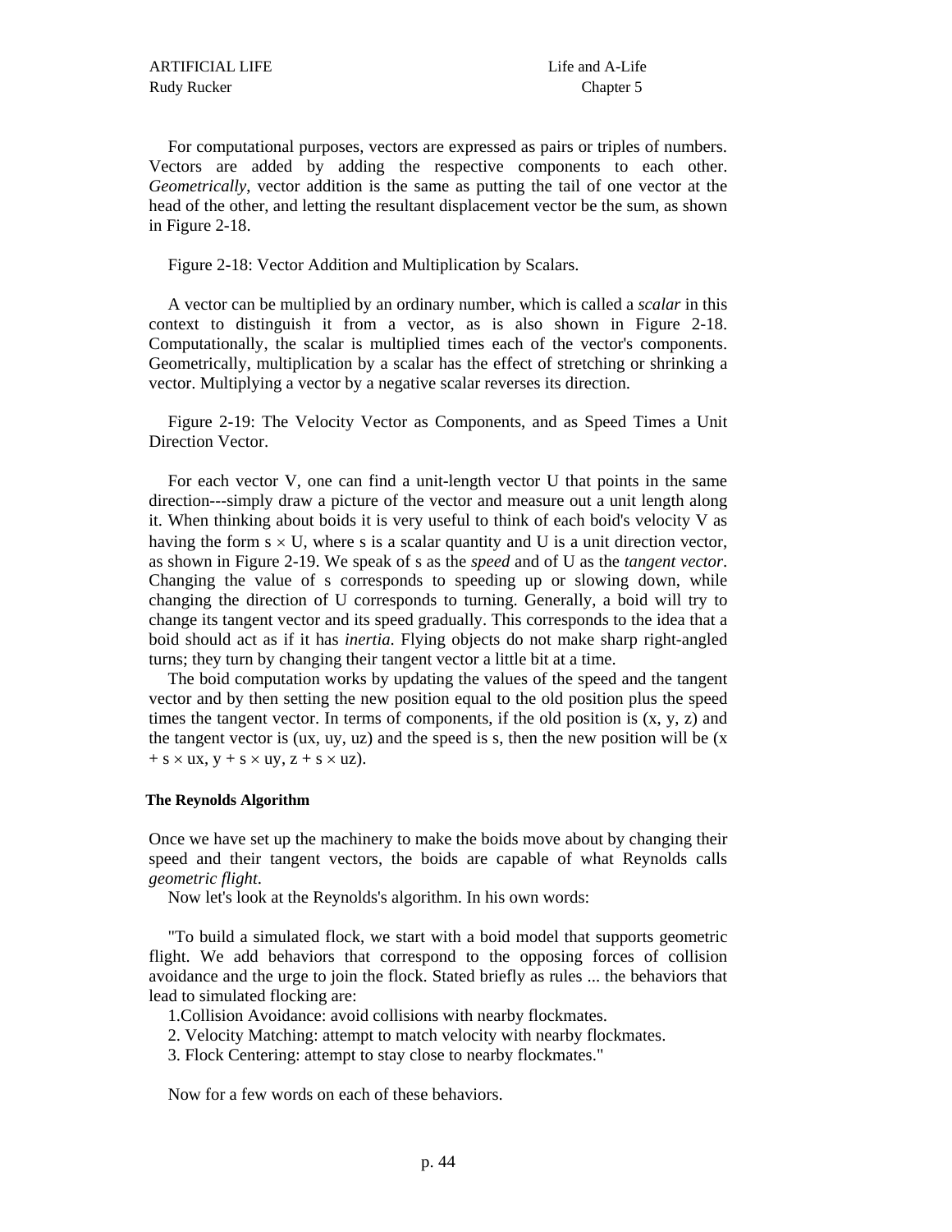For computational purposes, vectors are expressed as pairs or triples of numbers. Vectors are added by adding the respective components to each other. *Geometrically*, vector addition is the same as putting the tail of one vector at the head of the other, and letting the resultant displacement vector be the sum, as shown in Figure 2-18.

Figure 2-18: Vector Addition and Multiplication by Scalars.

A vector can be multiplied by an ordinary number, which is called a *scalar* in this context to distinguish it from a vector, as is also shown in Figure 2-18. Computationally, the scalar is multiplied times each of the vector's components. Geometrically, multiplication by a scalar has the effect of stretching or shrinking a vector. Multiplying a vector by a negative scalar reverses its direction.

Figure 2-19: The Velocity Vector as Components, and as Speed Times a Unit Direction Vector.

For each vector V, one can find a unit-length vector U that points in the same direction---simply draw a picture of the vector and measure out a unit length along it. When thinking about boids it is very useful to think of each boid's velocity V as having the form $s \times U$, where s is a scalar quantity and U is a unit direction vector, as shown in Figure 2-19. We speak of s as the *speed* and of U as the *tangent vector*. Changing the value of s corresponds to speeding up or slowing down, while changing the direction of U corresponds to turning. Generally, a boid will try to change its tangent vector and its speed gradually. This corresponds to the idea that a boid should act as if it has *inertia*. Flying objects do not make sharp right-angled turns; they turn by changing their tangent vector a little bit at a time.

The boid computation works by updating the values of the speed and the tangent vector and by then setting the new position equal to the old position plus the speed times the tangent vector. In terms of components, if the old position is (x, y, z) and the tangent vector is (ux, uy, uz) and the speed is s, then the new position will be $(x + s \times ux, y + s \times uy, z + s \times uz)$.

### The Reynolds Algorithm

Once we have set up the machinery to make the boids move about by changing their speed and their tangent vectors, the boids are capable of what Reynolds calls *geometric flight*.

Now let's look at the Reynolds's algorithm. In his own words:

"To build a simulated flock, we start with a boid model that supports geometric flight. We add behaviors that correspond to the opposing forces of collision avoidance and the urge to join the flock. Stated briefly as rules ... the behaviors that lead to simulated flocking are:

1. Collision Avoidance: avoid collisions with nearby flockmates.
2. Velocity Matching: attempt to match velocity with nearby flockmates.
3. Flock Centering: attempt to stay close to nearby flockmates."

Now for a few words on each of these behaviors.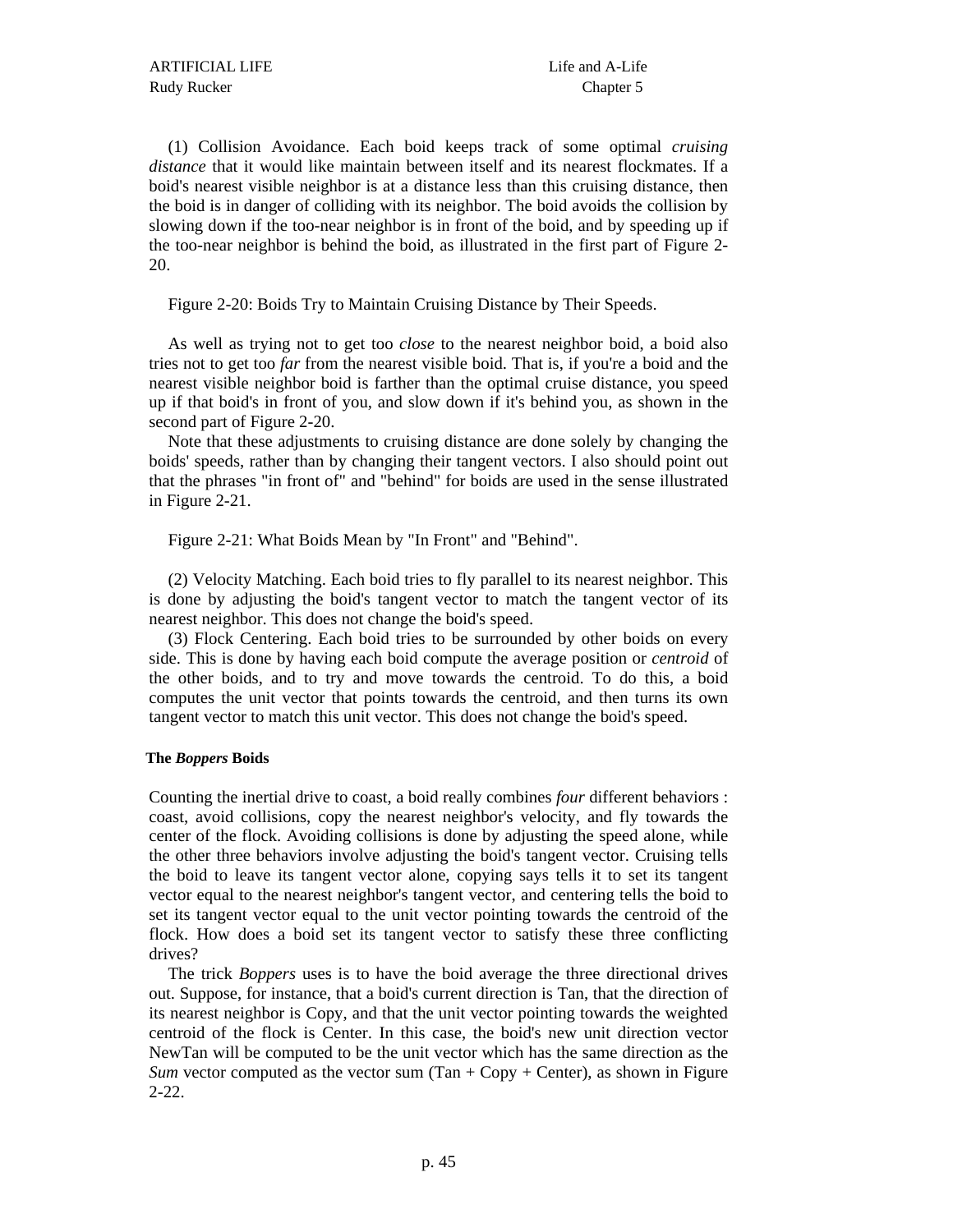(1) Collision Avoidance. Each boid keeps track of some optimal *cruising distance* that it would like maintain between itself and its nearest flockmates. If a boid's nearest visible neighbor is at a distance less than this cruising distance, then the boid is in danger of colliding with its neighbor. The boid avoids the collision by slowing down if the too-near neighbor is in front of the boid, and by speeding up if the too-near neighbor is behind the boid, as illustrated in the first part of Figure 2-20.

Figure 2-20: Boids Try to Maintain Cruising Distance by Their Speeds.

As well as trying not to get too *close* to the nearest neighbor boid, a boid also tries not to get too *far* from the nearest visible boid. That is, if you're a boid and the nearest visible neighbor boid is farther than the optimal cruise distance, you speed up if that boid's in front of you, and slow down if it's behind you, as shown in the second part of Figure 2-20.

Note that these adjustments to cruising distance are done solely by changing the boids' speeds, rather than by changing their tangent vectors. I also should point out that the phrases "in front of" and "behind" for boids are used in the sense illustrated in Figure 2-21.

Figure 2-21: What Boids Mean by "In Front" and "Behind".

(2) Velocity Matching. Each boid tries to fly parallel to its nearest neighbor. This is done by adjusting the boid's tangent vector to match the tangent vector of its nearest neighbor. This does not change the boid's speed.

(3) Flock Centering. Each boid tries to be surrounded by other boids on every side. This is done by having each boid compute the average position or *centroid* of the other boids, and to try and move towards the centroid. To do this, a boid computes the unit vector that points towards the centroid, and then turns its own tangent vector to match this unit vector. This does not change the boid's speed.

#### The *Boppers* Boids

Counting the inertial drive to coast, a boid really combines *four* different behaviors : coast, avoid collisions, copy the nearest neighbor's velocity, and fly towards the center of the flock. Avoiding collisions is done by adjusting the speed alone, while the other three behaviors involve adjusting the boid's tangent vector. Cruising tells the boid to leave its tangent vector alone, copying says tells it to set its tangent vector equal to the nearest neighbor's tangent vector, and centering tells the boid to set its tangent vector equal to the unit vector pointing towards the centroid of the flock. How does a boid set its tangent vector to satisfy these three conflicting drives?

The trick *Boppers* uses is to have the boid average the three directional drives out. Suppose, for instance, that a boid's current direction is Tan, that the direction of its nearest neighbor is Copy, and that the unit vector pointing towards the weighted centroid of the flock is Center. In this case, the boid's new unit direction vector NewTan will be computed to be the unit vector which has the same direction as the *Sum* vector computed as the vector sum (Tan + Copy + Center), as shown in Figure 2-22.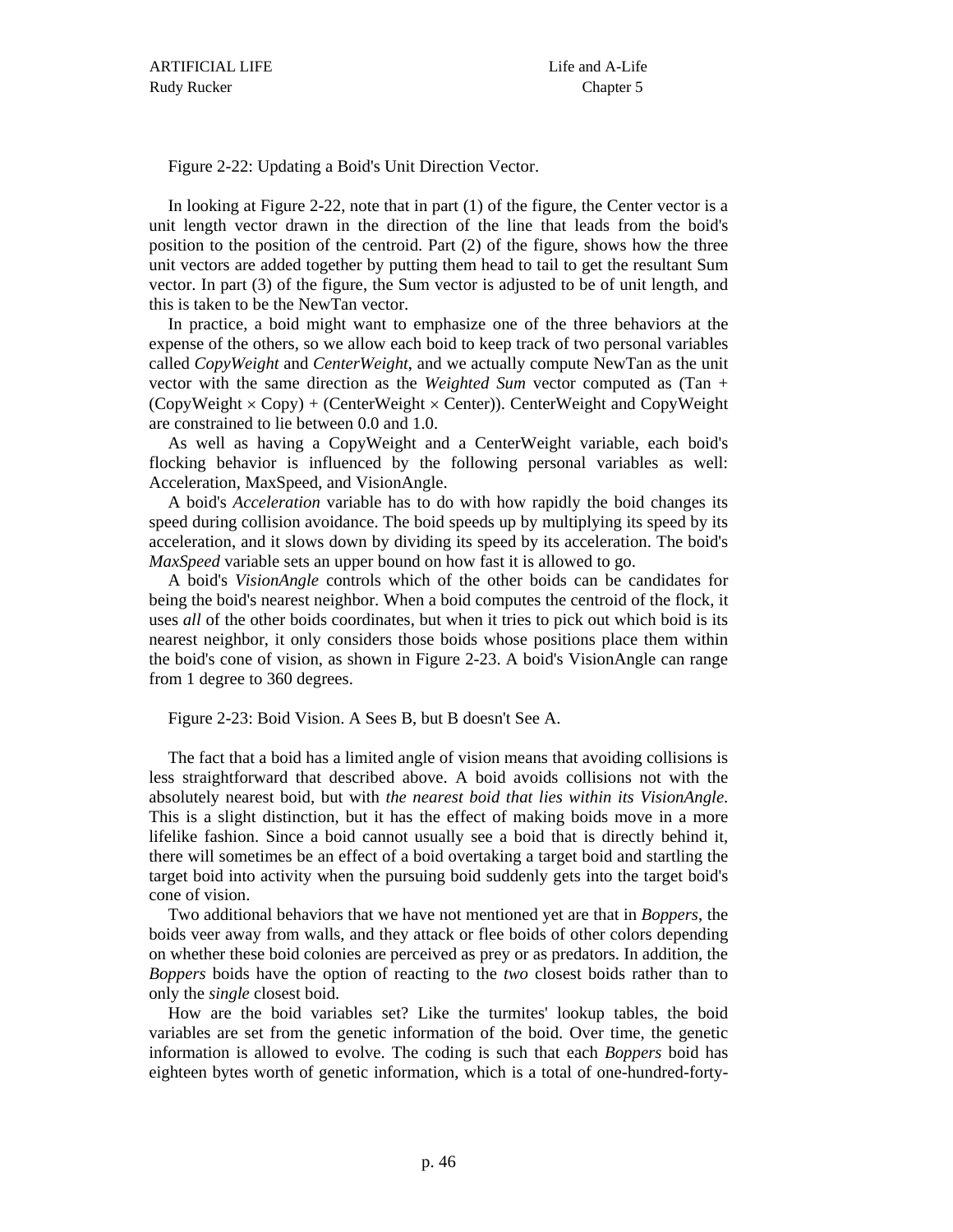Figure 2-22: Updating a Boid's Unit Direction Vector.

In looking at Figure 2-22, note that in part (1) of the figure, the Center vector is a unit length vector drawn in the direction of the line that leads from the boid's position to the position of the centroid. Part (2) of the figure, shows how the three unit vectors are added together by putting them head to tail to get the resultant Sum vector. In part (3) of the figure, the Sum vector is adjusted to be of unit length, and this is taken to be the NewTan vector.

In practice, a boid might want to emphasize one of the three behaviors at the expense of the others, so we allow each boid to keep track of two personal variables called *CopyWeight* and *CenterWeight*, and we actually compute NewTan as the unit vector with the same direction as the *Weighted Sum* vector computed as (Tan + (CopyWeight × Copy) + (CenterWeight × Center)). CenterWeight and CopyWeight are constrained to lie between 0.0 and 1.0.

As well as having a CopyWeight and a CenterWeight variable, each boid's flocking behavior is influenced by the following personal variables as well: Acceleration, MaxSpeed, and VisionAngle.

A boid's *Acceleration* variable has to do with how rapidly the boid changes its speed during collision avoidance. The boid speeds up by multiplying its speed by its acceleration, and it slows down by dividing its speed by its acceleration. The boid's *MaxSpeed* variable sets an upper bound on how fast it is allowed to go.

A boid's *VisionAngle* controls which of the other boids can be candidates for being the boid's nearest neighbor. When a boid computes the centroid of the flock, it uses *all* of the other boids coordinates, but when it tries to pick out which boid is its nearest neighbor, it only considers those boids whose positions place them within the boid's cone of vision, as shown in Figure 2-23. A boid's VisionAngle can range from 1 degree to 360 degrees.

Figure 2-23: Boid Vision. A Sees B, but B doesn't See A.

The fact that a boid has a limited angle of vision means that avoiding collisions is less straightforward that described above. A boid avoids collisions not with the absolutely nearest boid, but with *the nearest boid that lies within its VisionAngle*. This is a slight distinction, but it has the effect of making boids move in a more lifelike fashion. Since a boid cannot usually see a boid that is directly behind it, there will sometimes be an effect of a boid overtaking a target boid and startling the target boid into activity when the pursuing boid suddenly gets into the target boid's cone of vision.

Two additional behaviors that we have not mentioned yet are that in *Boppers*, the boids veer away from walls, and they attack or flee boids of other colors depending on whether these boid colonies are perceived as prey or as predators. In addition, the *Boppers* boids have the option of reacting to the *two* closest boids rather than to only the *single* closest boid.

How are the boid variables set? Like the turmites' lookup tables, the boid variables are set from the genetic information of the boid. Over time, the genetic information is allowed to evolve. The coding is such that each *Boppers* boid has eighteen bytes worth of genetic information, which is a total of one-hundred-forty-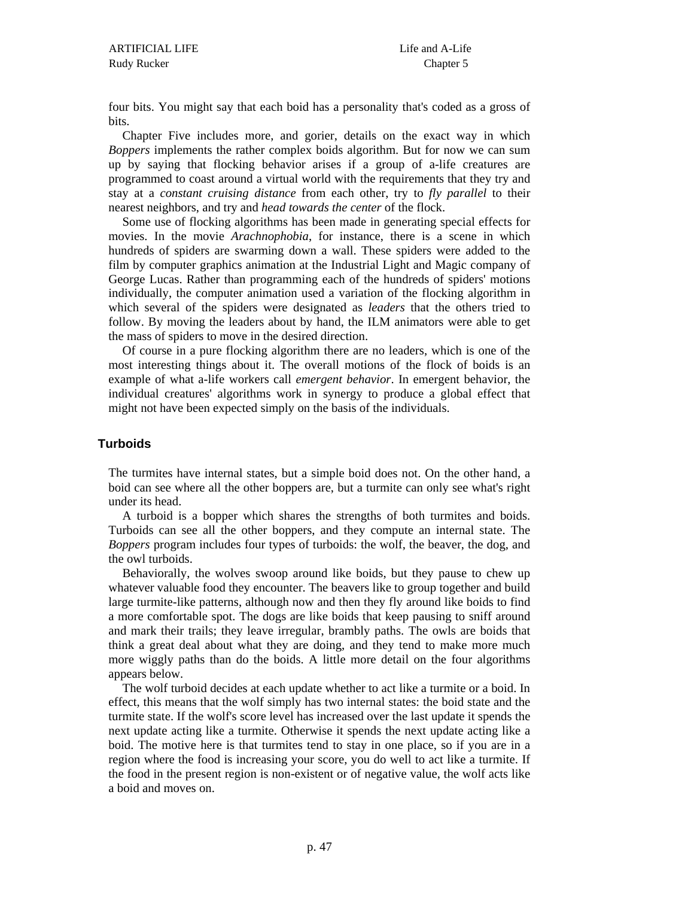four bits. You might say that each boid has a personality that's coded as a gross of bits.

Chapter Five includes more, and gorier, details on the exact way in which *Boppers* implements the rather complex boids algorithm. But for now we can sum up by saying that flocking behavior arises if a group of a-life creatures are programmed to coast around a virtual world with the requirements that they try and stay at a *constant cruising distance* from each other, try to *fly parallel* to their nearest neighbors, and try and *head towards the center* of the flock.

Some use of flocking algorithms has been made in generating special effects for movies. In the movie *Arachnophobia*, for instance, there is a scene in which hundreds of spiders are swarming down a wall. These spiders were added to the film by computer graphics animation at the Industrial Light and Magic company of George Lucas. Rather than programming each of the hundreds of spiders' motions individually, the computer animation used a variation of the flocking algorithm in which several of the spiders were designated as *leaders* that the others tried to follow. By moving the leaders about by hand, the ILM animators were able to get the mass of spiders to move in the desired direction.

Of course in a pure flocking algorithm there are no leaders, which is one of the most interesting things about it. The overall motions of the flock of boids is an example of what a-life workers call *emergent behavior*. In emergent behavior, the individual creatures' algorithms work in synergy to produce a global effect that might not have been expected simply on the basis of the individuals.

## Turboids

The turmites have internal states, but a simple boid does not. On the other hand, a boid can see where all the other boppers are, but a turmite can only see what's right under its head.

A turboid is a bopper which shares the strengths of both turmites and boids. Turboids can see all the other boppers, and they compute an internal state. The *Boppers* program includes four types of turboids: the wolf, the beaver, the dog, and the owl turboids.

Behaviorally, the wolves swoop around like boids, but they pause to chew up whatever valuable food they encounter. The beavers like to group together and build large turmite-like patterns, although now and then they fly around like boids to find a more comfortable spot. The dogs are like boids that keep pausing to sniff around and mark their trails; they leave irregular, brambly paths. The owls are boids that think a great deal about what they are doing, and they tend to make more much more wiggly paths than do the boids. A little more detail on the four algorithms appears below.

The wolf turboid decides at each update whether to act like a turmite or a boid. In effect, this means that the wolf simply has two internal states: the boid state and the turmite state. If the wolf's score level has increased over the last update it spends the next update acting like a turmite. Otherwise it spends the next update acting like a boid. The motive here is that turmites tend to stay in one place, so if you are in a region where the food is increasing your score, you do well to act like a turmite. If the food in the present region is non-existent or of negative value, the wolf acts like a boid and moves on.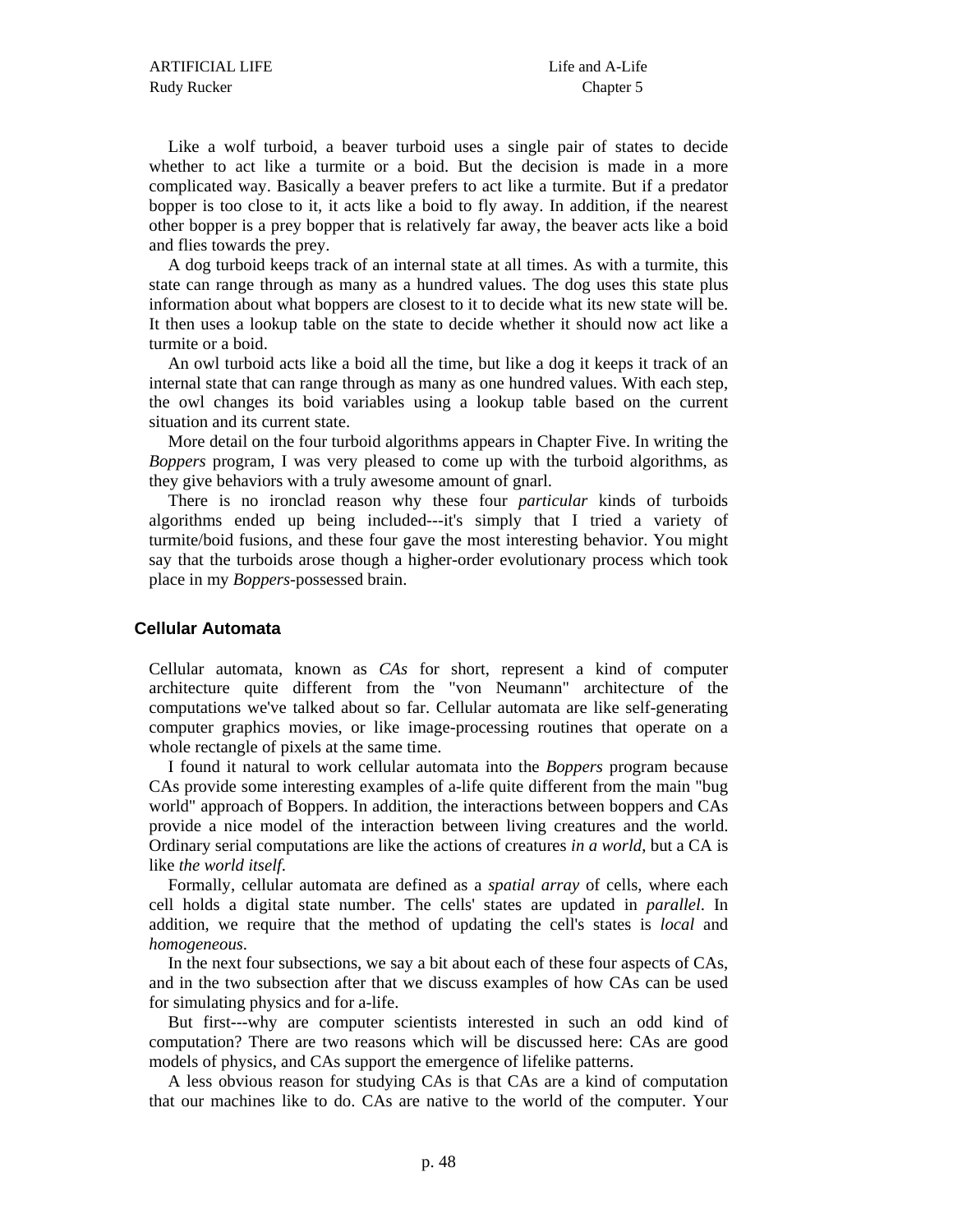Like a wolf turboid, a beaver turboid uses a single pair of states to decide whether to act like a turmite or a boid. But the decision is made in a more complicated way. Basically a beaver prefers to act like a turmite. But if a predator bopper is too close to it, it acts like a boid to fly away. In addition, if the nearest other bopper is a prey bopper that is relatively far away, the beaver acts like a boid and flies towards the prey.

A dog turboid keeps track of an internal state at all times. As with a turmite, this state can range through as many as a hundred values. The dog uses this state plus information about what boppers are closest to it to decide what its new state will be. It then uses a lookup table on the state to decide whether it should now act like a turmite or a boid.

An owl turboid acts like a boid all the time, but like a dog it keeps it track of an internal state that can range through as many as one hundred values. With each step, the owl changes its boid variables using a lookup table based on the current situation and its current state.

More detail on the four turboid algorithms appears in Chapter Five. In writing the *Boppers* program, I was very pleased to come up with the turboid algorithms, as they give behaviors with a truly awesome amount of gnarl.

There is no ironclad reason why these four *particular* kinds of turboids algorithms ended up being included---it's simply that I tried a variety of turmite/boid fusions, and these four gave the most interesting behavior. You might say that the turboids arose though a higher-order evolutionary process which took place in my *Boppers*-possessed brain.

## Cellular Automata

Cellular automata, known as *CAs* for short, represent a kind of computer architecture quite different from the "von Neumann" architecture of the computations we've talked about so far. Cellular automata are like self-generating computer graphics movies, or like image-processing routines that operate on a whole rectangle of pixels at the same time.

I found it natural to work cellular automata into the *Boppers* program because CAs provide some interesting examples of a-life quite different from the main "bug world" approach of Boppers. In addition, the interactions between boppers and CAs provide a nice model of the interaction between living creatures and the world. Ordinary serial computations are like the actions of creatures *in a world*, but a CA is like *the world itself*.

Formally, cellular automata are defined as a *spatial array* of cells, where each cell holds a digital state number. The cells' states are updated in *parallel*. In addition, we require that the method of updating the cell's states is *local* and *homogeneous*.

In the next four subsections, we say a bit about each of these four aspects of CAs, and in the two subsection after that we discuss examples of how CAs can be used for simulating physics and for a-life.

But first---why are computer scientists interested in such an odd kind of computation? There are two reasons which will be discussed here: CAs are good models of physics, and CAs support the emergence of lifelike patterns.

A less obvious reason for studying CAs is that CAs are a kind of computation that our machines like to do. CAs are native to the world of the computer. Your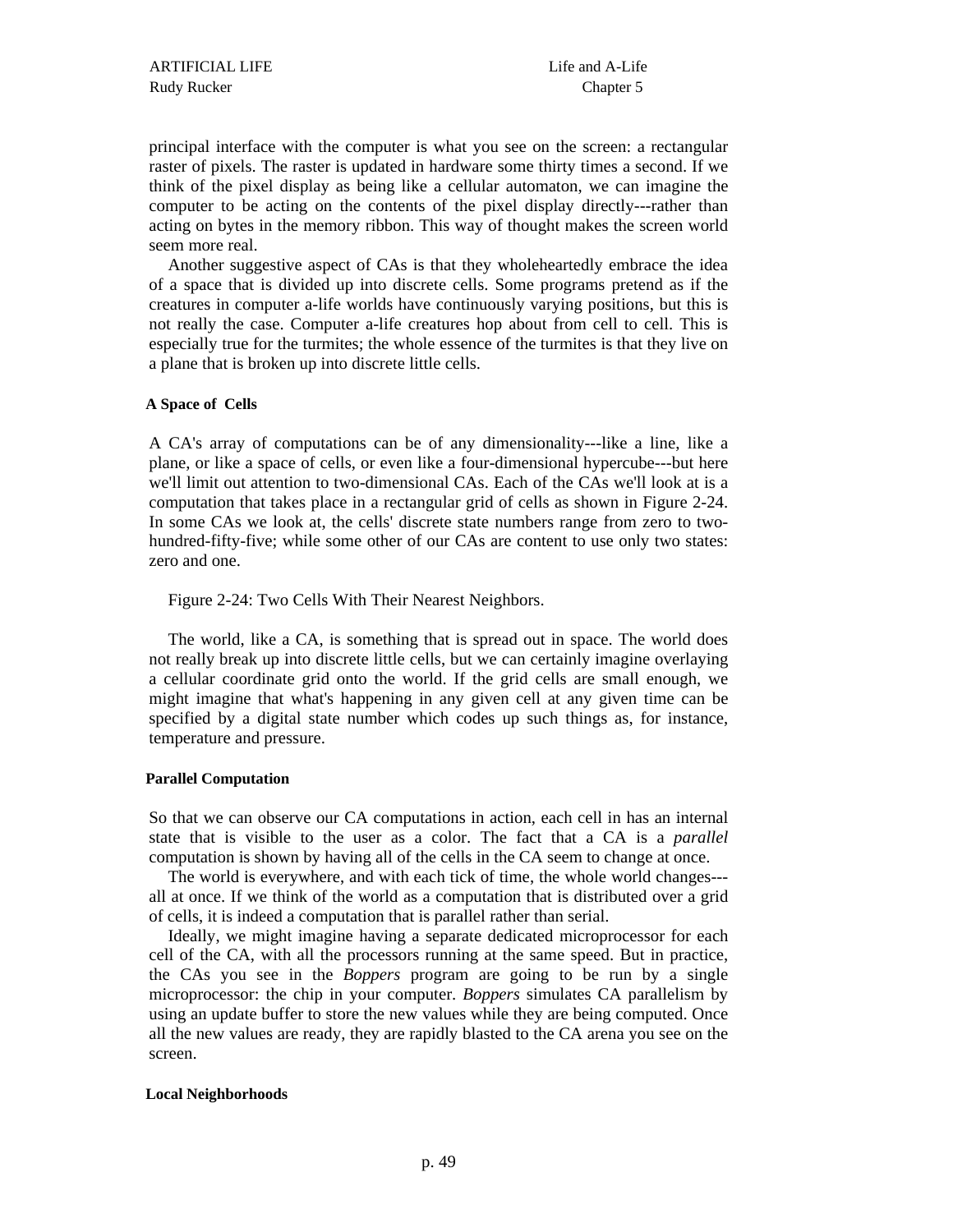principal interface with the computer is what you see on the screen: a rectangular raster of pixels. The raster is updated in hardware some thirty times a second. If we think of the pixel display as being like a cellular automaton, we can imagine the computer to be acting on the contents of the pixel display directly---rather than acting on bytes in the memory ribbon. This way of thought makes the screen world seem more real.

Another suggestive aspect of CAs is that they wholeheartedly embrace the idea of a space that is divided up into discrete cells. Some programs pretend as if the creatures in computer a-life worlds have continuously varying positions, but this is not really the case. Computer a-life creatures hop about from cell to cell. This is especially true for the turmites; the whole essence of the turmites is that they live on a plane that is broken up into discrete little cells.

#### A Space of Cells

A CA's array of computations can be of any dimensionality---like a line, like a plane, or like a space of cells, or even like a four-dimensional hypercube---but here we'll limit out attention to two-dimensional CAs. Each of the CAs we'll look at is a computation that takes place in a rectangular grid of cells as shown in Figure 2-24. In some CAs we look at, the cells' discrete state numbers range from zero to two-hundred-fifty-five; while some other of our CAs are content to use only two states: zero and one.

Figure 2-24: Two Cells With Their Nearest Neighbors.

The world, like a CA, is something that is spread out in space. The world does not really break up into discrete little cells, but we can certainly imagine overlaying a cellular coordinate grid onto the world. If the grid cells are small enough, we might imagine that what's happening in any given cell at any given time can be specified by a digital state number which codes up such things as, for instance, temperature and pressure.

#### Parallel Computation

So that we can observe our CA computations in action, each cell in has an internal state that is visible to the user as a color. The fact that a CA is a *parallel* computation is shown by having all of the cells in the CA seem to change at once.

The world is everywhere, and with each tick of time, the whole world changes---all at once. If we think of the world as a computation that is distributed over a grid of cells, it is indeed a computation that is parallel rather than serial.

Ideally, we might imagine having a separate dedicated microprocessor for each cell of the CA, with all the processors running at the same speed. But in practice, the CAs you see in the *Boppers* program are going to be run by a single microprocessor: the chip in your computer. *Boppers* simulates CA parallelism by using an update buffer to store the new values while they are being computed. Once all the new values are ready, they are rapidly blasted to the CA arena you see on the screen.

#### Local Neighborhoods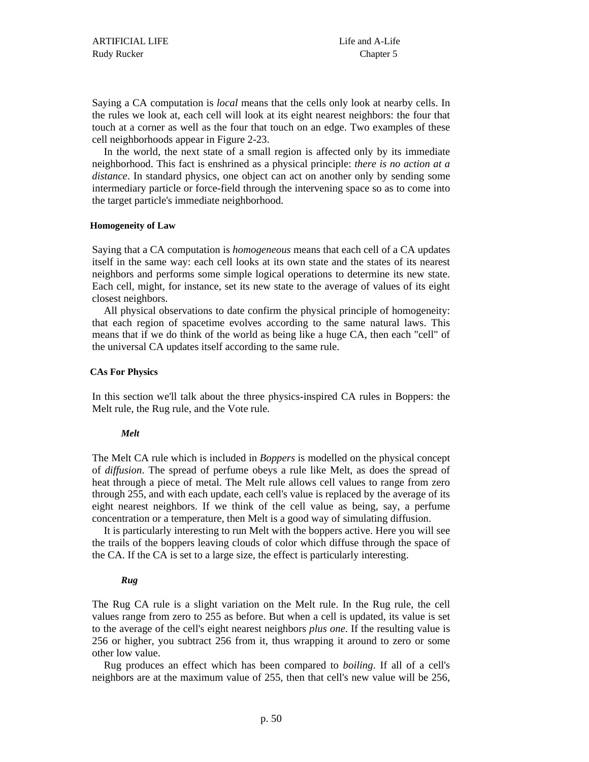Saying a CA computation is *local* means that the cells only look at nearby cells. In the rules we look at, each cell will look at its eight nearest neighbors: the four that touch at a corner as well as the four that touch on an edge. Two examples of these cell neighborhoods appear in Figure 2-23.

In the world, the next state of a small region is affected only by its immediate neighborhood. This fact is enshrined as a physical principle: *there is no action at a distance*. In standard physics, one object can act on another only by sending some intermediary particle or force-field through the intervening space so as to come into the target particle's immediate neighborhood.

#### Homogeneity of Law

Saying that a CA computation is *homogeneous* means that each cell of a CA updates itself in the same way: each cell looks at its own state and the states of its nearest neighbors and performs some simple logical operations to determine its new state. Each cell, might, for instance, set its new state to the average of values of its eight closest neighbors.

All physical observations to date confirm the physical principle of homogeneity: that each region of spacetime evolves according to the same natural laws. This means that if we do think of the world as being like a huge CA, then each "cell" of the universal CA updates itself according to the same rule.

#### CAs For Physics

In this section we'll talk about the three physics-inspired CA rules in Boppers: the Melt rule, the Rug rule, and the Vote rule.

##### *Melt*

The Melt CA rule which is included in *Boppers* is modelled on the physical concept of *diffusion*. The spread of perfume obeys a rule like Melt, as does the spread of heat through a piece of metal. The Melt rule allows cell values to range from zero through 255, and with each update, each cell's value is replaced by the average of its eight nearest neighbors. If we think of the cell value as being, say, a perfume concentration or a temperature, then Melt is a good way of simulating diffusion.

It is particularly interesting to run Melt with the boppers active. Here you will see the trails of the boppers leaving clouds of color which diffuse through the space of the CA. If the CA is set to a large size, the effect is particularly interesting.

##### *Rug*

The Rug CA rule is a slight variation on the Melt rule. In the Rug rule, the cell values range from zero to 255 as before. But when a cell is updated, its value is set to the average of the cell's eight nearest neighbors *plus one*. If the resulting value is 256 or higher, you subtract 256 from it, thus wrapping it around to zero or some other low value.

Rug produces an effect which has been compared to *boiling*. If all of a cell's neighbors are at the maximum value of 255, then that cell's new value will be 256,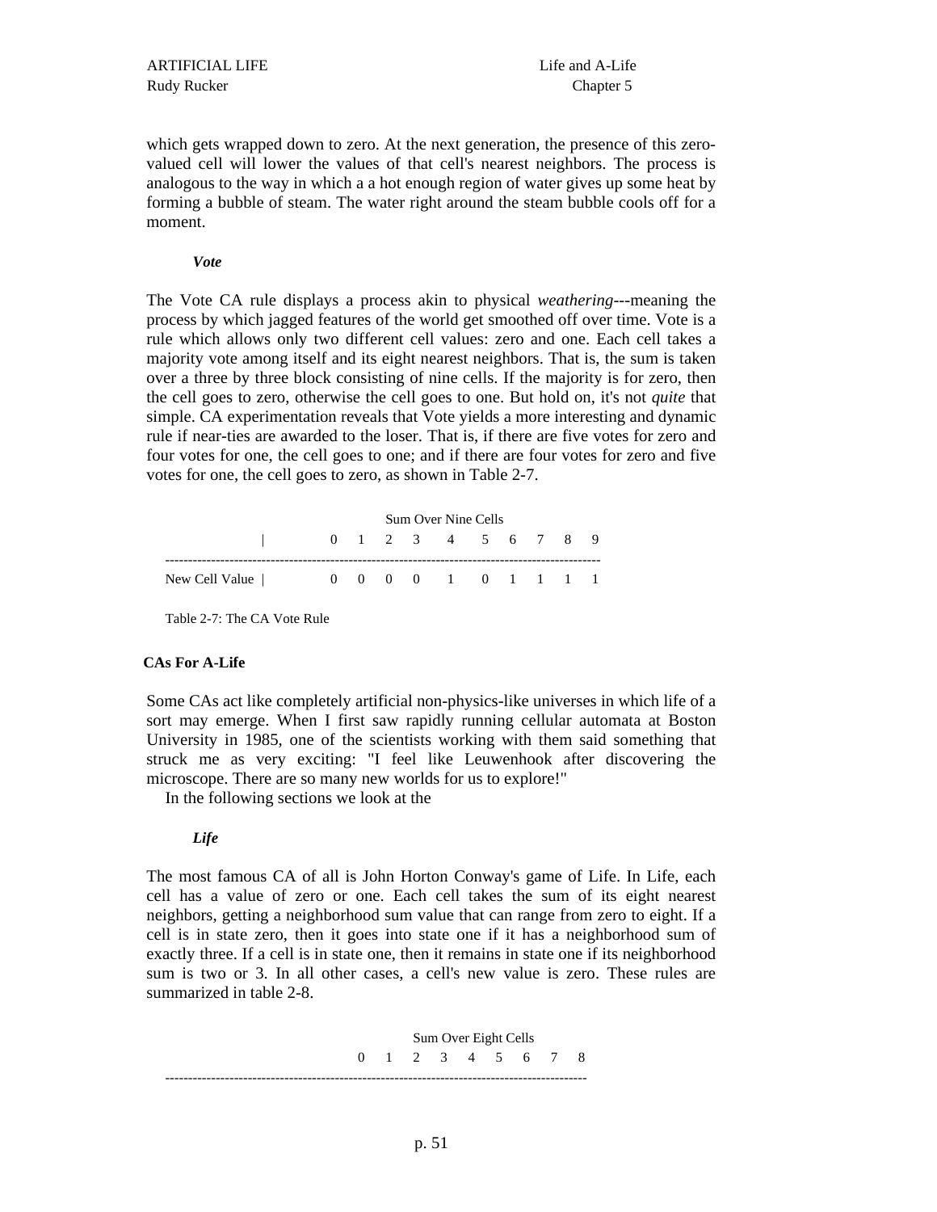which gets wrapped down to zero. At the next generation, the presence of this zero-valued cell will lower the values of that cell's nearest neighbors. The process is analogous to the way in which a a hot enough region of water gives up some heat by forming a bubble of steam. The water right around the steam bubble cools off for a moment.

### *Vote*

The Vote CA rule displays a process akin to physical *weathering*---meaning the process by which jagged features of the world get smoothed off over time. Vote is a rule which allows only two different cell values: zero and one. Each cell takes a majority vote among itself and its eight nearest neighbors. That is, the sum is taken over a three by three block consisting of nine cells. If the majority is for zero, then the cell goes to zero, otherwise the cell goes to one. But hold on, it's not *quite* that simple. CA experimentation reveals that Vote yields a more interesting and dynamic rule if near-ties are awarded to the loser. That is, if there are five votes for zero and four votes for one, the cell goes to one; and if there are four votes for zero and five votes for one, the cell goes to zero, as shown in Table 2-7.

| | Sum Over Nine Cells | | | | | | | | | |
|---|---|---|---|---|---|---|---|---|---|---|
| | 0 | 1 | 2 | 3 | 4 | 5 | 6 | 7 | 8 | 9 |
| New Cell Value | 0 | 0 | 0 | 0 | 1 | 0 | 1 | 1 | 1 | 1 |

Table 2-7: The CA Vote Rule

## CAs For A-Life

Some CAs act like completely artificial non-physics-like universes in which life of a sort may emerge. When I first saw rapidly running cellular automata at Boston University in 1985, one of the scientists working with them said something that struck me as very exciting: "I feel like Leuwenhook after discovering the microscope. There are so many new worlds for us to explore!"

In the following sections we look at the

### *Life*

The most famous CA of all is John Horton Conway's game of Life. In Life, each cell has a value of zero or one. Each cell takes the sum of its eight nearest neighbors, getting a neighborhood sum value that can range from zero to eight. If a cell is in state zero, then it goes into state one if it has a neighborhood sum of exactly three. If a cell is in state one, then it remains in state one if its neighborhood sum is two or 3. In all other cases, a cell's new value is zero. These rules are summarized in table 2-8.

| | Sum Over Eight Cells | | | | | | | | |
|---|---|---|---|---|---|---|---|---|---|
| | 0 | 1 | 2 | 3 | 4 | 5 | 6 | 7 | 8 |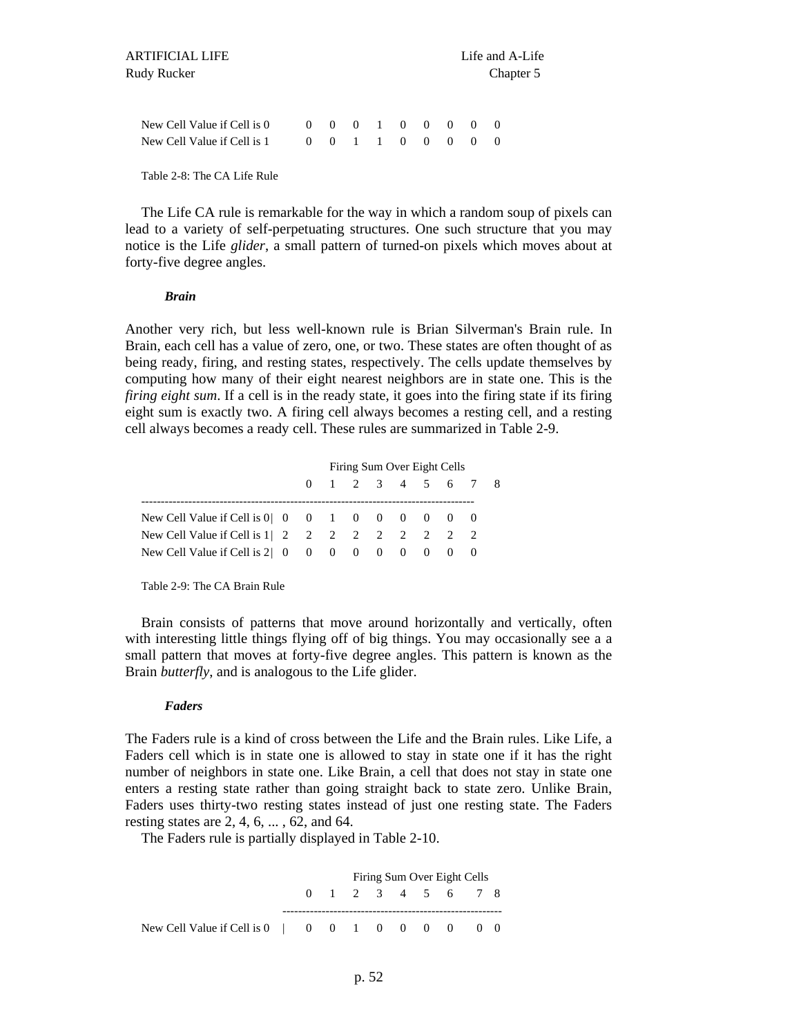| | 0 | 1 | 2 | 3 | 4 | 5 | 6 | 7 | 8 |
|---|---|---|---|---|---|---|---|---|---|
| New Cell Value if Cell is 0 | 0 | 0 | 0 | 1 | 0 | 0 | 0 | 0 | 0 |
| New Cell Value if Cell is 1 | 0 | 0 | 1 | 1 | 0 | 0 | 0 | 0 | 0 |

Table 2-8: The CA Life Rule

The Life CA rule is remarkable for the way in which a random soup of pixels can lead to a variety of self-perpetuating structures. One such structure that you may notice is the Life *glider*, a small pattern of turned-on pixels which moves about at forty-five degree angles.

### *Brain*

Another very rich, but less well-known rule is Brian Silverman's Brain rule. In Brain, each cell has a value of zero, one, or two. These states are often thought of as being ready, firing, and resting states, respectively. The cells update themselves by computing how many of their eight nearest neighbors are in state one. This is the *firing eight sum*. If a cell is in the ready state, it goes into the firing state if its firing eight sum is exactly two. A firing cell always becomes a resting cell, and a resting cell always becomes a ready cell. These rules are summarized in Table 2-9.

| | Firing Sum Over Eight Cells | | | | | | | | |
|---|---|---|---|---|---|---|---|---|---|
| | 0 | 1 | 2 | 3 | 4 | 5 | 6 | 7 | 8 |
| New Cell Value if Cell is 0 | 0 | 0 | 1 | 0 | 0 | 0 | 0 | 0 | |
| New Cell Value if Cell is 1 | 2 | 2 | 2 | 2 | 2 | 2 | 2 | 2 | |
| New Cell Value if Cell is 2 | 0 | 0 | 0 | 0 | 0 | 0 | 0 | 0 | |

Table 2-9: The CA Brain Rule

Brain consists of patterns that move around horizontally and vertically, often with interesting little things flying off of big things. You may occasionally see a a small pattern that moves at forty-five degree angles. This pattern is known as the Brain *butterfly*, and is analogous to the Life glider.

### *Faders*

The Faders rule is a kind of cross between the Life and the Brain rules. Like Life, a Faders cell which is in state one is allowed to stay in state one if it has the right number of neighbors in state one. Like Brain, a cell that does not stay in state one enters a resting state rather than going straight back to state zero. Unlike Brain, Faders uses thirty-two resting states instead of just one resting state. The Faders resting states are 2, 4, 6, ... , 62, and 64.

The Faders rule is partially displayed in Table 2-10.

| | Firing Sum Over Eight Cells | | | | | | | | |
|---|---|---|---|---|---|---|---|---|---|
| | 0 | 1 | 2 | 3 | 4 | 5 | 6 | 7 | 8 |
| New Cell Value if Cell is 0 | 0 | 0 | 1 | 0 | 0 | 0 | 0 | 0 | 0 |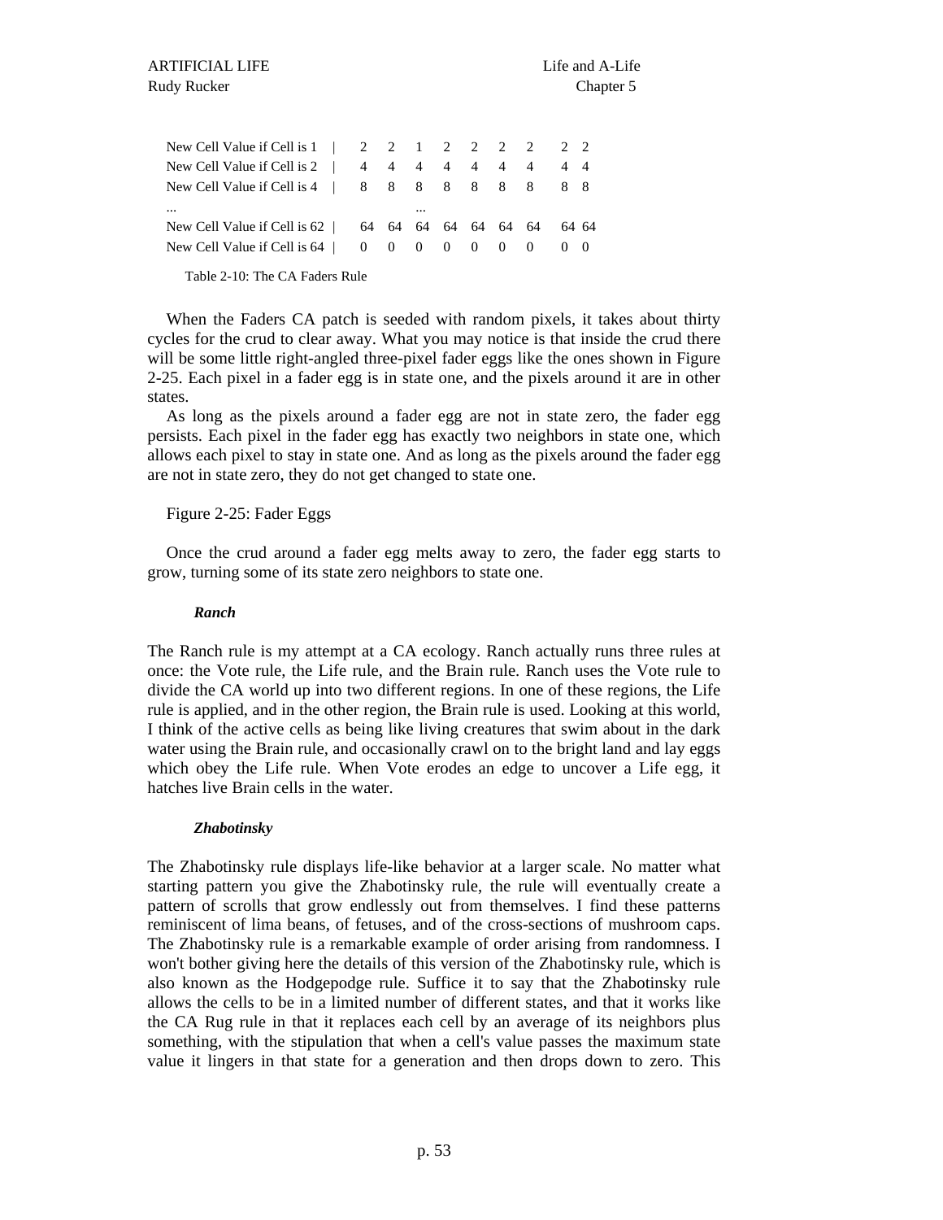| | | | | | | | | | |
|---|---|---|---|---|---|---|---|---|---|
| New Cell Value if Cell is 1 | 2 | 2 | 1 | 2 | 2 | 2 | 2 | 2 | 2 |
| New Cell Value if Cell is 2 | 4 | 4 | 4 | 4 | 4 | 4 | 4 | 4 | 4 |
| New Cell Value if Cell is 4 | 8 | 8 | 8 | 8 | 8 | 8 | 8 | 8 | 8 |
| ... | | | ... | | | | | | |
| New Cell Value if Cell is 62 | 64 | 64 | 64 | 64 | 64 | 64 | 64 | 64 | 64 |
| New Cell Value if Cell is 64 | 0 | 0 | 0 | 0 | 0 | 0 | 0 | 0 | 0 |

Table 2-10: The CA Faders Rule

When the Faders CA patch is seeded with random pixels, it takes about thirty cycles for the crud to clear away. What you may notice is that inside the crud there will be some little right-angled three-pixel fader eggs like the ones shown in Figure 2-25. Each pixel in a fader egg is in state one, and the pixels around it are in other states.

As long as the pixels around a fader egg are not in state zero, the fader egg persists. Each pixel in the fader egg has exactly two neighbors in state one, which allows each pixel to stay in state one. And as long as the pixels around the fader egg are not in state zero, they do not get changed to state one.

Figure 2-25: Fader Eggs

Once the crud around a fader egg melts away to zero, the fader egg starts to grow, turning some of its state zero neighbors to state one.

#### *Ranch*

The Ranch rule is my attempt at a CA ecology. Ranch actually runs three rules at once: the Vote rule, the Life rule, and the Brain rule. Ranch uses the Vote rule to divide the CA world up into two different regions. In one of these regions, the Life rule is applied, and in the other region, the Brain rule is used. Looking at this world, I think of the active cells as being like living creatures that swim about in the dark water using the Brain rule, and occasionally crawl on to the bright land and lay eggs which obey the Life rule. When Vote erodes an edge to uncover a Life egg, it hatches live Brain cells in the water.

#### *Zhabotinsky*

The Zhabotinsky rule displays life-like behavior at a larger scale. No matter what starting pattern you give the Zhabotinsky rule, the rule will eventually create a pattern of scrolls that grow endlessly out from themselves. I find these patterns reminiscent of lima beans, of fetuses, and of the cross-sections of mushroom caps. The Zhabotinsky rule is a remarkable example of order arising from randomness. I won't bother giving here the details of this version of the Zhabotinsky rule, which is also known as the Hodgepodge rule. Suffice it to say that the Zhabotinsky rule allows the cells to be in a limited number of different states, and that it works like the CA Rug rule in that it replaces each cell by an average of its neighbors plus something, with the stipulation that when a cell's value passes the maximum state value it lingers in that state for a generation and then drops down to zero. This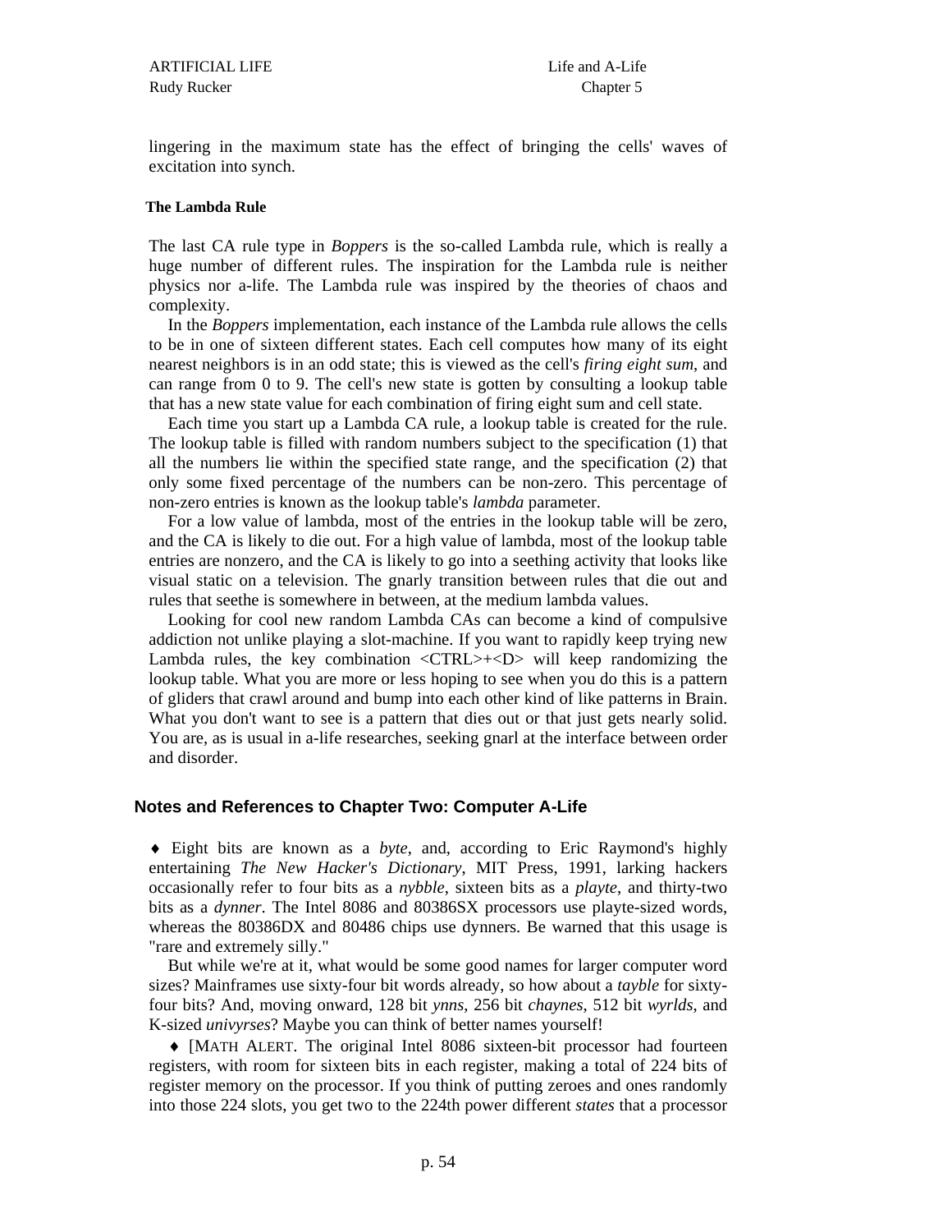lingering in the maximum state has the effect of bringing the cells' waves of excitation into synch.

### The Lambda Rule

The last CA rule type in *Boppers* is the so-called Lambda rule, which is really a huge number of different rules. The inspiration for the Lambda rule is neither physics nor a-life. The Lambda rule was inspired by the theories of chaos and complexity.

In the *Boppers* implementation, each instance of the Lambda rule allows the cells to be in one of sixteen different states. Each cell computes how many of its eight nearest neighbors is in an odd state; this is viewed as the cell's *firing eight sum*, and can range from 0 to 9. The cell's new state is gotten by consulting a lookup table that has a new state value for each combination of firing eight sum and cell state.

Each time you start up a Lambda CA rule, a lookup table is created for the rule. The lookup table is filled with random numbers subject to the specification (1) that all the numbers lie within the specified state range, and the specification (2) that only some fixed percentage of the numbers can be non-zero. This percentage of non-zero entries is known as the lookup table's *lambda* parameter.

For a low value of lambda, most of the entries in the lookup table will be zero, and the CA is likely to die out. For a high value of lambda, most of the lookup table entries are nonzero, and the CA is likely to go into a seething activity that looks like visual static on a television. The gnarly transition between rules that die out and rules that seethe is somewhere in between, at the medium lambda values.

Looking for cool new random Lambda CAs can become a kind of compulsive addiction not unlike playing a slot-machine. If you want to rapidly keep trying new Lambda rules, the key combination <CTRL>+<D> will keep randomizing the lookup table. What you are more or less hoping to see when you do this is a pattern of gliders that crawl around and bump into each other kind of like patterns in Brain. What you don't want to see is a pattern that dies out or that just gets nearly solid. You are, as is usual in a-life researches, seeking gnarl at the interface between order and disorder.

## Notes and References to Chapter Two: Computer A-Life

♦ Eight bits are known as a *byte*, and, according to Eric Raymond's highly entertaining *The New Hacker's Dictionary*, MIT Press, 1991, larking hackers occasionally refer to four bits as a *nybble*, sixteen bits as a *playte*, and thirty-two bits as a *dynner*. The Intel 8086 and 80386SX processors use playte-sized words, whereas the 80386DX and 80486 chips use dynners. Be warned that this usage is "rare and extremely silly."

But while we're at it, what would be some good names for larger computer word sizes? Mainframes use sixty-four bit words already, so how about a *tayble* for sixty-four bits? And, moving onward, 128 bit *ynns*, 256 bit *chaynes*, 512 bit *wyrlds*, and K-sized *univyrses*? Maybe you can think of better names yourself!

♦ [MATH ALERT. The original Intel 8086 sixteen-bit processor had fourteen registers, with room for sixteen bits in each register, making a total of 224 bits of register memory on the processor. If you think of putting zeroes and ones randomly into those 224 slots, you get two to the 224th power different *states* that a processor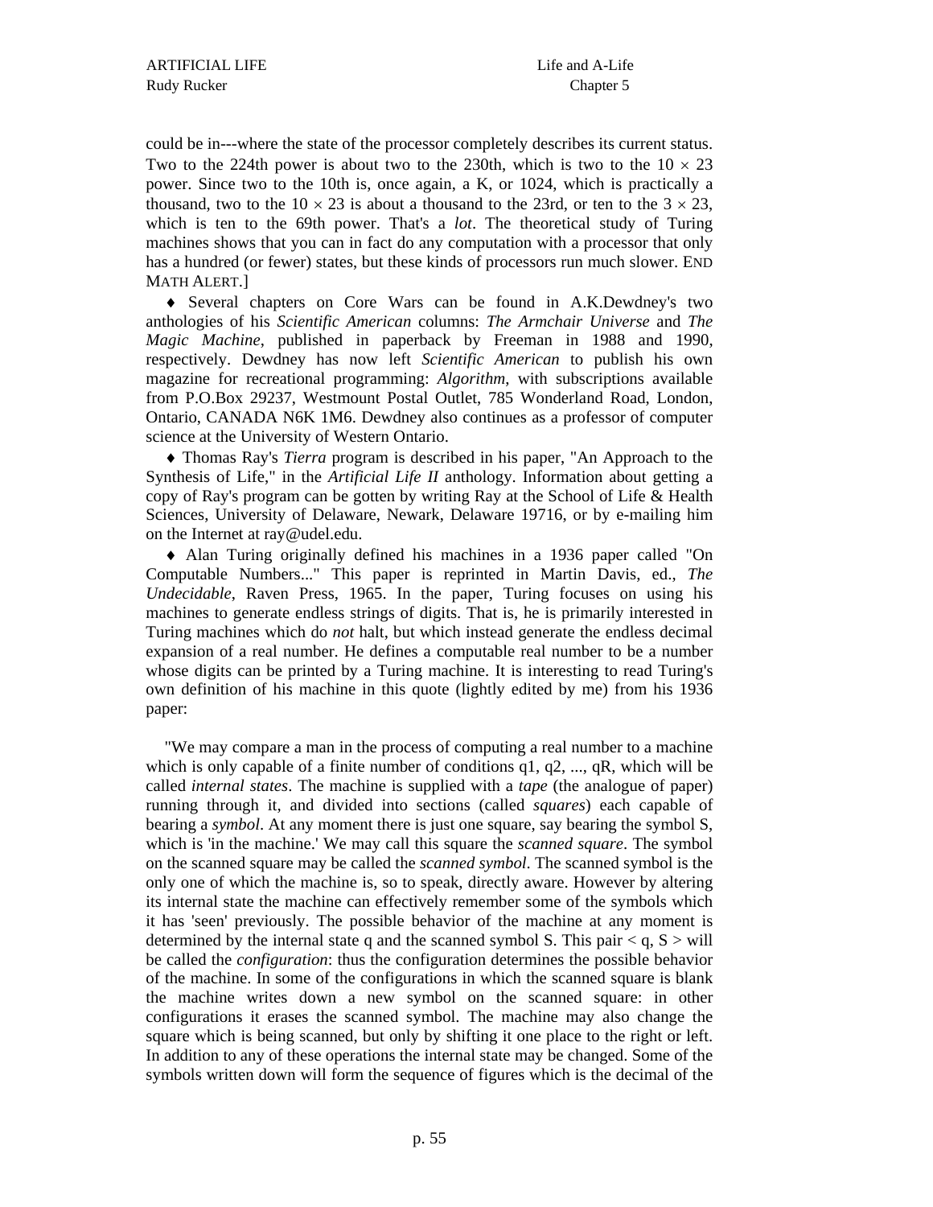could be in---where the state of the processor completely describes its current status. Two to the 224th power is about two to the 230th, which is two to the $10 \times 23$ power. Since two to the 10th is, once again, a K, or 1024, which is practically a thousand, two to the $10 \times 23$ is about a thousand to the 23rd, or ten to the $3 \times 23$, which is ten to the 69th power. That's a *lot*. The theoretical study of Turing machines shows that you can in fact do any computation with a processor that only has a hundred (or fewer) states, but these kinds of processors run much slower. END MATH ALERT.]

♦ Several chapters on Core Wars can be found in A.K.Dewdney's two anthologies of his *Scientific American* columns: *The Armchair Universe* and *The Magic Machine*, published in paperback by Freeman in 1988 and 1990, respectively. Dewdney has now left *Scientific American* to publish his own magazine for recreational programming: *Algorithm*, with subscriptions available from P.O.Box 29237, Westmount Postal Outlet, 785 Wonderland Road, London, Ontario, CANADA N6K 1M6. Dewdney also continues as a professor of computer science at the University of Western Ontario.

♦ Thomas Ray's *Tierra* program is described in his paper, "An Approach to the Synthesis of Life," in the *Artificial Life II* anthology. Information about getting a copy of Ray's program can be gotten by writing Ray at the School of Life & Health Sciences, University of Delaware, Newark, Delaware 19716, or by e-mailing him on the Internet at ray@udel.edu.

♦ Alan Turing originally defined his machines in a 1936 paper called "On Computable Numbers..." This paper is reprinted in Martin Davis, ed., *The Undecidable*, Raven Press, 1965. In the paper, Turing focuses on using his machines to generate endless strings of digits. That is, he is primarily interested in Turing machines which do *not* halt, but which instead generate the endless decimal expansion of a real number. He defines a computable real number to be a number whose digits can be printed by a Turing machine. It is interesting to read Turing's own definition of his machine in this quote (lightly edited by me) from his 1936 paper:

"We may compare a man in the process of computing a real number to a machine which is only capable of a finite number of conditions q1, q2, ..., qR, which will be called *internal states*. The machine is supplied with a *tape* (the analogue of paper) running through it, and divided into sections (called *squares*) each capable of bearing a *symbol*. At any moment there is just one square, say bearing the symbol S, which is 'in the machine.' We may call this square the *scanned square*. The symbol on the scanned square may be called the *scanned symbol*. The scanned symbol is the only one of which the machine is, so to speak, directly aware. However by altering its internal state the machine can effectively remember some of the symbols which it has 'seen' previously. The possible behavior of the machine at any moment is determined by the internal state q and the scanned symbol S. This pair < q, S > will be called the *configuration*: thus the configuration determines the possible behavior of the machine. In some of the configurations in which the scanned square is blank the machine writes down a new symbol on the scanned square: in other configurations it erases the scanned symbol. The machine may also change the square which is being scanned, but only by shifting it one place to the right or left. In addition to any of these operations the internal state may be changed. Some of the symbols written down will form the sequence of figures which is the decimal of the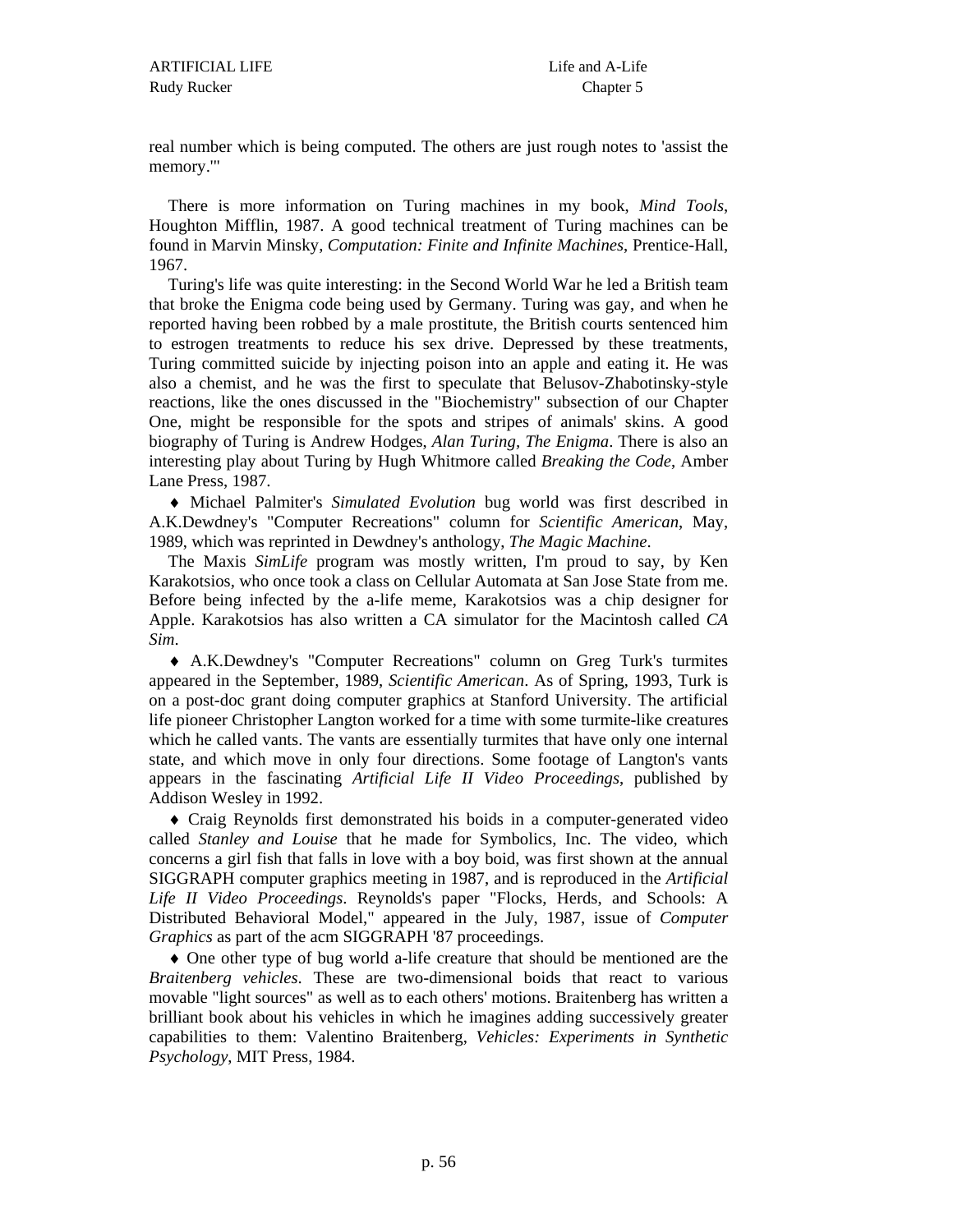real number which is being computed. The others are just rough notes to 'assist the memory.'"

There is more information on Turing machines in my book, *Mind Tools*, Houghton Mifflin, 1987. A good technical treatment of Turing machines can be found in Marvin Minsky, *Computation: Finite and Infinite Machines*, Prentice-Hall, 1967.

Turing's life was quite interesting: in the Second World War he led a British team that broke the Enigma code being used by Germany. Turing was gay, and when he reported having been robbed by a male prostitute, the British courts sentenced him to estrogen treatments to reduce his sex drive. Depressed by these treatments, Turing committed suicide by injecting poison into an apple and eating it. He was also a chemist, and he was the first to speculate that Belusov-Zhabotinsky-style reactions, like the ones discussed in the "Biochemistry" subsection of our Chapter One, might be responsible for the spots and stripes of animals' skins. A good biography of Turing is Andrew Hodges, *Alan Turing, The Enigma*. There is also an interesting play about Turing by Hugh Whitmore called *Breaking the Code*, Amber Lane Press, 1987.

♦ Michael Palmiter's *Simulated Evolution* bug world was first described in A.K.Dewdney's "Computer Recreations" column for *Scientific American*, May, 1989, which was reprinted in Dewdney's anthology, *The Magic Machine*.

The Maxis *SimLife* program was mostly written, I'm proud to say, by Ken Karakotsios, who once took a class on Cellular Automata at San Jose State from me. Before being infected by the a-life meme, Karakotsios was a chip designer for Apple. Karakotsios has also written a CA simulator for the Macintosh called *CA Sim*.

♦ A.K.Dewdney's "Computer Recreations" column on Greg Turk's turmites appeared in the September, 1989, *Scientific American*. As of Spring, 1993, Turk is on a post-doc grant doing computer graphics at Stanford University. The artificial life pioneer Christopher Langton worked for a time with some turmite-like creatures which he called vants. The vants are essentially turmites that have only one internal state, and which move in only four directions. Some footage of Langton's vants appears in the fascinating *Artificial Life II Video Proceedings*, published by Addison Wesley in 1992.

♦ Craig Reynolds first demonstrated his boids in a computer-generated video called *Stanley and Louise* that he made for Symbolics, Inc. The video, which concerns a girl fish that falls in love with a boy boid, was first shown at the annual SIGGRAPH computer graphics meeting in 1987, and is reproduced in the *Artificial Life II Video Proceedings*. Reynolds's paper "Flocks, Herds, and Schools: A Distributed Behavioral Model," appeared in the July, 1987, issue of *Computer Graphics* as part of the acm SIGGRAPH '87 proceedings.

♦ One other type of bug world a-life creature that should be mentioned are the *Braitenberg vehicles*. These are two-dimensional boids that react to various movable "light sources" as well as to each others' motions. Braitenberg has written a brilliant book about his vehicles in which he imagines adding successively greater capabilities to them: Valentino Braitenberg, *Vehicles: Experiments in Synthetic Psychology*, MIT Press, 1984.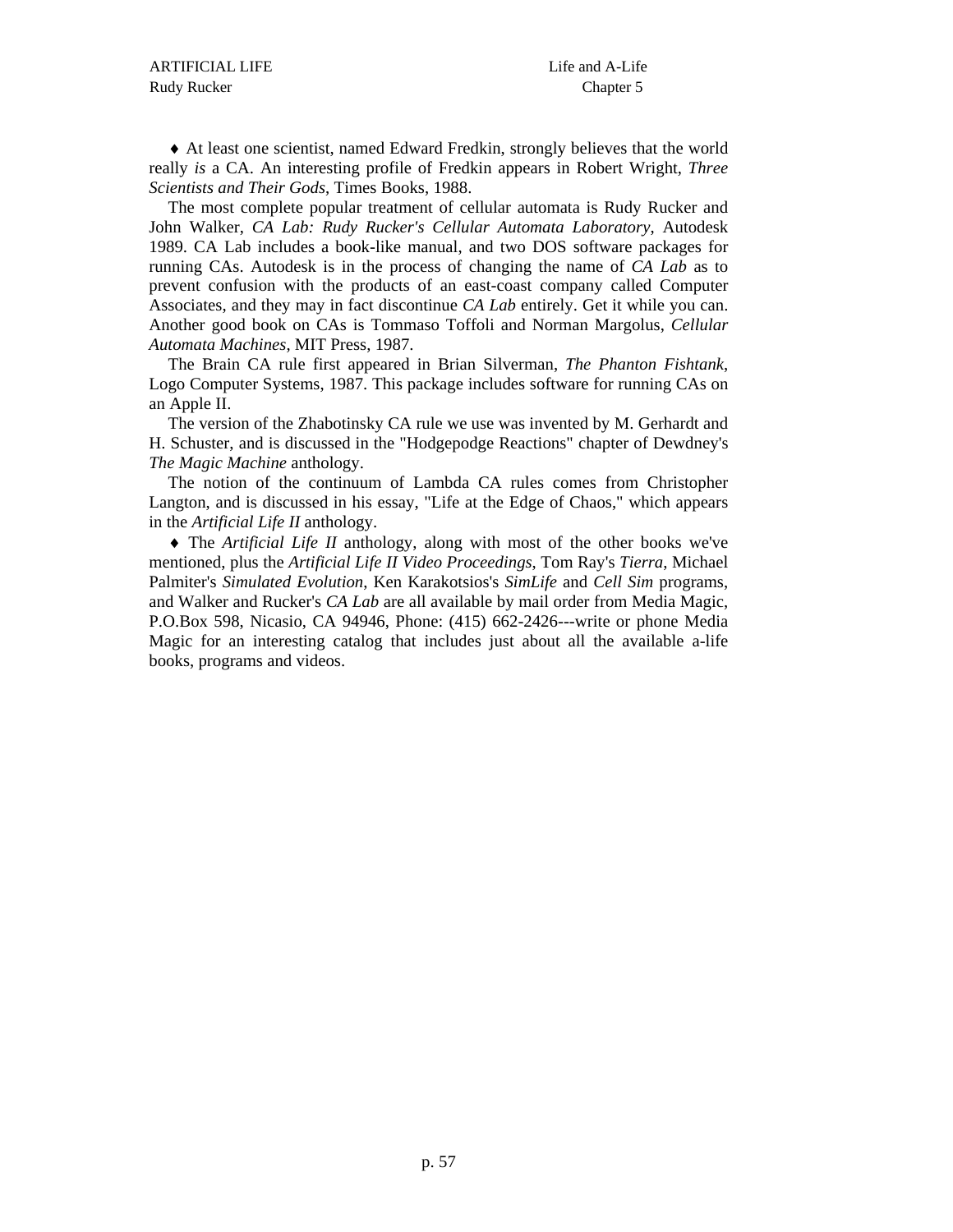♦ At least one scientist, named Edward Fredkin, strongly believes that the world really *is* a CA. An interesting profile of Fredkin appears in Robert Wright, *Three Scientists and Their Gods*, Times Books, 1988.

The most complete popular treatment of cellular automata is Rudy Rucker and John Walker, *CA Lab: Rudy Rucker's Cellular Automata Laboratory*, Autodesk 1989. CA Lab includes a book-like manual, and two DOS software packages for running CAs. Autodesk is in the process of changing the name of *CA Lab* as to prevent confusion with the products of an east-coast company called Computer Associates, and they may in fact discontinue *CA Lab* entirely. Get it while you can. Another good book on CAs is Tommaso Toffoli and Norman Margolus, *Cellular Automata Machines*, MIT Press, 1987.

The Brain CA rule first appeared in Brian Silverman, *The Phanton Fishtank*, Logo Computer Systems, 1987. This package includes software for running CAs on an Apple II.

The version of the Zhabotinsky CA rule we use was invented by M. Gerhardt and H. Schuster, and is discussed in the "Hodgepodge Reactions" chapter of Dewdney's *The Magic Machine* anthology.

The notion of the continuum of Lambda CA rules comes from Christopher Langton, and is discussed in his essay, "Life at the Edge of Chaos," which appears in the *Artificial Life II* anthology.

♦ The *Artificial Life II* anthology, along with most of the other books we've mentioned, plus the *Artificial Life II Video Proceedings*, Tom Ray's *Tierra*, Michael Palmiter's *Simulated Evolution*, Ken Karakotsios's *SimLife* and *Cell Sim* programs, and Walker and Rucker's *CA Lab* are all available by mail order from Media Magic, P.O.Box 598, Nicasio, CA 94946, Phone: (415) 662-2426---write or phone Media Magic for an interesting catalog that includes just about all the available a-life books, programs and videos.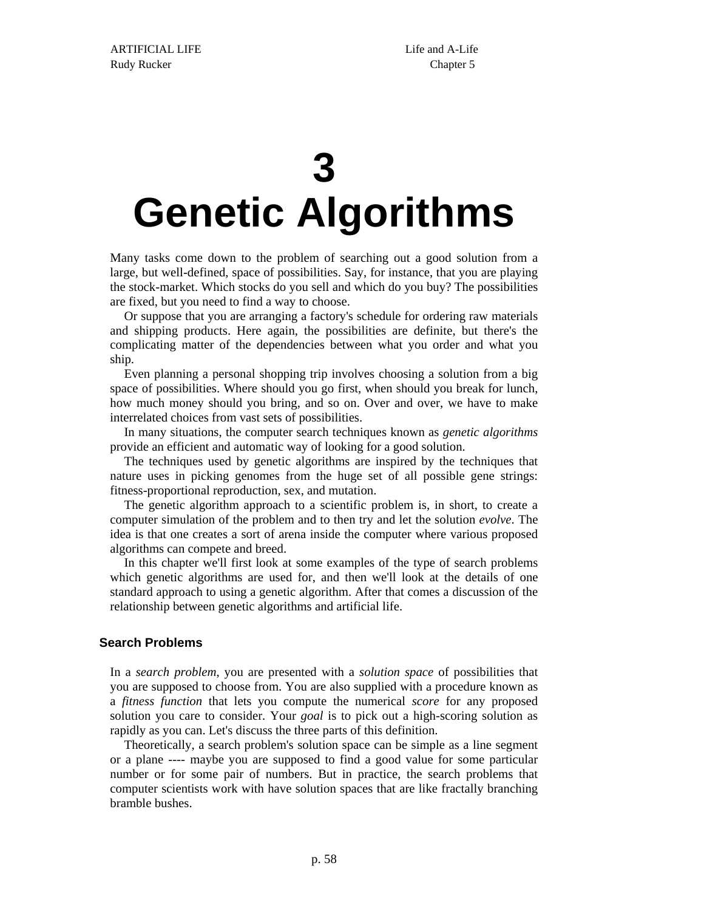# 3 Genetic Algorithms

Many tasks come down to the problem of searching out a good solution from a large, but well-defined, space of possibilities. Say, for instance, that you are playing the stock-market. Which stocks do you sell and which do you buy? The possibilities are fixed, but you need to find a way to choose.

Or suppose that you are arranging a factory's schedule for ordering raw materials and shipping products. Here again, the possibilities are definite, but there's the complicating matter of the dependencies between what you order and what you ship.

Even planning a personal shopping trip involves choosing a solution from a big space of possibilities. Where should you go first, when should you break for lunch, how much money should you bring, and so on. Over and over, we have to make interrelated choices from vast sets of possibilities.

In many situations, the computer search techniques known as *genetic algorithms* provide an efficient and automatic way of looking for a good solution.

The techniques used by genetic algorithms are inspired by the techniques that nature uses in picking genomes from the huge set of all possible gene strings: fitness-proportional reproduction, sex, and mutation.

The genetic algorithm approach to a scientific problem is, in short, to create a computer simulation of the problem and to then try and let the solution *evolve*. The idea is that one creates a sort of arena inside the computer where various proposed algorithms can compete and breed.

In this chapter we'll first look at some examples of the type of search problems which genetic algorithms are used for, and then we'll look at the details of one standard approach to using a genetic algorithm. After that comes a discussion of the relationship between genetic algorithms and artificial life.

## Search Problems

In a *search problem*, you are presented with a *solution space* of possibilities that you are supposed to choose from. You are also supplied with a procedure known as a *fitness function* that lets you compute the numerical *score* for any proposed solution you care to consider. Your *goal* is to pick out a high-scoring solution as rapidly as you can. Let's discuss the three parts of this definition.

Theoretically, a search problem's solution space can be simple as a line segment or a plane ---- maybe you are supposed to find a good value for some particular number or for some pair of numbers. But in practice, the search problems that computer scientists work with have solution spaces that are like fractally branching bramble bushes.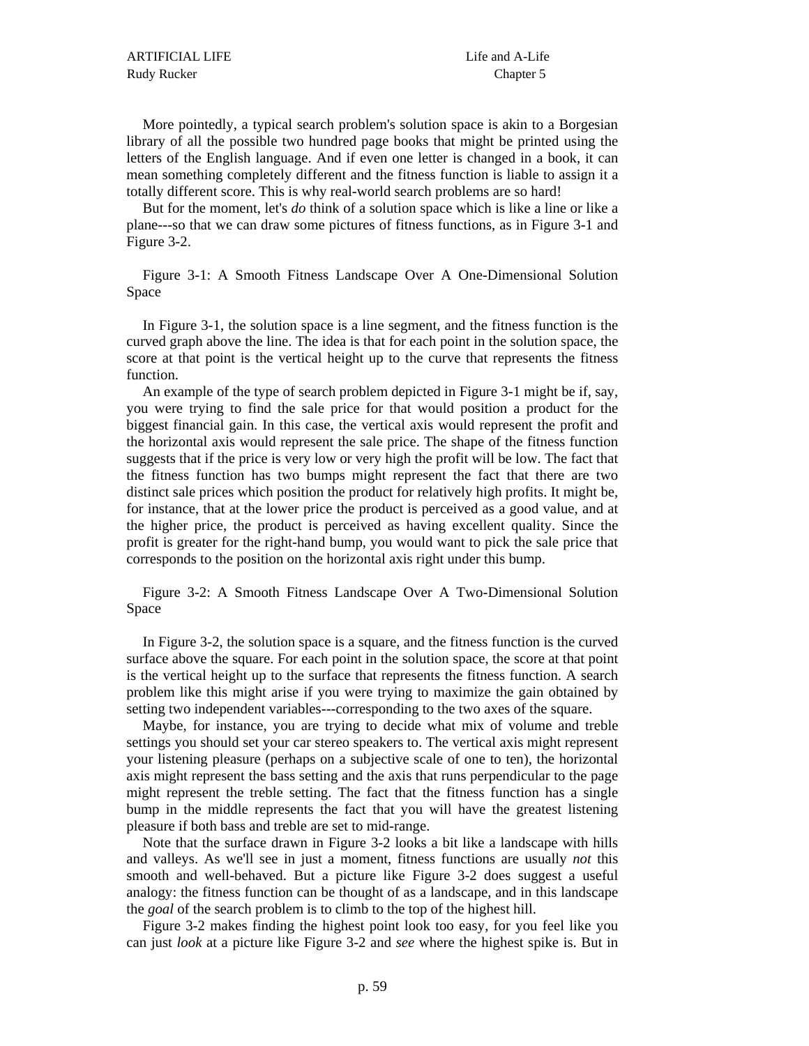More pointedly, a typical search problem's solution space is akin to a Borgesian library of all the possible two hundred page books that might be printed using the letters of the English language. And if even one letter is changed in a book, it can mean something completely different and the fitness function is liable to assign it a totally different score. This is why real-world search problems are so hard!

But for the moment, let's *do* think of a solution space which is like a line or like a plane---so that we can draw some pictures of fitness functions, as in Figure 3-1 and Figure 3-2.

Figure 3-1: A Smooth Fitness Landscape Over A One-Dimensional Solution Space

In Figure 3-1, the solution space is a line segment, and the fitness function is the curved graph above the line. The idea is that for each point in the solution space, the score at that point is the vertical height up to the curve that represents the fitness function.

An example of the type of search problem depicted in Figure 3-1 might be if, say, you were trying to find the sale price for that would position a product for the biggest financial gain. In this case, the vertical axis would represent the profit and the horizontal axis would represent the sale price. The shape of the fitness function suggests that if the price is very low or very high the profit will be low. The fact that the fitness function has two bumps might represent the fact that there are two distinct sale prices which position the product for relatively high profits. It might be, for instance, that at the lower price the product is perceived as a good value, and at the higher price, the product is perceived as having excellent quality. Since the profit is greater for the right-hand bump, you would want to pick the sale price that corresponds to the position on the horizontal axis right under this bump.

Figure 3-2: A Smooth Fitness Landscape Over A Two-Dimensional Solution Space

In Figure 3-2, the solution space is a square, and the fitness function is the curved surface above the square. For each point in the solution space, the score at that point is the vertical height up to the surface that represents the fitness function. A search problem like this might arise if you were trying to maximize the gain obtained by setting two independent variables---corresponding to the two axes of the square.

Maybe, for instance, you are trying to decide what mix of volume and treble settings you should set your car stereo speakers to. The vertical axis might represent your listening pleasure (perhaps on a subjective scale of one to ten), the horizontal axis might represent the bass setting and the axis that runs perpendicular to the page might represent the treble setting. The fact that the fitness function has a single bump in the middle represents the fact that you will have the greatest listening pleasure if both bass and treble are set to mid-range.

Note that the surface drawn in Figure 3-2 looks a bit like a landscape with hills and valleys. As we'll see in just a moment, fitness functions are usually *not* this smooth and well-behaved. But a picture like Figure 3-2 does suggest a useful analogy: the fitness function can be thought of as a landscape, and in this landscape the *goal* of the search problem is to climb to the top of the highest hill.

Figure 3-2 makes finding the highest point look too easy, for you feel like you can just *look* at a picture like Figure 3-2 and *see* where the highest spike is. But in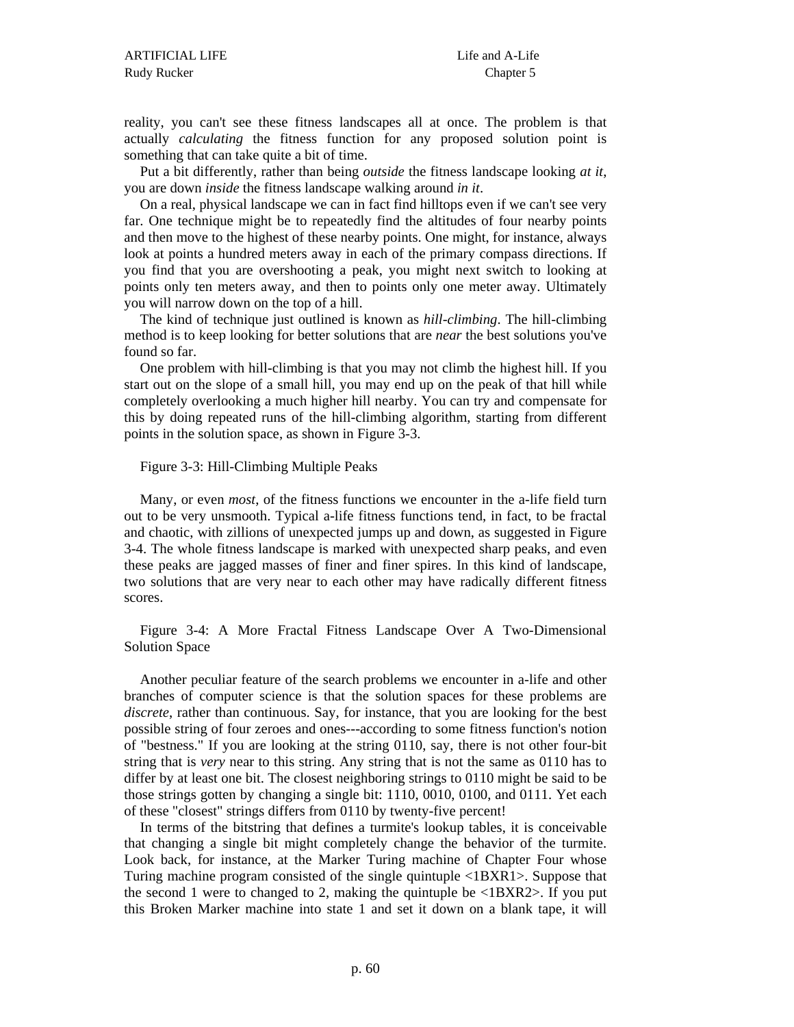reality, you can't see these fitness landscapes all at once. The problem is that actually *calculating* the fitness function for any proposed solution point is something that can take quite a bit of time.

Put a bit differently, rather than being *outside* the fitness landscape looking *at it*, you are down *inside* the fitness landscape walking around *in it*.

On a real, physical landscape we can in fact find hilltops even if we can't see very far. One technique might be to repeatedly find the altitudes of four nearby points and then move to the highest of these nearby points. One might, for instance, always look at points a hundred meters away in each of the primary compass directions. If you find that you are overshooting a peak, you might next switch to looking at points only ten meters away, and then to points only one meter away. Ultimately you will narrow down on the top of a hill.

The kind of technique just outlined is known as *hill-climbing*. The hill-climbing method is to keep looking for better solutions that are *near* the best solutions you've found so far.

One problem with hill-climbing is that you may not climb the highest hill. If you start out on the slope of a small hill, you may end up on the peak of that hill while completely overlooking a much higher hill nearby. You can try and compensate for this by doing repeated runs of the hill-climbing algorithm, starting from different points in the solution space, as shown in Figure 3-3.

Figure 3-3: Hill-Climbing Multiple Peaks

Many, or even *most*, of the fitness functions we encounter in the a-life field turn out to be very unsmooth. Typical a-life fitness functions tend, in fact, to be fractal and chaotic, with zillions of unexpected jumps up and down, as suggested in Figure 3-4. The whole fitness landscape is marked with unexpected sharp peaks, and even these peaks are jagged masses of finer and finer spires. In this kind of landscape, two solutions that are very near to each other may have radically different fitness scores.

Figure 3-4: A More Fractal Fitness Landscape Over A Two-Dimensional Solution Space

Another peculiar feature of the search problems we encounter in a-life and other branches of computer science is that the solution spaces for these problems are *discrete*, rather than continuous. Say, for instance, that you are looking for the best possible string of four zeroes and ones---according to some fitness function's notion of "bestness." If you are looking at the string 0110, say, there is not other four-bit string that is *very* near to this string. Any string that is not the same as 0110 has to differ by at least one bit. The closest neighboring strings to 0110 might be said to be those strings gotten by changing a single bit: 1110, 0010, 0100, and 0111. Yet each of these "closest" strings differs from 0110 by twenty-five percent!

In terms of the bitstring that defines a turmite's lookup tables, it is conceivable that changing a single bit might completely change the behavior of the turmite. Look back, for instance, at the Marker Turing machine of Chapter Four whose Turing machine program consisted of the single quintuple <1BXR1>. Suppose that the second 1 were to changed to 2, making the quintuple be <1BXR2>. If you put this Broken Marker machine into state 1 and set it down on a blank tape, it will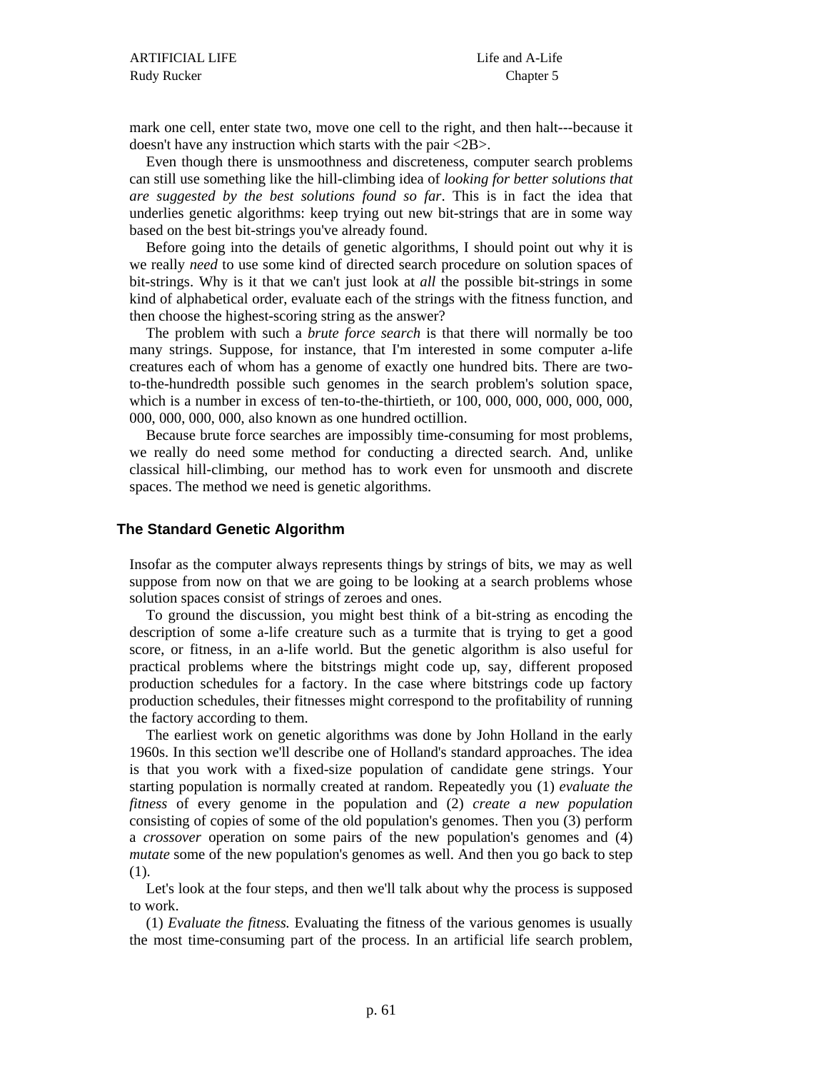mark one cell, enter state two, move one cell to the right, and then halt---because it doesn't have any instruction which starts with the pair <2B>.

Even though there is unsmoothness and discreteness, computer search problems can still use something like the hill-climbing idea of *looking for better solutions that are suggested by the best solutions found so far*. This is in fact the idea that underlies genetic algorithms: keep trying out new bit-strings that are in some way based on the best bit-strings you've already found.

Before going into the details of genetic algorithms, I should point out why it is we really *need* to use some kind of directed search procedure on solution spaces of bit-strings. Why is it that we can't just look at *all* the possible bit-strings in some kind of alphabetical order, evaluate each of the strings with the fitness function, and then choose the highest-scoring string as the answer?

The problem with such a *brute force search* is that there will normally be too many strings. Suppose, for instance, that I'm interested in some computer a-life creatures each of whom has a genome of exactly one hundred bits. There are two-to-the-hundredth possible such genomes in the search problem's solution space, which is a number in excess of ten-to-the-thirtieth, or 100, 000, 000, 000, 000, 000, 000, 000, 000, 000, also known as one hundred octillion.

Because brute force searches are impossibly time-consuming for most problems, we really do need some method for conducting a directed search. And, unlike classical hill-climbing, our method has to work even for unsmooth and discrete spaces. The method we need is genetic algorithms.

## The Standard Genetic Algorithm

Insofar as the computer always represents things by strings of bits, we may as well suppose from now on that we are going to be looking at a search problems whose solution spaces consist of strings of zeroes and ones.

To ground the discussion, you might best think of a bit-string as encoding the description of some a-life creature such as a turmite that is trying to get a good score, or fitness, in an a-life world. But the genetic algorithm is also useful for practical problems where the bitstrings might code up, say, different proposed production schedules for a factory. In the case where bitstrings code up factory production schedules, their fitnesses might correspond to the profitability of running the factory according to them.

The earliest work on genetic algorithms was done by John Holland in the early 1960s. In this section we'll describe one of Holland's standard approaches. The idea is that you work with a fixed-size population of candidate gene strings. Your starting population is normally created at random. Repeatedly you (1) *evaluate the fitness* of every genome in the population and (2) *create a new population* consisting of copies of some of the old population's genomes. Then you (3) perform a *crossover* operation on some pairs of the new population's genomes and (4) *mutate* some of the new population's genomes as well. And then you go back to step (1).

Let's look at the four steps, and then we'll talk about why the process is supposed to work.

(1) *Evaluate the fitness.* Evaluating the fitness of the various genomes is usually the most time-consuming part of the process. In an artificial life search problem,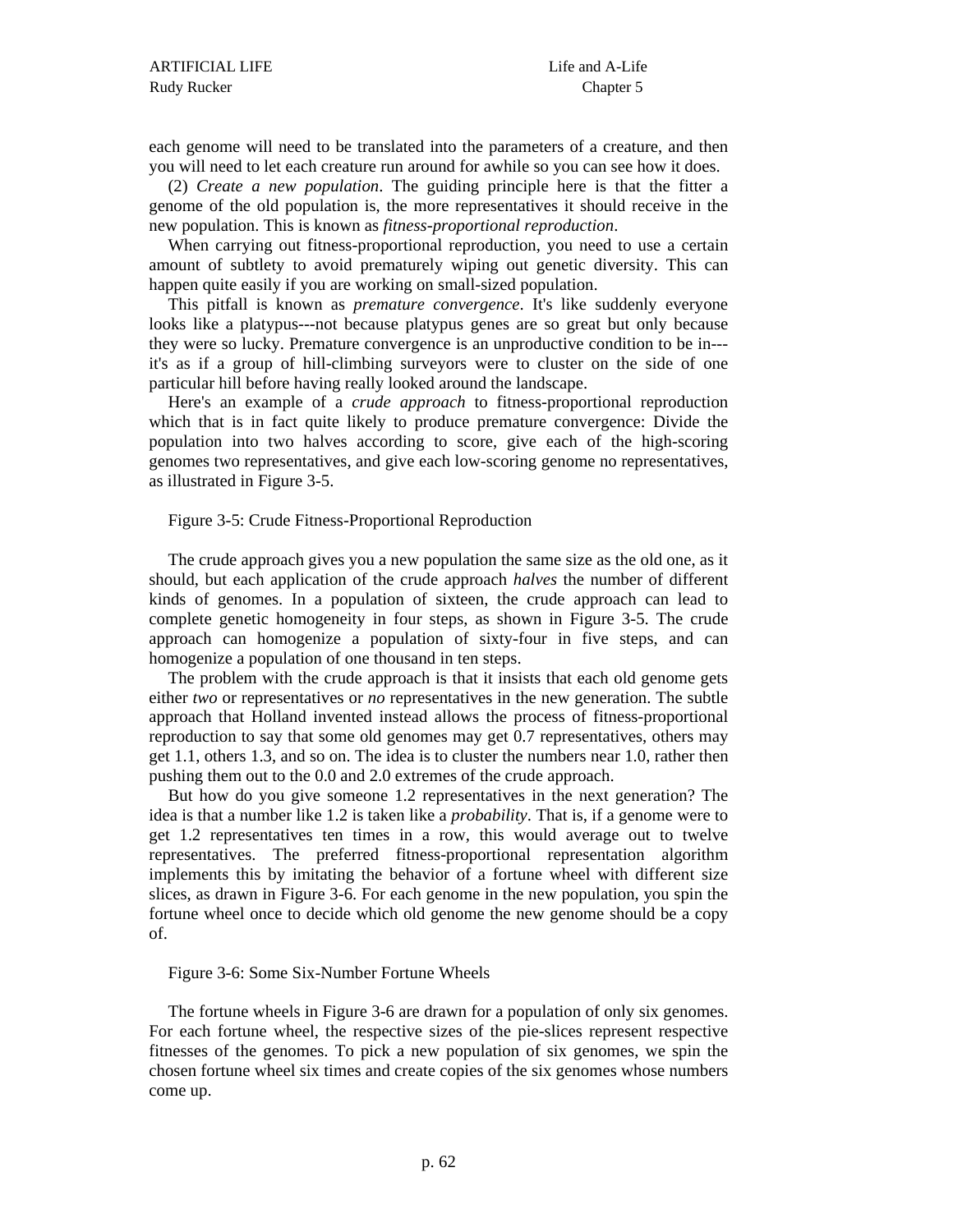each genome will need to be translated into the parameters of a creature, and then you will need to let each creature run around for awhile so you can see how it does.

(2) *Create a new population*. The guiding principle here is that the fitter a genome of the old population is, the more representatives it should receive in the new population. This is known as *fitness-proportional reproduction*.

When carrying out fitness-proportional reproduction, you need to use a certain amount of subtlety to avoid prematurely wiping out genetic diversity. This can happen quite easily if you are working on small-sized population.

This pitfall is known as *premature convergence*. It's like suddenly everyone looks like a platypus---not because platypus genes are so great but only because they were so lucky. Premature convergence is an unproductive condition to be in---it's as if a group of hill-climbing surveyors were to cluster on the side of one particular hill before having really looked around the landscape.

Here's an example of a *crude approach* to fitness-proportional reproduction which that is in fact quite likely to produce premature convergence: Divide the population into two halves according to score, give each of the high-scoring genomes two representatives, and give each low-scoring genome no representatives, as illustrated in Figure 3-5.

Figure 3-5: Crude Fitness-Proportional Reproduction

The crude approach gives you a new population the same size as the old one, as it should, but each application of the crude approach *halves* the number of different kinds of genomes. In a population of sixteen, the crude approach can lead to complete genetic homogeneity in four steps, as shown in Figure 3-5. The crude approach can homogenize a population of sixty-four in five steps, and can homogenize a population of one thousand in ten steps.

The problem with the crude approach is that it insists that each old genome gets either *two* or representatives or *no* representatives in the new generation. The subtle approach that Holland invented instead allows the process of fitness-proportional reproduction to say that some old genomes may get 0.7 representatives, others may get 1.1, others 1.3, and so on. The idea is to cluster the numbers near 1.0, rather then pushing them out to the 0.0 and 2.0 extremes of the crude approach.

But how do you give someone 1.2 representatives in the next generation? The idea is that a number like 1.2 is taken like a *probability*. That is, if a genome were to get 1.2 representatives ten times in a row, this would average out to twelve representatives. The preferred fitness-proportional representation algorithm implements this by imitating the behavior of a fortune wheel with different size slices, as drawn in Figure 3-6. For each genome in the new population, you spin the fortune wheel once to decide which old genome the new genome should be a copy of.

Figure 3-6: Some Six-Number Fortune Wheels

The fortune wheels in Figure 3-6 are drawn for a population of only six genomes. For each fortune wheel, the respective sizes of the pie-slices represent respective fitnesses of the genomes. To pick a new population of six genomes, we spin the chosen fortune wheel six times and create copies of the six genomes whose numbers come up.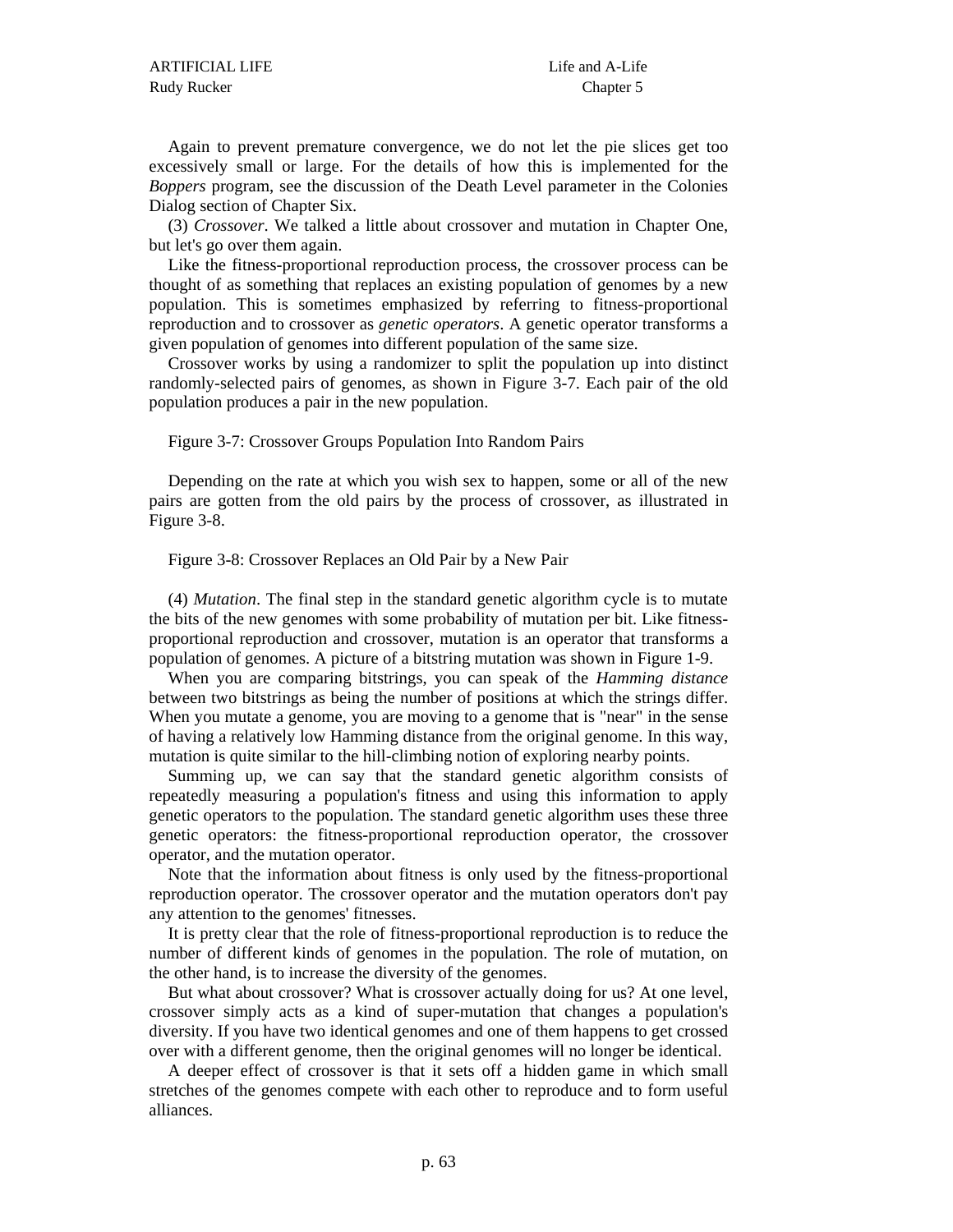Again to prevent premature convergence, we do not let the pie slices get too excessively small or large. For the details of how this is implemented for the *Boppers* program, see the discussion of the Death Level parameter in the Colonies Dialog section of Chapter Six.

(3) *Crossover*. We talked a little about crossover and mutation in Chapter One, but let's go over them again.

Like the fitness-proportional reproduction process, the crossover process can be thought of as something that replaces an existing population of genomes by a new population. This is sometimes emphasized by referring to fitness-proportional reproduction and to crossover as *genetic operators*. A genetic operator transforms a given population of genomes into different population of the same size.

Crossover works by using a randomizer to split the population up into distinct randomly-selected pairs of genomes, as shown in Figure 3-7. Each pair of the old population produces a pair in the new population.

Figure 3-7: Crossover Groups Population Into Random Pairs

Depending on the rate at which you wish sex to happen, some or all of the new pairs are gotten from the old pairs by the process of crossover, as illustrated in Figure 3-8.

Figure 3-8: Crossover Replaces an Old Pair by a New Pair

(4) *Mutation*. The final step in the standard genetic algorithm cycle is to mutate the bits of the new genomes with some probability of mutation per bit. Like fitness-proportional reproduction and crossover, mutation is an operator that transforms a population of genomes. A picture of a bitstring mutation was shown in Figure 1-9.

When you are comparing bitstrings, you can speak of the *Hamming distance* between two bitstrings as being the number of positions at which the strings differ. When you mutate a genome, you are moving to a genome that is "near" in the sense of having a relatively low Hamming distance from the original genome. In this way, mutation is quite similar to the hill-climbing notion of exploring nearby points.

Summing up, we can say that the standard genetic algorithm consists of repeatedly measuring a population's fitness and using this information to apply genetic operators to the population. The standard genetic algorithm uses these three genetic operators: the fitness-proportional reproduction operator, the crossover operator, and the mutation operator.

Note that the information about fitness is only used by the fitness-proportional reproduction operator. The crossover operator and the mutation operators don't pay any attention to the genomes' fitnesses.

It is pretty clear that the role of fitness-proportional reproduction is to reduce the number of different kinds of genomes in the population. The role of mutation, on the other hand, is to increase the diversity of the genomes.

But what about crossover? What is crossover actually doing for us? At one level, crossover simply acts as a kind of super-mutation that changes a population's diversity. If you have two identical genomes and one of them happens to get crossed over with a different genome, then the original genomes will no longer be identical.

A deeper effect of crossover is that it sets off a hidden game in which small stretches of the genomes compete with each other to reproduce and to form useful alliances.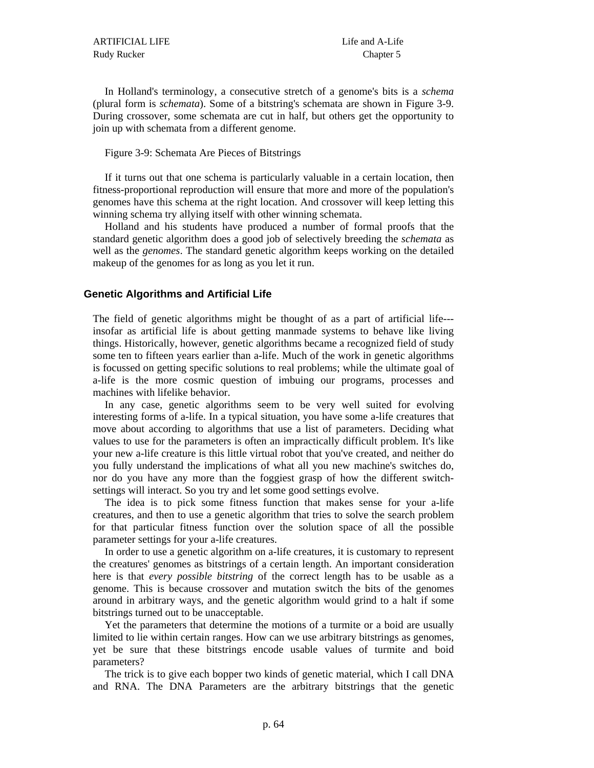In Holland's terminology, a consecutive stretch of a genome's bits is a *schema* (plural form is *schemata*). Some of a bitstring's schemata are shown in Figure 3-9. During crossover, some schemata are cut in half, but others get the opportunity to join up with schemata from a different genome.

Figure 3-9: Schemata Are Pieces of Bitstrings

If it turns out that one schema is particularly valuable in a certain location, then fitness-proportional reproduction will ensure that more and more of the population's genomes have this schema at the right location. And crossover will keep letting this winning schema try allying itself with other winning schemata.

Holland and his students have produced a number of formal proofs that the standard genetic algorithm does a good job of selectively breeding the *schemata* as well as the *genomes*. The standard genetic algorithm keeps working on the detailed makeup of the genomes for as long as you let it run.

## Genetic Algorithms and Artificial Life

The field of genetic algorithms might be thought of as a part of artificial life---insofar as artificial life is about getting manmade systems to behave like living things. Historically, however, genetic algorithms became a recognized field of study some ten to fifteen years earlier than a-life. Much of the work in genetic algorithms is focussed on getting specific solutions to real problems; while the ultimate goal of a-life is the more cosmic question of imbuing our programs, processes and machines with lifelike behavior.

In any case, genetic algorithms seem to be very well suited for evolving interesting forms of a-life. In a typical situation, you have some a-life creatures that move about according to algorithms that use a list of parameters. Deciding what values to use for the parameters is often an impractically difficult problem. It's like your new a-life creature is this little virtual robot that you've created, and neither do you fully understand the implications of what all you new machine's switches do, nor do you have any more than the foggiest grasp of how the different switch-settings will interact. So you try and let some good settings evolve.

The idea is to pick some fitness function that makes sense for your a-life creatures, and then to use a genetic algorithm that tries to solve the search problem for that particular fitness function over the solution space of all the possible parameter settings for your a-life creatures.

In order to use a genetic algorithm on a-life creatures, it is customary to represent the creatures' genomes as bitstrings of a certain length. An important consideration here is that *every possible bitstring* of the correct length has to be usable as a genome. This is because crossover and mutation switch the bits of the genomes around in arbitrary ways, and the genetic algorithm would grind to a halt if some bitstrings turned out to be unacceptable.

Yet the parameters that determine the motions of a turmite or a boid are usually limited to lie within certain ranges. How can we use arbitrary bitstrings as genomes, yet be sure that these bitstrings encode usable values of turmite and boid parameters?

The trick is to give each bopper two kinds of genetic material, which I call DNA and RNA. The DNA Parameters are the arbitrary bitstrings that the genetic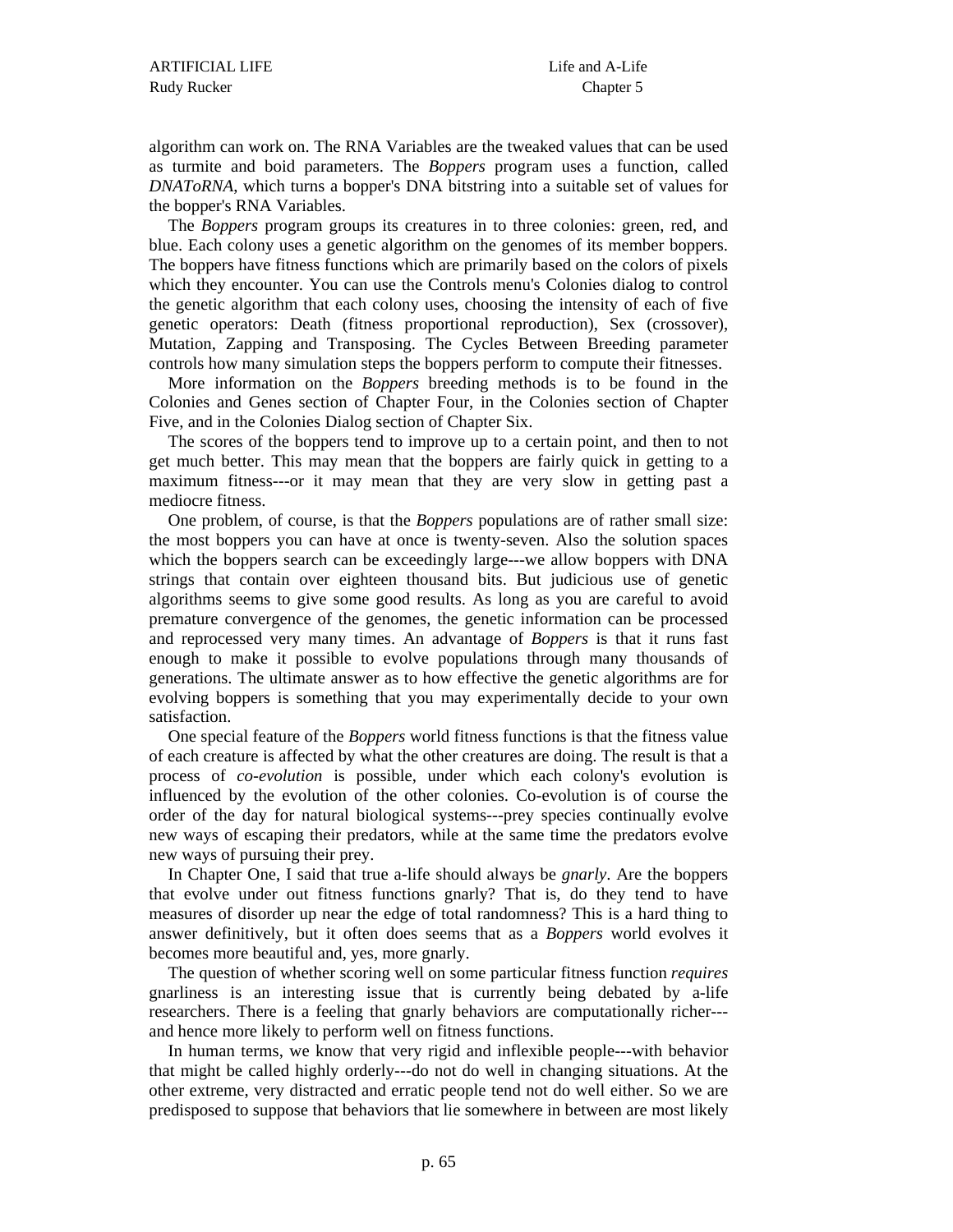algorithm can work on. The RNA Variables are the tweaked values that can be used as turmite and boid parameters. The *Boppers* program uses a function, called *DNAToRNA*, which turns a bopper's DNA bitstring into a suitable set of values for the bopper's RNA Variables.

The *Boppers* program groups its creatures in to three colonies: green, red, and blue. Each colony uses a genetic algorithm on the genomes of its member boppers. The boppers have fitness functions which are primarily based on the colors of pixels which they encounter. You can use the Controls menu's Colonies dialog to control the genetic algorithm that each colony uses, choosing the intensity of each of five genetic operators: Death (fitness proportional reproduction), Sex (crossover), Mutation, Zapping and Transposing. The Cycles Between Breeding parameter controls how many simulation steps the boppers perform to compute their fitnesses.

More information on the *Boppers* breeding methods is to be found in the Colonies and Genes section of Chapter Four, in the Colonies section of Chapter Five, and in the Colonies Dialog section of Chapter Six.

The scores of the boppers tend to improve up to a certain point, and then to not get much better. This may mean that the boppers are fairly quick in getting to a maximum fitness---or it may mean that they are very slow in getting past a mediocre fitness.

One problem, of course, is that the *Boppers* populations are of rather small size: the most boppers you can have at once is twenty-seven. Also the solution spaces which the boppers search can be exceedingly large---we allow boppers with DNA strings that contain over eighteen thousand bits. But judicious use of genetic algorithms seems to give some good results. As long as you are careful to avoid premature convergence of the genomes, the genetic information can be processed and reprocessed very many times. An advantage of *Boppers* is that it runs fast enough to make it possible to evolve populations through many thousands of generations. The ultimate answer as to how effective the genetic algorithms are for evolving boppers is something that you may experimentally decide to your own satisfaction.

One special feature of the *Boppers* world fitness functions is that the fitness value of each creature is affected by what the other creatures are doing. The result is that a process of *co-evolution* is possible, under which each colony's evolution is influenced by the evolution of the other colonies. Co-evolution is of course the order of the day for natural biological systems---prey species continually evolve new ways of escaping their predators, while at the same time the predators evolve new ways of pursuing their prey.

In Chapter One, I said that true a-life should always be *gnarly*. Are the boppers that evolve under out fitness functions gnarly? That is, do they tend to have measures of disorder up near the edge of total randomness? This is a hard thing to answer definitively, but it often does seems that as a *Boppers* world evolves it becomes more beautiful and, yes, more gnarly.

The question of whether scoring well on some particular fitness function *requires* gnarliness is an interesting issue that is currently being debated by a-life researchers. There is a feeling that gnarly behaviors are computationally richer---and hence more likely to perform well on fitness functions.

In human terms, we know that very rigid and inflexible people---with behavior that might be called highly orderly---do not do well in changing situations. At the other extreme, very distracted and erratic people tend not do well either. So we are predisposed to suppose that behaviors that lie somewhere in between are most likely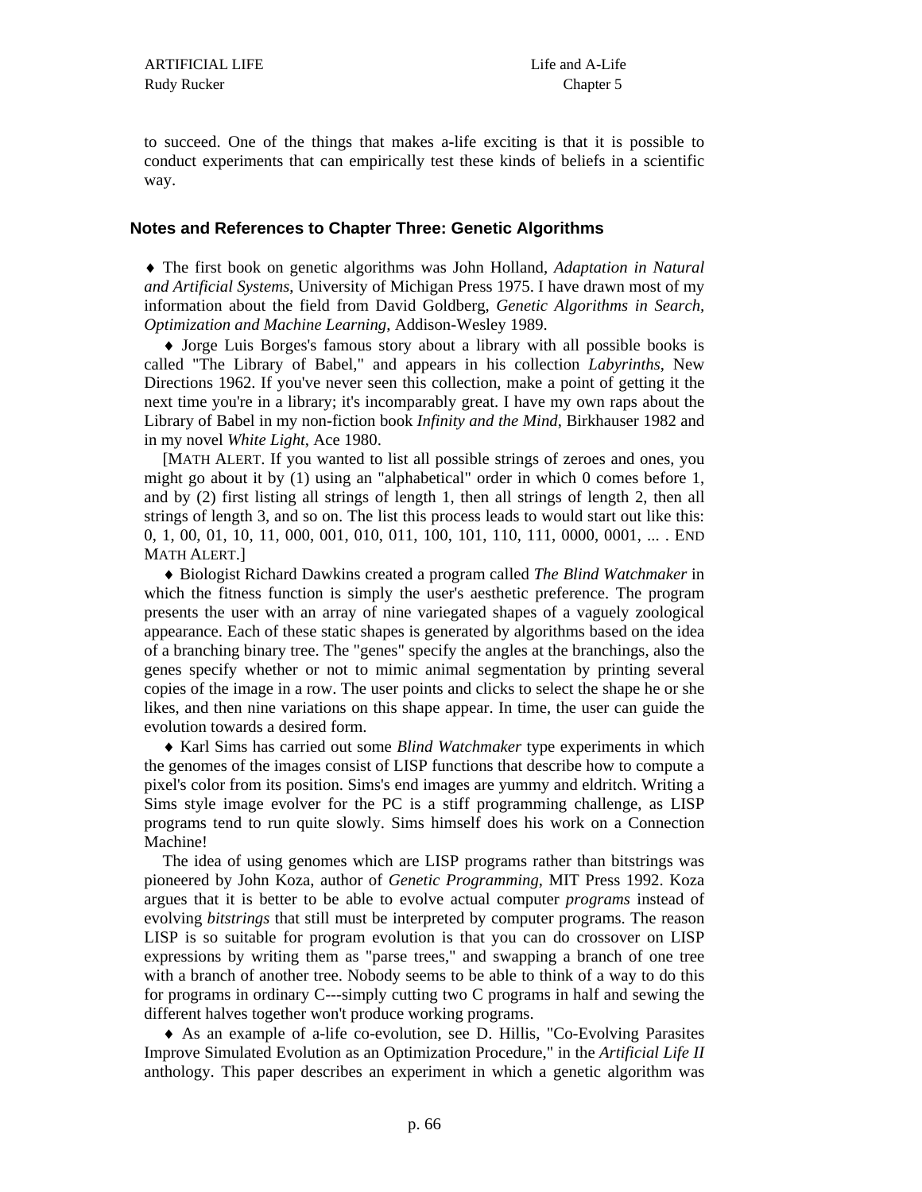to succeed. One of the things that makes a-life exciting is that it is possible to conduct experiments that can empirically test these kinds of beliefs in a scientific way.

## Notes and References to Chapter Three: Genetic Algorithms

♦ The first book on genetic algorithms was John Holland, *Adaptation in Natural and Artificial Systems*, University of Michigan Press 1975. I have drawn most of my information about the field from David Goldberg, *Genetic Algorithms in Search, Optimization and Machine Learning*, Addison-Wesley 1989.

♦ Jorge Luis Borges's famous story about a library with all possible books is called "The Library of Babel," and appears in his collection *Labyrinths*, New Directions 1962. If you've never seen this collection, make a point of getting it the next time you're in a library; it's incomparably great. I have my own raps about the Library of Babel in my non-fiction book *Infinity and the Mind*, Birkhauser 1982 and in my novel *White Light*, Ace 1980.

[MATH ALERT. If you wanted to list all possible strings of zeroes and ones, you might go about it by (1) using an "alphabetical" order in which 0 comes before 1, and by (2) first listing all strings of length 1, then all strings of length 2, then all strings of length 3, and so on. The list this process leads to would start out like this: 0, 1, 00, 01, 10, 11, 000, 001, 010, 011, 100, 101, 110, 111, 0000, 0001, ... . END MATH ALERT.]

♦ Biologist Richard Dawkins created a program called *The Blind Watchmaker* in which the fitness function is simply the user's aesthetic preference. The program presents the user with an array of nine variegated shapes of a vaguely zoological appearance. Each of these static shapes is generated by algorithms based on the idea of a branching binary tree. The "genes" specify the angles at the branchings, also the genes specify whether or not to mimic animal segmentation by printing several copies of the image in a row. The user points and clicks to select the shape he or she likes, and then nine variations on this shape appear. In time, the user can guide the evolution towards a desired form.

♦ Karl Sims has carried out some *Blind Watchmaker* type experiments in which the genomes of the images consist of LISP functions that describe how to compute a pixel's color from its position. Sims's end images are yummy and eldritch. Writing a Sims style image evolver for the PC is a stiff programming challenge, as LISP programs tend to run quite slowly. Sims himself does his work on a Connection Machine!

The idea of using genomes which are LISP programs rather than bitstrings was pioneered by John Koza, author of *Genetic Programming*, MIT Press 1992. Koza argues that it is better to be able to evolve actual computer *programs* instead of evolving *bitstrings* that still must be interpreted by computer programs. The reason LISP is so suitable for program evolution is that you can do crossover on LISP expressions by writing them as "parse trees," and swapping a branch of one tree with a branch of another tree. Nobody seems to be able to think of a way to do this for programs in ordinary C---simply cutting two C programs in half and sewing the different halves together won't produce working programs.

♦ As an example of a-life co-evolution, see D. Hillis, "Co-Evolving Parasites Improve Simulated Evolution as an Optimization Procedure," in the *Artificial Life II* anthology. This paper describes an experiment in which a genetic algorithm was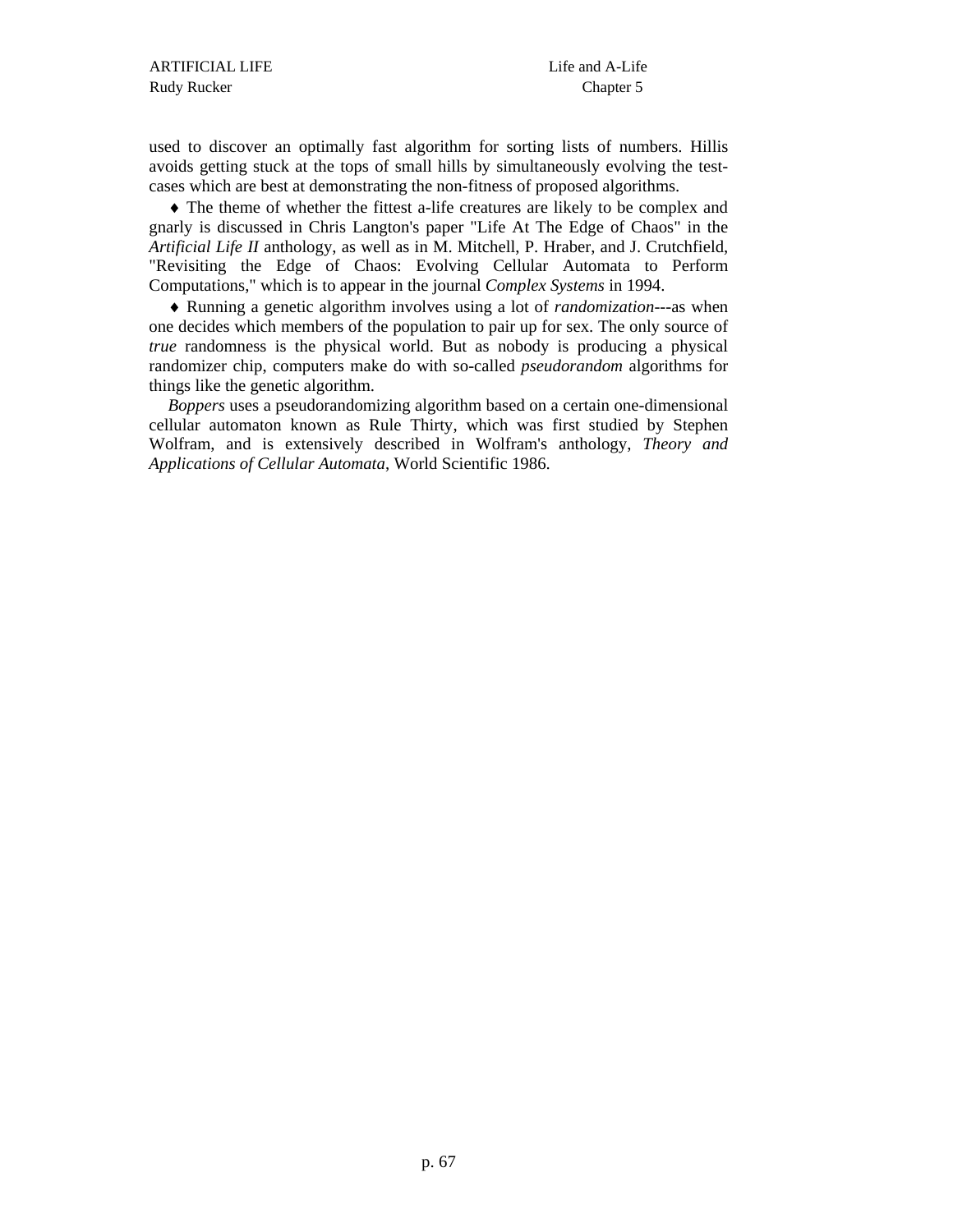used to discover an optimally fast algorithm for sorting lists of numbers. Hillis avoids getting stuck at the tops of small hills by simultaneously evolving the test-cases which are best at demonstrating the non-fitness of proposed algorithms.

♦ The theme of whether the fittest a-life creatures are likely to be complex and gnarly is discussed in Chris Langton's paper "Life At The Edge of Chaos" in the *Artificial Life II* anthology, as well as in M. Mitchell, P. Hraber, and J. Crutchfield, "Revisiting the Edge of Chaos: Evolving Cellular Automata to Perform Computations," which is to appear in the journal *Complex Systems* in 1994.

♦ Running a genetic algorithm involves using a lot of *randomization*---as when one decides which members of the population to pair up for sex. The only source of *true* randomness is the physical world. But as nobody is producing a physical randomizer chip, computers make do with so-called *pseudorandom* algorithms for things like the genetic algorithm.

*Boppers* uses a pseudorandomizing algorithm based on a certain one-dimensional cellular automaton known as Rule Thirty, which was first studied by Stephen Wolfram, and is extensively described in Wolfram's anthology, *Theory and Applications of Cellular Automata*, World Scientific 1986.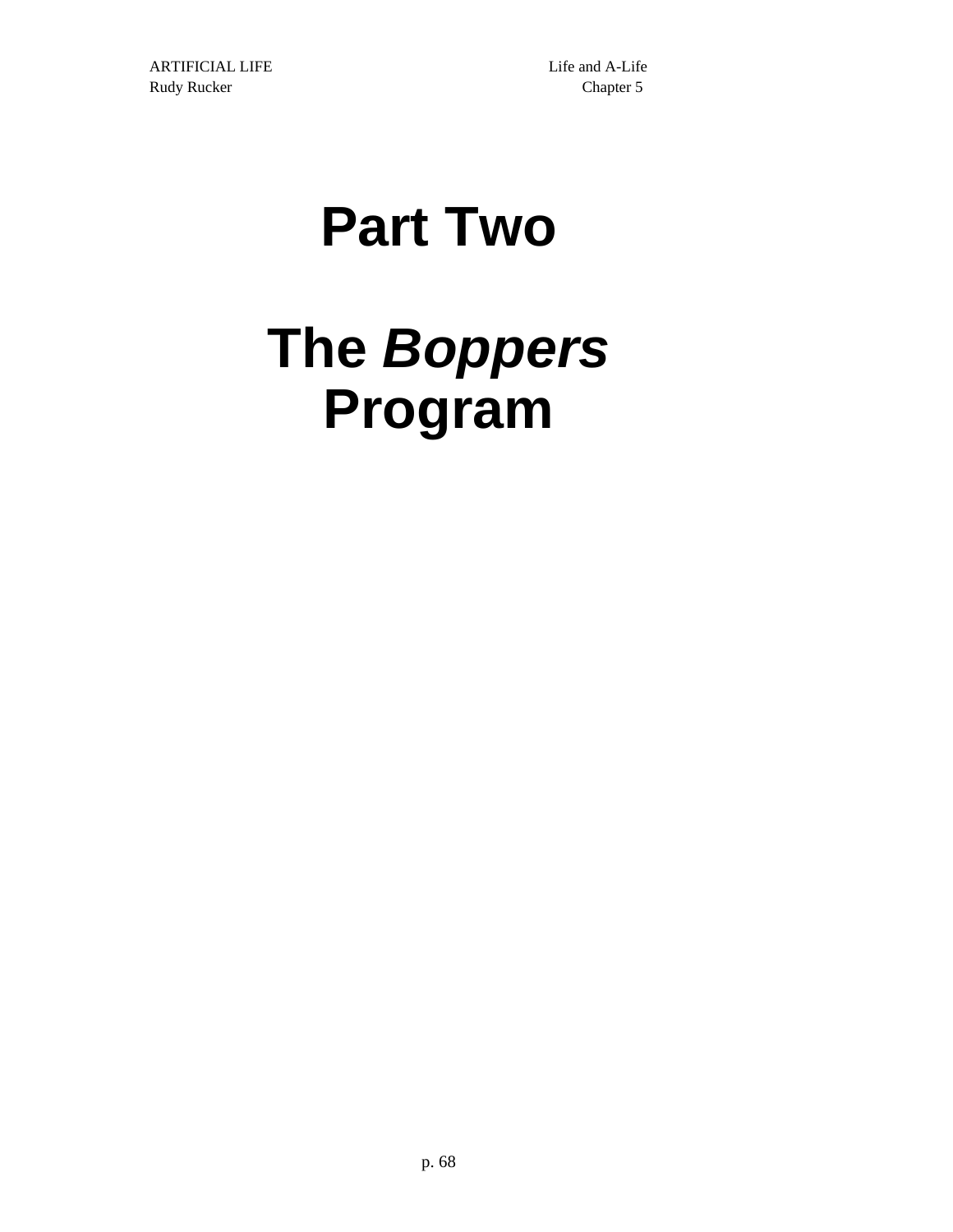# Part Two

# The *Boppers* Program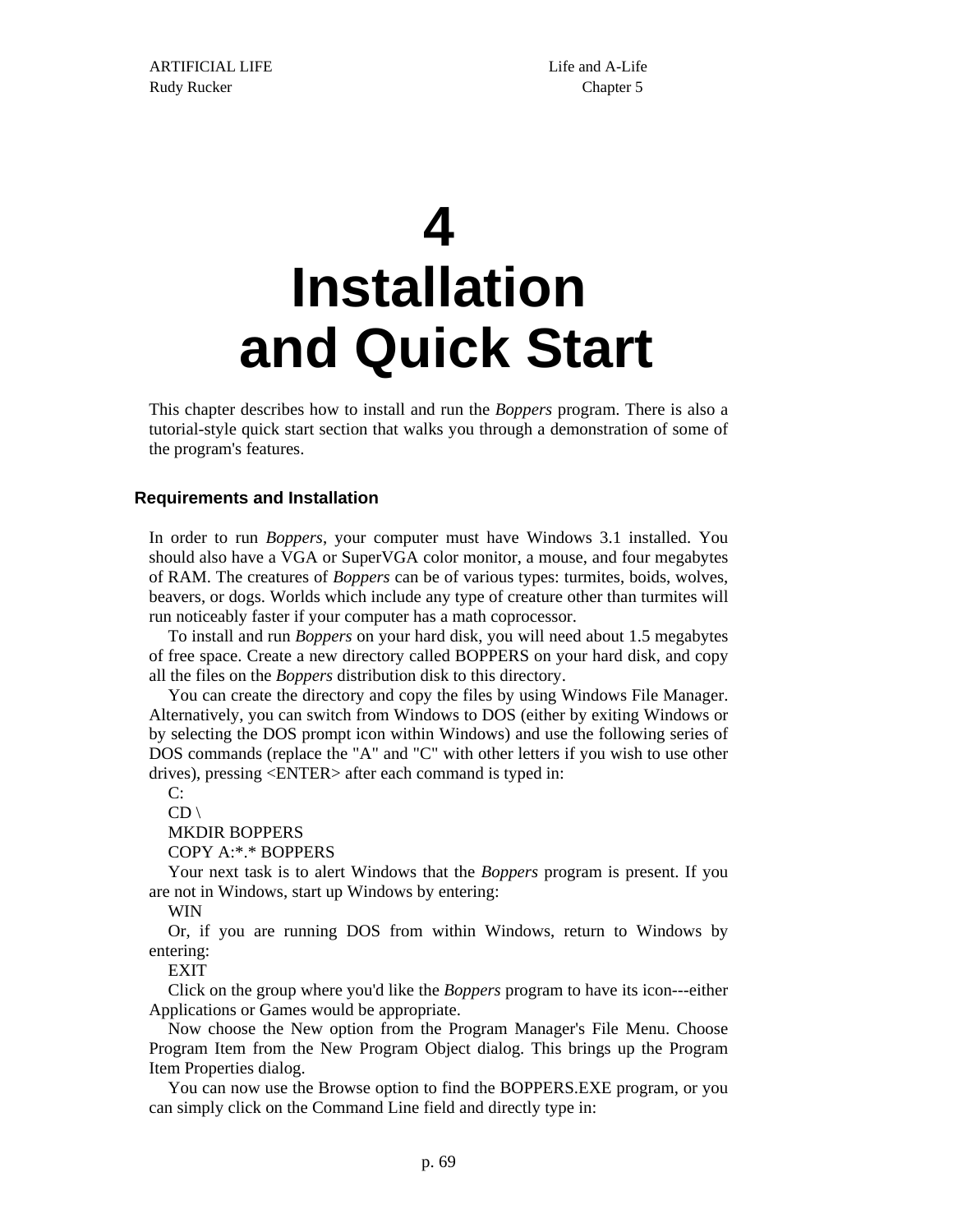# 4 Installation and Quick Start

This chapter describes how to install and run the *Boppers* program. There is also a tutorial-style quick start section that walks you through a demonstration of some of the program's features.

## Requirements and Installation

In order to run *Boppers*, your computer must have Windows 3.1 installed. You should also have a VGA or SuperVGA color monitor, a mouse, and four megabytes of RAM. The creatures of *Boppers* can be of various types: turmites, boids, wolves, beavers, or dogs. Worlds which include any type of creature other than turmites will run noticeably faster if your computer has a math coprocessor.

To install and run *Boppers* on your hard disk, you will need about 1.5 megabytes of free space. Create a new directory called BOPPERS on your hard disk, and copy all the files on the *Boppers* distribution disk to this directory.

You can create the directory and copy the files by using Windows File Manager. Alternatively, you can switch from Windows to DOS (either by exiting Windows or by selecting the DOS prompt icon within Windows) and use the following series of DOS commands (replace the "A" and "C" with other letters if you wish to use other drives), pressing <ENTER> after each command is typed in:

```
C:
CD \
MKDIR BOPPERS
COPY A:*.* BOPPERS
```

Your next task is to alert Windows that the *Boppers* program is present. If you are not in Windows, start up Windows by entering:

```
WIN
```

Or, if you are running DOS from within Windows, return to Windows by entering:

```
EXIT
```

Click on the group where you'd like the *Boppers* program to have its icon---either Applications or Games would be appropriate.

Now choose the New option from the Program Manager's File Menu. Choose Program Item from the New Program Object dialog. This brings up the Program Item Properties dialog.

You can now use the Browse option to find the BOPPERS.EXE program, or you can simply click on the Command Line field and directly type in: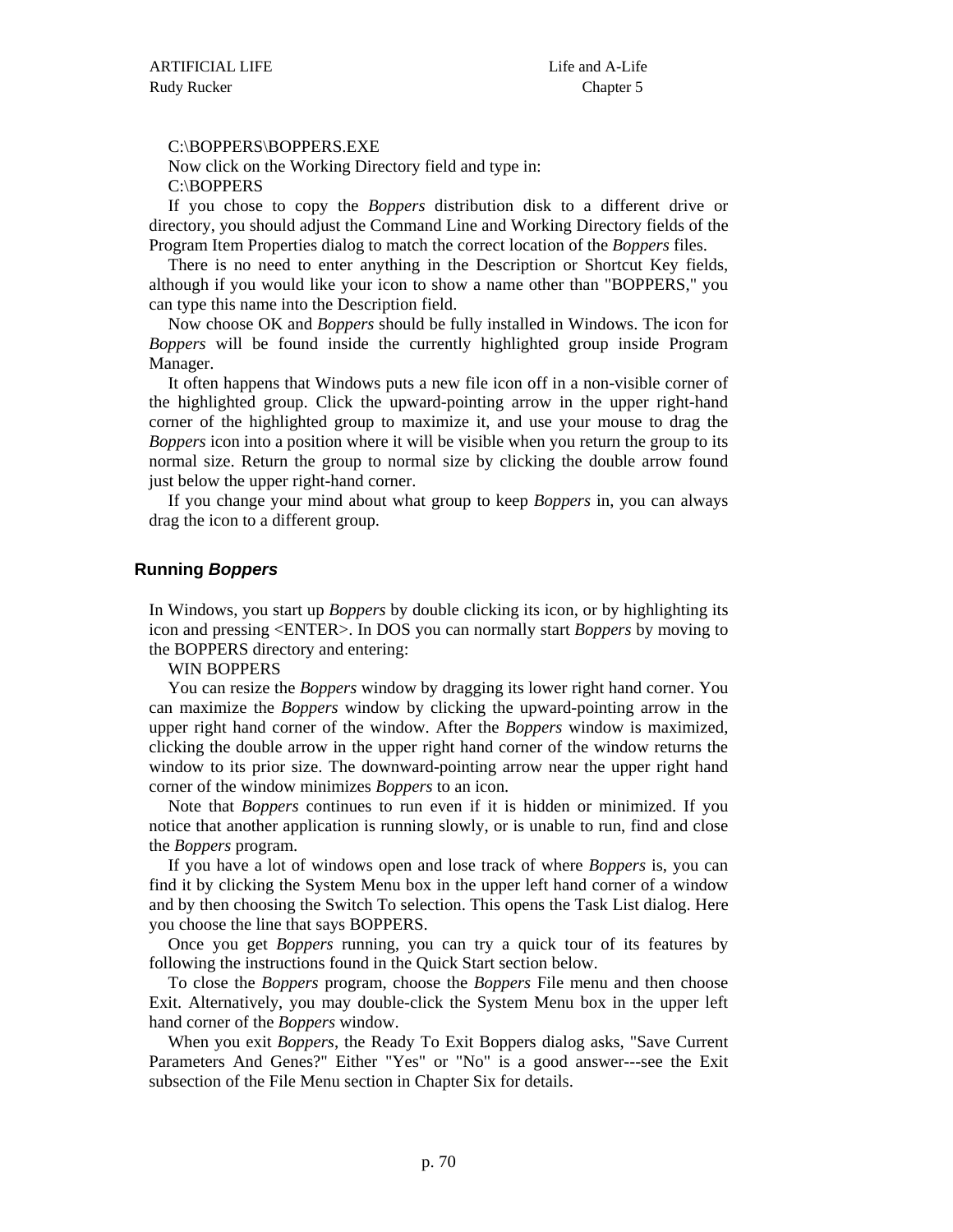C:\BOPPERS\BOPPERS.EXE

Now click on the Working Directory field and type in:

C:\BOPPERS

If you chose to copy the *Boppers* distribution disk to a different drive or directory, you should adjust the Command Line and Working Directory fields of the Program Item Properties dialog to match the correct location of the *Boppers* files.

There is no need to enter anything in the Description or Shortcut Key fields, although if you would like your icon to show a name other than "BOPPERS," you can type this name into the Description field.

Now choose OK and *Boppers* should be fully installed in Windows. The icon for *Boppers* will be found inside the currently highlighted group inside Program Manager.

It often happens that Windows puts a new file icon off in a non-visible corner of the highlighted group. Click the upward-pointing arrow in the upper right-hand corner of the highlighted group to maximize it, and use your mouse to drag the *Boppers* icon into a position where it will be visible when you return the group to its normal size. Return the group to normal size by clicking the double arrow found just below the upper right-hand corner.

If you change your mind about what group to keep *Boppers* in, you can always drag the icon to a different group.

## Running *Boppers*

In Windows, you start up *Boppers* by double clicking its icon, or by highlighting its icon and pressing <ENTER>. In DOS you can normally start *Boppers* by moving to the BOPPERS directory and entering:

WIN BOPPERS

You can resize the *Boppers* window by dragging its lower right hand corner. You can maximize the *Boppers* window by clicking the upward-pointing arrow in the upper right hand corner of the window. After the *Boppers* window is maximized, clicking the double arrow in the upper right hand corner of the window returns the window to its prior size. The downward-pointing arrow near the upper right hand corner of the window minimizes *Boppers* to an icon.

Note that *Boppers* continues to run even if it is hidden or minimized. If you notice that another application is running slowly, or is unable to run, find and close the *Boppers* program.

If you have a lot of windows open and lose track of where *Boppers* is, you can find it by clicking the System Menu box in the upper left hand corner of a window and by then choosing the Switch To selection. This opens the Task List dialog. Here you choose the line that says BOPPERS.

Once you get *Boppers* running, you can try a quick tour of its features by following the instructions found in the Quick Start section below.

To close the *Boppers* program, choose the *Boppers* File menu and then choose Exit. Alternatively, you may double-click the System Menu box in the upper left hand corner of the *Boppers* window.

When you exit *Boppers*, the Ready To Exit Boppers dialog asks, "Save Current Parameters And Genes?" Either "Yes" or "No" is a good answer---see the Exit subsection of the File Menu section in Chapter Six for details.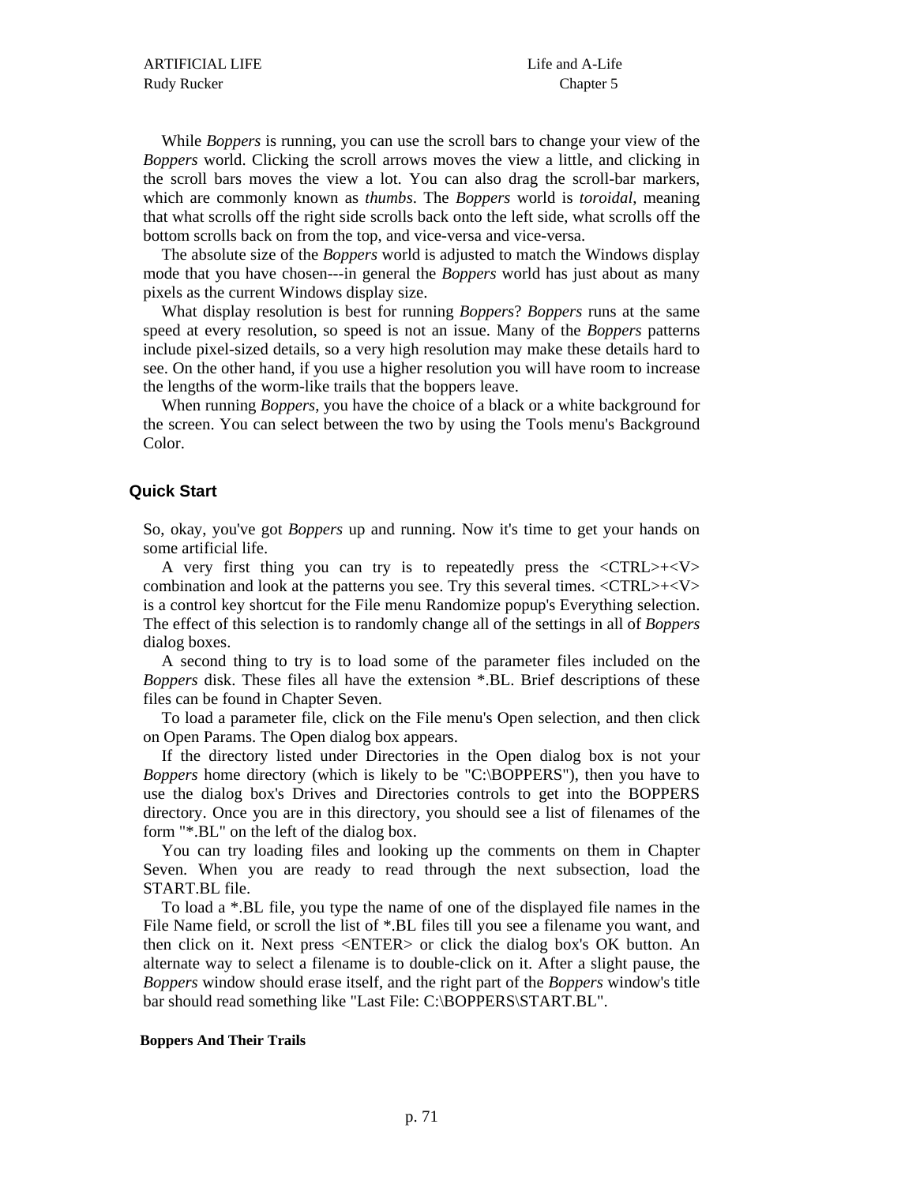While *Boppers* is running, you can use the scroll bars to change your view of the *Boppers* world. Clicking the scroll arrows moves the view a little, and clicking in the scroll bars moves the view a lot. You can also drag the scroll-bar markers, which are commonly known as *thumbs*. The *Boppers* world is *toroidal*, meaning that what scrolls off the right side scrolls back onto the left side, what scrolls off the bottom scrolls back on from the top, and vice-versa and vice-versa.

The absolute size of the *Boppers* world is adjusted to match the Windows display mode that you have chosen---in general the *Boppers* world has just about as many pixels as the current Windows display size.

What display resolution is best for running *Boppers*? *Boppers* runs at the same speed at every resolution, so speed is not an issue. Many of the *Boppers* patterns include pixel-sized details, so a very high resolution may make these details hard to see. On the other hand, if you use a higher resolution you will have room to increase the lengths of the worm-like trails that the boppers leave.

When running *Boppers*, you have the choice of a black or a white background for the screen. You can select between the two by using the Tools menu's Background Color.

## Quick Start

So, okay, you've got *Boppers* up and running. Now it's time to get your hands on some artificial life.

A very first thing you can try is to repeatedly press the <CTRL>+<V> combination and look at the patterns you see. Try this several times. <CTRL>+<V> is a control key shortcut for the File menu Randomize popup's Everything selection. The effect of this selection is to randomly change all of the settings in all of *Boppers* dialog boxes.

A second thing to try is to load some of the parameter files included on the *Boppers* disk. These files all have the extension *.BL. Brief descriptions of these files can be found in Chapter Seven.

To load a parameter file, click on the File menu's Open selection, and then click on Open Params. The Open dialog box appears.

If the directory listed under Directories in the Open dialog box is not your *Boppers* home directory (which is likely to be "C:\BOPPERS"), then you have to use the dialog box's Drives and Directories controls to get into the BOPPERS directory. Once you are in this directory, you should see a list of filenames of the form "*.BL" on the left of the dialog box.

You can try loading files and looking up the comments on them in Chapter Seven. When you are ready to read through the next subsection, load the START.BL file.

To load a *.BL file, you type the name of one of the displayed file names in the File Name field, or scroll the list of *.BL files till you see a filename you want, and then click on it. Next press <ENTER> or click the dialog box's OK button. An alternate way to select a filename is to double-click on it. After a slight pause, the *Boppers* window should erase itself, and the right part of the *Boppers* window's title bar should read something like "Last File: C:\BOPPERS\START.BL".

### Boppers And Their Trails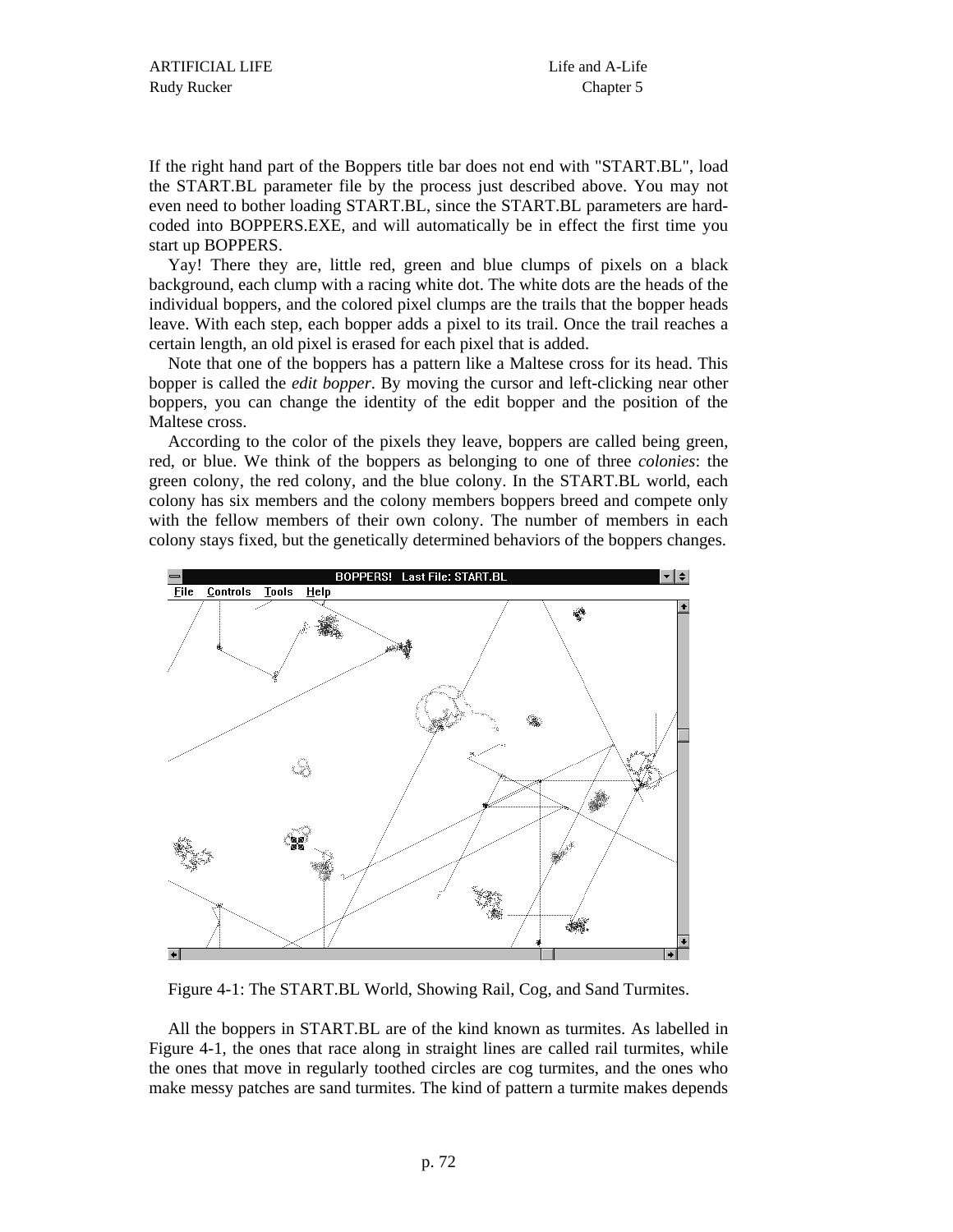If the right hand part of the Boppers title bar does not end with "START.BL", load the START.BL parameter file by the process just described above. You may not even need to bother loading START.BL, since the START.BL parameters are hard-coded into BOPPERS.EXE, and will automatically be in effect the first time you start up BOPPERS.

Yay! There they are, little red, green and blue clumps of pixels on a black background, each clump with a racing white dot. The white dots are the heads of the individual boppers, and the colored pixel clumps are the trails that the bopper heads leave. With each step, each bopper adds a pixel to its trail. Once the trail reaches a certain length, an old pixel is erased for each pixel that is added.

Note that one of the boppers has a pattern like a Maltese cross for its head. This bopper is called the *edit bopper*. By moving the cursor and left-clicking near other boppers, you can change the identity of the edit bopper and the position of the Maltese cross.

According to the color of the pixels they leave, boppers are called being green, red, or blue. We think of the boppers as belonging to one of three *colonies*: the green colony, the red colony, and the blue colony. In the START.BL world, each colony has six members and the colony members boppers breed and compete only with the fellow members of their own colony. The number of members in each colony stays fixed, but the genetically determined behaviors of the boppers changes.

Figure 4-1: The START.BL World, Showing Rail, Cog, and Sand Turmites.

All the boppers in START.BL are of the kind known as turmites. As labelled in Figure 4-1, the ones that race along in straight lines are called rail turmites, while the ones that move in regularly toothed circles are cog turmites, and the ones who make messy patches are sand turmites. The kind of pattern a turmite makes depends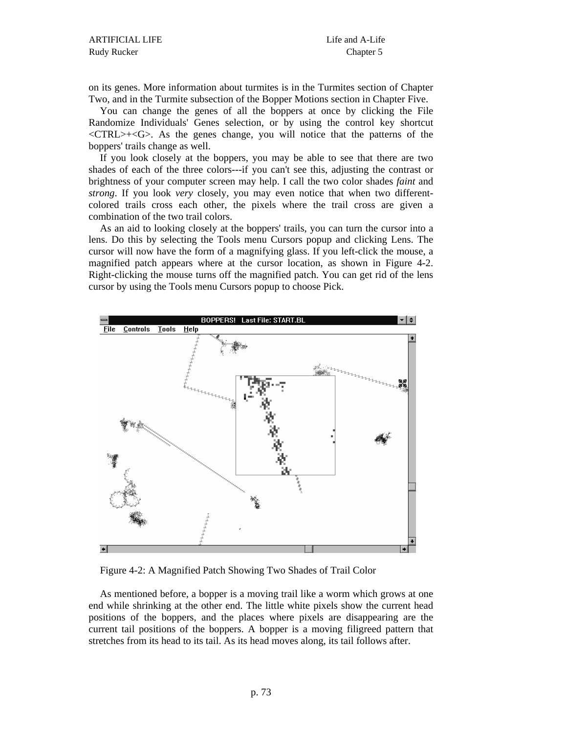on its genes. More information about turmites is in the Turmites section of Chapter Two, and in the Turmite subsection of the Bopper Motions section in Chapter Five.

You can change the genes of all the boppers at once by clicking the File Randomize Individuals' Genes selection, or by using the control key shortcut <CTRL>+<G>. As the genes change, you will notice that the patterns of the boppers' trails change as well.

If you look closely at the boppers, you may be able to see that there are two shades of each of the three colors---if you can't see this, adjusting the contrast or brightness of your computer screen may help. I call the two color shades *faint* and *strong*. If you look *very* closely, you may even notice that when two different-colored trails cross each other, the pixels where the trail cross are given a combination of the two trail colors.

As an aid to looking closely at the boppers' trails, you can turn the cursor into a lens. Do this by selecting the Tools menu Cursors popup and clicking Lens. The cursor will now have the form of a magnifying glass. If you left-click the mouse, a magnified patch appears where at the cursor location, as shown in Figure 4-2. Right-clicking the mouse turns off the magnified patch. You can get rid of the lens cursor by using the Tools menu Cursors popup to choose Pick.

Figure 4-2: A Magnified Patch Showing Two Shades of Trail Color

As mentioned before, a bopper is a moving trail like a worm which grows at one end while shrinking at the other end. The little white pixels show the current head positions of the boppers, and the places where pixels are disappearing are the current tail positions of the boppers. A bopper is a moving filigreed pattern that stretches from its head to its tail. As its head moves along, its tail follows after.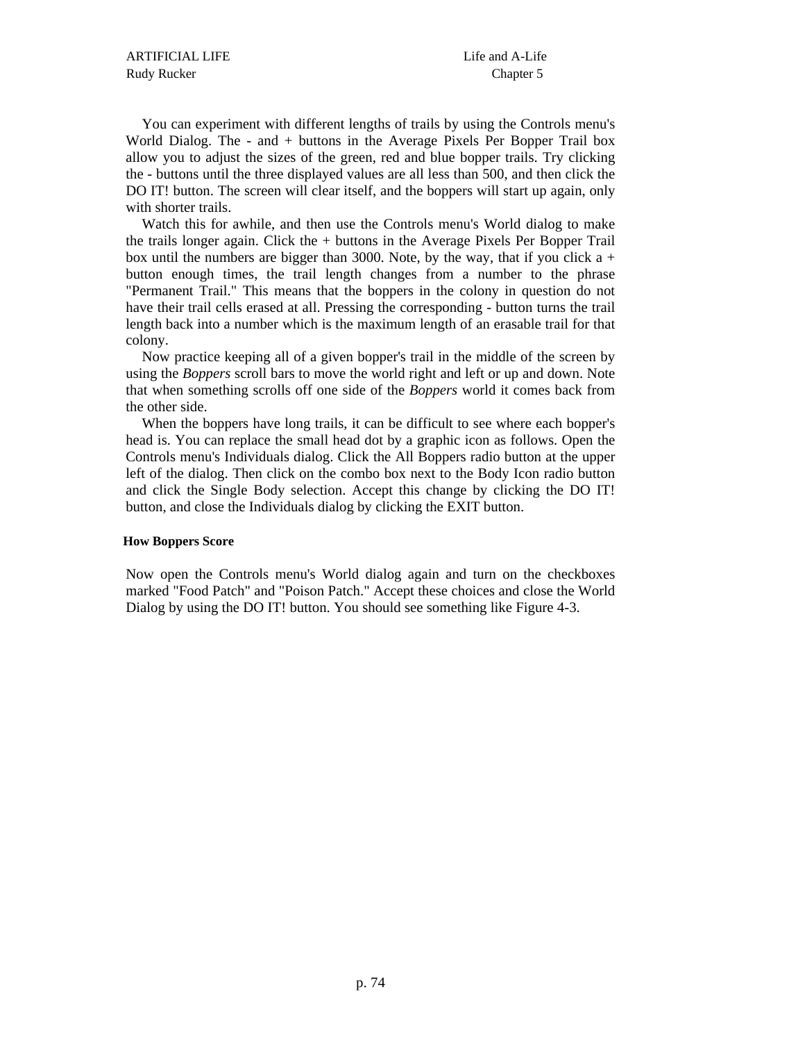You can experiment with different lengths of trails by using the Controls menu's World Dialog. The - and + buttons in the Average Pixels Per Bopper Trail box allow you to adjust the sizes of the green, red and blue bopper trails. Try clicking the - buttons until the three displayed values are all less than 500, and then click the DO IT! button. The screen will clear itself, and the boppers will start up again, only with shorter trails.

Watch this for awhile, and then use the Controls menu's World dialog to make the trails longer again. Click the + buttons in the Average Pixels Per Bopper Trail box until the numbers are bigger than 3000. Note, by the way, that if you click a + button enough times, the trail length changes from a number to the phrase "Permanent Trail." This means that the boppers in the colony in question do not have their trail cells erased at all. Pressing the corresponding - button turns the trail length back into a number which is the maximum length of an erasable trail for that colony.

Now practice keeping all of a given bopper's trail in the middle of the screen by using the *Boppers* scroll bars to move the world right and left or up and down. Note that when something scrolls off one side of the *Boppers* world it comes back from the other side.

When the boppers have long trails, it can be difficult to see where each bopper's head is. You can replace the small head dot by a graphic icon as follows. Open the Controls menu's Individuals dialog. Click the All Boppers radio button at the upper left of the dialog. Then click on the combo box next to the Body Icon radio button and click the Single Body selection. Accept this change by clicking the DO IT! button, and close the Individuals dialog by clicking the EXIT button.

### How Boppers Score

Now open the Controls menu's World dialog again and turn on the checkboxes marked "Food Patch" and "Poison Patch." Accept these choices and close the World Dialog by using the DO IT! button. You should see something like Figure 4-3.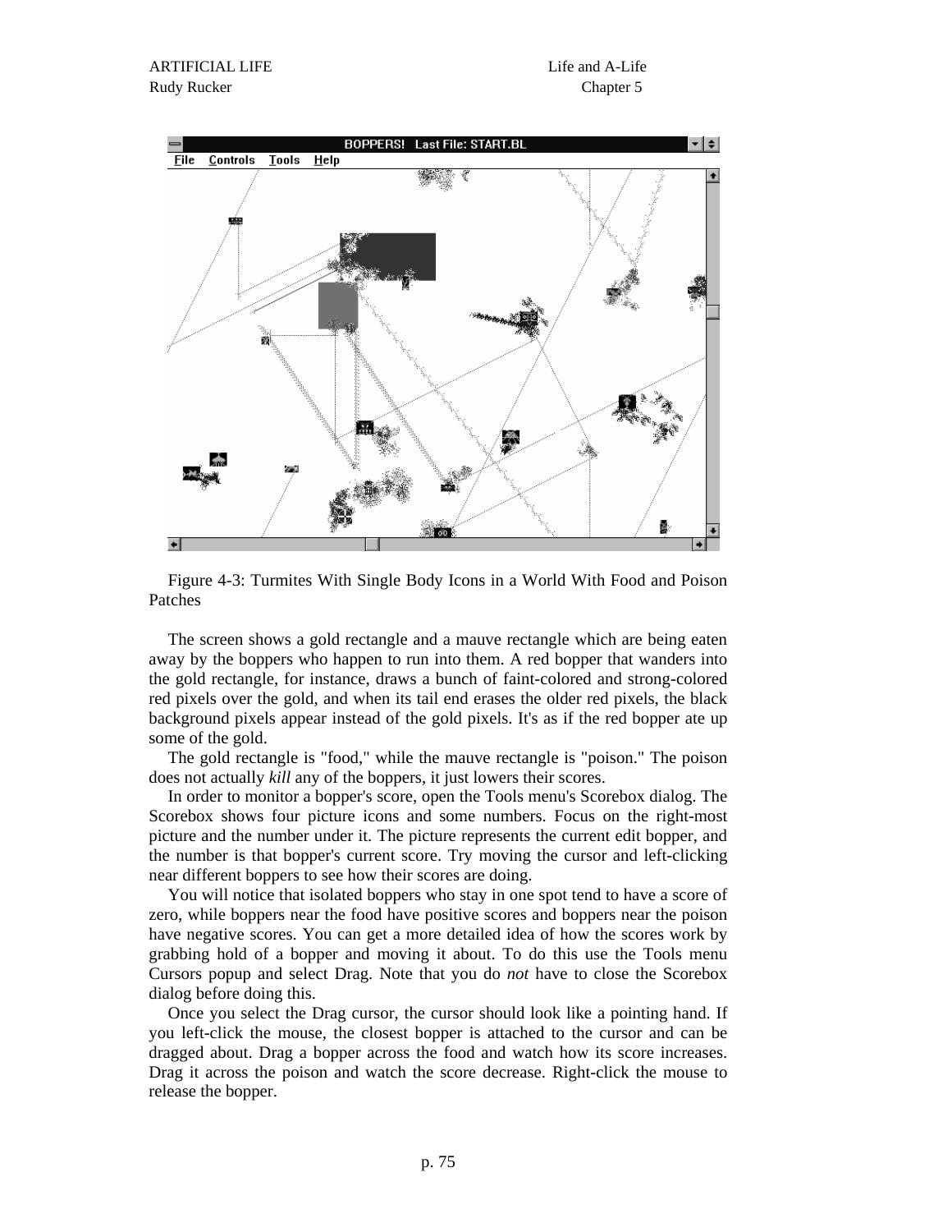Figure 4-3: Turmites With Single Body Icons in a World With Food and Poison Patches

The screen shows a gold rectangle and a mauve rectangle which are being eaten away by the boppers who happen to run into them. A red bopper that wanders into the gold rectangle, for instance, draws a bunch of faint-colored and strong-colored red pixels over the gold, and when its tail end erases the older red pixels, the black background pixels appear instead of the gold pixels. It's as if the red bopper ate up some of the gold.

The gold rectangle is "food," while the mauve rectangle is "poison." The poison does not actually *kill* any of the boppers, it just lowers their scores.

In order to monitor a bopper's score, open the Tools menu's Scorebox dialog. The Scorebox shows four picture icons and some numbers. Focus on the right-most picture and the number under it. The picture represents the current edit bopper, and the number is that bopper's current score. Try moving the cursor and left-clicking near different boppers to see how their scores are doing.

You will notice that isolated boppers who stay in one spot tend to have a score of zero, while boppers near the food have positive scores and boppers near the poison have negative scores. You can get a more detailed idea of how the scores work by grabbing hold of a bopper and moving it about. To do this use the Tools menu Cursors popup and select Drag. Note that you do *not* have to close the Scorebox dialog before doing this.

Once you select the Drag cursor, the cursor should look like a pointing hand. If you left-click the mouse, the closest bopper is attached to the cursor and can be dragged about. Drag a bopper across the food and watch how its score increases. Drag it across the poison and watch the score decrease. Right-click the mouse to release the bopper.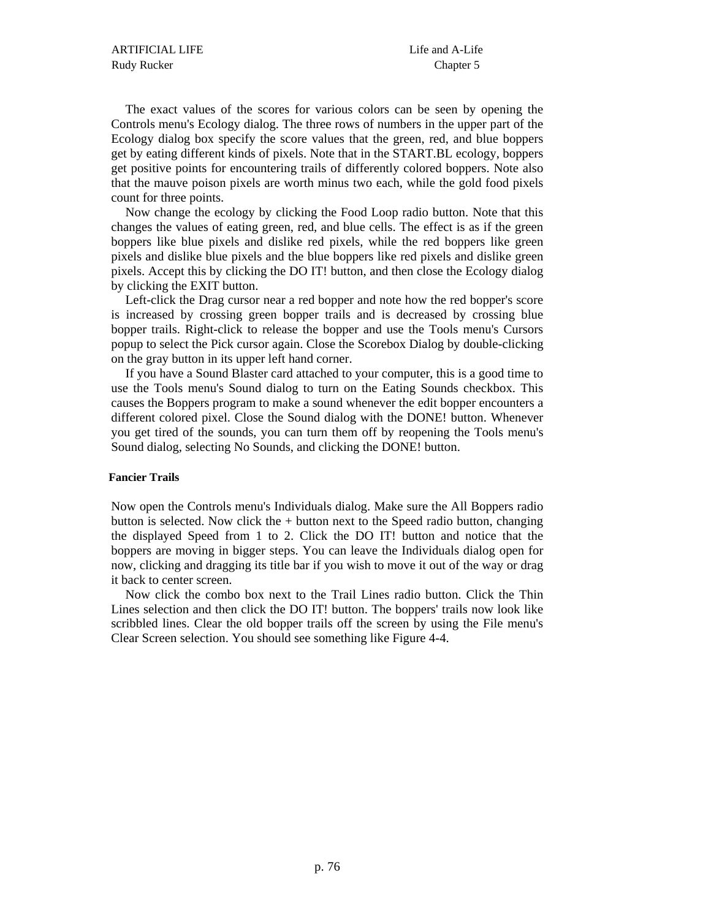The exact values of the scores for various colors can be seen by opening the Controls menu's Ecology dialog. The three rows of numbers in the upper part of the Ecology dialog box specify the score values that the green, red, and blue boppers get by eating different kinds of pixels. Note that in the START.BL ecology, boppers get positive points for encountering trails of differently colored boppers. Note also that the mauve poison pixels are worth minus two each, while the gold food pixels count for three points.

Now change the ecology by clicking the Food Loop radio button. Note that this changes the values of eating green, red, and blue cells. The effect is as if the green boppers like blue pixels and dislike red pixels, while the red boppers like green pixels and dislike blue pixels and the blue boppers like red pixels and dislike green pixels. Accept this by clicking the DO IT! button, and then close the Ecology dialog by clicking the EXIT button.

Left-click the Drag cursor near a red bopper and note how the red bopper's score is increased by crossing green bopper trails and is decreased by crossing blue bopper trails. Right-click to release the bopper and use the Tools menu's Cursors popup to select the Pick cursor again. Close the Scorebox Dialog by double-clicking on the gray button in its upper left hand corner.

If you have a Sound Blaster card attached to your computer, this is a good time to use the Tools menu's Sound dialog to turn on the Eating Sounds checkbox. This causes the Boppers program to make a sound whenever the edit bopper encounters a different colored pixel. Close the Sound dialog with the DONE! button. Whenever you get tired of the sounds, you can turn them off by reopening the Tools menu's Sound dialog, selecting No Sounds, and clicking the DONE! button.

#### Fancier Trails

Now open the Controls menu's Individuals dialog. Make sure the All Boppers radio button is selected. Now click the + button next to the Speed radio button, changing the displayed Speed from 1 to 2. Click the DO IT! button and notice that the boppers are moving in bigger steps. You can leave the Individuals dialog open for now, clicking and dragging its title bar if you wish to move it out of the way or drag it back to center screen.

Now click the combo box next to the Trail Lines radio button. Click the Thin Lines selection and then click the DO IT! button. The boppers' trails now look like scribbled lines. Clear the old bopper trails off the screen by using the File menu's Clear Screen selection. You should see something like Figure 4-4.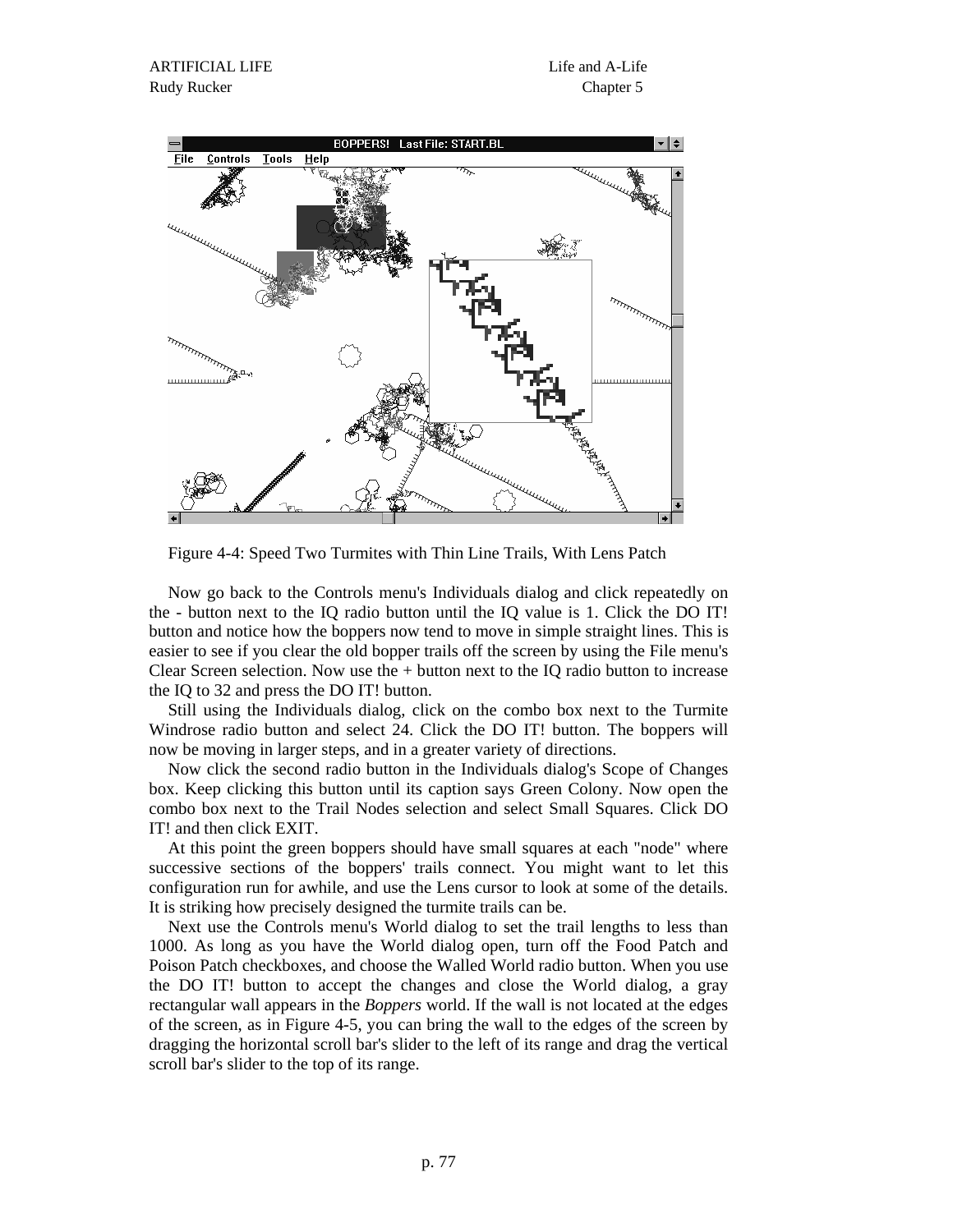Figure 4-4: Speed Two Turmites with Thin Line Trails, With Lens Patch

Now go back to the Controls menu's Individuals dialog and click repeatedly on the - button next to the IQ radio button until the IQ value is 1. Click the DO IT! button and notice how the boppers now tend to move in simple straight lines. This is easier to see if you clear the old bopper trails off the screen by using the File menu's Clear Screen selection. Now use the + button next to the IQ radio button to increase the IQ to 32 and press the DO IT! button.

Still using the Individuals dialog, click on the combo box next to the Turmite Windrose radio button and select 24. Click the DO IT! button. The boppers will now be moving in larger steps, and in a greater variety of directions.

Now click the second radio button in the Individuals dialog's Scope of Changes box. Keep clicking this button until its caption says Green Colony. Now open the combo box next to the Trail Nodes selection and select Small Squares. Click DO IT! and then click EXIT.

At this point the green boppers should have small squares at each "node" where successive sections of the boppers' trails connect. You might want to let this configuration run for awhile, and use the Lens cursor to look at some of the details. It is striking how precisely designed the turmite trails can be.

Next use the Controls menu's World dialog to set the trail lengths to less than 1000. As long as you have the World dialog open, turn off the Food Patch and Poison Patch checkboxes, and choose the Walled World radio button. When you use the DO IT! button to accept the changes and close the World dialog, a gray rectangular wall appears in the *Boppers* world. If the wall is not located at the edges of the screen, as in Figure 4-5, you can bring the wall to the edges of the screen by dragging the horizontal scroll bar's slider to the left of its range and drag the vertical scroll bar's slider to the top of its range.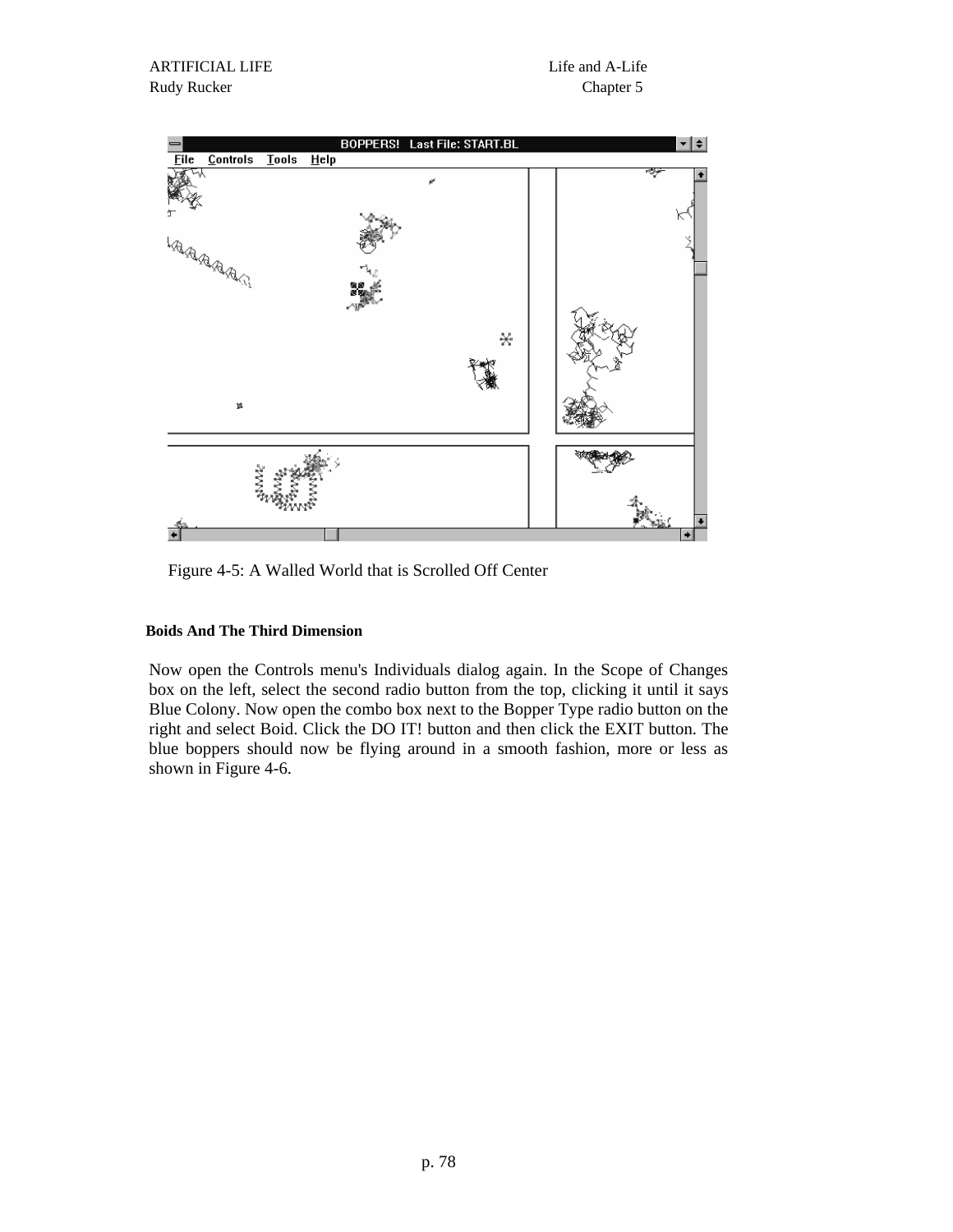Figure 4-5: A Walled World that is Scrolled Off Center

### Boids And The Third Dimension

Now open the Controls menu's Individuals dialog again. In the Scope of Changes box on the left, select the second radio button from the top, clicking it until it says Blue Colony. Now open the combo box next to the Bopper Type radio button on the right and select Boid. Click the DO IT! button and then click the EXIT button. The blue boppers should now be flying around in a smooth fashion, more or less as shown in Figure 4-6.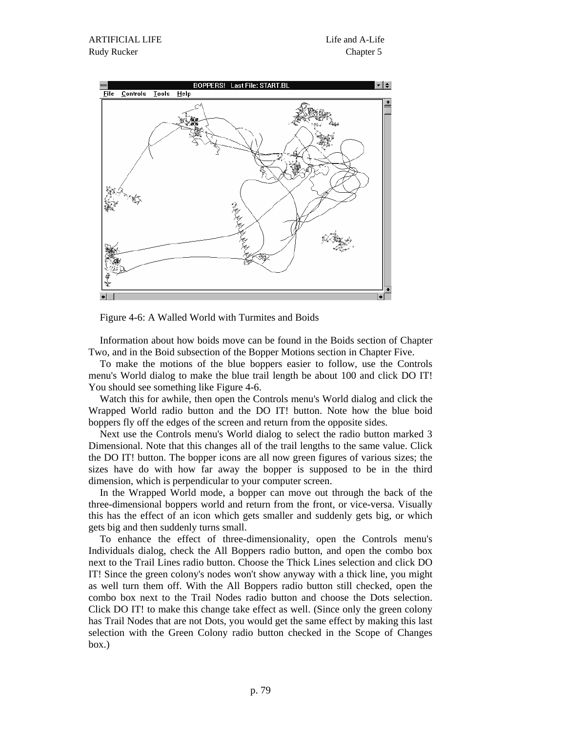Figure 4-6: A Walled World with Turmites and Boids

Information about how boids move can be found in the Boids section of Chapter Two, and in the Boid subsection of the Bopper Motions section in Chapter Five.

To make the motions of the blue boppers easier to follow, use the Controls menu's World dialog to make the blue trail length be about 100 and click DO IT! You should see something like Figure 4-6.

Watch this for awhile, then open the Controls menu's World dialog and click the Wrapped World radio button and the DO IT! button. Note how the blue boid boppers fly off the edges of the screen and return from the opposite sides.

Next use the Controls menu's World dialog to select the radio button marked 3 Dimensional. Note that this changes all of the trail lengths to the same value. Click the DO IT! button. The bopper icons are all now green figures of various sizes; the sizes have do with how far away the bopper is supposed to be in the third dimension, which is perpendicular to your computer screen.

In the Wrapped World mode, a bopper can move out through the back of the three-dimensional boppers world and return from the front, or vice-versa. Visually this has the effect of an icon which gets smaller and suddenly gets big, or which gets big and then suddenly turns small.

To enhance the effect of three-dimensionality, open the Controls menu's Individuals dialog, check the All Boppers radio button, and open the combo box next to the Trail Lines radio button. Choose the Thick Lines selection and click DO IT! Since the green colony's nodes won't show anyway with a thick line, you might as well turn them off. With the All Boppers radio button still checked, open the combo box next to the Trail Nodes radio button and choose the Dots selection. Click DO IT! to make this change take effect as well. (Since only the green colony has Trail Nodes that are not Dots, you would get the same effect by making this last selection with the Green Colony radio button checked in the Scope of Changes box.)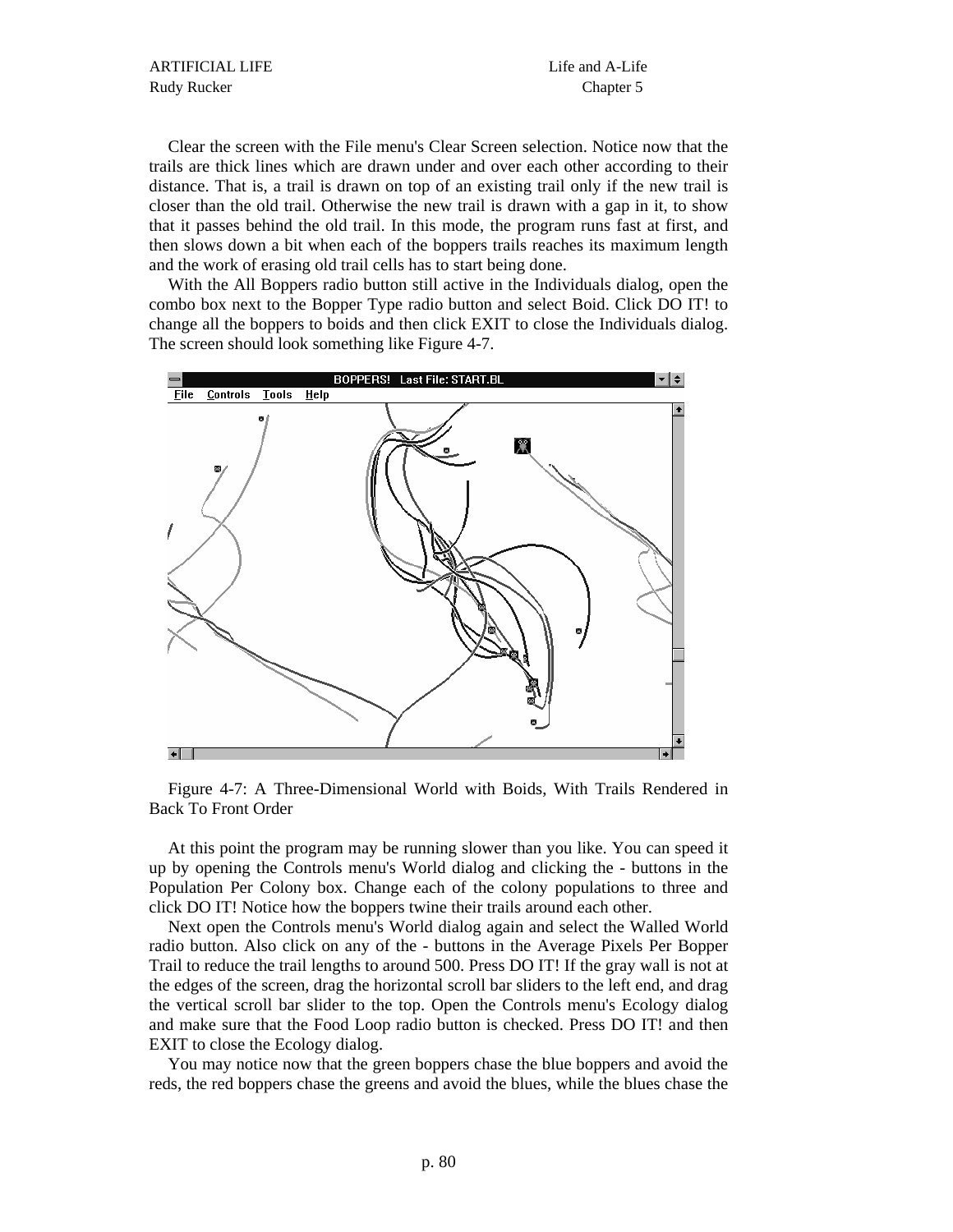Clear the screen with the File menu's Clear Screen selection. Notice now that the trails are thick lines which are drawn under and over each other according to their distance. That is, a trail is drawn on top of an existing trail only if the new trail is closer than the old trail. Otherwise the new trail is drawn with a gap in it, to show that it passes behind the old trail. In this mode, the program runs fast at first, and then slows down a bit when each of the boppers trails reaches its maximum length and the work of erasing old trail cells has to start being done.

With the All Boppers radio button still active in the Individuals dialog, open the combo box next to the Bopper Type radio button and select Boid. Click DO IT! to change all the boppers to boids and then click EXIT to close the Individuals dialog. The screen should look something like Figure 4-7.

BOPPERS! Last File: START.BL

File Controls Tools Help

Figure 4-7: A Three-Dimensional World with Boids, With Trails Rendered in Back To Front Order

At this point the program may be running slower than you like. You can speed it up by opening the Controls menu's World dialog and clicking the - buttons in the Population Per Colony box. Change each of the colony populations to three and click DO IT! Notice how the boppers twine their trails around each other.

Next open the Controls menu's World dialog again and select the Walled World radio button. Also click on any of the - buttons in the Average Pixels Per Bopper Trail to reduce the trail lengths to around 500. Press DO IT! If the gray wall is not at the edges of the screen, drag the horizontal scroll bar sliders to the left end, and drag the vertical scroll bar slider to the top. Open the Controls menu's Ecology dialog and make sure that the Food Loop radio button is checked. Press DO IT! and then EXIT to close the Ecology dialog.

You may notice now that the green boppers chase the blue boppers and avoid the reds, the red boppers chase the greens and avoid the blues, while the blues chase the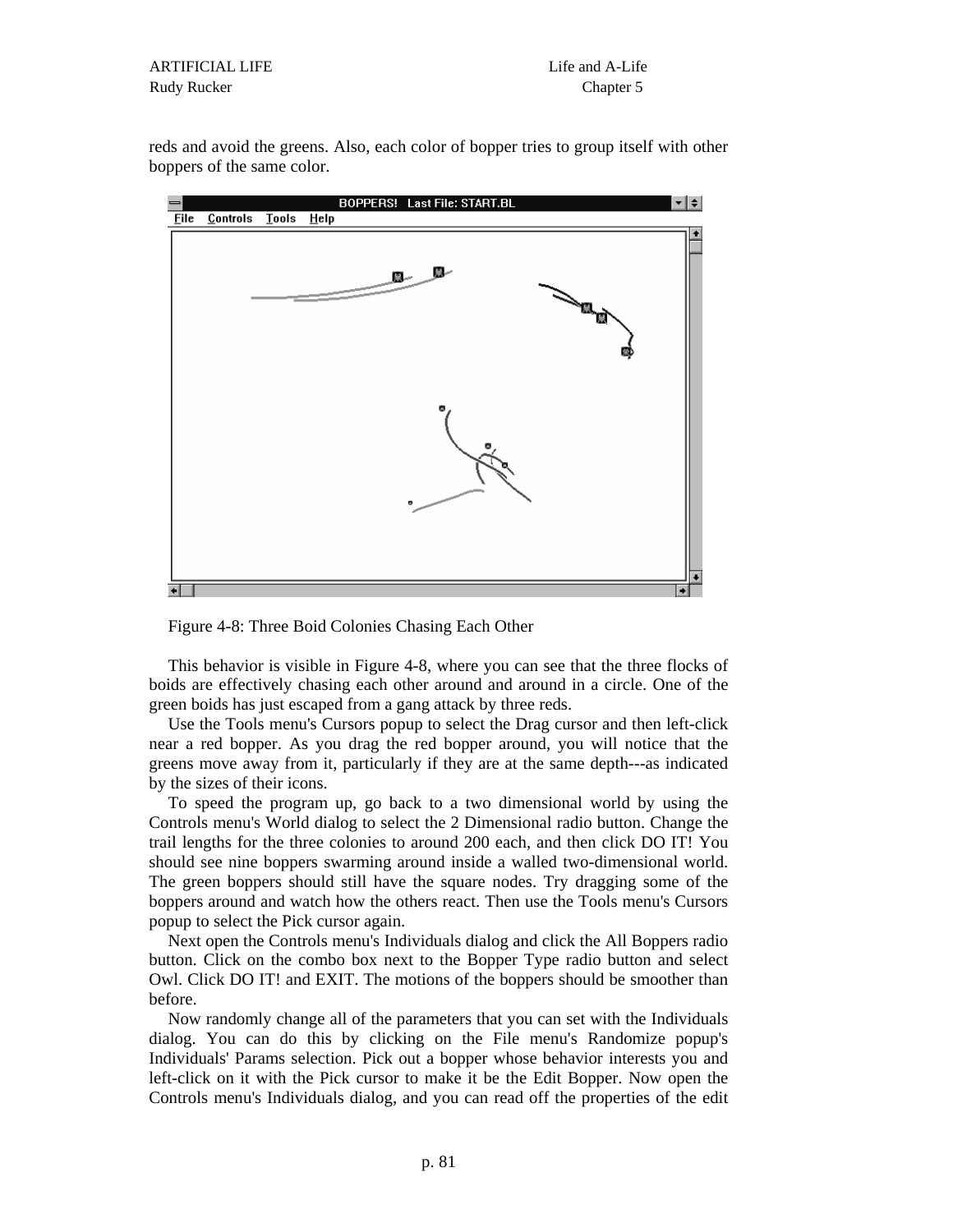reds and avoid the greens. Also, each color of bopper tries to group itself with other boppers of the same color.

Figure 4-8: Three Boid Colonies Chasing Each Other

This behavior is visible in Figure 4-8, where you can see that the three flocks of boids are effectively chasing each other around and around in a circle. One of the green boids has just escaped from a gang attack by three reds.

Use the Tools menu's Cursors popup to select the Drag cursor and then left-click near a red bopper. As you drag the red bopper around, you will notice that the greens move away from it, particularly if they are at the same depth---as indicated by the sizes of their icons.

To speed the program up, go back to a two dimensional world by using the Controls menu's World dialog to select the 2 Dimensional radio button. Change the trail lengths for the three colonies to around 200 each, and then click DO IT! You should see nine boppers swarming around inside a walled two-dimensional world. The green boppers should still have the square nodes. Try dragging some of the boppers around and watch how the others react. Then use the Tools menu's Cursors popup to select the Pick cursor again.

Next open the Controls menu's Individuals dialog and click the All Boppers radio button. Click on the combo box next to the Bopper Type radio button and select Owl. Click DO IT! and EXIT. The motions of the boppers should be smoother than before.

Now randomly change all of the parameters that you can set with the Individuals dialog. You can do this by clicking on the File menu's Randomize popup's Individuals' Params selection. Pick out a bopper whose behavior interests you and left-click on it with the Pick cursor to make it be the Edit Bopper. Now open the Controls menu's Individuals dialog, and you can read off the properties of the edit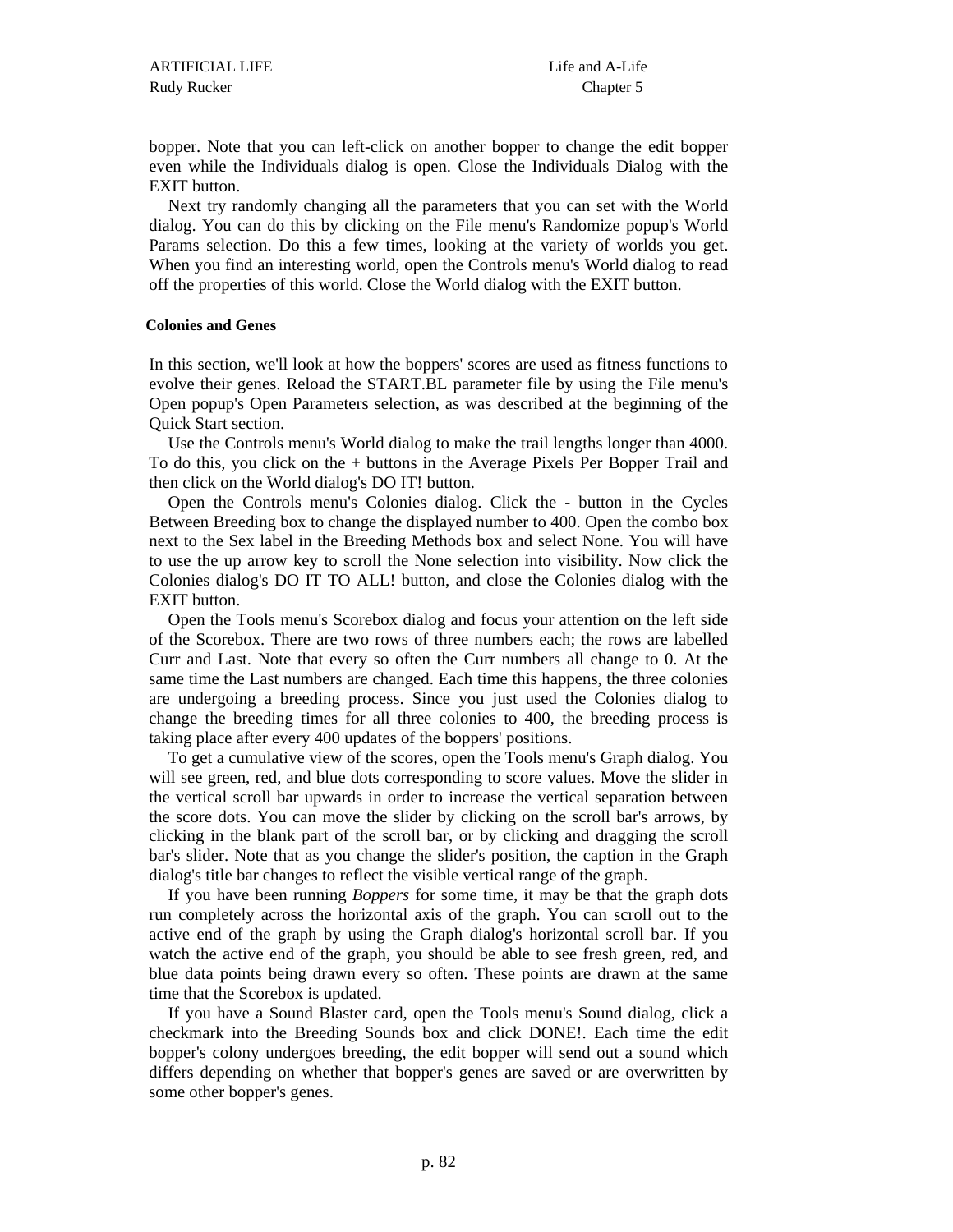bopper. Note that you can left-click on another bopper to change the edit bopper even while the Individuals dialog is open. Close the Individuals Dialog with the EXIT button.

Next try randomly changing all the parameters that you can set with the World dialog. You can do this by clicking on the File menu's Randomize popup's World Params selection. Do this a few times, looking at the variety of worlds you get. When you find an interesting world, open the Controls menu's World dialog to read off the properties of this world. Close the World dialog with the EXIT button.

**Colonies and Genes**

In this section, we'll look at how the boppers' scores are used as fitness functions to evolve their genes. Reload the START.BL parameter file by using the File menu's Open popup's Open Parameters selection, as was described at the beginning of the Quick Start section.

Use the Controls menu's World dialog to make the trail lengths longer than 4000. To do this, you click on the + buttons in the Average Pixels Per Bopper Trail and then click on the World dialog's DO IT! button.

Open the Controls menu's Colonies dialog. Click the - button in the Cycles Between Breeding box to change the displayed number to 400. Open the combo box next to the Sex label in the Breeding Methods box and select None. You will have to use the up arrow key to scroll the None selection into visibility. Now click the Colonies dialog's DO IT TO ALL! button, and close the Colonies dialog with the EXIT button.

Open the Tools menu's Scorebox dialog and focus your attention on the left side of the Scorebox. There are two rows of three numbers each; the rows are labelled Curr and Last. Note that every so often the Curr numbers all change to 0. At the same time the Last numbers are changed. Each time this happens, the three colonies are undergoing a breeding process. Since you just used the Colonies dialog to change the breeding times for all three colonies to 400, the breeding process is taking place after every 400 updates of the boppers' positions.

To get a cumulative view of the scores, open the Tools menu's Graph dialog. You will see green, red, and blue dots corresponding to score values. Move the slider in the vertical scroll bar upwards in order to increase the vertical separation between the score dots. You can move the slider by clicking on the scroll bar's arrows, by clicking in the blank part of the scroll bar, or by clicking and dragging the scroll bar's slider. Note that as you change the slider's position, the caption in the Graph dialog's title bar changes to reflect the visible vertical range of the graph.

If you have been running *Boppers* for some time, it may be that the graph dots run completely across the horizontal axis of the graph. You can scroll out to the active end of the graph by using the Graph dialog's horizontal scroll bar. If you watch the active end of the graph, you should be able to see fresh green, red, and blue data points being drawn every so often. These points are drawn at the same time that the Scorebox is updated.

If you have a Sound Blaster card, open the Tools menu's Sound dialog, click a checkmark into the Breeding Sounds box and click DONE!. Each time the edit bopper's colony undergoes breeding, the edit bopper will send out a sound which differs depending on whether that bopper's genes are saved or are overwritten by some other bopper's genes.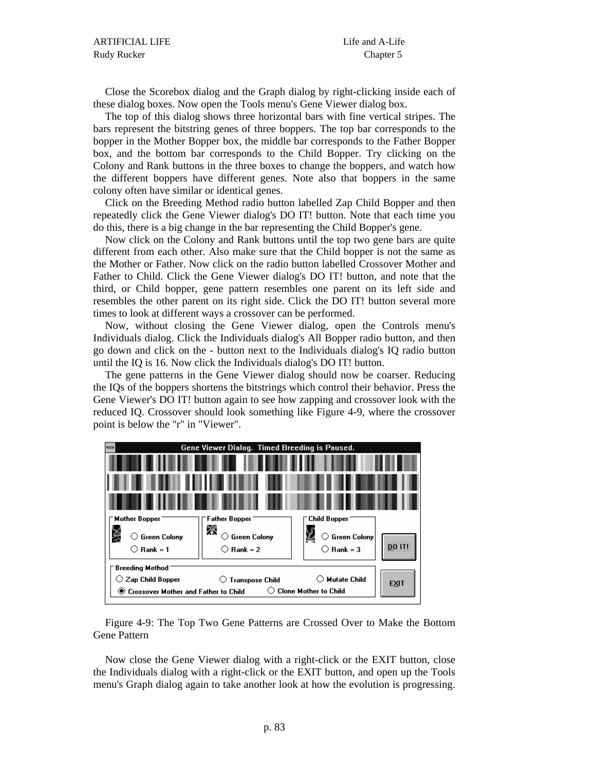Close the Scorebox dialog and the Graph dialog by right-clicking inside each of these dialog boxes. Now open the Tools menu's Gene Viewer dialog box.

The top of this dialog shows three horizontal bars with fine vertical stripes. The bars represent the bitstring genes of three boppers. The top bar corresponds to the bopper in the Mother Bopper box, the middle bar corresponds to the Father Bopper box, and the bottom bar corresponds to the Child Bopper. Try clicking on the Colony and Rank buttons in the three boxes to change the boppers, and watch how the different boppers have different genes. Note also that boppers in the same colony often have similar or identical genes.

Click on the Breeding Method radio button labelled Zap Child Bopper and then repeatedly click the Gene Viewer dialog's DO IT! button. Note that each time you do this, there is a big change in the bar representing the Child Bopper's gene.

Now click on the Colony and Rank buttons until the top two gene bars are quite different from each other. Also make sure that the Child bopper is not the same as the Mother or Father. Now click on the radio button labelled Crossover Mother and Father to Child. Click the Gene Viewer dialog's DO IT! button, and note that the third, or Child bopper, gene pattern resembles one parent on its left side and resembles the other parent on its right side. Click the DO IT! button several more times to look at different ways a crossover can be performed.

Now, without closing the Gene Viewer dialog, open the Controls menu's Individuals dialog. Click the Individuals dialog's All Bopper radio button, and then go down and click on the - button next to the Individuals dialog's IQ radio button until the IQ is 16. Now click the Individuals dialog's DO IT! button.

The gene patterns in the Gene Viewer dialog should now be coarser. Reducing the IQs of the boppers shortens the bitstrings which control their behavior. Press the Gene Viewer's DO IT! button again to see how zapping and crossover look with the reduced IQ. Crossover should look something like Figure 4-9, where the crossover point is below the "r" in "Viewer".

Gene Viewer Dialog. Timed Breeding is Paused.

Mother Bopper
Green Colony
Rank = 1

Father Bopper
Green Colony
Rank = 2

Child Bopper
Green Colony
Rank = 3

DO IT!

Breeding Method
Zap Child Bopper
Transpose Child
Mutate Child
Crossover Mother and Father to Child
Clone Mother to Child

EXIT

Figure 4-9: The Top Two Gene Patterns are Crossed Over to Make the Bottom Gene Pattern

Now close the Gene Viewer dialog with a right-click or the EXIT button, close the Individuals dialog with a right-click or the EXIT button, and open up the Tools menu's Graph dialog again to take another look at how the evolution is progressing.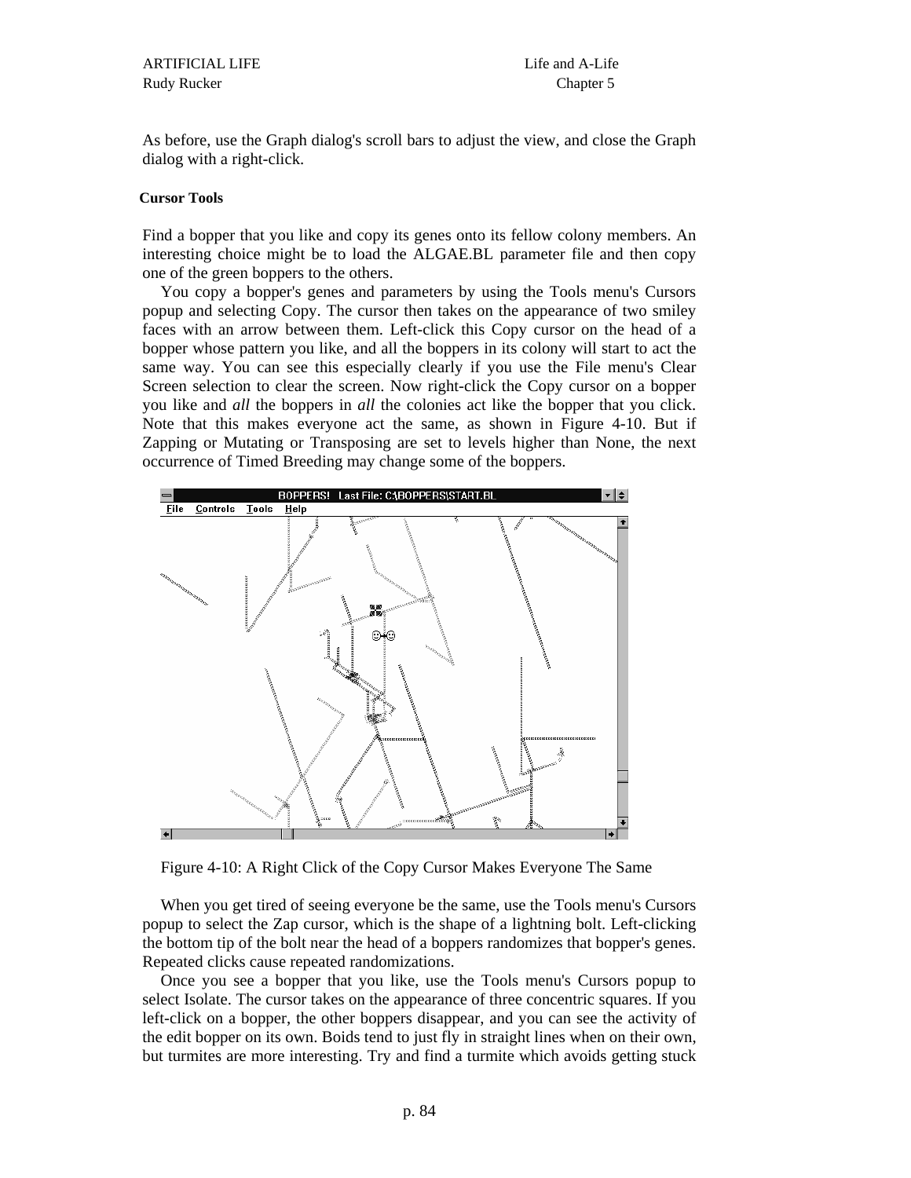As before, use the Graph dialog's scroll bars to adjust the view, and close the Graph dialog with a right-click.

**Cursor Tools**

Find a bopper that you like and copy its genes onto its fellow colony members. An interesting choice might be to load the ALGAE.BL parameter file and then copy one of the green boppers to the others.

You copy a bopper's genes and parameters by using the Tools menu's Cursors popup and selecting Copy. The cursor then takes on the appearance of two smiley faces with an arrow between them. Left-click this Copy cursor on the head of a bopper whose pattern you like, and all the boppers in its colony will start to act the same way. You can see this especially clearly if you use the File menu's Clear Screen selection to clear the screen. Now right-click the Copy cursor on a bopper you like and *all* the boppers in *all* the colonies act like the bopper that you click. Note that this makes everyone act the same, as shown in Figure 4-10. But if Zapping or Mutating or Transposing are set to levels higher than None, the next occurrence of Timed Breeding may change some of the boppers.

Figure 4-10: A Right Click of the Copy Cursor Makes Everyone The Same

When you get tired of seeing everyone be the same, use the Tools menu's Cursors popup to select the Zap cursor, which is the shape of a lightning bolt. Left-clicking the bottom tip of the bolt near the head of a boppers randomizes that bopper's genes. Repeated clicks cause repeated randomizations.

Once you see a bopper that you like, use the Tools menu's Cursors popup to select Isolate. The cursor takes on the appearance of three concentric squares. If you left-click on a bopper, the other boppers disappear, and you can see the activity of the edit bopper on its own. Boids tend to just fly in straight lines when on their own, but turmites are more interesting. Try and find a turmite which avoids getting stuck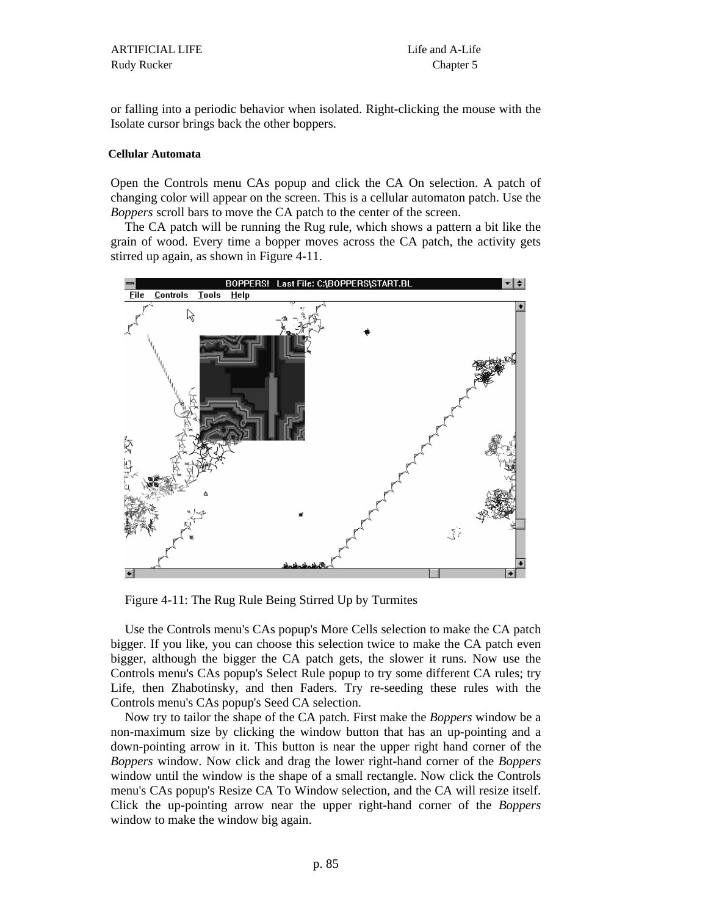or falling into a periodic behavior when isolated. Right-clicking the mouse with the Isolate cursor brings back the other boppers.

### Cellular Automata

Open the Controls menu CAs popup and click the CA On selection. A patch of changing color will appear on the screen. This is a cellular automaton patch. Use the *Boppers* scroll bars to move the CA patch to the center of the screen.

The CA patch will be running the Rug rule, which shows a pattern a bit like the grain of wood. Every time a bopper moves across the CA patch, the activity gets stirred up again, as shown in Figure 4-11.

Figure 4-11: The Rug Rule Being Stirred Up by Turmites

Use the Controls menu's CAs popup's More Cells selection to make the CA patch bigger. If you like, you can choose this selection twice to make the CA patch even bigger, although the bigger the CA patch gets, the slower it runs. Now use the Controls menu's CAs popup's Select Rule popup to try some different CA rules; try Life, then Zhabotinsky, and then Faders. Try re-seeding these rules with the Controls menu's CAs popup's Seed CA selection.

Now try to tailor the shape of the CA patch. First make the *Boppers* window be a non-maximum size by clicking the window button that has an up-pointing and a down-pointing arrow in it. This button is near the upper right hand corner of the *Boppers* window. Now click and drag the lower right-hand corner of the *Boppers* window until the window is the shape of a small rectangle. Now click the Controls menu's CAs popup's Resize CA To Window selection, and the CA will resize itself. Click the up-pointing arrow near the upper right-hand corner of the *Boppers* window to make the window big again.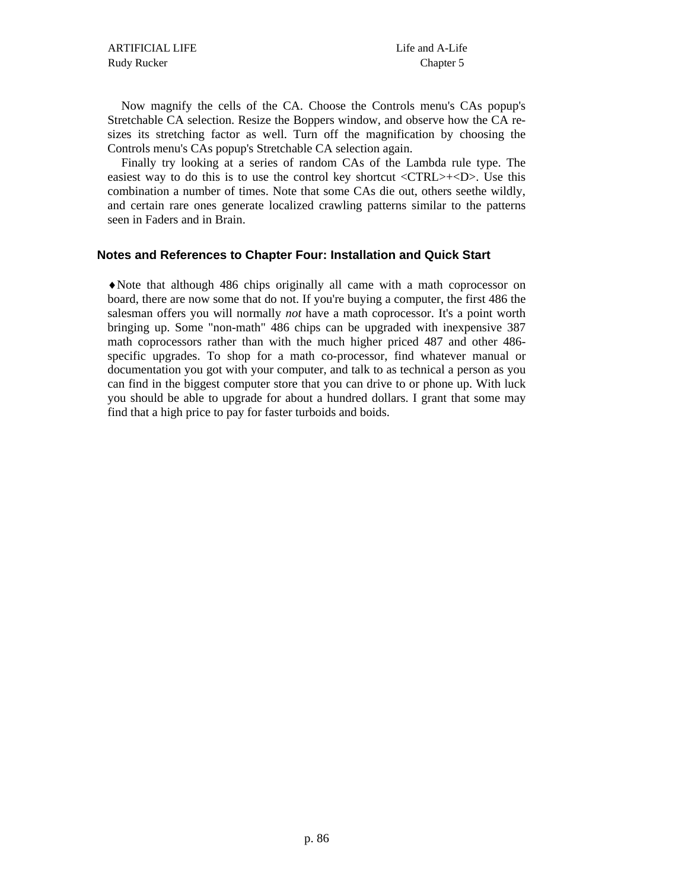Now magnify the cells of the CA. Choose the Controls menu's CAs popup's Stretchable CA selection. Resize the Boppers window, and observe how the CA re-sizes its stretching factor as well. Turn off the magnification by choosing the Controls menu's CAs popup's Stretchable CA selection again.

Finally try looking at a series of random CAs of the Lambda rule type. The easiest way to do this is to use the control key shortcut <CTRL>+<D>. Use this combination a number of times. Note that some CAs die out, others seethe wildly, and certain rare ones generate localized crawling patterns similar to the patterns seen in Faders and in Brain.

## Notes and References to Chapter Four: Installation and Quick Start

♦Note that although 486 chips originally all came with a math coprocessor on board, there are now some that do not. If you're buying a computer, the first 486 the salesman offers you will normally *not* have a math coprocessor. It's a point worth bringing up. Some "non-math" 486 chips can be upgraded with inexpensive 387 math coprocessors rather than with the much higher priced 487 and other 486-specific upgrades. To shop for a math co-processor, find whatever manual or documentation you got with your computer, and talk to as technical a person as you can find in the biggest computer store that you can drive to or phone up. With luck you should be able to upgrade for about a hundred dollars. I grant that some may find that a high price to pay for faster turboids and boids.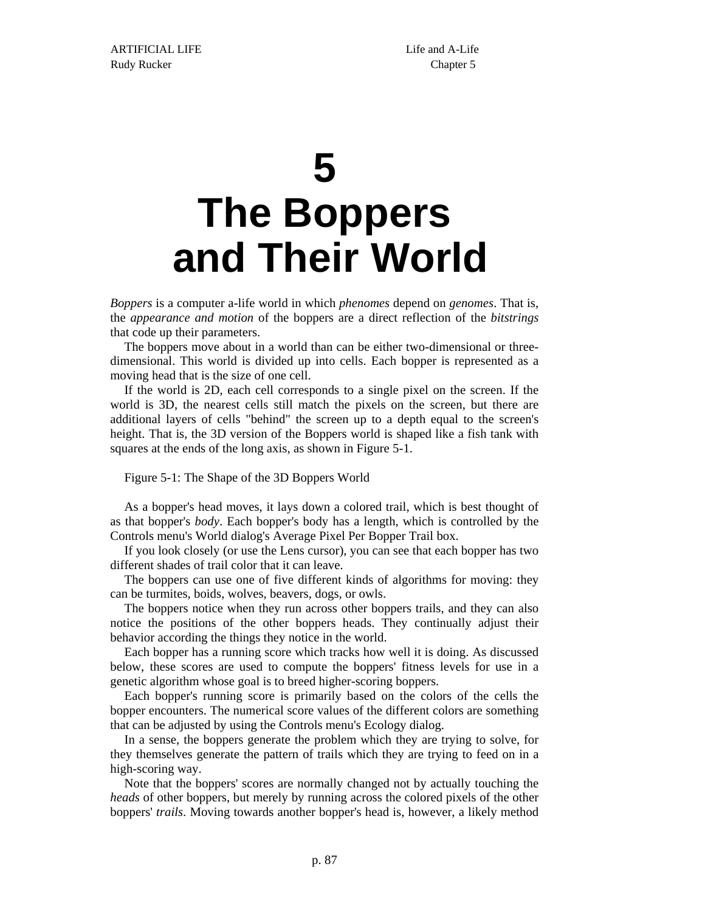# 5 The Boppers and Their World

*Boppers* is a computer a-life world in which *phenomes* depend on *genomes*. That is, the *appearance and motion* of the boppers are a direct reflection of the *bitstrings* that code up their parameters.

The boppers move about in a world than can be either two-dimensional or three-dimensional. This world is divided up into cells. Each bopper is represented as a moving head that is the size of one cell.

If the world is 2D, each cell corresponds to a single pixel on the screen. If the world is 3D, the nearest cells still match the pixels on the screen, but there are additional layers of cells "behind" the screen up to a depth equal to the screen's height. That is, the 3D version of the Boppers world is shaped like a fish tank with squares at the ends of the long axis, as shown in Figure 5-1.

Figure 5-1: The Shape of the 3D Boppers World

As a bopper's head moves, it lays down a colored trail, which is best thought of as that bopper's *body*. Each bopper's body has a length, which is controlled by the Controls menu's World dialog's Average Pixel Per Bopper Trail box.

If you look closely (or use the Lens cursor), you can see that each bopper has two different shades of trail color that it can leave.

The boppers can use one of five different kinds of algorithms for moving: they can be turmites, boids, wolves, beavers, dogs, or owls.

The boppers notice when they run across other boppers trails, and they can also notice the positions of the other boppers heads. They continually adjust their behavior according the things they notice in the world.

Each bopper has a running score which tracks how well it is doing. As discussed below, these scores are used to compute the boppers' fitness levels for use in a genetic algorithm whose goal is to breed higher-scoring boppers.

Each bopper's running score is primarily based on the colors of the cells the bopper encounters. The numerical score values of the different colors are something that can be adjusted by using the Controls menu's Ecology dialog.

In a sense, the boppers generate the problem which they are trying to solve, for they themselves generate the pattern of trails which they are trying to feed on in a high-scoring way.

Note that the boppers' scores are normally changed not by actually touching the *heads* of other boppers, but merely by running across the colored pixels of the other boppers' *trails*. Moving towards another bopper's head is, however, a likely method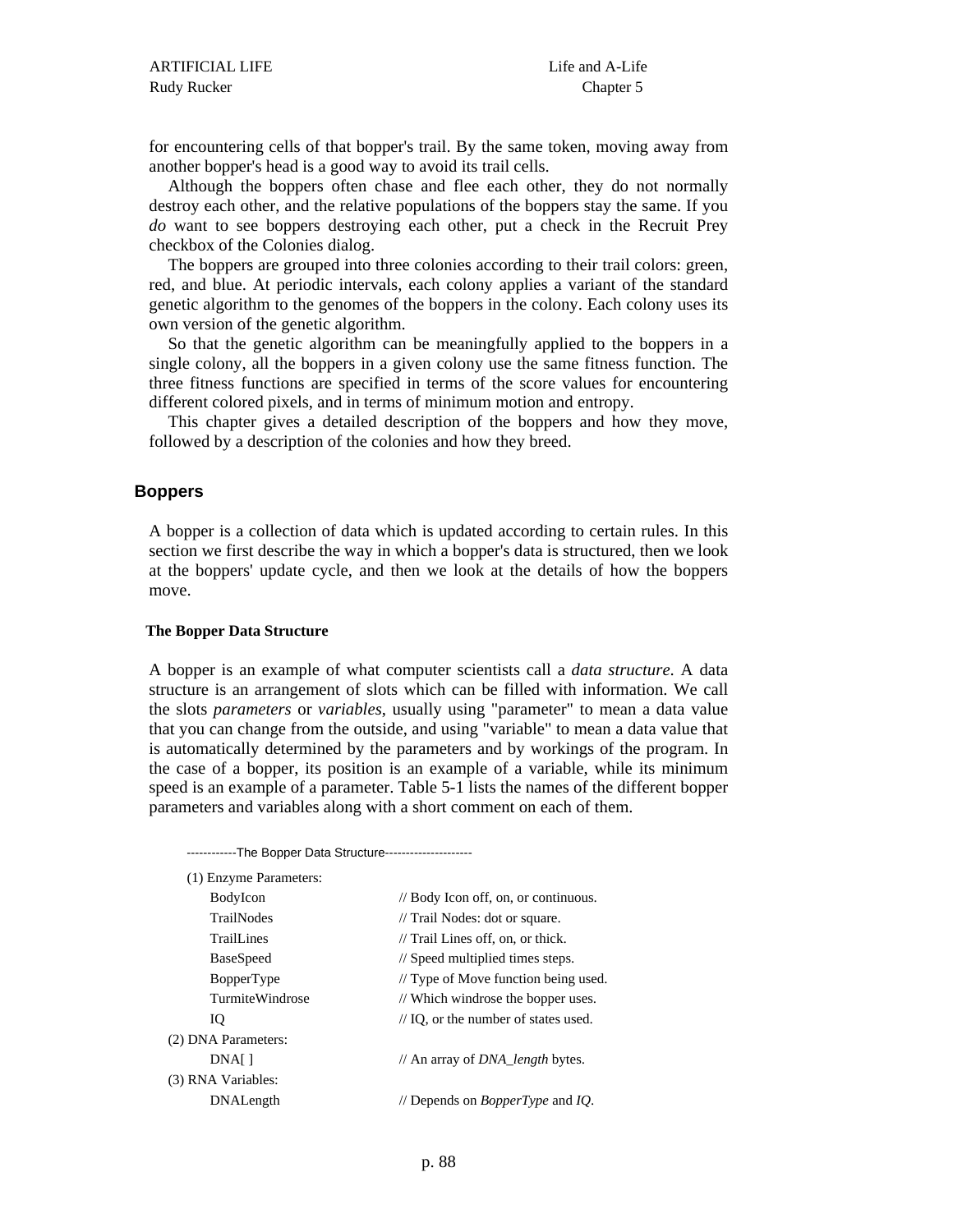for encountering cells of that bopper's trail. By the same token, moving away from another bopper's head is a good way to avoid its trail cells.

Although the boppers often chase and flee each other, they do not normally destroy each other, and the relative populations of the boppers stay the same. If you *do* want to see boppers destroying each other, put a check in the Recruit Prey checkbox of the Colonies dialog.

The boppers are grouped into three colonies according to their trail colors: green, red, and blue. At periodic intervals, each colony applies a variant of the standard genetic algorithm to the genomes of the boppers in the colony. Each colony uses its own version of the genetic algorithm.

So that the genetic algorithm can be meaningfully applied to the boppers in a single colony, all the boppers in a given colony use the same fitness function. The three fitness functions are specified in terms of the score values for encountering different colored pixels, and in terms of minimum motion and entropy.

This chapter gives a detailed description of the boppers and how they move, followed by a description of the colonies and how they breed.

## Boppers

A bopper is a collection of data which is updated according to certain rules. In this section we first describe the way in which a bopper's data is structured, then we look at the boppers' update cycle, and then we look at the details of how the boppers move.

### The Bopper Data Structure

A bopper is an example of what computer scientists call a *data structure*. A data structure is an arrangement of slots which can be filled with information. We call the slots *parameters* or *variables*, usually using "parameter" to mean a data value that you can change from the outside, and using "variable" to mean a data value that is automatically determined by the parameters and by workings of the program. In the case of a bopper, its position is an example of a variable, while its minimum speed is an example of a parameter. Table 5-1 lists the names of the different bopper parameters and variables along with a short comment on each of them.

```
------------The Bopper Data Structure--------------------

(1) Enzyme Parameters:
      BodyIcon            // Body Icon off, on, or continuous.
      TrailNodes          // Trail Nodes: dot or square.
      TrailLines          // Trail Lines off, on, or thick.
      BaseSpeed           // Speed multiplied times steps.
      BopperType          // Type of Move function being used.
      TurmiteWindrose     // Which windrose the bopper uses.
      IQ                  // IQ, or the number of states used.
(2) DNA Parameters:
      DNA[ ]              // An array of DNA_length bytes.
(3) RNA Variables:
      DNALength           // Depends on BopperType and IQ.
```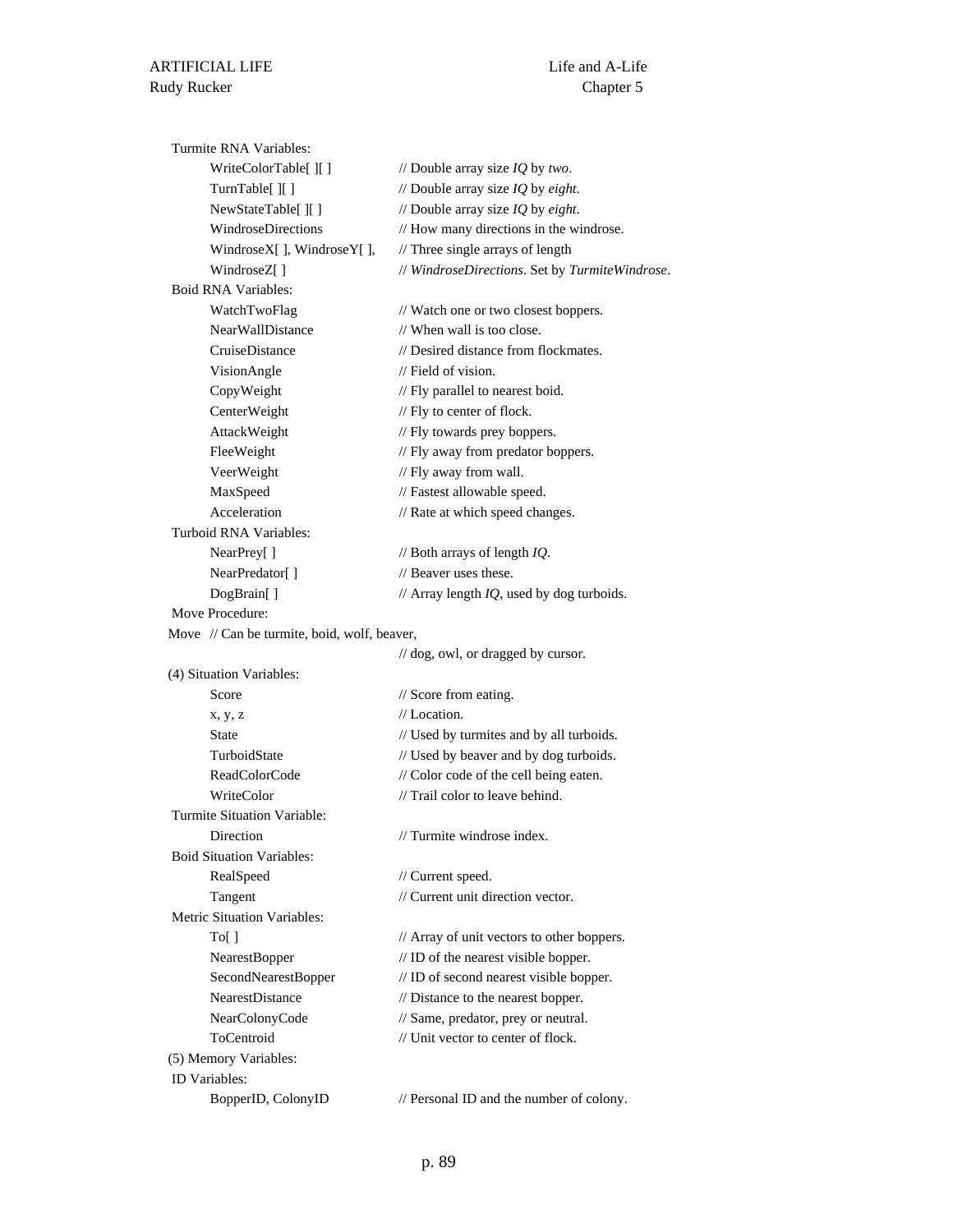```
 Turmite RNA Variables:
        WriteColorTable[ ][ ]          // Double array size IQ by two.
        TurnTable[ ][ ]                // Double array size IQ by eight.
        NewStateTable[ ][ ]            // Double array size IQ by eight.
        WindroseDirections             // How many directions in the windrose.
        WindroseX[ ], WindroseY[ ],    // Three single arrays of length
        WindroseZ[ ]                   // WindroseDirections. Set by TurmiteWindrose.
 Boid RNA Variables:
        WatchTwoFlag                   // Watch one or two closest boppers.
        NearWallDistance               // When wall is too close.
        CruiseDistance                 // Desired distance from flockmates.
        VisionAngle                    // Field of vision.
        CopyWeight                     // Fly parallel to nearest boid.
        CenterWeight                   // Fly to center of flock.
        AttackWeight                   // Fly towards prey boppers.
        FleeWeight                     // Fly away from predator boppers.
        VeerWeight                     // Fly away from wall.
        MaxSpeed                       // Fastest allowable speed.
        Acceleration                   // Rate at which speed changes.
 Turboid RNA Variables:
        NearPrey[ ]                    // Both arrays of length IQ.
        NearPredator[ ]                // Beaver uses these.
        DogBrain[ ]                    // Array length IQ, used by dog turboids.
 Move Procedure:
Move  // Can be turmite, boid, wolf, beaver,
                                       // dog, owl, or dragged by cursor.
(4) Situation Variables:
        Score                          // Score from eating.
        x, y, z                        // Location.
        State                          // Used by turmites and by all turboids.
        TurboidState                   // Used by beaver and by dog turboids.
        ReadColorCode                  // Color code of the cell being eaten.
        WriteColor                     // Trail color to leave behind.
 Turmite Situation Variable:
        Direction                      // Turmite windrose index.
 Boid Situation Variables:
        RealSpeed                      // Current speed.
        Tangent                        // Current unit direction vector.
 Metric Situation Variables:
        To[ ]                          // Array of unit vectors to other boppers.
        NearestBopper                  // ID of the nearest visible bopper.
        SecondNearestBopper            // ID of second nearest visible bopper.
        NearestDistance                // Distance to the nearest bopper.
        NearColonyCode                 // Same, predator, prey or neutral.
        ToCentroid                     // Unit vector to center of flock.
(5) Memory Variables:
 ID Variables:
        BopperID, ColonyID             // Personal ID and the number of colony.
```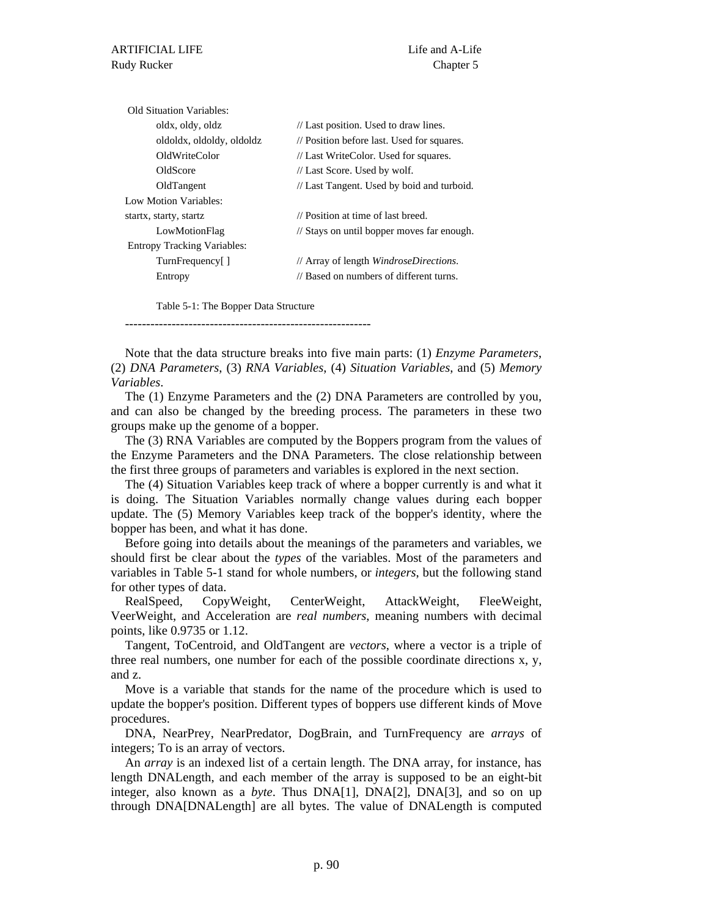| Variable | Comment |
|---|---|
| Old Situation Variables: | |
| oldx, oldy, oldz | // Last position. Used to draw lines. |
| oldoldx, oldoldy, oldoldz | // Position before last. Used for squares. |
| OldWriteColor | // Last WriteColor. Used for squares. |
| OldScore | // Last Score. Used by wolf. |
| OldTangent | // Last Tangent. Used by boid and turboid. |
| Low Motion Variables: | |
| startx, starty, startz | // Position at time of last breed. |
| LowMotionFlag | // Stays on until bopper moves far enough. |
| Entropy Tracking Variables: | |
| TurnFrequency[ ] | // Array of length *WindroseDirections*. |
| Entropy | // Based on numbers of different turns. |

Table 5-1: The Bopper Data Structure

----------------------------------------------------------

Note that the data structure breaks into five main parts: (1) *Enzyme Parameters*, (2) *DNA Parameters*, (3) *RNA Variables*, (4) *Situation Variables*, and (5) *Memory Variables*.

The (1) Enzyme Parameters and the (2) DNA Parameters are controlled by you, and can also be changed by the breeding process. The parameters in these two groups make up the genome of a bopper.

The (3) RNA Variables are computed by the Boppers program from the values of the Enzyme Parameters and the DNA Parameters. The close relationship between the first three groups of parameters and variables is explored in the next section.

The (4) Situation Variables keep track of where a bopper currently is and what it is doing. The Situation Variables normally change values during each bopper update. The (5) Memory Variables keep track of the bopper's identity, where the bopper has been, and what it has done.

Before going into details about the meanings of the parameters and variables, we should first be clear about the *types* of the variables. Most of the parameters and variables in Table 5-1 stand for whole numbers, or *integers*, but the following stand for other types of data.

RealSpeed, CopyWeight, CenterWeight, AttackWeight, FleeWeight, VeerWeight, and Acceleration are *real numbers*, meaning numbers with decimal points, like 0.9735 or 1.12.

Tangent, ToCentroid, and OldTangent are *vectors*, where a vector is a triple of three real numbers, one number for each of the possible coordinate directions x, y, and z.

Move is a variable that stands for the name of the procedure which is used to update the bopper's position. Different types of boppers use different kinds of Move procedures.

DNA, NearPrey, NearPredator, DogBrain, and TurnFrequency are *arrays* of integers; To is an array of vectors.

An *array* is an indexed list of a certain length. The DNA array, for instance, has length DNALength, and each member of the array is supposed to be an eight-bit integer, also known as a *byte*. Thus DNA[1], DNA[2], DNA[3], and so on up through DNA[DNALength] are all bytes. The value of DNALength is computed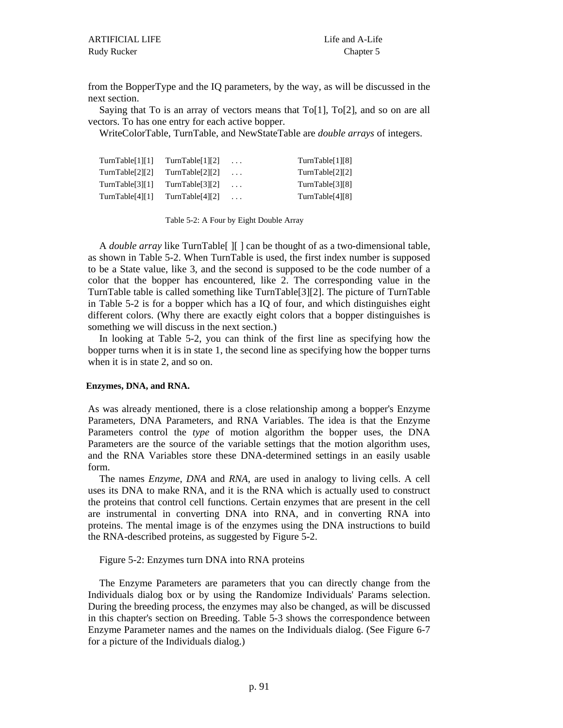from the BopperType and the IQ parameters, by the way, as will be discussed in the next section.

Saying that To is an array of vectors means that To[1], To[2], and so on are all vectors. To has one entry for each active bopper.

WriteColorTable, TurnTable, and NewStateTable are *double arrays* of integers.

| | | | |
|---|---|---|---|
| TurnTable[1][1] | TurnTable[1][2] | . . . | TurnTable[1][8] |
| TurnTable[2][2] | TurnTable[2][2] | . . . | TurnTable[2][2] |
| TurnTable[3][1] | TurnTable[3][2] | . . . | TurnTable[3][8] |
| TurnTable[4][1] | TurnTable[4][2] | . . . | TurnTable[4][8] |

Table 5-2: A Four by Eight Double Array

A *double array* like TurnTable[ ][ ] can be thought of as a two-dimensional table, as shown in Table 5-2. When TurnTable is used, the first index number is supposed to be a State value, like 3, and the second is supposed to be the code number of a color that the bopper has encountered, like 2. The corresponding value in the TurnTable table is called something like TurnTable[3][2]. The picture of TurnTable in Table 5-2 is for a bopper which has a IQ of four, and which distinguishes eight different colors. (Why there are exactly eight colors that a bopper distinguishes is something we will discuss in the next section.)

In looking at Table 5-2, you can think of the first line as specifying how the bopper turns when it is in state 1, the second line as specifying how the bopper turns when it is in state 2, and so on.

**Enzymes, DNA, and RNA.**

As was already mentioned, there is a close relationship among a bopper's Enzyme Parameters, DNA Parameters, and RNA Variables. The idea is that the Enzyme Parameters control the *type* of motion algorithm the bopper uses, the DNA Parameters are the source of the variable settings that the motion algorithm uses, and the RNA Variables store these DNA-determined settings in an easily usable form.

The names *Enzyme*, *DNA* and *RNA*, are used in analogy to living cells. A cell uses its DNA to make RNA, and it is the RNA which is actually used to construct the proteins that control cell functions. Certain enzymes that are present in the cell are instrumental in converting DNA into RNA, and in converting RNA into proteins. The mental image is of the enzymes using the DNA instructions to build the RNA-described proteins, as suggested by Figure 5-2.

Figure 5-2: Enzymes turn DNA into RNA proteins

The Enzyme Parameters are parameters that you can directly change from the Individuals dialog box or by using the Randomize Individuals' Params selection. During the breeding process, the enzymes may also be changed, as will be discussed in this chapter's section on Breeding. Table 5-3 shows the correspondence between Enzyme Parameter names and the names on the Individuals dialog. (See Figure 6-7 for a picture of the Individuals dialog.)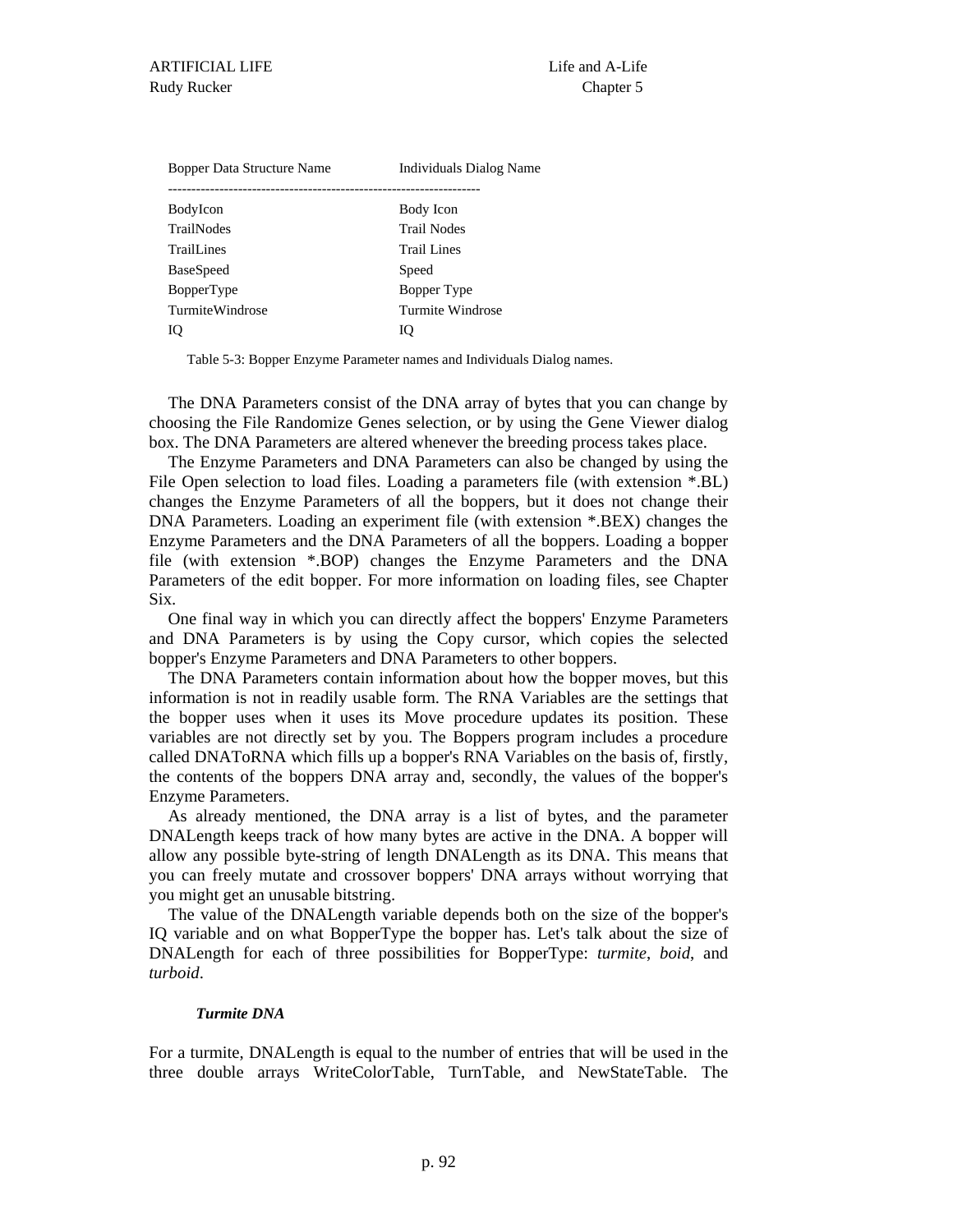| Bopper Data Structure Name | Individuals Dialog Name |
|---|---|
| BodyIcon | Body Icon |
| TrailNodes | Trail Nodes |
| TrailLines | Trail Lines |
| BaseSpeed | Speed |
| BopperType | Bopper Type |
| TurmiteWindrose | Turmite Windrose |
| IQ | IQ |

Table 5-3: Bopper Enzyme Parameter names and Individuals Dialog names.

The DNA Parameters consist of the DNA array of bytes that you can change by choosing the File Randomize Genes selection, or by using the Gene Viewer dialog box. The DNA Parameters are altered whenever the breeding process takes place.

The Enzyme Parameters and DNA Parameters can also be changed by using the File Open selection to load files. Loading a parameters file (with extension *.BL) changes the Enzyme Parameters of all the boppers, but it does not change their DNA Parameters. Loading an experiment file (with extension *.BEX) changes the Enzyme Parameters and the DNA Parameters of all the boppers. Loading a bopper file (with extension *.BOP) changes the Enzyme Parameters and the DNA Parameters of the edit bopper. For more information on loading files, see Chapter Six.

One final way in which you can directly affect the boppers' Enzyme Parameters and DNA Parameters is by using the Copy cursor, which copies the selected bopper's Enzyme Parameters and DNA Parameters to other boppers.

The DNA Parameters contain information about how the bopper moves, but this information is not in readily usable form. The RNA Variables are the settings that the bopper uses when it uses its Move procedure updates its position. These variables are not directly set by you. The Boppers program includes a procedure called DNAToRNA which fills up a bopper's RNA Variables on the basis of, firstly, the contents of the boppers DNA array and, secondly, the values of the bopper's Enzyme Parameters.

As already mentioned, the DNA array is a list of bytes, and the parameter DNALength keeps track of how many bytes are active in the DNA. A bopper will allow any possible byte-string of length DNALength as its DNA. This means that you can freely mutate and crossover boppers' DNA arrays without worrying that you might get an unusable bitstring.

The value of the DNALength variable depends both on the size of the bopper's IQ variable and on what BopperType the bopper has. Let's talk about the size of DNALength for each of three possibilities for BopperType: *turmite*, *boid*, and *turboid*.

### *Turmite DNA*

For a turmite, DNALength is equal to the number of entries that will be used in the three double arrays WriteColorTable, TurnTable, and NewStateTable. The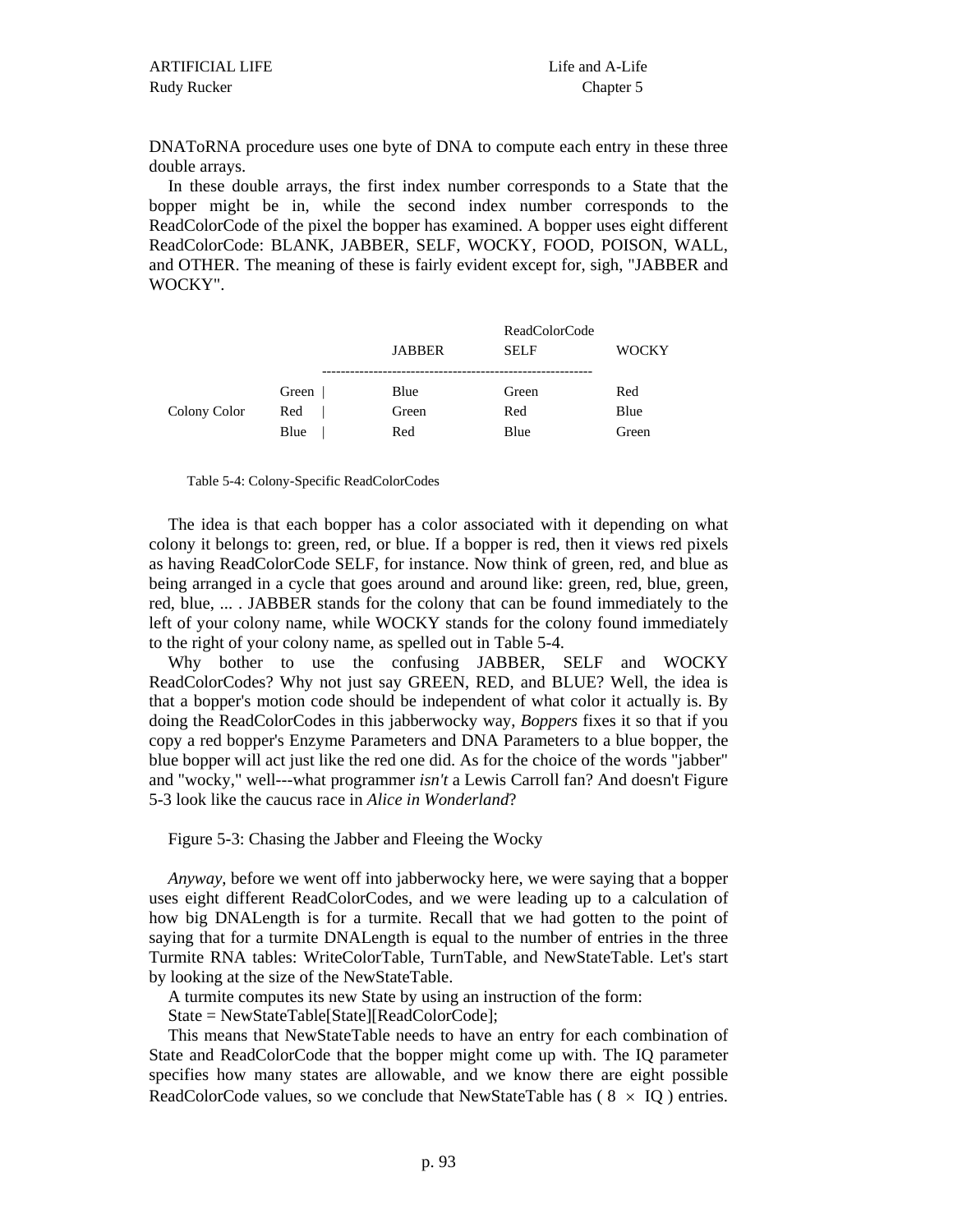DNAToRNA procedure uses one byte of DNA to compute each entry in these three double arrays.

In these double arrays, the first index number corresponds to a State that the bopper might be in, while the second index number corresponds to the ReadColorCode of the pixel the bopper has examined. A bopper uses eight different ReadColorCode: BLANK, JABBER, SELF, WOCKY, FOOD, POISON, WALL, and OTHER. The meaning of these is fairly evident except for, sigh, "JABBER and WOCKY".

| | | ReadColorCode | | |
|---|---|---|---|---|
| | | JABBER | SELF | WOCKY |
| Colony Color | Green | Blue | Green | Red |
| | Red | Green | Red | Blue |
| | Blue | Red | Blue | Green |

Table 5-4: Colony-Specific ReadColorCodes

The idea is that each bopper has a color associated with it depending on what colony it belongs to: green, red, or blue. If a bopper is red, then it views red pixels as having ReadColorCode SELF, for instance. Now think of green, red, and blue as being arranged in a cycle that goes around and around like: green, red, blue, green, red, blue, ... . JABBER stands for the colony that can be found immediately to the left of your colony name, while WOCKY stands for the colony found immediately to the right of your colony name, as spelled out in Table 5-4.

Why bother to use the confusing JABBER, SELF and WOCKY ReadColorCodes? Why not just say GREEN, RED, and BLUE? Well, the idea is that a bopper's motion code should be independent of what color it actually is. By doing the ReadColorCodes in this jabberwocky way, *Boppers* fixes it so that if you copy a red bopper's Enzyme Parameters and DNA Parameters to a blue bopper, the blue bopper will act just like the red one did. As for the choice of the words "jabber" and "wocky," well---what programmer *isn't* a Lewis Carroll fan? And doesn't Figure 5-3 look like the caucus race in *Alice in Wonderland*?

Figure 5-3: Chasing the Jabber and Fleeing the Wocky

*Anyway*, before we went off into jabberwocky here, we were saying that a bopper uses eight different ReadColorCodes, and we were leading up to a calculation of how big DNALength is for a turmite. Recall that we had gotten to the point of saying that for a turmite DNALength is equal to the number of entries in the three Turmite RNA tables: WriteColorTable, TurnTable, and NewStateTable. Let's start by looking at the size of the NewStateTable.

A turmite computes its new State by using an instruction of the form:

State = NewStateTable[State][ReadColorCode];

This means that NewStateTable needs to have an entry for each combination of State and ReadColorCode that the bopper might come up with. The IQ parameter specifies how many states are allowable, and we know there are eight possible ReadColorCode values, so we conclude that NewStateTable has ( $8 \times$ IQ ) entries.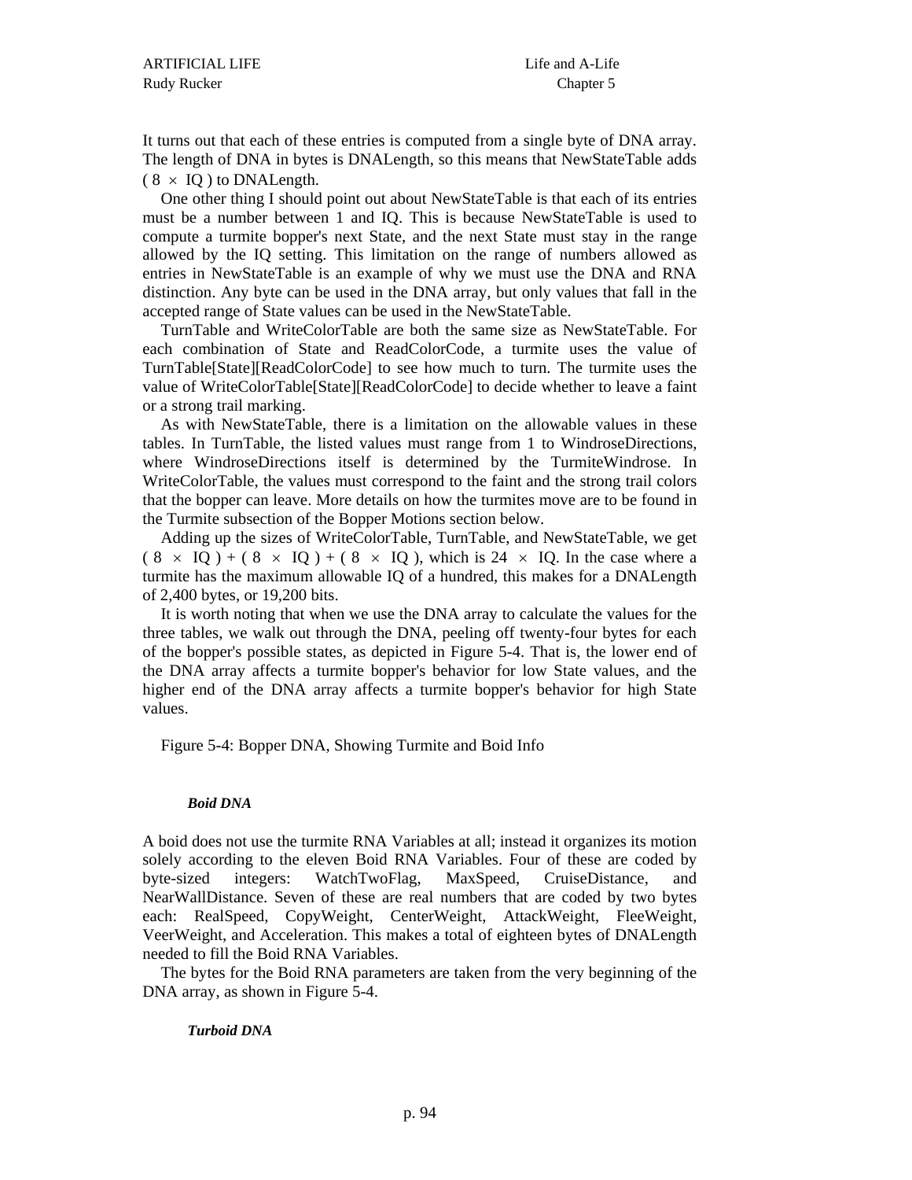It turns out that each of these entries is computed from a single byte of DNA array. The length of DNA in bytes is DNALength, so this means that NewStateTable adds ( $8 \times$ IQ ) to DNALength.

One other thing I should point out about NewStateTable is that each of its entries must be a number between 1 and IQ. This is because NewStateTable is used to compute a turmite bopper's next State, and the next State must stay in the range allowed by the IQ setting. This limitation on the range of numbers allowed as entries in NewStateTable is an example of why we must use the DNA and RNA distinction. Any byte can be used in the DNA array, but only values that fall in the accepted range of State values can be used in the NewStateTable.

TurnTable and WriteColorTable are both the same size as NewStateTable. For each combination of State and ReadColorCode, a turmite uses the value of TurnTable[State][ReadColorCode] to see how much to turn. The turmite uses the value of WriteColorTable[State][ReadColorCode] to decide whether to leave a faint or a strong trail marking.

As with NewStateTable, there is a limitation on the allowable values in these tables. In TurnTable, the listed values must range from 1 to WindroseDirections, where WindroseDirections itself is determined by the TurmiteWindrose. In WriteColorTable, the values must correspond to the faint and the strong trail colors that the bopper can leave. More details on how the turmites move are to be found in the Turmite subsection of the Bopper Motions section below.

Adding up the sizes of WriteColorTable, TurnTable, and NewStateTable, we get ( $8 \times$ IQ ) + ( $8 \times$ IQ ) + ( $8 \times$ IQ ), which is $24 \times$ IQ. In the case where a turmite has the maximum allowable IQ of a hundred, this makes for a DNALength of 2,400 bytes, or 19,200 bits.

It is worth noting that when we use the DNA array to calculate the values for the three tables, we walk out through the DNA, peeling off twenty-four bytes for each of the bopper's possible states, as depicted in Figure 5-4. That is, the lower end of the DNA array affects a turmite bopper's behavior for low State values, and the higher end of the DNA array affects a turmite bopper's behavior for high State values.

Figure 5-4: Bopper DNA, Showing Turmite and Boid Info

### *Boid DNA*

A boid does not use the turmite RNA Variables at all; instead it organizes its motion solely according to the eleven Boid RNA Variables. Four of these are coded by byte-sized integers: WatchTwoFlag, MaxSpeed, CruiseDistance, and NearWallDistance. Seven of these are real numbers that are coded by two bytes each: RealSpeed, CopyWeight, CenterWeight, AttackWeight, FleeWeight, VeerWeight, and Acceleration. This makes a total of eighteen bytes of DNALength needed to fill the Boid RNA Variables.

The bytes for the Boid RNA parameters are taken from the very beginning of the DNA array, as shown in Figure 5-4.

### *Turboid DNA*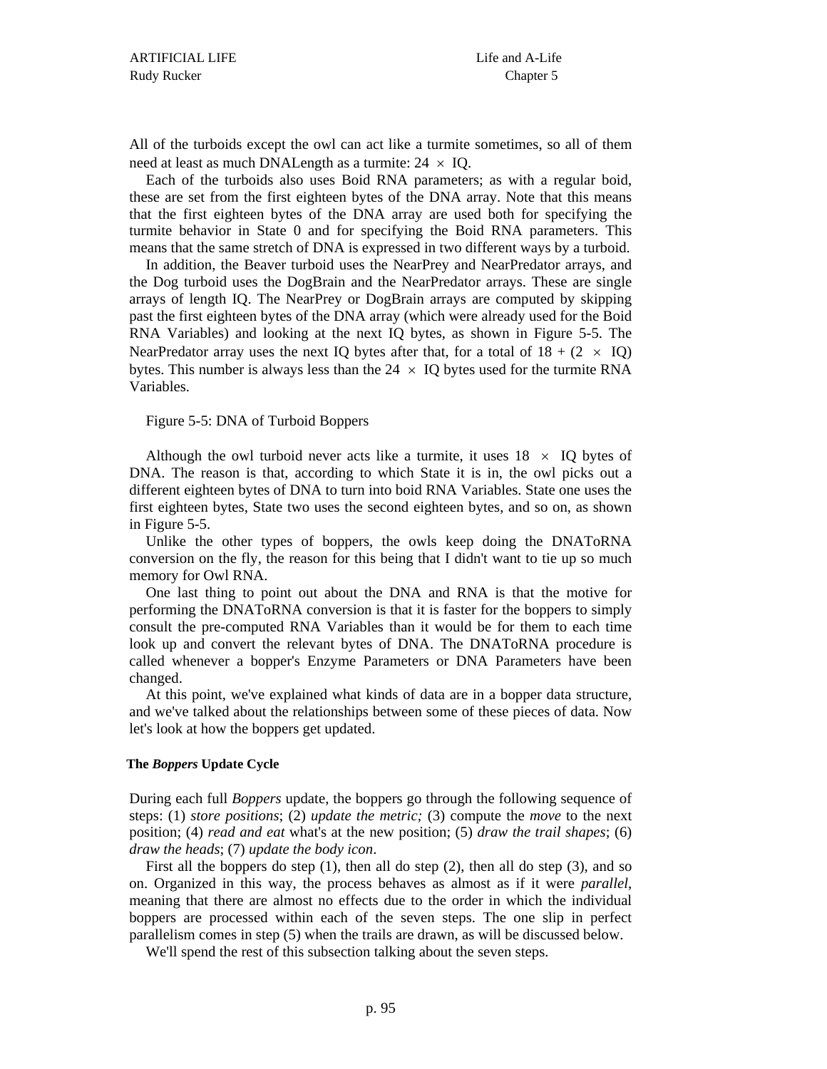All of the turboids except the owl can act like a turmite sometimes, so all of them need at least as much DNALength as a turmite: $24 \times$ IQ.

Each of the turboids also uses Boid RNA parameters; as with a regular boid, these are set from the first eighteen bytes of the DNA array. Note that this means that the first eighteen bytes of the DNA array are used both for specifying the turmite behavior in State 0 and for specifying the Boid RNA parameters. This means that the same stretch of DNA is expressed in two different ways by a turboid.

In addition, the Beaver turboid uses the NearPrey and NearPredator arrays, and the Dog turboid uses the DogBrain and the NearPredator arrays. These are single arrays of length IQ. The NearPrey or DogBrain arrays are computed by skipping past the first eighteen bytes of the DNA array (which were already used for the Boid RNA Variables) and looking at the next IQ bytes, as shown in Figure 5-5. The NearPredator array uses the next IQ bytes after that, for a total of $18 + (2 \times \text{IQ})$ bytes. This number is always less than the $24 \times$ IQ bytes used for the turmite RNA Variables.

Figure 5-5: DNA of Turboid Boppers

Although the owl turboid never acts like a turmite, it uses $18 \times$ IQ bytes of DNA. The reason is that, according to which State it is in, the owl picks out a different eighteen bytes of DNA to turn into boid RNA Variables. State one uses the first eighteen bytes, State two uses the second eighteen bytes, and so on, as shown in Figure 5-5.

Unlike the other types of boppers, the owls keep doing the DNAToRNA conversion on the fly, the reason for this being that I didn't want to tie up so much memory for Owl RNA.

One last thing to point out about the DNA and RNA is that the motive for performing the DNAToRNA conversion is that it is faster for the boppers to simply consult the pre-computed RNA Variables than it would be for them to each time look up and convert the relevant bytes of DNA. The DNAToRNA procedure is called whenever a bopper's Enzyme Parameters or DNA Parameters have been changed.

At this point, we've explained what kinds of data are in a bopper data structure, and we've talked about the relationships between some of these pieces of data. Now let's look at how the boppers get updated.

### The *Boppers* Update Cycle

During each full *Boppers* update, the boppers go through the following sequence of steps: (1) *store positions*; (2) *update the metric;* (3) compute the *move* to the next position; (4) *read and eat* what's at the new position; (5) *draw the trail shapes*; (6) *draw the heads*; (7) *update the body icon*.

First all the boppers do step (1), then all do step (2), then all do step (3), and so on. Organized in this way, the process behaves as almost as if it were *parallel*, meaning that there are almost no effects due to the order in which the individual boppers are processed within each of the seven steps. The one slip in perfect parallelism comes in step (5) when the trails are drawn, as will be discussed below.

We'll spend the rest of this subsection talking about the seven steps.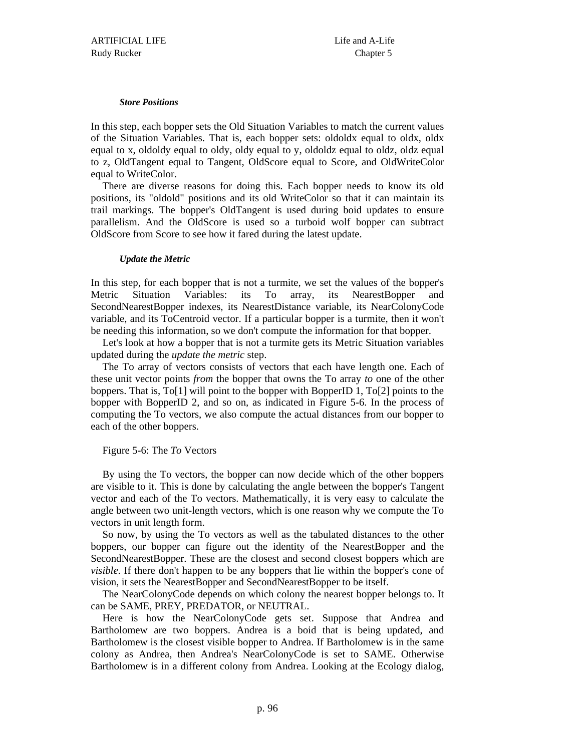#### *Store Positions*

In this step, each bopper sets the Old Situation Variables to match the current values of the Situation Variables. That is, each bopper sets: oldoldx equal to oldx, oldx equal to x, oldoldy equal to oldy, oldy equal to y, oldoldz equal to oldz, oldz equal to z, OldTangent equal to Tangent, OldScore equal to Score, and OldWriteColor equal to WriteColor.

There are diverse reasons for doing this. Each bopper needs to know its old positions, its "oldold" positions and its old WriteColor so that it can maintain its trail markings. The bopper's OldTangent is used during boid updates to ensure parallelism. And the OldScore is used so a turboid wolf bopper can subtract OldScore from Score to see how it fared during the latest update.

#### *Update the Metric*

In this step, for each bopper that is not a turmite, we set the values of the bopper's Metric Situation Variables: its To array, its NearestBopper and SecondNearestBopper indexes, its NearestDistance variable, its NearColonyCode variable, and its ToCentroid vector. If a particular bopper is a turmite, then it won't be needing this information, so we don't compute the information for that bopper.

Let's look at how a bopper that is not a turmite gets its Metric Situation variables updated during the *update the metric* step.

The To array of vectors consists of vectors that each have length one. Each of these unit vector points *from* the bopper that owns the To array *to* one of the other boppers. That is, To[1] will point to the bopper with BopperID 1, To[2] points to the bopper with BopperID 2, and so on, as indicated in Figure 5-6. In the process of computing the To vectors, we also compute the actual distances from our bopper to each of the other boppers.

Figure 5-6: The *To* Vectors

By using the To vectors, the bopper can now decide which of the other boppers are visible to it. This is done by calculating the angle between the bopper's Tangent vector and each of the To vectors. Mathematically, it is very easy to calculate the angle between two unit-length vectors, which is one reason why we compute the To vectors in unit length form.

So now, by using the To vectors as well as the tabulated distances to the other boppers, our bopper can figure out the identity of the NearestBopper and the SecondNearestBopper. These are the closest and second closest boppers which are *visible*. If there don't happen to be any boppers that lie within the bopper's cone of vision, it sets the NearestBopper and SecondNearestBopper to be itself.

The NearColonyCode depends on which colony the nearest bopper belongs to. It can be SAME, PREY, PREDATOR, or NEUTRAL.

Here is how the NearColonyCode gets set. Suppose that Andrea and Bartholomew are two boppers. Andrea is a boid that is being updated, and Bartholomew is the closest visible bopper to Andrea. If Bartholomew is in the same colony as Andrea, then Andrea's NearColonyCode is set to SAME. Otherwise Bartholomew is in a different colony from Andrea. Looking at the Ecology dialog,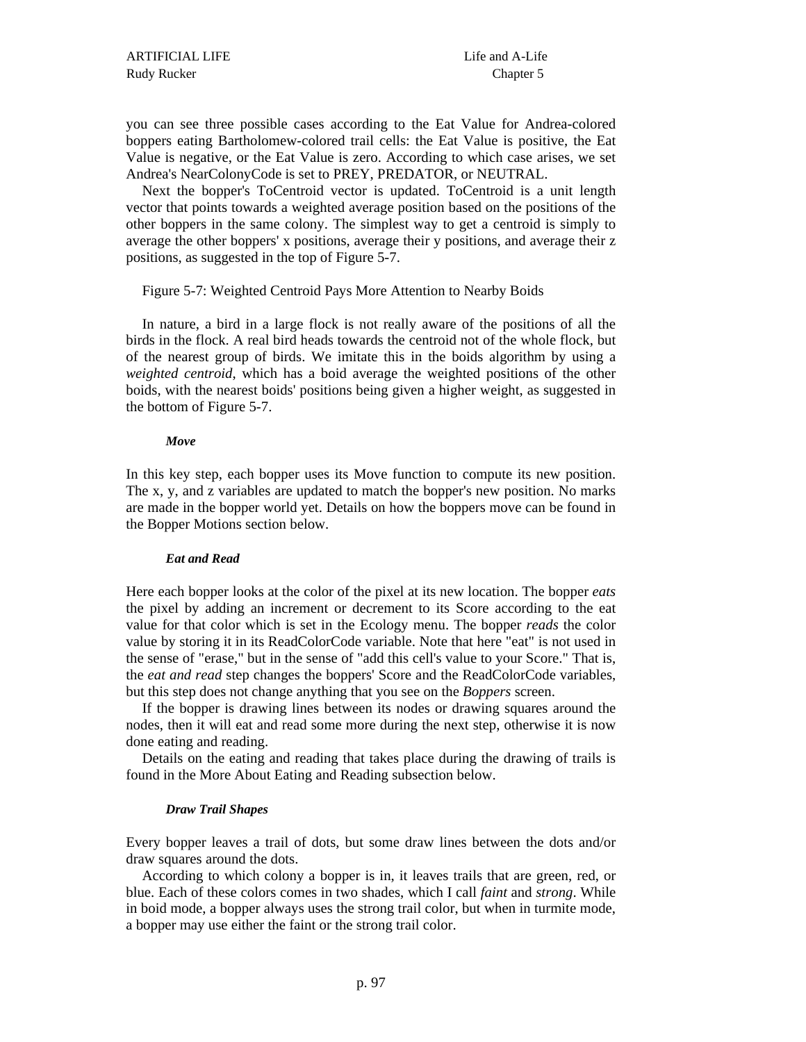you can see three possible cases according to the Eat Value for Andrea-colored boppers eating Bartholomew-colored trail cells: the Eat Value is positive, the Eat Value is negative, or the Eat Value is zero. According to which case arises, we set Andrea's NearColonyCode is set to PREY, PREDATOR, or NEUTRAL.

Next the bopper's ToCentroid vector is updated. ToCentroid is a unit length vector that points towards a weighted average position based on the positions of the other boppers in the same colony. The simplest way to get a centroid is simply to average the other boppers' x positions, average their y positions, and average their z positions, as suggested in the top of Figure 5-7.

Figure 5-7: Weighted Centroid Pays More Attention to Nearby Boids

In nature, a bird in a large flock is not really aware of the positions of all the birds in the flock. A real bird heads towards the centroid not of the whole flock, but of the nearest group of birds. We imitate this in the boids algorithm by using a *weighted centroid*, which has a boid average the weighted positions of the other boids, with the nearest boids' positions being given a higher weight, as suggested in the bottom of Figure 5-7.

#### *Move*

In this key step, each bopper uses its Move function to compute its new position. The x, y, and z variables are updated to match the bopper's new position. No marks are made in the bopper world yet. Details on how the boppers move can be found in the Bopper Motions section below.

#### *Eat and Read*

Here each bopper looks at the color of the pixel at its new location. The bopper *eats* the pixel by adding an increment or decrement to its Score according to the eat value for that color which is set in the Ecology menu. The bopper *reads* the color value by storing it in its ReadColorCode variable. Note that here "eat" is not used in the sense of "erase," but in the sense of "add this cell's value to your Score." That is, the *eat and read* step changes the boppers' Score and the ReadColorCode variables, but this step does not change anything that you see on the *Boppers* screen.

If the bopper is drawing lines between its nodes or drawing squares around the nodes, then it will eat and read some more during the next step, otherwise it is now done eating and reading.

Details on the eating and reading that takes place during the drawing of trails is found in the More About Eating and Reading subsection below.

#### *Draw Trail Shapes*

Every bopper leaves a trail of dots, but some draw lines between the dots and/or draw squares around the dots.

According to which colony a bopper is in, it leaves trails that are green, red, or blue. Each of these colors comes in two shades, which I call *faint* and *strong*. While in boid mode, a bopper always uses the strong trail color, but when in turmite mode, a bopper may use either the faint or the strong trail color.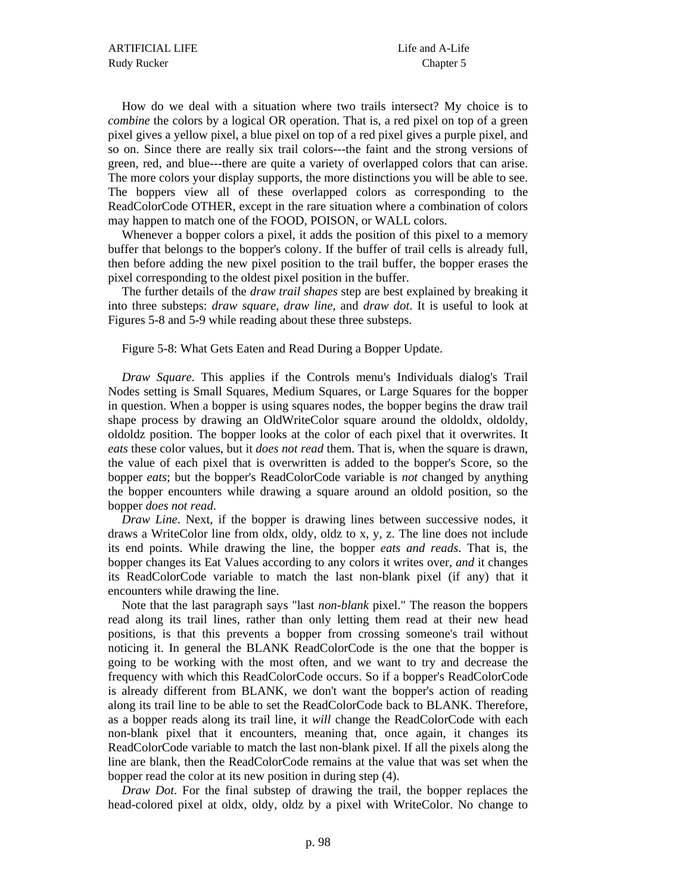How do we deal with a situation where two trails intersect? My choice is to *combine* the colors by a logical OR operation. That is, a red pixel on top of a green pixel gives a yellow pixel, a blue pixel on top of a red pixel gives a purple pixel, and so on. Since there are really six trail colors---the faint and the strong versions of green, red, and blue---there are quite a variety of overlapped colors that can arise. The more colors your display supports, the more distinctions you will be able to see. The boppers view all of these overlapped colors as corresponding to the ReadColorCode OTHER, except in the rare situation where a combination of colors may happen to match one of the FOOD, POISON, or WALL colors.

Whenever a bopper colors a pixel, it adds the position of this pixel to a memory buffer that belongs to the bopper's colony. If the buffer of trail cells is already full, then before adding the new pixel position to the trail buffer, the bopper erases the pixel corresponding to the oldest pixel position in the buffer.

The further details of the *draw trail shapes* step are best explained by breaking it into three substeps: *draw square*, *draw line*, and *draw dot*. It is useful to look at Figures 5-8 and 5-9 while reading about these three substeps.

Figure 5-8: What Gets Eaten and Read During a Bopper Update.

*Draw Square*. This applies if the Controls menu's Individuals dialog's Trail Nodes setting is Small Squares, Medium Squares, or Large Squares for the bopper in question. When a bopper is using squares nodes, the bopper begins the draw trail shape process by drawing an OldWriteColor square around the oldoldx, oldoldy, oldoldz position. The bopper looks at the color of each pixel that it overwrites. It *eats* these color values, but it *does not read* them. That is, when the square is drawn, the value of each pixel that is overwritten is added to the bopper's Score, so the bopper *eats*; but the bopper's ReadColorCode variable is *not* changed by anything the bopper encounters while drawing a square around an oldold position, so the bopper *does not read*.

*Draw Line*. Next, if the bopper is drawing lines between successive nodes, it draws a WriteColor line from oldx, oldy, oldz to x, y, z. The line does not include its end points. While drawing the line, the bopper *eats and reads*. That is, the bopper changes its Eat Values according to any colors it writes over, *and* it changes its ReadColorCode variable to match the last non-blank pixel (if any) that it encounters while drawing the line.

Note that the last paragraph says "last *non-blank* pixel." The reason the boppers read along its trail lines, rather than only letting them read at their new head positions, is that this prevents a bopper from crossing someone's trail without noticing it. In general the BLANK ReadColorCode is the one that the bopper is going to be working with the most often, and we want to try and decrease the frequency with which this ReadColorCode occurs. So if a bopper's ReadColorCode is already different from BLANK, we don't want the bopper's action of reading along its trail line to be able to set the ReadColorCode back to BLANK. Therefore, as a bopper reads along its trail line, it *will* change the ReadColorCode with each non-blank pixel that it encounters, meaning that, once again, it changes its ReadColorCode variable to match the last non-blank pixel. If all the pixels along the line are blank, then the ReadColorCode remains at the value that was set when the bopper read the color at its new position in during step (4).

*Draw Dot*. For the final substep of drawing the trail, the bopper replaces the head-colored pixel at oldx, oldy, oldz by a pixel with WriteColor. No change to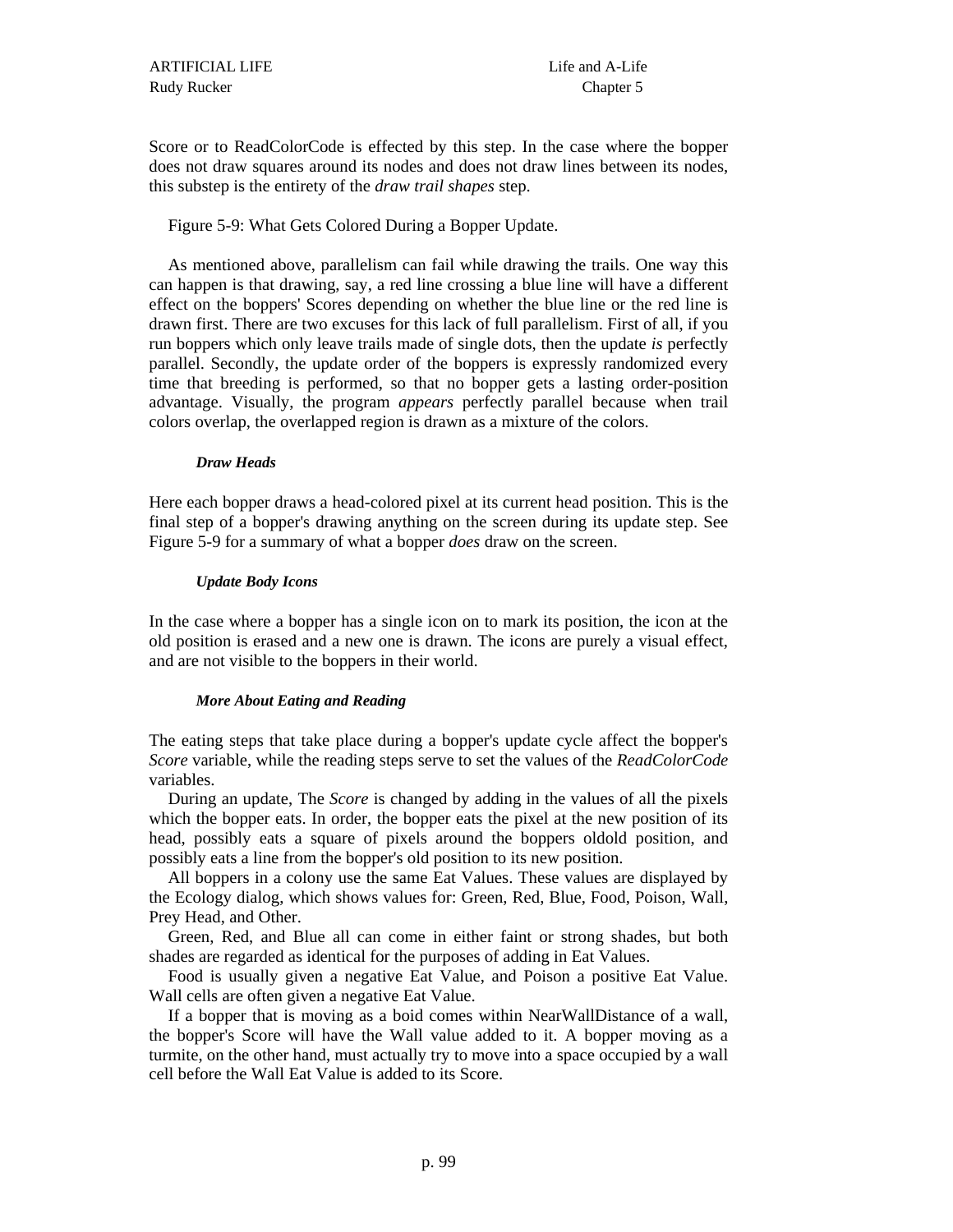Score or to ReadColorCode is effected by this step. In the case where the bopper does not draw squares around its nodes and does not draw lines between its nodes, this substep is the entirety of the *draw trail shapes* step.

Figure 5-9: What Gets Colored During a Bopper Update.

As mentioned above, parallelism can fail while drawing the trails. One way this can happen is that drawing, say, a red line crossing a blue line will have a different effect on the boppers' Scores depending on whether the blue line or the red line is drawn first. There are two excuses for this lack of full parallelism. First of all, if you run boppers which only leave trails made of single dots, then the update *is* perfectly parallel. Secondly, the update order of the boppers is expressly randomized every time that breeding is performed, so that no bopper gets a lasting order-position advantage. Visually, the program *appears* perfectly parallel because when trail colors overlap, the overlapped region is drawn as a mixture of the colors.

#### *Draw Heads*

Here each bopper draws a head-colored pixel at its current head position. This is the final step of a bopper's drawing anything on the screen during its update step. See Figure 5-9 for a summary of what a bopper *does* draw on the screen.

#### *Update Body Icons*

In the case where a bopper has a single icon on to mark its position, the icon at the old position is erased and a new one is drawn. The icons are purely a visual effect, and are not visible to the boppers in their world.

#### *More About Eating and Reading*

The eating steps that take place during a bopper's update cycle affect the bopper's *Score* variable, while the reading steps serve to set the values of the *ReadColorCode* variables.

During an update, The *Score* is changed by adding in the values of all the pixels which the bopper eats. In order, the bopper eats the pixel at the new position of its head, possibly eats a square of pixels around the boppers oldold position, and possibly eats a line from the bopper's old position to its new position.

All boppers in a colony use the same Eat Values. These values are displayed by the Ecology dialog, which shows values for: Green, Red, Blue, Food, Poison, Wall, Prey Head, and Other.

Green, Red, and Blue all can come in either faint or strong shades, but both shades are regarded as identical for the purposes of adding in Eat Values.

Food is usually given a negative Eat Value, and Poison a positive Eat Value. Wall cells are often given a negative Eat Value.

If a bopper that is moving as a boid comes within NearWallDistance of a wall, the bopper's Score will have the Wall value added to it. A bopper moving as a turmite, on the other hand, must actually try to move into a space occupied by a wall cell before the Wall Eat Value is added to its Score.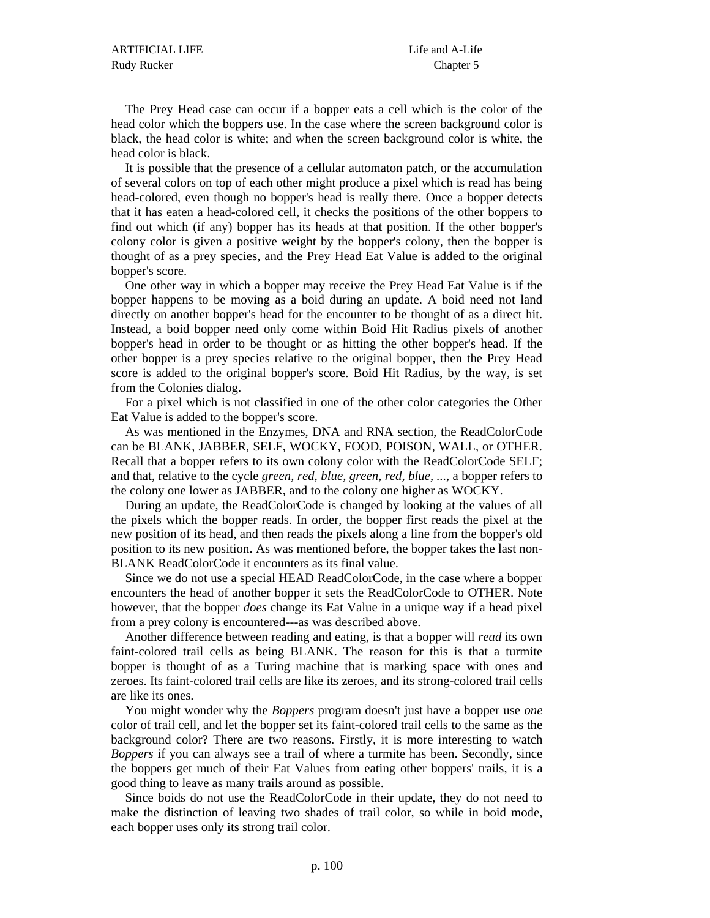The Prey Head case can occur if a bopper eats a cell which is the color of the head color which the boppers use. In the case where the screen background color is black, the head color is white; and when the screen background color is white, the head color is black.

It is possible that the presence of a cellular automaton patch, or the accumulation of several colors on top of each other might produce a pixel which is read has being head-colored, even though no bopper's head is really there. Once a bopper detects that it has eaten a head-colored cell, it checks the positions of the other boppers to find out which (if any) bopper has its heads at that position. If the other bopper's colony color is given a positive weight by the bopper's colony, then the bopper is thought of as a prey species, and the Prey Head Eat Value is added to the original bopper's score.

One other way in which a bopper may receive the Prey Head Eat Value is if the bopper happens to be moving as a boid during an update. A boid need not land directly on another bopper's head for the encounter to be thought of as a direct hit. Instead, a boid bopper need only come within Boid Hit Radius pixels of another bopper's head in order to be thought or as hitting the other bopper's head. If the other bopper is a prey species relative to the original bopper, then the Prey Head score is added to the original bopper's score. Boid Hit Radius, by the way, is set from the Colonies dialog.

For a pixel which is not classified in one of the other color categories the Other Eat Value is added to the bopper's score.

As was mentioned in the Enzymes, DNA and RNA section, the ReadColorCode can be BLANK, JABBER, SELF, WOCKY, FOOD, POISON, WALL, or OTHER. Recall that a bopper refers to its own colony color with the ReadColorCode SELF; and that, relative to the cycle *green, red, blue, green, red, blue, ...*, a bopper refers to the colony one lower as JABBER, and to the colony one higher as WOCKY.

During an update, the ReadColorCode is changed by looking at the values of all the pixels which the bopper reads. In order, the bopper first reads the pixel at the new position of its head, and then reads the pixels along a line from the bopper's old position to its new position. As was mentioned before, the bopper takes the last non-BLANK ReadColorCode it encounters as its final value.

Since we do not use a special HEAD ReadColorCode, in the case where a bopper encounters the head of another bopper it sets the ReadColorCode to OTHER. Note however, that the bopper *does* change its Eat Value in a unique way if a head pixel from a prey colony is encountered---as was described above.

Another difference between reading and eating, is that a bopper will *read* its own faint-colored trail cells as being BLANK. The reason for this is that a turmite bopper is thought of as a Turing machine that is marking space with ones and zeroes. Its faint-colored trail cells are like its zeroes, and its strong-colored trail cells are like its ones.

You might wonder why the *Boppers* program doesn't just have a bopper use *one* color of trail cell, and let the bopper set its faint-colored trail cells to the same as the background color? There are two reasons. Firstly, it is more interesting to watch *Boppers* if you can always see a trail of where a turmite has been. Secondly, since the boppers get much of their Eat Values from eating other boppers' trails, it is a good thing to leave as many trails around as possible.

Since boids do not use the ReadColorCode in their update, they do not need to make the distinction of leaving two shades of trail color, so while in boid mode, each bopper uses only its strong trail color.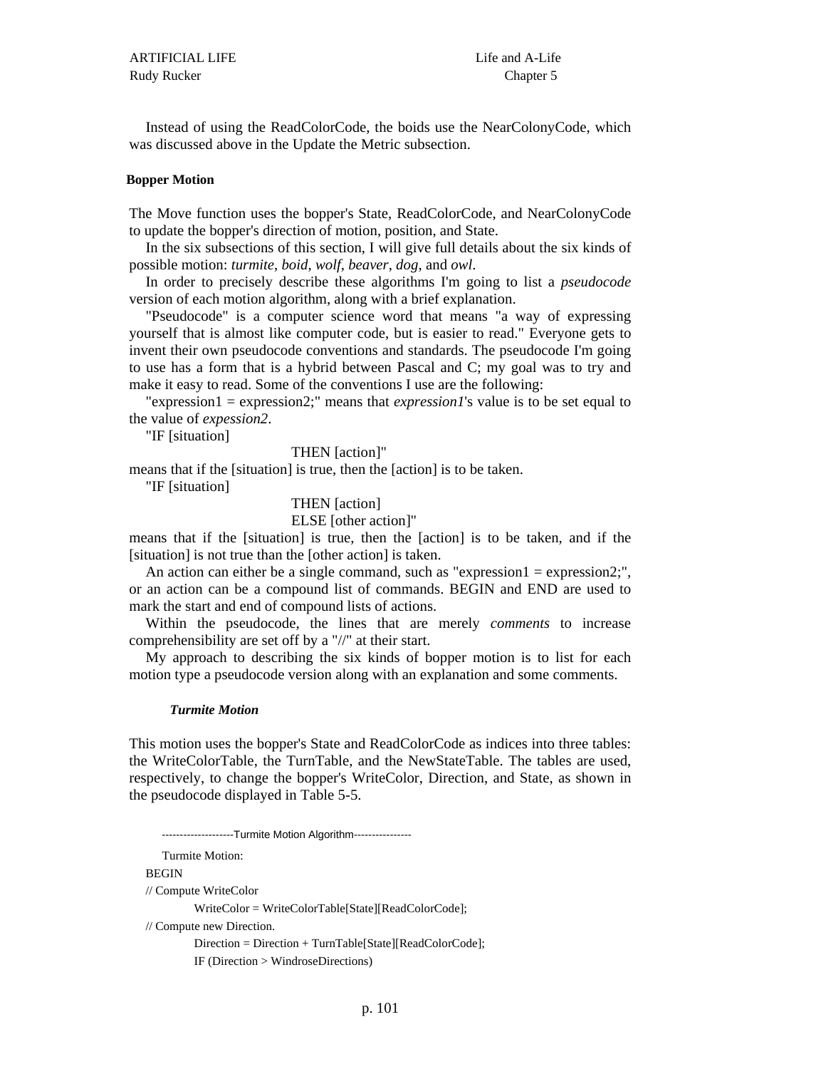Instead of using the ReadColorCode, the boids use the NearColonyCode, which was discussed above in the Update the Metric subsection.

### Bopper Motion

The Move function uses the bopper's State, ReadColorCode, and NearColonyCode to update the bopper's direction of motion, position, and State.

In the six subsections of this section, I will give full details about the six kinds of possible motion: *turmite*, *boid*, *wolf*, *beaver*, *dog*, and *owl*.

In order to precisely describe these algorithms I'm going to list a *pseudocode* version of each motion algorithm, along with a brief explanation.

"Pseudocode" is a computer science word that means "a way of expressing yourself that is almost like computer code, but is easier to read." Everyone gets to invent their own pseudocode conventions and standards. The pseudocode I'm going to use has a form that is a hybrid between Pascal and C; my goal was to try and make it easy to read. Some of the conventions I use are the following:

"expression1 = expression2;" means that *expression1*'s value is to be set equal to the value of *expession2*.

"IF [situation]
THEN [action]"

means that if the [situation] is true, then the [action] is to be taken.

"IF [situation]
THEN [action]
ELSE [other action]"

means that if the [situation] is true, then the [action] is to be taken, and if the [situation] is not true than the [other action] is taken.

An action can either be a single command, such as "expression1 = expression2;", or an action can be a compound list of commands. BEGIN and END are used to mark the start and end of compound lists of actions.

Within the pseudocode, the lines that are merely *comments* to increase comprehensibility are set off by a "//" at their start.

My approach to describing the six kinds of bopper motion is to list for each motion type a pseudocode version along with an explanation and some comments.

#### *Turmite Motion*

This motion uses the bopper's State and ReadColorCode as indices into three tables: the WriteColorTable, the TurnTable, and the NewStateTable. The tables are used, respectively, to change the bopper's WriteColor, Direction, and State, as shown in the pseudocode displayed in Table 5-5.

```
--------------------Turmite Motion Algorithm----------------
    Turmite Motion:
BEGIN
// Compute WriteColor
        WriteColor = WriteColorTable[State][ReadColorCode];
// Compute new Direction.
        Direction = Direction + TurnTable[State][ReadColorCode];
        IF (Direction > WindroseDirections)
```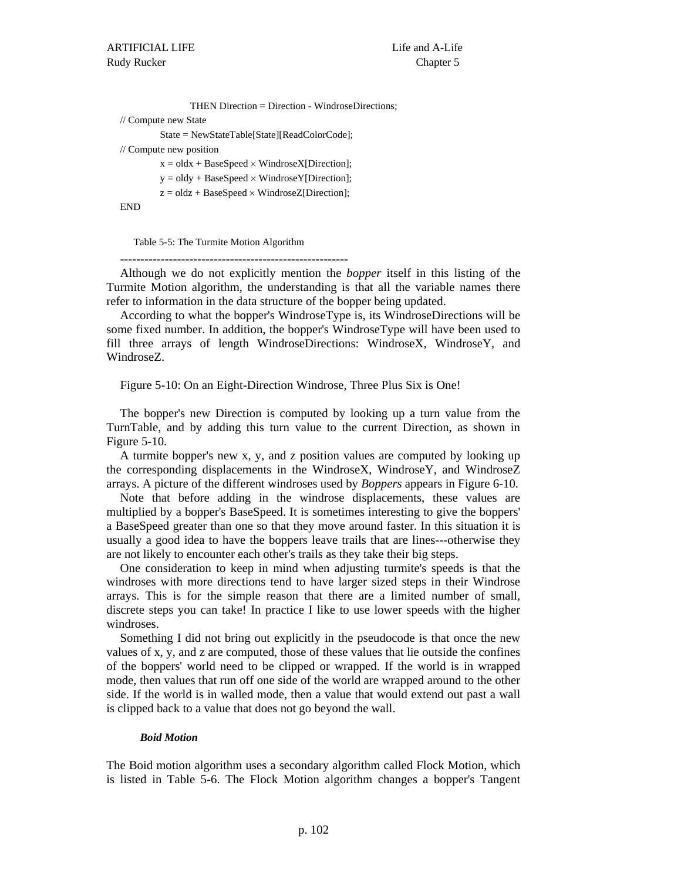```
        THEN Direction = Direction - WindroseDirections;
// Compute new State
    State = NewStateTable[State][ReadColorCode];
// Compute new position
    x = oldx + BaseSpeed × WindroseX[Direction];
    y = oldy + BaseSpeed × WindroseY[Direction];
    z = oldz + BaseSpeed × WindroseZ[Direction];
END
```

Table 5-5: The Turmite Motion Algorithm

--------------------------------------------------------

Although we do not explicitly mention the *bopper* itself in this listing of the Turmite Motion algorithm, the understanding is that all the variable names there refer to information in the data structure of the bopper being updated.

According to what the bopper's WindroseType is, its WindroseDirections will be some fixed number. In addition, the bopper's WindroseType will have been used to fill three arrays of length WindroseDirections: WindroseX, WindroseY, and WindroseZ.

Figure 5-10: On an Eight-Direction Windrose, Three Plus Six is One!

The bopper's new Direction is computed by looking up a turn value from the TurnTable, and by adding this turn value to the current Direction, as shown in Figure 5-10.

A turmite bopper's new x, y, and z position values are computed by looking up the corresponding displacements in the WindroseX, WindroseY, and WindroseZ arrays. A picture of the different windroses used by *Boppers* appears in Figure 6-10.

Note that before adding in the windrose displacements, these values are multiplied by a bopper's BaseSpeed. It is sometimes interesting to give the boppers' a BaseSpeed greater than one so that they move around faster. In this situation it is usually a good idea to have the boppers leave trails that are lines---otherwise they are not likely to encounter each other's trails as they take their big steps.

One consideration to keep in mind when adjusting turmite's speeds is that the windroses with more directions tend to have larger sized steps in their Windrose arrays. This is for the simple reason that there are a limited number of small, discrete steps you can take! In practice I like to use lower speeds with the higher windroses.

Something I did not bring out explicitly in the pseudocode is that once the new values of x, y, and z are computed, those of these values that lie outside the confines of the boppers' world need to be clipped or wrapped. If the world is in wrapped mode, then values that run off one side of the world are wrapped around to the other side. If the world is in walled mode, then a value that would extend out past a wall is clipped back to a value that does not go beyond the wall.

#### *Boid Motion*

The Boid motion algorithm uses a secondary algorithm called Flock Motion, which is listed in Table 5-6. The Flock Motion algorithm changes a bopper's Tangent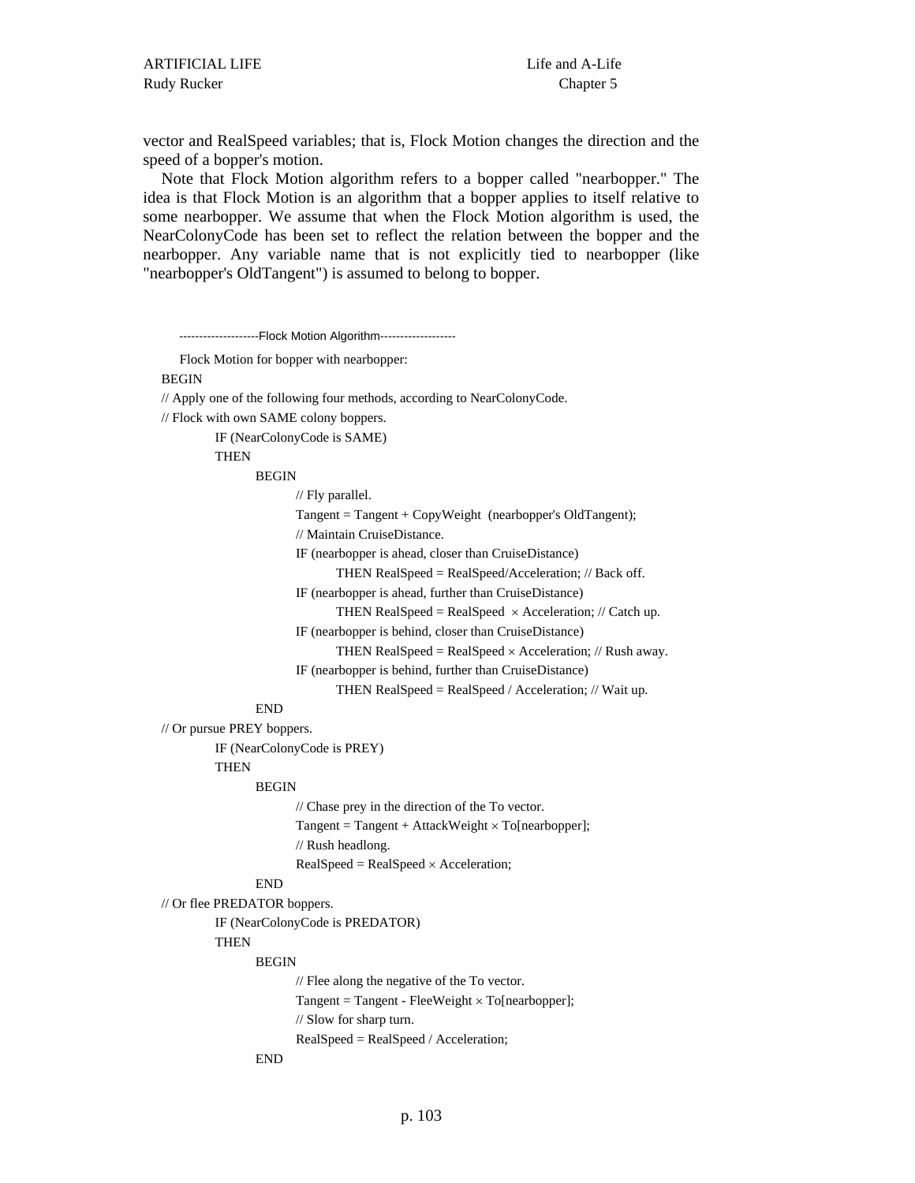vector and RealSpeed variables; that is, Flock Motion changes the direction and the speed of a bopper's motion.

Note that Flock Motion algorithm refers to a bopper called "nearbopper." The idea is that Flock Motion is an algorithm that a bopper applies to itself relative to some nearbopper. We assume that when the Flock Motion algorithm is used, the NearColonyCode has been set to reflect the relation between the bopper and the nearbopper. Any variable name that is not explicitly tied to nearbopper (like "nearbopper's OldTangent") is assumed to belong to bopper.

```
--------------------Flock Motion Algorithm-------------------
Flock Motion for bopper with nearbopper:
BEGIN
// Apply one of the following four methods, according to NearColonyCode.
// Flock with own SAME colony boppers.
        IF (NearColonyCode is SAME)
        THEN
              BEGIN
                    // Fly parallel.
                    Tangent = Tangent + CopyWeight  (nearbopper's OldTangent);
                    // Maintain CruiseDistance.
                    IF (nearbopper is ahead, closer than CruiseDistance)
                          THEN RealSpeed = RealSpeed/Acceleration; // Back off.
                    IF (nearbopper is ahead, further than CruiseDistance)
                          THEN RealSpeed = RealSpeed  × Acceleration; // Catch up.
                    IF (nearbopper is behind, closer than CruiseDistance)
                          THEN RealSpeed = RealSpeed × Acceleration; // Rush away.
                    IF (nearbopper is behind, further than CruiseDistance)
                          THEN RealSpeed = RealSpeed / Acceleration; // Wait up.
              END
// Or pursue PREY boppers.
        IF (NearColonyCode is PREY)
        THEN
              BEGIN
                    // Chase prey in the direction of the To vector.
                    Tangent = Tangent + AttackWeight × To[nearbopper];
                    // Rush headlong.
                    RealSpeed = RealSpeed × Acceleration;
              END
// Or flee PREDATOR boppers.
        IF (NearColonyCode is PREDATOR)
        THEN
              BEGIN
                    // Flee along the negative of the To vector.
                    Tangent = Tangent - FleeWeight × To[nearbopper];
                    // Slow for sharp turn.
                    RealSpeed = RealSpeed / Acceleration;
              END
```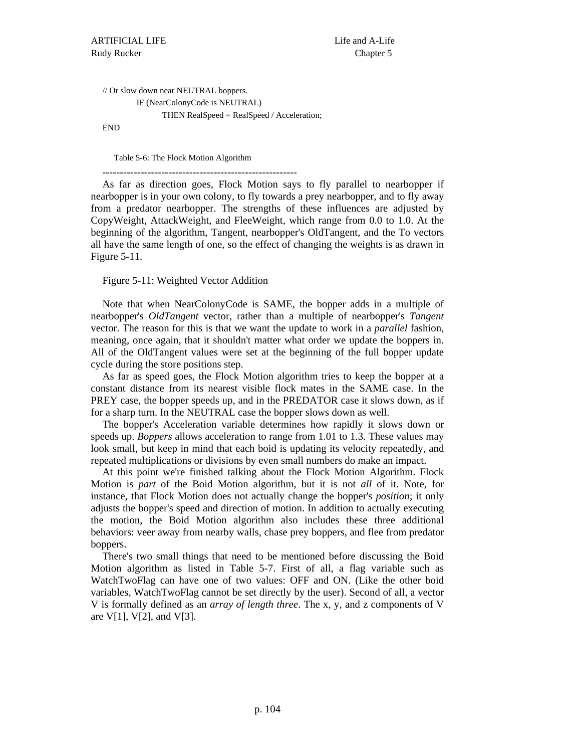```
// Or slow down near NEUTRAL boppers.
        IF (NearColonyCode is NEUTRAL)
            THEN RealSpeed = RealSpeed / Acceleration;
END
```

Table 5-6: The Flock Motion Algorithm

---

As far as direction goes, Flock Motion says to fly parallel to nearbopper if nearbopper is in your own colony, to fly towards a prey nearbopper, and to fly away from a predator nearbopper. The strengths of these influences are adjusted by CopyWeight, AttackWeight, and FleeWeight, which range from 0.0 to 1.0. At the beginning of the algorithm, Tangent, nearbopper's OldTangent, and the To vectors all have the same length of one, so the effect of changing the weights is as drawn in Figure 5-11.

Figure 5-11: Weighted Vector Addition

Note that when NearColonyCode is SAME, the bopper adds in a multiple of nearbopper's *OldTangent* vector, rather than a multiple of nearbopper's *Tangent* vector. The reason for this is that we want the update to work in a *parallel* fashion, meaning, once again, that it shouldn't matter what order we update the boppers in. All of the OldTangent values were set at the beginning of the full bopper update cycle during the store positions step.

As far as speed goes, the Flock Motion algorithm tries to keep the bopper at a constant distance from its nearest visible flock mates in the SAME case. In the PREY case, the bopper speeds up, and in the PREDATOR case it slows down, as if for a sharp turn. In the NEUTRAL case the bopper slows down as well.

The bopper's Acceleration variable determines how rapidly it slows down or speeds up. *Boppers* allows acceleration to range from 1.01 to 1.3. These values may look small, but keep in mind that each boid is updating its velocity repeatedly, and repeated multiplications or divisions by even small numbers do make an impact.

At this point we're finished talking about the Flock Motion Algorithm. Flock Motion is *part* of the Boid Motion algorithm, but it is not *all* of it. Note, for instance, that Flock Motion does not actually change the bopper's *position*; it only adjusts the bopper's speed and direction of motion. In addition to actually executing the motion, the Boid Motion algorithm also includes these three additional behaviors: veer away from nearby walls, chase prey boppers, and flee from predator boppers.

There's two small things that need to be mentioned before discussing the Boid Motion algorithm as listed in Table 5-7. First of all, a flag variable such as WatchTwoFlag can have one of two values: OFF and ON. (Like the other boid variables, WatchTwoFlag cannot be set directly by the user). Second of all, a vector V is formally defined as an *array of length three*. The x, y, and z components of V are V[1], V[2], and V[3].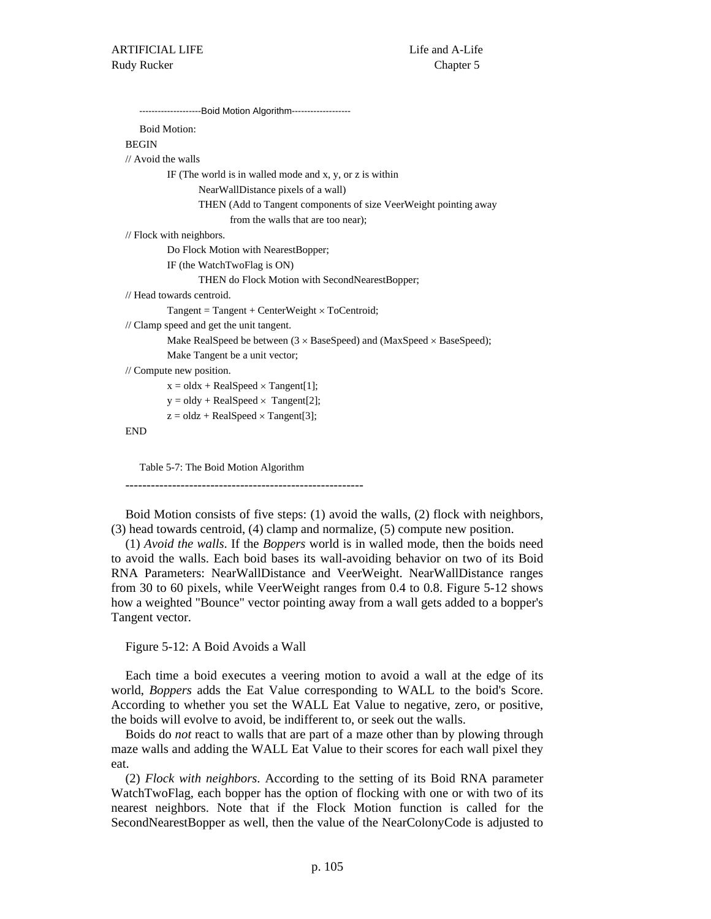--------------------Boid Motion Algorithm-------------------

```
Boid Motion:
BEGIN
// Avoid the walls
        IF (The world is in walled mode and x, y, or z is within
                NearWallDistance pixels of a wall)
                THEN (Add to Tangent components of size VeerWeight pointing away
                        from the walls that are too near);
// Flock with neighbors.
        Do Flock Motion with NearestBopper;
        IF (the WatchTwoFlag is ON)
                THEN do Flock Motion with SecondNearestBopper;
// Head towards centroid.
        Tangent = Tangent + CenterWeight × ToCentroid;
// Clamp speed and get the unit tangent.
        Make RealSpeed be between (3 × BaseSpeed) and (MaxSpeed × BaseSpeed);
        Make Tangent be a unit vector;
// Compute new position.
        x = oldx + RealSpeed × Tangent[1];
        y = oldy + RealSpeed ×  Tangent[2];
        z = oldz + RealSpeed × Tangent[3];
END
```

Table 5-7: The Boid Motion Algorithm

--------------------------------------------------------

Boid Motion consists of five steps: (1) avoid the walls, (2) flock with neighbors, (3) head towards centroid, (4) clamp and normalize, (5) compute new position.

(1) *Avoid the walls*. If the *Boppers* world is in walled mode, then the boids need to avoid the walls. Each boid bases its wall-avoiding behavior on two of its Boid RNA Parameters: NearWallDistance and VeerWeight. NearWallDistance ranges from 30 to 60 pixels, while VeerWeight ranges from 0.4 to 0.8. Figure 5-12 shows how a weighted "Bounce" vector pointing away from a wall gets added to a bopper's Tangent vector.

Figure 5-12: A Boid Avoids a Wall

Each time a boid executes a veering motion to avoid a wall at the edge of its world, *Boppers* adds the Eat Value corresponding to WALL to the boid's Score. According to whether you set the WALL Eat Value to negative, zero, or positive, the boids will evolve to avoid, be indifferent to, or seek out the walls.

Boids do *not* react to walls that are part of a maze other than by plowing through maze walls and adding the WALL Eat Value to their scores for each wall pixel they eat.

(2) *Flock with neighbors*. According to the setting of its Boid RNA parameter WatchTwoFlag, each bopper has the option of flocking with one or with two of its nearest neighbors. Note that if the Flock Motion function is called for the SecondNearestBopper as well, then the value of the NearColonyCode is adjusted to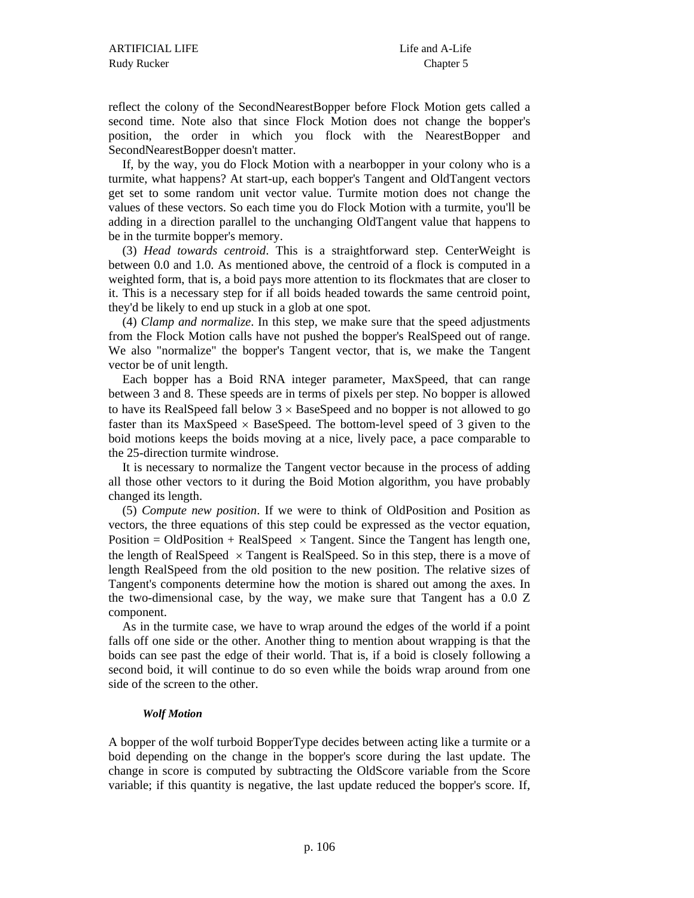reflect the colony of the SecondNearestBopper before Flock Motion gets called a second time. Note also that since Flock Motion does not change the bopper's position, the order in which you flock with the NearestBopper and SecondNearestBopper doesn't matter.

If, by the way, you do Flock Motion with a nearbopper in your colony who is a turmite, what happens? At start-up, each bopper's Tangent and OldTangent vectors get set to some random unit vector value. Turmite motion does not change the values of these vectors. So each time you do Flock Motion with a turmite, you'll be adding in a direction parallel to the unchanging OldTangent value that happens to be in the turmite bopper's memory.

(3) *Head towards centroid*. This is a straightforward step. CenterWeight is between 0.0 and 1.0. As mentioned above, the centroid of a flock is computed in a weighted form, that is, a boid pays more attention to its flockmates that are closer to it. This is a necessary step for if all boids headed towards the same centroid point, they'd be likely to end up stuck in a glob at one spot.

(4) *Clamp and normalize*. In this step, we make sure that the speed adjustments from the Flock Motion calls have not pushed the bopper's RealSpeed out of range. We also "normalize" the bopper's Tangent vector, that is, we make the Tangent vector be of unit length.

Each bopper has a Boid RNA integer parameter, MaxSpeed, that can range between 3 and 8. These speeds are in terms of pixels per step. No bopper is allowed to have its RealSpeed fall below $3 \times$ BaseSpeed and no bopper is not allowed to go faster than its MaxSpeed $\times$ BaseSpeed. The bottom-level speed of 3 given to the boid motions keeps the boids moving at a nice, lively pace, a pace comparable to the 25-direction turmite windrose.

It is necessary to normalize the Tangent vector because in the process of adding all those other vectors to it during the Boid Motion algorithm, you have probably changed its length.

(5) *Compute new position*. If we were to think of OldPosition and Position as vectors, the three equations of this step could be expressed as the vector equation, Position = OldPosition + RealSpeed $\times$ Tangent. Since the Tangent has length one, the length of RealSpeed $\times$ Tangent is RealSpeed. So in this step, there is a move of length RealSpeed from the old position to the new position. The relative sizes of Tangent's components determine how the motion is shared out among the axes. In the two-dimensional case, by the way, we make sure that Tangent has a 0.0 Z component.

As in the turmite case, we have to wrap around the edges of the world if a point falls off one side or the other. Another thing to mention about wrapping is that the boids can see past the edge of their world. That is, if a boid is closely following a second boid, it will continue to do so even while the boids wrap around from one side of the screen to the other.

#### *Wolf Motion*

A bopper of the wolf turboid BopperType decides between acting like a turmite or a boid depending on the change in the bopper's score during the last update. The change in score is computed by subtracting the OldScore variable from the Score variable; if this quantity is negative, the last update reduced the bopper's score. If,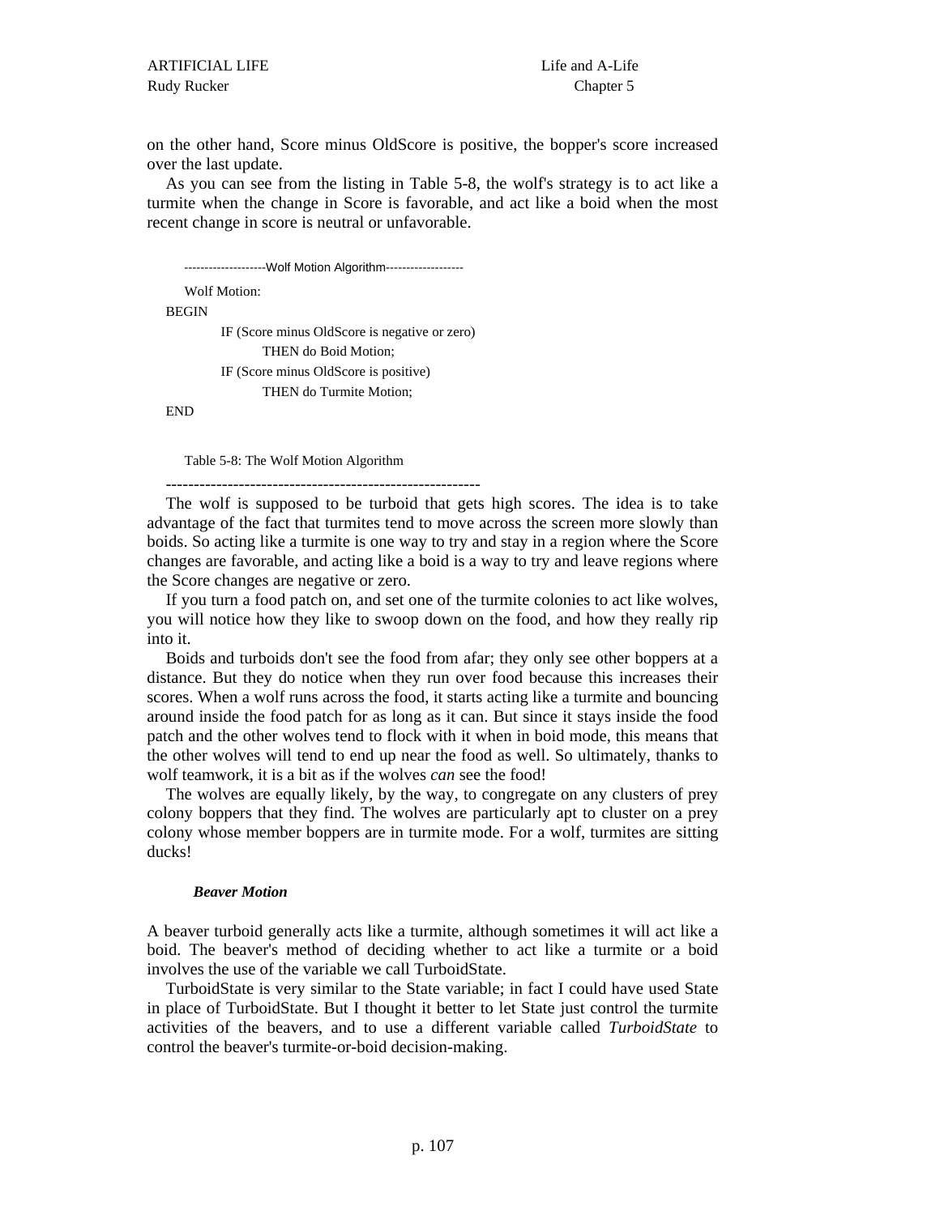on the other hand, Score minus OldScore is positive, the bopper's score increased over the last update.

As you can see from the listing in Table 5-8, the wolf's strategy is to act like a turmite when the change in Score is favorable, and act like a boid when the most recent change in score is neutral or unfavorable.

```
--------------------Wolf Motion Algorithm-------------------

Wolf Motion:
BEGIN
        IF (Score minus OldScore is negative or zero)
                THEN do Boid Motion;
        IF (Score minus OldScore is positive)
                THEN do Turmite Motion;
END
```

Table 5-8: The Wolf Motion Algorithm

---

The wolf is supposed to be turboid that gets high scores. The idea is to take advantage of the fact that turmites tend to move across the screen more slowly than boids. So acting like a turmite is one way to try and stay in a region where the Score changes are favorable, and acting like a boid is a way to try and leave regions where the Score changes are negative or zero.

If you turn a food patch on, and set one of the turmite colonies to act like wolves, you will notice how they like to swoop down on the food, and how they really rip into it.

Boids and turboids don't see the food from afar; they only see other boppers at a distance. But they do notice when they run over food because this increases their scores. When a wolf runs across the food, it starts acting like a turmite and bouncing around inside the food patch for as long as it can. But since it stays inside the food patch and the other wolves tend to flock with it when in boid mode, this means that the other wolves will tend to end up near the food as well. So ultimately, thanks to wolf teamwork, it is a bit as if the wolves *can* see the food!

The wolves are equally likely, by the way, to congregate on any clusters of prey colony boppers that they find. The wolves are particularly apt to cluster on a prey colony whose member boppers are in turmite mode. For a wolf, turmites are sitting ducks!

### *Beaver Motion*

A beaver turboid generally acts like a turmite, although sometimes it will act like a boid. The beaver's method of deciding whether to act like a turmite or a boid involves the use of the variable we call TurboidState.

TurboidState is very similar to the State variable; in fact I could have used State in place of TurboidState. But I thought it better to let State just control the turmite activities of the beavers, and to use a different variable called *TurboidState* to control the beaver's turmite-or-boid decision-making.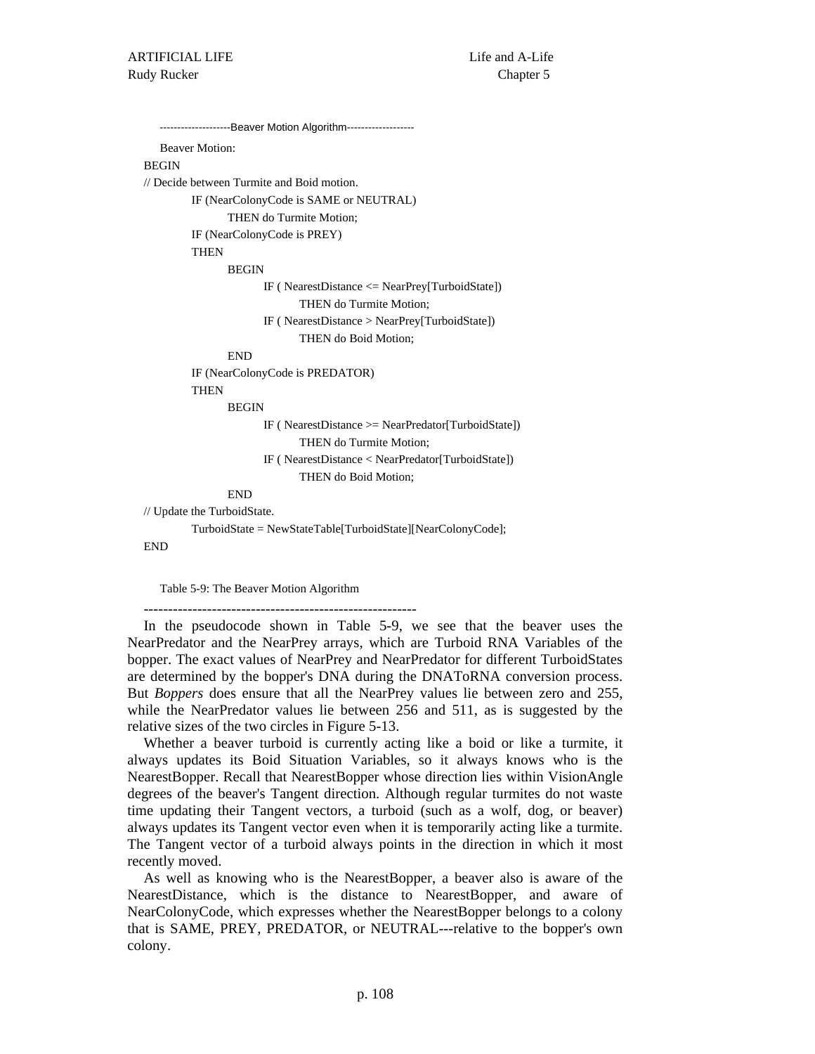--------------------Beaver Motion Algorithm-------------------

```
    Beaver Motion:
BEGIN
// Decide between Turmite and Boid motion.
        IF (NearColonyCode is SAME or NEUTRAL)
              THEN do Turmite Motion;
        IF (NearColonyCode is PREY)
        THEN
              BEGIN
                    IF ( NearestDistance <= NearPrey[TurboidState])
                          THEN do Turmite Motion;
                    IF ( NearestDistance > NearPrey[TurboidState])
                          THEN do Boid Motion;
              END
        IF (NearColonyCode is PREDATOR)
        THEN
              BEGIN
                    IF ( NearestDistance >= NearPredator[TurboidState])
                          THEN do Turmite Motion;
                    IF ( NearestDistance < NearPredator[TurboidState])
                          THEN do Boid Motion;
              END
// Update the TurboidState.
        TurboidState = NewStateTable[TurboidState][NearColonyCode];
END
```

Table 5-9: The Beaver Motion Algorithm

---

In the pseudocode shown in Table 5-9, we see that the beaver uses the NearPredator and the NearPrey arrays, which are Turboid RNA Variables of the bopper. The exact values of NearPrey and NearPredator for different TurboidStates are determined by the bopper's DNA during the DNAToRNA conversion process. But *Boppers* does ensure that all the NearPrey values lie between zero and 255, while the NearPredator values lie between 256 and 511, as is suggested by the relative sizes of the two circles in Figure 5-13.

Whether a beaver turboid is currently acting like a boid or like a turmite, it always updates its Boid Situation Variables, so it always knows who is the NearestBopper. Recall that NearestBopper whose direction lies within VisionAngle degrees of the beaver's Tangent direction. Although regular turmites do not waste time updating their Tangent vectors, a turboid (such as a wolf, dog, or beaver) always updates its Tangent vector even when it is temporarily acting like a turmite. The Tangent vector of a turboid always points in the direction in which it most recently moved.

As well as knowing who is the NearestBopper, a beaver also is aware of the NearestDistance, which is the distance to NearestBopper, and aware of NearColonyCode, which expresses whether the NearestBopper belongs to a colony that is SAME, PREY, PREDATOR, or NEUTRAL---relative to the bopper's own colony.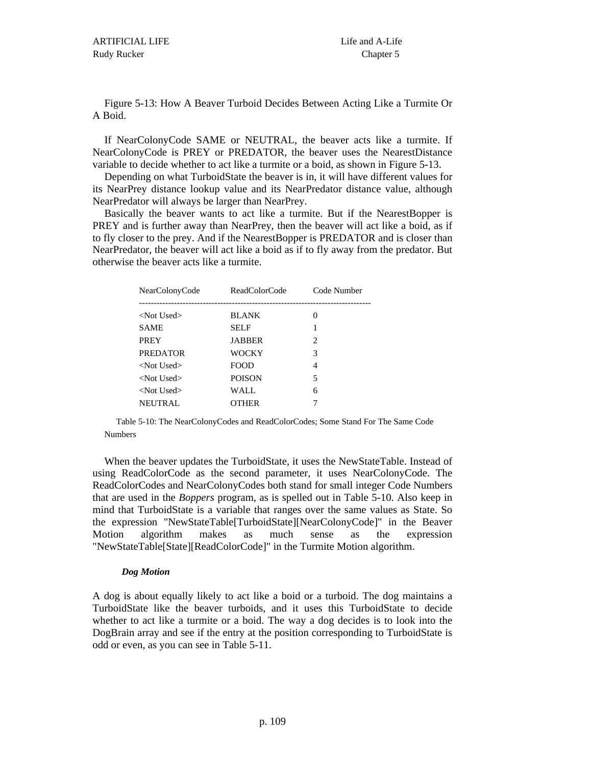Figure 5-13: How A Beaver Turboid Decides Between Acting Like a Turmite Or A Boid.

If NearColonyCode SAME or NEUTRAL, the beaver acts like a turmite. If NearColonyCode is PREY or PREDATOR, the beaver uses the NearestDistance variable to decide whether to act like a turmite or a boid, as shown in Figure 5-13.

Depending on what TurboidState the beaver is in, it will have different values for its NearPrey distance lookup value and its NearPredator distance value, although NearPredator will always be larger than NearPrey.

Basically the beaver wants to act like a turmite. But if the NearestBopper is PREY and is further away than NearPrey, then the beaver will act like a boid, as if to fly closer to the prey. And if the NearestBopper is PREDATOR and is closer than NearPredator, the beaver will act like a boid as if to fly away from the predator. But otherwise the beaver acts like a turmite.

| NearColonyCode | ReadColorCode | Code Number |
|---|---|---|
| <Not Used> | BLANK | 0 |
| SAME | SELF | 1 |
| PREY | JABBER | 2 |
| PREDATOR | WOCKY | 3 |
| <Not Used> | FOOD | 4 |
| <Not Used> | POISON | 5 |
| <Not Used> | WALL | 6 |
| NEUTRAL | OTHER | 7 |

Table 5-10: The NearColonyCodes and ReadColorCodes; Some Stand For The Same Code Numbers

When the beaver updates the TurboidState, it uses the NewStateTable. Instead of using ReadColorCode as the second parameter, it uses NearColonyCode. The ReadColorCodes and NearColonyCodes both stand for small integer Code Numbers that are used in the *Boppers* program, as is spelled out in Table 5-10. Also keep in mind that TurboidState is a variable that ranges over the same values as State. So the expression "NewStateTable[TurboidState][NearColonyCode]" in the Beaver Motion algorithm makes as much sense as the expression "NewStateTable[State][ReadColorCode]" in the Turmite Motion algorithm.

### *Dog Motion*

A dog is about equally likely to act like a boid or a turboid. The dog maintains a TurboidState like the beaver turboids, and it uses this TurboidState to decide whether to act like a turmite or a boid. The way a dog decides is to look into the DogBrain array and see if the entry at the position corresponding to TurboidState is odd or even, as you can see in Table 5-11.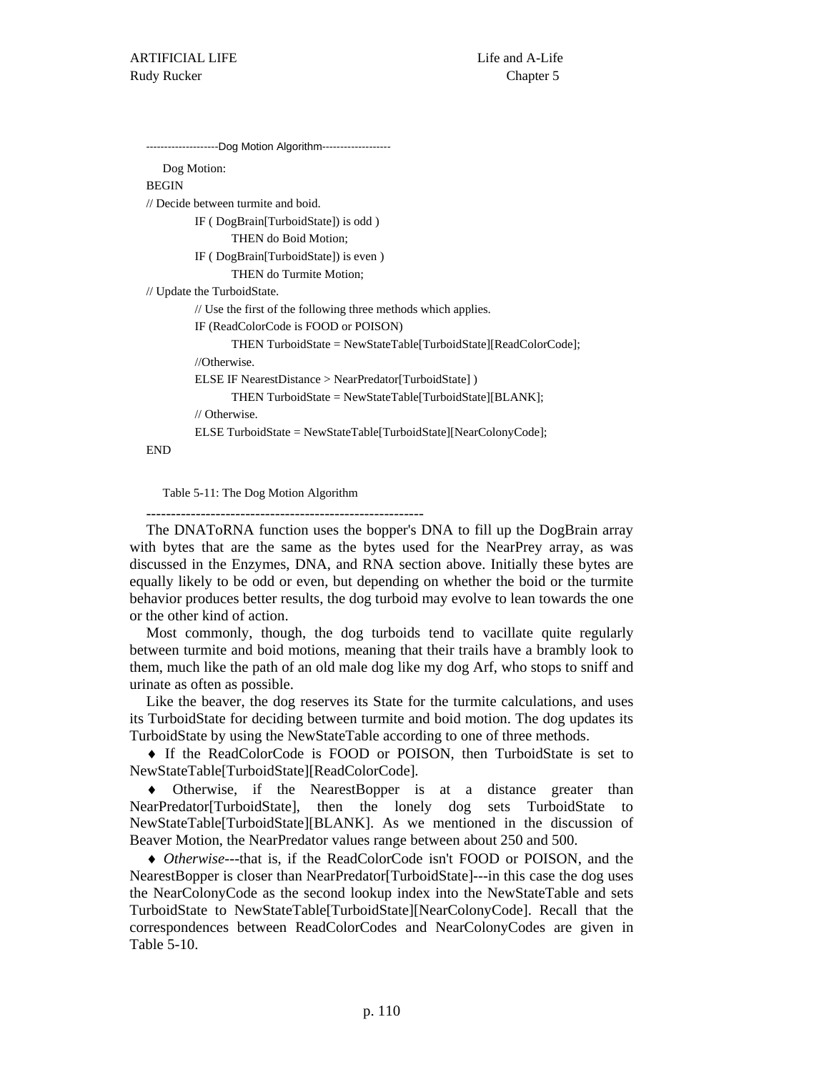--------------------Dog Motion Algorithm-------------------

```
Dog Motion:
BEGIN
// Decide between turmite and boid.
        IF ( DogBrain[TurboidState]) is odd )
                THEN do Boid Motion;
        IF ( DogBrain[TurboidState]) is even )
                THEN do Turmite Motion;
// Update the TurboidState.
        // Use the first of the following three methods which applies.
        IF (ReadColorCode is FOOD or POISON)
                THEN TurboidState = NewStateTable[TurboidState][ReadColorCode];
        //Otherwise.
        ELSE IF NearestDistance > NearPredator[TurboidState] )
                THEN TurboidState = NewStateTable[TurboidState][BLANK];
        // Otherwise.
        ELSE TurboidState = NewStateTable[TurboidState][NearColonyCode];
END
```

Table 5-11: The Dog Motion Algorithm

---------------------------------------------------------

The DNAToRNA function uses the bopper's DNA to fill up the DogBrain array with bytes that are the same as the bytes used for the NearPrey array, as was discussed in the Enzymes, DNA, and RNA section above. Initially these bytes are equally likely to be odd or even, but depending on whether the boid or the turmite behavior produces better results, the dog turboid may evolve to lean towards the one or the other kind of action.

Most commonly, though, the dog turboids tend to vacillate quite regularly between turmite and boid motions, meaning that their trails have a brambly look to them, much like the path of an old male dog like my dog Arf, who stops to sniff and urinate as often as possible.

Like the beaver, the dog reserves its State for the turmite calculations, and uses its TurboidState for deciding between turmite and boid motion. The dog updates its TurboidState by using the NewStateTable according to one of three methods.

♦ If the ReadColorCode is FOOD or POISON, then TurboidState is set to NewStateTable[TurboidState][ReadColorCode].

♦ Otherwise, if the NearestBopper is at a distance greater than NearPredator[TurboidState], then the lonely dog sets TurboidState to NewStateTable[TurboidState][BLANK]. As we mentioned in the discussion of Beaver Motion, the NearPredator values range between about 250 and 500.

♦ *Otherwise*---that is, if the ReadColorCode isn't FOOD or POISON, and the NearestBopper is closer than NearPredator[TurboidState]---in this case the dog uses the NearColonyCode as the second lookup index into the NewStateTable and sets TurboidState to NewStateTable[TurboidState][NearColonyCode]. Recall that the correspondences between ReadColorCodes and NearColonyCodes are given in Table 5-10.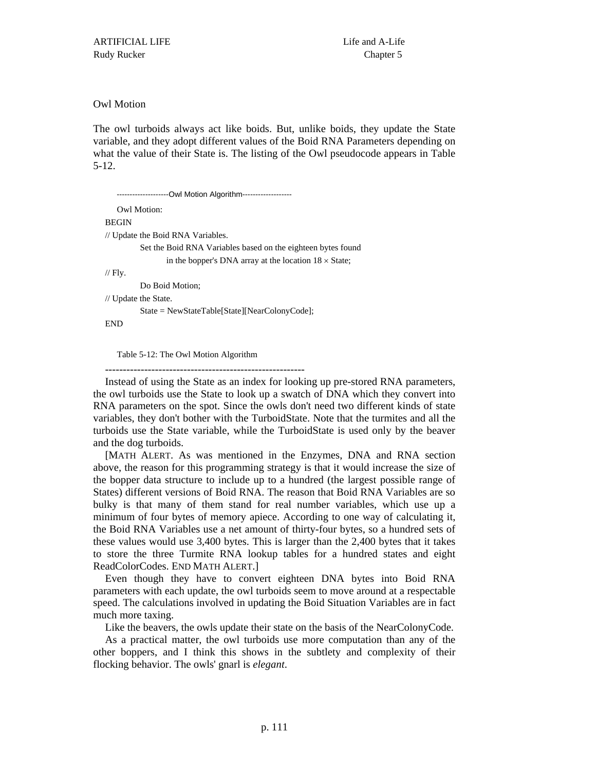## Owl Motion

The owl turboids always act like boids. But, unlike boids, they update the State variable, and they adopt different values of the Boid RNA Parameters depending on what the value of their State is. The listing of the Owl pseudocode appears in Table 5-12.

```
--------------------Owl Motion Algorithm-------------------

   Owl Motion:
BEGIN
// Update the Boid RNA Variables.
        Set the Boid RNA Variables based on the eighteen bytes found
                in the bopper's DNA array at the location 18 × State;
// Fly.
        Do Boid Motion;
// Update the State.
        State = NewStateTable[State][NearColonyCode];
END
```

Table 5-12: The Owl Motion Algorithm

---

Instead of using the State as an index for looking up pre-stored RNA parameters, the owl turboids use the State to look up a swatch of DNA which they convert into RNA parameters on the spot. Since the owls don't need two different kinds of state variables, they don't bother with the TurboidState. Note that the turmites and all the turboids use the State variable, while the TurboidState is used only by the beaver and the dog turboids.

[MATH ALERT. As was mentioned in the Enzymes, DNA and RNA section above, the reason for this programming strategy is that it would increase the size of the bopper data structure to include up to a hundred (the largest possible range of States) different versions of Boid RNA. The reason that Boid RNA Variables are so bulky is that many of them stand for real number variables, which use up a minimum of four bytes of memory apiece. According to one way of calculating it, the Boid RNA Variables use a net amount of thirty-four bytes, so a hundred sets of these values would use 3,400 bytes. This is larger than the 2,400 bytes that it takes to store the three Turmite RNA lookup tables for a hundred states and eight ReadColorCodes. END MATH ALERT.]

Even though they have to convert eighteen DNA bytes into Boid RNA parameters with each update, the owl turboids seem to move around at a respectable speed. The calculations involved in updating the Boid Situation Variables are in fact much more taxing.

Like the beavers, the owls update their state on the basis of the NearColonyCode.

As a practical matter, the owl turboids use more computation than any of the other boppers, and I think this shows in the subtlety and complexity of their flocking behavior. The owls' gnarl is *elegant*.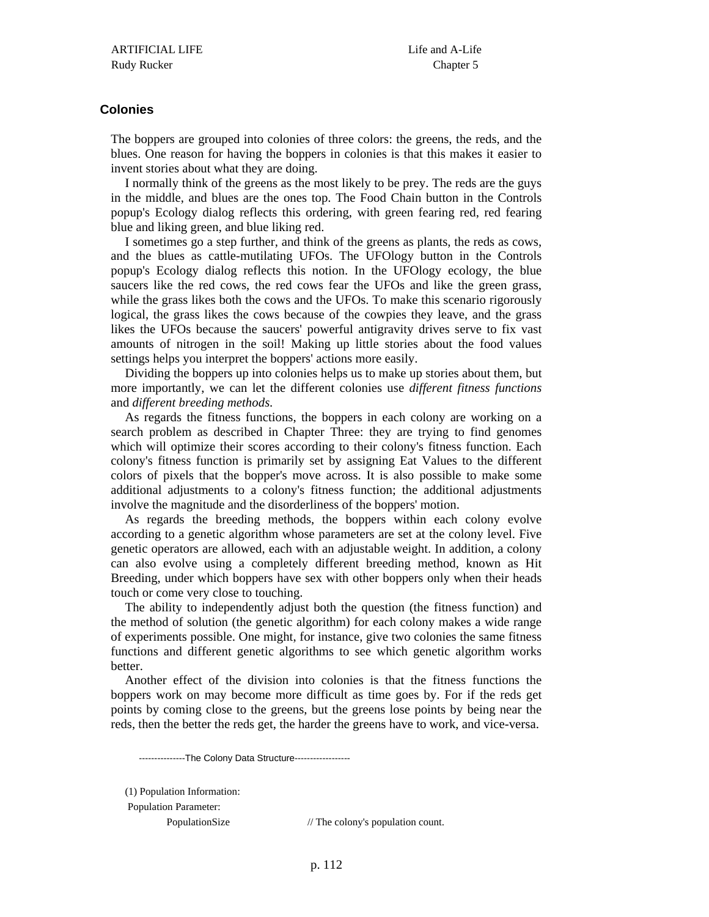## Colonies

The boppers are grouped into colonies of three colors: the greens, the reds, and the blues. One reason for having the boppers in colonies is that this makes it easier to invent stories about what they are doing.

I normally think of the greens as the most likely to be prey. The reds are the guys in the middle, and blues are the ones top. The Food Chain button in the Controls popup's Ecology dialog reflects this ordering, with green fearing red, red fearing blue and liking green, and blue liking red.

I sometimes go a step further, and think of the greens as plants, the reds as cows, and the blues as cattle-mutilating UFOs. The UFOlogy button in the Controls popup's Ecology dialog reflects this notion. In the UFOlogy ecology, the blue saucers like the red cows, the red cows fear the UFOs and like the green grass, while the grass likes both the cows and the UFOs. To make this scenario rigorously logical, the grass likes the cows because of the cowpies they leave, and the grass likes the UFOs because the saucers' powerful antigravity drives serve to fix vast amounts of nitrogen in the soil! Making up little stories about the food values settings helps you interpret the boppers' actions more easily.

Dividing the boppers up into colonies helps us to make up stories about them, but more importantly, we can let the different colonies use *different fitness functions* and *different breeding methods.*

As regards the fitness functions, the boppers in each colony are working on a search problem as described in Chapter Three: they are trying to find genomes which will optimize their scores according to their colony's fitness function. Each colony's fitness function is primarily set by assigning Eat Values to the different colors of pixels that the bopper's move across. It is also possible to make some additional adjustments to a colony's fitness function; the additional adjustments involve the magnitude and the disorderliness of the boppers' motion.

As regards the breeding methods, the boppers within each colony evolve according to a genetic algorithm whose parameters are set at the colony level. Five genetic operators are allowed, each with an adjustable weight. In addition, a colony can also evolve using a completely different breeding method, known as Hit Breeding, under which boppers have sex with other boppers only when their heads touch or come very close to touching.

The ability to independently adjust both the question (the fitness function) and the method of solution (the genetic algorithm) for each colony makes a wide range of experiments possible. One might, for instance, give two colonies the same fitness functions and different genetic algorithms to see which genetic algorithm works better.

Another effect of the division into colonies is that the fitness functions the boppers work on may become more difficult as time goes by. For if the reds get points by coming close to the greens, but the greens lose points by being near the reds, then the better the reds get, the harder the greens have to work, and vice-versa.

---------------The Colony Data Structure------------------

(1) Population Information:

Population Parameter:

```
        PopulationSize                  // The colony's population count.
```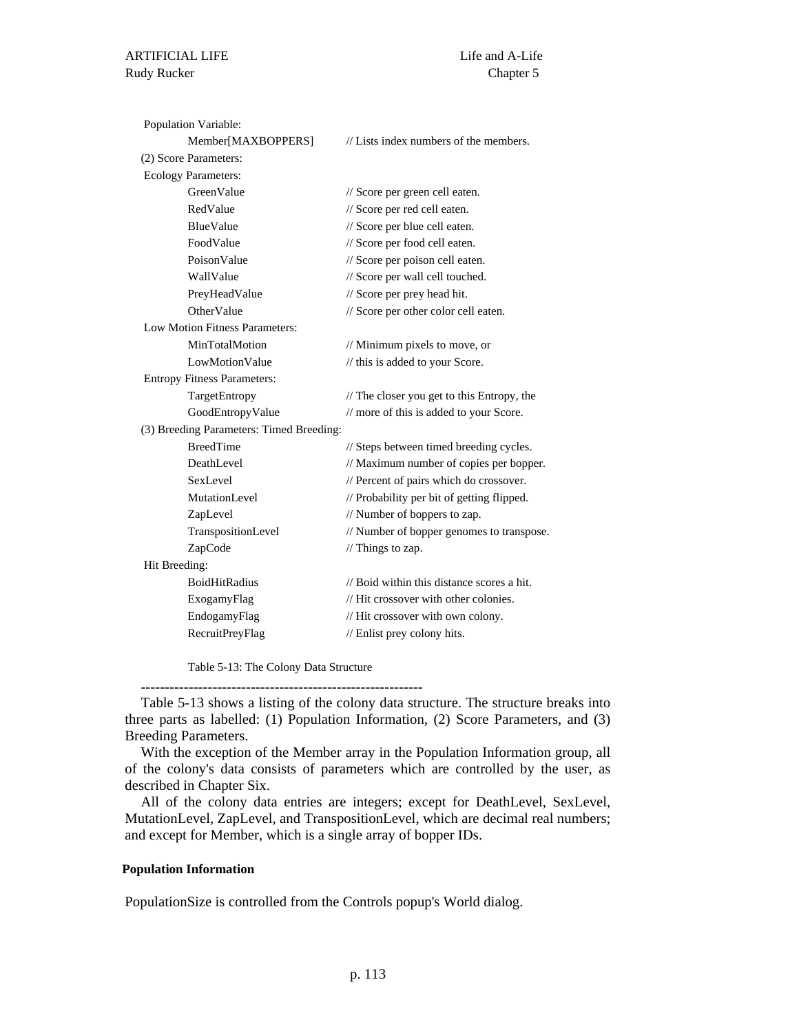```
 Population Variable:
        Member[MAXBOPPERS]      // Lists index numbers of the members.
(2) Score Parameters:
 Ecology Parameters:
        GreenValue              // Score per green cell eaten.
        RedValue                // Score per red cell eaten.
        BlueValue               // Score per blue cell eaten.
        FoodValue               // Score per food cell eaten.
        PoisonValue             // Score per poison cell eaten.
        WallValue               // Score per wall cell touched.
        PreyHeadValue           // Score per prey head hit.
        OtherValue              // Score per other color cell eaten.
 Low Motion Fitness Parameters:
        MinTotalMotion          // Minimum pixels to move, or
        LowMotionValue          // this is added to your Score.
 Entropy Fitness Parameters:
        TargetEntropy           // The closer you get to this Entropy, the
        GoodEntropyValue        // more of this is added to your Score.
(3) Breeding Parameters: Timed Breeding:
        BreedTime               // Steps between timed breeding cycles.
        DeathLevel              // Maximum number of copies per bopper.
        SexLevel                // Percent of pairs which do crossover.
        MutationLevel           // Probability per bit of getting flipped.
        ZapLevel                // Number of boppers to zap.
        TranspositionLevel      // Number of bopper genomes to transpose.
        ZapCode                 // Things to zap.
 Hit Breeding:
        BoidHitRadius           // Boid within this distance scores a hit.
        ExogamyFlag             // Hit crossover with other colonies.
        EndogamyFlag            // Hit crossover with own colony.
        RecruitPreyFlag         // Enlist prey colony hits.
```

Table 5-13: The Colony Data Structure

---

Table 5-13 shows a listing of the colony data structure. The structure breaks into three parts as labelled: (1) Population Information, (2) Score Parameters, and (3) Breeding Parameters.

With the exception of the Member array in the Population Information group, all of the colony's data consists of parameters which are controlled by the user, as described in Chapter Six.

All of the colony data entries are integers; except for DeathLevel, SexLevel, MutationLevel, ZapLevel, and TranspositionLevel, which are decimal real numbers; and except for Member, which is a single array of bopper IDs.

**Population Information**

PopulationSize is controlled from the Controls popup's World dialog.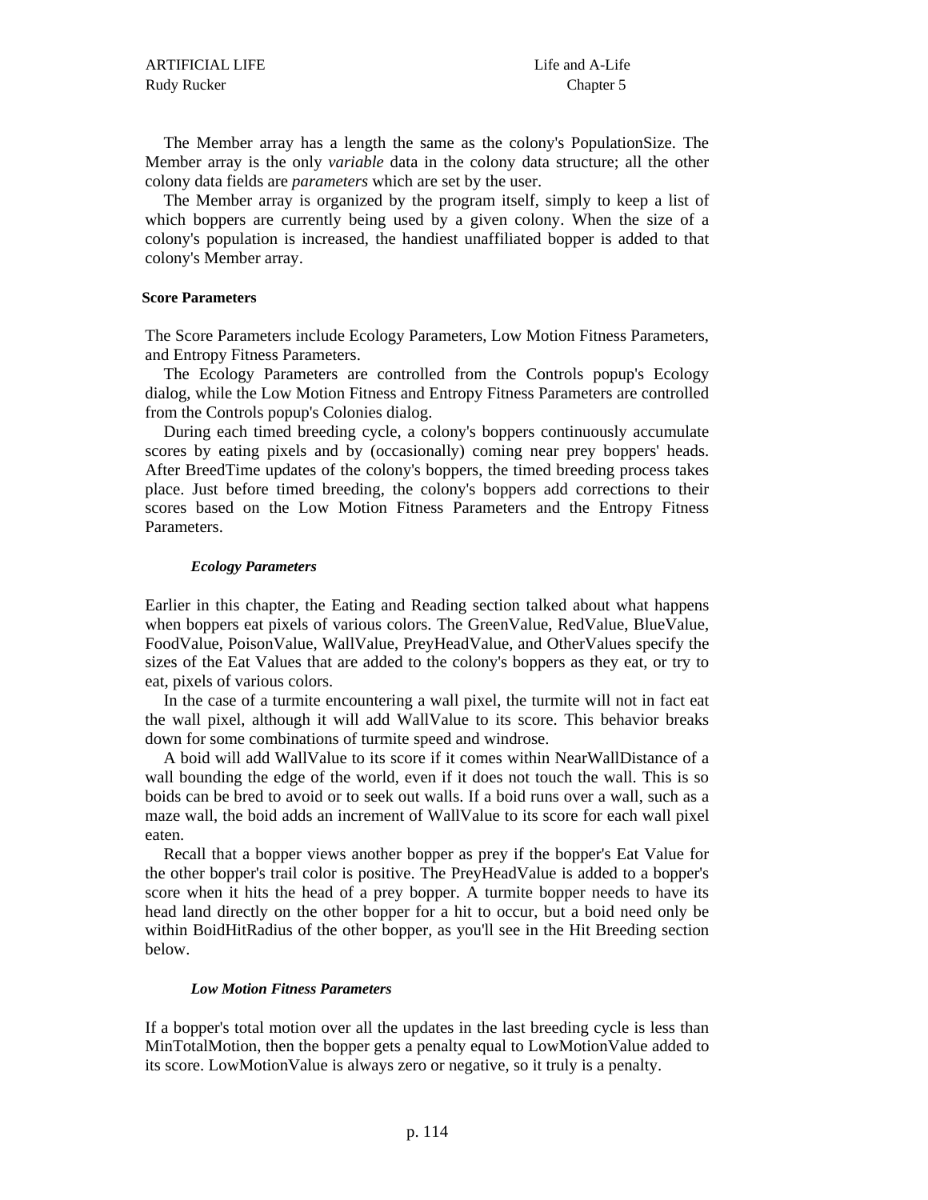The Member array has a length the same as the colony's PopulationSize. The Member array is the only *variable* data in the colony data structure; all the other colony data fields are *parameters* which are set by the user.

The Member array is organized by the program itself, simply to keep a list of which boppers are currently being used by a given colony. When the size of a colony's population is increased, the handiest unaffiliated bopper is added to that colony's Member array.

### Score Parameters

The Score Parameters include Ecology Parameters, Low Motion Fitness Parameters, and Entropy Fitness Parameters.

The Ecology Parameters are controlled from the Controls popup's Ecology dialog, while the Low Motion Fitness and Entropy Fitness Parameters are controlled from the Controls popup's Colonies dialog.

During each timed breeding cycle, a colony's boppers continuously accumulate scores by eating pixels and by (occasionally) coming near prey boppers' heads. After BreedTime updates of the colony's boppers, the timed breeding process takes place. Just before timed breeding, the colony's boppers add corrections to their scores based on the Low Motion Fitness Parameters and the Entropy Fitness Parameters.

#### *Ecology Parameters*

Earlier in this chapter, the Eating and Reading section talked about what happens when boppers eat pixels of various colors. The GreenValue, RedValue, BlueValue, FoodValue, PoisonValue, WallValue, PreyHeadValue, and OtherValues specify the sizes of the Eat Values that are added to the colony's boppers as they eat, or try to eat, pixels of various colors.

In the case of a turmite encountering a wall pixel, the turmite will not in fact eat the wall pixel, although it will add WallValue to its score. This behavior breaks down for some combinations of turmite speed and windrose.

A boid will add WallValue to its score if it comes within NearWallDistance of a wall bounding the edge of the world, even if it does not touch the wall. This is so boids can be bred to avoid or to seek out walls. If a boid runs over a wall, such as a maze wall, the boid adds an increment of WallValue to its score for each wall pixel eaten.

Recall that a bopper views another bopper as prey if the bopper's Eat Value for the other bopper's trail color is positive. The PreyHeadValue is added to a bopper's score when it hits the head of a prey bopper. A turmite bopper needs to have its head land directly on the other bopper for a hit to occur, but a boid need only be within BoidHitRadius of the other bopper, as you'll see in the Hit Breeding section below.

#### *Low Motion Fitness Parameters*

If a bopper's total motion over all the updates in the last breeding cycle is less than MinTotalMotion, then the bopper gets a penalty equal to LowMotionValue added to its score. LowMotionValue is always zero or negative, so it truly is a penalty.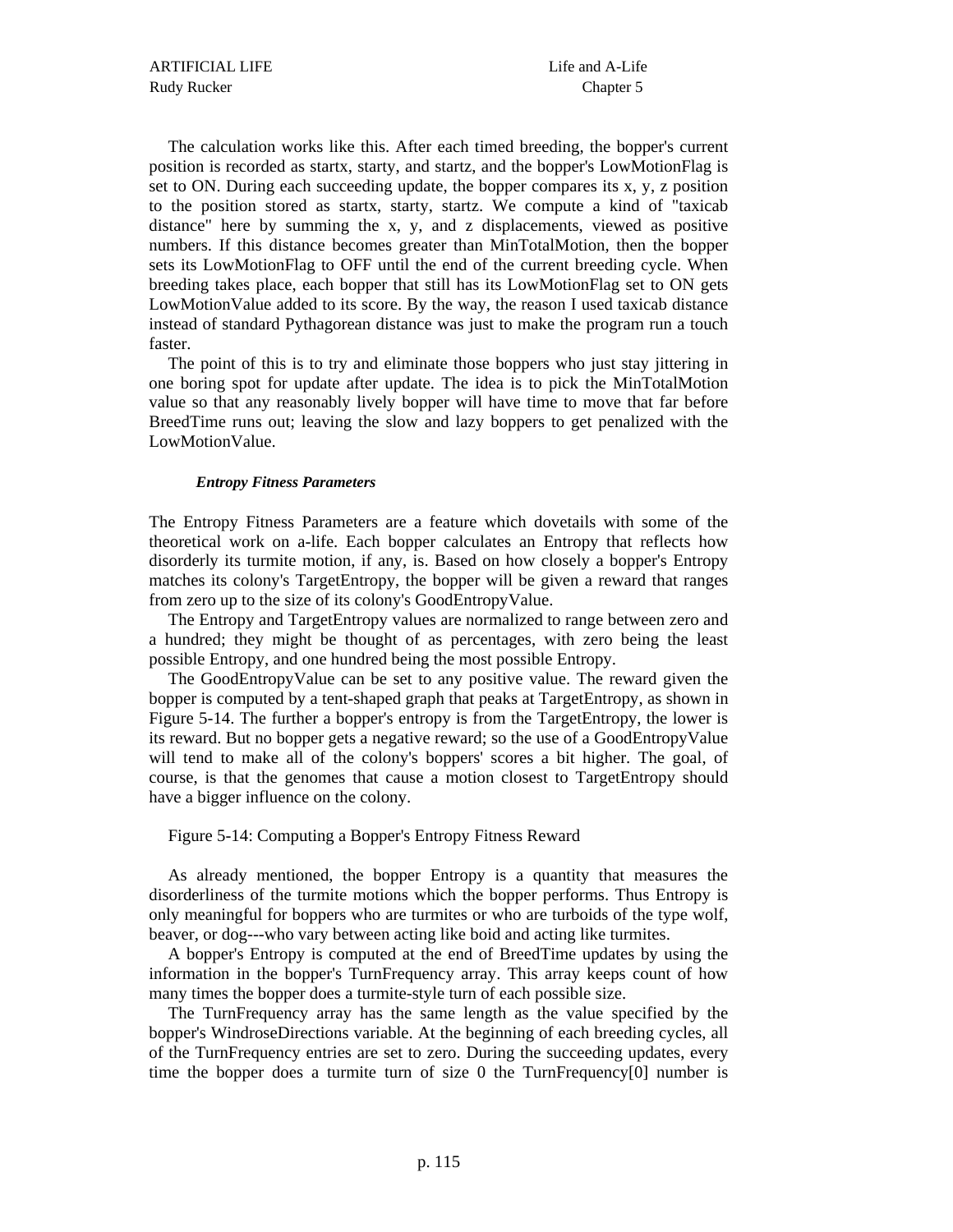The calculation works like this. After each timed breeding, the bopper's current position is recorded as startx, starty, and startz, and the bopper's LowMotionFlag is set to ON. During each succeeding update, the bopper compares its x, y, z position to the position stored as startx, starty, startz. We compute a kind of "taxicab distance" here by summing the x, y, and z displacements, viewed as positive numbers. If this distance becomes greater than MinTotalMotion, then the bopper sets its LowMotionFlag to OFF until the end of the current breeding cycle. When breeding takes place, each bopper that still has its LowMotionFlag set to ON gets LowMotionValue added to its score. By the way, the reason I used taxicab distance instead of standard Pythagorean distance was just to make the program run a touch faster.

The point of this is to try and eliminate those boppers who just stay jittering in one boring spot for update after update. The idea is to pick the MinTotalMotion value so that any reasonably lively bopper will have time to move that far before BreedTime runs out; leaving the slow and lazy boppers to get penalized with the LowMotionValue.

#### *Entropy Fitness Parameters*

The Entropy Fitness Parameters are a feature which dovetails with some of the theoretical work on a-life. Each bopper calculates an Entropy that reflects how disorderly its turmite motion, if any, is. Based on how closely a bopper's Entropy matches its colony's TargetEntropy, the bopper will be given a reward that ranges from zero up to the size of its colony's GoodEntropyValue.

The Entropy and TargetEntropy values are normalized to range between zero and a hundred; they might be thought of as percentages, with zero being the least possible Entropy, and one hundred being the most possible Entropy.

The GoodEntropyValue can be set to any positive value. The reward given the bopper is computed by a tent-shaped graph that peaks at TargetEntropy, as shown in Figure 5-14. The further a bopper's entropy is from the TargetEntropy, the lower is its reward. But no bopper gets a negative reward; so the use of a GoodEntropyValue will tend to make all of the colony's boppers' scores a bit higher. The goal, of course, is that the genomes that cause a motion closest to TargetEntropy should have a bigger influence on the colony.

Figure 5-14: Computing a Bopper's Entropy Fitness Reward

As already mentioned, the bopper Entropy is a quantity that measures the disorderliness of the turmite motions which the bopper performs. Thus Entropy is only meaningful for boppers who are turmites or who are turboids of the type wolf, beaver, or dog---who vary between acting like boid and acting like turmites.

A bopper's Entropy is computed at the end of BreedTime updates by using the information in the bopper's TurnFrequency array. This array keeps count of how many times the bopper does a turmite-style turn of each possible size.

The TurnFrequency array has the same length as the value specified by the bopper's WindroseDirections variable. At the beginning of each breeding cycles, all of the TurnFrequency entries are set to zero. During the succeeding updates, every time the bopper does a turmite turn of size 0 the TurnFrequency[0] number is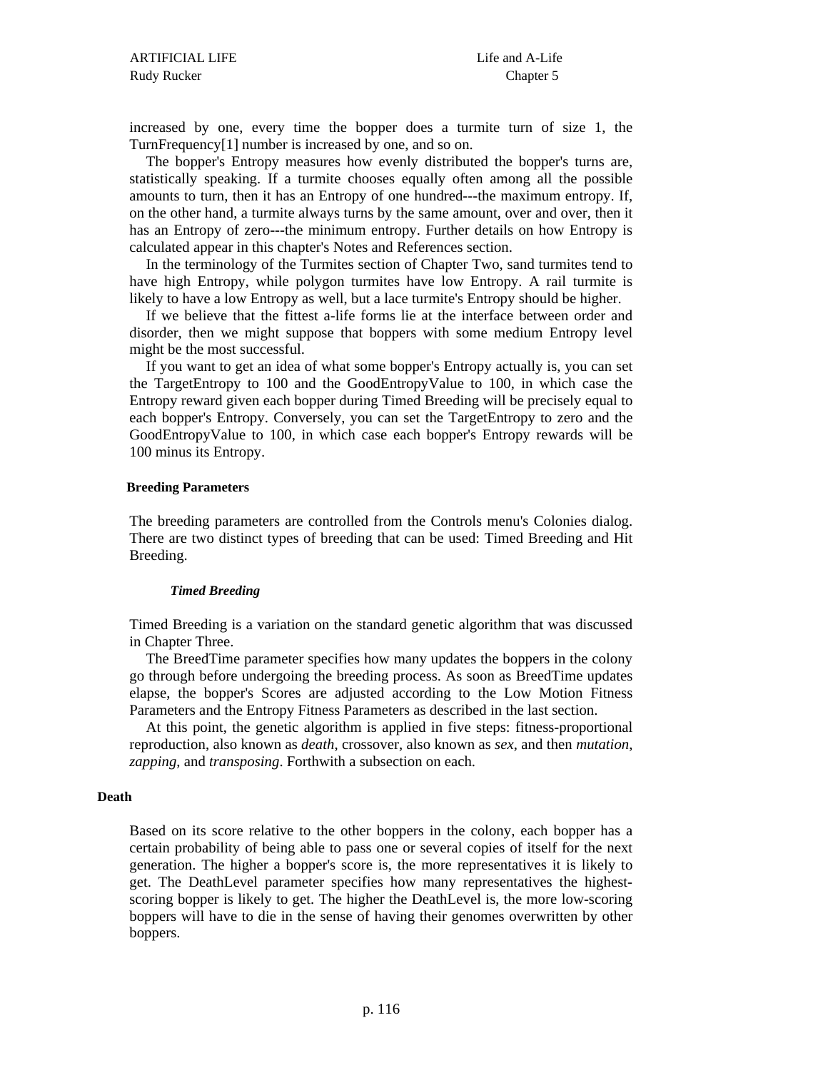increased by one, every time the bopper does a turmite turn of size 1, the TurnFrequency[1] number is increased by one, and so on.

The bopper's Entropy measures how evenly distributed the bopper's turns are, statistically speaking. If a turmite chooses equally often among all the possible amounts to turn, then it has an Entropy of one hundred---the maximum entropy. If, on the other hand, a turmite always turns by the same amount, over and over, then it has an Entropy of zero---the minimum entropy. Further details on how Entropy is calculated appear in this chapter's Notes and References section.

In the terminology of the Turmites section of Chapter Two, sand turmites tend to have high Entropy, while polygon turmites have low Entropy. A rail turmite is likely to have a low Entropy as well, but a lace turmite's Entropy should be higher.

If we believe that the fittest a-life forms lie at the interface between order and disorder, then we might suppose that boppers with some medium Entropy level might be the most successful.

If you want to get an idea of what some bopper's Entropy actually is, you can set the TargetEntropy to 100 and the GoodEntropyValue to 100, in which case the Entropy reward given each bopper during Timed Breeding will be precisely equal to each bopper's Entropy. Conversely, you can set the TargetEntropy to zero and the GoodEntropyValue to 100, in which case each bopper's Entropy rewards will be 100 minus its Entropy.

### Breeding Parameters

The breeding parameters are controlled from the Controls menu's Colonies dialog. There are two distinct types of breeding that can be used: Timed Breeding and Hit Breeding.

#### *Timed Breeding*

Timed Breeding is a variation on the standard genetic algorithm that was discussed in Chapter Three.

The BreedTime parameter specifies how many updates the boppers in the colony go through before undergoing the breeding process. As soon as BreedTime updates elapse, the bopper's Scores are adjusted according to the Low Motion Fitness Parameters and the Entropy Fitness Parameters as described in the last section.

At this point, the genetic algorithm is applied in five steps: fitness-proportional reproduction, also known as *death*, crossover, also known as *sex*, and then *mutation*, *zapping*, and *transposing*. Forthwith a subsection on each.

**Death**

Based on its score relative to the other boppers in the colony, each bopper has a certain probability of being able to pass one or several copies of itself for the next generation. The higher a bopper's score is, the more representatives it is likely to get. The DeathLevel parameter specifies how many representatives the highest-scoring bopper is likely to get. The higher the DeathLevel is, the more low-scoring boppers will have to die in the sense of having their genomes overwritten by other boppers.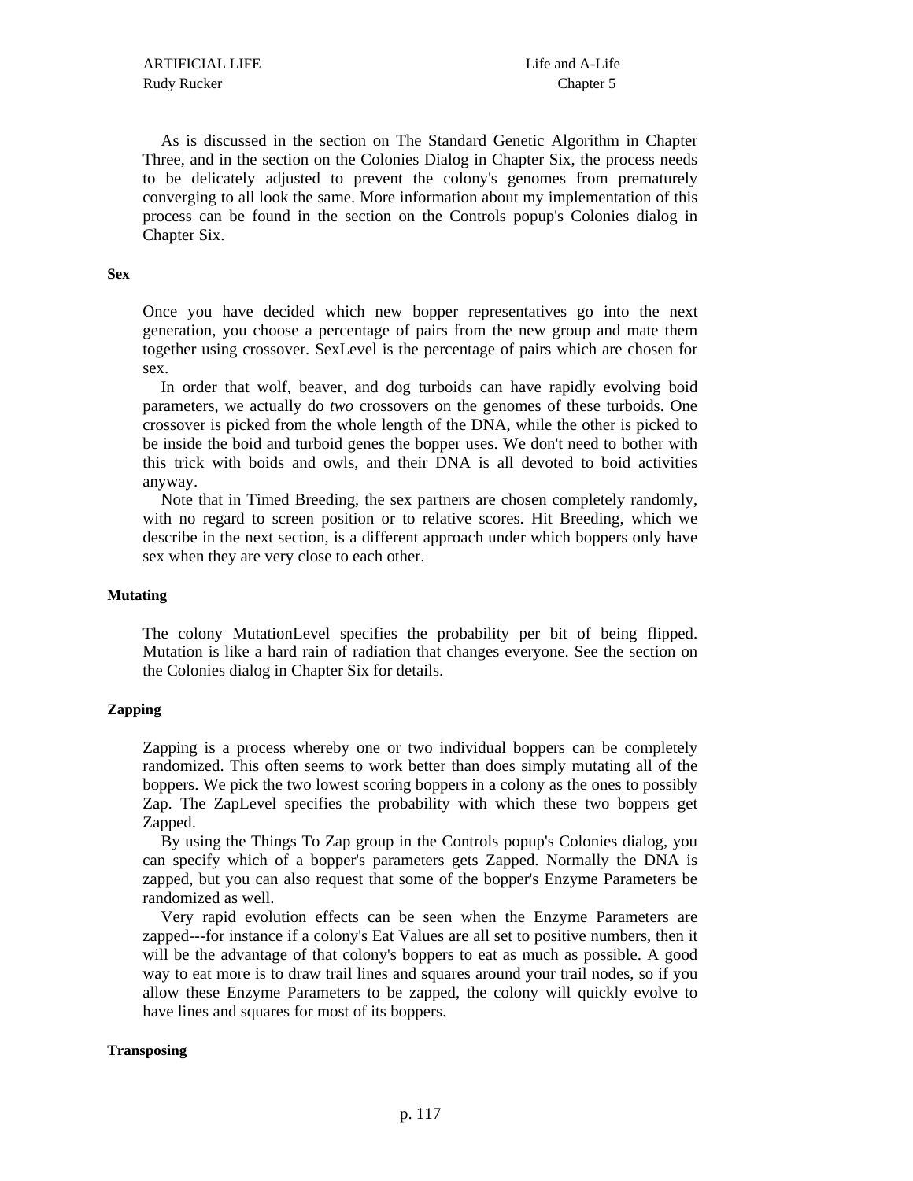As is discussed in the section on The Standard Genetic Algorithm in Chapter Three, and in the section on the Colonies Dialog in Chapter Six, the process needs to be delicately adjusted to prevent the colony's genomes from prematurely converging to all look the same. More information about my implementation of this process can be found in the section on the Controls popup's Colonies dialog in Chapter Six.

**Sex**

Once you have decided which new bopper representatives go into the next generation, you choose a percentage of pairs from the new group and mate them together using crossover. SexLevel is the percentage of pairs which are chosen for sex.

In order that wolf, beaver, and dog turboids can have rapidly evolving boid parameters, we actually do *two* crossovers on the genomes of these turboids. One crossover is picked from the whole length of the DNA, while the other is picked to be inside the boid and turboid genes the bopper uses. We don't need to bother with this trick with boids and owls, and their DNA is all devoted to boid activities anyway.

Note that in Timed Breeding, the sex partners are chosen completely randomly, with no regard to screen position or to relative scores. Hit Breeding, which we describe in the next section, is a different approach under which boppers only have sex when they are very close to each other.

**Mutating**

The colony MutationLevel specifies the probability per bit of being flipped. Mutation is like a hard rain of radiation that changes everyone. See the section on the Colonies dialog in Chapter Six for details.

**Zapping**

Zapping is a process whereby one or two individual boppers can be completely randomized. This often seems to work better than does simply mutating all of the boppers. We pick the two lowest scoring boppers in a colony as the ones to possibly Zap. The ZapLevel specifies the probability with which these two boppers get Zapped.

By using the Things To Zap group in the Controls popup's Colonies dialog, you can specify which of a bopper's parameters gets Zapped. Normally the DNA is zapped, but you can also request that some of the bopper's Enzyme Parameters be randomized as well.

Very rapid evolution effects can be seen when the Enzyme Parameters are zapped---for instance if a colony's Eat Values are all set to positive numbers, then it will be the advantage of that colony's boppers to eat as much as possible. A good way to eat more is to draw trail lines and squares around your trail nodes, so if you allow these Enzyme Parameters to be zapped, the colony will quickly evolve to have lines and squares for most of its boppers.

**Transposing**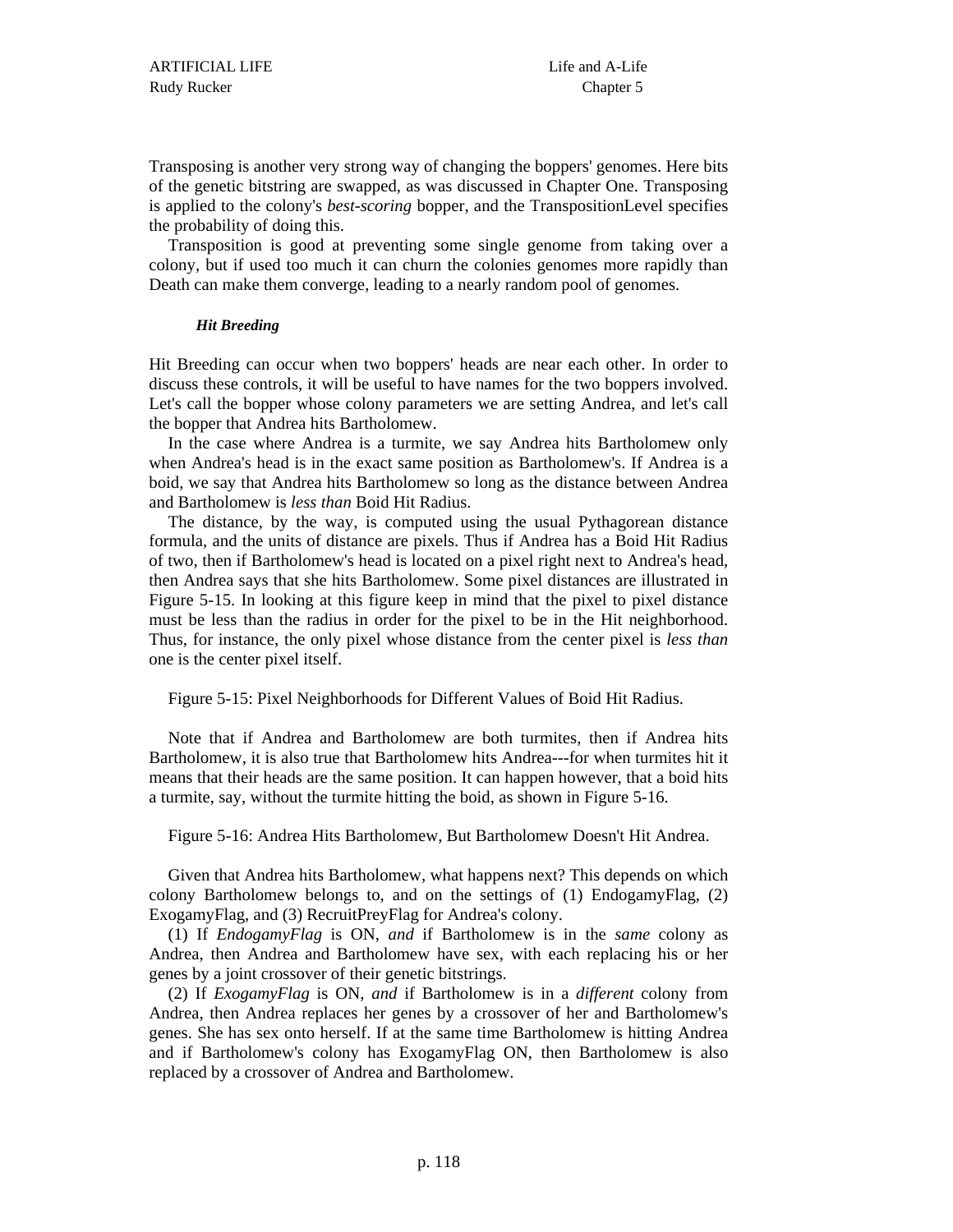Transposing is another very strong way of changing the boppers' genomes. Here bits of the genetic bitstring are swapped, as was discussed in Chapter One. Transposing is applied to the colony's *best-scoring* bopper, and the TranspositionLevel specifies the probability of doing this.

Transposition is good at preventing some single genome from taking over a colony, but if used too much it can churn the colonies genomes more rapidly than Death can make them converge, leading to a nearly random pool of genomes.

#### *Hit Breeding*

Hit Breeding can occur when two boppers' heads are near each other. In order to discuss these controls, it will be useful to have names for the two boppers involved. Let's call the bopper whose colony parameters we are setting Andrea, and let's call the bopper that Andrea hits Bartholomew.

In the case where Andrea is a turmite, we say Andrea hits Bartholomew only when Andrea's head is in the exact same position as Bartholomew's. If Andrea is a boid, we say that Andrea hits Bartholomew so long as the distance between Andrea and Bartholomew is *less than* Boid Hit Radius.

The distance, by the way, is computed using the usual Pythagorean distance formula, and the units of distance are pixels. Thus if Andrea has a Boid Hit Radius of two, then if Bartholomew's head is located on a pixel right next to Andrea's head, then Andrea says that she hits Bartholomew. Some pixel distances are illustrated in Figure 5-15. In looking at this figure keep in mind that the pixel to pixel distance must be less than the radius in order for the pixel to be in the Hit neighborhood. Thus, for instance, the only pixel whose distance from the center pixel is *less than* one is the center pixel itself.

Figure 5-15: Pixel Neighborhoods for Different Values of Boid Hit Radius.

Note that if Andrea and Bartholomew are both turmites, then if Andrea hits Bartholomew, it is also true that Bartholomew hits Andrea---for when turmites hit it means that their heads are the same position. It can happen however, that a boid hits a turmite, say, without the turmite hitting the boid, as shown in Figure 5-16.

Figure 5-16: Andrea Hits Bartholomew, But Bartholomew Doesn't Hit Andrea.

Given that Andrea hits Bartholomew, what happens next? This depends on which colony Bartholomew belongs to, and on the settings of (1) EndogamyFlag, (2) ExogamyFlag, and (3) RecruitPreyFlag for Andrea's colony.

(1) If *EndogamyFlag* is ON, *and* if Bartholomew is in the *same* colony as Andrea, then Andrea and Bartholomew have sex, with each replacing his or her genes by a joint crossover of their genetic bitstrings.

(2) If *ExogamyFlag* is ON, *and* if Bartholomew is in a *different* colony from Andrea, then Andrea replaces her genes by a crossover of her and Bartholomew's genes. She has sex onto herself. If at the same time Bartholomew is hitting Andrea and if Bartholomew's colony has ExogamyFlag ON, then Bartholomew is also replaced by a crossover of Andrea and Bartholomew.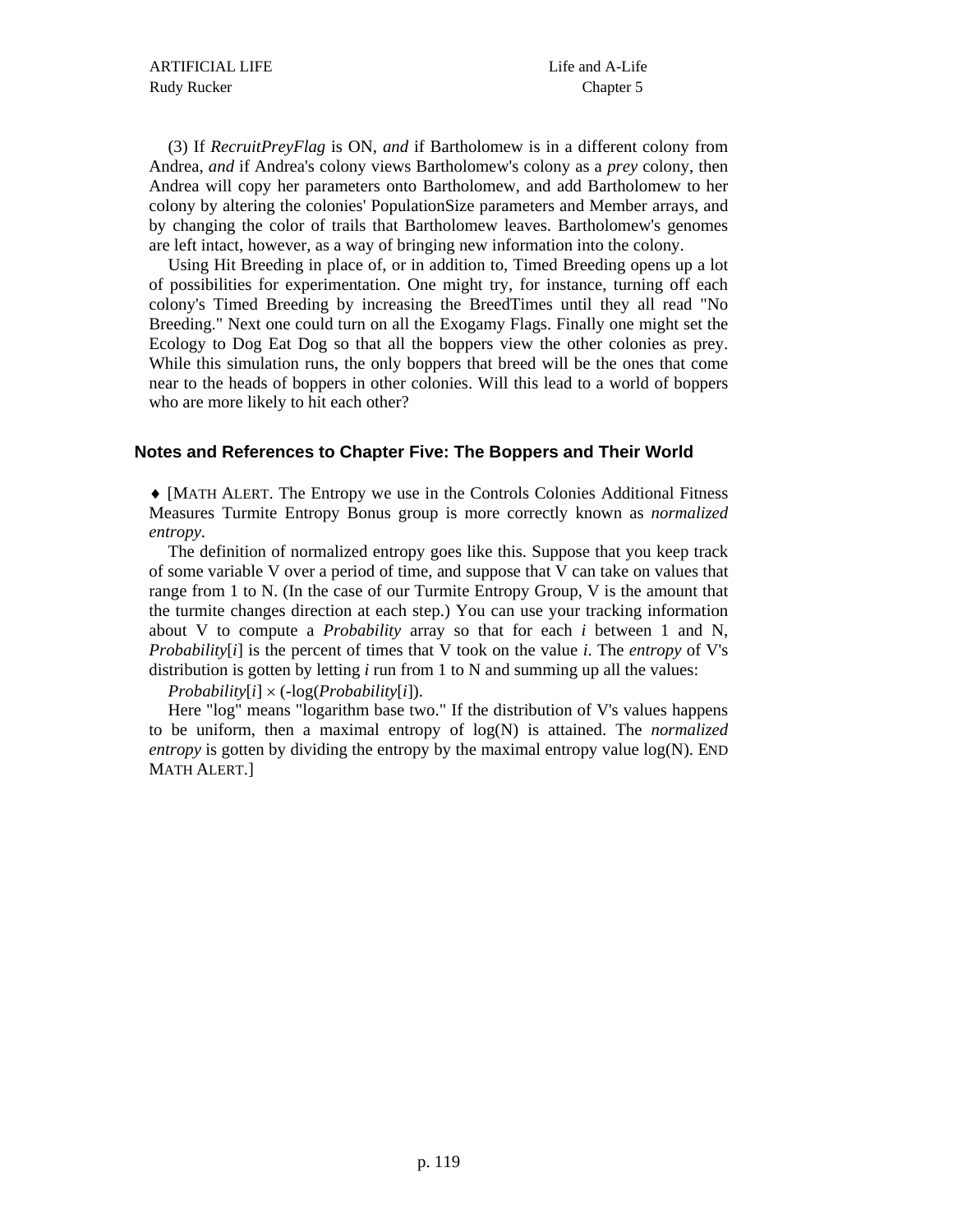(3) If *RecruitPreyFlag* is ON, *and* if Bartholomew is in a different colony from Andrea, *and* if Andrea's colony views Bartholomew's colony as a *prey* colony, then Andrea will copy her parameters onto Bartholomew, and add Bartholomew to her colony by altering the colonies' PopulationSize parameters and Member arrays, and by changing the color of trails that Bartholomew leaves. Bartholomew's genomes are left intact, however, as a way of bringing new information into the colony.

Using Hit Breeding in place of, or in addition to, Timed Breeding opens up a lot of possibilities for experimentation. One might try, for instance, turning off each colony's Timed Breeding by increasing the BreedTimes until they all read "No Breeding." Next one could turn on all the Exogamy Flags. Finally one might set the Ecology to Dog Eat Dog so that all the boppers view the other colonies as prey. While this simulation runs, the only boppers that breed will be the ones that come near to the heads of boppers in other colonies. Will this lead to a world of boppers who are more likely to hit each other?

## Notes and References to Chapter Five: The Boppers and Their World

♦ [MATH ALERT. The Entropy we use in the Controls Colonies Additional Fitness Measures Turmite Entropy Bonus group is more correctly known as *normalized entropy*.

The definition of normalized entropy goes like this. Suppose that you keep track of some variable V over a period of time, and suppose that V can take on values that range from 1 to N. (In the case of our Turmite Entropy Group, V is the amount that the turmite changes direction at each step.) You can use your tracking information about V to compute a *Probability* array so that for each *i* between 1 and N, *Probability*[*i*] is the percent of times that V took on the value *i*. The *entropy* of V's distribution is gotten by letting *i* run from 1 to N and summing up all the values:

*Probability*[*i*] × (-log(*Probability*[*i*]).

Here "log" means "logarithm base two." If the distribution of V's values happens to be uniform, then a maximal entropy of log(N) is attained. The *normalized entropy* is gotten by dividing the entropy by the maximal entropy value log(N). END MATH ALERT.]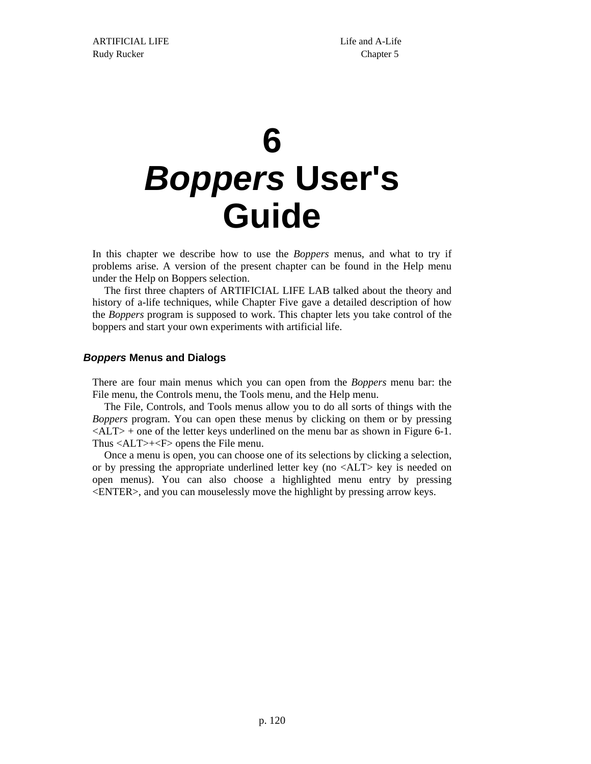# 6

# *Boppers* User's Guide

In this chapter we describe how to use the *Boppers* menus, and what to try if problems arise. A version of the present chapter can be found in the Help menu under the Help on Boppers selection.

The first three chapters of ARTIFICIAL LIFE LAB talked about the theory and history of a-life techniques, while Chapter Five gave a detailed description of how the *Boppers* program is supposed to work. This chapter lets you take control of the boppers and start your own experiments with artificial life.

## *Boppers* Menus and Dialogs

There are four main menus which you can open from the *Boppers* menu bar: the File menu, the Controls menu, the Tools menu, and the Help menu.

The File, Controls, and Tools menus allow you to do all sorts of things with the *Boppers* program. You can open these menus by clicking on them or by pressing <ALT> + one of the letter keys underlined on the menu bar as shown in Figure 6-1. Thus <ALT>+<F> opens the File menu.

Once a menu is open, you can choose one of its selections by clicking a selection, or by pressing the appropriate underlined letter key (no <ALT> key is needed on open menus). You can also choose a highlighted menu entry by pressing <ENTER>, and you can mouselessly move the highlight by pressing arrow keys.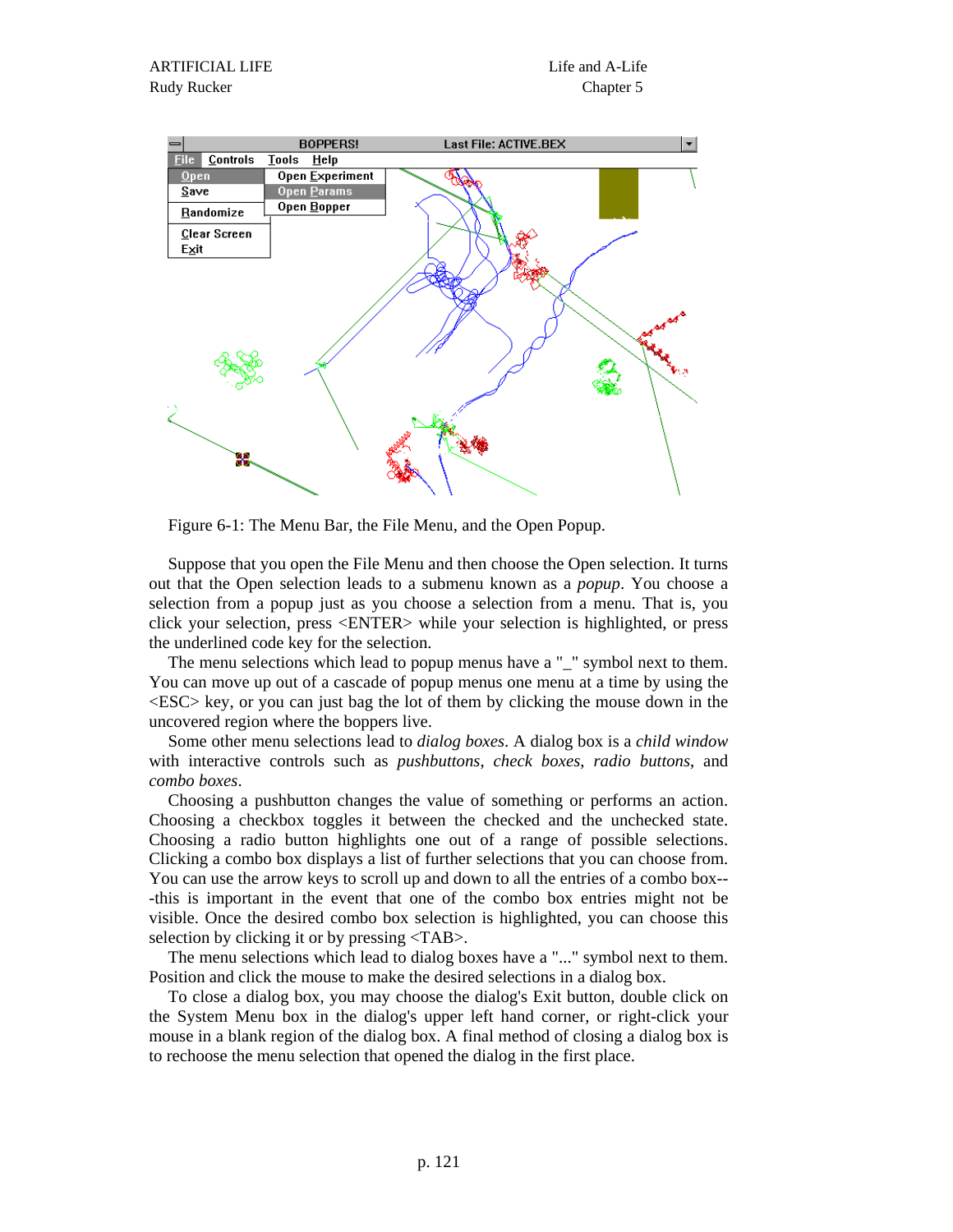Figure 6-1: The Menu Bar, the File Menu, and the Open Popup.

Suppose that you open the File Menu and then choose the Open selection. It turns out that the Open selection leads to a submenu known as a *popup*. You choose a selection from a popup just as you choose a selection from a menu. That is, you click your selection, press <ENTER> while your selection is highlighted, or press the underlined code key for the selection.

The menu selections which lead to popup menus have a "_" symbol next to them. You can move up out of a cascade of popup menus one menu at a time by using the <ESC> key, or you can just bag the lot of them by clicking the mouse down in the uncovered region where the boppers live.

Some other menu selections lead to *dialog boxes*. A dialog box is a *child window* with interactive controls such as *pushbuttons*, *check boxes*, *radio buttons*, and *combo boxes*.

Choosing a pushbutton changes the value of something or performs an action. Choosing a checkbox toggles it between the checked and the unchecked state. Choosing a radio button highlights one out of a range of possible selections. Clicking a combo box displays a list of further selections that you can choose from. You can use the arrow keys to scroll up and down to all the entries of a combo box---this is important in the event that one of the combo box entries might not be visible. Once the desired combo box selection is highlighted, you can choose this selection by clicking it or by pressing <TAB>.

The menu selections which lead to dialog boxes have a "..." symbol next to them. Position and click the mouse to make the desired selections in a dialog box.

To close a dialog box, you may choose the dialog's Exit button, double click on the System Menu box in the dialog's upper left hand corner, or right-click your mouse in a blank region of the dialog box. A final method of closing a dialog box is to rechoose the menu selection that opened the dialog in the first place.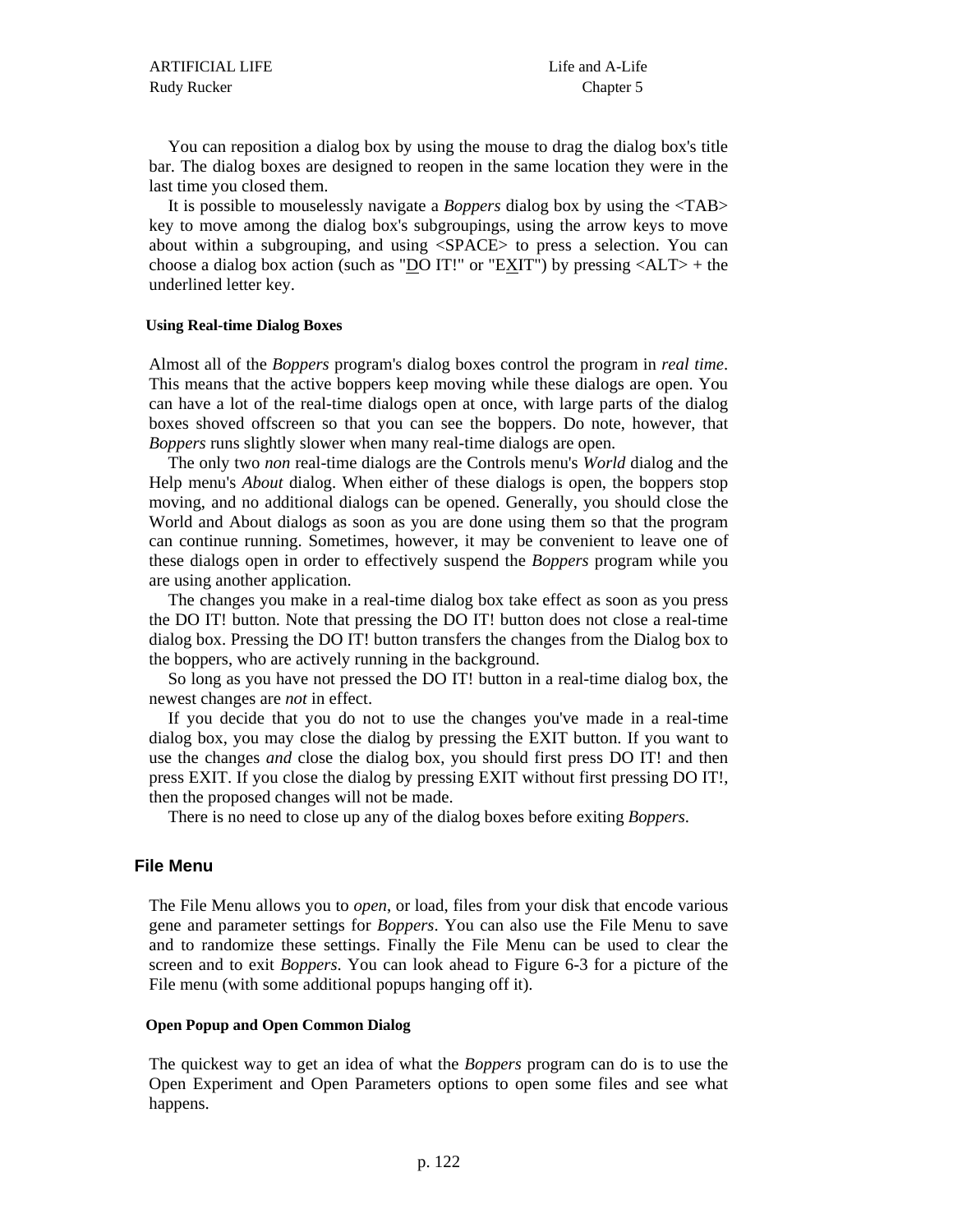You can reposition a dialog box by using the mouse to drag the dialog box's title bar. The dialog boxes are designed to reopen in the same location they were in the last time you closed them.

It is possible to mouselessly navigate a *Boppers* dialog box by using the <TAB> key to move among the dialog box's subgroupings, using the arrow keys to move about within a subgrouping, and using <SPACE> to press a selection. You can choose a dialog box action (such as "DO IT!" or "EXIT") by pressing <ALT> + the underlined letter key.

#### Using Real-time Dialog Boxes

Almost all of the *Boppers* program's dialog boxes control the program in *real time*. This means that the active boppers keep moving while these dialogs are open. You can have a lot of the real-time dialogs open at once, with large parts of the dialog boxes shoved offscreen so that you can see the boppers. Do note, however, that *Boppers* runs slightly slower when many real-time dialogs are open.

The only two *non* real-time dialogs are the Controls menu's *World* dialog and the Help menu's *About* dialog. When either of these dialogs is open, the boppers stop moving, and no additional dialogs can be opened. Generally, you should close the World and About dialogs as soon as you are done using them so that the program can continue running. Sometimes, however, it may be convenient to leave one of these dialogs open in order to effectively suspend the *Boppers* program while you are using another application.

The changes you make in a real-time dialog box take effect as soon as you press the DO IT! button. Note that pressing the DO IT! button does not close a real-time dialog box. Pressing the DO IT! button transfers the changes from the Dialog box to the boppers, who are actively running in the background.

So long as you have not pressed the DO IT! button in a real-time dialog box, the newest changes are *not* in effect.

If you decide that you do not to use the changes you've made in a real-time dialog box, you may close the dialog by pressing the EXIT button. If you want to use the changes *and* close the dialog box, you should first press DO IT! and then press EXIT. If you close the dialog by pressing EXIT without first pressing DO IT!, then the proposed changes will not be made.

There is no need to close up any of the dialog boxes before exiting *Boppers*.

### File Menu

The File Menu allows you to *open*, or load, files from your disk that encode various gene and parameter settings for *Boppers*. You can also use the File Menu to save and to randomize these settings. Finally the File Menu can be used to clear the screen and to exit *Boppers*. You can look ahead to Figure 6-3 for a picture of the File menu (with some additional popups hanging off it).

#### Open Popup and Open Common Dialog

The quickest way to get an idea of what the *Boppers* program can do is to use the Open Experiment and Open Parameters options to open some files and see what happens.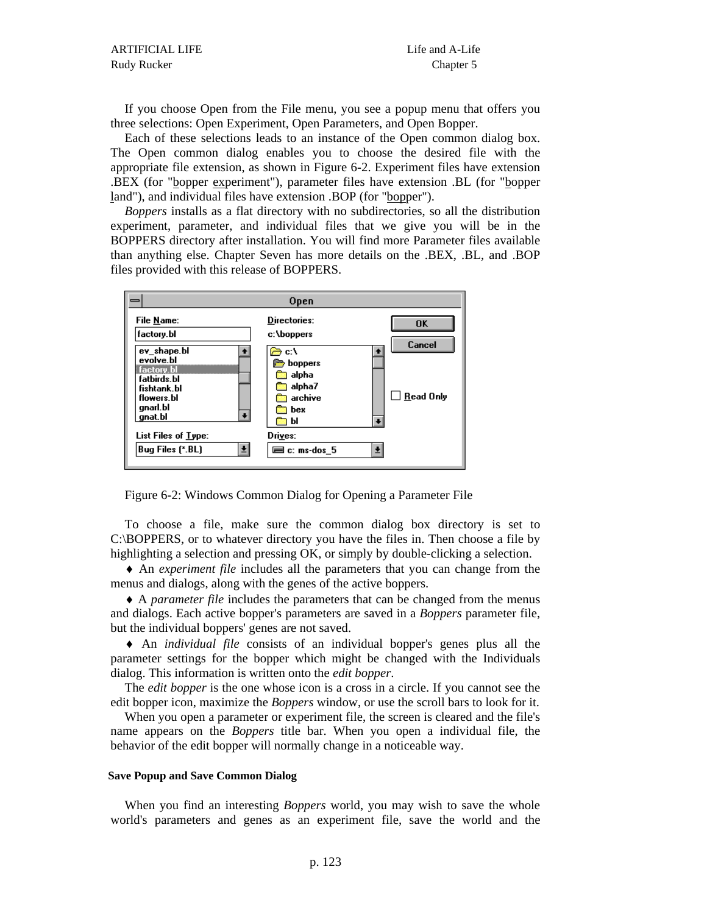If you choose Open from the File menu, you see a popup menu that offers you three selections: Open Experiment, Open Parameters, and Open Bopper.

Each of these selections leads to an instance of the Open common dialog box. The Open common dialog enables you to choose the desired file with the appropriate file extension, as shown in Figure 6-2. Experiment files have extension .BEX (for "bopper experiment"), parameter files have extension .BL (for "bopper land"), and individual files have extension .BOP (for "bopper").

*Boppers* installs as a flat directory with no subdirectories, so all the distribution experiment, parameter, and individual files that we give you will be in the BOPPERS directory after installation. You will find more Parameter files available than anything else. Chapter Seven has more details on the .BEX, .BL, and .BOP files provided with this release of BOPPERS.

Figure 6-2: Windows Common Dialog for Opening a Parameter File

To choose a file, make sure the common dialog box directory is set to C:\BOPPERS, or to whatever directory you have the files in. Then choose a file by highlighting a selection and pressing OK, or simply by double-clicking a selection.

♦ An *experiment file* includes all the parameters that you can change from the menus and dialogs, along with the genes of the active boppers.

♦ A *parameter file* includes the parameters that can be changed from the menus and dialogs. Each active bopper's parameters are saved in a *Boppers* parameter file, but the individual boppers' genes are not saved.

♦ An *individual file* consists of an individual bopper's genes plus all the parameter settings for the bopper which might be changed with the Individuals dialog. This information is written onto the *edit bopper*.

The *edit bopper* is the one whose icon is a cross in a circle. If you cannot see the edit bopper icon, maximize the *Boppers* window, or use the scroll bars to look for it.

When you open a parameter or experiment file, the screen is cleared and the file's name appears on the *Boppers* title bar. When you open a individual file, the behavior of the edit bopper will normally change in a noticeable way.

#### Save Popup and Save Common Dialog

When you find an interesting *Boppers* world, you may wish to save the whole world's parameters and genes as an experiment file, save the world and the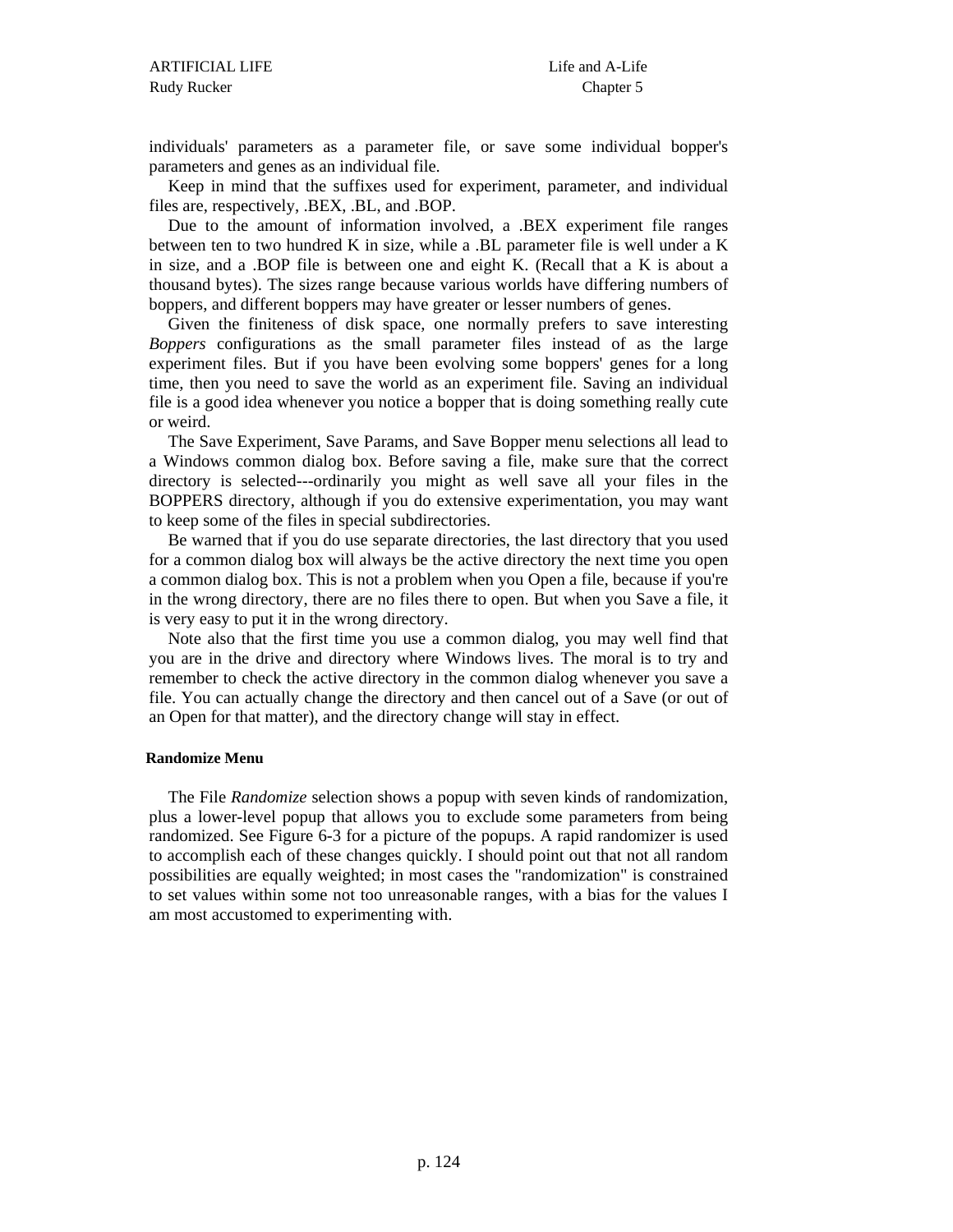individuals' parameters as a parameter file, or save some individual bopper's parameters and genes as an individual file.

Keep in mind that the suffixes used for experiment, parameter, and individual files are, respectively, .BEX, .BL, and .BOP.

Due to the amount of information involved, a .BEX experiment file ranges between ten to two hundred K in size, while a .BL parameter file is well under a K in size, and a .BOP file is between one and eight K. (Recall that a K is about a thousand bytes). The sizes range because various worlds have differing numbers of boppers, and different boppers may have greater or lesser numbers of genes.

Given the finiteness of disk space, one normally prefers to save interesting *Boppers* configurations as the small parameter files instead of as the large experiment files. But if you have been evolving some boppers' genes for a long time, then you need to save the world as an experiment file. Saving an individual file is a good idea whenever you notice a bopper that is doing something really cute or weird.

The Save Experiment, Save Params, and Save Bopper menu selections all lead to a Windows common dialog box. Before saving a file, make sure that the correct directory is selected---ordinarily you might as well save all your files in the BOPPERS directory, although if you do extensive experimentation, you may want to keep some of the files in special subdirectories.

Be warned that if you do use separate directories, the last directory that you used for a common dialog box will always be the active directory the next time you open a common dialog box. This is not a problem when you Open a file, because if you're in the wrong directory, there are no files there to open. But when you Save a file, it is very easy to put it in the wrong directory.

Note also that the first time you use a common dialog, you may well find that you are in the drive and directory where Windows lives. The moral is to try and remember to check the active directory in the common dialog whenever you save a file. You can actually change the directory and then cancel out of a Save (or out of an Open for that matter), and the directory change will stay in effect.

**Randomize Menu**

The File *Randomize* selection shows a popup with seven kinds of randomization, plus a lower-level popup that allows you to exclude some parameters from being randomized. See Figure 6-3 for a picture of the popups. A rapid randomizer is used to accomplish each of these changes quickly. I should point out that not all random possibilities are equally weighted; in most cases the "randomization" is constrained to set values within some not too unreasonable ranges, with a bias for the values I am most accustomed to experimenting with.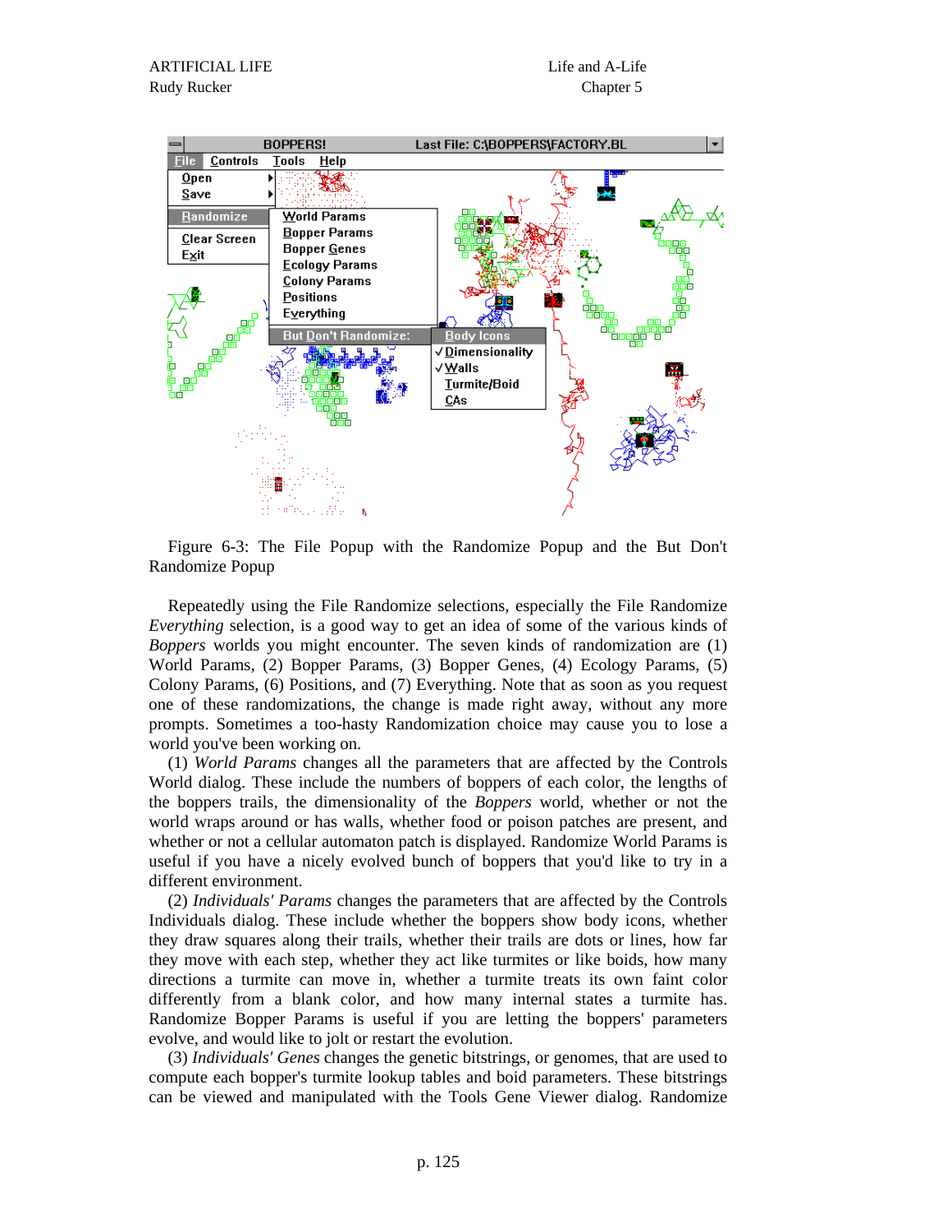Figure 6-3: The File Popup with the Randomize Popup and the But Don't Randomize Popup

Repeatedly using the File Randomize selections, especially the File Randomize *Everything* selection, is a good way to get an idea of some of the various kinds of *Boppers* worlds you might encounter. The seven kinds of randomization are (1) World Params, (2) Bopper Params, (3) Bopper Genes, (4) Ecology Params, (5) Colony Params, (6) Positions, and (7) Everything. Note that as soon as you request one of these randomizations, the change is made right away, without any more prompts. Sometimes a too-hasty Randomization choice may cause you to lose a world you've been working on.

(1) *World Params* changes all the parameters that are affected by the Controls World dialog. These include the numbers of boppers of each color, the lengths of the boppers trails, the dimensionality of the *Boppers* world, whether or not the world wraps around or has walls, whether food or poison patches are present, and whether or not a cellular automaton patch is displayed. Randomize World Params is useful if you have a nicely evolved bunch of boppers that you'd like to try in a different environment.

(2) *Individuals' Params* changes the parameters that are affected by the Controls Individuals dialog. These include whether the boppers show body icons, whether they draw squares along their trails, whether their trails are dots or lines, how far they move with each step, whether they act like turmites or like boids, how many directions a turmite can move in, whether a turmite treats its own faint color differently from a blank color, and how many internal states a turmite has. Randomize Bopper Params is useful if you are letting the boppers' parameters evolve, and would like to jolt or restart the evolution.

(3) *Individuals' Genes* changes the genetic bitstrings, or genomes, that are used to compute each bopper's turmite lookup tables and boid parameters. These bitstrings can be viewed and manipulated with the Tools Gene Viewer dialog. Randomize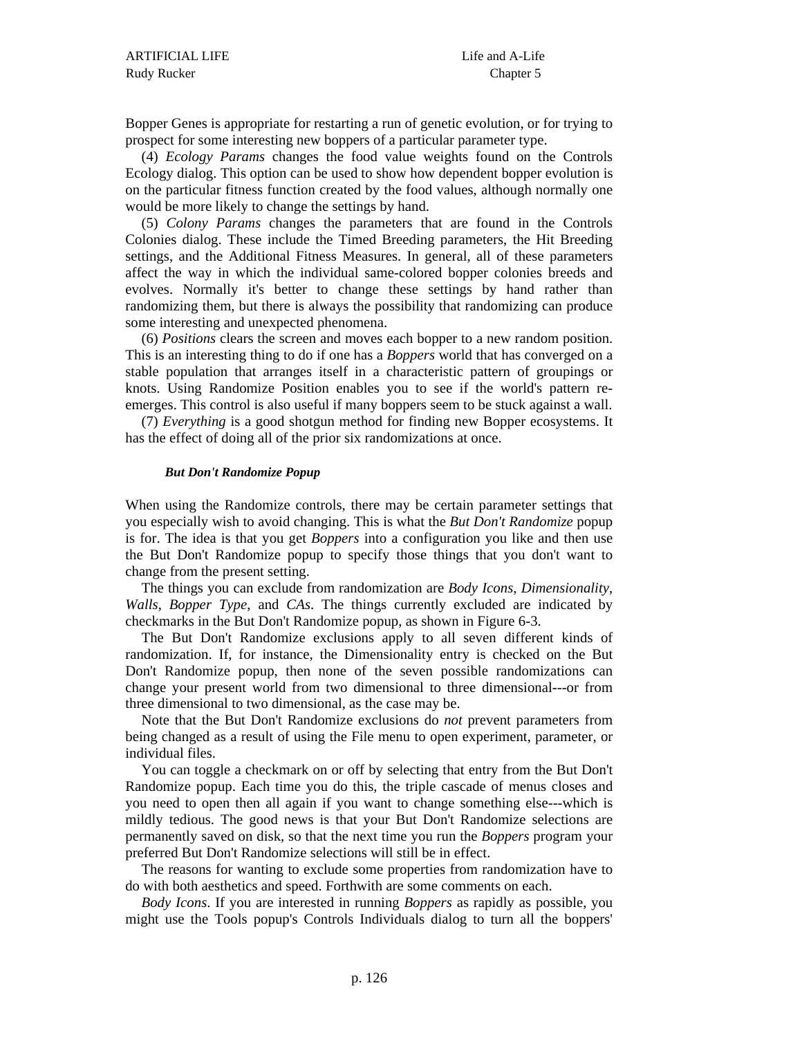Bopper Genes is appropriate for restarting a run of genetic evolution, or for trying to prospect for some interesting new boppers of a particular parameter type.

(4) *Ecology Params* changes the food value weights found on the Controls Ecology dialog. This option can be used to show how dependent bopper evolution is on the particular fitness function created by the food values, although normally one would be more likely to change the settings by hand.

(5) *Colony Params* changes the parameters that are found in the Controls Colonies dialog. These include the Timed Breeding parameters, the Hit Breeding settings, and the Additional Fitness Measures. In general, all of these parameters affect the way in which the individual same-colored bopper colonies breeds and evolves. Normally it's better to change these settings by hand rather than randomizing them, but there is always the possibility that randomizing can produce some interesting and unexpected phenomena.

(6) *Positions* clears the screen and moves each bopper to a new random position. This is an interesting thing to do if one has a *Boppers* world that has converged on a stable population that arranges itself in a characteristic pattern of groupings or knots. Using Randomize Position enables you to see if the world's pattern re-emerges. This control is also useful if many boppers seem to be stuck against a wall.

(7) *Everything* is a good shotgun method for finding new Bopper ecosystems. It has the effect of doing all of the prior six randomizations at once.

#### *But Don't Randomize Popup*

When using the Randomize controls, there may be certain parameter settings that you especially wish to avoid changing. This is what the *But Don't Randomize* popup is for. The idea is that you get *Boppers* into a configuration you like and then use the But Don't Randomize popup to specify those things that you don't want to change from the present setting.

The things you can exclude from randomization are *Body Icons*, *Dimensionality*, *Walls*, *Bopper Type*, and *CAs*. The things currently excluded are indicated by checkmarks in the But Don't Randomize popup, as shown in Figure 6-3.

The But Don't Randomize exclusions apply to all seven different kinds of randomization. If, for instance, the Dimensionality entry is checked on the But Don't Randomize popup, then none of the seven possible randomizations can change your present world from two dimensional to three dimensional---or from three dimensional to two dimensional, as the case may be.

Note that the But Don't Randomize exclusions do *not* prevent parameters from being changed as a result of using the File menu to open experiment, parameter, or individual files.

You can toggle a checkmark on or off by selecting that entry from the But Don't Randomize popup. Each time you do this, the triple cascade of menus closes and you need to open then all again if you want to change something else---which is mildly tedious. The good news is that your But Don't Randomize selections are permanently saved on disk, so that the next time you run the *Boppers* program your preferred But Don't Randomize selections will still be in effect.

The reasons for wanting to exclude some properties from randomization have to do with both aesthetics and speed. Forthwith are some comments on each.

*Body Icons*. If you are interested in running *Boppers* as rapidly as possible, you might use the Tools popup's Controls Individuals dialog to turn all the boppers'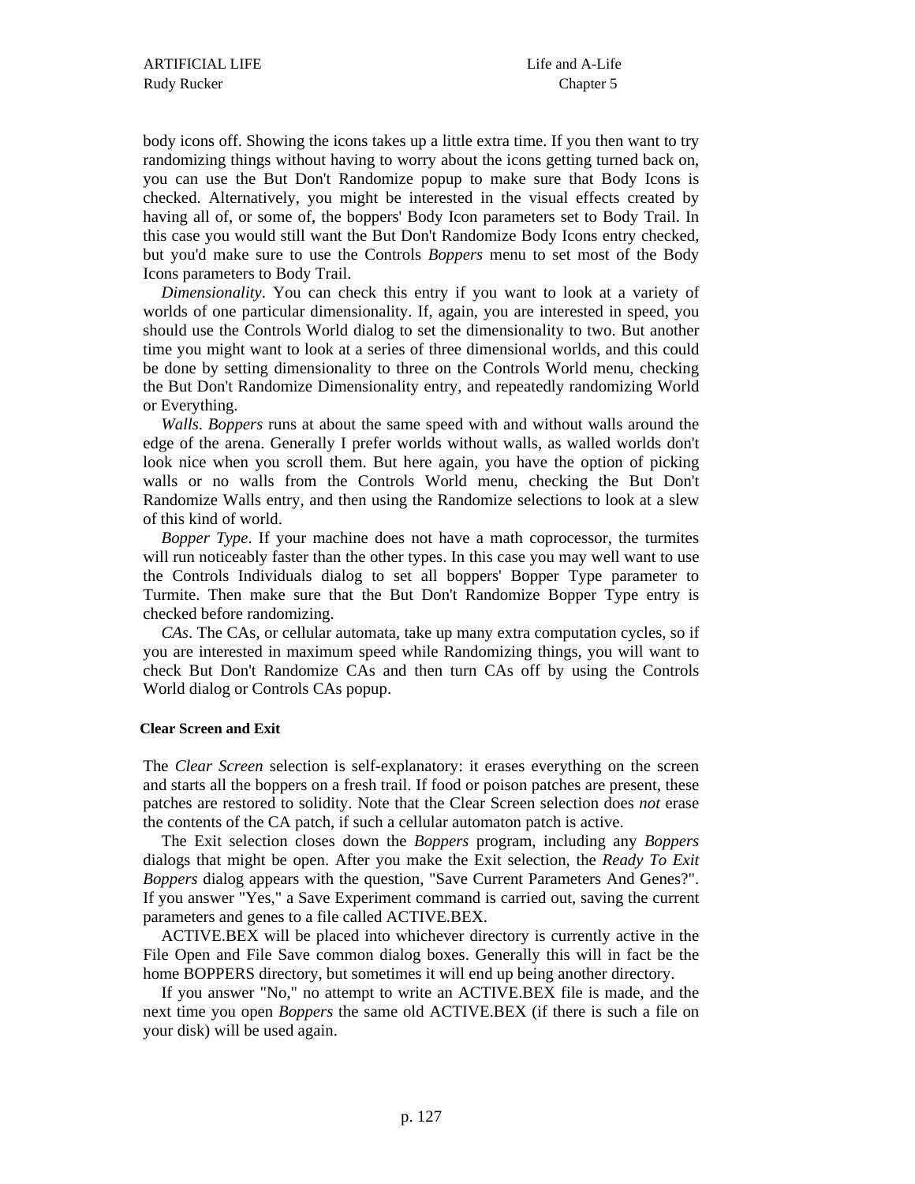body icons off. Showing the icons takes up a little extra time. If you then want to try randomizing things without having to worry about the icons getting turned back on, you can use the But Don't Randomize popup to make sure that Body Icons is checked. Alternatively, you might be interested in the visual effects created by having all of, or some of, the boppers' Body Icon parameters set to Body Trail. In this case you would still want the But Don't Randomize Body Icons entry checked, but you'd make sure to use the Controls *Boppers* menu to set most of the Body Icons parameters to Body Trail.

*Dimensionality*. You can check this entry if you want to look at a variety of worlds of one particular dimensionality. If, again, you are interested in speed, you should use the Controls World dialog to set the dimensionality to two. But another time you might want to look at a series of three dimensional worlds, and this could be done by setting dimensionality to three on the Controls World menu, checking the But Don't Randomize Dimensionality entry, and repeatedly randomizing World or Everything.

*Walls*. *Boppers* runs at about the same speed with and without walls around the edge of the arena. Generally I prefer worlds without walls, as walled worlds don't look nice when you scroll them. But here again, you have the option of picking walls or no walls from the Controls World menu, checking the But Don't Randomize Walls entry, and then using the Randomize selections to look at a slew of this kind of world.

*Bopper Type*. If your machine does not have a math coprocessor, the turmites will run noticeably faster than the other types. In this case you may well want to use the Controls Individuals dialog to set all boppers' Bopper Type parameter to Turmite. Then make sure that the But Don't Randomize Bopper Type entry is checked before randomizing.

*CAs*. The CAs, or cellular automata, take up many extra computation cycles, so if you are interested in maximum speed while Randomizing things, you will want to check But Don't Randomize CAs and then turn CAs off by using the Controls World dialog or Controls CAs popup.

**Clear Screen and Exit**

The *Clear Screen* selection is self-explanatory: it erases everything on the screen and starts all the boppers on a fresh trail. If food or poison patches are present, these patches are restored to solidity. Note that the Clear Screen selection does *not* erase the contents of the CA patch, if such a cellular automaton patch is active.

The Exit selection closes down the *Boppers* program, including any *Boppers* dialogs that might be open. After you make the Exit selection, the *Ready To Exit Boppers* dialog appears with the question, "Save Current Parameters And Genes?". If you answer "Yes," a Save Experiment command is carried out, saving the current parameters and genes to a file called ACTIVE.BEX.

ACTIVE.BEX will be placed into whichever directory is currently active in the File Open and File Save common dialog boxes. Generally this will in fact be the home BOPPERS directory, but sometimes it will end up being another directory.

If you answer "No," no attempt to write an ACTIVE.BEX file is made, and the next time you open *Boppers* the same old ACTIVE.BEX (if there is such a file on your disk) will be used again.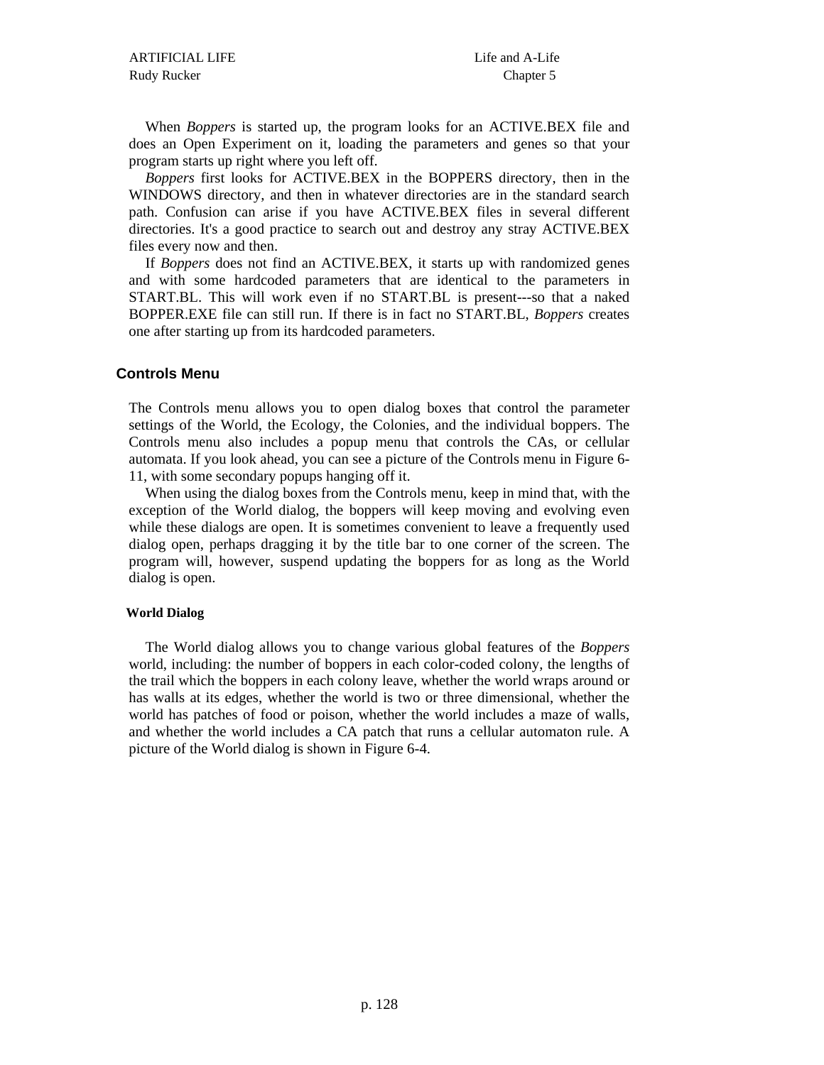When *Boppers* is started up, the program looks for an ACTIVE.BEX file and does an Open Experiment on it, loading the parameters and genes so that your program starts up right where you left off.

*Boppers* first looks for ACTIVE.BEX in the BOPPERS directory, then in the WINDOWS directory, and then in whatever directories are in the standard search path. Confusion can arise if you have ACTIVE.BEX files in several different directories. It's a good practice to search out and destroy any stray ACTIVE.BEX files every now and then.

If *Boppers* does not find an ACTIVE.BEX, it starts up with randomized genes and with some hardcoded parameters that are identical to the parameters in START.BL. This will work even if no START.BL is present---so that a naked BOPPER.EXE file can still run. If there is in fact no START.BL, *Boppers* creates one after starting up from its hardcoded parameters.

## Controls Menu

The Controls menu allows you to open dialog boxes that control the parameter settings of the World, the Ecology, the Colonies, and the individual boppers. The Controls menu also includes a popup menu that controls the CAs, or cellular automata. If you look ahead, you can see a picture of the Controls menu in Figure 6-11, with some secondary popups hanging off it.

When using the dialog boxes from the Controls menu, keep in mind that, with the exception of the World dialog, the boppers will keep moving and evolving even while these dialogs are open. It is sometimes convenient to leave a frequently used dialog open, perhaps dragging it by the title bar to one corner of the screen. The program will, however, suspend updating the boppers for as long as the World dialog is open.

### World Dialog

The World dialog allows you to change various global features of the *Boppers* world, including: the number of boppers in each color-coded colony, the lengths of the trail which the boppers in each colony leave, whether the world wraps around or has walls at its edges, whether the world is two or three dimensional, whether the world has patches of food or poison, whether the world includes a maze of walls, and whether the world includes a CA patch that runs a cellular automaton rule. A picture of the World dialog is shown in Figure 6-4.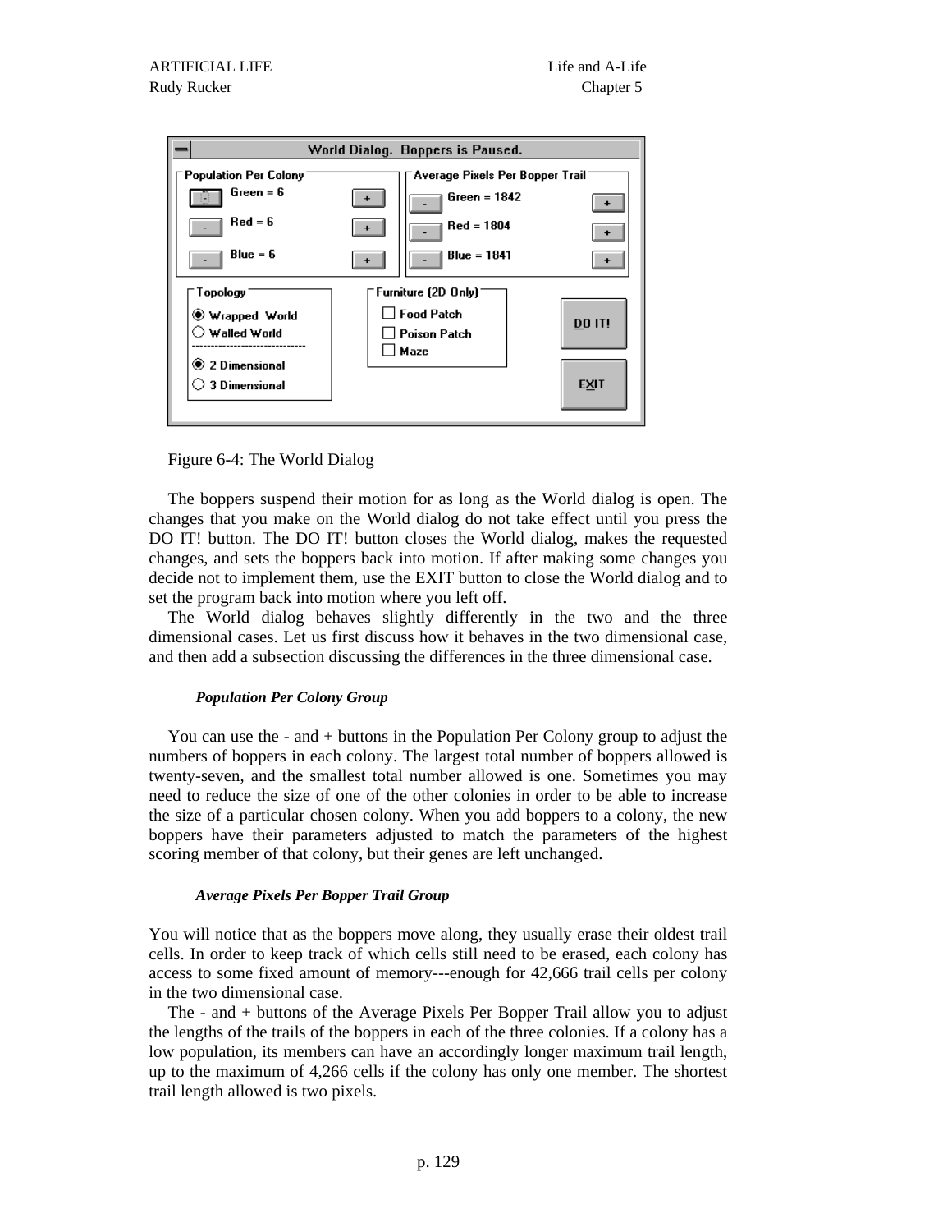Figure 6-4: The World Dialog

The boppers suspend their motion for as long as the World dialog is open. The changes that you make on the World dialog do not take effect until you press the DO IT! button. The DO IT! button closes the World dialog, makes the requested changes, and sets the boppers back into motion. If after making some changes you decide not to implement them, use the EXIT button to close the World dialog and to set the program back into motion where you left off.

The World dialog behaves slightly differently in the two and the three dimensional cases. Let us first discuss how it behaves in the two dimensional case, and then add a subsection discussing the differences in the three dimensional case.

#### *Population Per Colony Group*

You can use the - and + buttons in the Population Per Colony group to adjust the numbers of boppers in each colony. The largest total number of boppers allowed is twenty-seven, and the smallest total number allowed is one. Sometimes you may need to reduce the size of one of the other colonies in order to be able to increase the size of a particular chosen colony. When you add boppers to a colony, the new boppers have their parameters adjusted to match the parameters of the highest scoring member of that colony, but their genes are left unchanged.

#### *Average Pixels Per Bopper Trail Group*

You will notice that as the boppers move along, they usually erase their oldest trail cells. In order to keep track of which cells still need to be erased, each colony has access to some fixed amount of memory---enough for 42,666 trail cells per colony in the two dimensional case.

The - and + buttons of the Average Pixels Per Bopper Trail allow you to adjust the lengths of the trails of the boppers in each of the three colonies. If a colony has a low population, its members can have an accordingly longer maximum trail length, up to the maximum of 4,266 cells if the colony has only one member. The shortest trail length allowed is two pixels.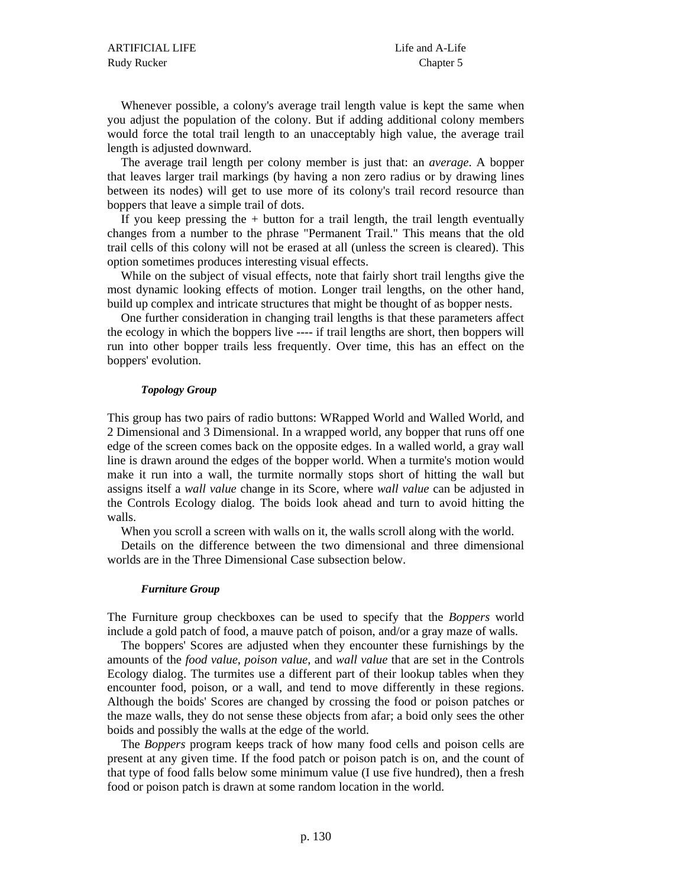Whenever possible, a colony's average trail length value is kept the same when you adjust the population of the colony. But if adding additional colony members would force the total trail length to an unacceptably high value, the average trail length is adjusted downward.

The average trail length per colony member is just that: an *average*. A bopper that leaves larger trail markings (by having a non zero radius or by drawing lines between its nodes) will get to use more of its colony's trail record resource than boppers that leave a simple trail of dots.

If you keep pressing the + button for a trail length, the trail length eventually changes from a number to the phrase "Permanent Trail." This means that the old trail cells of this colony will not be erased at all (unless the screen is cleared). This option sometimes produces interesting visual effects.

While on the subject of visual effects, note that fairly short trail lengths give the most dynamic looking effects of motion. Longer trail lengths, on the other hand, build up complex and intricate structures that might be thought of as bopper nests.

One further consideration in changing trail lengths is that these parameters affect the ecology in which the boppers live ---- if trail lengths are short, then boppers will run into other bopper trails less frequently. Over time, this has an effect on the boppers' evolution.

#### *Topology Group*

This group has two pairs of radio buttons: WRapped World and Walled World, and 2 Dimensional and 3 Dimensional. In a wrapped world, any bopper that runs off one edge of the screen comes back on the opposite edges. In a walled world, a gray wall line is drawn around the edges of the bopper world. When a turmite's motion would make it run into a wall, the turmite normally stops short of hitting the wall but assigns itself a *wall value* change in its Score, where *wall value* can be adjusted in the Controls Ecology dialog. The boids look ahead and turn to avoid hitting the walls.

When you scroll a screen with walls on it, the walls scroll along with the world.

Details on the difference between the two dimensional and three dimensional worlds are in the Three Dimensional Case subsection below.

#### *Furniture Group*

The Furniture group checkboxes can be used to specify that the *Boppers* world include a gold patch of food, a mauve patch of poison, and/or a gray maze of walls.

The boppers' Scores are adjusted when they encounter these furnishings by the amounts of the *food value*, *poison value*, and *wall value* that are set in the Controls Ecology dialog. The turmites use a different part of their lookup tables when they encounter food, poison, or a wall, and tend to move differently in these regions. Although the boids' Scores are changed by crossing the food or poison patches or the maze walls, they do not sense these objects from afar; a boid only sees the other boids and possibly the walls at the edge of the world.

The *Boppers* program keeps track of how many food cells and poison cells are present at any given time. If the food patch or poison patch is on, and the count of that type of food falls below some minimum value (I use five hundred), then a fresh food or poison patch is drawn at some random location in the world.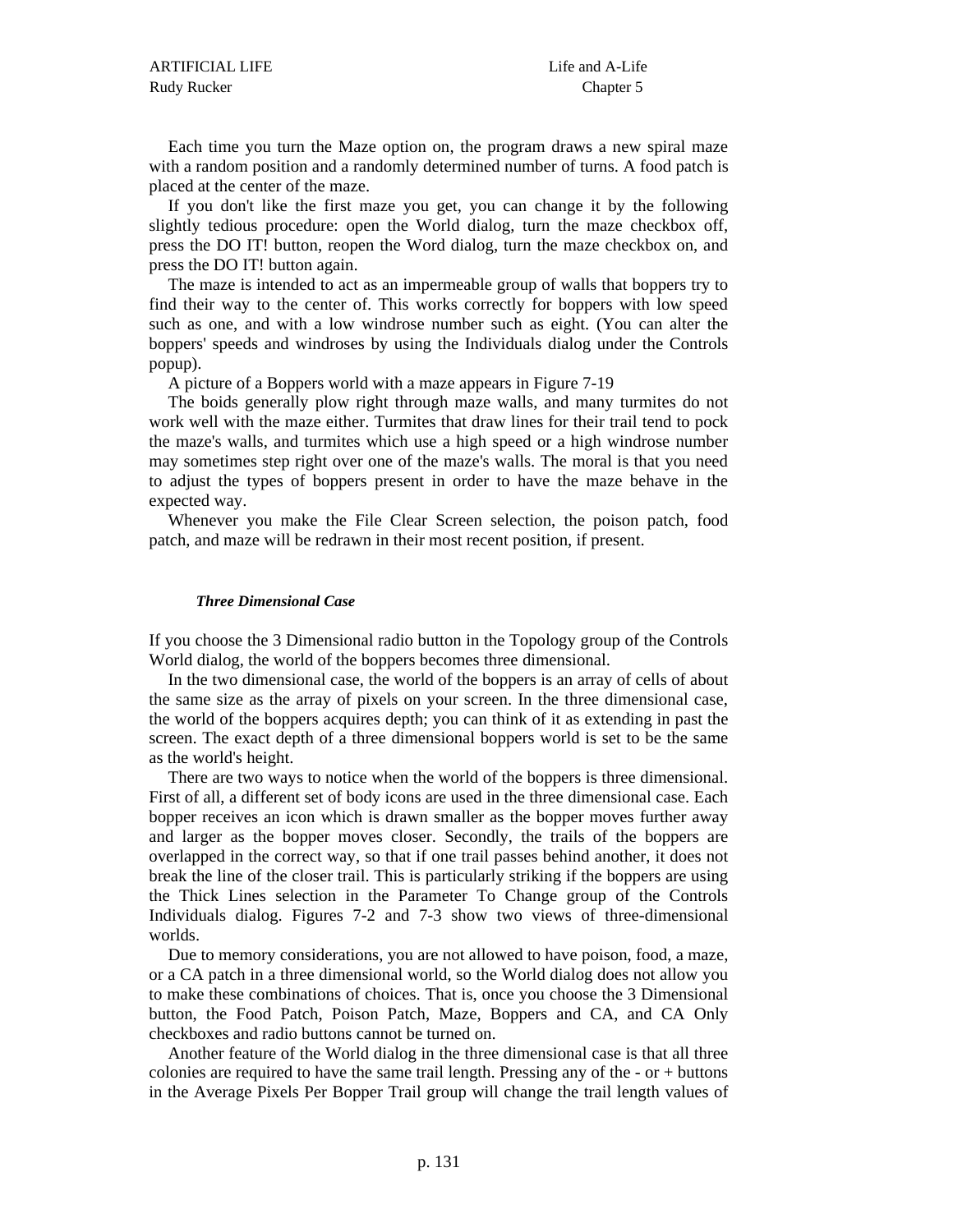Each time you turn the Maze option on, the program draws a new spiral maze with a random position and a randomly determined number of turns. A food patch is placed at the center of the maze.

If you don't like the first maze you get, you can change it by the following slightly tedious procedure: open the World dialog, turn the maze checkbox off, press the DO IT! button, reopen the Word dialog, turn the maze checkbox on, and press the DO IT! button again.

The maze is intended to act as an impermeable group of walls that boppers try to find their way to the center of. This works correctly for boppers with low speed such as one, and with a low windrose number such as eight. (You can alter the boppers' speeds and windroses by using the Individuals dialog under the Controls popup).

A picture of a Boppers world with a maze appears in Figure 7-19

The boids generally plow right through maze walls, and many turmites do not work well with the maze either. Turmites that draw lines for their trail tend to pock the maze's walls, and turmites which use a high speed or a high windrose number may sometimes step right over one of the maze's walls. The moral is that you need to adjust the types of boppers present in order to have the maze behave in the expected way.

Whenever you make the File Clear Screen selection, the poison patch, food patch, and maze will be redrawn in their most recent position, if present.

### *Three Dimensional Case*

If you choose the 3 Dimensional radio button in the Topology group of the Controls World dialog, the world of the boppers becomes three dimensional.

In the two dimensional case, the world of the boppers is an array of cells of about the same size as the array of pixels on your screen. In the three dimensional case, the world of the boppers acquires depth; you can think of it as extending in past the screen. The exact depth of a three dimensional boppers world is set to be the same as the world's height.

There are two ways to notice when the world of the boppers is three dimensional. First of all, a different set of body icons are used in the three dimensional case. Each bopper receives an icon which is drawn smaller as the bopper moves further away and larger as the bopper moves closer. Secondly, the trails of the boppers are overlapped in the correct way, so that if one trail passes behind another, it does not break the line of the closer trail. This is particularly striking if the boppers are using the Thick Lines selection in the Parameter To Change group of the Controls Individuals dialog. Figures 7-2 and 7-3 show two views of three-dimensional worlds.

Due to memory considerations, you are not allowed to have poison, food, a maze, or a CA patch in a three dimensional world, so the World dialog does not allow you to make these combinations of choices. That is, once you choose the 3 Dimensional button, the Food Patch, Poison Patch, Maze, Boppers and CA, and CA Only checkboxes and radio buttons cannot be turned on.

Another feature of the World dialog in the three dimensional case is that all three colonies are required to have the same trail length. Pressing any of the - or + buttons in the Average Pixels Per Bopper Trail group will change the trail length values of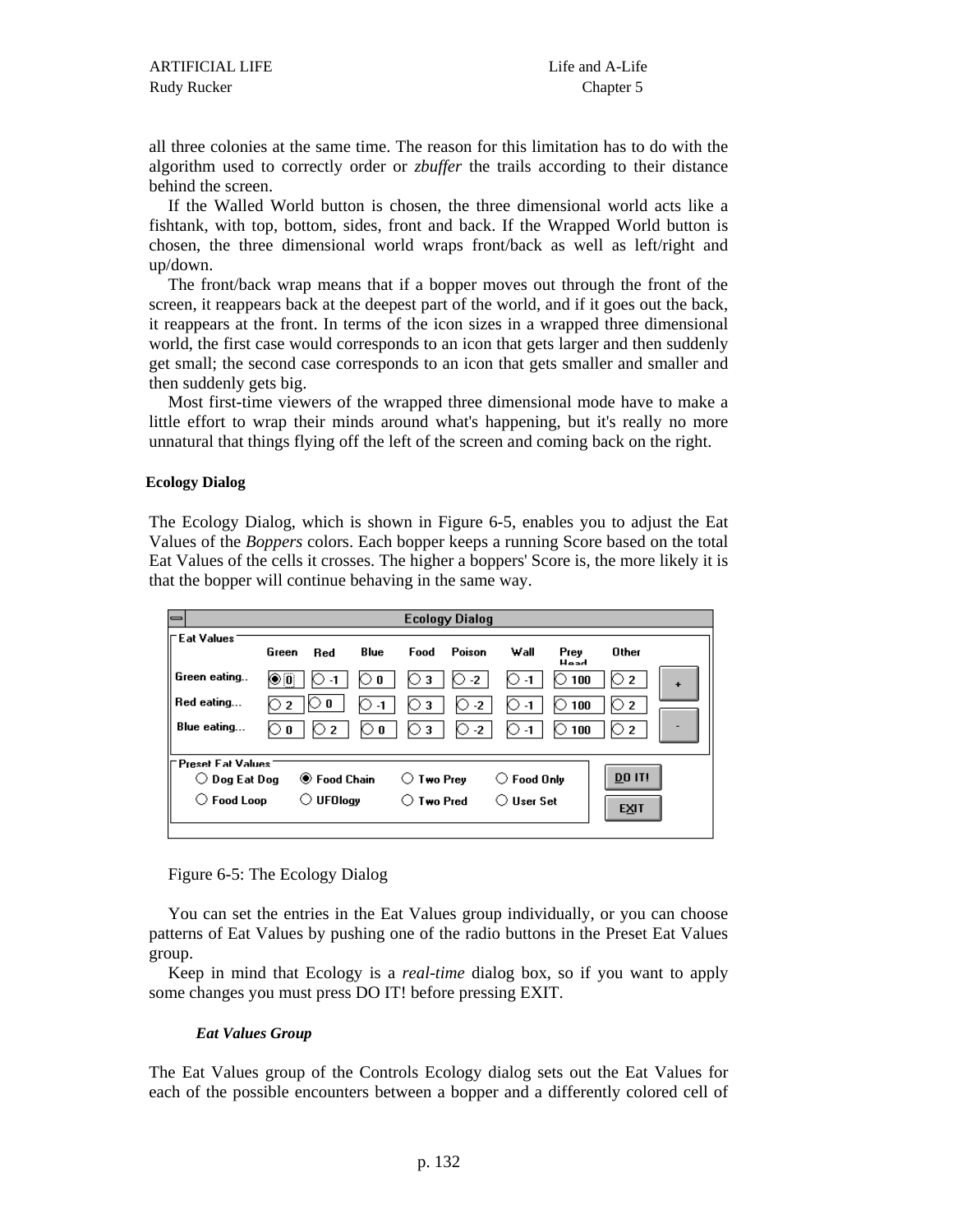all three colonies at the same time. The reason for this limitation has to do with the algorithm used to correctly order or *zbuffer* the trails according to their distance behind the screen.

If the Walled World button is chosen, the three dimensional world acts like a fishtank, with top, bottom, sides, front and back. If the Wrapped World button is chosen, the three dimensional world wraps front/back as well as left/right and up/down.

The front/back wrap means that if a bopper moves out through the front of the screen, it reappears back at the deepest part of the world, and if it goes out the back, it reappears at the front. In terms of the icon sizes in a wrapped three dimensional world, the first case would corresponds to an icon that gets larger and then suddenly get small; the second case corresponds to an icon that gets smaller and smaller and then suddenly gets big.

Most first-time viewers of the wrapped three dimensional mode have to make a little effort to wrap their minds around what's happening, but it's really no more unnatural that things flying off the left of the screen and coming back on the right.

**Ecology Dialog**

The Ecology Dialog, which is shown in Figure 6-5, enables you to adjust the Eat Values of the *Boppers* colors. Each bopper keeps a running Score based on the total Eat Values of the cells it crosses. The higher a boppers' Score is, the more likely it is that the bopper will continue behaving in the same way.

**Ecology Dialog**

Eat Values

| | Green | Red | Blue | Food | Poison | Wall | Prey Head | Other |
|---|---|---|---|---|---|---|---|---|
| Green eating.. | 0 | -1 | 0 | 3 | -2 | -1 | 100 | 2 |
| Red eating... | 2 | 0 | -1 | 3 | -2 | -1 | 100 | 2 |
| Blue eating... | 0 | 2 | 0 | 3 | -2 | -1 | 100 | 2 |

+ / -

Preset Eat Values

| | | | |
|---|---|---|---|
| ○ Dog Eat Dog | ◉ Food Chain | ○ Two Prey | ○ Food Only |
| ○ Food Loop | ○ UFOlogy | ○ Two Pred | ○ User Set |

DO IT! | EXIT

Figure 6-5: The Ecology Dialog

You can set the entries in the Eat Values group individually, or you can choose patterns of Eat Values by pushing one of the radio buttons in the Preset Eat Values group.

Keep in mind that Ecology is a *real-time* dialog box, so if you want to apply some changes you must press DO IT! before pressing EXIT.

***Eat Values Group***

The Eat Values group of the Controls Ecology dialog sets out the Eat Values for each of the possible encounters between a bopper and a differently colored cell of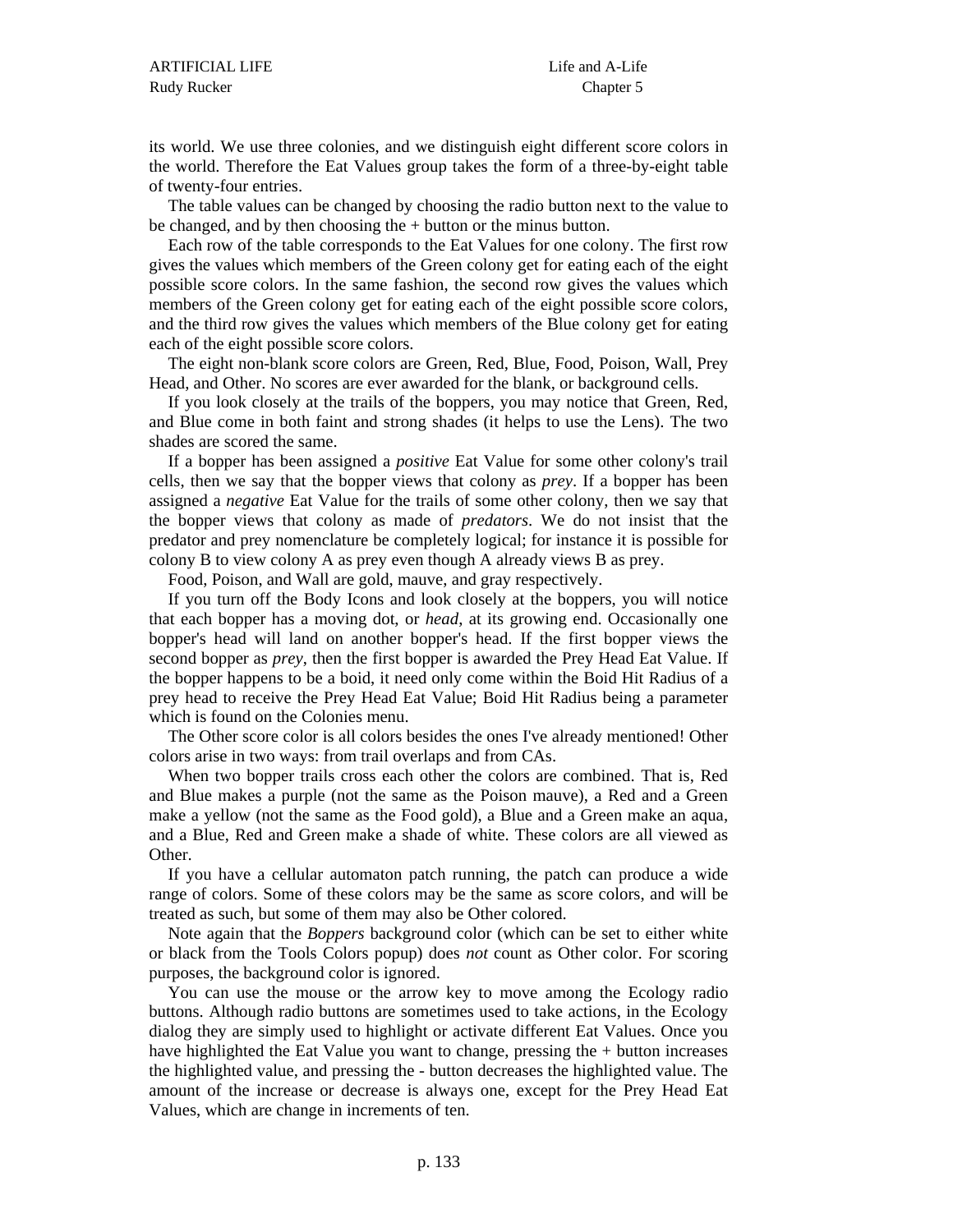its world. We use three colonies, and we distinguish eight different score colors in the world. Therefore the Eat Values group takes the form of a three-by-eight table of twenty-four entries.

The table values can be changed by choosing the radio button next to the value to be changed, and by then choosing the + button or the minus button.

Each row of the table corresponds to the Eat Values for one colony. The first row gives the values which members of the Green colony get for eating each of the eight possible score colors. In the same fashion, the second row gives the values which members of the Green colony get for eating each of the eight possible score colors, and the third row gives the values which members of the Blue colony get for eating each of the eight possible score colors.

The eight non-blank score colors are Green, Red, Blue, Food, Poison, Wall, Prey Head, and Other. No scores are ever awarded for the blank, or background cells.

If you look closely at the trails of the boppers, you may notice that Green, Red, and Blue come in both faint and strong shades (it helps to use the Lens). The two shades are scored the same.

If a bopper has been assigned a *positive* Eat Value for some other colony's trail cells, then we say that the bopper views that colony as *prey*. If a bopper has been assigned a *negative* Eat Value for the trails of some other colony, then we say that the bopper views that colony as made of *predators*. We do not insist that the predator and prey nomenclature be completely logical; for instance it is possible for colony B to view colony A as prey even though A already views B as prey.

Food, Poison, and Wall are gold, mauve, and gray respectively.

If you turn off the Body Icons and look closely at the boppers, you will notice that each bopper has a moving dot, or *head*, at its growing end. Occasionally one bopper's head will land on another bopper's head. If the first bopper views the second bopper as *prey*, then the first bopper is awarded the Prey Head Eat Value. If the bopper happens to be a boid, it need only come within the Boid Hit Radius of a prey head to receive the Prey Head Eat Value; Boid Hit Radius being a parameter which is found on the Colonies menu.

The Other score color is all colors besides the ones I've already mentioned! Other colors arise in two ways: from trail overlaps and from CAs.

When two bopper trails cross each other the colors are combined. That is, Red and Blue makes a purple (not the same as the Poison mauve), a Red and a Green make a yellow (not the same as the Food gold), a Blue and a Green make an aqua, and a Blue, Red and Green make a shade of white. These colors are all viewed as Other.

If you have a cellular automaton patch running, the patch can produce a wide range of colors. Some of these colors may be the same as score colors, and will be treated as such, but some of them may also be Other colored.

Note again that the *Boppers* background color (which can be set to either white or black from the Tools Colors popup) does *not* count as Other color. For scoring purposes, the background color is ignored.

You can use the mouse or the arrow key to move among the Ecology radio buttons. Although radio buttons are sometimes used to take actions, in the Ecology dialog they are simply used to highlight or activate different Eat Values. Once you have highlighted the Eat Value you want to change, pressing the + button increases the highlighted value, and pressing the - button decreases the highlighted value. The amount of the increase or decrease is always one, except for the Prey Head Eat Values, which are change in increments of ten.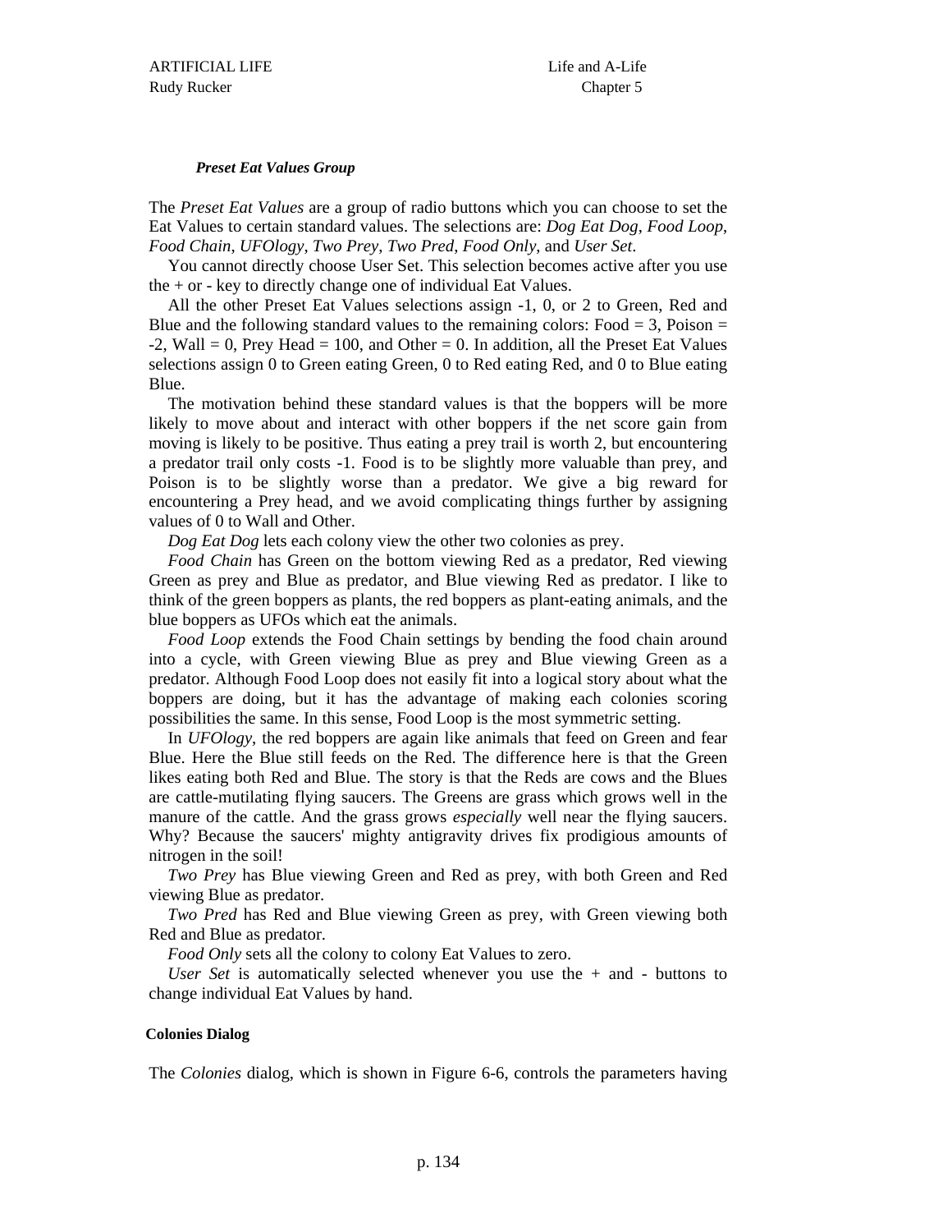### *Preset Eat Values Group*

The *Preset Eat Values* are a group of radio buttons which you can choose to set the Eat Values to certain standard values. The selections are: *Dog Eat Dog*, *Food Loop*, *Food Chain*, *UFOlogy*, *Two Prey*, *Two Pred*, *Food Only*, and *User Set*.

You cannot directly choose User Set. This selection becomes active after you use the + or - key to directly change one of individual Eat Values.

All the other Preset Eat Values selections assign -1, 0, or 2 to Green, Red and Blue and the following standard values to the remaining colors: Food = 3, Poison = -2, Wall = 0, Prey Head = 100, and Other = 0. In addition, all the Preset Eat Values selections assign 0 to Green eating Green, 0 to Red eating Red, and 0 to Blue eating Blue.

The motivation behind these standard values is that the boppers will be more likely to move about and interact with other boppers if the net score gain from moving is likely to be positive. Thus eating a prey trail is worth 2, but encountering a predator trail only costs -1. Food is to be slightly more valuable than prey, and Poison is to be slightly worse than a predator. We give a big reward for encountering a Prey head, and we avoid complicating things further by assigning values of 0 to Wall and Other.

*Dog Eat Dog* lets each colony view the other two colonies as prey.

*Food Chain* has Green on the bottom viewing Red as a predator, Red viewing Green as prey and Blue as predator, and Blue viewing Red as predator. I like to think of the green boppers as plants, the red boppers as plant-eating animals, and the blue boppers as UFOs which eat the animals.

*Food Loop* extends the Food Chain settings by bending the food chain around into a cycle, with Green viewing Blue as prey and Blue viewing Green as a predator. Although Food Loop does not easily fit into a logical story about what the boppers are doing, but it has the advantage of making each colonies scoring possibilities the same. In this sense, Food Loop is the most symmetric setting.

In *UFOlogy*, the red boppers are again like animals that feed on Green and fear Blue. Here the Blue still feeds on the Red. The difference here is that the Green likes eating both Red and Blue. The story is that the Reds are cows and the Blues are cattle-mutilating flying saucers. The Greens are grass which grows well in the manure of the cattle. And the grass grows *especially* well near the flying saucers. Why? Because the saucers' mighty antigravity drives fix prodigious amounts of nitrogen in the soil!

*Two Prey* has Blue viewing Green and Red as prey, with both Green and Red viewing Blue as predator.

*Two Pred* has Red and Blue viewing Green as prey, with Green viewing both Red and Blue as predator.

*Food Only* sets all the colony to colony Eat Values to zero.

*User Set* is automatically selected whenever you use the + and - buttons to change individual Eat Values by hand.

## Colonies Dialog

The *Colonies* dialog, which is shown in Figure 6-6, controls the parameters having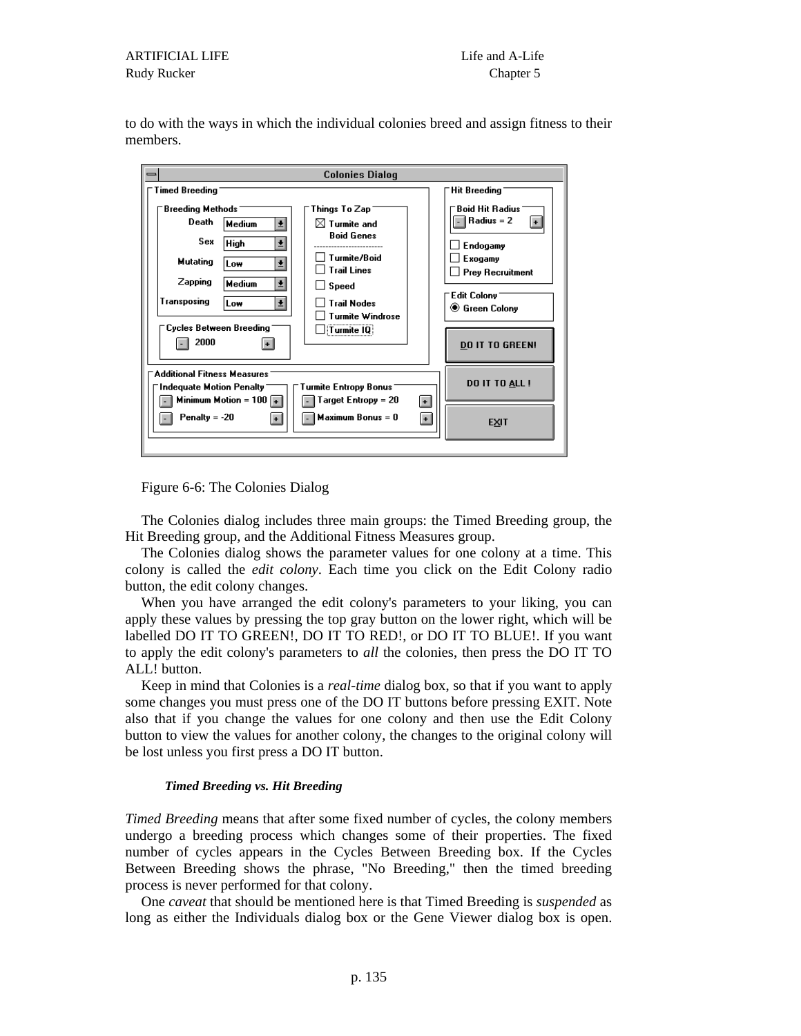to do with the ways in which the individual colonies breed and assign fitness to their members.

Figure 6-6: The Colonies Dialog

The Colonies dialog includes three main groups: the Timed Breeding group, the Hit Breeding group, and the Additional Fitness Measures group.

The Colonies dialog shows the parameter values for one colony at a time. This colony is called the *edit colony*. Each time you click on the Edit Colony radio button, the edit colony changes.

When you have arranged the edit colony's parameters to your liking, you can apply these values by pressing the top gray button on the lower right, which will be labelled DO IT TO GREEN!, DO IT TO RED!, or DO IT TO BLUE!. If you want to apply the edit colony's parameters to *all* the colonies, then press the DO IT TO ALL! button.

Keep in mind that Colonies is a *real-time* dialog box, so that if you want to apply some changes you must press one of the DO IT buttons before pressing EXIT. Note also that if you change the values for one colony and then use the Edit Colony button to view the values for another colony, the changes to the original colony will be lost unless you first press a DO IT button.

#### *Timed Breeding vs. Hit Breeding*

*Timed Breeding* means that after some fixed number of cycles, the colony members undergo a breeding process which changes some of their properties. The fixed number of cycles appears in the Cycles Between Breeding box. If the Cycles Between Breeding shows the phrase, "No Breeding," then the timed breeding process is never performed for that colony.

One *caveat* that should be mentioned here is that Timed Breeding is *suspended* as long as either the Individuals dialog box or the Gene Viewer dialog box is open.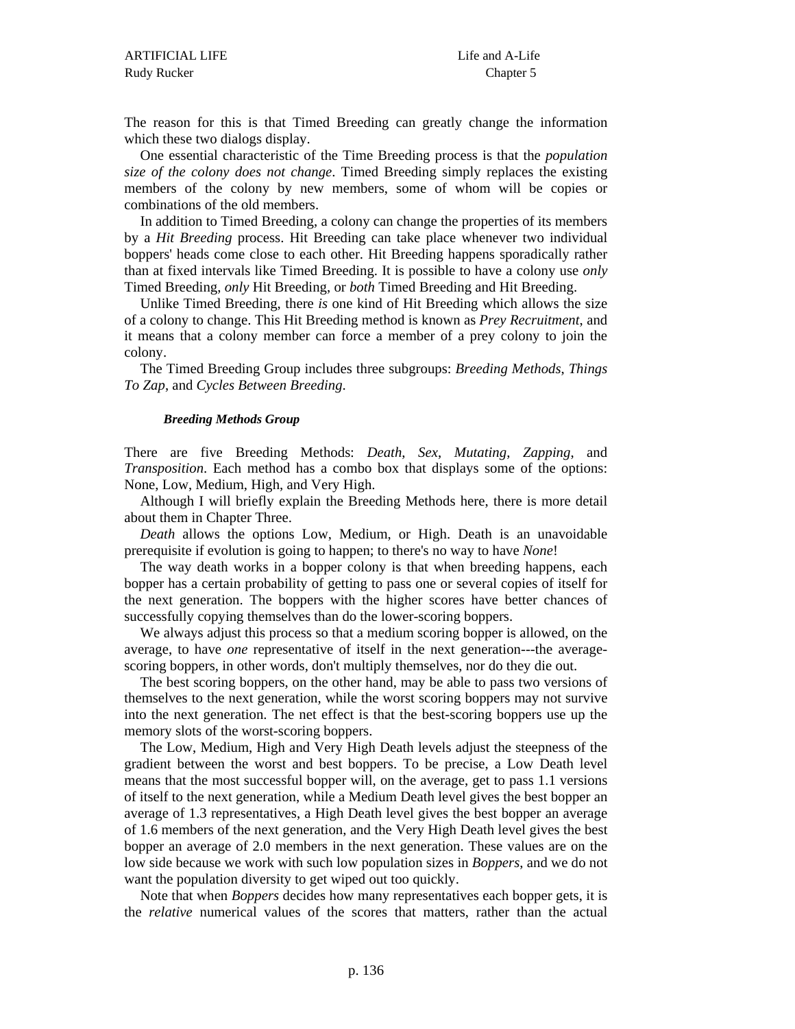The reason for this is that Timed Breeding can greatly change the information which these two dialogs display.

One essential characteristic of the Time Breeding process is that the *population size of the colony does not change*. Timed Breeding simply replaces the existing members of the colony by new members, some of whom will be copies or combinations of the old members.

In addition to Timed Breeding, a colony can change the properties of its members by a *Hit Breeding* process. Hit Breeding can take place whenever two individual boppers' heads come close to each other. Hit Breeding happens sporadically rather than at fixed intervals like Timed Breeding. It is possible to have a colony use *only* Timed Breeding, *only* Hit Breeding, or *both* Timed Breeding and Hit Breeding.

Unlike Timed Breeding, there *is* one kind of Hit Breeding which allows the size of a colony to change. This Hit Breeding method is known as *Prey Recruitment*, and it means that a colony member can force a member of a prey colony to join the colony.

The Timed Breeding Group includes three subgroups: *Breeding Methods*, *Things To Zap*, and *Cycles Between Breeding*.

#### *Breeding Methods Group*

There are five Breeding Methods: *Death*, *Sex*, *Mutating*, *Zapping*, and *Transposition*. Each method has a combo box that displays some of the options: None, Low, Medium, High, and Very High.

Although I will briefly explain the Breeding Methods here, there is more detail about them in Chapter Three.

*Death* allows the options Low, Medium, or High. Death is an unavoidable prerequisite if evolution is going to happen; to there's no way to have *None*!

The way death works in a bopper colony is that when breeding happens, each bopper has a certain probability of getting to pass one or several copies of itself for the next generation. The boppers with the higher scores have better chances of successfully copying themselves than do the lower-scoring boppers.

We always adjust this process so that a medium scoring bopper is allowed, on the average, to have *one* representative of itself in the next generation---the average-scoring boppers, in other words, don't multiply themselves, nor do they die out.

The best scoring boppers, on the other hand, may be able to pass two versions of themselves to the next generation, while the worst scoring boppers may not survive into the next generation. The net effect is that the best-scoring boppers use up the memory slots of the worst-scoring boppers.

The Low, Medium, High and Very High Death levels adjust the steepness of the gradient between the worst and best boppers. To be precise, a Low Death level means that the most successful bopper will, on the average, get to pass 1.1 versions of itself to the next generation, while a Medium Death level gives the best bopper an average of 1.3 representatives, a High Death level gives the best bopper an average of 1.6 members of the next generation, and the Very High Death level gives the best bopper an average of 2.0 members in the next generation. These values are on the low side because we work with such low population sizes in *Boppers*, and we do not want the population diversity to get wiped out too quickly.

Note that when *Boppers* decides how many representatives each bopper gets, it is the *relative* numerical values of the scores that matters, rather than the actual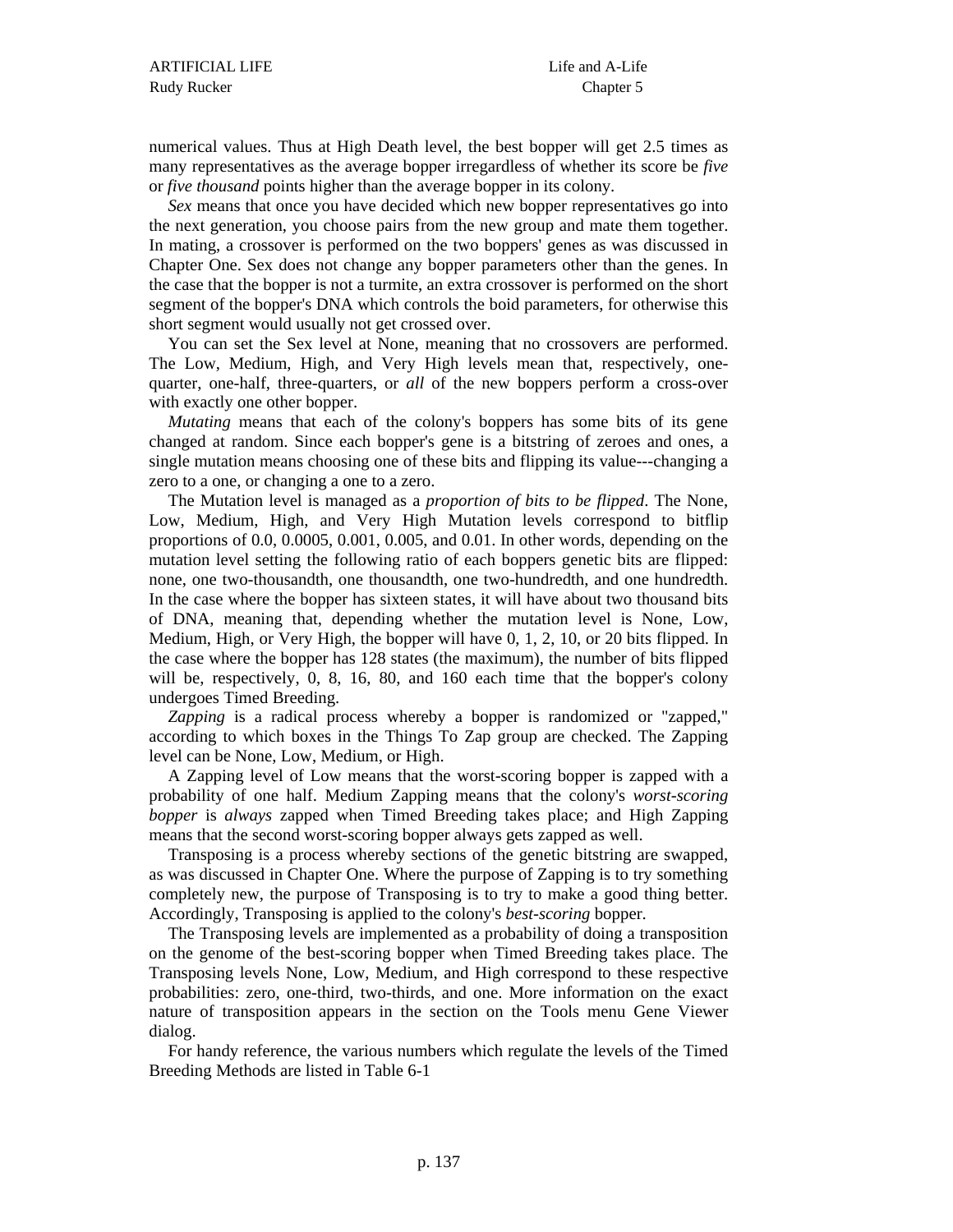numerical values. Thus at High Death level, the best bopper will get 2.5 times as many representatives as the average bopper irregardless of whether its score be *five* or *five thousand* points higher than the average bopper in its colony.

*Sex* means that once you have decided which new bopper representatives go into the next generation, you choose pairs from the new group and mate them together. In mating, a crossover is performed on the two boppers' genes as was discussed in Chapter One. Sex does not change any bopper parameters other than the genes. In the case that the bopper is not a turmite, an extra crossover is performed on the short segment of the bopper's DNA which controls the boid parameters, for otherwise this short segment would usually not get crossed over.

You can set the Sex level at None, meaning that no crossovers are performed. The Low, Medium, High, and Very High levels mean that, respectively, one-quarter, one-half, three-quarters, or *all* of the new boppers perform a cross-over with exactly one other bopper.

*Mutating* means that each of the colony's boppers has some bits of its gene changed at random. Since each bopper's gene is a bitstring of zeroes and ones, a single mutation means choosing one of these bits and flipping its value---changing a zero to a one, or changing a one to a zero.

The Mutation level is managed as a *proportion of bits to be flipped*. The None, Low, Medium, High, and Very High Mutation levels correspond to bitflip proportions of 0.0, 0.0005, 0.001, 0.005, and 0.01. In other words, depending on the mutation level setting the following ratio of each boppers genetic bits are flipped: none, one two-thousandth, one thousandth, one two-hundredth, and one hundredth. In the case where the bopper has sixteen states, it will have about two thousand bits of DNA, meaning that, depending whether the mutation level is None, Low, Medium, High, or Very High, the bopper will have 0, 1, 2, 10, or 20 bits flipped. In the case where the bopper has 128 states (the maximum), the number of bits flipped will be, respectively, 0, 8, 16, 80, and 160 each time that the bopper's colony undergoes Timed Breeding.

*Zapping* is a radical process whereby a bopper is randomized or "zapped," according to which boxes in the Things To Zap group are checked. The Zapping level can be None, Low, Medium, or High.

A Zapping level of Low means that the worst-scoring bopper is zapped with a probability of one half. Medium Zapping means that the colony's *worst-scoring bopper* is *always* zapped when Timed Breeding takes place; and High Zapping means that the second worst-scoring bopper always gets zapped as well.

Transposing is a process whereby sections of the genetic bitstring are swapped, as was discussed in Chapter One. Where the purpose of Zapping is to try something completely new, the purpose of Transposing is to try to make a good thing better. Accordingly, Transposing is applied to the colony's *best-scoring* bopper.

The Transposing levels are implemented as a probability of doing a transposition on the genome of the best-scoring bopper when Timed Breeding takes place. The Transposing levels None, Low, Medium, and High correspond to these respective probabilities: zero, one-third, two-thirds, and one. More information on the exact nature of transposition appears in the section on the Tools menu Gene Viewer dialog.

For handy reference, the various numbers which regulate the levels of the Timed Breeding Methods are listed in Table 6-1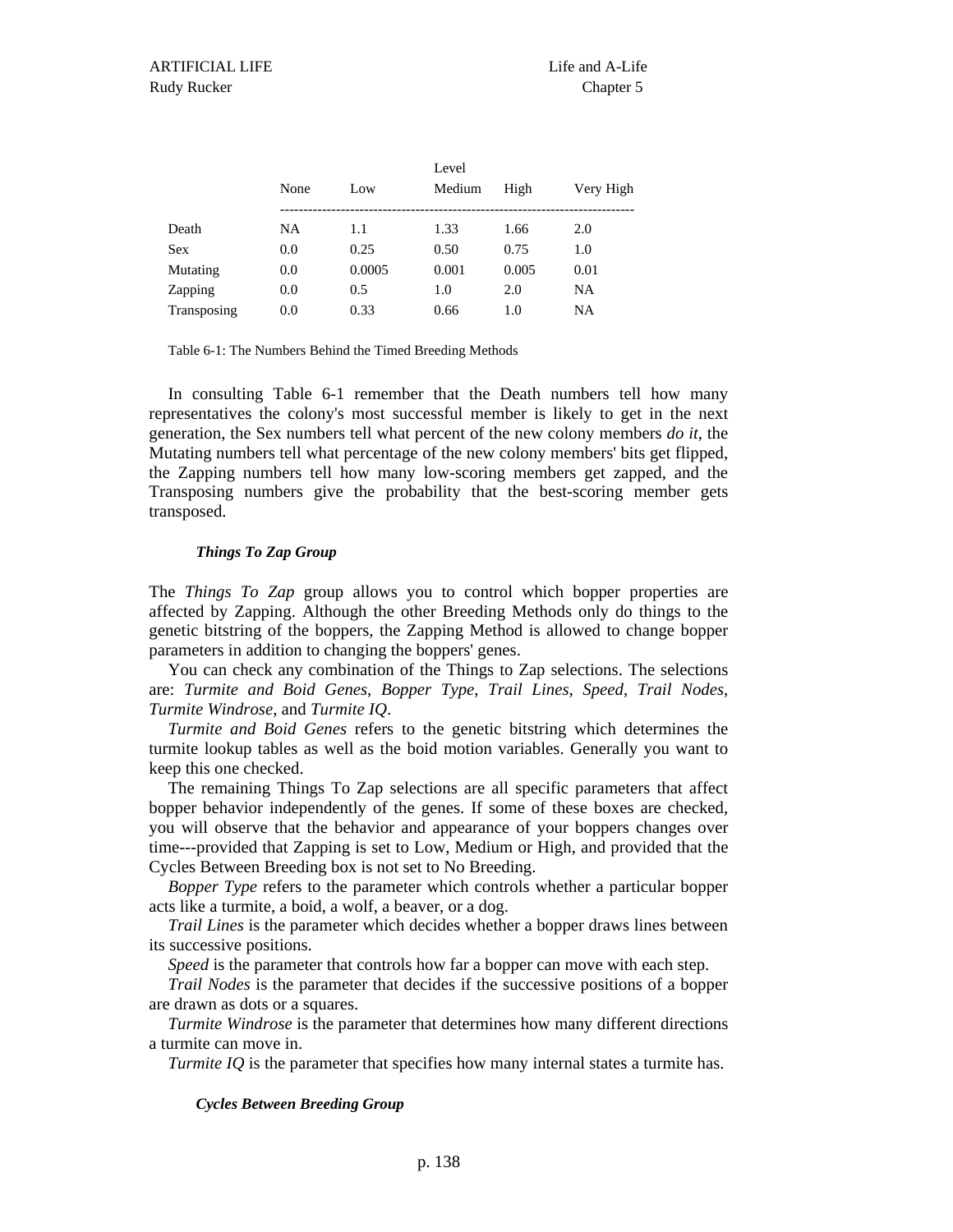| | Level | | | | |
|---|---|---|---|---|---|
| | None | Low | Medium | High | Very High |
| Death | NA | 1.1 | 1.33 | 1.66 | 2.0 |
| Sex | 0.0 | 0.25 | 0.50 | 0.75 | 1.0 |
| Mutating | 0.0 | 0.0005 | 0.001 | 0.005 | 0.01 |
| Zapping | 0.0 | 0.5 | 1.0 | 2.0 | NA |
| Transposing | 0.0 | 0.33 | 0.66 | 1.0 | NA |

Table 6-1: The Numbers Behind the Timed Breeding Methods

In consulting Table 6-1 remember that the Death numbers tell how many representatives the colony's most successful member is likely to get in the next generation, the Sex numbers tell what percent of the new colony members *do it*, the Mutating numbers tell what percentage of the new colony members' bits get flipped, the Zapping numbers tell how many low-scoring members get zapped, and the Transposing numbers give the probability that the best-scoring member gets transposed.

#### *Things To Zap Group*

The *Things To Zap* group allows you to control which bopper properties are affected by Zapping. Although the other Breeding Methods only do things to the genetic bitstring of the boppers, the Zapping Method is allowed to change bopper parameters in addition to changing the boppers' genes.

You can check any combination of the Things to Zap selections. The selections are: *Turmite and Boid Genes*, *Bopper Type*, *Trail Lines*, *Speed*, *Trail Nodes*, *Turmite Windrose*, and *Turmite IQ*.

*Turmite and Boid Genes* refers to the genetic bitstring which determines the turmite lookup tables as well as the boid motion variables. Generally you want to keep this one checked.

The remaining Things To Zap selections are all specific parameters that affect bopper behavior independently of the genes. If some of these boxes are checked, you will observe that the behavior and appearance of your boppers changes over time---provided that Zapping is set to Low, Medium or High, and provided that the Cycles Between Breeding box is not set to No Breeding.

*Bopper Type* refers to the parameter which controls whether a particular bopper acts like a turmite, a boid, a wolf, a beaver, or a dog.

*Trail Lines* is the parameter which decides whether a bopper draws lines between its successive positions.

*Speed* is the parameter that controls how far a bopper can move with each step.

*Trail Nodes* is the parameter that decides if the successive positions of a bopper are drawn as dots or a squares.

*Turmite Windrose* is the parameter that determines how many different directions a turmite can move in.

*Turmite IQ* is the parameter that specifies how many internal states a turmite has.

#### *Cycles Between Breeding Group*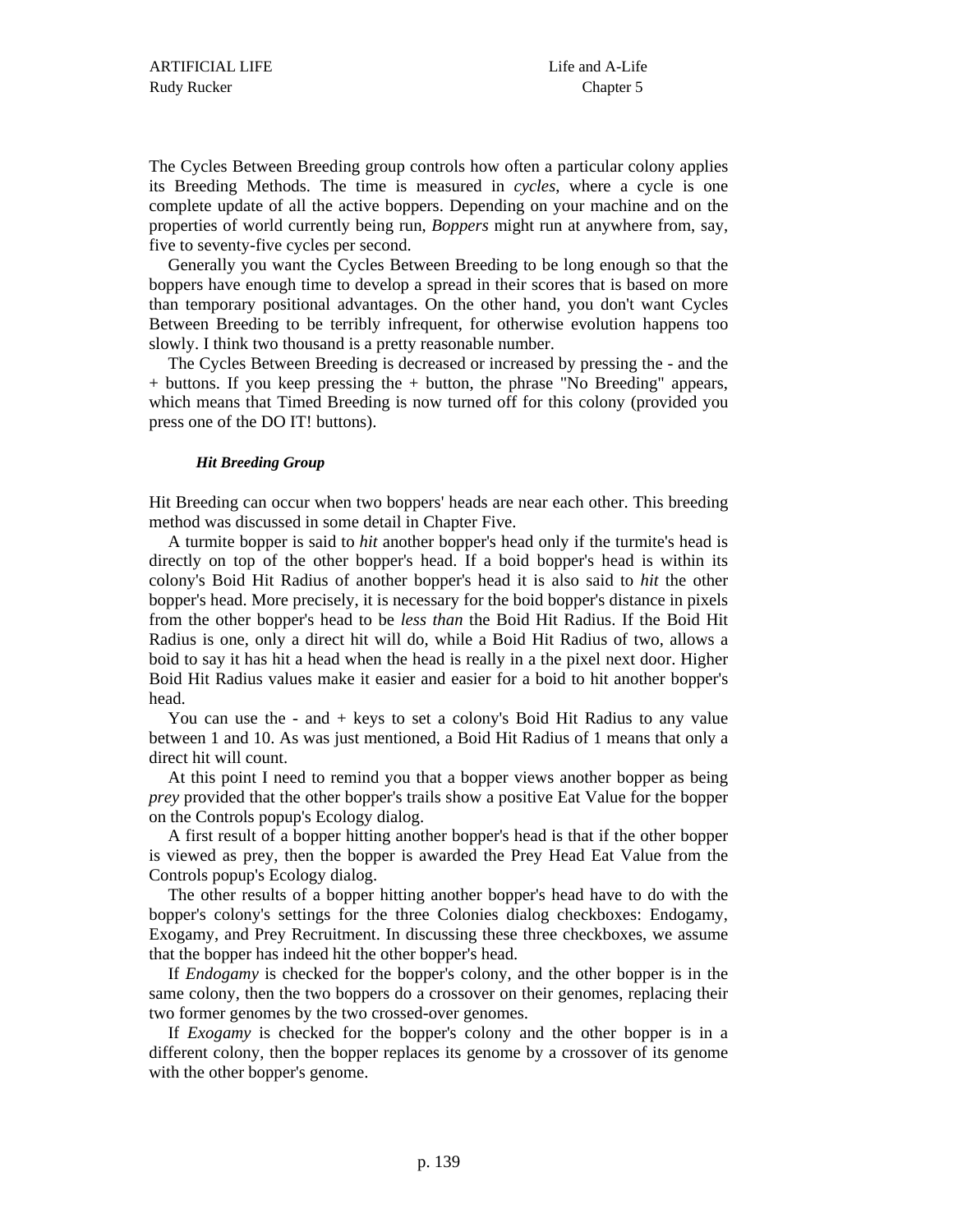The Cycles Between Breeding group controls how often a particular colony applies its Breeding Methods. The time is measured in *cycles*, where a cycle is one complete update of all the active boppers. Depending on your machine and on the properties of world currently being run, *Boppers* might run at anywhere from, say, five to seventy-five cycles per second.

Generally you want the Cycles Between Breeding to be long enough so that the boppers have enough time to develop a spread in their scores that is based on more than temporary positional advantages. On the other hand, you don't want Cycles Between Breeding to be terribly infrequent, for otherwise evolution happens too slowly. I think two thousand is a pretty reasonable number.

The Cycles Between Breeding is decreased or increased by pressing the - and the + buttons. If you keep pressing the + button, the phrase "No Breeding" appears, which means that Timed Breeding is now turned off for this colony (provided you press one of the DO IT! buttons).

#### *Hit Breeding Group*

Hit Breeding can occur when two boppers' heads are near each other. This breeding method was discussed in some detail in Chapter Five.

A turmite bopper is said to *hit* another bopper's head only if the turmite's head is directly on top of the other bopper's head. If a boid bopper's head is within its colony's Boid Hit Radius of another bopper's head it is also said to *hit* the other bopper's head. More precisely, it is necessary for the boid bopper's distance in pixels from the other bopper's head to be *less than* the Boid Hit Radius. If the Boid Hit Radius is one, only a direct hit will do, while a Boid Hit Radius of two, allows a boid to say it has hit a head when the head is really in a the pixel next door. Higher Boid Hit Radius values make it easier and easier for a boid to hit another bopper's head.

You can use the - and + keys to set a colony's Boid Hit Radius to any value between 1 and 10. As was just mentioned, a Boid Hit Radius of 1 means that only a direct hit will count.

At this point I need to remind you that a bopper views another bopper as being *prey* provided that the other bopper's trails show a positive Eat Value for the bopper on the Controls popup's Ecology dialog.

A first result of a bopper hitting another bopper's head is that if the other bopper is viewed as prey, then the bopper is awarded the Prey Head Eat Value from the Controls popup's Ecology dialog.

The other results of a bopper hitting another bopper's head have to do with the bopper's colony's settings for the three Colonies dialog checkboxes: Endogamy, Exogamy, and Prey Recruitment. In discussing these three checkboxes, we assume that the bopper has indeed hit the other bopper's head.

If *Endogamy* is checked for the bopper's colony, and the other bopper is in the same colony, then the two boppers do a crossover on their genomes, replacing their two former genomes by the two crossed-over genomes.

If *Exogamy* is checked for the bopper's colony and the other bopper is in a different colony, then the bopper replaces its genome by a crossover of its genome with the other bopper's genome.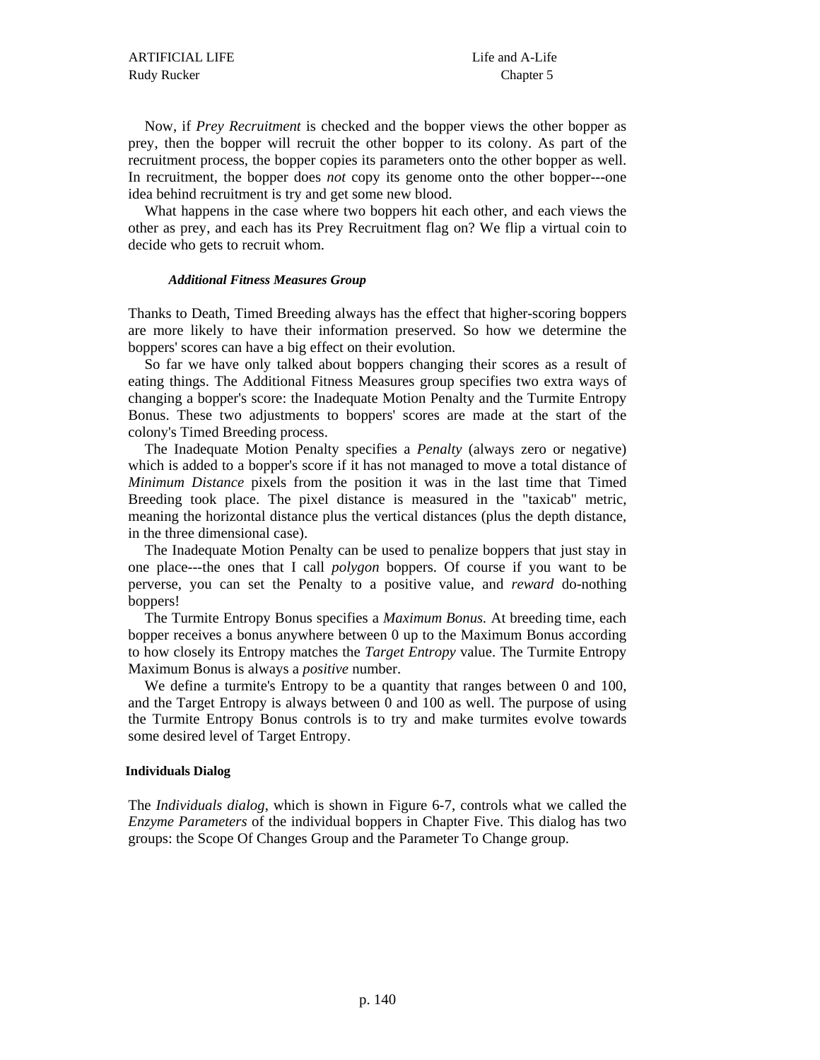Now, if *Prey Recruitment* is checked and the bopper views the other bopper as prey, then the bopper will recruit the other bopper to its colony. As part of the recruitment process, the bopper copies its parameters onto the other bopper as well. In recruitment, the bopper does *not* copy its genome onto the other bopper---one idea behind recruitment is try and get some new blood.

What happens in the case where two boppers hit each other, and each views the other as prey, and each has its Prey Recruitment flag on? We flip a virtual coin to decide who gets to recruit whom.

#### *Additional Fitness Measures Group*

Thanks to Death, Timed Breeding always has the effect that higher-scoring boppers are more likely to have their information preserved. So how we determine the boppers' scores can have a big effect on their evolution.

So far we have only talked about boppers changing their scores as a result of eating things. The Additional Fitness Measures group specifies two extra ways of changing a bopper's score: the Inadequate Motion Penalty and the Turmite Entropy Bonus. These two adjustments to boppers' scores are made at the start of the colony's Timed Breeding process.

The Inadequate Motion Penalty specifies a *Penalty* (always zero or negative) which is added to a bopper's score if it has not managed to move a total distance of *Minimum Distance* pixels from the position it was in the last time that Timed Breeding took place. The pixel distance is measured in the "taxicab" metric, meaning the horizontal distance plus the vertical distances (plus the depth distance, in the three dimensional case).

The Inadequate Motion Penalty can be used to penalize boppers that just stay in one place---the ones that I call *polygon* boppers. Of course if you want to be perverse, you can set the Penalty to a positive value, and *reward* do-nothing boppers!

The Turmite Entropy Bonus specifies a *Maximum Bonus*. At breeding time, each bopper receives a bonus anywhere between 0 up to the Maximum Bonus according to how closely its Entropy matches the *Target Entropy* value. The Turmite Entropy Maximum Bonus is always a *positive* number.

We define a turmite's Entropy to be a quantity that ranges between 0 and 100, and the Target Entropy is always between 0 and 100 as well. The purpose of using the Turmite Entropy Bonus controls is to try and make turmites evolve towards some desired level of Target Entropy.

### **Individuals Dialog**

The *Individuals dialog*, which is shown in Figure 6-7, controls what we called the *Enzyme Parameters* of the individual boppers in Chapter Five. This dialog has two groups: the Scope Of Changes Group and the Parameter To Change group.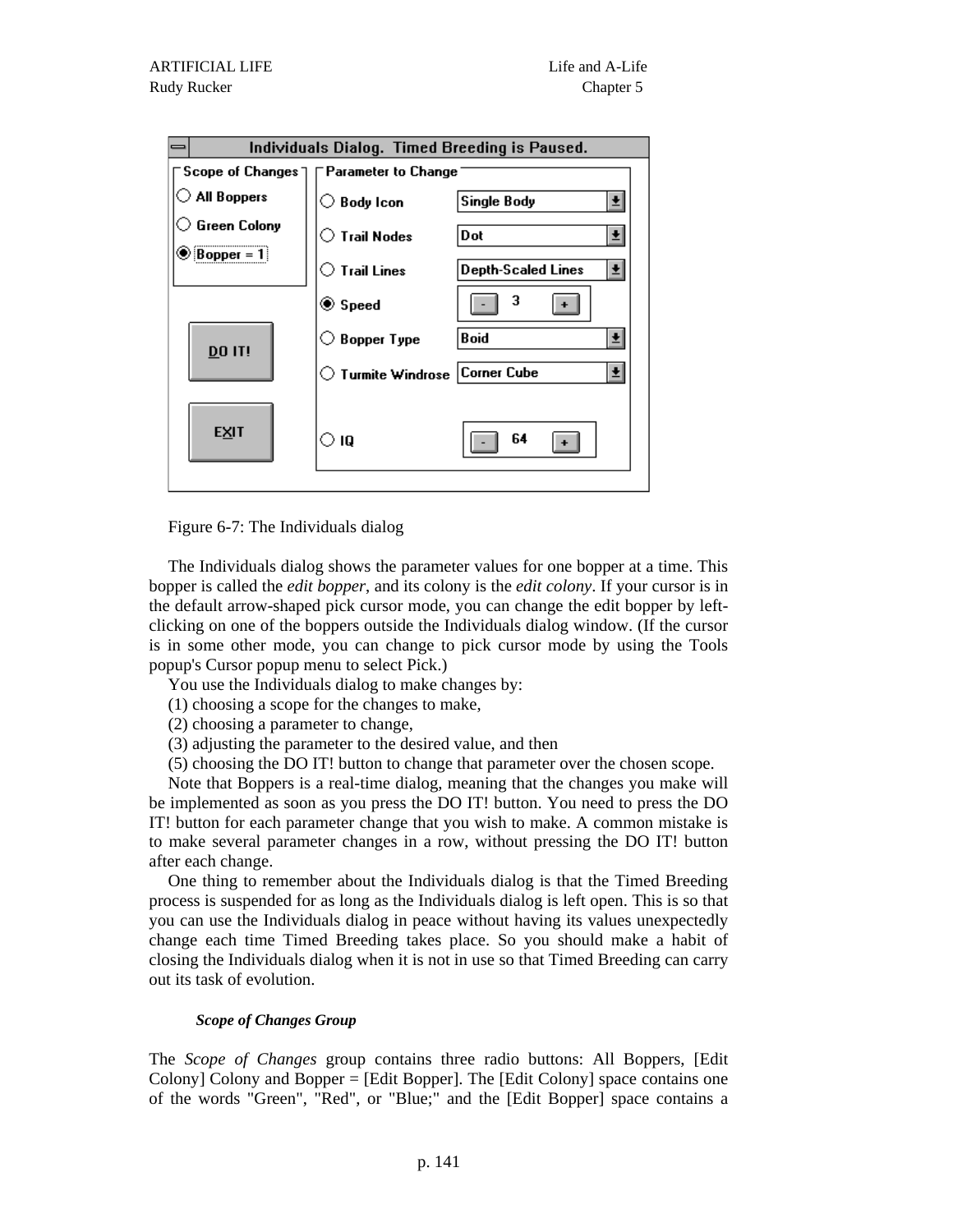Figure 6-7: The Individuals dialog

The Individuals dialog shows the parameter values for one bopper at a time. This bopper is called the *edit bopper*, and its colony is the *edit colony*. If your cursor is in the default arrow-shaped pick cursor mode, you can change the edit bopper by left-clicking on one of the boppers outside the Individuals dialog window. (If the cursor is in some other mode, you can change to pick cursor mode by using the Tools popup's Cursor popup menu to select Pick.)

You use the Individuals dialog to make changes by:

(1) choosing a scope for the changes to make,

(2) choosing a parameter to change,

(3) adjusting the parameter to the desired value, and then

(5) choosing the DO IT! button to change that parameter over the chosen scope.

Note that Boppers is a real-time dialog, meaning that the changes you make will be implemented as soon as you press the DO IT! button. You need to press the DO IT! button for each parameter change that you wish to make. A common mistake is to make several parameter changes in a row, without pressing the DO IT! button after each change.

One thing to remember about the Individuals dialog is that the Timed Breeding process is suspended for as long as the Individuals dialog is left open. This is so that you can use the Individuals dialog in peace without having its values unexpectedly change each time Timed Breeding takes place. So you should make a habit of closing the Individuals dialog when it is not in use so that Timed Breeding can carry out its task of evolution.

### *Scope of Changes Group*

The *Scope of Changes* group contains three radio buttons: All Boppers, [Edit Colony] Colony and Bopper = [Edit Bopper]. The [Edit Colony] space contains one of the words "Green", "Red", or "Blue;" and the [Edit Bopper] space contains a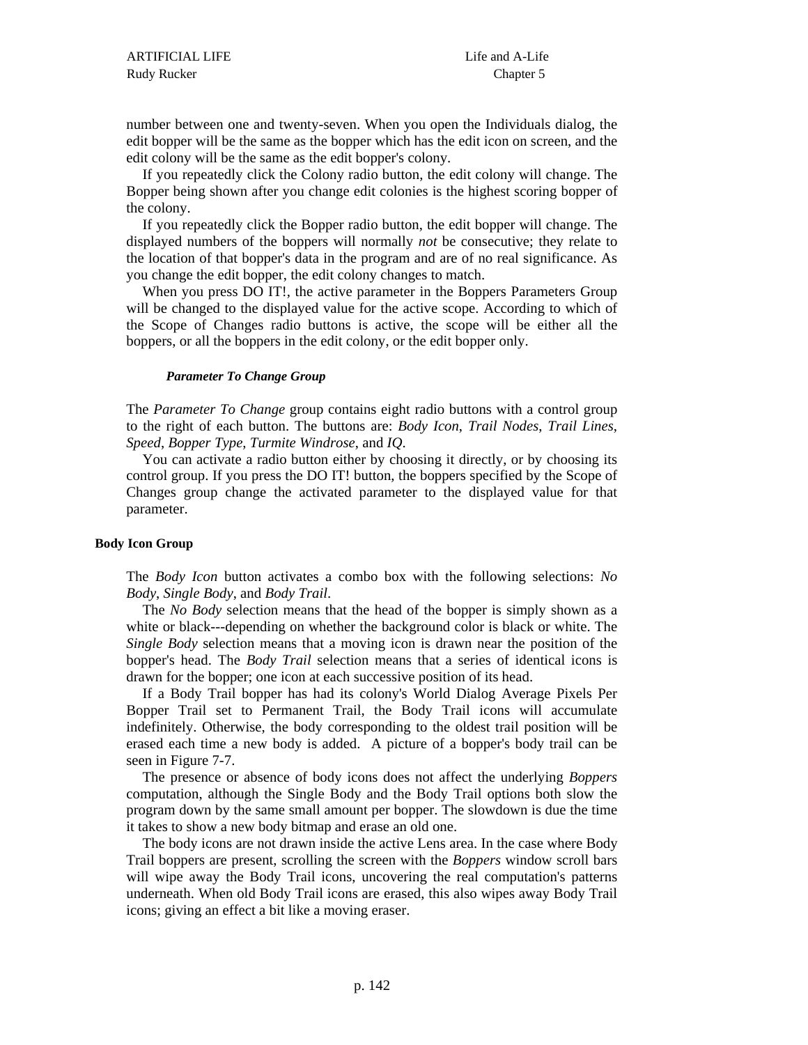number between one and twenty-seven. When you open the Individuals dialog, the edit bopper will be the same as the bopper which has the edit icon on screen, and the edit colony will be the same as the edit bopper's colony.

If you repeatedly click the Colony radio button, the edit colony will change. The Bopper being shown after you change edit colonies is the highest scoring bopper of the colony.

If you repeatedly click the Bopper radio button, the edit bopper will change. The displayed numbers of the boppers will normally *not* be consecutive; they relate to the location of that bopper's data in the program and are of no real significance. As you change the edit bopper, the edit colony changes to match.

When you press DO IT!, the active parameter in the Boppers Parameters Group will be changed to the displayed value for the active scope. According to which of the Scope of Changes radio buttons is active, the scope will be either all the boppers, or all the boppers in the edit colony, or the edit bopper only.

#### *Parameter To Change Group*

The *Parameter To Change* group contains eight radio buttons with a control group to the right of each button. The buttons are: *Body Icon*, *Trail Nodes*, *Trail Lines*, *Speed*, *Bopper Type*, *Turmite Windrose*, and *IQ*.

You can activate a radio button either by choosing it directly, or by choosing its control group. If you press the DO IT! button, the boppers specified by the Scope of Changes group change the activated parameter to the displayed value for that parameter.

### Body Icon Group

The *Body Icon* button activates a combo box with the following selections: *No Body*, *Single Body*, and *Body Trail*.

The *No Body* selection means that the head of the bopper is simply shown as a white or black---depending on whether the background color is black or white. The *Single Body* selection means that a moving icon is drawn near the position of the bopper's head. The *Body Trail* selection means that a series of identical icons is drawn for the bopper; one icon at each successive position of its head.

If a Body Trail bopper has had its colony's World Dialog Average Pixels Per Bopper Trail set to Permanent Trail, the Body Trail icons will accumulate indefinitely. Otherwise, the body corresponding to the oldest trail position will be erased each time a new body is added. A picture of a bopper's body trail can be seen in Figure 7-7.

The presence or absence of body icons does not affect the underlying *Boppers* computation, although the Single Body and the Body Trail options both slow the program down by the same small amount per bopper. The slowdown is due the time it takes to show a new body bitmap and erase an old one.

The body icons are not drawn inside the active Lens area. In the case where Body Trail boppers are present, scrolling the screen with the *Boppers* window scroll bars will wipe away the Body Trail icons, uncovering the real computation's patterns underneath. When old Body Trail icons are erased, this also wipes away Body Trail icons; giving an effect a bit like a moving eraser.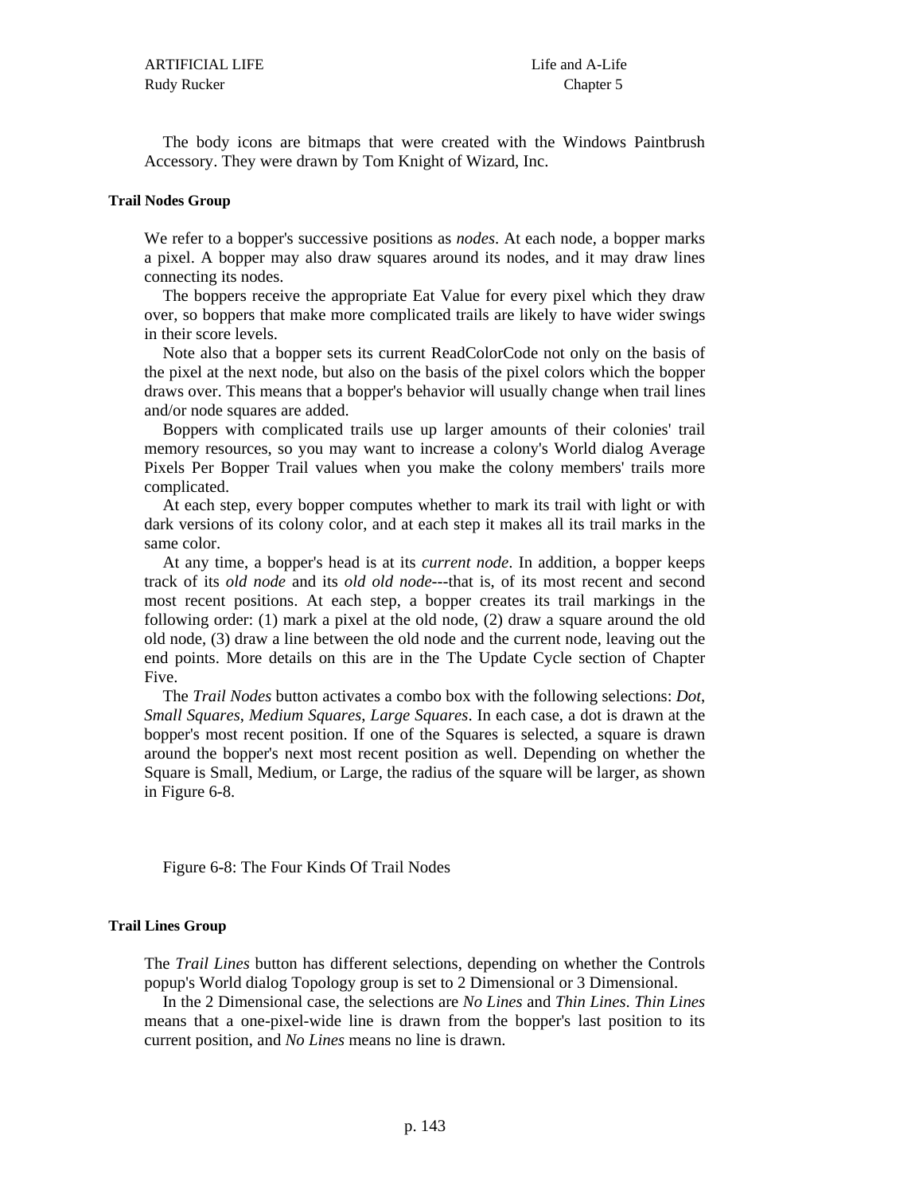The body icons are bitmaps that were created with the Windows Paintbrush Accessory. They were drawn by Tom Knight of Wizard, Inc.

### Trail Nodes Group

We refer to a bopper's successive positions as *nodes*. At each node, a bopper marks a pixel. A bopper may also draw squares around its nodes, and it may draw lines connecting its nodes.

The boppers receive the appropriate Eat Value for every pixel which they draw over, so boppers that make more complicated trails are likely to have wider swings in their score levels.

Note also that a bopper sets its current ReadColorCode not only on the basis of the pixel at the next node, but also on the basis of the pixel colors which the bopper draws over. This means that a bopper's behavior will usually change when trail lines and/or node squares are added.

Boppers with complicated trails use up larger amounts of their colonies' trail memory resources, so you may want to increase a colony's World dialog Average Pixels Per Bopper Trail values when you make the colony members' trails more complicated.

At each step, every bopper computes whether to mark its trail with light or with dark versions of its colony color, and at each step it makes all its trail marks in the same color.

At any time, a bopper's head is at its *current node*. In addition, a bopper keeps track of its *old node* and its *old old node*---that is, of its most recent and second most recent positions. At each step, a bopper creates its trail markings in the following order: (1) mark a pixel at the old node, (2) draw a square around the old old node, (3) draw a line between the old node and the current node, leaving out the end points. More details on this are in the The Update Cycle section of Chapter Five.

The *Trail Nodes* button activates a combo box with the following selections: *Dot*, *Small Squares*, *Medium Squares*, *Large Squares*. In each case, a dot is drawn at the bopper's most recent position. If one of the Squares is selected, a square is drawn around the bopper's next most recent position as well. Depending on whether the Square is Small, Medium, or Large, the radius of the square will be larger, as shown in Figure 6-8.

Figure 6-8: The Four Kinds Of Trail Nodes

### Trail Lines Group

The *Trail Lines* button has different selections, depending on whether the Controls popup's World dialog Topology group is set to 2 Dimensional or 3 Dimensional.

In the 2 Dimensional case, the selections are *No Lines* and *Thin Lines*. *Thin Lines* means that a one-pixel-wide line is drawn from the bopper's last position to its current position, and *No Lines* means no line is drawn.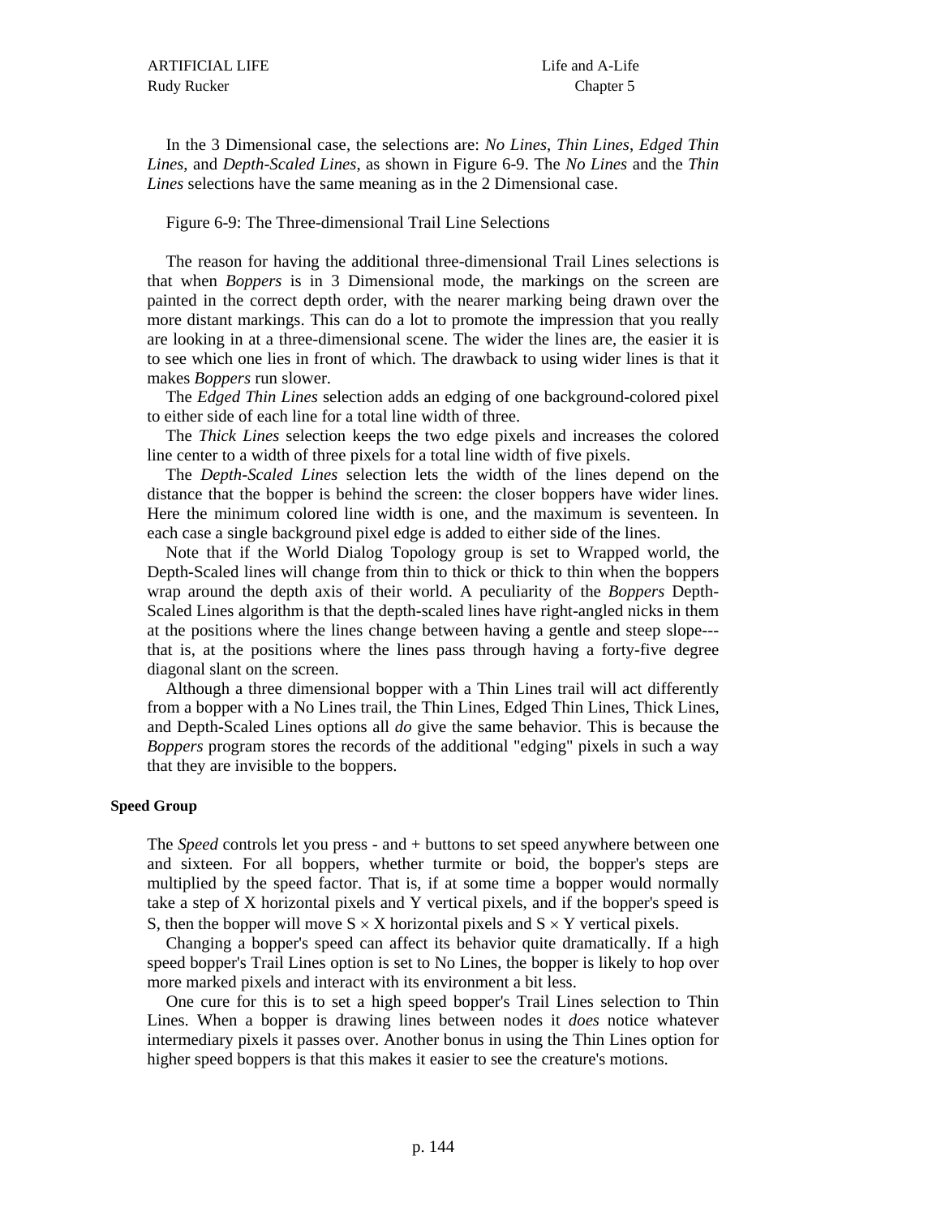In the 3 Dimensional case, the selections are: *No Lines*, *Thin Lines*, *Edged Thin Lines*, and *Depth-Scaled Lines*, as shown in Figure 6-9. The *No Lines* and the *Thin Lines* selections have the same meaning as in the 2 Dimensional case.

Figure 6-9: The Three-dimensional Trail Line Selections

The reason for having the additional three-dimensional Trail Lines selections is that when *Boppers* is in 3 Dimensional mode, the markings on the screen are painted in the correct depth order, with the nearer marking being drawn over the more distant markings. This can do a lot to promote the impression that you really are looking in at a three-dimensional scene. The wider the lines are, the easier it is to see which one lies in front of which. The drawback to using wider lines is that it makes *Boppers* run slower.

The *Edged Thin Lines* selection adds an edging of one background-colored pixel to either side of each line for a total line width of three.

The *Thick Lines* selection keeps the two edge pixels and increases the colored line center to a width of three pixels for a total line width of five pixels.

The *Depth-Scaled Lines* selection lets the width of the lines depend on the distance that the bopper is behind the screen: the closer boppers have wider lines. Here the minimum colored line width is one, and the maximum is seventeen. In each case a single background pixel edge is added to either side of the lines.

Note that if the World Dialog Topology group is set to Wrapped world, the Depth-Scaled lines will change from thin to thick or thick to thin when the boppers wrap around the depth axis of their world. A peculiarity of the *Boppers* Depth-Scaled Lines algorithm is that the depth-scaled lines have right-angled nicks in them at the positions where the lines change between having a gentle and steep slope---that is, at the positions where the lines pass through having a forty-five degree diagonal slant on the screen.

Although a three dimensional bopper with a Thin Lines trail will act differently from a bopper with a No Lines trail, the Thin Lines, Edged Thin Lines, Thick Lines, and Depth-Scaled Lines options all *do* give the same behavior. This is because the *Boppers* program stores the records of the additional "edging" pixels in such a way that they are invisible to the boppers.

**Speed Group**

The *Speed* controls let you press - and + buttons to set speed anywhere between one and sixteen. For all boppers, whether turmite or boid, the bopper's steps are multiplied by the speed factor. That is, if at some time a bopper would normally take a step of X horizontal pixels and Y vertical pixels, and if the bopper's speed is S, then the bopper will move $S \times X$ horizontal pixels and $S \times Y$ vertical pixels.

Changing a bopper's speed can affect its behavior quite dramatically. If a high speed bopper's Trail Lines option is set to No Lines, the bopper is likely to hop over more marked pixels and interact with its environment a bit less.

One cure for this is to set a high speed bopper's Trail Lines selection to Thin Lines. When a bopper is drawing lines between nodes it *does* notice whatever intermediary pixels it passes over. Another bonus in using the Thin Lines option for higher speed boppers is that this makes it easier to see the creature's motions.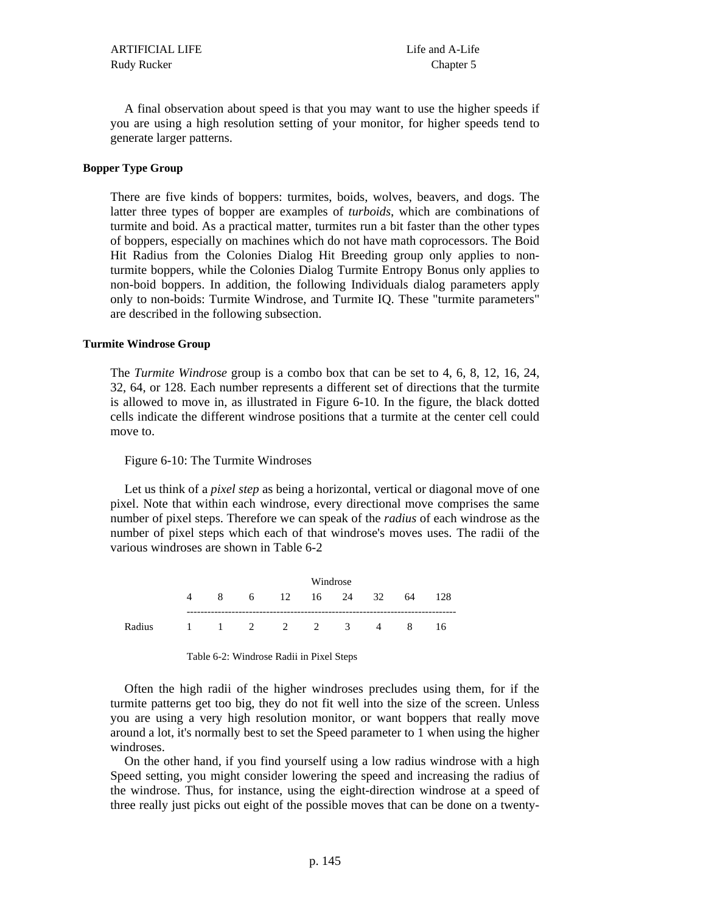A final observation about speed is that you may want to use the higher speeds if you are using a high resolution setting of your monitor, for higher speeds tend to generate larger patterns.

**Bopper Type Group**

There are five kinds of boppers: turmites, boids, wolves, beavers, and dogs. The latter three types of bopper are examples of *turboids*, which are combinations of turmite and boid. As a practical matter, turmites run a bit faster than the other types of boppers, especially on machines which do not have math coprocessors. The Boid Hit Radius from the Colonies Dialog Hit Breeding group only applies to non-turmite boppers, while the Colonies Dialog Turmite Entropy Bonus only applies to non-boid boppers. In addition, the following Individuals dialog parameters apply only to non-boids: Turmite Windrose, and Turmite IQ. These "turmite parameters" are described in the following subsection.

**Turmite Windrose Group**

The *Turmite Windrose* group is a combo box that can be set to 4, 6, 8, 12, 16, 24, 32, 64, or 128. Each number represents a different set of directions that the turmite is allowed to move in, as illustrated in Figure 6-10. In the figure, the black dotted cells indicate the different windrose positions that a turmite at the center cell could move to.

Figure 6-10: The Turmite Windroses

Let us think of a *pixel step* as being a horizontal, vertical or diagonal move of one pixel. Note that within each windrose, every directional move comprises the same number of pixel steps. Therefore we can speak of the *radius* of each windrose as the number of pixel steps which each of that windrose's moves uses. The radii of the various windroses are shown in Table 6-2

| Windrose | 4 | 8 | 6 | 12 | 16 | 24 | 32 | 64 | 128 |
|---|---|---|---|---|---|---|---|---|---|
| Radius | 1 | 1 | 2 | 2 | 2 | 3 | 4 | 8 | 16 |

Table 6-2: Windrose Radii in Pixel Steps

Often the high radii of the higher windroses precludes using them, for if the turmite patterns get too big, they do not fit well into the size of the screen. Unless you are using a very high resolution monitor, or want boppers that really move around a lot, it's normally best to set the Speed parameter to 1 when using the higher windroses.

On the other hand, if you find yourself using a low radius windrose with a high Speed setting, you might consider lowering the speed and increasing the radius of the windrose. Thus, for instance, using the eight-direction windrose at a speed of three really just picks out eight of the possible moves that can be done on a twenty-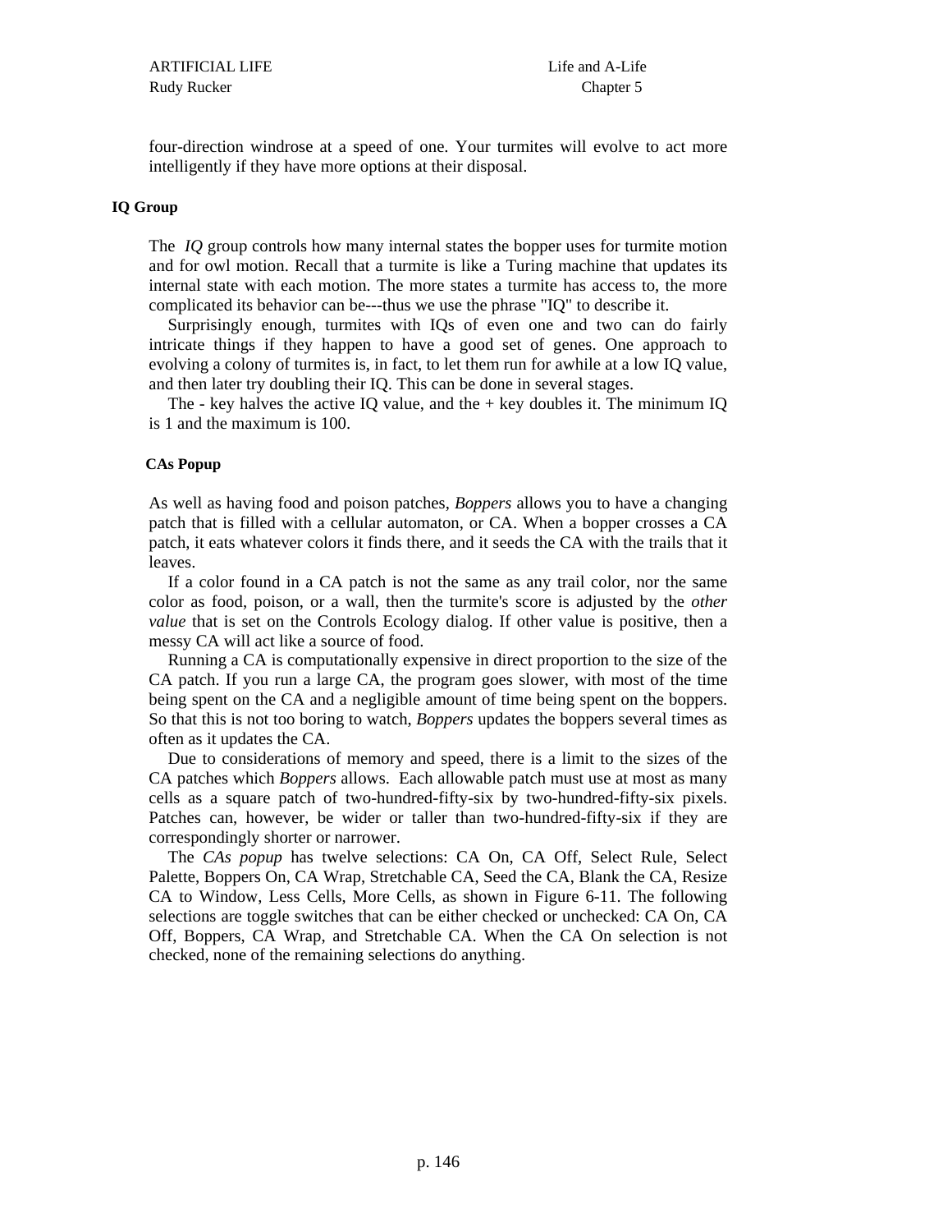four-direction windrose at a speed of one. Your turmites will evolve to act more intelligently if they have more options at their disposal.

### IQ Group

The *IQ* group controls how many internal states the bopper uses for turmite motion and for owl motion. Recall that a turmite is like a Turing machine that updates its internal state with each motion. The more states a turmite has access to, the more complicated its behavior can be---thus we use the phrase "IQ" to describe it.

Surprisingly enough, turmites with IQs of even one and two can do fairly intricate things if they happen to have a good set of genes. One approach to evolving a colony of turmites is, in fact, to let them run for awhile at a low IQ value, and then later try doubling their IQ. This can be done in several stages.

The - key halves the active IQ value, and the + key doubles it. The minimum IQ is 1 and the maximum is 100.

### CAs Popup

As well as having food and poison patches, *Boppers* allows you to have a changing patch that is filled with a cellular automaton, or CA. When a bopper crosses a CA patch, it eats whatever colors it finds there, and it seeds the CA with the trails that it leaves.

If a color found in a CA patch is not the same as any trail color, nor the same color as food, poison, or a wall, then the turmite's score is adjusted by the *other value* that is set on the Controls Ecology dialog. If other value is positive, then a messy CA will act like a source of food.

Running a CA is computationally expensive in direct proportion to the size of the CA patch. If you run a large CA, the program goes slower, with most of the time being spent on the CA and a negligible amount of time being spent on the boppers. So that this is not too boring to watch, *Boppers* updates the boppers several times as often as it updates the CA.

Due to considerations of memory and speed, there is a limit to the sizes of the CA patches which *Boppers* allows. Each allowable patch must use at most as many cells as a square patch of two-hundred-fifty-six by two-hundred-fifty-six pixels. Patches can, however, be wider or taller than two-hundred-fifty-six if they are correspondingly shorter or narrower.

The *CAs popup* has twelve selections: CA On, CA Off, Select Rule, Select Palette, Boppers On, CA Wrap, Stretchable CA, Seed the CA, Blank the CA, Resize CA to Window, Less Cells, More Cells, as shown in Figure 6-11. The following selections are toggle switches that can be either checked or unchecked: CA On, CA Off, Boppers, CA Wrap, and Stretchable CA. When the CA On selection is not checked, none of the remaining selections do anything.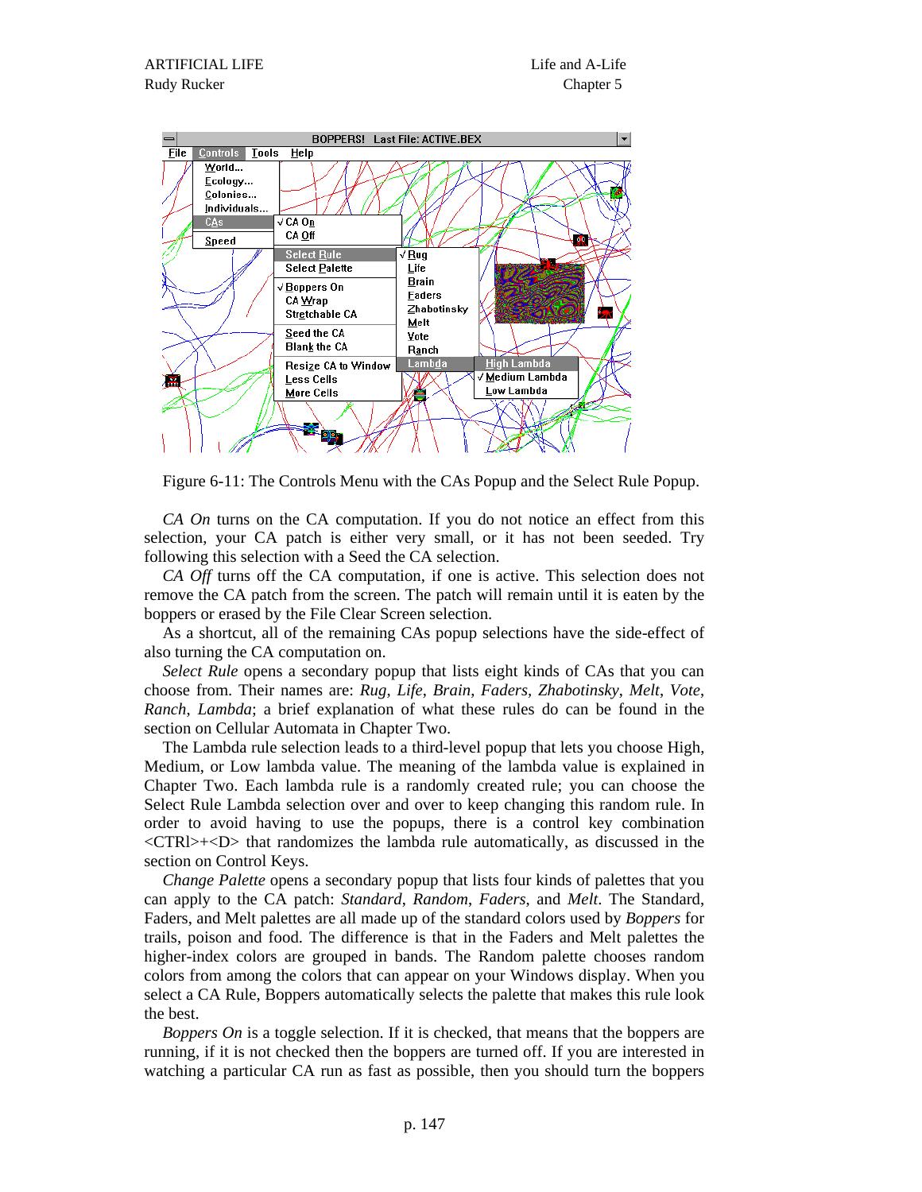Figure 6-11: The Controls Menu with the CAs Popup and the Select Rule Popup.

*CA On* turns on the CA computation. If you do not notice an effect from this selection, your CA patch is either very small, or it has not been seeded. Try following this selection with a Seed the CA selection.

*CA Off* turns off the CA computation, if one is active. This selection does not remove the CA patch from the screen. The patch will remain until it is eaten by the boppers or erased by the File Clear Screen selection.

As a shortcut, all of the remaining CAs popup selections have the side-effect of also turning the CA computation on.

*Select Rule* opens a secondary popup that lists eight kinds of CAs that you can choose from. Their names are: *Rug*, *Life*, *Brain*, *Faders*, *Zhabotinsky*, *Melt*, *Vote*, *Ranch*, *Lambda*; a brief explanation of what these rules do can be found in the section on Cellular Automata in Chapter Two.

The Lambda rule selection leads to a third-level popup that lets you choose High, Medium, or Low lambda value. The meaning of the lambda value is explained in Chapter Two. Each lambda rule is a randomly created rule; you can choose the Select Rule Lambda selection over and over to keep changing this random rule. In order to avoid having to use the popups, there is a control key combination <CTRl>+<D> that randomizes the lambda rule automatically, as discussed in the section on Control Keys.

*Change Palette* opens a secondary popup that lists four kinds of palettes that you can apply to the CA patch: *Standard*, *Random*, *Faders*, and *Melt*. The Standard, Faders, and Melt palettes are all made up of the standard colors used by *Boppers* for trails, poison and food. The difference is that in the Faders and Melt palettes the higher-index colors are grouped in bands. The Random palette chooses random colors from among the colors that can appear on your Windows display. When you select a CA Rule, Boppers automatically selects the palette that makes this rule look the best.

*Boppers On* is a toggle selection. If it is checked, that means that the boppers are running, if it is not checked then the boppers are turned off. If you are interested in watching a particular CA run as fast as possible, then you should turn the boppers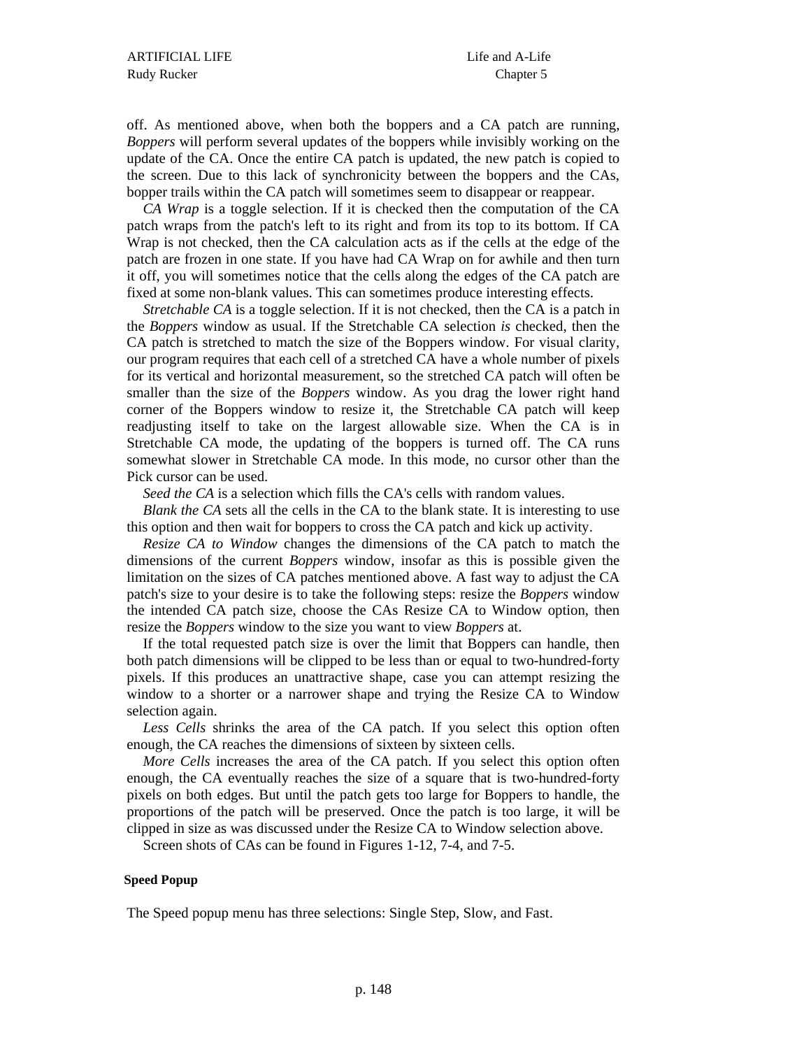off. As mentioned above, when both the boppers and a CA patch are running, *Boppers* will perform several updates of the boppers while invisibly working on the update of the CA. Once the entire CA patch is updated, the new patch is copied to the screen. Due to this lack of synchronicity between the boppers and the CAs, bopper trails within the CA patch will sometimes seem to disappear or reappear.

*CA Wrap* is a toggle selection. If it is checked then the computation of the CA patch wraps from the patch's left to its right and from its top to its bottom. If CA Wrap is not checked, then the CA calculation acts as if the cells at the edge of the patch are frozen in one state. If you have had CA Wrap on for awhile and then turn it off, you will sometimes notice that the cells along the edges of the CA patch are fixed at some non-blank values. This can sometimes produce interesting effects.

*Stretchable CA* is a toggle selection. If it is not checked, then the CA is a patch in the *Boppers* window as usual. If the Stretchable CA selection *is* checked, then the CA patch is stretched to match the size of the Boppers window. For visual clarity, our program requires that each cell of a stretched CA have a whole number of pixels for its vertical and horizontal measurement, so the stretched CA patch will often be smaller than the size of the *Boppers* window. As you drag the lower right hand corner of the Boppers window to resize it, the Stretchable CA patch will keep readjusting itself to take on the largest allowable size. When the CA is in Stretchable CA mode, the updating of the boppers is turned off. The CA runs somewhat slower in Stretchable CA mode. In this mode, no cursor other than the Pick cursor can be used.

*Seed the CA* is a selection which fills the CA's cells with random values.

*Blank the CA* sets all the cells in the CA to the blank state. It is interesting to use this option and then wait for boppers to cross the CA patch and kick up activity.

*Resize CA to Window* changes the dimensions of the CA patch to match the dimensions of the current *Boppers* window, insofar as this is possible given the limitation on the sizes of CA patches mentioned above. A fast way to adjust the CA patch's size to your desire is to take the following steps: resize the *Boppers* window the intended CA patch size, choose the CAs Resize CA to Window option, then resize the *Boppers* window to the size you want to view *Boppers* at.

If the total requested patch size is over the limit that Boppers can handle, then both patch dimensions will be clipped to be less than or equal to two-hundred-forty pixels. If this produces an unattractive shape, case you can attempt resizing the window to a shorter or a narrower shape and trying the Resize CA to Window selection again.

*Less Cells* shrinks the area of the CA patch. If you select this option often enough, the CA reaches the dimensions of sixteen by sixteen cells.

*More Cells* increases the area of the CA patch. If you select this option often enough, the CA eventually reaches the size of a square that is two-hundred-forty pixels on both edges. But until the patch gets too large for Boppers to handle, the proportions of the patch will be preserved. Once the patch is too large, it will be clipped in size as was discussed under the Resize CA to Window selection above.

Screen shots of CAs can be found in Figures 1-12, 7-4, and 7-5.

**Speed Popup**

The Speed popup menu has three selections: Single Step, Slow, and Fast.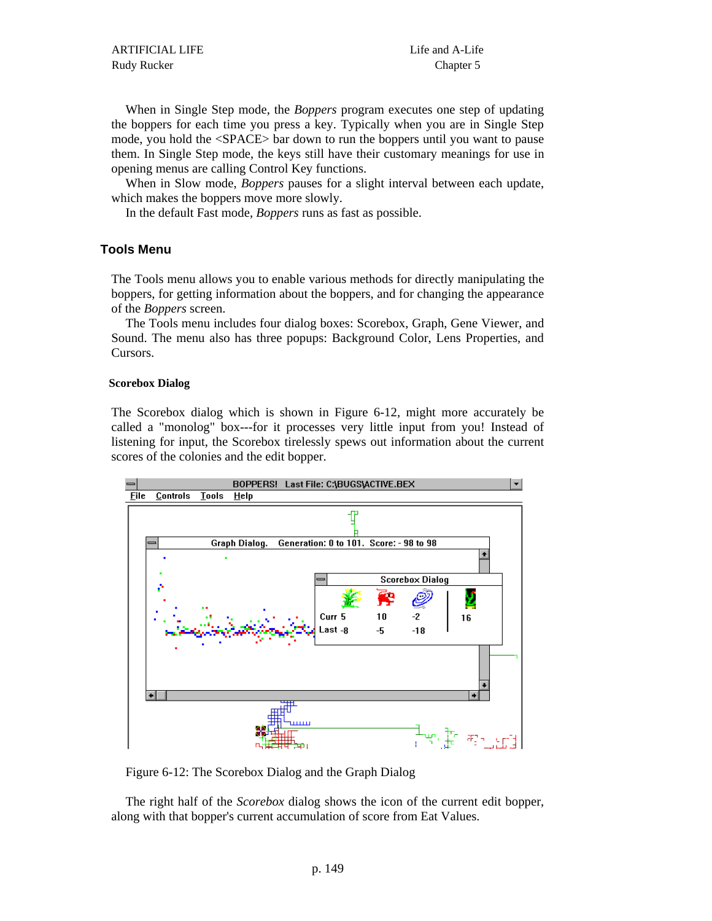When in Single Step mode, the *Boppers* program executes one step of updating the boppers for each time you press a key. Typically when you are in Single Step mode, you hold the <SPACE> bar down to run the boppers until you want to pause them. In Single Step mode, the keys still have their customary meanings for use in opening menus are calling Control Key functions.

When in Slow mode, *Boppers* pauses for a slight interval between each update, which makes the boppers move more slowly.

In the default Fast mode, *Boppers* runs as fast as possible.

## Tools Menu

The Tools menu allows you to enable various methods for directly manipulating the boppers, for getting information about the boppers, and for changing the appearance of the *Boppers* screen.

The Tools menu includes four dialog boxes: Scorebox, Graph, Gene Viewer, and Sound. The menu also has three popups: Background Color, Lens Properties, and Cursors.

### Scorebox Dialog

The Scorebox dialog which is shown in Figure 6-12, might more accurately be called a "monolog" box---for it processes very little input from you! Instead of listening for input, the Scorebox tirelessly spews out information about the current scores of the colonies and the edit bopper.

Figure 6-12: The Scorebox Dialog and the Graph Dialog

The right half of the *Scorebox* dialog shows the icon of the current edit bopper, along with that bopper's current accumulation of score from Eat Values.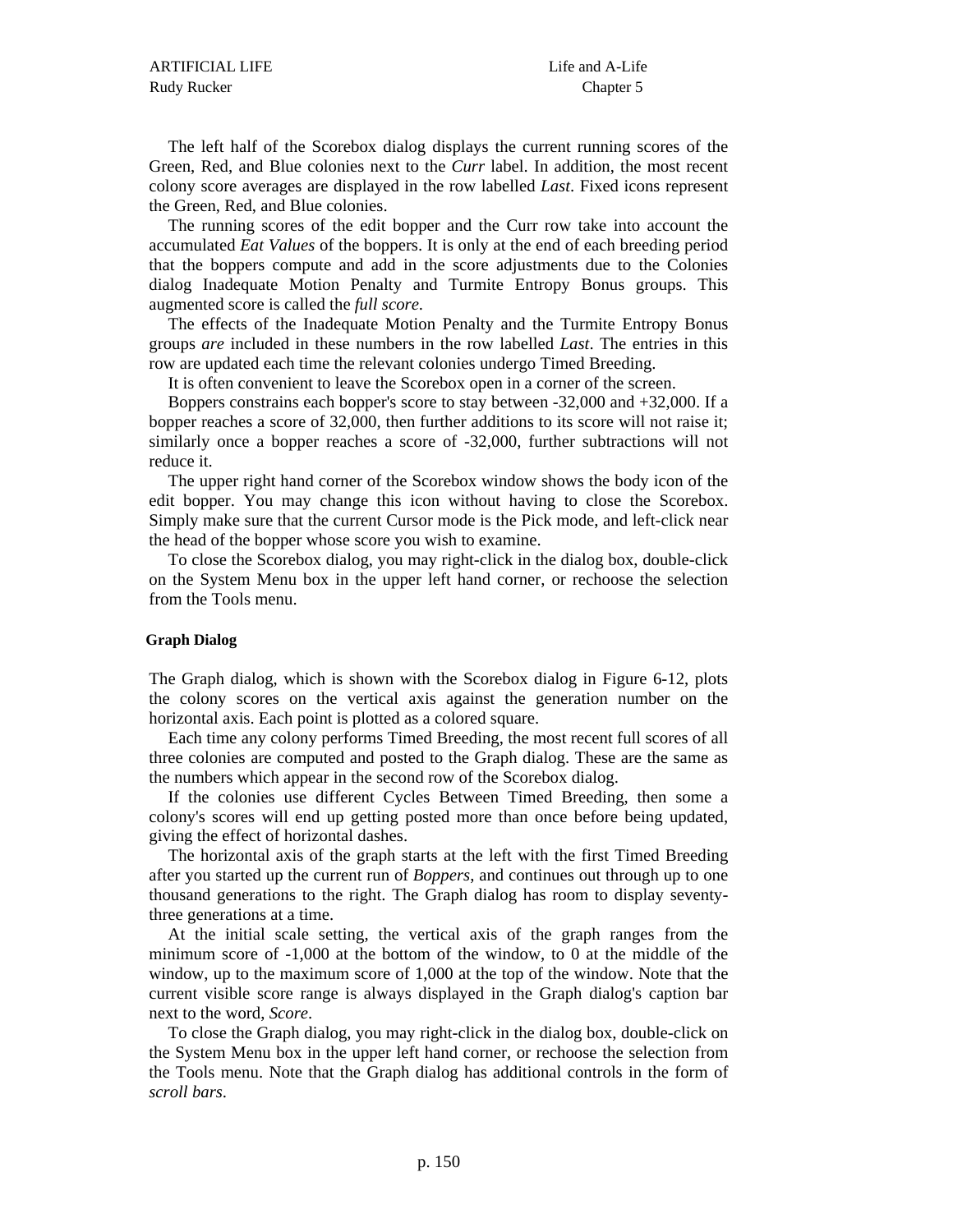The left half of the Scorebox dialog displays the current running scores of the Green, Red, and Blue colonies next to the *Curr* label. In addition, the most recent colony score averages are displayed in the row labelled *Last*. Fixed icons represent the Green, Red, and Blue colonies.

The running scores of the edit bopper and the Curr row take into account the accumulated *Eat Values* of the boppers. It is only at the end of each breeding period that the boppers compute and add in the score adjustments due to the Colonies dialog Inadequate Motion Penalty and Turmite Entropy Bonus groups. This augmented score is called the *full score*.

The effects of the Inadequate Motion Penalty and the Turmite Entropy Bonus groups *are* included in these numbers in the row labelled *Last*. The entries in this row are updated each time the relevant colonies undergo Timed Breeding.

It is often convenient to leave the Scorebox open in a corner of the screen.

Boppers constrains each bopper's score to stay between -32,000 and +32,000. If a bopper reaches a score of 32,000, then further additions to its score will not raise it; similarly once a bopper reaches a score of -32,000, further subtractions will not reduce it.

The upper right hand corner of the Scorebox window shows the body icon of the edit bopper. You may change this icon without having to close the Scorebox. Simply make sure that the current Cursor mode is the Pick mode, and left-click near the head of the bopper whose score you wish to examine.

To close the Scorebox dialog, you may right-click in the dialog box, double-click on the System Menu box in the upper left hand corner, or rechoose the selection from the Tools menu.

**Graph Dialog**

The Graph dialog, which is shown with the Scorebox dialog in Figure 6-12, plots the colony scores on the vertical axis against the generation number on the horizontal axis. Each point is plotted as a colored square.

Each time any colony performs Timed Breeding, the most recent full scores of all three colonies are computed and posted to the Graph dialog. These are the same as the numbers which appear in the second row of the Scorebox dialog.

If the colonies use different Cycles Between Timed Breeding, then some a colony's scores will end up getting posted more than once before being updated, giving the effect of horizontal dashes.

The horizontal axis of the graph starts at the left with the first Timed Breeding after you started up the current run of *Boppers*, and continues out through up to one thousand generations to the right. The Graph dialog has room to display seventy-three generations at a time.

At the initial scale setting, the vertical axis of the graph ranges from the minimum score of -1,000 at the bottom of the window, to 0 at the middle of the window, up to the maximum score of 1,000 at the top of the window. Note that the current visible score range is always displayed in the Graph dialog's caption bar next to the word, *Score*.

To close the Graph dialog, you may right-click in the dialog box, double-click on the System Menu box in the upper left hand corner, or rechoose the selection from the Tools menu. Note that the Graph dialog has additional controls in the form of *scroll bars*.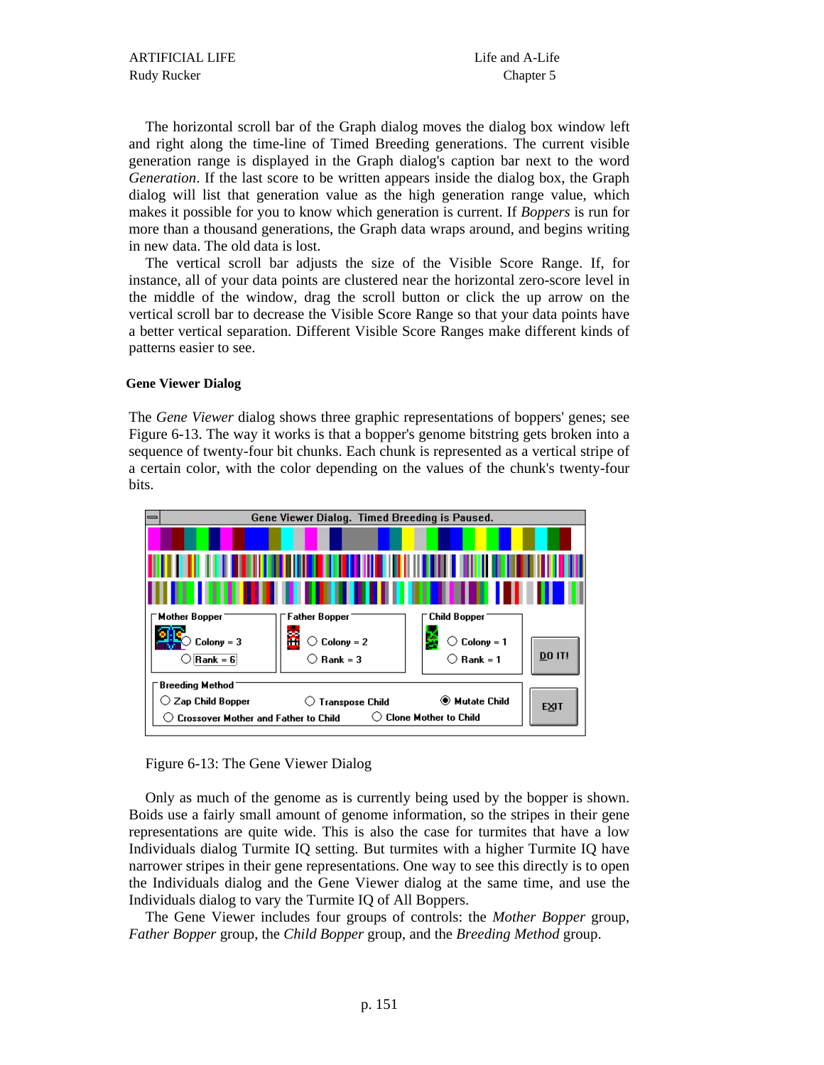The horizontal scroll bar of the Graph dialog moves the dialog box window left and right along the time-line of Timed Breeding generations. The current visible generation range is displayed in the Graph dialog's caption bar next to the word *Generation*. If the last score to be written appears inside the dialog box, the Graph dialog will list that generation value as the high generation range value, which makes it possible for you to know which generation is current. If *Boppers* is run for more than a thousand generations, the Graph data wraps around, and begins writing in new data. The old data is lost.

The vertical scroll bar adjusts the size of the Visible Score Range. If, for instance, all of your data points are clustered near the horizontal zero-score level in the middle of the window, drag the scroll button or click the up arrow on the vertical scroll bar to decrease the Visible Score Range so that your data points have a better vertical separation. Different Visible Score Ranges make different kinds of patterns easier to see.

### Gene Viewer Dialog

The *Gene Viewer* dialog shows three graphic representations of boppers' genes; see Figure 6-13. The way it works is that a bopper's genome bitstring gets broken into a sequence of twenty-four bit chunks. Each chunk is represented as a vertical stripe of a certain color, with the color depending on the values of the chunk's twenty-four bits.

Figure 6-13: The Gene Viewer Dialog

Only as much of the genome as is currently being used by the bopper is shown. Boids use a fairly small amount of genome information, so the stripes in their gene representations are quite wide. This is also the case for turmites that have a low Individuals dialog Turmite IQ setting. But turmites with a higher Turmite IQ have narrower stripes in their gene representations. One way to see this directly is to open the Individuals dialog and the Gene Viewer dialog at the same time, and use the Individuals dialog to vary the Turmite IQ of All Boppers.

The Gene Viewer includes four groups of controls: the *Mother Bopper* group, *Father Bopper* group, the *Child Bopper* group, and the *Breeding Method* group.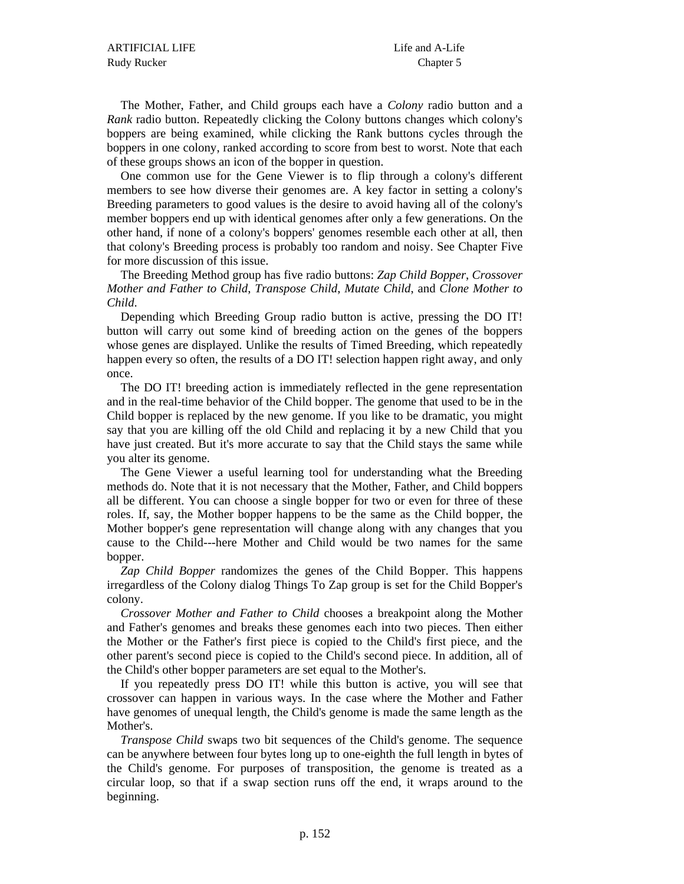The Mother, Father, and Child groups each have a *Colony* radio button and a *Rank* radio button. Repeatedly clicking the Colony buttons changes which colony's boppers are being examined, while clicking the Rank buttons cycles through the boppers in one colony, ranked according to score from best to worst. Note that each of these groups shows an icon of the bopper in question.

One common use for the Gene Viewer is to flip through a colony's different members to see how diverse their genomes are. A key factor in setting a colony's Breeding parameters to good values is the desire to avoid having all of the colony's member boppers end up with identical genomes after only a few generations. On the other hand, if none of a colony's boppers' genomes resemble each other at all, then that colony's Breeding process is probably too random and noisy. See Chapter Five for more discussion of this issue.

The Breeding Method group has five radio buttons: *Zap Child Bopper*, *Crossover Mother and Father to Child*, *Transpose Child*, *Mutate Child*, and *Clone Mother to Child*.

Depending which Breeding Group radio button is active, pressing the DO IT! button will carry out some kind of breeding action on the genes of the boppers whose genes are displayed. Unlike the results of Timed Breeding, which repeatedly happen every so often, the results of a DO IT! selection happen right away, and only once.

The DO IT! breeding action is immediately reflected in the gene representation and in the real-time behavior of the Child bopper. The genome that used to be in the Child bopper is replaced by the new genome. If you like to be dramatic, you might say that you are killing off the old Child and replacing it by a new Child that you have just created. But it's more accurate to say that the Child stays the same while you alter its genome.

The Gene Viewer a useful learning tool for understanding what the Breeding methods do. Note that it is not necessary that the Mother, Father, and Child boppers all be different. You can choose a single bopper for two or even for three of these roles. If, say, the Mother bopper happens to be the same as the Child bopper, the Mother bopper's gene representation will change along with any changes that you cause to the Child---here Mother and Child would be two names for the same bopper.

*Zap Child Bopper* randomizes the genes of the Child Bopper. This happens irregardless of the Colony dialog Things To Zap group is set for the Child Bopper's colony.

*Crossover Mother and Father to Child* chooses a breakpoint along the Mother and Father's genomes and breaks these genomes each into two pieces. Then either the Mother or the Father's first piece is copied to the Child's first piece, and the other parent's second piece is copied to the Child's second piece. In addition, all of the Child's other bopper parameters are set equal to the Mother's.

If you repeatedly press DO IT! while this button is active, you will see that crossover can happen in various ways. In the case where the Mother and Father have genomes of unequal length, the Child's genome is made the same length as the Mother's.

*Transpose Child* swaps two bit sequences of the Child's genome. The sequence can be anywhere between four bytes long up to one-eighth the full length in bytes of the Child's genome. For purposes of transposition, the genome is treated as a circular loop, so that if a swap section runs off the end, it wraps around to the beginning.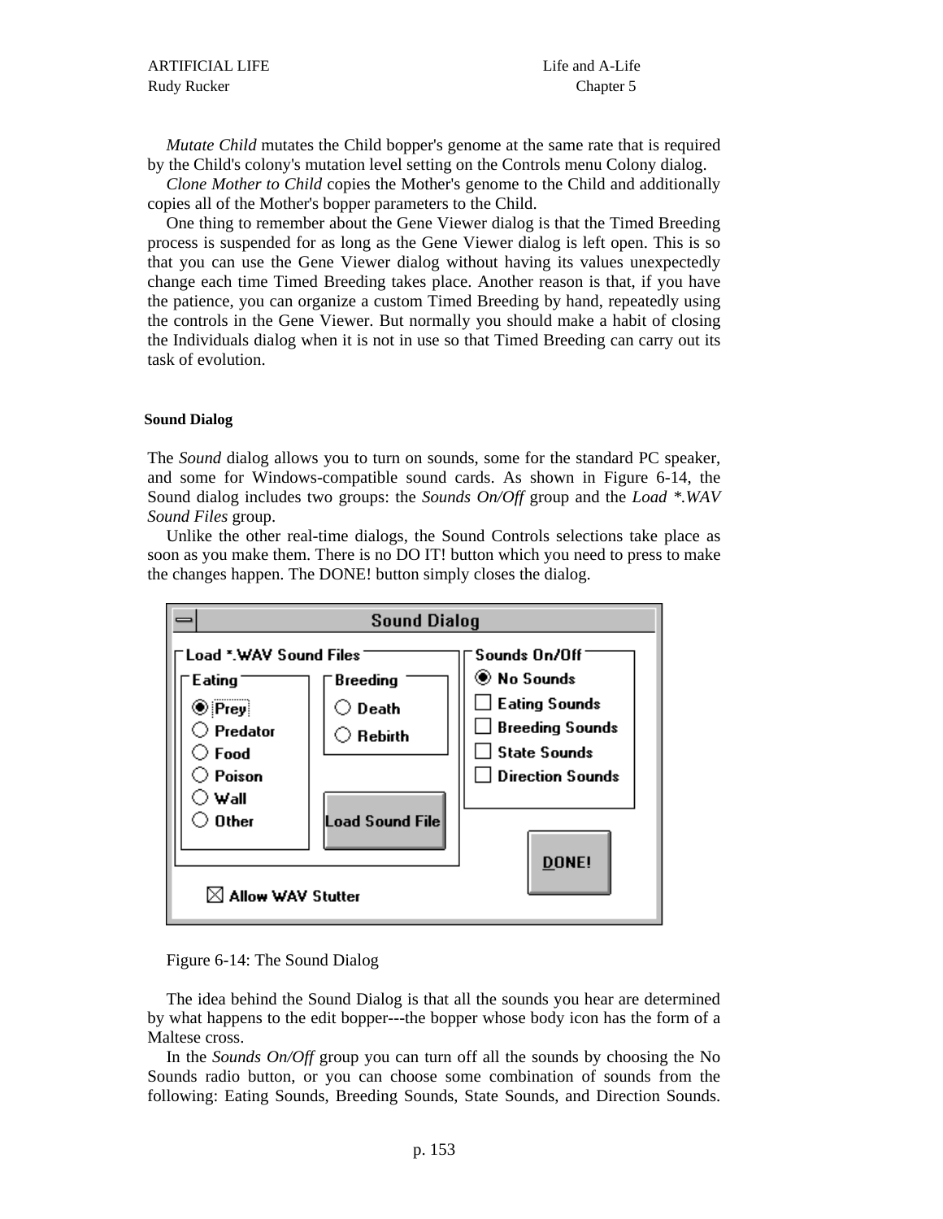*Mutate Child* mutates the Child bopper's genome at the same rate that is required by the Child's colony's mutation level setting on the Controls menu Colony dialog.

*Clone Mother to Child* copies the Mother's genome to the Child and additionally copies all of the Mother's bopper parameters to the Child.

One thing to remember about the Gene Viewer dialog is that the Timed Breeding process is suspended for as long as the Gene Viewer dialog is left open. This is so that you can use the Gene Viewer dialog without having its values unexpectedly change each time Timed Breeding takes place. Another reason is that, if you have the patience, you can organize a custom Timed Breeding by hand, repeatedly using the controls in the Gene Viewer. But normally you should make a habit of closing the Individuals dialog when it is not in use so that Timed Breeding can carry out its task of evolution.

### Sound Dialog

The *Sound* dialog allows you to turn on sounds, some for the standard PC speaker, and some for Windows-compatible sound cards. As shown in Figure 6-14, the Sound dialog includes two groups: the *Sounds On/Off* group and the *Load *.WAV Sound Files* group.

Unlike the other real-time dialogs, the Sound Controls selections take place as soon as you make them. There is no DO IT! button which you need to press to make the changes happen. The DONE! button simply closes the dialog.

Figure 6-14: The Sound Dialog

The idea behind the Sound Dialog is that all the sounds you hear are determined by what happens to the edit bopper---the bopper whose body icon has the form of a Maltese cross.

In the *Sounds On/Off* group you can turn off all the sounds by choosing the No Sounds radio button, or you can choose some combination of sounds from the following: Eating Sounds, Breeding Sounds, State Sounds, and Direction Sounds.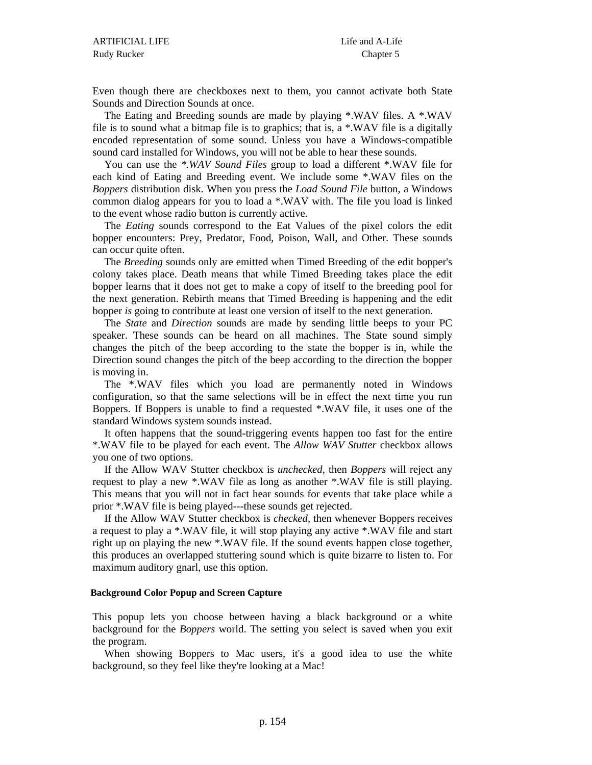Even though there are checkboxes next to them, you cannot activate both State Sounds and Direction Sounds at once.

The Eating and Breeding sounds are made by playing *.WAV files. A *.WAV file is to sound what a bitmap file is to graphics; that is, a *.WAV file is a digitally encoded representation of some sound. Unless you have a Windows-compatible sound card installed for Windows, you will not be able to hear these sounds.

You can use the *\*.WAV Sound Files* group to load a different *.WAV file for each kind of Eating and Breeding event. We include some *.WAV files on the *Boppers* distribution disk. When you press the *Load Sound File* button, a Windows common dialog appears for you to load a *.WAV with. The file you load is linked to the event whose radio button is currently active.

The *Eating* sounds correspond to the Eat Values of the pixel colors the edit bopper encounters: Prey, Predator, Food, Poison, Wall, and Other. These sounds can occur quite often.

The *Breeding* sounds only are emitted when Timed Breeding of the edit bopper's colony takes place. Death means that while Timed Breeding takes place the edit bopper learns that it does not get to make a copy of itself to the breeding pool for the next generation. Rebirth means that Timed Breeding is happening and the edit bopper *is* going to contribute at least one version of itself to the next generation.

The *State* and *Direction* sounds are made by sending little beeps to your PC speaker. These sounds can be heard on all machines. The State sound simply changes the pitch of the beep according to the state the bopper is in, while the Direction sound changes the pitch of the beep according to the direction the bopper is moving in.

The *.WAV files which you load are permanently noted in Windows configuration, so that the same selections will be in effect the next time you run Boppers. If Boppers is unable to find a requested *.WAV file, it uses one of the standard Windows system sounds instead.

It often happens that the sound-triggering events happen too fast for the entire *.WAV file to be played for each event. The *Allow WAV Stutter* checkbox allows you one of two options.

If the Allow WAV Stutter checkbox is *unchecked*, then *Boppers* will reject any request to play a new *.WAV file as long as another *.WAV file is still playing. This means that you will not in fact hear sounds for events that take place while a prior *.WAV file is being played---these sounds get rejected.

If the Allow WAV Stutter checkbox is *checked*, then whenever Boppers receives a request to play a *.WAV file, it will stop playing any active *.WAV file and start right up on playing the new *.WAV file. If the sound events happen close together, this produces an overlapped stuttering sound which is quite bizarre to listen to. For maximum auditory gnarl, use this option.

#### Background Color Popup and Screen Capture

This popup lets you choose between having a black background or a white background for the *Boppers* world. The setting you select is saved when you exit the program.

When showing Boppers to Mac users, it's a good idea to use the white background, so they feel like they're looking at a Mac!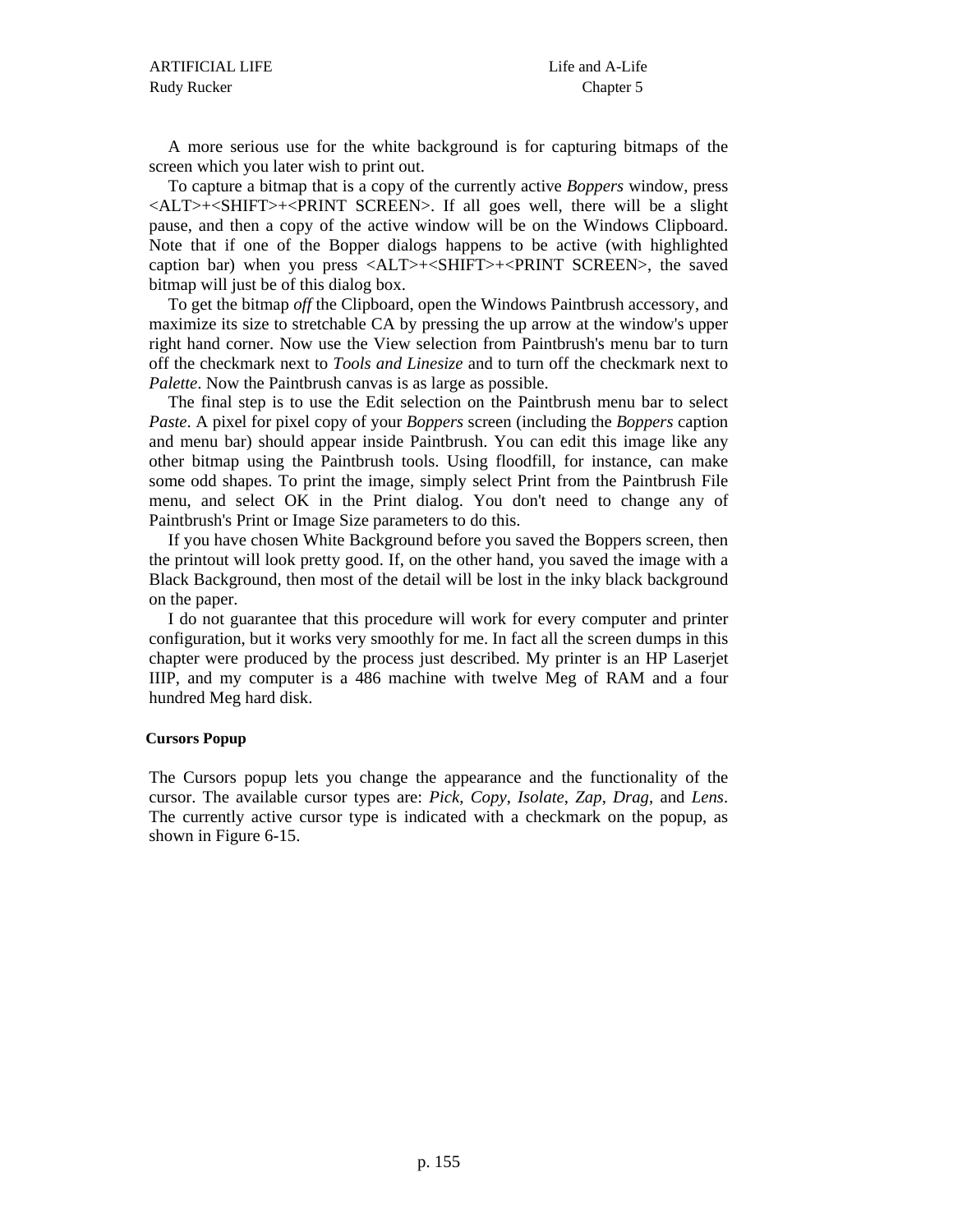A more serious use for the white background is for capturing bitmaps of the screen which you later wish to print out.

To capture a bitmap that is a copy of the currently active *Boppers* window, press <ALT>+<SHIFT>+<PRINT SCREEN>. If all goes well, there will be a slight pause, and then a copy of the active window will be on the Windows Clipboard. Note that if one of the Bopper dialogs happens to be active (with highlighted caption bar) when you press <ALT>+<SHIFT>+<PRINT SCREEN>, the saved bitmap will just be of this dialog box.

To get the bitmap *off* the Clipboard, open the Windows Paintbrush accessory, and maximize its size to stretchable CA by pressing the up arrow at the window's upper right hand corner. Now use the View selection from Paintbrush's menu bar to turn off the checkmark next to *Tools and Linesize* and to turn off the checkmark next to *Palette*. Now the Paintbrush canvas is as large as possible.

The final step is to use the Edit selection on the Paintbrush menu bar to select *Paste*. A pixel for pixel copy of your *Boppers* screen (including the *Boppers* caption and menu bar) should appear inside Paintbrush. You can edit this image like any other bitmap using the Paintbrush tools. Using floodfill, for instance, can make some odd shapes. To print the image, simply select Print from the Paintbrush File menu, and select OK in the Print dialog. You don't need to change any of Paintbrush's Print or Image Size parameters to do this.

If you have chosen White Background before you saved the Boppers screen, then the printout will look pretty good. If, on the other hand, you saved the image with a Black Background, then most of the detail will be lost in the inky black background on the paper.

I do not guarantee that this procedure will work for every computer and printer configuration, but it works very smoothly for me. In fact all the screen dumps in this chapter were produced by the process just described. My printer is an HP Laserjet IIIP, and my computer is a 486 machine with twelve Meg of RAM and a four hundred Meg hard disk.

#### Cursors Popup

The Cursors popup lets you change the appearance and the functionality of the cursor. The available cursor types are: *Pick*, *Copy*, *Isolate*, *Zap*, *Drag*, and *Lens*. The currently active cursor type is indicated with a checkmark on the popup, as shown in Figure 6-15.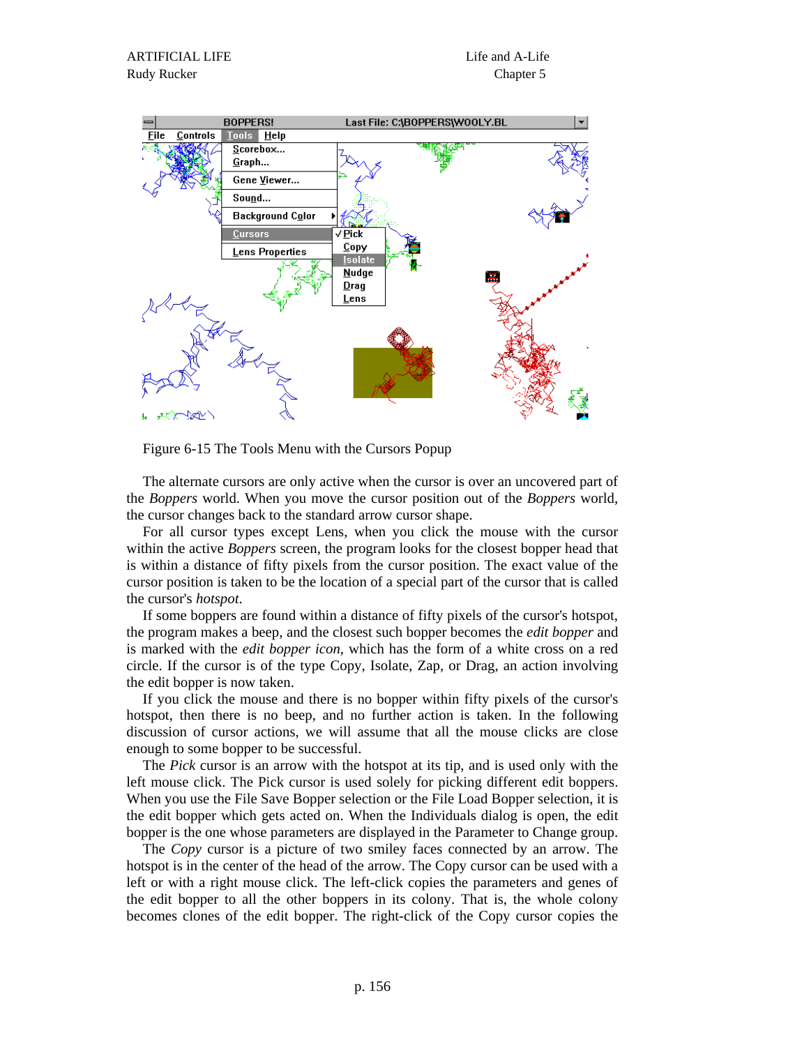Figure 6-15 The Tools Menu with the Cursors Popup

The alternate cursors are only active when the cursor is over an uncovered part of the *Boppers* world. When you move the cursor position out of the *Boppers* world, the cursor changes back to the standard arrow cursor shape.

For all cursor types except Lens, when you click the mouse with the cursor within the active *Boppers* screen, the program looks for the closest bopper head that is within a distance of fifty pixels from the cursor position. The exact value of the cursor position is taken to be the location of a special part of the cursor that is called the cursor's *hotspot*.

If some boppers are found within a distance of fifty pixels of the cursor's hotspot, the program makes a beep, and the closest such bopper becomes the *edit bopper* and is marked with the *edit bopper icon*, which has the form of a white cross on a red circle. If the cursor is of the type Copy, Isolate, Zap, or Drag, an action involving the edit bopper is now taken.

If you click the mouse and there is no bopper within fifty pixels of the cursor's hotspot, then there is no beep, and no further action is taken. In the following discussion of cursor actions, we will assume that all the mouse clicks are close enough to some bopper to be successful.

The *Pick* cursor is an arrow with the hotspot at its tip, and is used only with the left mouse click. The Pick cursor is used solely for picking different edit boppers. When you use the File Save Bopper selection or the File Load Bopper selection, it is the edit bopper which gets acted on. When the Individuals dialog is open, the edit bopper is the one whose parameters are displayed in the Parameter to Change group.

The *Copy* cursor is a picture of two smiley faces connected by an arrow. The hotspot is in the center of the head of the arrow. The Copy cursor can be used with a left or with a right mouse click. The left-click copies the parameters and genes of the edit bopper to all the other boppers in its colony. That is, the whole colony becomes clones of the edit bopper. The right-click of the Copy cursor copies the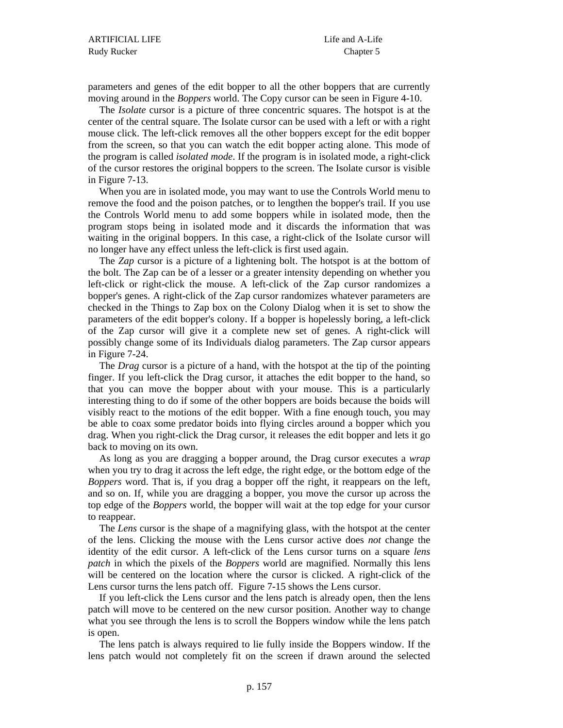parameters and genes of the edit bopper to all the other boppers that are currently moving around in the *Boppers* world. The Copy cursor can be seen in Figure 4-10.

The *Isolate* cursor is a picture of three concentric squares. The hotspot is at the center of the central square. The Isolate cursor can be used with a left or with a right mouse click. The left-click removes all the other boppers except for the edit bopper from the screen, so that you can watch the edit bopper acting alone. This mode of the program is called *isolated mode*. If the program is in isolated mode, a right-click of the cursor restores the original boppers to the screen. The Isolate cursor is visible in Figure 7-13.

When you are in isolated mode, you may want to use the Controls World menu to remove the food and the poison patches, or to lengthen the bopper's trail. If you use the Controls World menu to add some boppers while in isolated mode, then the program stops being in isolated mode and it discards the information that was waiting in the original boppers. In this case, a right-click of the Isolate cursor will no longer have any effect unless the left-click is first used again.

The *Zap* cursor is a picture of a lightening bolt. The hotspot is at the bottom of the bolt. The Zap can be of a lesser or a greater intensity depending on whether you left-click or right-click the mouse. A left-click of the Zap cursor randomizes a bopper's genes. A right-click of the Zap cursor randomizes whatever parameters are checked in the Things to Zap box on the Colony Dialog when it is set to show the parameters of the edit bopper's colony. If a bopper is hopelessly boring, a left-click of the Zap cursor will give it a complete new set of genes. A right-click will possibly change some of its Individuals dialog parameters. The Zap cursor appears in Figure 7-24.

The *Drag* cursor is a picture of a hand, with the hotspot at the tip of the pointing finger. If you left-click the Drag cursor, it attaches the edit bopper to the hand, so that you can move the bopper about with your mouse. This is a particularly interesting thing to do if some of the other boppers are boids because the boids will visibly react to the motions of the edit bopper. With a fine enough touch, you may be able to coax some predator boids into flying circles around a bopper which you drag. When you right-click the Drag cursor, it releases the edit bopper and lets it go back to moving on its own.

As long as you are dragging a bopper around, the Drag cursor executes a *wrap* when you try to drag it across the left edge, the right edge, or the bottom edge of the *Boppers* word. That is, if you drag a bopper off the right, it reappears on the left, and so on. If, while you are dragging a bopper, you move the cursor up across the top edge of the *Boppers* world, the bopper will wait at the top edge for your cursor to reappear.

The *Lens* cursor is the shape of a magnifying glass, with the hotspot at the center of the lens. Clicking the mouse with the Lens cursor active does *not* change the identity of the edit cursor. A left-click of the Lens cursor turns on a square *lens patch* in which the pixels of the *Boppers* world are magnified. Normally this lens will be centered on the location where the cursor is clicked. A right-click of the Lens cursor turns the lens patch off. Figure 7-15 shows the Lens cursor.

If you left-click the Lens cursor and the lens patch is already open, then the lens patch will move to be centered on the new cursor position. Another way to change what you see through the lens is to scroll the Boppers window while the lens patch is open.

The lens patch is always required to lie fully inside the Boppers window. If the lens patch would not completely fit on the screen if drawn around the selected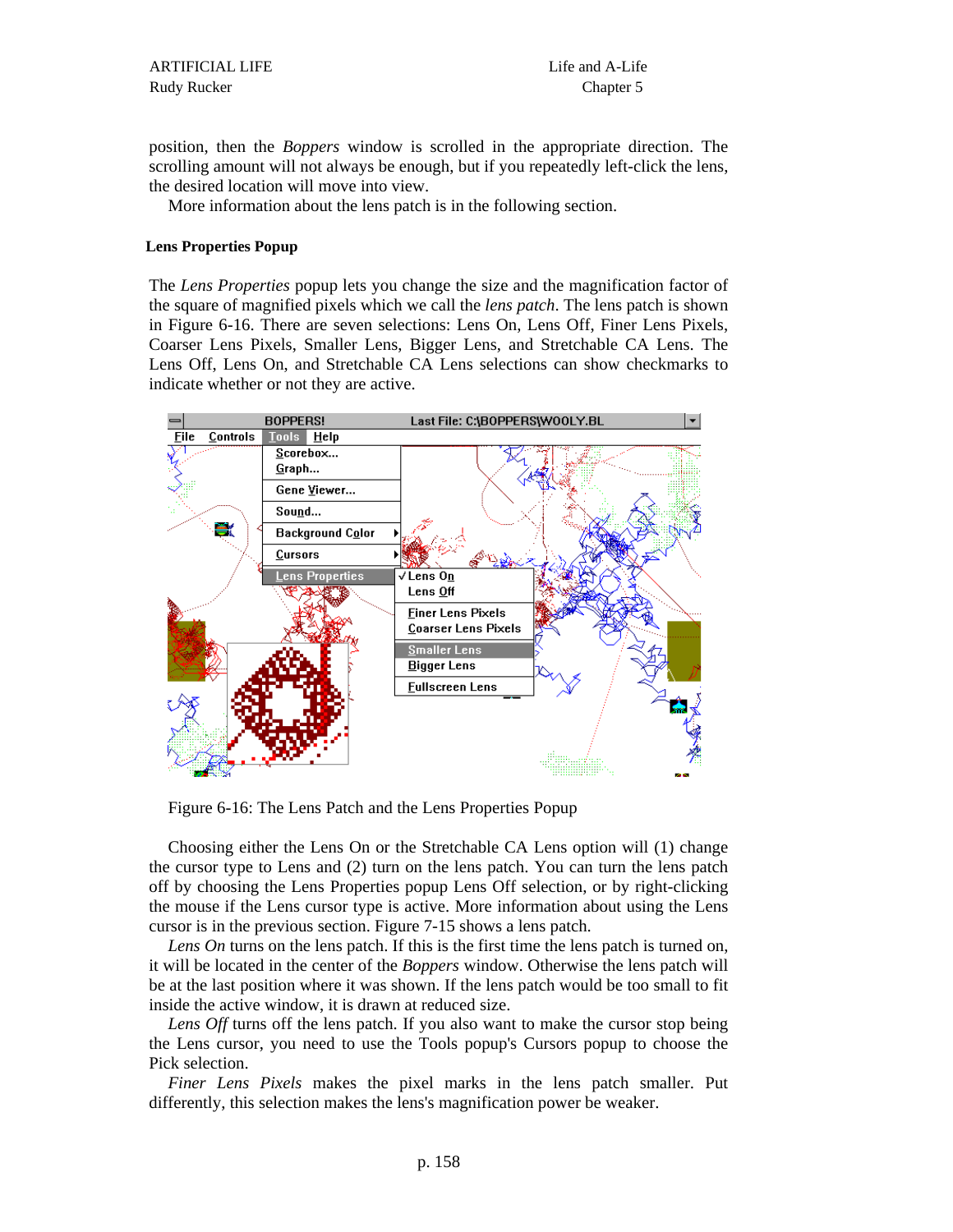position, then the *Boppers* window is scrolled in the appropriate direction. The scrolling amount will not always be enough, but if you repeatedly left-click the lens, the desired location will move into view.

More information about the lens patch is in the following section.

### Lens Properties Popup

The *Lens Properties* popup lets you change the size and the magnification factor of the square of magnified pixels which we call the *lens patch*. The lens patch is shown in Figure 6-16. There are seven selections: Lens On, Lens Off, Finer Lens Pixels, Coarser Lens Pixels, Smaller Lens, Bigger Lens, and Stretchable CA Lens. The Lens Off, Lens On, and Stretchable CA Lens selections can show checkmarks to indicate whether or not they are active.

Figure 6-16: The Lens Patch and the Lens Properties Popup

Choosing either the Lens On or the Stretchable CA Lens option will (1) change the cursor type to Lens and (2) turn on the lens patch. You can turn the lens patch off by choosing the Lens Properties popup Lens Off selection, or by right-clicking the mouse if the Lens cursor type is active. More information about using the Lens cursor is in the previous section. Figure 7-15 shows a lens patch.

*Lens On* turns on the lens patch. If this is the first time the lens patch is turned on, it will be located in the center of the *Boppers* window. Otherwise the lens patch will be at the last position where it was shown. If the lens patch would be too small to fit inside the active window, it is drawn at reduced size.

*Lens Off* turns off the lens patch. If you also want to make the cursor stop being the Lens cursor, you need to use the Tools popup's Cursors popup to choose the Pick selection.

*Finer Lens Pixels* makes the pixel marks in the lens patch smaller. Put differently, this selection makes the lens's magnification power be weaker.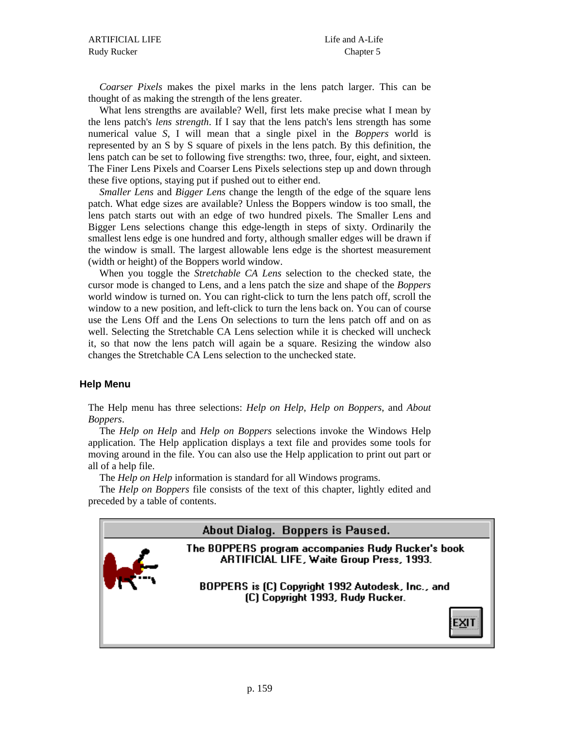*Coarser Pixels* makes the pixel marks in the lens patch larger. This can be thought of as making the strength of the lens greater.

What lens strengths are available? Well, first lets make precise what I mean by the lens patch's *lens strength*. If I say that the lens patch's lens strength has some numerical value *S*, I will mean that a single pixel in the *Boppers* world is represented by an S by S square of pixels in the lens patch. By this definition, the lens patch can be set to following five strengths: two, three, four, eight, and sixteen. The Finer Lens Pixels and Coarser Lens Pixels selections step up and down through these five options, staying put if pushed out to either end.

*Smaller Lens* and *Bigger Lens* change the length of the edge of the square lens patch. What edge sizes are available? Unless the Boppers window is too small, the lens patch starts out with an edge of two hundred pixels. The Smaller Lens and Bigger Lens selections change this edge-length in steps of sixty. Ordinarily the smallest lens edge is one hundred and forty, although smaller edges will be drawn if the window is small. The largest allowable lens edge is the shortest measurement (width or height) of the Boppers world window.

When you toggle the *Stretchable CA Lens* selection to the checked state, the cursor mode is changed to Lens, and a lens patch the size and shape of the *Boppers* world window is turned on. You can right-click to turn the lens patch off, scroll the window to a new position, and left-click to turn the lens back on. You can of course use the Lens Off and the Lens On selections to turn the lens patch off and on as well. Selecting the Stretchable CA Lens selection while it is checked will uncheck it, so that now the lens patch will again be a square. Resizing the window also changes the Stretchable CA Lens selection to the unchecked state.

## Help Menu

The Help menu has three selections: *Help on Help*, *Help on Boppers*, and *About Boppers*.

The *Help on Help* and *Help on Boppers* selections invoke the Windows Help application. The Help application displays a text file and provides some tools for moving around in the file. You can also use the Help application to print out part or all of a help file.

The *Help on Help* information is standard for all Windows programs.

The *Help on Boppers* file consists of the text of this chapter, lightly edited and preceded by a table of contents.

About Dialog. Boppers is Paused.

The BOPPERS program accompanies Rudy Rucker's book ARTIFICIAL LIFE, Waite Group Press, 1993.

BOPPERS is (C) Copyright 1992 Autodesk, Inc., and (C) Copyright 1993, Rudy Rucker.

EXIT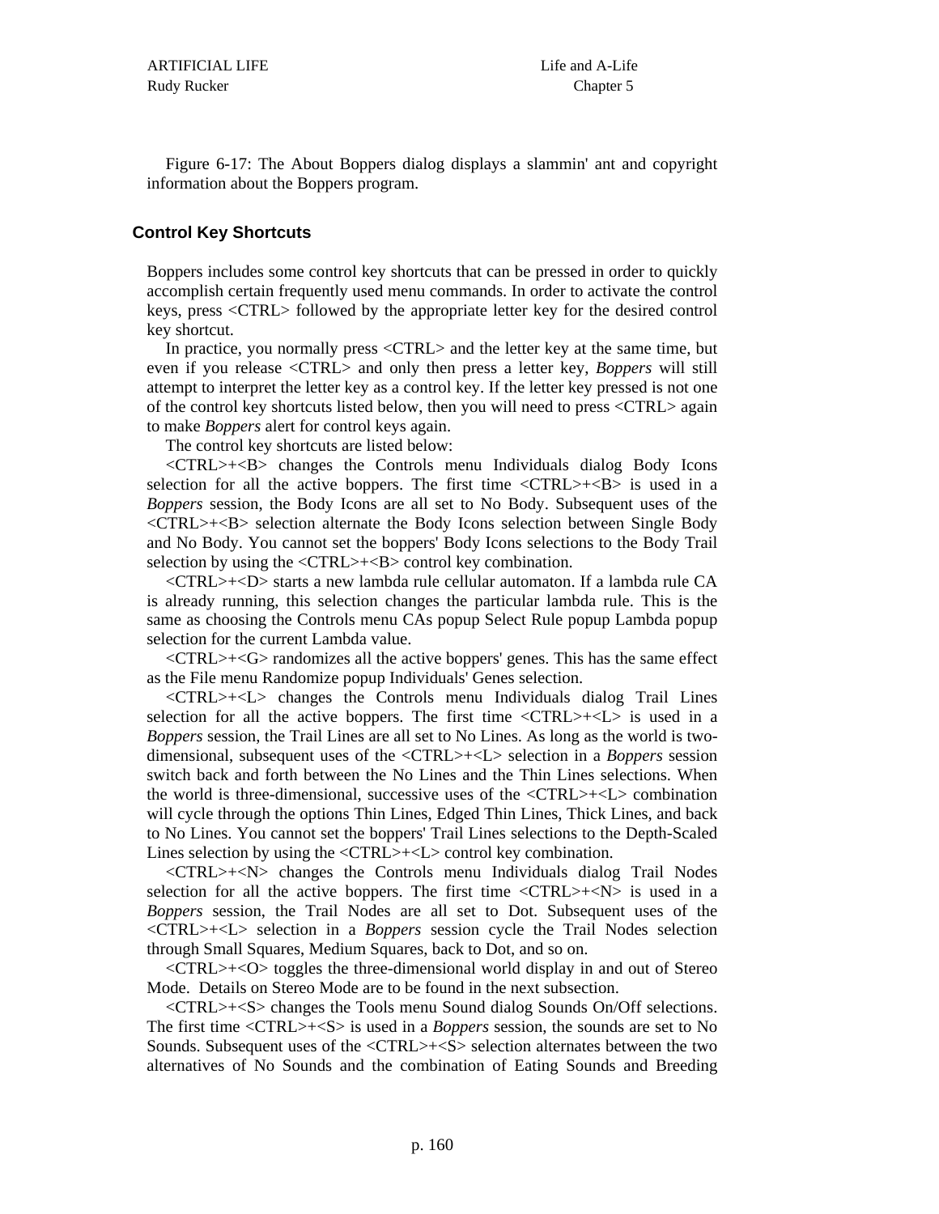Figure 6-17: The About Boppers dialog displays a slammin' ant and copyright information about the Boppers program.

## Control Key Shortcuts

Boppers includes some control key shortcuts that can be pressed in order to quickly accomplish certain frequently used menu commands. In order to activate the control keys, press <CTRL> followed by the appropriate letter key for the desired control key shortcut.

In practice, you normally press <CTRL> and the letter key at the same time, but even if you release <CTRL> and only then press a letter key, *Boppers* will still attempt to interpret the letter key as a control key. If the letter key pressed is not one of the control key shortcuts listed below, then you will need to press <CTRL> again to make *Boppers* alert for control keys again.

The control key shortcuts are listed below:

<CTRL>+<B> changes the Controls menu Individuals dialog Body Icons selection for all the active boppers. The first time <CTRL>+<B> is used in a *Boppers* session, the Body Icons are all set to No Body. Subsequent uses of the <CTRL>+<B> selection alternate the Body Icons selection between Single Body and No Body. You cannot set the boppers' Body Icons selections to the Body Trail selection by using the <CTRL>+<B> control key combination.

<CTRL>+<D> starts a new lambda rule cellular automaton. If a lambda rule CA is already running, this selection changes the particular lambda rule. This is the same as choosing the Controls menu CAs popup Select Rule popup Lambda popup selection for the current Lambda value.

<CTRL>+<G> randomizes all the active boppers' genes. This has the same effect as the File menu Randomize popup Individuals' Genes selection.

<CTRL>+<L> changes the Controls menu Individuals dialog Trail Lines selection for all the active boppers. The first time <CTRL>+<L> is used in a *Boppers* session, the Trail Lines are all set to No Lines. As long as the world is two-dimensional, subsequent uses of the <CTRL>+<L> selection in a *Boppers* session switch back and forth between the No Lines and the Thin Lines selections. When the world is three-dimensional, successive uses of the <CTRL>+<L> combination will cycle through the options Thin Lines, Edged Thin Lines, Thick Lines, and back to No Lines. You cannot set the boppers' Trail Lines selections to the Depth-Scaled Lines selection by using the <CTRL>+<L> control key combination.

<CTRL>+<N> changes the Controls menu Individuals dialog Trail Nodes selection for all the active boppers. The first time <CTRL>+<N> is used in a *Boppers* session, the Trail Nodes are all set to Dot. Subsequent uses of the <CTRL>+<L> selection in a *Boppers* session cycle the Trail Nodes selection through Small Squares, Medium Squares, back to Dot, and so on.

<CTRL>+<O> toggles the three-dimensional world display in and out of Stereo Mode. Details on Stereo Mode are to be found in the next subsection.

<CTRL>+<S> changes the Tools menu Sound dialog Sounds On/Off selections. The first time <CTRL>+<S> is used in a *Boppers* session, the sounds are set to No Sounds. Subsequent uses of the <CTRL>+<S> selection alternates between the two alternatives of No Sounds and the combination of Eating Sounds and Breeding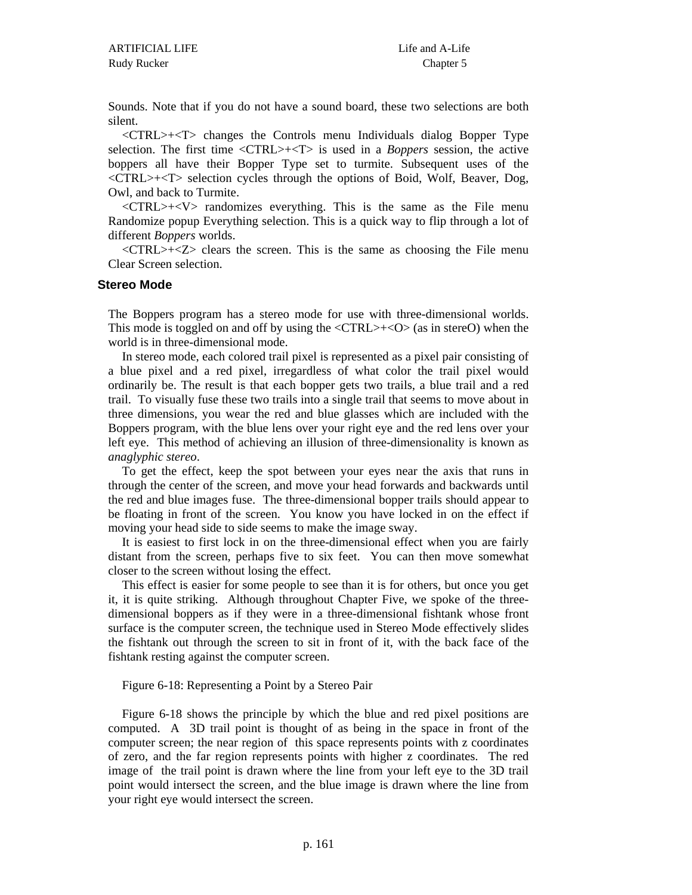Sounds. Note that if you do not have a sound board, these two selections are both silent.

<CTRL>+<T> changes the Controls menu Individuals dialog Bopper Type selection. The first time <CTRL>+<T> is used in a *Boppers* session, the active boppers all have their Bopper Type set to turmite. Subsequent uses of the <CTRL>+<T> selection cycles through the options of Boid, Wolf, Beaver, Dog, Owl, and back to Turmite.

<CTRL>+<V> randomizes everything. This is the same as the File menu Randomize popup Everything selection. This is a quick way to flip through a lot of different *Boppers* worlds.

<CTRL>+<Z> clears the screen. This is the same as choosing the File menu Clear Screen selection.

### Stereo Mode

The Boppers program has a stereo mode for use with three-dimensional worlds. This mode is toggled on and off by using the <CTRL>+<O> (as in stereO) when the world is in three-dimensional mode.

In stereo mode, each colored trail pixel is represented as a pixel pair consisting of a blue pixel and a red pixel, irregardless of what color the trail pixel would ordinarily be. The result is that each bopper gets two trails, a blue trail and a red trail. To visually fuse these two trails into a single trail that seems to move about in three dimensions, you wear the red and blue glasses which are included with the Boppers program, with the blue lens over your right eye and the red lens over your left eye. This method of achieving an illusion of three-dimensionality is known as *anaglyphic stereo*.

To get the effect, keep the spot between your eyes near the axis that runs in through the center of the screen, and move your head forwards and backwards until the red and blue images fuse. The three-dimensional bopper trails should appear to be floating in front of the screen. You know you have locked in on the effect if moving your head side to side seems to make the image sway.

It is easiest to first lock in on the three-dimensional effect when you are fairly distant from the screen, perhaps five to six feet. You can then move somewhat closer to the screen without losing the effect.

This effect is easier for some people to see than it is for others, but once you get it, it is quite striking. Although throughout Chapter Five, we spoke of the three-dimensional boppers as if they were in a three-dimensional fishtank whose front surface is the computer screen, the technique used in Stereo Mode effectively slides the fishtank out through the screen to sit in front of it, with the back face of the fishtank resting against the computer screen.

Figure 6-18: Representing a Point by a Stereo Pair

Figure 6-18 shows the principle by which the blue and red pixel positions are computed. A 3D trail point is thought of as being in the space in front of the computer screen; the near region of this space represents points with z coordinates of zero, and the far region represents points with higher z coordinates. The red image of the trail point is drawn where the line from your left eye to the 3D trail point would intersect the screen, and the blue image is drawn where the line from your right eye would intersect the screen.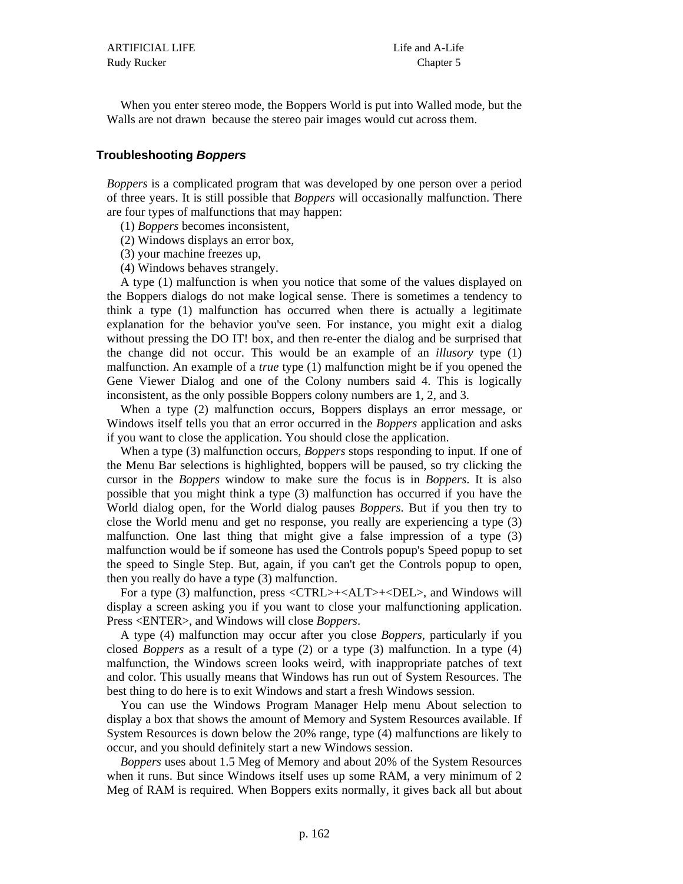When you enter stereo mode, the Boppers World is put into Walled mode, but the Walls are not drawn because the stereo pair images would cut across them.

## Troubleshooting *Boppers*

*Boppers* is a complicated program that was developed by one person over a period of three years. It is still possible that *Boppers* will occasionally malfunction. There are four types of malfunctions that may happen:

(1) *Boppers* becomes inconsistent,
(2) Windows displays an error box,
(3) your machine freezes up,
(4) Windows behaves strangely.

A type (1) malfunction is when you notice that some of the values displayed on the Boppers dialogs do not make logical sense. There is sometimes a tendency to think a type (1) malfunction has occurred when there is actually a legitimate explanation for the behavior you've seen. For instance, you might exit a dialog without pressing the DO IT! box, and then re-enter the dialog and be surprised that the change did not occur. This would be an example of an *illusory* type (1) malfunction. An example of a *true* type (1) malfunction might be if you opened the Gene Viewer Dialog and one of the Colony numbers said 4. This is logically inconsistent, as the only possible Boppers colony numbers are 1, 2, and 3.

When a type (2) malfunction occurs, Boppers displays an error message, or Windows itself tells you that an error occurred in the *Boppers* application and asks if you want to close the application. You should close the application.

When a type (3) malfunction occurs, *Boppers* stops responding to input. If one of the Menu Bar selections is highlighted, boppers will be paused, so try clicking the cursor in the *Boppers* window to make sure the focus is in *Boppers*. It is also possible that you might think a type (3) malfunction has occurred if you have the World dialog open, for the World dialog pauses *Boppers*. But if you then try to close the World menu and get no response, you really are experiencing a type (3) malfunction. One last thing that might give a false impression of a type (3) malfunction would be if someone has used the Controls popup's Speed popup to set the speed to Single Step. But, again, if you can't get the Controls popup to open, then you really do have a type (3) malfunction.

For a type (3) malfunction, press <CTRL>+<ALT>+<DEL>, and Windows will display a screen asking you if you want to close your malfunctioning application. Press <ENTER>, and Windows will close *Boppers*.

A type (4) malfunction may occur after you close *Boppers*, particularly if you closed *Boppers* as a result of a type (2) or a type (3) malfunction. In a type (4) malfunction, the Windows screen looks weird, with inappropriate patches of text and color. This usually means that Windows has run out of System Resources. The best thing to do here is to exit Windows and start a fresh Windows session.

You can use the Windows Program Manager Help menu About selection to display a box that shows the amount of Memory and System Resources available. If System Resources is down below the 20% range, type (4) malfunctions are likely to occur, and you should definitely start a new Windows session.

*Boppers* uses about 1.5 Meg of Memory and about 20% of the System Resources when it runs. But since Windows itself uses some RAM, a very minimum of 2 Meg of RAM is required. When Boppers exits normally, it gives back all but about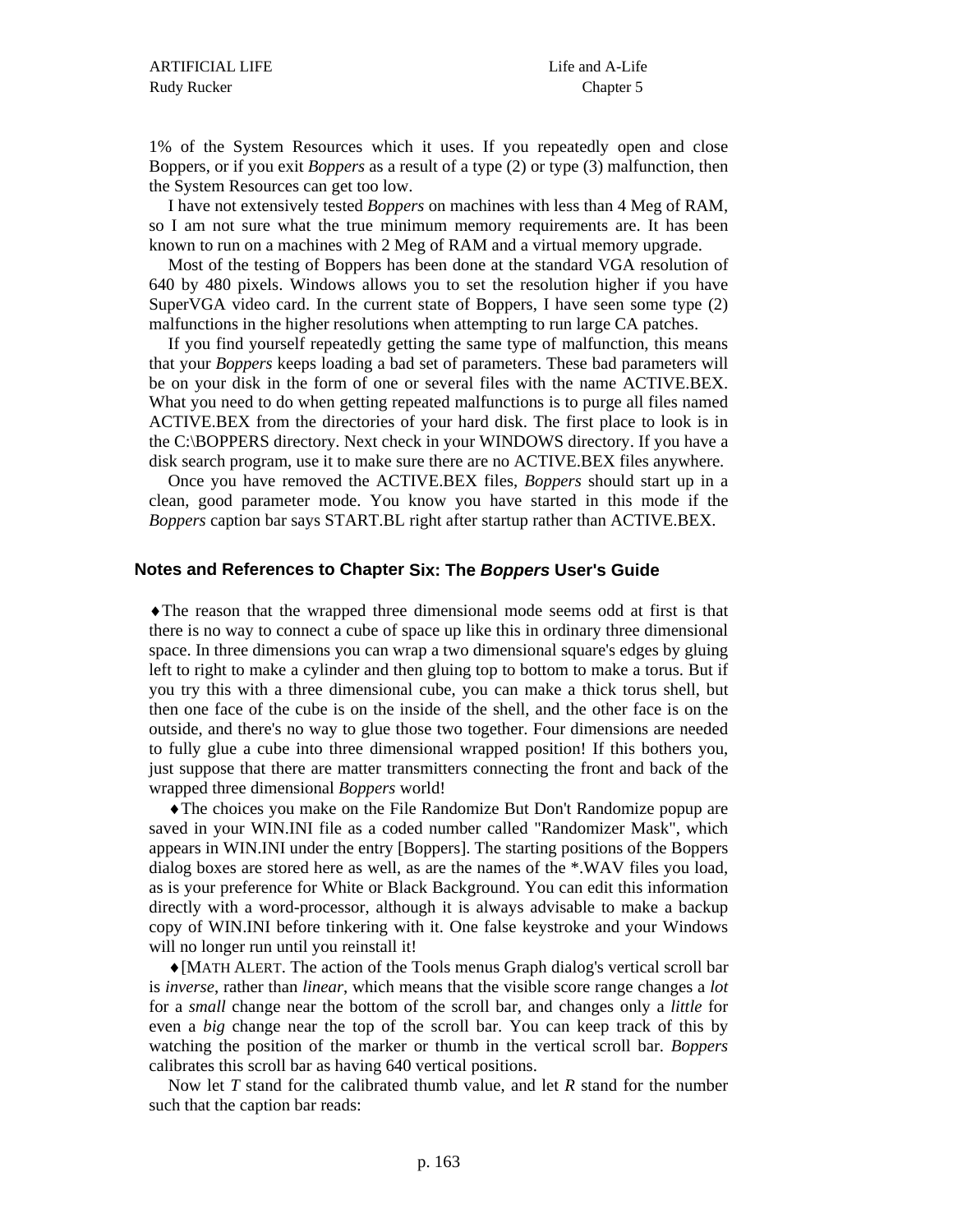1% of the System Resources which it uses. If you repeatedly open and close Boppers, or if you exit *Boppers* as a result of a type (2) or type (3) malfunction, then the System Resources can get too low.

I have not extensively tested *Boppers* on machines with less than 4 Meg of RAM, so I am not sure what the true minimum memory requirements are. It has been known to run on a machines with 2 Meg of RAM and a virtual memory upgrade.

Most of the testing of Boppers has been done at the standard VGA resolution of 640 by 480 pixels. Windows allows you to set the resolution higher if you have SuperVGA video card. In the current state of Boppers, I have seen some type (2) malfunctions in the higher resolutions when attempting to run large CA patches.

If you find yourself repeatedly getting the same type of malfunction, this means that your *Boppers* keeps loading a bad set of parameters. These bad parameters will be on your disk in the form of one or several files with the name ACTIVE.BEX. What you need to do when getting repeated malfunctions is to purge all files named ACTIVE.BEX from the directories of your hard disk. The first place to look is in the C:\BOPPERS directory. Next check in your WINDOWS directory. If you have a disk search program, use it to make sure there are no ACTIVE.BEX files anywhere.

Once you have removed the ACTIVE.BEX files, *Boppers* should start up in a clean, good parameter mode. You know you have started in this mode if the *Boppers* caption bar says START.BL right after startup rather than ACTIVE.BEX.

## Notes and References to Chapter Six: The *Boppers* User's Guide

♦The reason that the wrapped three dimensional mode seems odd at first is that there is no way to connect a cube of space up like this in ordinary three dimensional space. In three dimensions you can wrap a two dimensional square's edges by gluing left to right to make a cylinder and then gluing top to bottom to make a torus. But if you try this with a three dimensional cube, you can make a thick torus shell, but then one face of the cube is on the inside of the shell, and the other face is on the outside, and there's no way to glue those two together. Four dimensions are needed to fully glue a cube into three dimensional wrapped position! If this bothers you, just suppose that there are matter transmitters connecting the front and back of the wrapped three dimensional *Boppers* world!

♦The choices you make on the File Randomize But Don't Randomize popup are saved in your WIN.INI file as a coded number called "Randomizer Mask", which appears in WIN.INI under the entry [Boppers]. The starting positions of the Boppers dialog boxes are stored here as well, as are the names of the *.WAV files you load, as is your preference for White or Black Background. You can edit this information directly with a word-processor, although it is always advisable to make a backup copy of WIN.INI before tinkering with it. One false keystroke and your Windows will no longer run until you reinstall it!

♦[MATH ALERT. The action of the Tools menus Graph dialog's vertical scroll bar is *inverse*, rather than *linear*, which means that the visible score range changes a *lot* for a *small* change near the bottom of the scroll bar, and changes only a *little* for even a *big* change near the top of the scroll bar. You can keep track of this by watching the position of the marker or thumb in the vertical scroll bar. *Boppers* calibrates this scroll bar as having 640 vertical positions.

Now let $T$ stand for the calibrated thumb value, and let $R$ stand for the number such that the caption bar reads: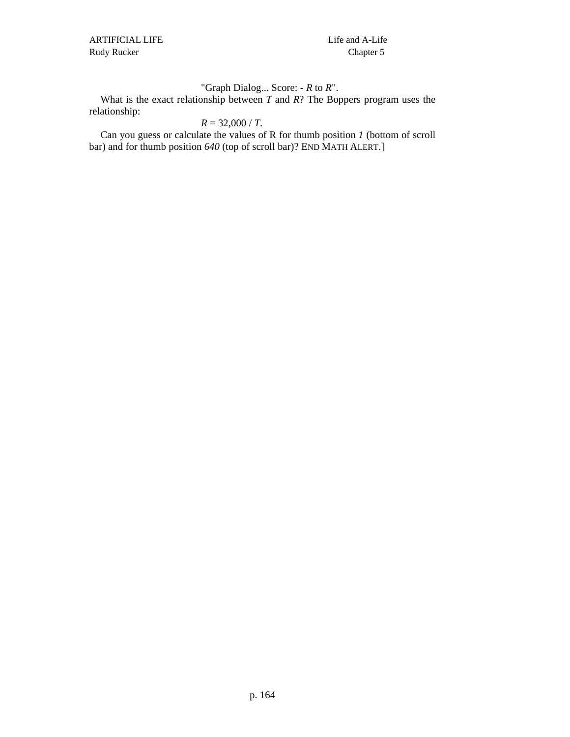"Graph Dialog... Score: - *R* to *R*".

What is the exact relationship between *T* and *R*? The Boppers program uses the relationship:

$$R = 32{,}000 / T.$$

Can you guess or calculate the values of R for thumb position *1* (bottom of scroll bar) and for thumb position *640* (top of scroll bar)? END MATH ALERT.]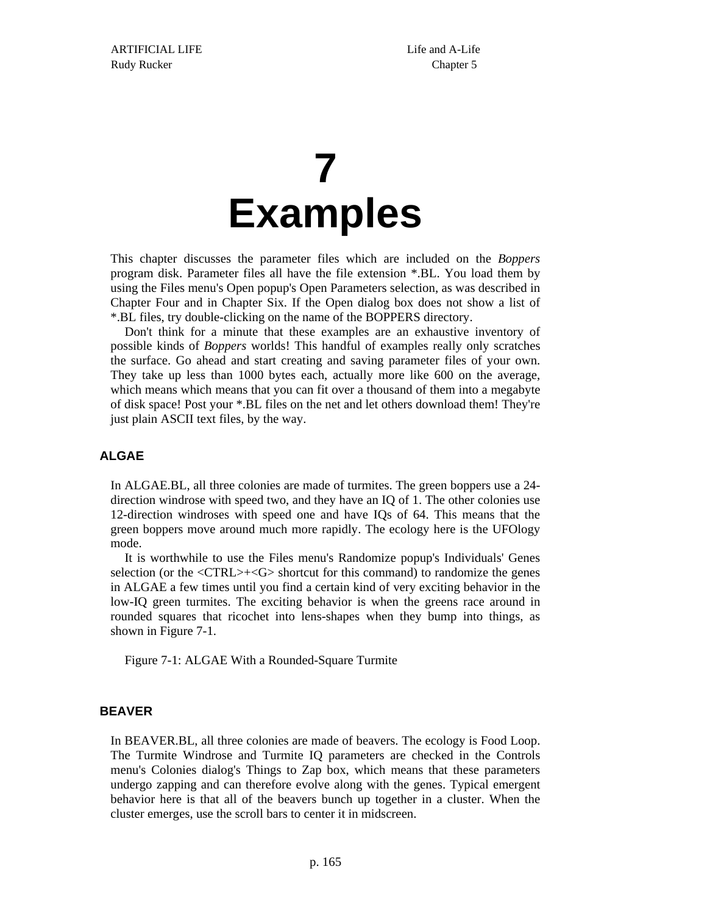# 7
# Examples

This chapter discusses the parameter files which are included on the *Boppers* program disk. Parameter files all have the file extension *.BL. You load them by using the Files menu's Open popup's Open Parameters selection, as was described in Chapter Four and in Chapter Six. If the Open dialog box does not show a list of *.BL files, try double-clicking on the name of the BOPPERS directory.

Don't think for a minute that these examples are an exhaustive inventory of possible kinds of *Boppers* worlds! This handful of examples really only scratches the surface. Go ahead and start creating and saving parameter files of your own. They take up less than 1000 bytes each, actually more like 600 on the average, which means which means that you can fit over a thousand of them into a megabyte of disk space! Post your *.BL files on the net and let others download them! They're just plain ASCII text files, by the way.

## ALGAE

In ALGAE.BL, all three colonies are made of turmites. The green boppers use a 24-direction windrose with speed two, and they have an IQ of 1. The other colonies use 12-direction windroses with speed one and have IQs of 64. This means that the green boppers move around much more rapidly. The ecology here is the UFOlogy mode.

It is worthwhile to use the Files menu's Randomize popup's Individuals' Genes selection (or the <CTRL>+<G> shortcut for this command) to randomize the genes in ALGAE a few times until you find a certain kind of very exciting behavior in the low-IQ green turmites. The exciting behavior is when the greens race around in rounded squares that ricochet into lens-shapes when they bump into things, as shown in Figure 7-1.

Figure 7-1: ALGAE With a Rounded-Square Turmite

## BEAVER

In BEAVER.BL, all three colonies are made of beavers. The ecology is Food Loop. The Turmite Windrose and Turmite IQ parameters are checked in the Controls menu's Colonies dialog's Things to Zap box, which means that these parameters undergo zapping and can therefore evolve along with the genes. Typical emergent behavior here is that all of the beavers bunch up together in a cluster. When the cluster emerges, use the scroll bars to center it in midscreen.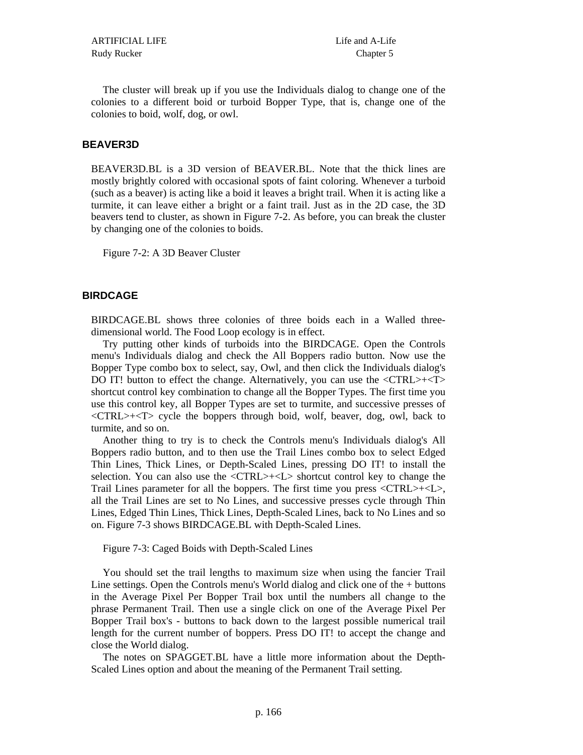The cluster will break up if you use the Individuals dialog to change one of the colonies to a different boid or turboid Bopper Type, that is, change one of the colonies to boid, wolf, dog, or owl.

### BEAVER3D

BEAVER3D.BL is a 3D version of BEAVER.BL. Note that the thick lines are mostly brightly colored with occasional spots of faint coloring. Whenever a turboid (such as a beaver) is acting like a boid it leaves a bright trail. When it is acting like a turmite, it can leave either a bright or a faint trail. Just as in the 2D case, the 3D beavers tend to cluster, as shown in Figure 7-2. As before, you can break the cluster by changing one of the colonies to boids.

Figure 7-2: A 3D Beaver Cluster

### BIRDCAGE

BIRDCAGE.BL shows three colonies of three boids each in a Walled three-dimensional world. The Food Loop ecology is in effect.

Try putting other kinds of turboids into the BIRDCAGE. Open the Controls menu's Individuals dialog and check the All Boppers radio button. Now use the Bopper Type combo box to select, say, Owl, and then click the Individuals dialog's DO IT! button to effect the change. Alternatively, you can use the <CTRL>+<T> shortcut control key combination to change all the Bopper Types. The first time you use this control key, all Bopper Types are set to turmite, and successive presses of <CTRL>+<T> cycle the boppers through boid, wolf, beaver, dog, owl, back to turmite, and so on.

Another thing to try is to check the Controls menu's Individuals dialog's All Boppers radio button, and to then use the Trail Lines combo box to select Edged Thin Lines, Thick Lines, or Depth-Scaled Lines, pressing DO IT! to install the selection. You can also use the <CTRL>+<L> shortcut control key to change the Trail Lines parameter for all the boppers. The first time you press <CTRL>+<L>, all the Trail Lines are set to No Lines, and successive presses cycle through Thin Lines, Edged Thin Lines, Thick Lines, Depth-Scaled Lines, back to No Lines and so on. Figure 7-3 shows BIRDCAGE.BL with Depth-Scaled Lines.

Figure 7-3: Caged Boids with Depth-Scaled Lines

You should set the trail lengths to maximum size when using the fancier Trail Line settings. Open the Controls menu's World dialog and click one of the + buttons in the Average Pixel Per Bopper Trail box until the numbers all change to the phrase Permanent Trail. Then use a single click on one of the Average Pixel Per Bopper Trail box's - buttons to back down to the largest possible numerical trail length for the current number of boppers. Press DO IT! to accept the change and close the World dialog.

The notes on SPAGGET.BL have a little more information about the Depth-Scaled Lines option and about the meaning of the Permanent Trail setting.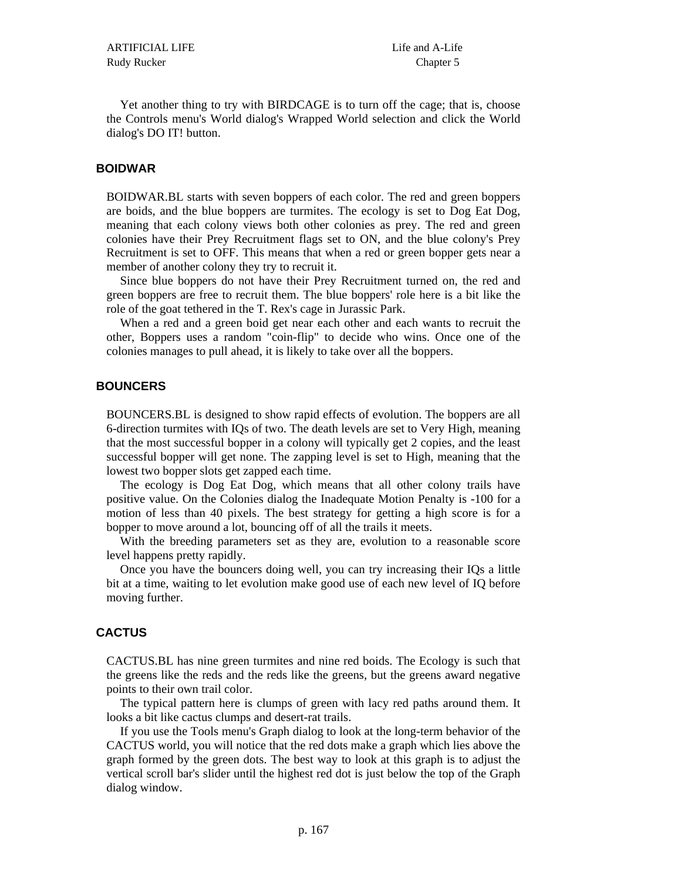Yet another thing to try with BIRDCAGE is to turn off the cage; that is, choose the Controls menu's World dialog's Wrapped World selection and click the World dialog's DO IT! button.

### BOIDWAR

BOIDWAR.BL starts with seven boppers of each color. The red and green boppers are boids, and the blue boppers are turmites. The ecology is set to Dog Eat Dog, meaning that each colony views both other colonies as prey. The red and green colonies have their Prey Recruitment flags set to ON, and the blue colony's Prey Recruitment is set to OFF. This means that when a red or green bopper gets near a member of another colony they try to recruit it.

Since blue boppers do not have their Prey Recruitment turned on, the red and green boppers are free to recruit them. The blue boppers' role here is a bit like the role of the goat tethered in the T. Rex's cage in Jurassic Park.

When a red and a green boid get near each other and each wants to recruit the other, Boppers uses a random "coin-flip" to decide who wins. Once one of the colonies manages to pull ahead, it is likely to take over all the boppers.

### BOUNCERS

BOUNCERS.BL is designed to show rapid effects of evolution. The boppers are all 6-direction turmites with IQs of two. The death levels are set to Very High, meaning that the most successful bopper in a colony will typically get 2 copies, and the least successful bopper will get none. The zapping level is set to High, meaning that the lowest two bopper slots get zapped each time.

The ecology is Dog Eat Dog, which means that all other colony trails have positive value. On the Colonies dialog the Inadequate Motion Penalty is -100 for a motion of less than 40 pixels. The best strategy for getting a high score is for a bopper to move around a lot, bouncing off of all the trails it meets.

With the breeding parameters set as they are, evolution to a reasonable score level happens pretty rapidly.

Once you have the bouncers doing well, you can try increasing their IQs a little bit at a time, waiting to let evolution make good use of each new level of IQ before moving further.

### CACTUS

CACTUS.BL has nine green turmites and nine red boids. The Ecology is such that the greens like the reds and the reds like the greens, but the greens award negative points to their own trail color.

The typical pattern here is clumps of green with lacy red paths around them. It looks a bit like cactus clumps and desert-rat trails.

If you use the Tools menu's Graph dialog to look at the long-term behavior of the CACTUS world, you will notice that the red dots make a graph which lies above the graph formed by the green dots. The best way to look at this graph is to adjust the vertical scroll bar's slider until the highest red dot is just below the top of the Graph dialog window.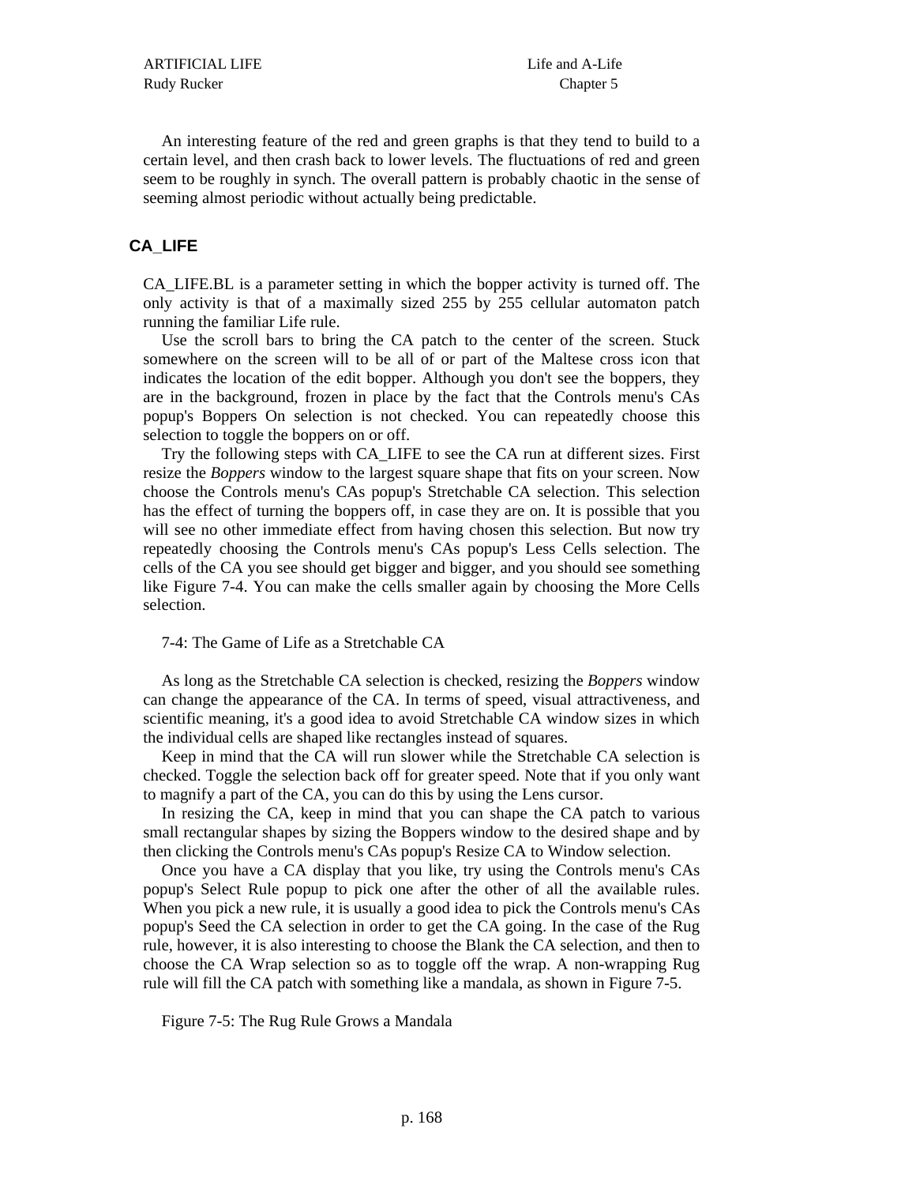An interesting feature of the red and green graphs is that they tend to build to a certain level, and then crash back to lower levels. The fluctuations of red and green seem to be roughly in synch. The overall pattern is probably chaotic in the sense of seeming almost periodic without actually being predictable.

## CA_LIFE

CA_LIFE.BL is a parameter setting in which the bopper activity is turned off. The only activity is that of a maximally sized 255 by 255 cellular automaton patch running the familiar Life rule.

Use the scroll bars to bring the CA patch to the center of the screen. Stuck somewhere on the screen will to be all of or part of the Maltese cross icon that indicates the location of the edit bopper. Although you don't see the boppers, they are in the background, frozen in place by the fact that the Controls menu's CAs popup's Boppers On selection is not checked. You can repeatedly choose this selection to toggle the boppers on or off.

Try the following steps with CA_LIFE to see the CA run at different sizes. First resize the *Boppers* window to the largest square shape that fits on your screen. Now choose the Controls menu's CAs popup's Stretchable CA selection. This selection has the effect of turning the boppers off, in case they are on. It is possible that you will see no other immediate effect from having chosen this selection. But now try repeatedly choosing the Controls menu's CAs popup's Less Cells selection. The cells of the CA you see should get bigger and bigger, and you should see something like Figure 7-4. You can make the cells smaller again by choosing the More Cells selection.

7-4: The Game of Life as a Stretchable CA

As long as the Stretchable CA selection is checked, resizing the *Boppers* window can change the appearance of the CA. In terms of speed, visual attractiveness, and scientific meaning, it's a good idea to avoid Stretchable CA window sizes in which the individual cells are shaped like rectangles instead of squares.

Keep in mind that the CA will run slower while the Stretchable CA selection is checked. Toggle the selection back off for greater speed. Note that if you only want to magnify a part of the CA, you can do this by using the Lens cursor.

In resizing the CA, keep in mind that you can shape the CA patch to various small rectangular shapes by sizing the Boppers window to the desired shape and by then clicking the Controls menu's CAs popup's Resize CA to Window selection.

Once you have a CA display that you like, try using the Controls menu's CAs popup's Select Rule popup to pick one after the other of all the available rules. When you pick a new rule, it is usually a good idea to pick the Controls menu's CAs popup's Seed the CA selection in order to get the CA going. In the case of the Rug rule, however, it is also interesting to choose the Blank the CA selection, and then to choose the CA Wrap selection so as to toggle off the wrap. A non-wrapping Rug rule will fill the CA patch with something like a mandala, as shown in Figure 7-5.

Figure 7-5: The Rug Rule Grows a Mandala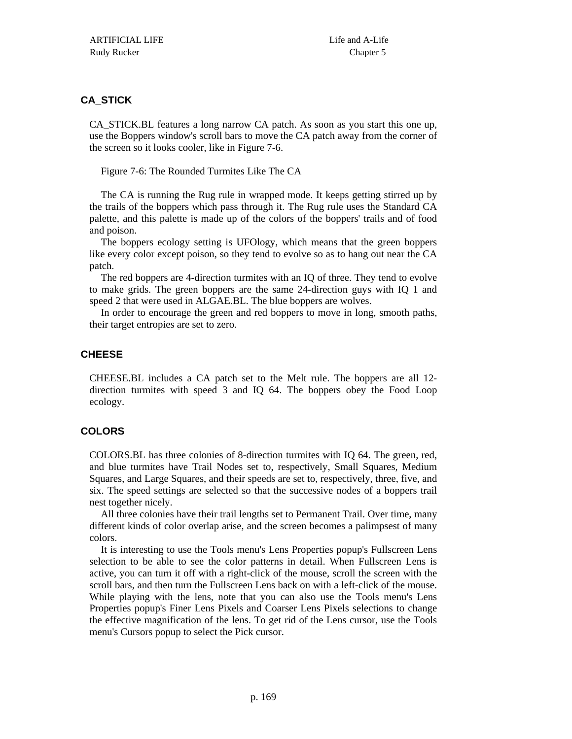## CA_STICK

CA_STICK.BL features a long narrow CA patch. As soon as you start this one up, use the Boppers window's scroll bars to move the CA patch away from the corner of the screen so it looks cooler, like in Figure 7-6.

Figure 7-6: The Rounded Turmites Like The CA

The CA is running the Rug rule in wrapped mode. It keeps getting stirred up by the trails of the boppers which pass through it. The Rug rule uses the Standard CA palette, and this palette is made up of the colors of the boppers' trails and of food and poison.

The boppers ecology setting is UFOlogy, which means that the green boppers like every color except poison, so they tend to evolve so as to hang out near the CA patch.

The red boppers are 4-direction turmites with an IQ of three. They tend to evolve to make grids. The green boppers are the same 24-direction guys with IQ 1 and speed 2 that were used in ALGAE.BL. The blue boppers are wolves.

In order to encourage the green and red boppers to move in long, smooth paths, their target entropies are set to zero.

## CHEESE

CHEESE.BL includes a CA patch set to the Melt rule. The boppers are all 12-direction turmites with speed 3 and IQ 64. The boppers obey the Food Loop ecology.

## COLORS

COLORS.BL has three colonies of 8-direction turmites with IQ 64. The green, red, and blue turmites have Trail Nodes set to, respectively, Small Squares, Medium Squares, and Large Squares, and their speeds are set to, respectively, three, five, and six. The speed settings are selected so that the successive nodes of a boppers trail nest together nicely.

All three colonies have their trail lengths set to Permanent Trail. Over time, many different kinds of color overlap arise, and the screen becomes a palimpsest of many colors.

It is interesting to use the Tools menu's Lens Properties popup's Fullscreen Lens selection to be able to see the color patterns in detail. When Fullscreen Lens is active, you can turn it off with a right-click of the mouse, scroll the screen with the scroll bars, and then turn the Fullscreen Lens back on with a left-click of the mouse. While playing with the lens, note that you can also use the Tools menu's Lens Properties popup's Finer Lens Pixels and Coarser Lens Pixels selections to change the effective magnification of the lens. To get rid of the Lens cursor, use the Tools menu's Cursors popup to select the Pick cursor.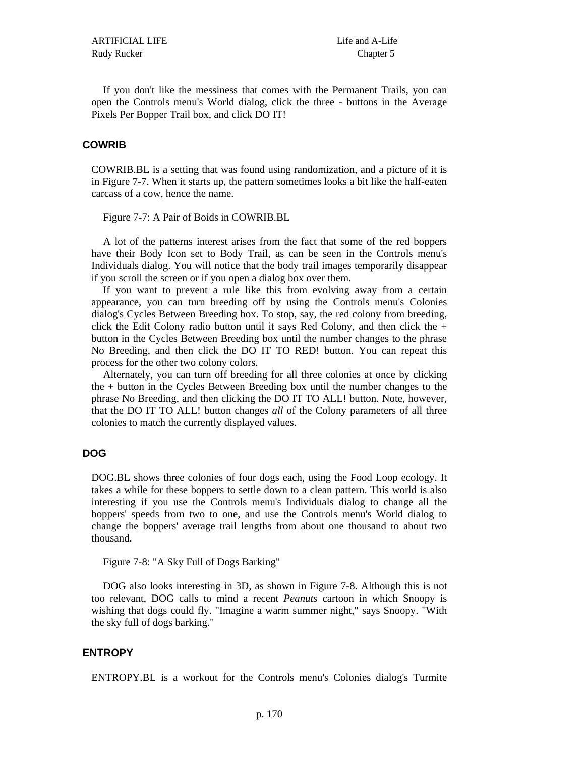If you don't like the messiness that comes with the Permanent Trails, you can open the Controls menu's World dialog, click the three - buttons in the Average Pixels Per Bopper Trail box, and click DO IT!

### COWRIB

COWRIB.BL is a setting that was found using randomization, and a picture of it is in Figure 7-7. When it starts up, the pattern sometimes looks a bit like the half-eaten carcass of a cow, hence the name.

Figure 7-7: A Pair of Boids in COWRIB.BL

A lot of the patterns interest arises from the fact that some of the red boppers have their Body Icon set to Body Trail, as can be seen in the Controls menu's Individuals dialog. You will notice that the body trail images temporarily disappear if you scroll the screen or if you open a dialog box over them.

If you want to prevent a rule like this from evolving away from a certain appearance, you can turn breeding off by using the Controls menu's Colonies dialog's Cycles Between Breeding box. To stop, say, the red colony from breeding, click the Edit Colony radio button until it says Red Colony, and then click the + button in the Cycles Between Breeding box until the number changes to the phrase No Breeding, and then click the DO IT TO RED! button. You can repeat this process for the other two colony colors.

Alternately, you can turn off breeding for all three colonies at once by clicking the + button in the Cycles Between Breeding box until the number changes to the phrase No Breeding, and then clicking the DO IT TO ALL! button. Note, however, that the DO IT TO ALL! button changes *all* of the Colony parameters of all three colonies to match the currently displayed values.

### DOG

DOG.BL shows three colonies of four dogs each, using the Food Loop ecology. It takes a while for these boppers to settle down to a clean pattern. This world is also interesting if you use the Controls menu's Individuals dialog to change all the boppers' speeds from two to one, and use the Controls menu's World dialog to change the boppers' average trail lengths from about one thousand to about two thousand.

Figure 7-8: "A Sky Full of Dogs Barking"

DOG also looks interesting in 3D, as shown in Figure 7-8. Although this is not too relevant, DOG calls to mind a recent *Peanuts* cartoon in which Snoopy is wishing that dogs could fly. "Imagine a warm summer night," says Snoopy. "With the sky full of dogs barking."

### ENTROPY

ENTROPY.BL is a workout for the Controls menu's Colonies dialog's Turmite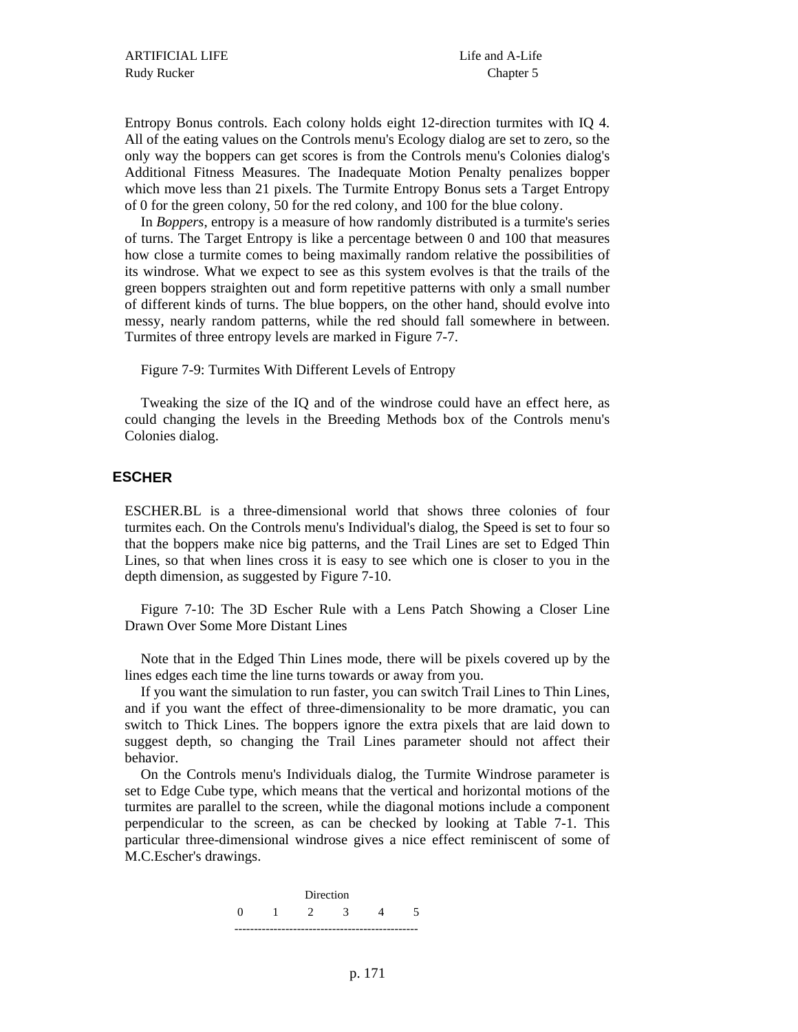Entropy Bonus controls. Each colony holds eight 12-direction turmites with IQ 4. All of the eating values on the Controls menu's Ecology dialog are set to zero, so the only way the boppers can get scores is from the Controls menu's Colonies dialog's Additional Fitness Measures. The Inadequate Motion Penalty penalizes bopper which move less than 21 pixels. The Turmite Entropy Bonus sets a Target Entropy of 0 for the green colony, 50 for the red colony, and 100 for the blue colony.

In *Boppers*, entropy is a measure of how randomly distributed is a turmite's series of turns. The Target Entropy is like a percentage between 0 and 100 that measures how close a turmite comes to being maximally random relative the possibilities of its windrose. What we expect to see as this system evolves is that the trails of the green boppers straighten out and form repetitive patterns with only a small number of different kinds of turns. The blue boppers, on the other hand, should evolve into messy, nearly random patterns, while the red should fall somewhere in between. Turmites of three entropy levels are marked in Figure 7-7.

Figure 7-9: Turmites With Different Levels of Entropy

Tweaking the size of the IQ and of the windrose could have an effect here, as could changing the levels in the Breeding Methods box of the Controls menu's Colonies dialog.

## ESCHER

ESCHER.BL is a three-dimensional world that shows three colonies of four turmites each. On the Controls menu's Individual's dialog, the Speed is set to four so that the boppers make nice big patterns, and the Trail Lines are set to Edged Thin Lines, so that when lines cross it is easy to see which one is closer to you in the depth dimension, as suggested by Figure 7-10.

Figure 7-10: The 3D Escher Rule with a Lens Patch Showing a Closer Line Drawn Over Some More Distant Lines

Note that in the Edged Thin Lines mode, there will be pixels covered up by the lines edges each time the line turns towards or away from you.

If you want the simulation to run faster, you can switch Trail Lines to Thin Lines, and if you want the effect of three-dimensionality to be more dramatic, you can switch to Thick Lines. The boppers ignore the extra pixels that are laid down to suggest depth, so changing the Trail Lines parameter should not affect their behavior.

On the Controls menu's Individuals dialog, the Turmite Windrose parameter is set to Edge Cube type, which means that the vertical and horizontal motions of the turmites are parallel to the screen, while the diagonal motions include a component perpendicular to the screen, as can be checked by looking at Table 7-1. This particular three-dimensional windrose gives a nice effect reminiscent of some of M.C.Escher's drawings.

```
              Direction
0      1      2      3      4      5
-----------------------------------------------
```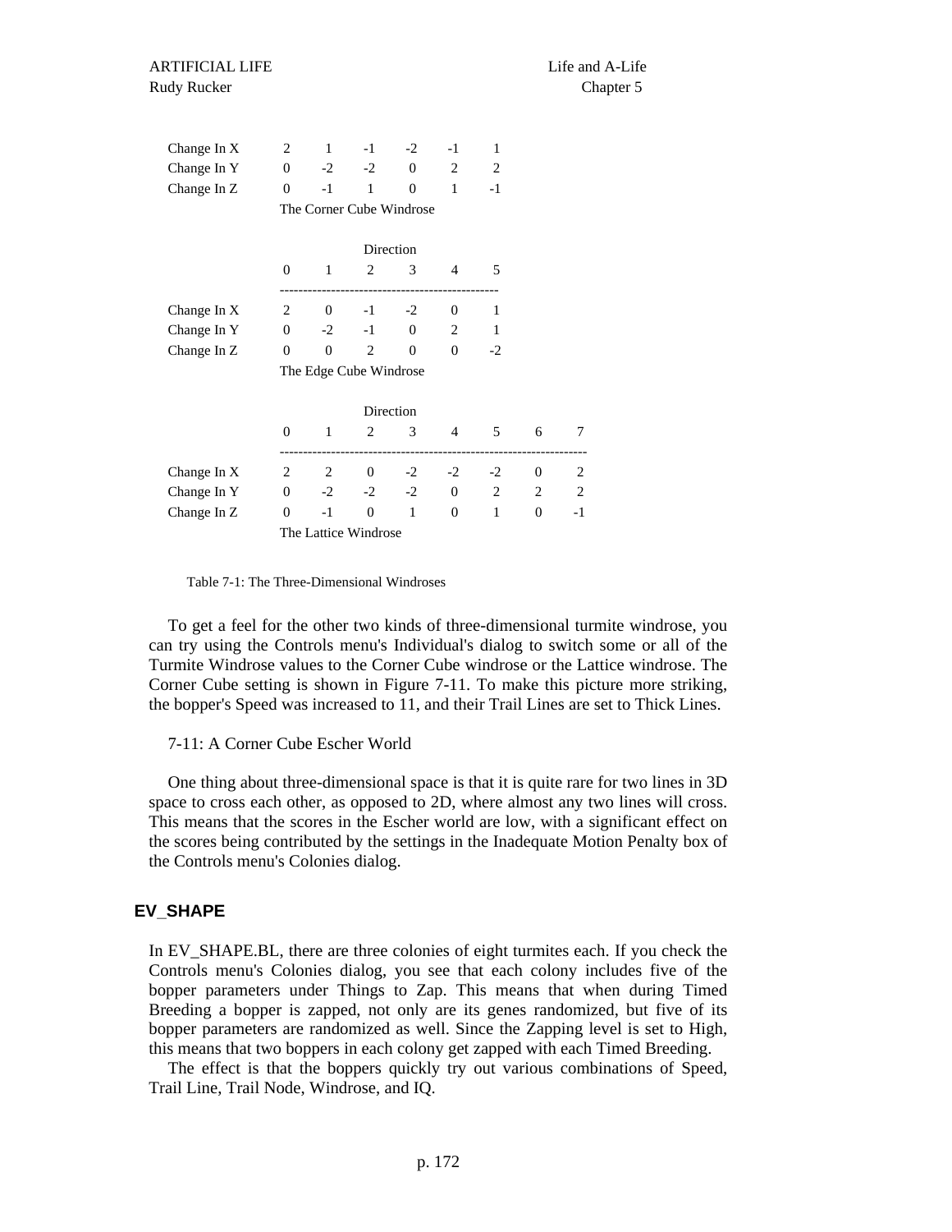| | | | | | | |
|---|---|---|---|---|---|---|
| Change In X | 2 | 1 | -1 | -2 | -1 | 1 |
| Change In Y | 0 | -2 | -2 | 0 | 2 | 2 |
| Change In Z | 0 | -1 | 1 | 0 | 1 | -1 |

The Corner Cube Windrose

| | Direction | | | | | |
|---|---|---|---|---|---|---|
| | 0 | 1 | 2 | 3 | 4 | 5 |
| Change In X | 2 | 0 | -1 | -2 | 0 | 1 |
| Change In Y | 0 | -2 | -1 | 0 | 2 | 1 |
| Change In Z | 0 | 0 | 2 | 0 | 0 | -2 |

The Edge Cube Windrose

| | Direction | | | | | | | |
|---|---|---|---|---|---|---|---|---|
| | 0 | 1 | 2 | 3 | 4 | 5 | 6 | 7 |
| Change In X | 2 | 2 | 0 | -2 | -2 | -2 | 0 | 2 |
| Change In Y | 0 | -2 | -2 | -2 | 0 | 2 | 2 | 2 |
| Change In Z | 0 | -1 | 0 | 1 | 0 | 1 | 0 | -1 |

The Lattice Windrose

Table 7-1: The Three-Dimensional Windroses

To get a feel for the other two kinds of three-dimensional turmite windrose, you can try using the Controls menu's Individual's dialog to switch some or all of the Turmite Windrose values to the Corner Cube windrose or the Lattice windrose. The Corner Cube setting is shown in Figure 7-11. To make this picture more striking, the bopper's Speed was increased to 11, and their Trail Lines are set to Thick Lines.

7-11: A Corner Cube Escher World

One thing about three-dimensional space is that it is quite rare for two lines in 3D space to cross each other, as opposed to 2D, where almost any two lines will cross. This means that the scores in the Escher world are low, with a significant effect on the scores being contributed by the settings in the Inadequate Motion Penalty box of the Controls menu's Colonies dialog.

## EV_SHAPE

In EV_SHAPE.BL, there are three colonies of eight turmites each. If you check the Controls menu's Colonies dialog, you see that each colony includes five of the bopper parameters under Things to Zap. This means that when during Timed Breeding a bopper is zapped, not only are its genes randomized, but five of its bopper parameters are randomized as well. Since the Zapping level is set to High, this means that two boppers in each colony get zapped with each Timed Breeding.

The effect is that the boppers quickly try out various combinations of Speed, Trail Line, Trail Node, Windrose, and IQ.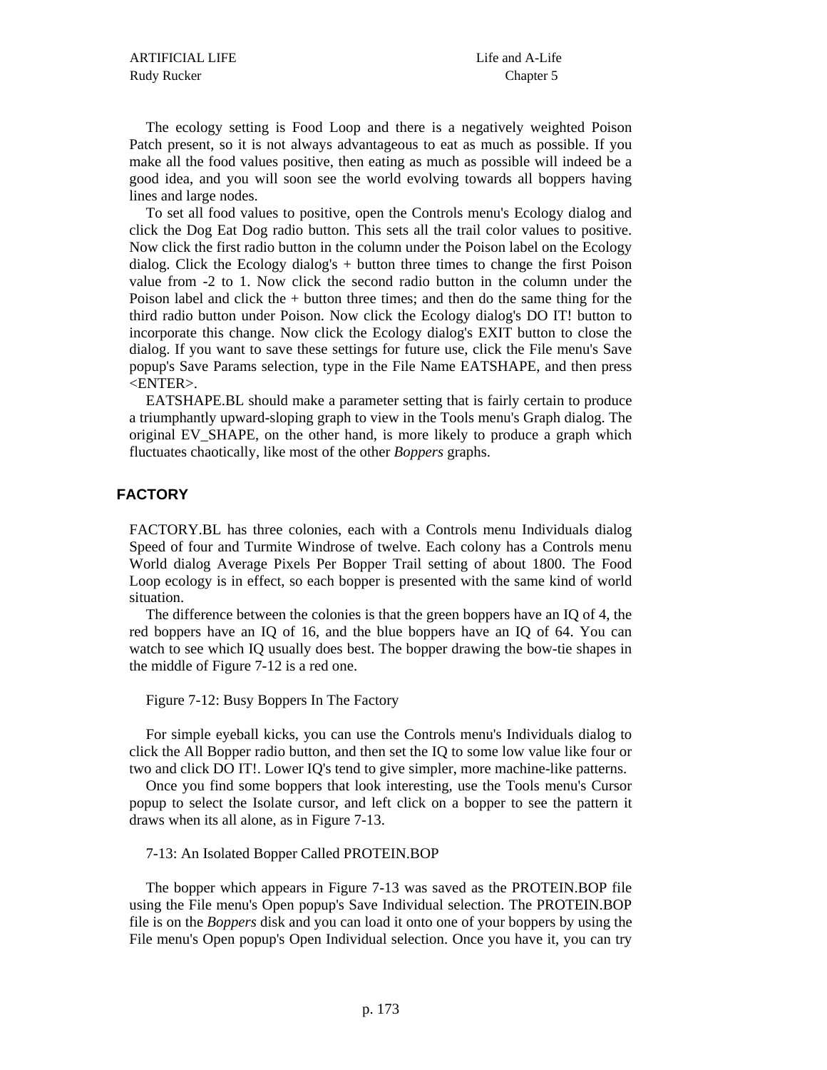The ecology setting is Food Loop and there is a negatively weighted Poison Patch present, so it is not always advantageous to eat as much as possible. If you make all the food values positive, then eating as much as possible will indeed be a good idea, and you will soon see the world evolving towards all boppers having lines and large nodes.

To set all food values to positive, open the Controls menu's Ecology dialog and click the Dog Eat Dog radio button. This sets all the trail color values to positive. Now click the first radio button in the column under the Poison label on the Ecology dialog. Click the Ecology dialog's + button three times to change the first Poison value from -2 to 1. Now click the second radio button in the column under the Poison label and click the + button three times; and then do the same thing for the third radio button under Poison. Now click the Ecology dialog's DO IT! button to incorporate this change. Now click the Ecology dialog's EXIT button to close the dialog. If you want to save these settings for future use, click the File menu's Save popup's Save Params selection, type in the File Name EATSHAPE, and then press <ENTER>.

EATSHAPE.BL should make a parameter setting that is fairly certain to produce a triumphantly upward-sloping graph to view in the Tools menu's Graph dialog. The original EV_SHAPE, on the other hand, is more likely to produce a graph which fluctuates chaotically, like most of the other *Boppers* graphs.

## FACTORY

FACTORY.BL has three colonies, each with a Controls menu Individuals dialog Speed of four and Turmite Windrose of twelve. Each colony has a Controls menu World dialog Average Pixels Per Bopper Trail setting of about 1800. The Food Loop ecology is in effect, so each bopper is presented with the same kind of world situation.

The difference between the colonies is that the green boppers have an IQ of 4, the red boppers have an IQ of 16, and the blue boppers have an IQ of 64. You can watch to see which IQ usually does best. The bopper drawing the bow-tie shapes in the middle of Figure 7-12 is a red one.

Figure 7-12: Busy Boppers In The Factory

For simple eyeball kicks, you can use the Controls menu's Individuals dialog to click the All Bopper radio button, and then set the IQ to some low value like four or two and click DO IT!. Lower IQ's tend to give simpler, more machine-like patterns.

Once you find some boppers that look interesting, use the Tools menu's Cursor popup to select the Isolate cursor, and left click on a bopper to see the pattern it draws when its all alone, as in Figure 7-13.

7-13: An Isolated Bopper Called PROTEIN.BOP

The bopper which appears in Figure 7-13 was saved as the PROTEIN.BOP file using the File menu's Open popup's Save Individual selection. The PROTEIN.BOP file is on the *Boppers* disk and you can load it onto one of your boppers by using the File menu's Open popup's Open Individual selection. Once you have it, you can try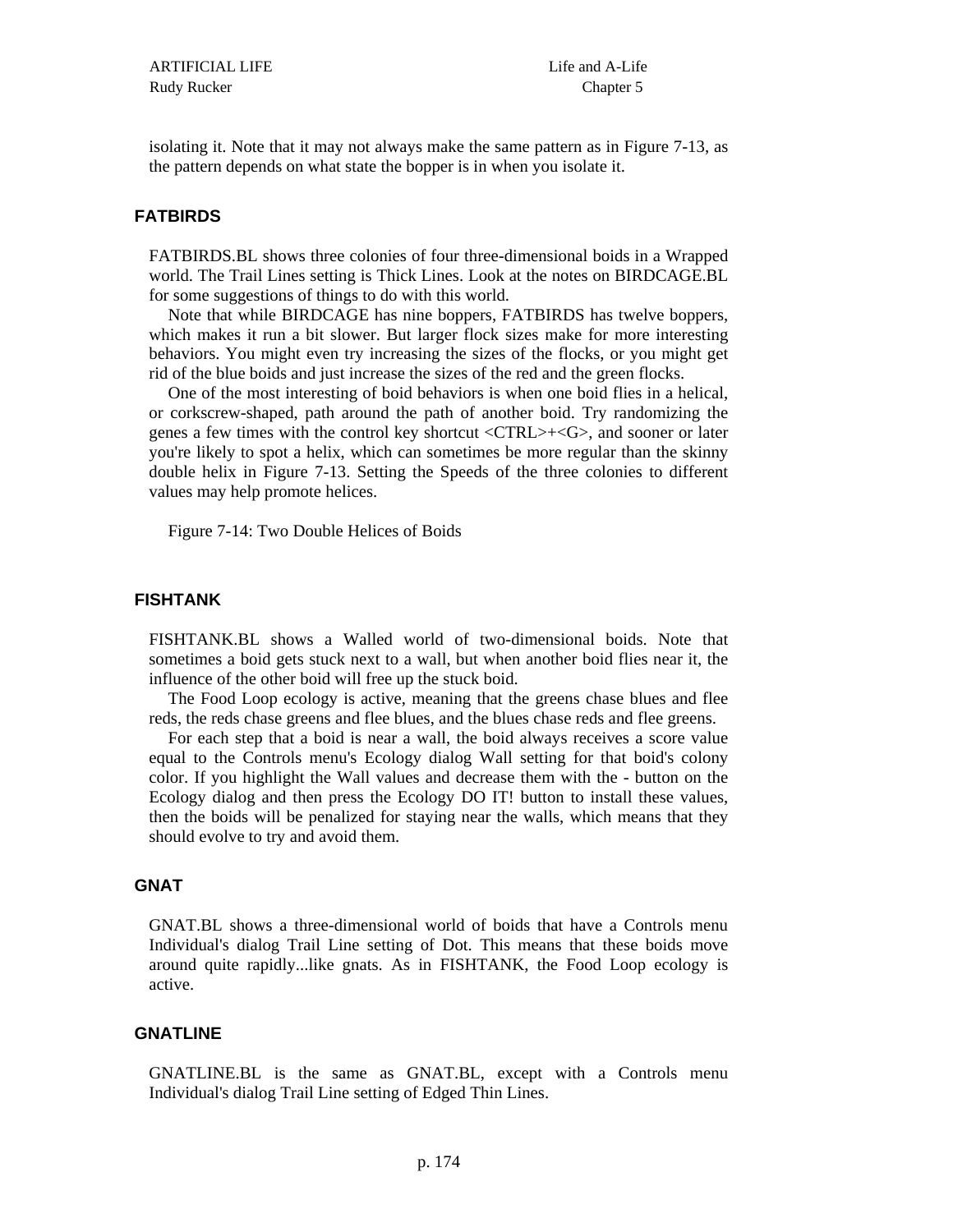isolating it. Note that it may not always make the same pattern as in Figure 7-13, as the pattern depends on what state the bopper is in when you isolate it.

### FATBIRDS

FATBIRDS.BL shows three colonies of four three-dimensional boids in a Wrapped world. The Trail Lines setting is Thick Lines. Look at the notes on BIRDCAGE.BL for some suggestions of things to do with this world.

Note that while BIRDCAGE has nine boppers, FATBIRDS has twelve boppers, which makes it run a bit slower. But larger flock sizes make for more interesting behaviors. You might even try increasing the sizes of the flocks, or you might get rid of the blue boids and just increase the sizes of the red and the green flocks.

One of the most interesting of boid behaviors is when one boid flies in a helical, or corkscrew-shaped, path around the path of another boid. Try randomizing the genes a few times with the control key shortcut <CTRL>+<G>, and sooner or later you're likely to spot a helix, which can sometimes be more regular than the skinny double helix in Figure 7-13. Setting the Speeds of the three colonies to different values may help promote helices.

Figure 7-14: Two Double Helices of Boids

### FISHTANK

FISHTANK.BL shows a Walled world of two-dimensional boids. Note that sometimes a boid gets stuck next to a wall, but when another boid flies near it, the influence of the other boid will free up the stuck boid.

The Food Loop ecology is active, meaning that the greens chase blues and flee reds, the reds chase greens and flee blues, and the blues chase reds and flee greens.

For each step that a boid is near a wall, the boid always receives a score value equal to the Controls menu's Ecology dialog Wall setting for that boid's colony color. If you highlight the Wall values and decrease them with the - button on the Ecology dialog and then press the Ecology DO IT! button to install these values, then the boids will be penalized for staying near the walls, which means that they should evolve to try and avoid them.

### GNAT

GNAT.BL shows a three-dimensional world of boids that have a Controls menu Individual's dialog Trail Line setting of Dot. This means that these boids move around quite rapidly...like gnats. As in FISHTANK, the Food Loop ecology is active.

### GNATLINE

GNATLINE.BL is the same as GNAT.BL, except with a Controls menu Individual's dialog Trail Line setting of Edged Thin Lines.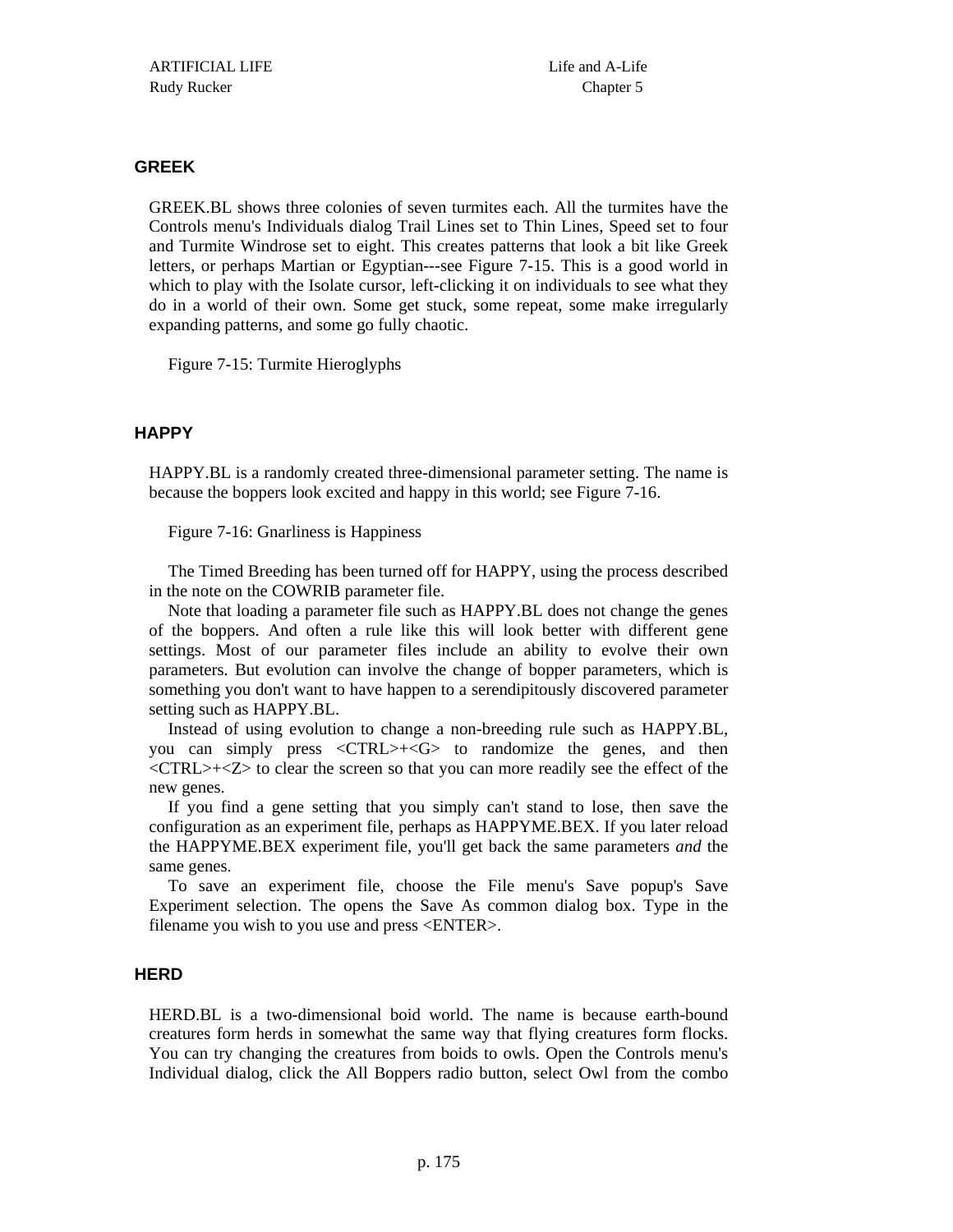### GREEK

GREEK.BL shows three colonies of seven turmites each. All the turmites have the Controls menu's Individuals dialog Trail Lines set to Thin Lines, Speed set to four and Turmite Windrose set to eight. This creates patterns that look a bit like Greek letters, or perhaps Martian or Egyptian---see Figure 7-15. This is a good world in which to play with the Isolate cursor, left-clicking it on individuals to see what they do in a world of their own. Some get stuck, some repeat, some make irregularly expanding patterns, and some go fully chaotic.

Figure 7-15: Turmite Hieroglyphs

### HAPPY

HAPPY.BL is a randomly created three-dimensional parameter setting. The name is because the boppers look excited and happy in this world; see Figure 7-16.

Figure 7-16: Gnarliness is Happiness

The Timed Breeding has been turned off for HAPPY, using the process described in the note on the COWRIB parameter file.

Note that loading a parameter file such as HAPPY.BL does not change the genes of the boppers. And often a rule like this will look better with different gene settings. Most of our parameter files include an ability to evolve their own parameters. But evolution can involve the change of bopper parameters, which is something you don't want to have happen to a serendipitously discovered parameter setting such as HAPPY.BL.

Instead of using evolution to change a non-breeding rule such as HAPPY.BL, you can simply press <CTRL>+<G> to randomize the genes, and then <CTRL>+<Z> to clear the screen so that you can more readily see the effect of the new genes.

If you find a gene setting that you simply can't stand to lose, then save the configuration as an experiment file, perhaps as HAPPYME.BEX. If you later reload the HAPPYME.BEX experiment file, you'll get back the same parameters *and* the same genes.

To save an experiment file, choose the File menu's Save popup's Save Experiment selection. The opens the Save As common dialog box. Type in the filename you wish to you use and press <ENTER>.

### HERD

HERD.BL is a two-dimensional boid world. The name is because earth-bound creatures form herds in somewhat the same way that flying creatures form flocks. You can try changing the creatures from boids to owls. Open the Controls menu's Individual dialog, click the All Boppers radio button, select Owl from the combo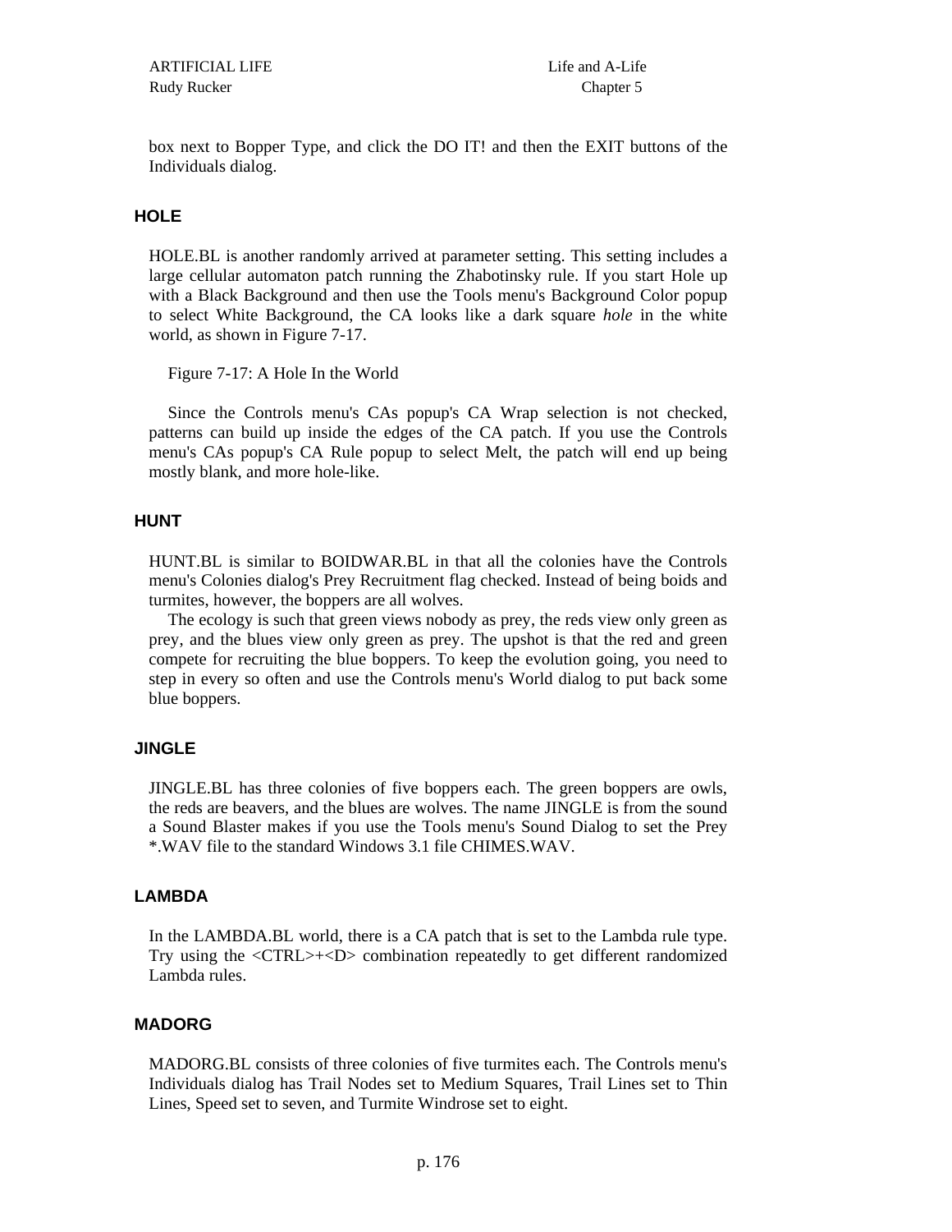box next to Bopper Type, and click the DO IT! and then the EXIT buttons of the Individuals dialog.

### HOLE

HOLE.BL is another randomly arrived at parameter setting. This setting includes a large cellular automaton patch running the Zhabotinsky rule. If you start Hole up with a Black Background and then use the Tools menu's Background Color popup to select White Background, the CA looks like a dark square *hole* in the white world, as shown in Figure 7-17.

Figure 7-17: A Hole In the World

Since the Controls menu's CAs popup's CA Wrap selection is not checked, patterns can build up inside the edges of the CA patch. If you use the Controls menu's CAs popup's CA Rule popup to select Melt, the patch will end up being mostly blank, and more hole-like.

### HUNT

HUNT.BL is similar to BOIDWAR.BL in that all the colonies have the Controls menu's Colonies dialog's Prey Recruitment flag checked. Instead of being boids and turmites, however, the boppers are all wolves.

The ecology is such that green views nobody as prey, the reds view only green as prey, and the blues view only green as prey. The upshot is that the red and green compete for recruiting the blue boppers. To keep the evolution going, you need to step in every so often and use the Controls menu's World dialog to put back some blue boppers.

### JINGLE

JINGLE.BL has three colonies of five boppers each. The green boppers are owls, the reds are beavers, and the blues are wolves. The name JINGLE is from the sound a Sound Blaster makes if you use the Tools menu's Sound Dialog to set the Prey *.WAV file to the standard Windows 3.1 file CHIMES.WAV.

### LAMBDA

In the LAMBDA.BL world, there is a CA patch that is set to the Lambda rule type. Try using the <CTRL>+<D> combination repeatedly to get different randomized Lambda rules.

### MADORG

MADORG.BL consists of three colonies of five turmites each. The Controls menu's Individuals dialog has Trail Nodes set to Medium Squares, Trail Lines set to Thin Lines, Speed set to seven, and Turmite Windrose set to eight.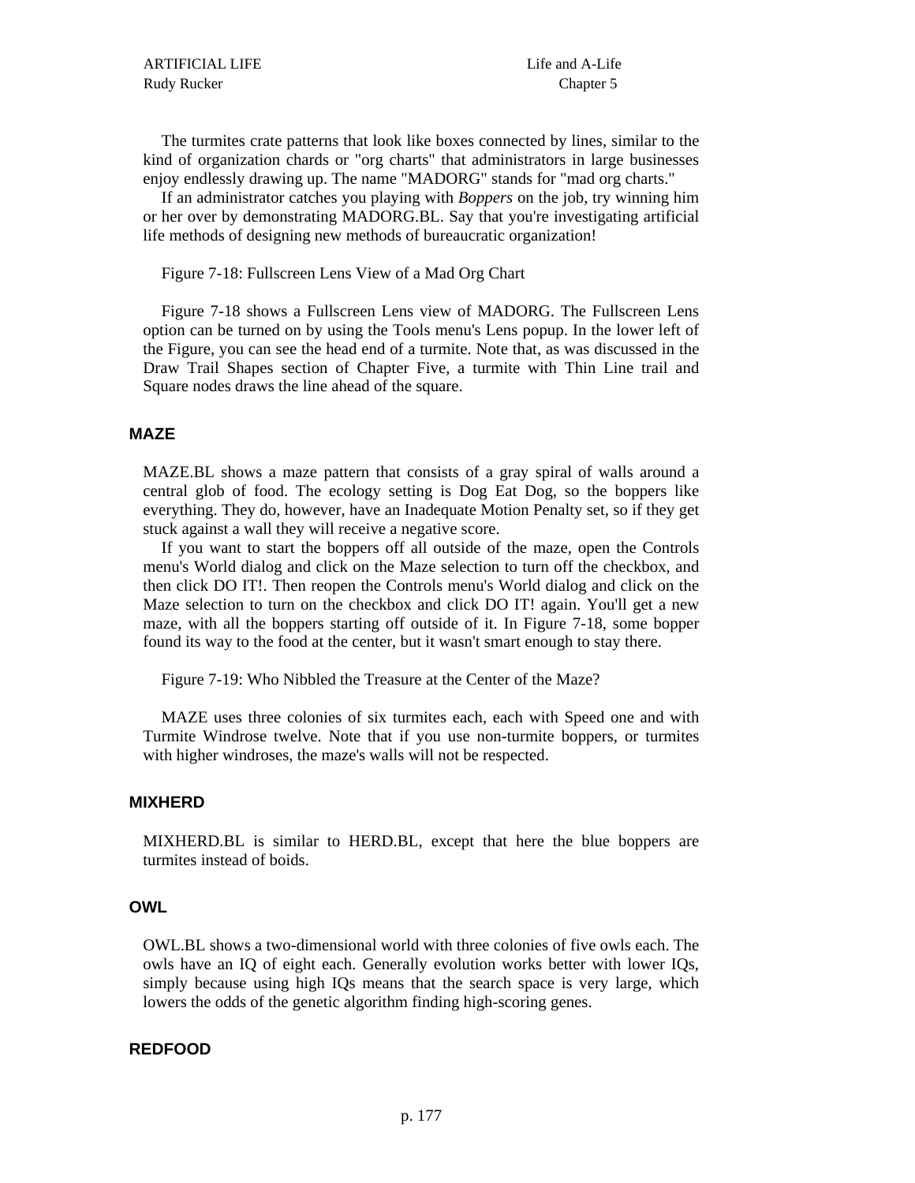The turmites crate patterns that look like boxes connected by lines, similar to the kind of organization chards or "org charts" that administrators in large businesses enjoy endlessly drawing up. The name "MADORG" stands for "mad org charts."

If an administrator catches you playing with *Boppers* on the job, try winning him or her over by demonstrating MADORG.BL. Say that you're investigating artificial life methods of designing new methods of bureaucratic organization!

Figure 7-18: Fullscreen Lens View of a Mad Org Chart

Figure 7-18 shows a Fullscreen Lens view of MADORG. The Fullscreen Lens option can be turned on by using the Tools menu's Lens popup. In the lower left of the Figure, you can see the head end of a turmite. Note that, as was discussed in the Draw Trail Shapes section of Chapter Five, a turmite with Thin Line trail and Square nodes draws the line ahead of the square.

## MAZE

MAZE.BL shows a maze pattern that consists of a gray spiral of walls around a central glob of food. The ecology setting is Dog Eat Dog, so the boppers like everything. They do, however, have an Inadequate Motion Penalty set, so if they get stuck against a wall they will receive a negative score.

If you want to start the boppers off all outside of the maze, open the Controls menu's World dialog and click on the Maze selection to turn off the checkbox, and then click DO IT!. Then reopen the Controls menu's World dialog and click on the Maze selection to turn on the checkbox and click DO IT! again. You'll get a new maze, with all the boppers starting off outside of it. In Figure 7-18, some bopper found its way to the food at the center, but it wasn't smart enough to stay there.

Figure 7-19: Who Nibbled the Treasure at the Center of the Maze?

MAZE uses three colonies of six turmites each, each with Speed one and with Turmite Windrose twelve. Note that if you use non-turmite boppers, or turmites with higher windroses, the maze's walls will not be respected.

## MIXHERD

MIXHERD.BL is similar to HERD.BL, except that here the blue boppers are turmites instead of boids.

## OWL

OWL.BL shows a two-dimensional world with three colonies of five owls each. The owls have an IQ of eight each. Generally evolution works better with lower IQs, simply because using high IQs means that the search space is very large, which lowers the odds of the genetic algorithm finding high-scoring genes.

## REDFOOD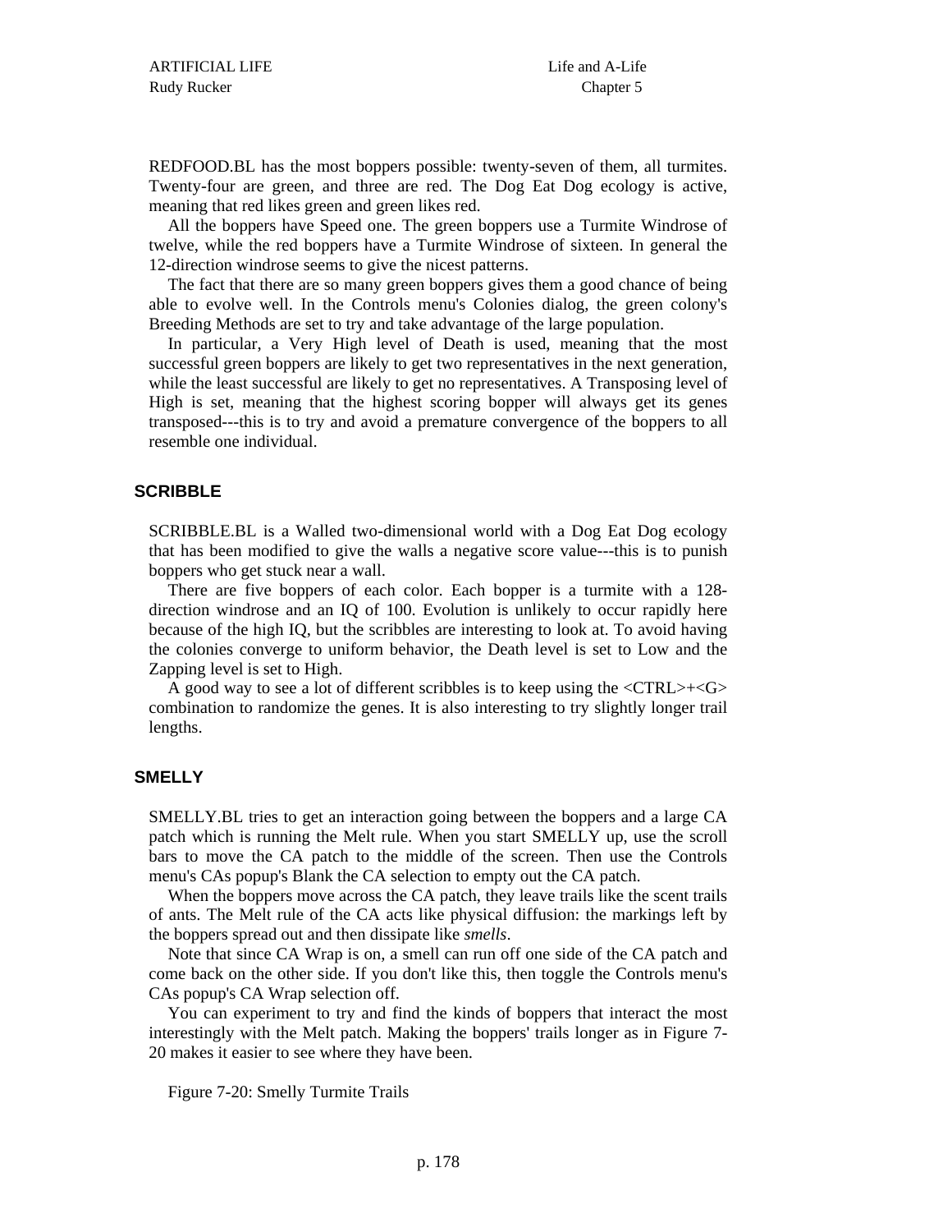REDFOOD.BL has the most boppers possible: twenty-seven of them, all turmites. Twenty-four are green, and three are red. The Dog Eat Dog ecology is active, meaning that red likes green and green likes red.

All the boppers have Speed one. The green boppers use a Turmite Windrose of twelve, while the red boppers have a Turmite Windrose of sixteen. In general the 12-direction windrose seems to give the nicest patterns.

The fact that there are so many green boppers gives them a good chance of being able to evolve well. In the Controls menu's Colonies dialog, the green colony's Breeding Methods are set to try and take advantage of the large population.

In particular, a Very High level of Death is used, meaning that the most successful green boppers are likely to get two representatives in the next generation, while the least successful are likely to get no representatives. A Transposing level of High is set, meaning that the highest scoring bopper will always get its genes transposed---this is to try and avoid a premature convergence of the boppers to all resemble one individual.

### SCRIBBLE

SCRIBBLE.BL is a Walled two-dimensional world with a Dog Eat Dog ecology that has been modified to give the walls a negative score value---this is to punish boppers who get stuck near a wall.

There are five boppers of each color. Each bopper is a turmite with a 128-direction windrose and an IQ of 100. Evolution is unlikely to occur rapidly here because of the high IQ, but the scribbles are interesting to look at. To avoid having the colonies converge to uniform behavior, the Death level is set to Low and the Zapping level is set to High.

A good way to see a lot of different scribbles is to keep using the <CTRL>+<G> combination to randomize the genes. It is also interesting to try slightly longer trail lengths.

### SMELLY

SMELLY.BL tries to get an interaction going between the boppers and a large CA patch which is running the Melt rule. When you start SMELLY up, use the scroll bars to move the CA patch to the middle of the screen. Then use the Controls menu's CAs popup's Blank the CA selection to empty out the CA patch.

When the boppers move across the CA patch, they leave trails like the scent trails of ants. The Melt rule of the CA acts like physical diffusion: the markings left by the boppers spread out and then dissipate like *smells*.

Note that since CA Wrap is on, a smell can run off one side of the CA patch and come back on the other side. If you don't like this, then toggle the Controls menu's CAs popup's CA Wrap selection off.

You can experiment to try and find the kinds of boppers that interact the most interestingly with the Melt patch. Making the boppers' trails longer as in Figure 7-20 makes it easier to see where they have been.

Figure 7-20: Smelly Turmite Trails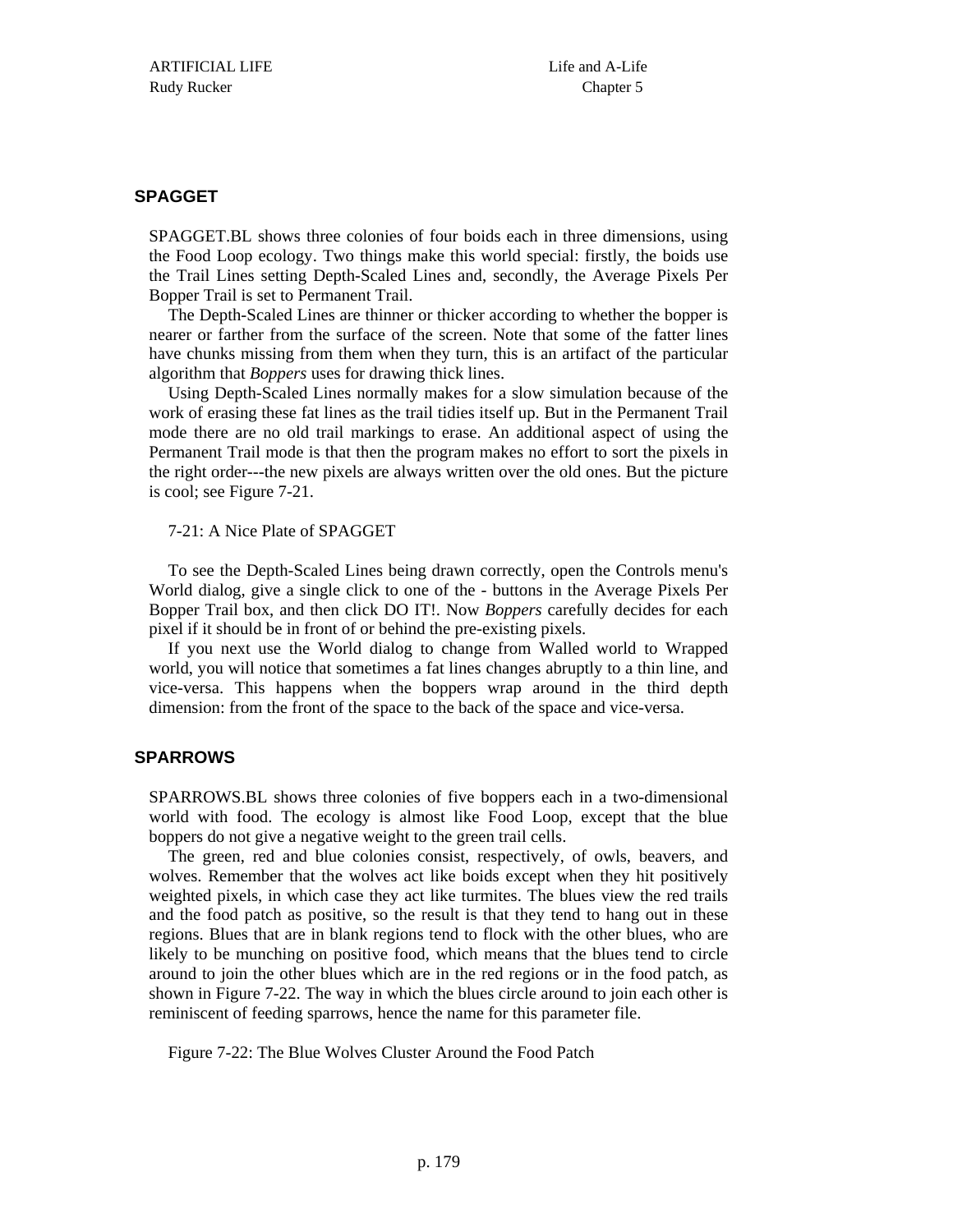## SPAGGET

SPAGGET.BL shows three colonies of four boids each in three dimensions, using the Food Loop ecology. Two things make this world special: firstly, the boids use the Trail Lines setting Depth-Scaled Lines and, secondly, the Average Pixels Per Bopper Trail is set to Permanent Trail.

The Depth-Scaled Lines are thinner or thicker according to whether the bopper is nearer or farther from the surface of the screen. Note that some of the fatter lines have chunks missing from them when they turn, this is an artifact of the particular algorithm that *Boppers* uses for drawing thick lines.

Using Depth-Scaled Lines normally makes for a slow simulation because of the work of erasing these fat lines as the trail tidies itself up. But in the Permanent Trail mode there are no old trail markings to erase. An additional aspect of using the Permanent Trail mode is that then the program makes no effort to sort the pixels in the right order---the new pixels are always written over the old ones. But the picture is cool; see Figure 7-21.

7-21: A Nice Plate of SPAGGET

To see the Depth-Scaled Lines being drawn correctly, open the Controls menu's World dialog, give a single click to one of the - buttons in the Average Pixels Per Bopper Trail box, and then click DO IT!. Now *Boppers* carefully decides for each pixel if it should be in front of or behind the pre-existing pixels.

If you next use the World dialog to change from Walled world to Wrapped world, you will notice that sometimes a fat lines changes abruptly to a thin line, and vice-versa. This happens when the boppers wrap around in the third depth dimension: from the front of the space to the back of the space and vice-versa.

## SPARROWS

SPARROWS.BL shows three colonies of five boppers each in a two-dimensional world with food. The ecology is almost like Food Loop, except that the blue boppers do not give a negative weight to the green trail cells.

The green, red and blue colonies consist, respectively, of owls, beavers, and wolves. Remember that the wolves act like boids except when they hit positively weighted pixels, in which case they act like turmites. The blues view the red trails and the food patch as positive, so the result is that they tend to hang out in these regions. Blues that are in blank regions tend to flock with the other blues, who are likely to be munching on positive food, which means that the blues tend to circle around to join the other blues which are in the red regions or in the food patch, as shown in Figure 7-22. The way in which the blues circle around to join each other is reminiscent of feeding sparrows, hence the name for this parameter file.

Figure 7-22: The Blue Wolves Cluster Around the Food Patch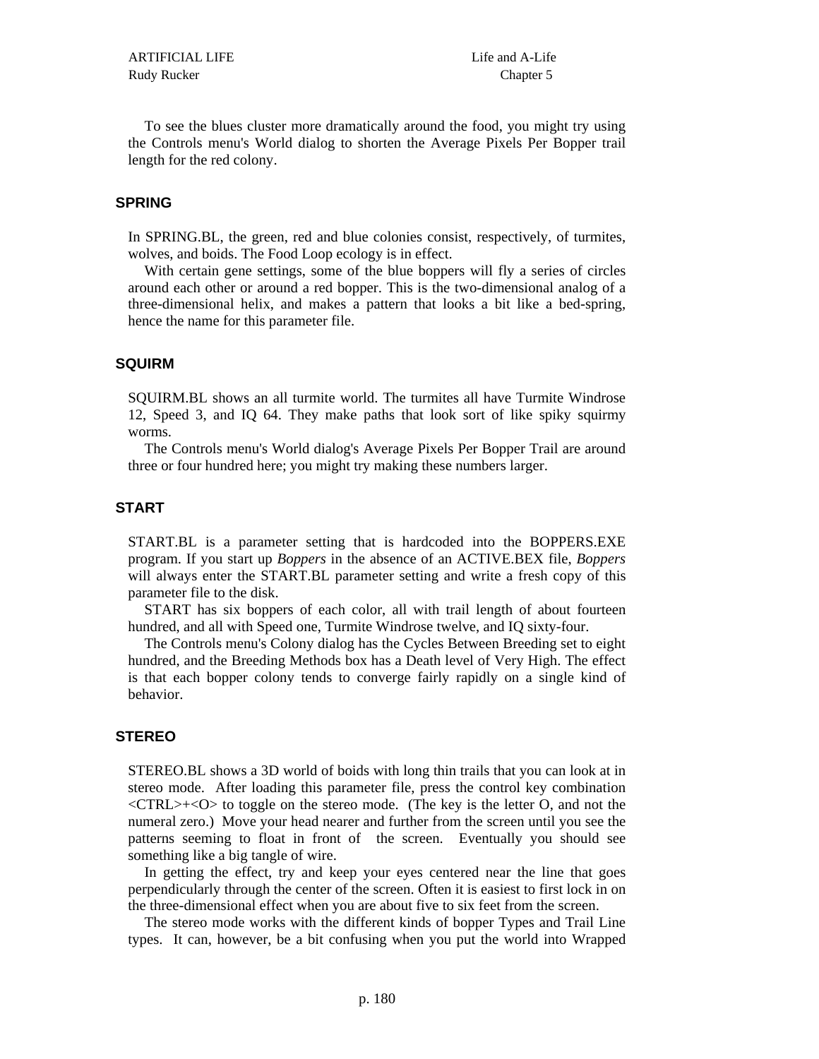To see the blues cluster more dramatically around the food, you might try using the Controls menu's World dialog to shorten the Average Pixels Per Bopper trail length for the red colony.

### SPRING

In SPRING.BL, the green, red and blue colonies consist, respectively, of turmites, wolves, and boids. The Food Loop ecology is in effect.

With certain gene settings, some of the blue boppers will fly a series of circles around each other or around a red bopper. This is the two-dimensional analog of a three-dimensional helix, and makes a pattern that looks a bit like a bed-spring, hence the name for this parameter file.

### SQUIRM

SQUIRM.BL shows an all turmite world. The turmites all have Turmite Windrose 12, Speed 3, and IQ 64. They make paths that look sort of like spiky squirmy worms.

The Controls menu's World dialog's Average Pixels Per Bopper Trail are around three or four hundred here; you might try making these numbers larger.

### START

START.BL is a parameter setting that is hardcoded into the BOPPERS.EXE program. If you start up *Boppers* in the absence of an ACTIVE.BEX file, *Boppers* will always enter the START.BL parameter setting and write a fresh copy of this parameter file to the disk.

START has six boppers of each color, all with trail length of about fourteen hundred, and all with Speed one, Turmite Windrose twelve, and IQ sixty-four.

The Controls menu's Colony dialog has the Cycles Between Breeding set to eight hundred, and the Breeding Methods box has a Death level of Very High. The effect is that each bopper colony tends to converge fairly rapidly on a single kind of behavior.

### STEREO

STEREO.BL shows a 3D world of boids with long thin trails that you can look at in stereo mode. After loading this parameter file, press the control key combination <CTRL>+<O> to toggle on the stereo mode. (The key is the letter O, and not the numeral zero.) Move your head nearer and further from the screen until you see the patterns seeming to float in front of the screen. Eventually you should see something like a big tangle of wire.

In getting the effect, try and keep your eyes centered near the line that goes perpendicularly through the center of the screen. Often it is easiest to first lock in on the three-dimensional effect when you are about five to six feet from the screen.

The stereo mode works with the different kinds of bopper Types and Trail Line types. It can, however, be a bit confusing when you put the world into Wrapped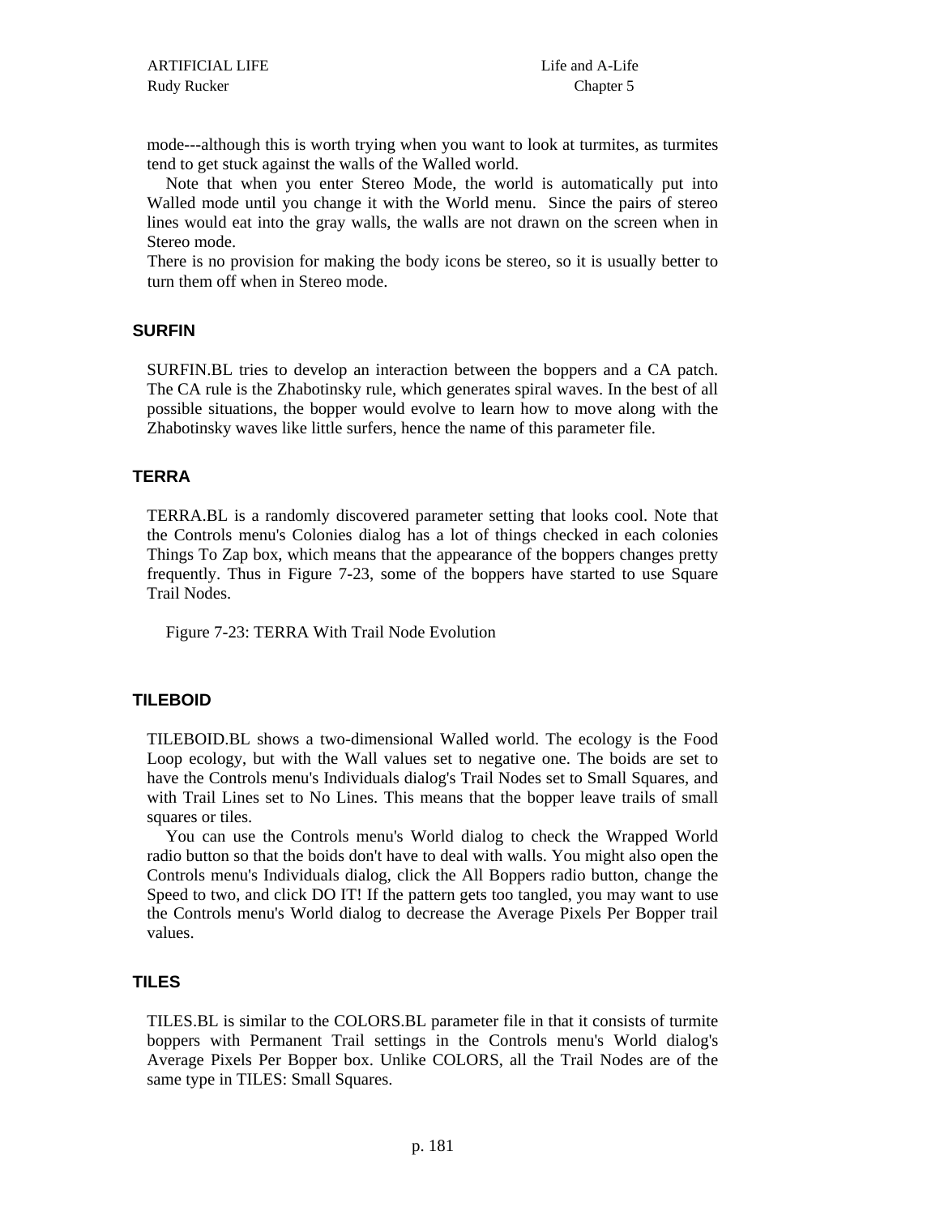mode---although this is worth trying when you want to look at turmites, as turmites tend to get stuck against the walls of the Walled world.

Note that when you enter Stereo Mode, the world is automatically put into Walled mode until you change it with the World menu. Since the pairs of stereo lines would eat into the gray walls, the walls are not drawn on the screen when in Stereo mode.

There is no provision for making the body icons be stereo, so it is usually better to turn them off when in Stereo mode.

### SURFIN

SURFIN.BL tries to develop an interaction between the boppers and a CA patch. The CA rule is the Zhabotinsky rule, which generates spiral waves. In the best of all possible situations, the bopper would evolve to learn how to move along with the Zhabotinsky waves like little surfers, hence the name of this parameter file.

### TERRA

TERRA.BL is a randomly discovered parameter setting that looks cool. Note that the Controls menu's Colonies dialog has a lot of things checked in each colonies Things To Zap box, which means that the appearance of the boppers changes pretty frequently. Thus in Figure 7-23, some of the boppers have started to use Square Trail Nodes.

Figure 7-23: TERRA With Trail Node Evolution

### TILEBOID

TILEBOID.BL shows a two-dimensional Walled world. The ecology is the Food Loop ecology, but with the Wall values set to negative one. The boids are set to have the Controls menu's Individuals dialog's Trail Nodes set to Small Squares, and with Trail Lines set to No Lines. This means that the bopper leave trails of small squares or tiles.

You can use the Controls menu's World dialog to check the Wrapped World radio button so that the boids don't have to deal with walls. You might also open the Controls menu's Individuals dialog, click the All Boppers radio button, change the Speed to two, and click DO IT! If the pattern gets too tangled, you may want to use the Controls menu's World dialog to decrease the Average Pixels Per Bopper trail values.

### TILES

TILES.BL is similar to the COLORS.BL parameter file in that it consists of turmite boppers with Permanent Trail settings in the Controls menu's World dialog's Average Pixels Per Bopper box. Unlike COLORS, all the Trail Nodes are of the same type in TILES: Small Squares.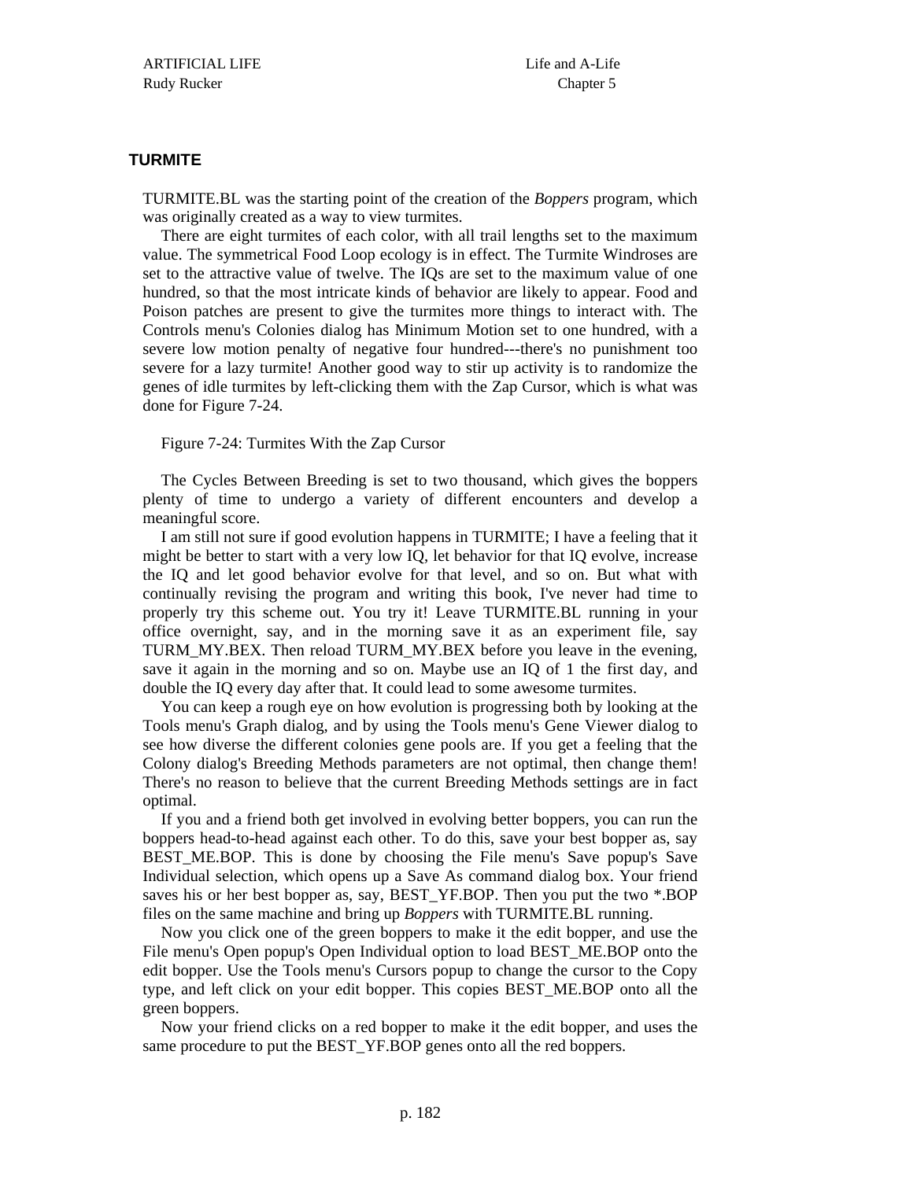### TURMITE

TURMITE.BL was the starting point of the creation of the *Boppers* program, which was originally created as a way to view turmites.

There are eight turmites of each color, with all trail lengths set to the maximum value. The symmetrical Food Loop ecology is in effect. The Turmite Windroses are set to the attractive value of twelve. The IQs are set to the maximum value of one hundred, so that the most intricate kinds of behavior are likely to appear. Food and Poison patches are present to give the turmites more things to interact with. The Controls menu's Colonies dialog has Minimum Motion set to one hundred, with a severe low motion penalty of negative four hundred---there's no punishment too severe for a lazy turmite! Another good way to stir up activity is to randomize the genes of idle turmites by left-clicking them with the Zap Cursor, which is what was done for Figure 7-24.

Figure 7-24: Turmites With the Zap Cursor

The Cycles Between Breeding is set to two thousand, which gives the boppers plenty of time to undergo a variety of different encounters and develop a meaningful score.

I am still not sure if good evolution happens in TURMITE; I have a feeling that it might be better to start with a very low IQ, let behavior for that IQ evolve, increase the IQ and let good behavior evolve for that level, and so on. But what with continually revising the program and writing this book, I've never had time to properly try this scheme out. You try it! Leave TURMITE.BL running in your office overnight, say, and in the morning save it as an experiment file, say TURM_MY.BEX. Then reload TURM_MY.BEX before you leave in the evening, save it again in the morning and so on. Maybe use an IQ of 1 the first day, and double the IQ every day after that. It could lead to some awesome turmites.

You can keep a rough eye on how evolution is progressing both by looking at the Tools menu's Graph dialog, and by using the Tools menu's Gene Viewer dialog to see how diverse the different colonies gene pools are. If you get a feeling that the Colony dialog's Breeding Methods parameters are not optimal, then change them! There's no reason to believe that the current Breeding Methods settings are in fact optimal.

If you and a friend both get involved in evolving better boppers, you can run the boppers head-to-head against each other. To do this, save your best bopper as, say BEST_ME.BOP. This is done by choosing the File menu's Save popup's Save Individual selection, which opens up a Save As command dialog box. Your friend saves his or her best bopper as, say, BEST_YF.BOP. Then you put the two *.BOP files on the same machine and bring up *Boppers* with TURMITE.BL running.

Now you click one of the green boppers to make it the edit bopper, and use the File menu's Open popup's Open Individual option to load BEST_ME.BOP onto the edit bopper. Use the Tools menu's Cursors popup to change the cursor to the Copy type, and left click on your edit bopper. This copies BEST_ME.BOP onto all the green boppers.

Now your friend clicks on a red bopper to make it the edit bopper, and uses the same procedure to put the BEST_YF.BOP genes onto all the red boppers.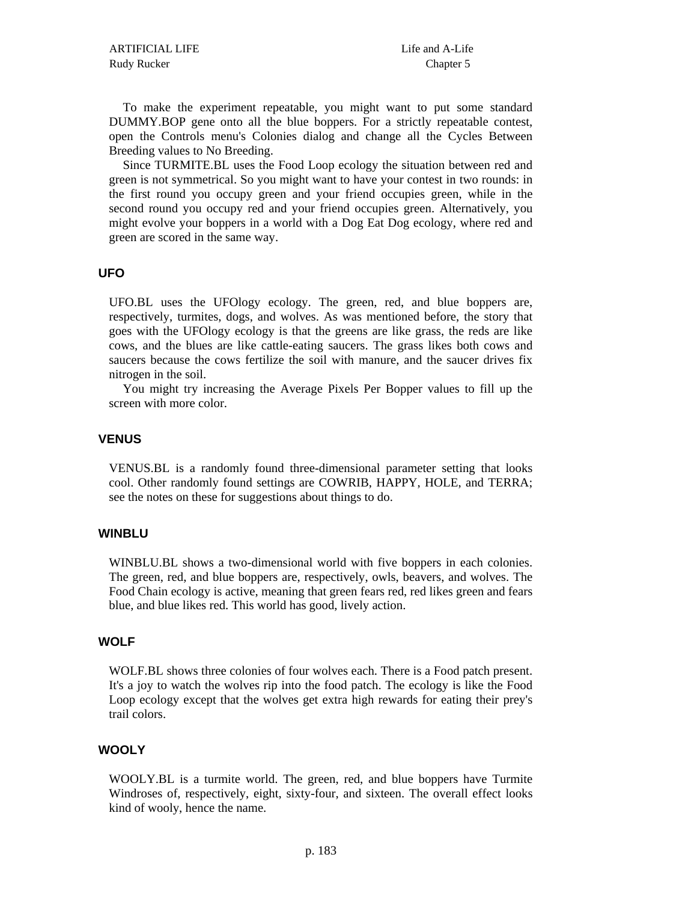To make the experiment repeatable, you might want to put some standard DUMMY.BOP gene onto all the blue boppers. For a strictly repeatable contest, open the Controls menu's Colonies dialog and change all the Cycles Between Breeding values to No Breeding.

Since TURMITE.BL uses the Food Loop ecology the situation between red and green is not symmetrical. So you might want to have your contest in two rounds: in the first round you occupy green and your friend occupies green, while in the second round you occupy red and your friend occupies green. Alternatively, you might evolve your boppers in a world with a Dog Eat Dog ecology, where red and green are scored in the same way.

### UFO

UFO.BL uses the UFOlogy ecology. The green, red, and blue boppers are, respectively, turmites, dogs, and wolves. As was mentioned before, the story that goes with the UFOlogy ecology is that the greens are like grass, the reds are like cows, and the blues are like cattle-eating saucers. The grass likes both cows and saucers because the cows fertilize the soil with manure, and the saucer drives fix nitrogen in the soil.

You might try increasing the Average Pixels Per Bopper values to fill up the screen with more color.

### VENUS

VENUS.BL is a randomly found three-dimensional parameter setting that looks cool. Other randomly found settings are COWRIB, HAPPY, HOLE, and TERRA; see the notes on these for suggestions about things to do.

### WINBLU

WINBLU.BL shows a two-dimensional world with five boppers in each colonies. The green, red, and blue boppers are, respectively, owls, beavers, and wolves. The Food Chain ecology is active, meaning that green fears red, red likes green and fears blue, and blue likes red. This world has good, lively action.

### WOLF

WOLF.BL shows three colonies of four wolves each. There is a Food patch present. It's a joy to watch the wolves rip into the food patch. The ecology is like the Food Loop ecology except that the wolves get extra high rewards for eating their prey's trail colors.

### WOOLY

WOOLY.BL is a turmite world. The green, red, and blue boppers have Turmite Windroses of, respectively, eight, sixty-four, and sixteen. The overall effect looks kind of wooly, hence the name.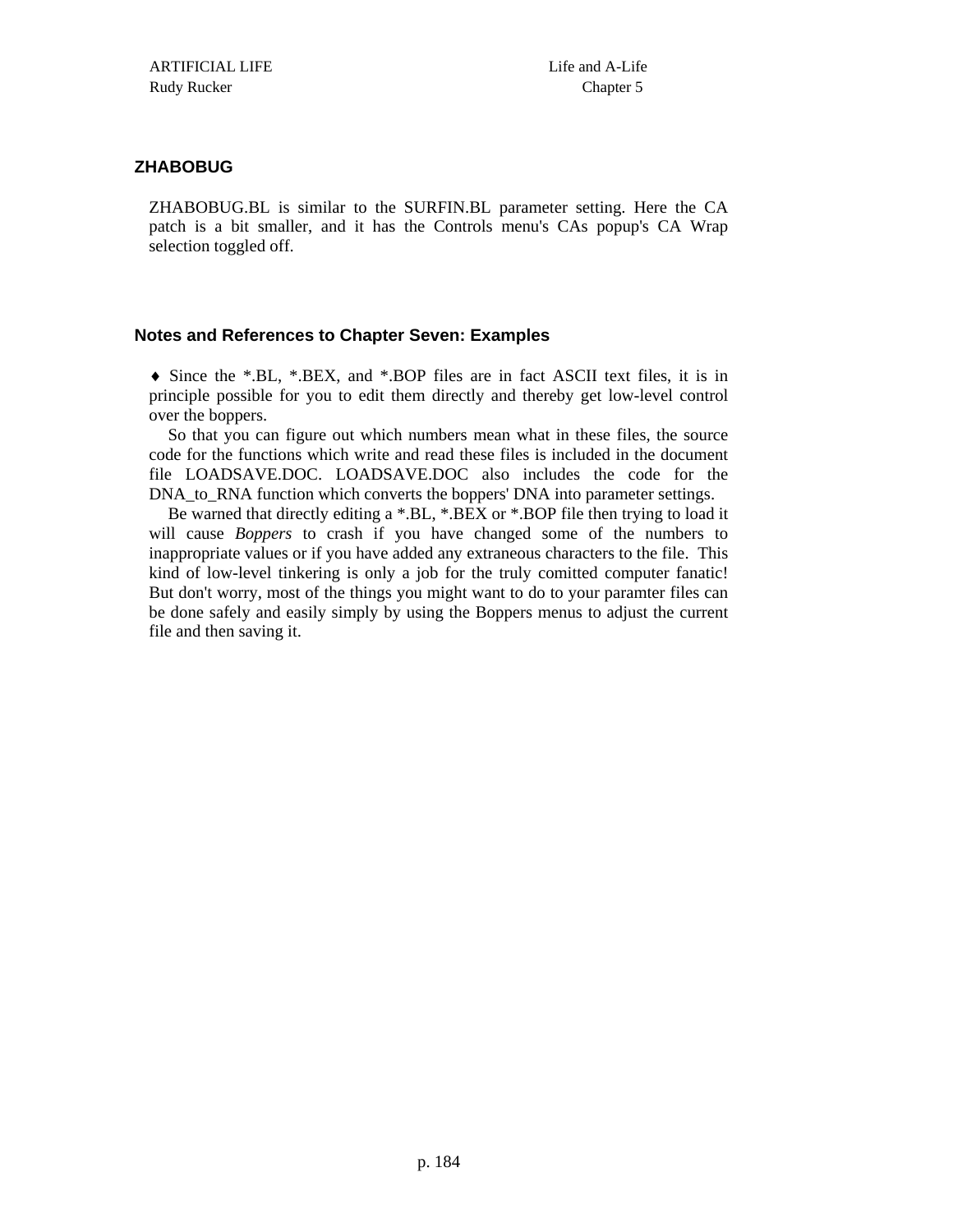### ZHABOBUG

ZHABOBUG.BL is similar to the SURFIN.BL parameter setting. Here the CA patch is a bit smaller, and it has the Controls menu's CAs popup's CA Wrap selection toggled off.

### Notes and References to Chapter Seven: Examples

♦ Since the *.BL, *.BEX, and *.BOP files are in fact ASCII text files, it is in principle possible for you to edit them directly and thereby get low-level control over the boppers.

So that you can figure out which numbers mean what in these files, the source code for the functions which write and read these files is included in the document file LOADSAVE.DOC. LOADSAVE.DOC also includes the code for the DNA_to_RNA function which converts the boppers' DNA into parameter settings.

Be warned that directly editing a *.BL, *.BEX or *.BOP file then trying to load it will cause *Boppers* to crash if you have changed some of the numbers to inappropriate values or if you have added any extraneous characters to the file. This kind of low-level tinkering is only a job for the truly comitted computer fanatic! But don't worry, most of the things you might want to do to your paramter files can be done safely and easily simply by using the Boppers menus to adjust the current file and then saving it.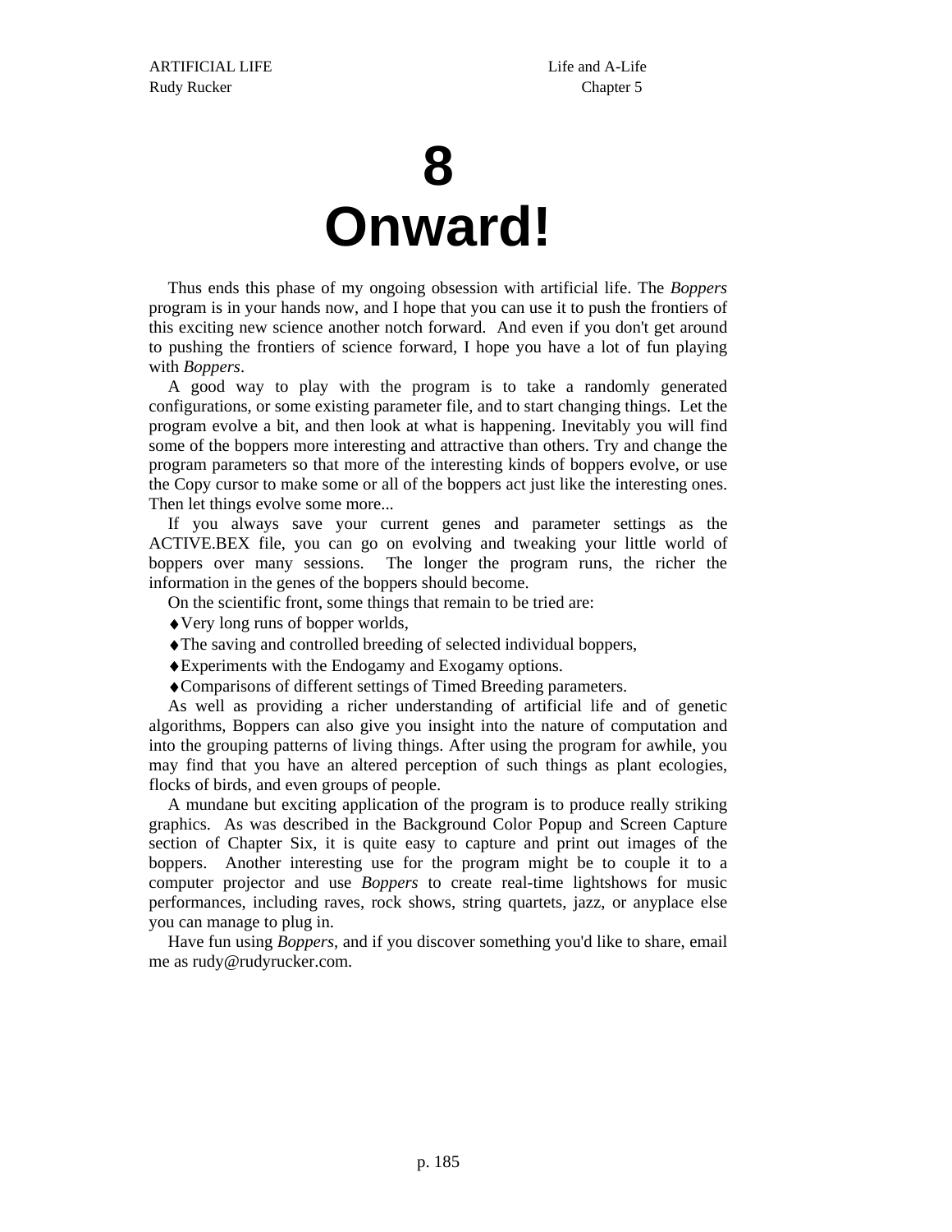# 8
# Onward!

Thus ends this phase of my ongoing obsession with artificial life. The *Boppers* program is in your hands now, and I hope that you can use it to push the frontiers of this exciting new science another notch forward. And even if you don't get around to pushing the frontiers of science forward, I hope you have a lot of fun playing with *Boppers*.

A good way to play with the program is to take a randomly generated configurations, or some existing parameter file, and to start changing things. Let the program evolve a bit, and then look at what is happening. Inevitably you will find some of the boppers more interesting and attractive than others. Try and change the program parameters so that more of the interesting kinds of boppers evolve, or use the Copy cursor to make some or all of the boppers act just like the interesting ones. Then let things evolve some more...

If you always save your current genes and parameter settings as the ACTIVE.BEX file, you can go on evolving and tweaking your little world of boppers over many sessions. The longer the program runs, the richer the information in the genes of the boppers should become.

On the scientific front, some things that remain to be tried are:

- Very long runs of bopper worlds,
- The saving and controlled breeding of selected individual boppers,
- Experiments with the Endogamy and Exogamy options.
- Comparisons of different settings of Timed Breeding parameters.

As well as providing a richer understanding of artificial life and of genetic algorithms, Boppers can also give you insight into the nature of computation and into the grouping patterns of living things. After using the program for awhile, you may find that you have an altered perception of such things as plant ecologies, flocks of birds, and even groups of people.

A mundane but exciting application of the program is to produce really striking graphics. As was described in the Background Color Popup and Screen Capture section of Chapter Six, it is quite easy to capture and print out images of the boppers. Another interesting use for the program might be to couple it to a computer projector and use *Boppers* to create real-time lightshows for music performances, including raves, rock shows, string quartets, jazz, or anyplace else you can manage to plug in.

Have fun using *Boppers*, and if you discover something you'd like to share, email me as rudy@rudyrucker.com.